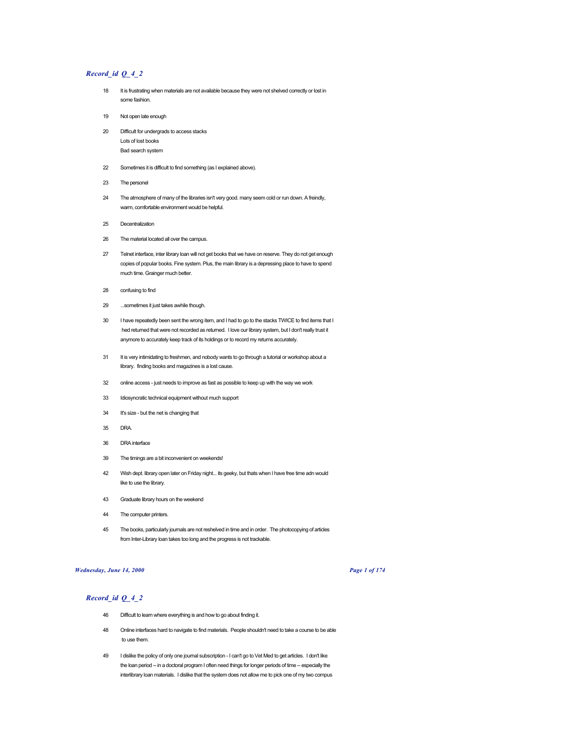## *Record_id Q_4_2*

18 It is frustrating when materials are not available because they were not shelved correctly or lost in some fashion.

19 Not open late enough

20 Difficult for undergrads to access stacks
Lots of lost books
Bad search system

22 Sometimes it is difficult to find something (as I explained above).

23 The personel

24 The atmosphere of many of the libraries isn't very good. many seem cold or run down. A freindly, warm, comfortable environment would be helpful.

25 Decentralization

26 The material located all over the campus.

27 Telnet interface, inter library loan will not get books that we have on reserve. They do not get enough copies of popular books. Fine system. Plus, the main library is a depressing place to have to spend much time. Grainger much better.

28 confusing to find

29 ...sometimes it just takes awhile though.

30 I have repeatedly been sent the wrong item, and I had to go to the stacks TWICE to find items that I hed returned that were not recorded as returned. I love our library system, but I don't really trust it anymore to accurately keep track of its holdings or to record my returns accurately.

31 It is very intimidating to freshmen, and nobody wants to go through a tutorial or workshop about a library. finding books and magazines is a lost cause.

32 online access - just needs to improve as fast as possible to keep up with the way we work

33 Idiosyncratic technical equipment without much support

34 It's size - but the net is changing that

35 DRA.

36 DRA interface

39 The timings are a bit inconvenient on weekends!

42 Wish dept. library open later on Friday night... its geeky, but thats when I have free time adn would like to use the library.

43 Graduate library hours on the weekend

44 The computer printers.

45 The books, particularly journals are not reshelved in time and in order. The photocopying of articles from Inter-Library loan takes too long and the progress is not trackable.

## *Record_id Q_4_2*

46 Difficult to learn where everything is and how to go about finding it.

48 Online interfaces hard to navigate to find materials. People shouldn't need to take a course to be able to use them.

49 I dislike the policy of only one journal subscription - I can't go to Vet Med to get articles. I don't like the loan period -- in a doctoral program I often need things for longer periods of time -- especially the interlibrary loan materials. I dislike that the system does not allow me to pick one of my two compus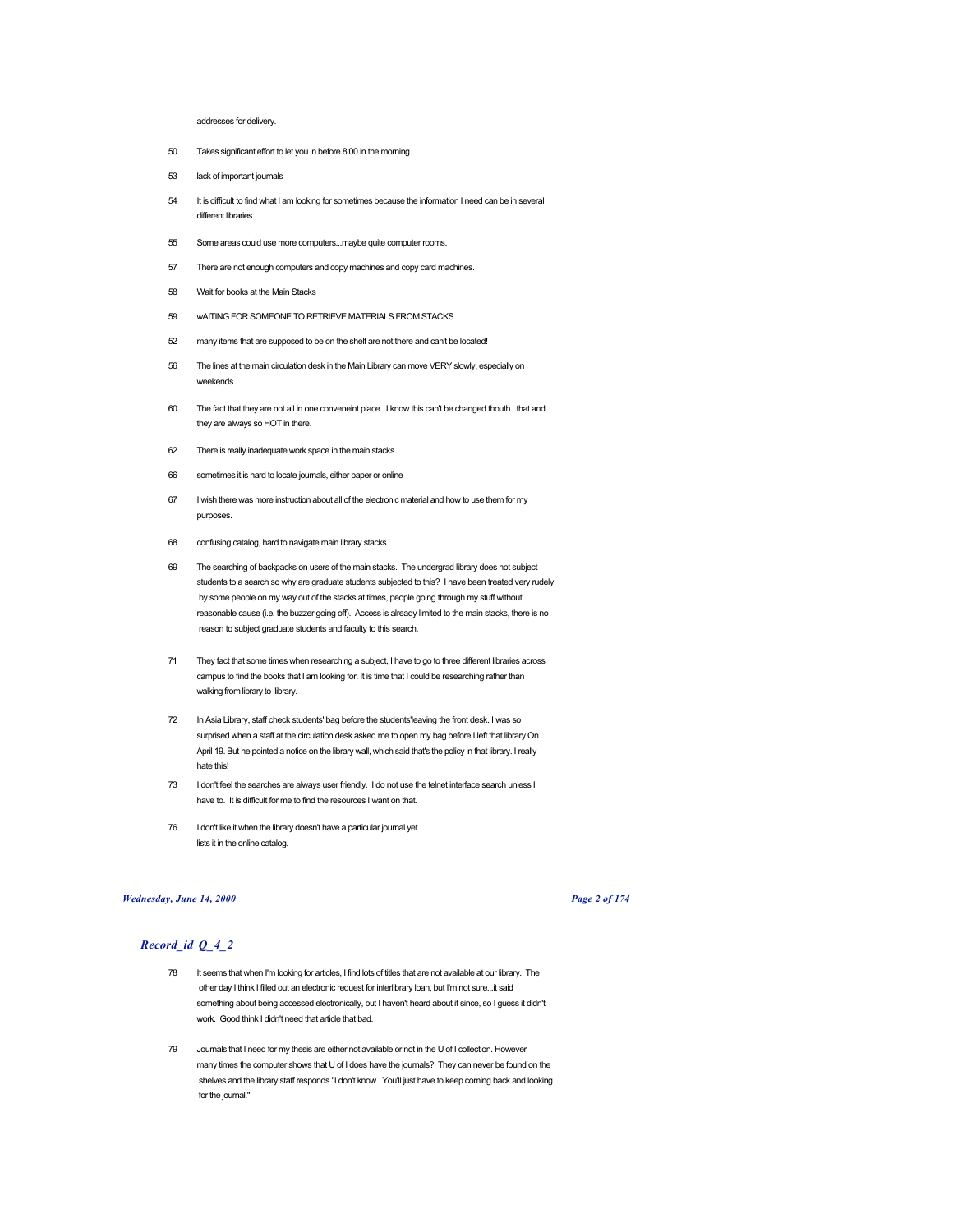addresses for delivery.

50 Takes significant effort to let you in before 8:00 in the morning.

53 lack of important journals

54 It is difficult to find what I am looking for sometimes because the information I need can be in several different libraries.

55 Some areas could use more computers...maybe quite computer rooms.

57 There are not enough computers and copy machines and copy card machines.

58 Wait for books at the Main Stacks

59 wAITING FOR SOMEONE TO RETRIEVE MATERIALS FROM STACKS

52 many items that are supposed to be on the shelf are not there and can't be located!

56 The lines at the main circulation desk in the Main Library can move VERY slowly, especially on weekends.

60 The fact that they are not all in one conveneint place. I know this can't be changed thouth...that and they are always so HOT in there.

62 There is really inadequate work space in the main stacks.

66 sometimes it is hard to locate journals, either paper or online

67 I wish there was more instruction about all of the electronic material and how to use them for my purposes.

68 confusing catalog, hard to navigate main library stacks

69 The searching of backpacks on users of the main stacks. The undergrad library does not subject students to a search so why are graduate students subjected to this? I have been treated very rudely by some people on my way out of the stacks at times, people going through my stuff without reasonable cause (i.e. the buzzer going off). Access is already limited to the main stacks, there is no reason to subject graduate students and faculty to this search.

71 They fact that some times when researching a subject, I have to go to three different libraries across campus to find the books that I am looking for. It is time that I could be researching rather than walking from library to library.

72 In Asia Library, staff check students' bag before the students'leaving the front desk. I was so surprised when a staff at the circulation desk asked me to open my bag before I left that library On April 19. But he pointed a notice on the library wall, which said that's the policy in that library. I really hate this!

73 I don't feel the searches are always user friendly. I do not use the telnet interface search unless I have to. It is difficult for me to find the resources I want on that.

76 I don't like it when the library doesn't have a particular journal yet lists it in the online catalog.

## *Record_id Q_4_2*

78 It seems that when I'm looking for articles, I find lots of titles that are not available at our library. The other day I think I filled out an electronic request for interlibrary loan, but I'm not sure...it said something about being accessed electronically, but I haven't heard about it since, so I guess it didn't work. Good think I didn't need that article that bad.

79 Journals that I need for my thesis are either not available or not in the U of I collection. However many times the computer shows that U of I does have the journals? They can never be found on the shelves and the library staff responds "I don't know. You'll just have to keep coming back and looking for the journal."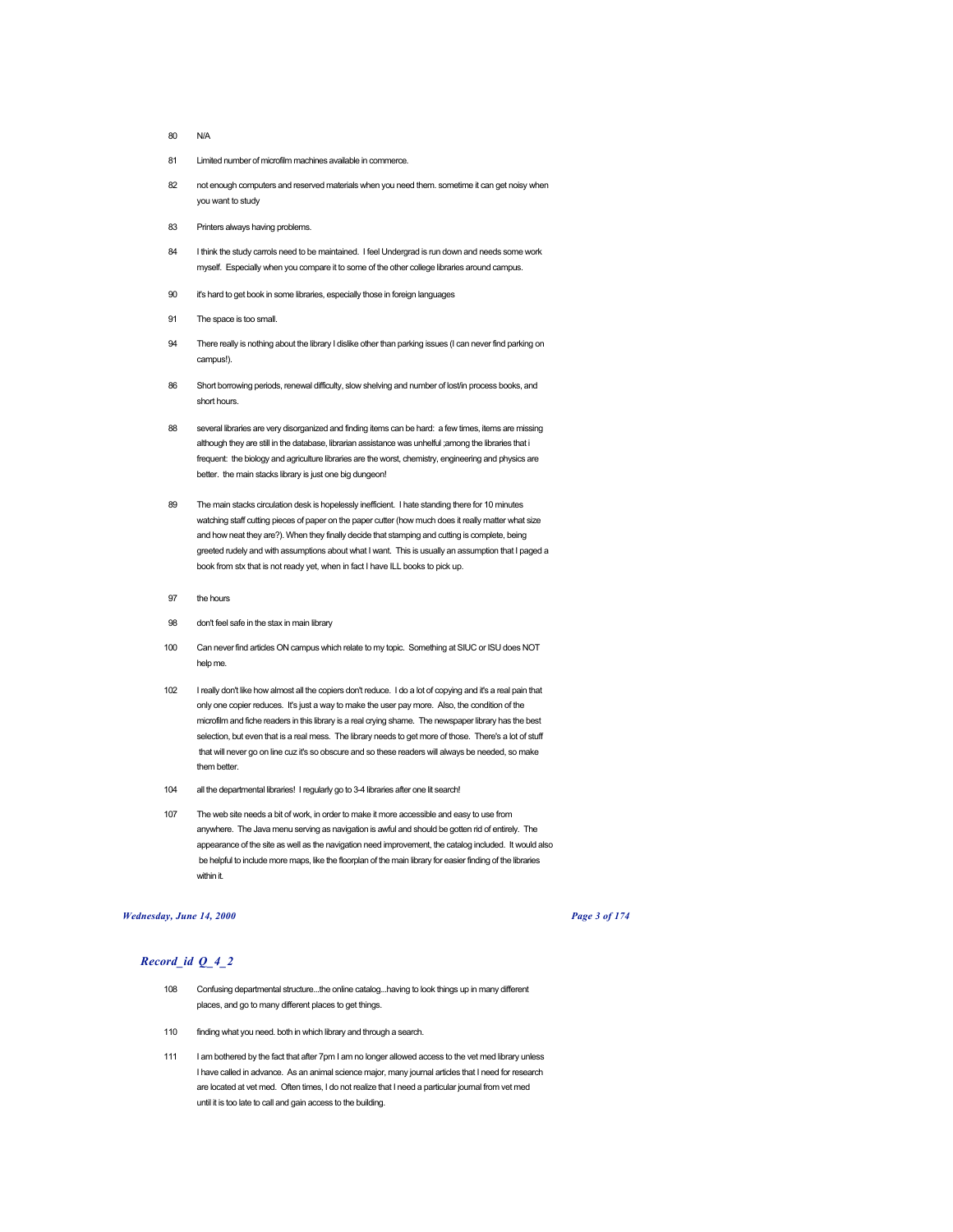80 N/A

81 Limited number of microfilm machines available in commerce.

82 not enough computers and reserved materials when you need them. sometime it can get noisy when you want to study

83 Printers always having problems.

84 I think the study carrols need to be maintained. I feel Undergrad is run down and needs some work myself. Especially when you compare it to some of the other college libraries around campus.

90 it's hard to get book in some libraries, especially those in foreign languages

91 The space is too small.

94 There really is nothing about the library I dislike other than parking issues (I can never find parking on campus!).

86 Short borrowing periods, renewal difficulty, slow shelving and number of lost/in process books, and short hours.

88 several libraries are very disorganized and finding items can be hard: a few times, items are missing although they are still in the database, librarian assistance was unhelful ;among the libraries that i frequent: the biology and agriculture libraries are the worst, chemistry, engineering and physics are better. the main stacks library is just one big dungeon!

89 The main stacks circulation desk is hopelessly inefficient. I hate standing there for 10 minutes watching staff cutting pieces of paper on the paper cutter (how much does it really matter what size and how neat they are?). When they finally decide that stamping and cutting is complete, being greeted rudely and with assumptions about what I want. This is usually an assumption that I paged a book from stx that is not ready yet, when in fact I have ILL books to pick up.

97 the hours

98 don't feel safe in the stax in main library

100 Can never find articles ON campus which relate to my topic. Something at SIUC or ISU does NOT help me.

102 I really don't like how almost all the copiers don't reduce. I do a lot of copying and it's a real pain that only one copier reduces. It's just a way to make the user pay more. Also, the condition of the microfilm and fiche readers in this library is a real crying shame. The newspaper library has the best selection, but even that is a real mess. The library needs to get more of those. There's a lot of stuff that will never go on line cuz it's so obscure and so these readers will always be needed, so make them better.

104 all the departmental libraries! I regularly go to 3-4 libraries after one lit search!

107 The web site needs a bit of work, in order to make it more accessible and easy to use from anywhere. The Java menu serving as navigation is awful and should be gotten rid of entirely. The appearance of the site as well as the navigation need improvement, the catalog included. It would also be helpful to include more maps, like the floorplan of the main library for easier finding of the libraries within it.

## *Record_id Q_4_2*

108 Confusing departmental structure...the online catalog...having to look things up in many different places, and go to many different places to get things.

110 finding what you need. both in which library and through a search.

111 I am bothered by the fact that after 7pm I am no longer allowed access to the vet med library unless I have called in advance. As an animal science major, many journal articles that I need for research are located at vet med. Often times, I do not realize that I need a particular journal from vet med until it is too late to call and gain access to the building.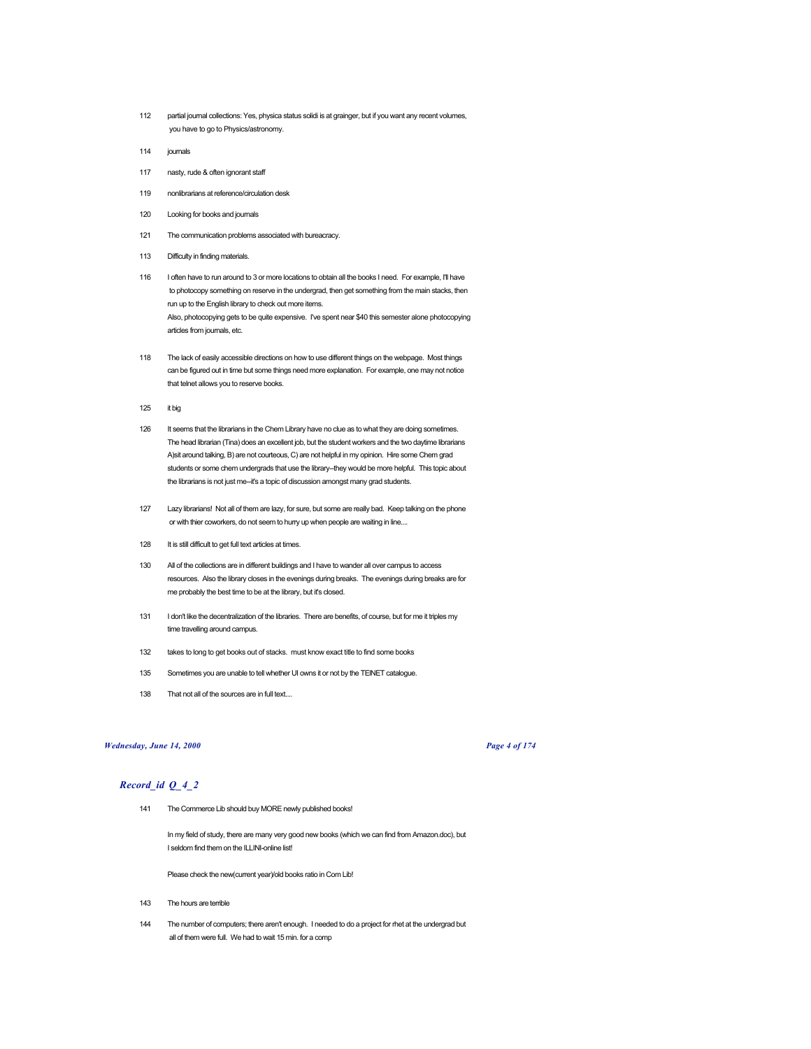112 partial journal collections: Yes, physica status solidi is at grainger, but if you want any recent volumes, you have to go to Physics/astronomy.

114 journals

117 nasty, rude & often ignorant staff

119 nonlibrarians at reference/circulation desk

120 Looking for books and journals

121 The communication problems associated with bureacracy.

113 Difficulty in finding materials.

116 I often have to run around to 3 or more locations to obtain all the books I need. For example, I'll have to photocopy something on reserve in the undergrad, then get something from the main stacks, then run up to the English library to check out more items.
Also, photocopying gets to be quite expensive. I've spent near $40 this semester alone photocopying articles from journals, etc.

118 The lack of easily accessible directions on how to use different things on the webpage. Most things can be figured out in time but some things need more explanation. For example, one may not notice that telnet allows you to reserve books.

125 it big

126 It seems that the librarians in the Chem Library have no clue as to what they are doing sometimes. The head librarian (Tina) does an excellent job, but the student workers and the two daytime librarians A)sit around talking, B) are not courteous, C) are not helpful in my opinion. Hire some Chem grad students or some chem undergrads that use the library--they would be more helpful. This topic about the librarians is not just me--it's a topic of discussion amongst many grad students.

127 Lazy librarians! Not all of them are lazy, for sure, but some are really bad. Keep talking on the phone or with thier coworkers, do not seem to hurry up when people are waiting in line....

128 It is still difficult to get full text articles at times.

130 All of the collections are in different buildings and I have to wander all over campus to access resources. Also the library closes in the evenings during breaks. The evenings during breaks are for me probably the best time to be at the library, but it's closed.

131 I don't like the decentralization of the libraries. There are benefits, of course, but for me it triples my time travelling around campus.

132 takes to long to get books out of stacks. must know exact title to find some books

135 Sometimes you are unable to tell whether UI owns it or not by the TElNET catalogue.

138 That not all of the sources are in full text....

## *Record_id Q_4_2*

141 The Commerce Lib should buy MORE newly published books!

In my field of study, there are many very good new books (which we can find from Amazon.doc), but I seldom find them on the ILLINI-online list!

Please check the new(current year)/old books ratio in Com Lib!

143 The hours are terrible

144 The number of computers; there aren't enough. I needed to do a project for rhet at the undergrad but all of them were full. We had to wait 15 min. for a comp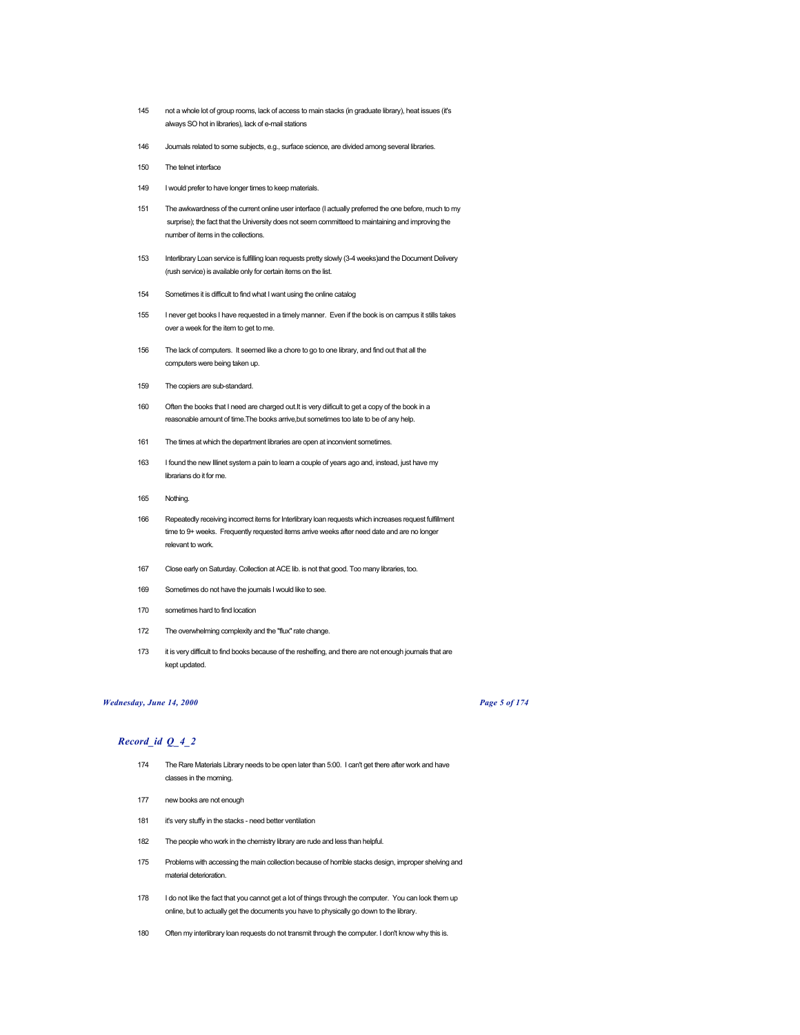145 not a whole lot of group rooms, lack of access to main stacks (in graduate library), heat issues (it's always SO hot in libraries), lack of e-mail stations

146 Journals related to some subjects, e.g., surface science, are divided among several libraries.

150 The telnet interface

149 I would prefer to have longer times to keep materials.

151 The awkwardness of the current online user interface (I actually preferred the one before, much to my surprise); the fact that the University does not seem committeed to maintaining and improving the number of items in the collections.

153 Interlibrary Loan service is fulfilling loan requests pretty slowly (3-4 weeks)and the Document Delivery (rush service) is available only for certain items on the list.

154 Sometimes it is difficult to find what I want using the online catalog

155 I never get books I have requested in a timely manner. Even if the book is on campus it stills takes over a week for the item to get to me.

156 The lack of computers. It seemed like a chore to go to one library, and find out that all the computers were being taken up.

159 The copiers are sub-standard.

160 Often the books that I need are charged out.It is very diifcult to get a copy of the book in a reasonable amount of time.The books arrive,but sometimes too late to be of any help.

161 The times at which the department libraries are open at inconvient sometimes.

163 I found the new Illinet system a pain to learn a couple of years ago and, instead, just have my librarians do it for me.

165 Nothing.

166 Repeatedly receiving incorrect items for Interlibrary loan requests which increases request fulfillment time to 9+ weeks. Frequently requested items arrive weeks after need date and are no longer relevant to work.

167 Close early on Saturday. Collection at ACE lib. is not that good. Too many libraries, too.

169 Sometimes do not have the journals I would like to see.

170 sometimes hard to find location

172 The overwhelming complexity and the "flux" rate change.

173 it is very difficult to find books because of the reshelfing, and there are not enough journals that are kept updated.

## *Record_id Q_4_2*

174 The Rare Materials Library needs to be open later than 5:00. I can't get there after work and have classes in the morning.

177 new books are not enough

181 it's very stuffy in the stacks - need better ventilation

182 The people who work in the chemistry library are rude and less than helpful.

175 Problems with accessing the main collection because of horrible stacks design, improper shelving and material deterioration.

178 I do not like the fact that you cannot get a lot of things through the computer. You can look them up online, but to actually get the documents you have to physically go down to the library.

180 Often my interlibrary loan requests do not transmit through the computer. I don't know why this is.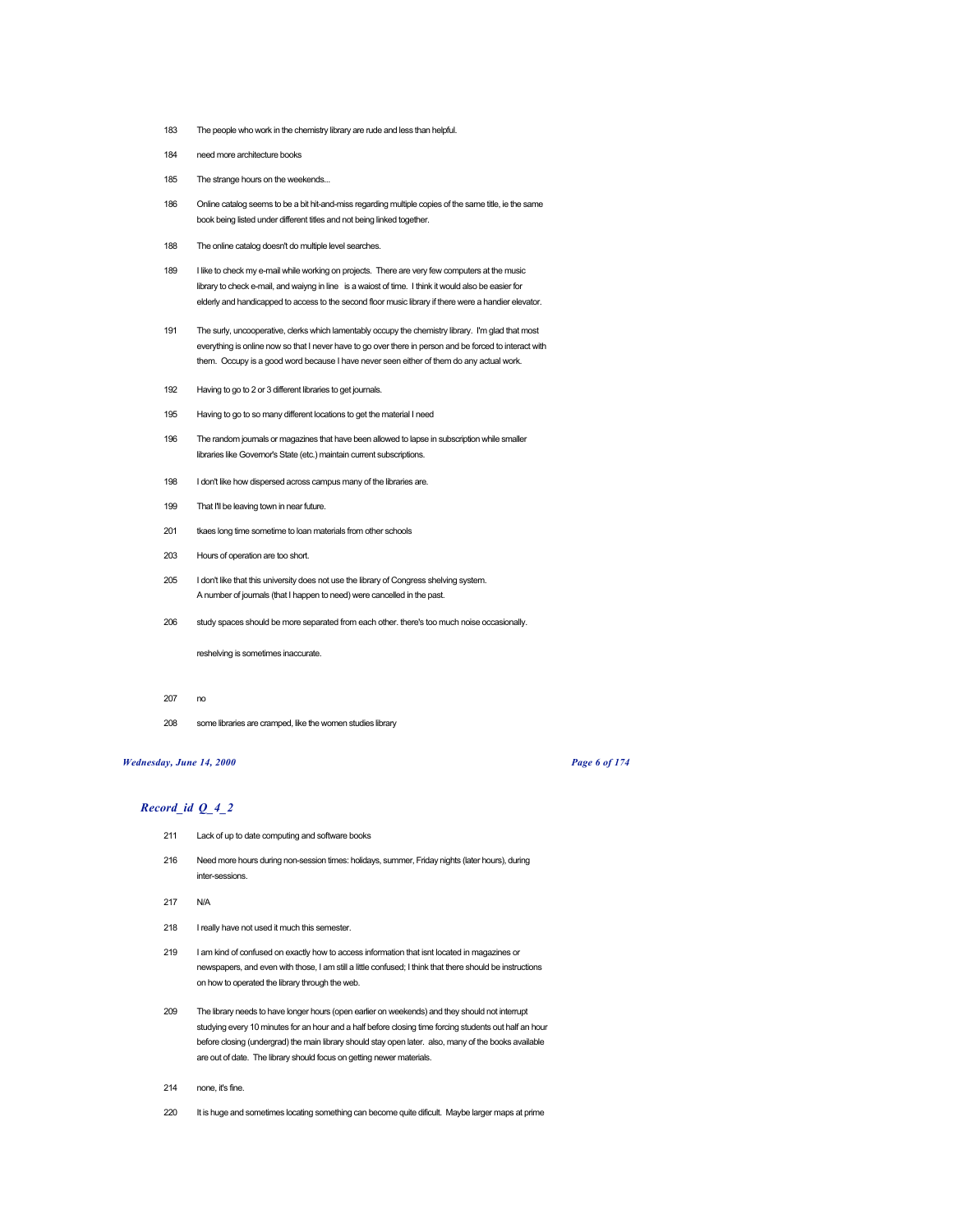183 The people who work in the chemistry library are rude and less than helpful.

184 need more architecture books

185 The strange hours on the weekends...

186 Online catalog seems to be a bit hit-and-miss regarding multiple copies of the same title, ie the same book being listed under different titles and not being linked together.

188 The online catalog doesn't do multiple level searches.

189 I like to check my e-mail while working on projects. There are very few computers at the music library to check e-mail, and waiyng in line is a waiost of time. I think it would also be easier for elderly and handicapped to access to the second floor music library if there were a handier elevator.

191 The surly, uncooperative, clerks which lamentably occupy the chemistry library. I'm glad that most everything is online now so that I never have to go over there in person and be forced to interact with them. Occupy is a good word because I have never seen either of them do any actual work.

192 Having to go to 2 or 3 different libraries to get journals.

195 Having to go to so many different locations to get the material I need

196 The random journals or magazines that have been allowed to lapse in subscription while smaller libraries like Governor's State (etc.) maintain current subscriptions.

198 I don't like how dispersed across campus many of the libraries are.

199 That I'll be leaving town in near future.

201 tkaes long time sometime to loan materials from other schools

203 Hours of operation are too short.

205 I don't like that this university does not use the library of Congress shelving system.
A number of journals (that I happen to need) were cancelled in the past.

206 study spaces should be more separated from each other. there's too much noise occasionally.

reshelving is sometimes inaccurate.

207 no

208 some libraries are cramped, like the women studies library

## *Record_id Q_4_2*

211 Lack of up to date computing and software books

216 Need more hours during non-session times: holidays, summer, Friday nights (later hours), during inter-sessions.

217 N/A

218 I really have not used it much this semester.

219 I am kind of confused on exactly how to access information that isnt located in magazines or newspapers, and even with those, I am still a little confused; I think that there should be instructions on how to operated the library through the web.

209 The library needs to have longer hours (open earlier on weekends) and they should not interrupt studying every 10 minutes for an hour and a half before closing time forcing students out half an hour before closing (undergrad) the main library should stay open later. also, many of the books available are out of date. The library should focus on getting newer materials.

214 none, it's fine.

220 It is huge and sometimes locating something can become quite dificult. Maybe larger maps at prime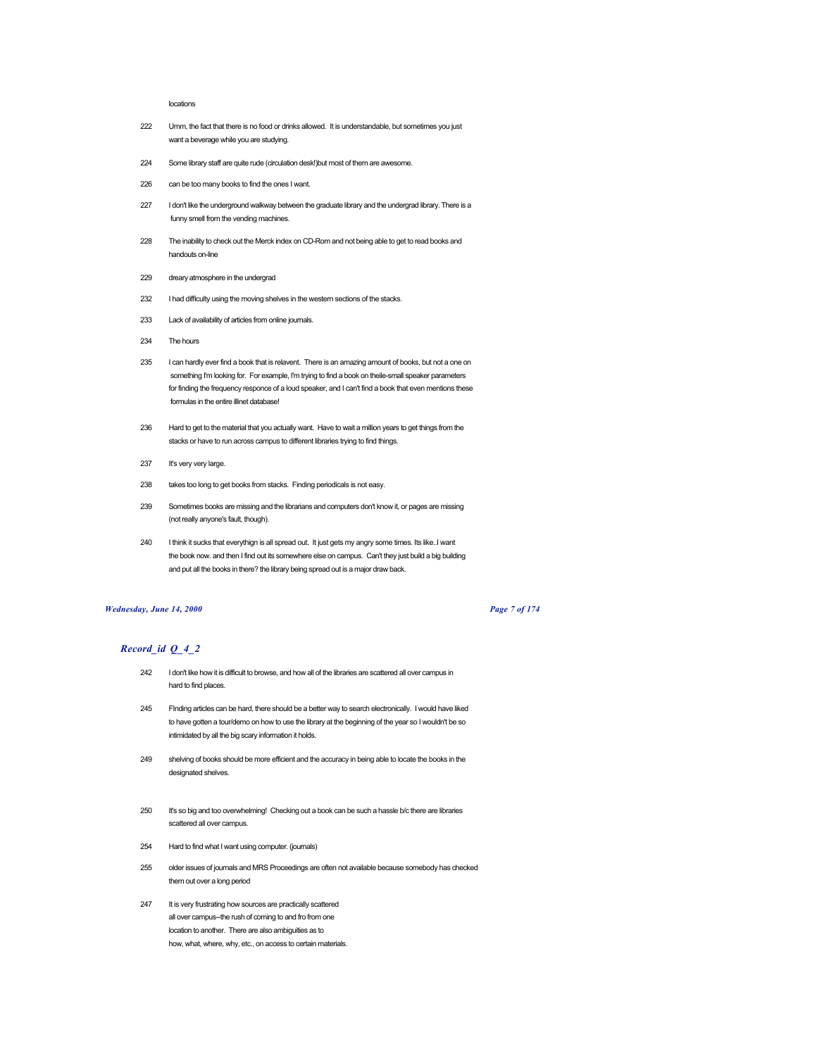locations

222 Umm, the fact that there is no food or drinks allowed. It is understandable, but sometimes you just want a beverage while you are studying.

224 Some library staff are quite rude (circulation desk!)but most of them are awesome.

226 can be too many books to find the ones I want.

227 I don't like the underground walkway between the graduate library and the undergrad library. There is a funny smell from the vending machines.

228 The inability to check out the Merck index on CD-Rom and not being able to get to read books and handouts on-line

229 dreary atmosphere in the undergrad

232 I had difficulty using the moving shelves in the western sections of the stacks.

233 Lack of availability of articles from online journals.

234 The hours

235 I can hardly ever find a book that is relavent. There is an amazing amount of books, but not a one on something I'm looking for. For example, I'm trying to find a book on theile-small speaker parameters for finding the frequency responce of a loud speaker, and I can't find a book that even mentions these formulas in the entire illinet database!

236 Hard to get to the material that you actually want. Have to wait a million years to get things from the stacks or have to run across campus to different libraries trying to find things.

237 It's very very large.

238 takes too long to get books from stacks. Finding periodicals is not easy.

239 Sometimes books are missing and the librarians and computers don't know it, or pages are missing (not really anyone's fault, though).

240 I think it sucks that everythign is all spread out. It just gets my angry some times. Its like..I want the book now. and then I find out its somewhere else on campus. Can't they just build a big building and put all the books in there? the library being spread out is a major draw back.

## *Record_id Q_4_2*

242 I don't like how it is difficult to browse, and how all of the libraries are scattered all over campus in hard to find places.

245 FInding articles can be hard, there should be a better way to search electronically. I would have liked to have gotten a tour/demo on how to use the library at the beginning of the year so I wouldn't be so intimidated by all the big scary information it holds.

249 shelving of books should be more efficient and the accuracy in being able to locate the books in the designated shelves.

250 It's so big and too overwhelming! Checking out a book can be such a hassle b/c there are libraries scattered all over campus.

254 Hard to find what I want using computer. (journals)

255 older issues of journals and MRS Proceedings are often not available because somebody has checked them out over a long period

247 It is very frustrating how sources are practically scattered all over campus--the rush of coming to and fro from one location to another. There are also ambiguities as to how, what, where, why, etc., on access to certain materials.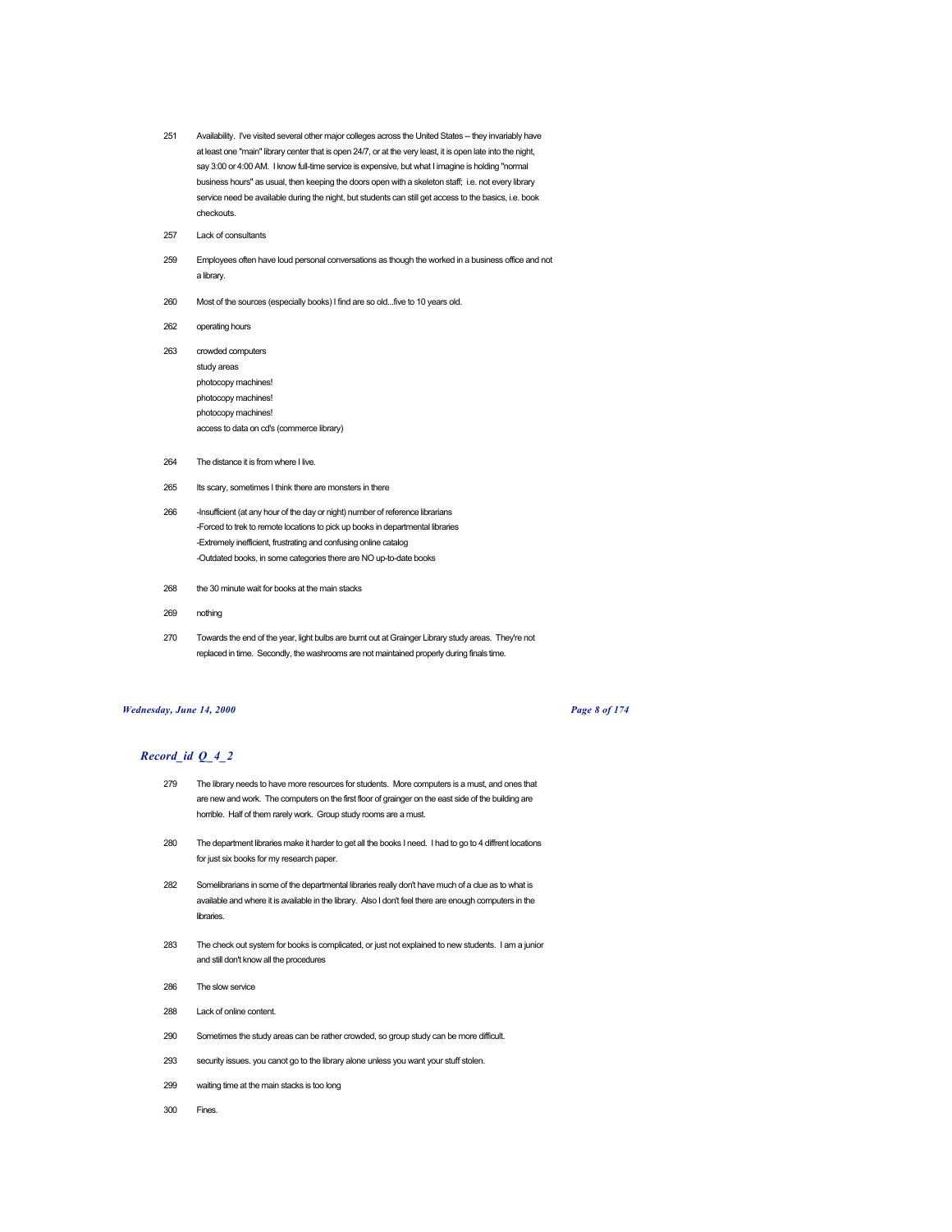251 Availability. I've visited several other major colleges across the United States -- they invariably have at least one "main" library center that is open 24/7, or at the very least, it is open late into the night, say 3:00 or 4:00 AM. I know full-time service is expensive, but what I imagine is holding "normal business hours" as usual, then keeping the doors open with a skeleton staff; i.e. not every library service need be available during the night, but students can still get access to the basics, i.e. book checkouts.

257 Lack of consultants

259 Employees often have loud personal conversations as though the worked in a business office and not a library.

260 Most of the sources (especially books) I find are so old...five to 10 years old.

262 operating hours

263 crowded computers
study areas
photocopy machines!
photocopy machines!
photocopy machines!
access to data on cd's (commerce library)

264 The distance it is from where I live.

265 Its scary, sometimes I think there are monsters in there

266 -Insufficient (at any hour of the day or night) number of reference librarians
-Forced to trek to remote locations to pick up books in departmental libraries
-Extremely inefficient, frustrating and confusing online catalog
-Outdated books, in some categories there are NO up-to-date books

268 the 30 minute wait for books at the main stacks

269 nothing

270 Towards the end of the year, light bulbs are burnt out at Grainger Library study areas. They're not replaced in time. Secondly, the washrooms are not maintained properly during finals time.

## *Record_id Q_4_2*

279 The library needs to have more resources for students. More computers is a must, and ones that are new and work. The computers on the first floor of grainger on the east side of the building are horrible. Half of them rarely work. Group study rooms are a must.

280 The department libraries make it harder to get all the books I need. I had to go to 4 diffrent locations for just six books for my research paper.

282 Somelibrarians in some of the departmental libraries really don't have much of a clue as to what is available and where it is available in the library. Also I don't feel there are enough computers in the libraries.

283 The check out system for books is complicated, or just not explained to new students. I am a junior and still don't know all the procedures

286 The slow service

288 Lack of online content.

290 Sometimes the study areas can be rather crowded, so group study can be more difficult.

293 security issues. you canot go to the library alone unless you want your stuff stolen.

299 waiting time at the main stacks is too long

300 Fines.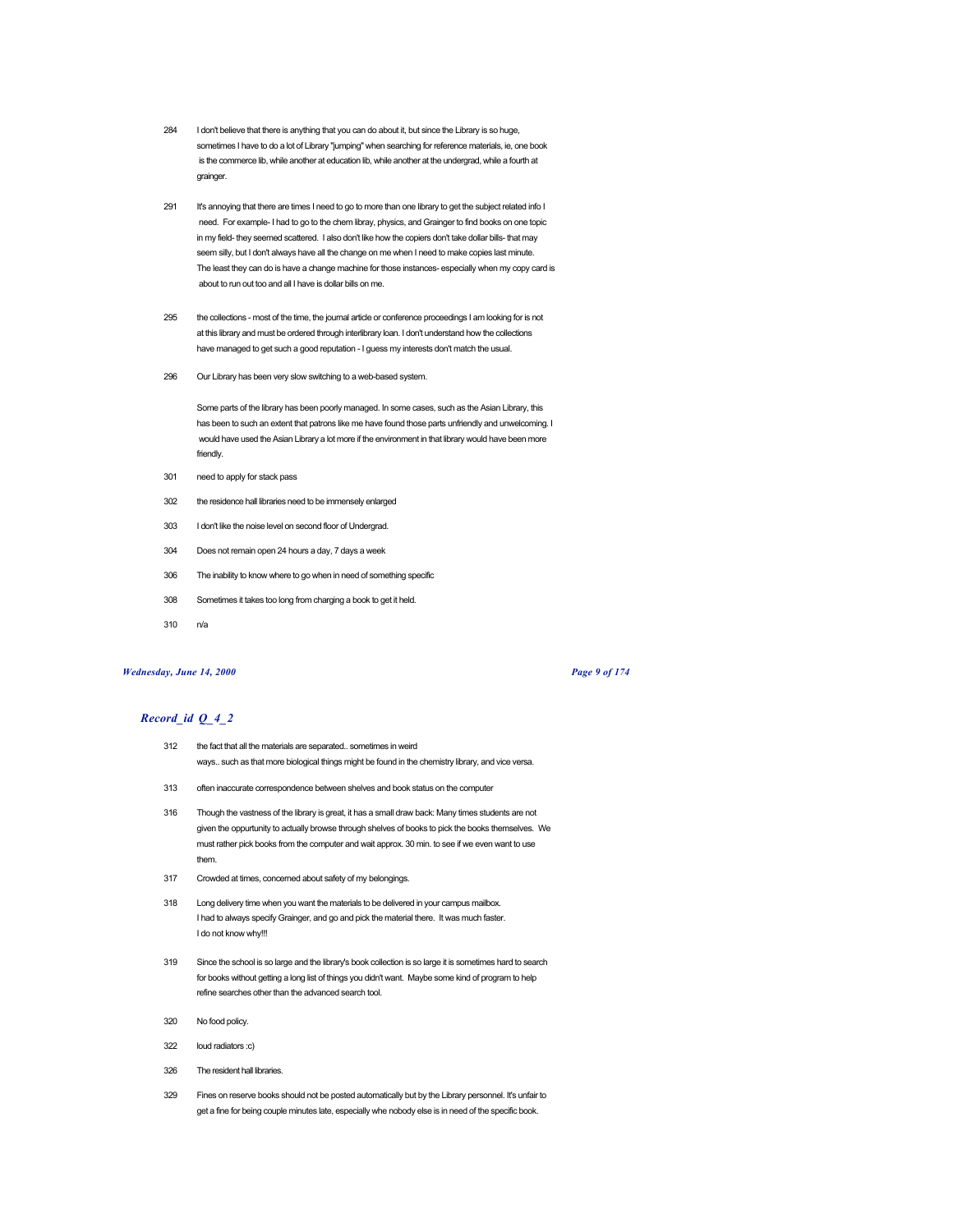284 I don't believe that there is anything that you can do about it, but since the Library is so huge, sometimes I have to do a lot of Library "jumping" when searching for reference materials, ie, one book is the commerce lib, while another at education lib, while another at the undergrad, while a fourth at grainger.

291 It's annoying that there are times I need to go to more than one library to get the subject related info I need. For example- I had to go to the chem libray, physics, and Grainger to find books on one topic in my field- they seemed scattered. I also don't like how the copiers don't take dollar bills- that may seem silly, but I don't always have all the change on me when I need to make copies last minute. The least they can do is have a change machine for those instances- especially when my copy card is about to run out too and all I have is dollar bills on me.

295 the collections - most of the time, the journal article or conference proceedings I am looking for is not at this library and must be ordered through interlibrary loan. I don't understand how the collections have managed to get such a good reputation - I guess my interests don't match the usual.

296 Our Library has been very slow switching to a web-based system.

Some parts of the library has been poorly managed. In some cases, such as the Asian Library, this has been to such an extent that patrons like me have found those parts unfriendly and unwelcoming. I would have used the Asian Library a lot more if the environment in that library would have been more friendly.

301 need to apply for stack pass

302 the residence hall libraries need to be immensely enlarged

303 I don't like the noise level on second floor of Undergrad.

304 Does not remain open 24 hours a day, 7 days a week

306 The inability to know where to go when in need of something specific

308 Sometimes it takes too long from charging a book to get it held.

310 n/a

## *Record_id Q_4_2*

312 the fact that all the materials are separated.. sometimes in weird ways.. such as that more biological things might be found in the chemistry library, and vice versa.

313 often inaccurate correspondence between shelves and book status on the computer

316 Though the vastness of the library is great, it has a small draw back: Many times students are not given the oppurtunity to actually browse through shelves of books to pick the books themselves. We must rather pick books from the computer and wait approx. 30 min. to see if we even want to use them.

317 Crowded at times, concerned about safety of my belongings.

318 Long delivery time when you want the materials to be delivered in your campus mailbox. I had to always specify Grainger, and go and pick the material there. It was much faster. I do not know why!!!

319 Since the school is so large and the library's book collection is so large it is sometimes hard to search for books without getting a long list of things you didn't want. Maybe some kind of program to help refine searches other than the advanced search tool.

320 No food policy.

322 loud radiators :c)

326 The resident hall libraries.

329 Fines on reserve books should not be posted automatically but by the Library personnel. It's unfair to get a fine for being couple minutes late, especially whe nobody else is in need of the specific book.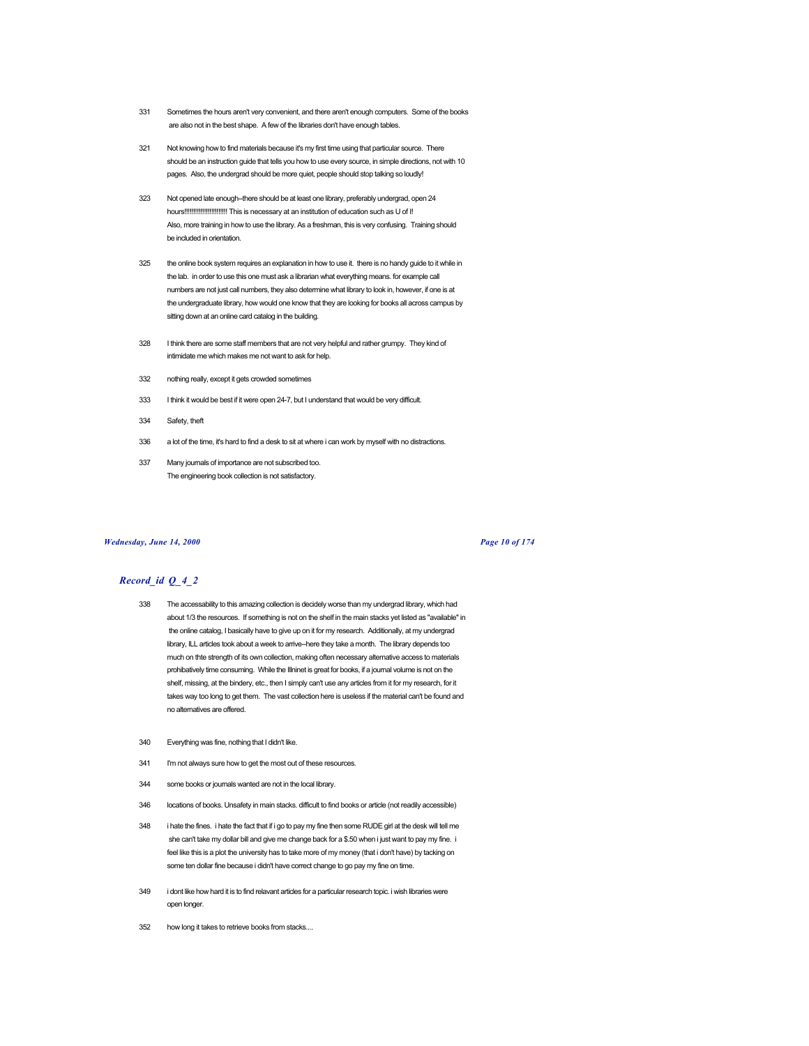331 Sometimes the hours aren't very convenient, and there aren't enough computers. Some of the books are also not in the best shape. A few of the libraries don't have enough tables.

321 Not knowing how to find materials because it's my first time using that particular source. There should be an instruction guide that tells you how to use every source, in simple directions, not with 10 pages. Also, the undergrad should be more quiet, people should stop talking so loudly!

323 Not opened late enough--there should be at least one library, preferably undergrad, open 24 hours!!!!!!!!!!!!!!!!!!!!!!!!! This is necessary at an institution of education such as U of I! Also, more training in how to use the library. As a freshman, this is very confusing. Training should be included in orientation.

325 the online book system requires an explanation in how to use it. there is no handy guide to it while in the lab. in order to use this one must ask a librarian what everything means. for example call numbers are not just call numbers, they also determine what library to look in, however, if one is at the undergraduate library, how would one know that they are looking for books all across campus by sitting down at an online card catalog in the building.

328 I think there are some staff members that are not very helpful and rather grumpy. They kind of intimidate me which makes me not want to ask for help.

332 nothing really, except it gets crowded sometimes

333 I think it would be best if it were open 24-7, but I understand that would be very difficult.

334 Safety, theft

336 a lot of the time, it's hard to find a desk to sit at where i can work by myself with no distractions.

337 Many journals of importance are not subscribed too.
The engineering book collection is not satisfactory.

## *Record_id Q_4_2*

338 The accessability to this amazing collection is decidely worse than my undergrad library, which had about 1/3 the resources. If something is not on the shelf in the main stacks yet listed as "available" in the online catalog, I basically have to give up on it for my research. Additionally, at my undergrad library, ILL articles took about a week to arrive--here they take a month. The library depends too much on thte strength of its own collection, making often necessary alternative access to materials prohibatively time consuming. While the Illninet is great for books, if a journal volume is not on the shelf, missing, at the bindery, etc., then I simply can't use any articles from it for my research, for it takes way too long to get them. The vast collection here is useless if the material can't be found and no alternatives are offered.

340 Everything was fine, nothing that I didn't like.

341 I'm not always sure how to get the most out of these resources.

344 some books or journals wanted are not in the local library.

346 locations of books. Unsafety in main stacks. difficult to find books or article (not readily accessible)

348 i hate the fines. i hate the fact that if i go to pay my fine then some RUDE girl at the desk will tell me she can't take my dollar bill and give me change back for a $.50 when i just want to pay my fine. i feel like this is a plot the university has to take more of my money (that i don't have) by tacking on some ten dollar fine because i didn't have correct change to go pay my fine on time.

349 i dont like how hard it is to find relavant articles for a particular research topic. i wish libraries were open longer.

352 how long it takes to retrieve books from stacks....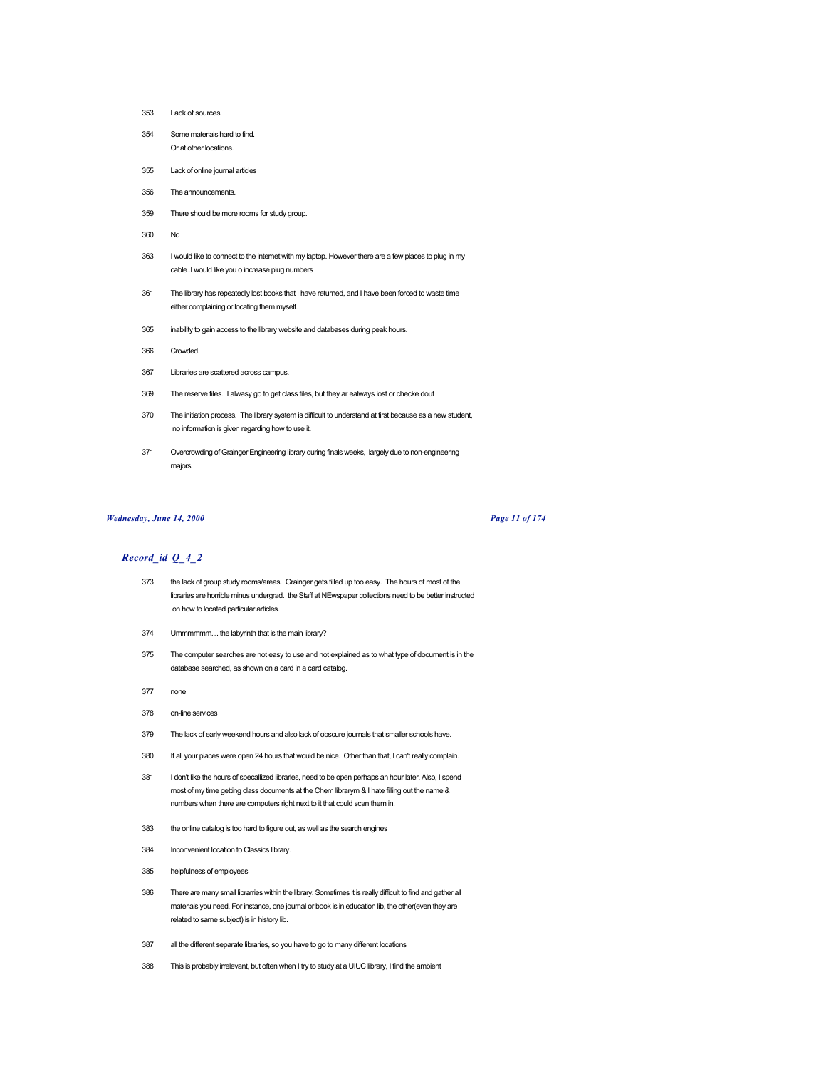353 Lack of sources

354 Some materials hard to find.
Or at other locations.

355 Lack of online journal articles

356 The announcements.

359 There should be more rooms for study group.

360 No

363 I would like to connect to the internet with my laptop..However there are a few places to plug in my cable..I would like you o increase plug numbers

361 The library has repeatedly lost books that I have returned, and I have been forced to waste time either complaining or locating them myself.

365 inability to gain access to the library website and databases during peak hours.

366 Crowded.

367 Libraries are scattered across campus.

369 The reserve files. I alwasy go to get class files, but they ar ealways lost or checke dout

370 The initiation process. The library system is difficult to understand at first because as a new student, no information is given regarding how to use it.

371 Overcrowding of Grainger Engineering library during finals weeks, largely due to non-engineering majors.

## Record_id Q_4_2

373 the lack of group study rooms/areas. Grainger gets filled up too easy. The hours of most of the libraries are horrible minus undergrad. the Staff at NEwspaper collections need to be better instructed on how to located particular articles.

374 Ummmmmm.... the labyrinth that is the main library?

375 The computer searches are not easy to use and not explained as to what type of document is in the database searched, as shown on a card in a card catalog.

377 none

378 on-line services

379 The lack of early weekend hours and also lack of obscure journals that smaller schools have.

380 If all your places were open 24 hours that would be nice. Other than that, I can't really complain.

381 I don't like the hours of specallized libraries, need to be open perhaps an hour later. Also, I spend most of my time getting class documents at the Chem librarym & I hate filling out the name & numbers when there are computers right next to it that could scan them in.

383 the online catalog is too hard to figure out, as well as the search engines

384 Inconvenient location to Classics library.

385 helpfulness of employees

386 There are many small librarries within the library. Sometimes it is really difficult to find and gather all materials you need. For instance, one journal or book is in education lib, the other(even they are related to same subject) is in history lib.

387 all the different separate libraries, so you have to go to many different locations

388 This is probably irrelevant, but often when I try to study at a UIUC library, I find the ambient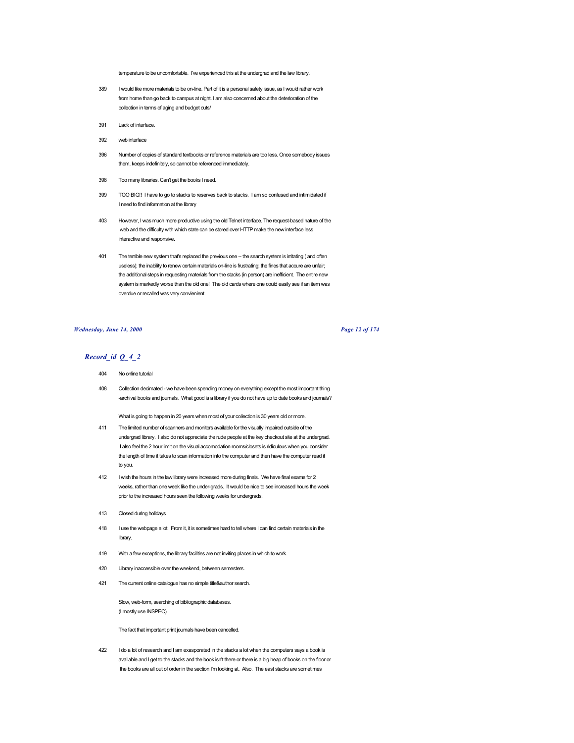temperature to be uncomfortable. I've experienced this at the undergrad and the law library.

389 I would like more materials to be on-line. Part of it is a personal safety issue, as I would rather work from home than go back to campus at night. I am also concerned about the deterioration of the collection in terms of aging and budget cuts/

391 Lack of interface.

392 web interface

396 Number of copies of standard textbooks or reference materials are too less. Once somebody issues them, keeps indefinitely, so cannot be referenced immediately.

398 Too many libraries. Can't get the books I need.

399 TOO BIG!! I have to go to stacks to reserves back to stacks. I am so confused and intimidated if I need to find information at the library

403 However, I was much more productive using the old Telnet interface. The request-based nature of the web and the difficulty with which state can be stored over HTTP make the new interface less interactive and responsive.

401 The terrible new system that's replaced the previous one -- the search system is irritating ( and often useless); the inability to renew certain materials on-line is frustrating; the fines that accure are unfair; the additional steps in requesting materials from the stacks (in person) are inefficient. The entire new system is markedly worse than the old one! The old cards where one could easily see if an item was overdue or recalled was very convienient.

## *Record_id Q_4_2*

404 No online tutorial

408 Collection decimated - we have been spending money on everything except the most important thing -archival books and journals. What good is a library if you do not have up to date books and journals?

What is going to happen in 20 years when most of your collection is 30 years old or more.

411 The limited number of scanners and monitors available for the visually impaired outside of the undergrad library. I also do not appreciate the rude people at the key checkout site at the undergrad. I also feel the 2 hour limit on the visual accomodation rooms/closets is ridiculous when you consider the length of time it takes to scan information into the computer and then have the computer read it to you.

412 I wish the hours in the law library were increased more during finals. We have final exams for 2 weeks, rather than one week like the under-grads. It would be nice to see increased hours the week prior to the increased hours seen the following weeks for undergrads.

413 Closed during holidays

418 I use the webpage a lot. From it, it is sometimes hard to tell where I can find certain materials in the library.

419 With a few exceptions, the library facilities are not inviting places in which to work.

420 Library inaccessible over the weekend, between semesters.

421 The current online catalogue has no simple title&author search.

Slow, web-form, searching of bibliographic databases.
(I mostly use INSPEC)

The fact that important print journals have been cancelled.

422 I do a lot of research and I am exasporated in the stacks a lot when the computers says a book is available and I get to the stacks and the book isn't there or there is a big heap of books on the floor or the books are all out of order in the section I'm looking at. Also. The east stacks are sometimes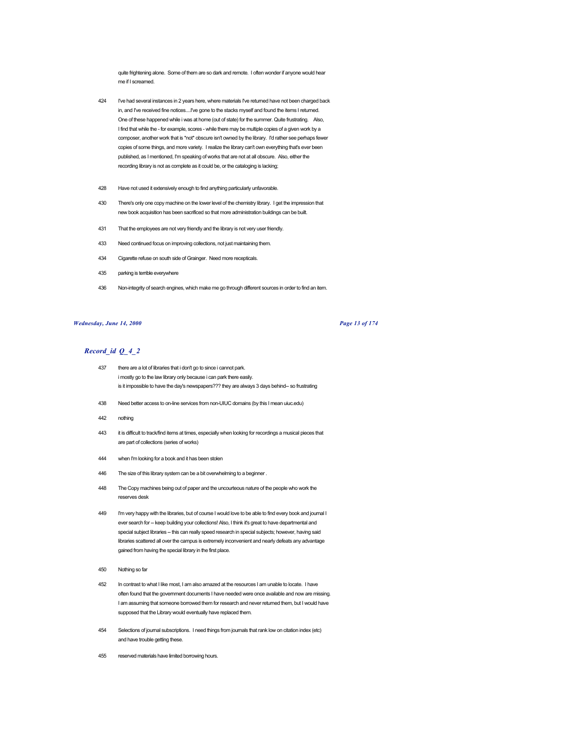quite frightening alone. Some of them are so dark and remote. I often wonder if anyone would hear me if I screamed.

424 I've had several instances in 2 years here, where materials I've returned have not been charged back in, and I've received fine notices....I've gone to the stacks myself and found the items I returned. One of these happened while i was at home (out of state) for the summer. Quite frustrating. Also, I find that while the - for example, scores - while there may be multiple copies of a given work by a composer, another work that is *not* obscure isn't owned by the library. I'd rather see perhaps fewer copies of some things, and more variety. I realize the library can't own everything that's ever been published, as I mentioned, I'm speaking of works that are not at all obscure. Also, either the recording library is not as complete as it could be, or the cataloging is lacking;

428 Have not used it extensively enough to find anything particularly unfavorable.

430 There's only one copy machine on the lower level of the chemistry library. I get the impression that new book acquisition has been sacrificed so that more administration buildings can be built.

431 That the employees are not very friendly and the library is not very user friendly.

433 Need continued focus on improving collections, not just maintaining them.

434 Cigarette refuse on south side of Grainger. Need more recepticals.

435 parking is terrible everywhere

436 Non-integrity of search engines, which make me go through different sources in order to find an item.

## *Record_id Q_4_2*

437 there are a lot of libraries that i don't go to since i cannot park.
i mostly go to the law library only because i can park there easily.
is it impossible to have the day's newspapers??? they are always 3 days behind-- so frustrating

438 Need better access to on-line services from non-UIUC domains (by this I mean uiuc.edu)

442 nothing

443 it is difficult to track/find items at times, especially when looking for recordings a musical pieces that are part of collections (series of works)

444 when I'm looking for a book and it has been stolen

446 The size of this library system can be a bit overwhelming to a beginner .

448 The Copy machines being out of paper and the uncourteous nature of the people who work the reserves desk

449 I'm very happy with the libraries, but of course I would love to be able to find every book and journal I ever search for -- keep building your collections! Also, I think it's great to have departmental and special subject libraries -- this can really speed research in special subjects; however, having said libraries scattered all over the campus is extremely inconvenient and nearly defeats any advantage gained from having the special library in the first place.

450 Nothing so far

452 In contrast to what I like most, I am also amazed at the resources I am unable to locate. I have often found that the government documents I have needed were once available and now are missing. I am assuming that someone borrowed them for research and never returned them, but I would have supposed that the Library would eventually have replaced them.

454 Selections of journal subscriptions. I need things from journals that rank low on citation index (etc) and have trouble getting these.

455 reserved materials have limited borrowing hours.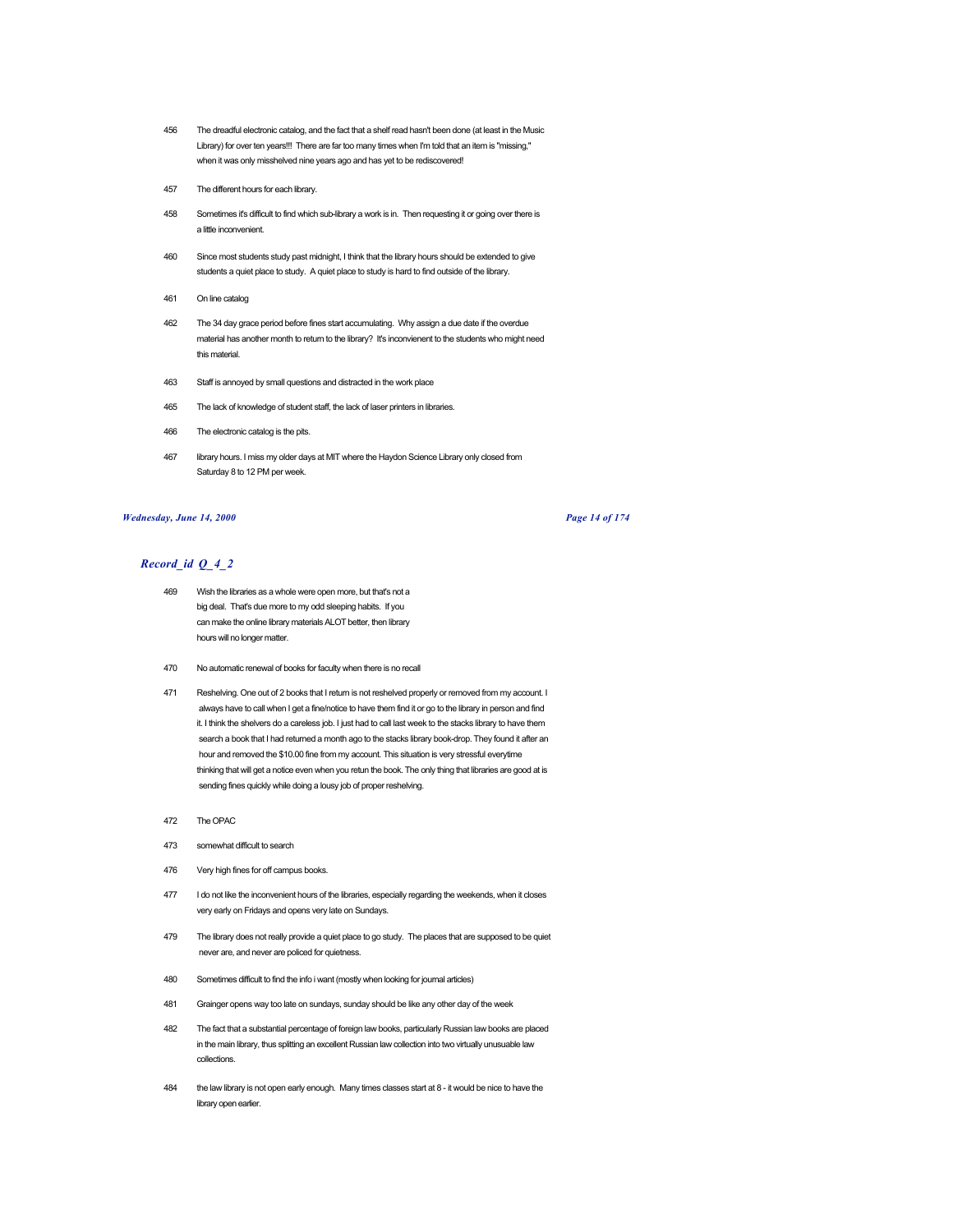456 The dreadful electronic catalog, and the fact that a shelf read hasn't been done (at least in the Music Library) for over ten years!!! There are far too many times when I'm told that an item is "missing," when it was only misshelved nine years ago and has yet to be rediscovered!

457 The different hours for each library.

458 Sometimes it's difficult to find which sub-library a work is in. Then requesting it or going over there is a little inconvenient.

460 Since most students study past midnight, I think that the library hours should be extended to give students a quiet place to study. A quiet place to study is hard to find outside of the library.

461 On line catalog

462 The 34 day grace period before fines start accumulating. Why assign a due date if the overdue material has another month to return to the library? It's inconvienent to the students who might need this material.

463 Staff is annoyed by small questions and distracted in the work place

465 The lack of knowledge of student staff, the lack of laser printers in libraries.

466 The electronic catalog is the pits.

467 library hours. I miss my older days at MIT where the Haydon Science Library only closed from Saturday 8 to 12 PM per week.

## *Record_id Q_4_2*

469 Wish the libraries as a whole were open more, but that's not a big deal. That's due more to my odd sleeping habits. If you can make the online library materials ALOT better, then library hours will no longer matter.

470 No automatic renewal of books for faculty when there is no recall

471 Reshelving. One out of 2 books that I return is not reshelved properly or removed from my account. I always have to call when I get a fine/notice to have them find it or go to the library in person and find it. I think the shelvers do a careless job. I just had to call last week to the stacks library to have them search a book that I had returned a month ago to the stacks library book-drop. They found it after an hour and removed the $10.00 fine from my account. This situation is very stressful everytime thinking that will get a notice even when you retun the book. The only thing that libraries are good at is sending fines quickly while doing a lousy job of proper reshelving.

472 The OPAC

473 somewhat difficult to search

476 Very high fines for off campus books.

477 I do not like the inconvenient hours of the libraries, especially regarding the weekends, when it closes very early on Fridays and opens very late on Sundays.

479 The library does not really provide a quiet place to go study. The places that are supposed to be quiet never are, and never are policed for quietness.

480 Sometimes difficult to find the info i want (mostly when looking for journal articles)

481 Grainger opens way too late on sundays, sunday should be like any other day of the week

482 The fact that a substantial percentage of foreign law books, particularly Russian law books are placed in the main library, thus splitting an excellent Russian law collection into two virtually unusuable law collections.

484 the law library is not open early enough. Many times classes start at 8 - it would be nice to have the library open earlier.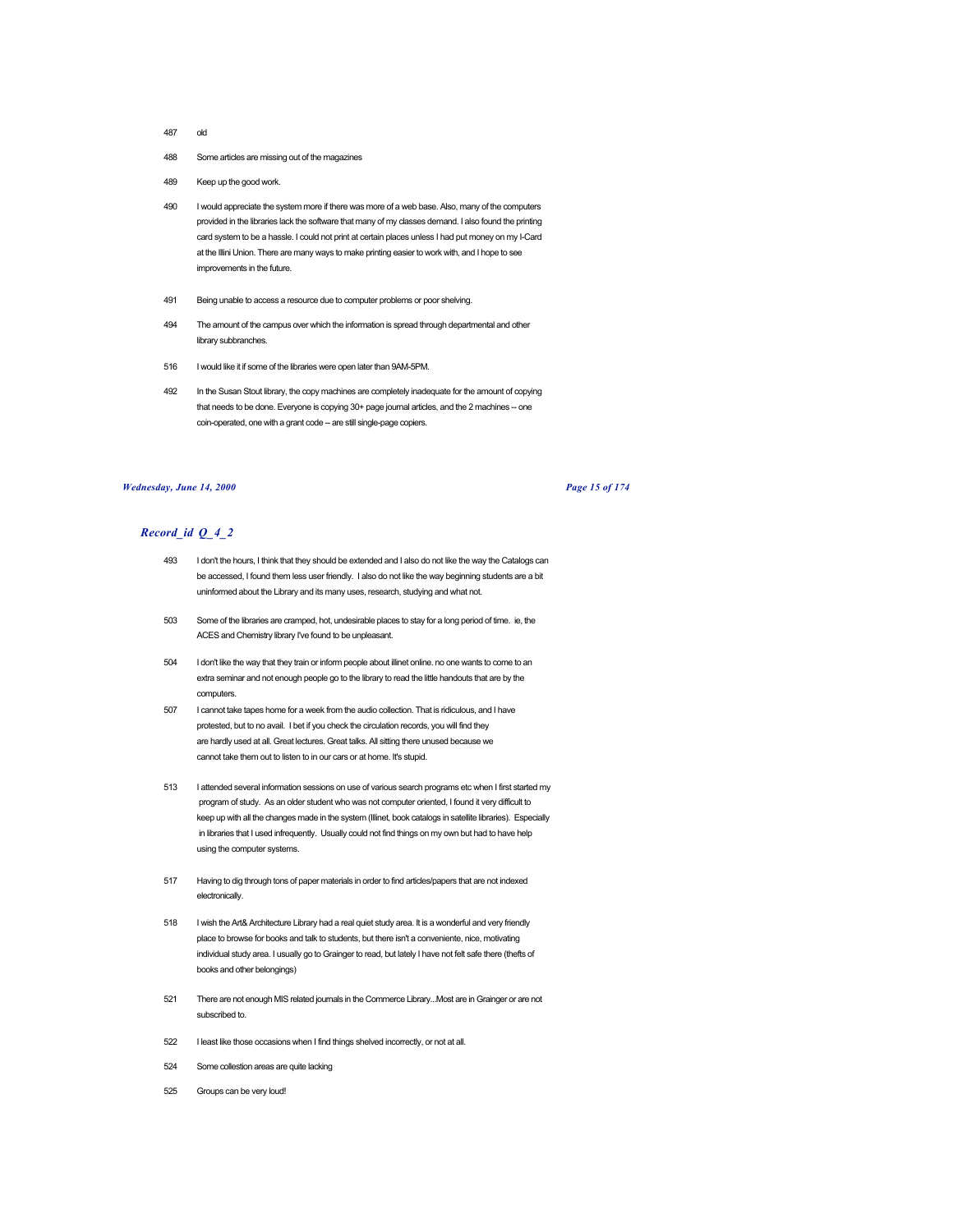487 old

488 Some articles are missing out of the magazines

489 Keep up the good work.

490 I would appreciate the system more if there was more of a web base. Also, many of the computers provided in the libraries lack the software that many of my classes demand. I also found the printing card system to be a hassle. I could not print at certain places unless I had put money on my I-Card at the Illini Union. There are many ways to make printing easier to work with, and I hope to see improvements in the future.

491 Being unable to access a resource due to computer problems or poor shelving.

494 The amount of the campus over which the information is spread through departmental and other library subbranches.

516 I would like it if some of the libraries were open later than 9AM-5PM.

492 In the Susan Stout library, the copy machines are completely inadequate for the amount of copying that needs to be done. Everyone is copying 30+ page journal articles, and the 2 machines -- one coin-operated, one with a grant code -- are still single-page copiers.

## *Record_id Q_4_2*

493 I don't the hours, I think that they should be extended and I also do not like the way the Catalogs can be accessed, I found them less user friendly. I also do not like the way beginning students are a bit uninformed about the Library and its many uses, research, studying and what not.

503 Some of the libraries are cramped, hot, undesirable places to stay for a long period of time. ie, the ACES and Chemistry library I've found to be unpleasant.

504 I don't like the way that they train or inform people about illinet online. no one wants to come to an extra seminar and not enough people go to the library to read the little handouts that are by the computers.

507 I cannot take tapes home for a week from the audio collection. That is ridiculous, and I have protested, but to no avail. I bet if you check the circulation records, you will find they are hardly used at all. Great lectures. Great talks. All sitting there unused because we cannot take them out to listen to in our cars or at home. It's stupid.

513 I attended several information sessions on use of various search programs etc when I first started my program of study. As an older student who was not computer oriented, I found it very difficult to keep up with all the changes made in the system (Illinet, book catalogs in satellite libraries). Especially in libraries that I used infrequently. Usually could not find things on my own but had to have help using the computer systems.

517 Having to dig through tons of paper materials in order to find articles/papers that are not indexed electronically.

518 I wish the Art& Architecture Library had a real quiet study area. It is a wonderful and very friendly place to browse for books and talk to students, but there isn't a conveniente, nice, motivating individual study area. I usually go to Grainger to read, but lately I have not felt safe there (thefts of books and other belongings)

521 There are not enough MIS related journals in the Commerce Library...Most are in Grainger or are not subscribed to.

522 I least like those occasions when I find things shelved incorrectly, or not at all.

524 Some collestion areas are quite lacking

525 Groups can be very loud!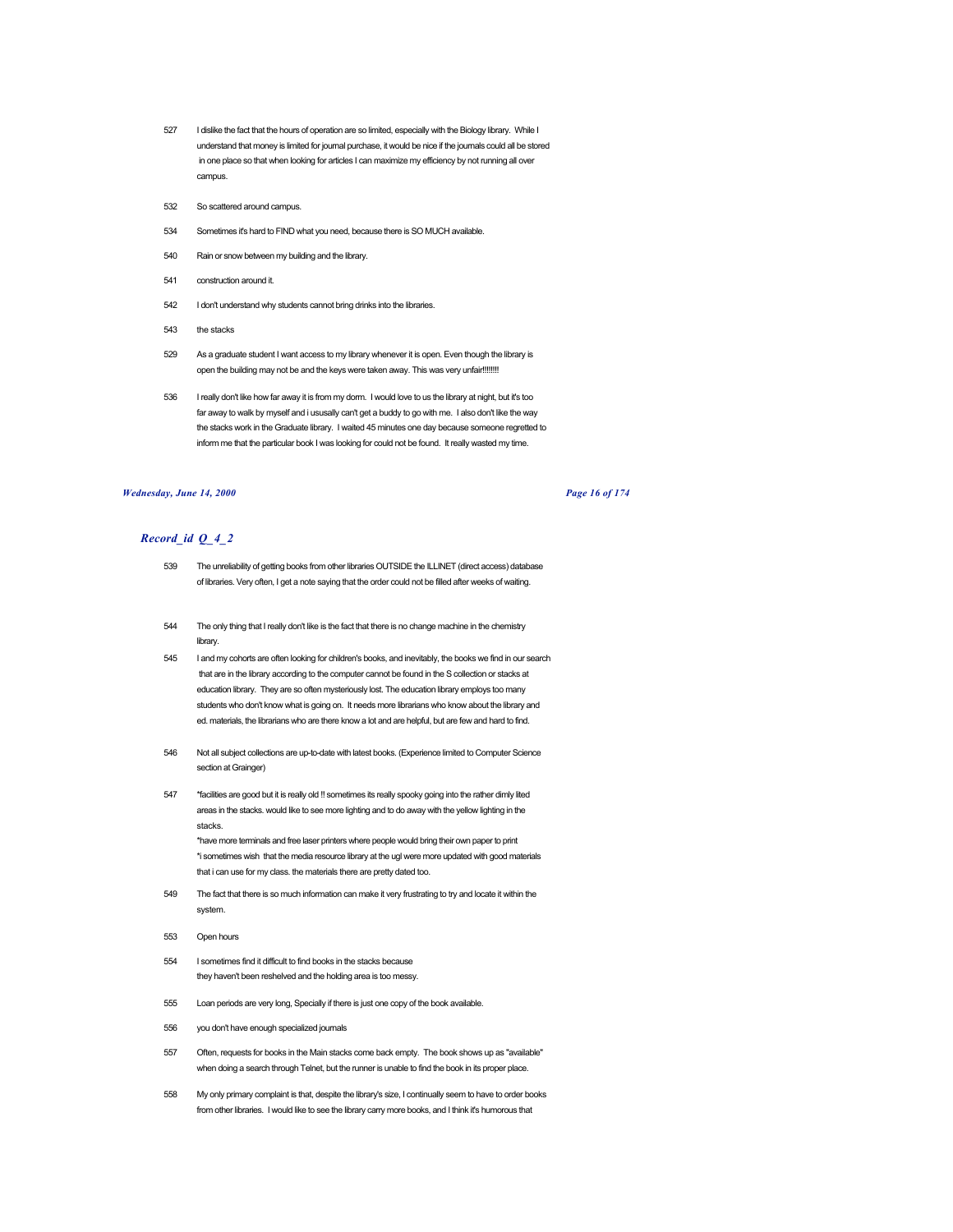527 I dislike the fact that the hours of operation are so limited, especially with the Biology library. While I understand that money is limited for journal purchase, it would be nice if the journals could all be stored in one place so that when looking for articles I can maximize my efficiency by not running all over campus.

532 So scattered around campus.

534 Sometimes it's hard to FIND what you need, because there is SO MUCH available.

540 Rain or snow between my building and the library.

541 construction around it.

542 I don't understand why students cannot bring drinks into the libraries.

543 the stacks

529 As a graduate student I want access to my library whenever it is open. Even though the library is open the building may not be and the keys were taken away. This was very unfair!!!!!!!!

536 I really don't like how far away it is from my dorm. I would love to us the library at night, but it's too far away to walk by myself and i ususally can't get a buddy to go with me. I also don't like the way the stacks work in the Graduate library. I waited 45 minutes one day because someone regretted to inform me that the particular book I was looking for could not be found. It really wasted my time.

## *Record_id Q_4_2*

539 The unreliability of getting books from other libraries OUTSIDE the ILLINET (direct access) database of libraries. Very often, I get a note saying that the order could not be filled after weeks of waiting.

544 The only thing that I really don't like is the fact that there is no change machine in the chemistry library.

545 I and my cohorts are often looking for children's books, and inevitably, the books we find in our search that are in the library according to the computer cannot be found in the S collection or stacks at education library. They are so often mysteriously lost. The education library employs too many students who don't know what is going on. It needs more librarians who know about the library and ed. materials, the librarians who are there know a lot and are helpful, but are few and hard to find.

546 Not all subject collections are up-to-date with latest books. (Experience limited to Computer Science section at Grainger)

547 *facilities are good but it is really old !! sometimes its really spooky going into the rather dimly lited areas in the stacks. would like to see more lighting and to do away with the yellow lighting in the stacks.
*have more terminals and free laser printers where people would bring their own paper to print
*i sometimes wish that the media resource library at the ugl were more updated with good materials that i can use for my class. the materials there are pretty dated too.

549 The fact that there is so much information can make it very frustrating to try and locate it within the system.

553 Open hours

554 I sometimes find it difficult to find books in the stacks because they haven't been reshelved and the holding area is too messy.

555 Loan periods are very long, Specially if there is just one copy of the book available.

556 you don't have enough specialized journals

557 Often, requests for books in the Main stacks come back empty. The book shows up as "available" when doing a search through Telnet, but the runner is unable to find the book in its proper place.

558 My only primary complaint is that, despite the library's size, I continually seem to have to order books from other libraries. I would like to see the library carry more books, and I think it's humorous that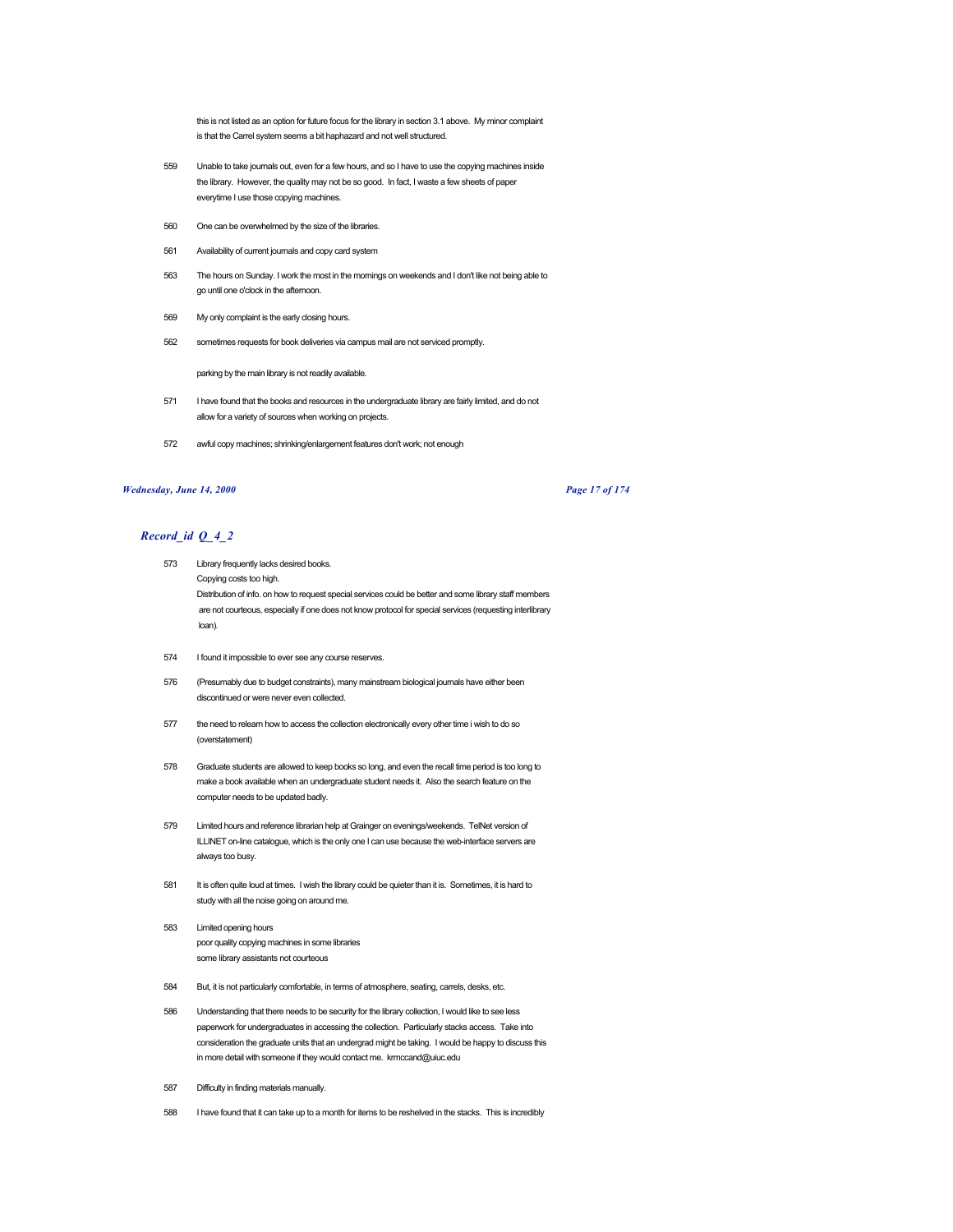this is not listed as an option for future focus for the library in section 3.1 above. My minor complaint is that the Carrel system seems a bit haphazard and not well structured.

559 Unable to take journals out, even for a few hours, and so I have to use the copying machines inside the library. However, the quality may not be so good. In fact, I waste a few sheets of paper everytime I use those copying machines.

560 One can be overwhelmed by the size of the libraries.

561 Availability of current journals and copy card system

563 The hours on Sunday. I work the most in the mornings on weekends and I don't like not being able to go until one o'clock in the afternoon.

569 My only complaint is the early closing hours.

562 sometimes requests for book deliveries via campus mail are not serviced promptly.

parking by the main library is not readily available.

571 I have found that the books and resources in the undergraduate library are fairly limited, and do not allow for a variety of sources when working on projects.

572 awful copy machines; shrinking/enlargement features don't work; not enough

## *Record_id Q_4_2*

573 Library frequently lacks desired books.
Copying costs too high.
Distribution of info. on how to request special services could be better and some library staff members are not courteous, especially if one does not know protocol for special services (requesting interlibrary loan).

574 I found it impossible to ever see any course reserves.

576 (Presumably due to budget constraints), many mainstream biological journals have either been discontinued or were never even collected.

577 the need to relearn how to access the collection electronically every other time i wish to do so (overstatement)

578 Graduate students are allowed to keep books so long, and even the recall time period is too long to make a book available when an undergraduate student needs it. Also the search feature on the computer needs to be updated badly.

579 Limited hours and reference librarian help at Grainger on evenings/weekends. TelNet version of ILLINET on-line catalogue, which is the only one I can use because the web-interface servers are always too busy.

581 It is often quite loud at times. I wish the library could be quieter than it is. Sometimes, it is hard to study with all the noise going on around me.

583 Limited opening hours
poor quality copying machines in some libraries
some library assistants not courteous

584 But, it is not particularly comfortable, in terms of atmosphere, seating, carrels, desks, etc.

586 Understanding that there needs to be security for the library collection, I would like to see less paperwork for undergraduates in accessing the collection. Particularly stacks access. Take into consideration the graduate units that an undergrad might be taking. I would be happy to discuss this in more detail with someone if they would contact me. krmccand@uiuc.edu

587 Difficulty in finding materials manually.

588 I have found that it can take up to a month for items to be reshelved in the stacks. This is incredibly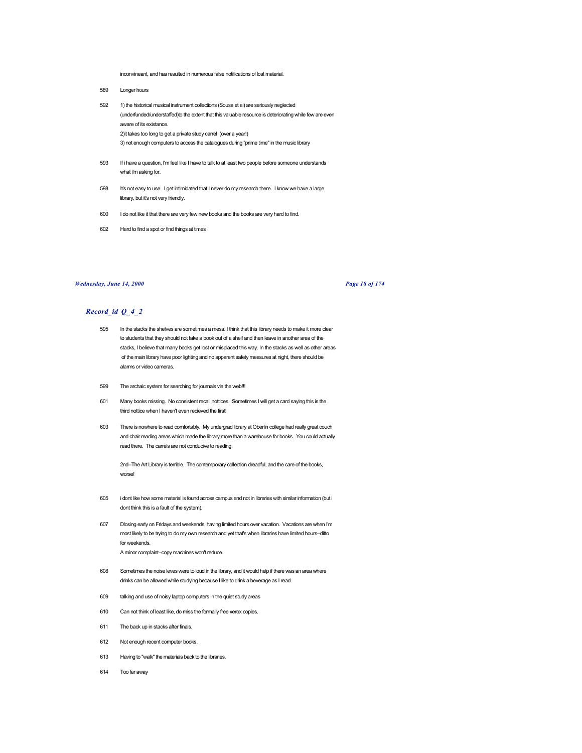inconvineant, and has resulted in numerous false notifications of lost material.

589 Longer hours

592 1) the historical musical instrument collections (Sousa et al) are seriously neglected (underfunded/understaffed)to the extent that this valuable resource is deteriorating while few are even aware of its existance.
2)it takes too long to get a private study carrel (over a year!)
3) not enough computers to access the catalogues during "prime time" in the music library

593 If i have a question, I'm feel like I have to talk to at least two people before someone understands what i'm asking for.

598 It's not easy to use. I get intimidated that I never do my research there. I know we have a large library, but it's not very friendly.

600 I do not like it that there are very few new books and the books are very hard to find.

602 Hard to find a spot or find things at times

## *Record_id Q_4_2*

595 In the stacks the shelves are sometimes a mess. I think that this library needs to make it more clear to students that they should not take a book out of a shelf and then leave in another area of the stacks, I believe that many books get lost or misplaced this way. In the stacks as well as other areas of the main library have poor lighting and no apparent safety measures at night, there should be alarms or video cameras.

599 The archaic system for searching for journals via the web!!!

601 Many books missing. No consistent recall nottices. Sometimes I will get a card saying this is the third nottice when I haven't even recieved the first!

603 There is nowhere to read comfortably. My undergrad library at Oberlin college had really great couch and chair reading areas which made the library more than a warehouse for books. You could actually read there. The carrels are not conducive to reading.

2nd--The Art Library is terrible. The contemporary collection dreadful, and the care of the books, worse!

605 i dont like how some material is found across campus and not in libraries with similar information (but i dont think this is a fault of the system).

607 Dlosing early on Fridays and weekends, having limited hours over vacation. Vacations are when I'm most likely to be trying to do my own research and yet that's when libraries have limited hours--ditto for weekends.
A minor complaint--copy machines won't reduce.

608 Sometimes the noise leves were to loud in the library, and it would help if there was an area where drinks can be allowed while studying because I like to drink a beverage as I read.

609 talking and use of noisy laptop computers in the quiet study areas

610 Can not think of least like, do miss the formally free xerox copies.

611 The back up in stacks after finals.

612 Not enough recent computer books.

613 Having to "walk" the materials back to the libraries.

614 Too far away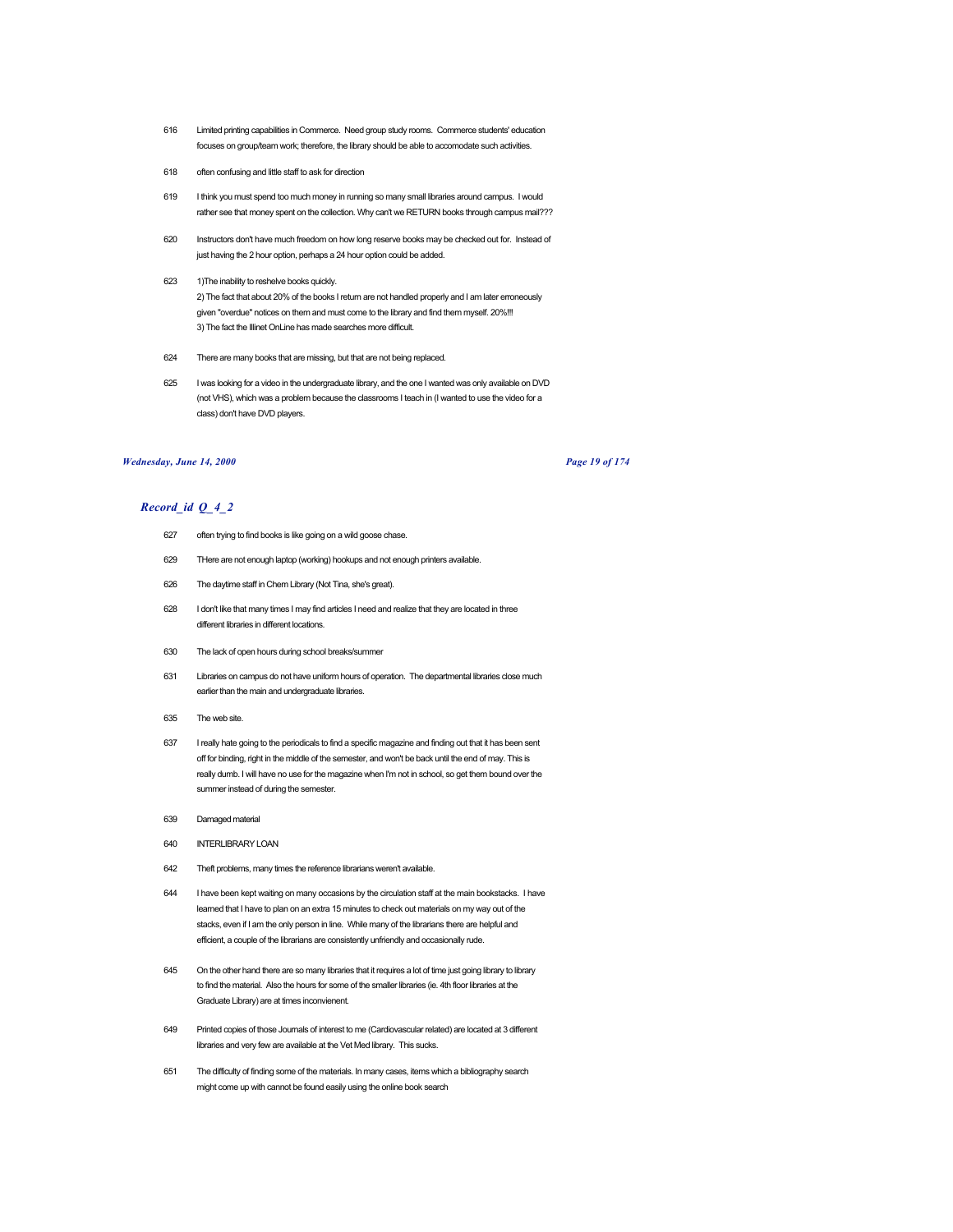616 Limited printing capabilities in Commerce. Need group study rooms. Commerce students' education focuses on group/team work; therefore, the library should be able to accomodate such activities.

618 often confusing and little staff to ask for direction

619 I think you must spend too much money in running so many small libraries around campus. I would rather see that money spent on the collection. Why can't we RETURN books through campus mail???

620 Instructors don't have much freedom on how long reserve books may be checked out for. Instead of just having the 2 hour option, perhaps a 24 hour option could be added.

623 1)The inability to reshelve books quickly.
2) The fact that about 20% of the books I return are not handled properly and I am later erroneously given "overdue" notices on them and must come to the library and find them myself. 20%!!!
3) The fact the Illinet OnLine has made searches more difficult.

624 There are many books that are missing, but that are not being replaced.

625 I was looking for a video in the undergraduate library, and the one I wanted was only available on DVD (not VHS), which was a problem because the classrooms I teach in (I wanted to use the video for a class) don't have DVD players.

## *Record_id Q_4_2*

627 often trying to find books is like going on a wild goose chase.

629 THere are not enough laptop (working) hookups and not enough printers available.

626 The daytime staff in Chem Library (Not Tina, she's great).

628 I don't like that many times I may find articles I need and realize that they are located in three different libraries in different locations.

630 The lack of open hours during school breaks/summer

631 Libraries on campus do not have uniform hours of operation. The departmental libraries close much earlier than the main and undergraduate libraries.

635 The web site.

637 I really hate going to the periodicals to find a specific magazine and finding out that it has been sent off for binding, right in the middle of the semester, and won't be back until the end of may. This is really dumb. I will have no use for the magazine when I'm not in school, so get them bound over the summer instead of during the semester.

639 Damaged material

640 INTERLIBRARY LOAN

642 Theft problems, many times the reference librarians weren't available.

644 I have been kept waiting on many occasions by the circulation staff at the main bookstacks. I have learned that I have to plan on an extra 15 minutes to check out materials on my way out of the stacks, even if I am the only person in line. While many of the librarians there are helpful and efficient, a couple of the librarians are consistently unfriendly and occasionally rude.

645 On the other hand there are so many libraries that it requires a lot of time just going library to library to find the material. Also the hours for some of the smaller libraries (ie. 4th floor libraries at the Graduate Library) are at times inconvienent.

649 Printed copies of those Journals of interest to me (Cardiovascular related) are located at 3 different libraries and very few are available at the Vet Med library. This sucks.

651 The difficulty of finding some of the materials. In many cases, items which a bibliography search might come up with cannot be found easily using the online book search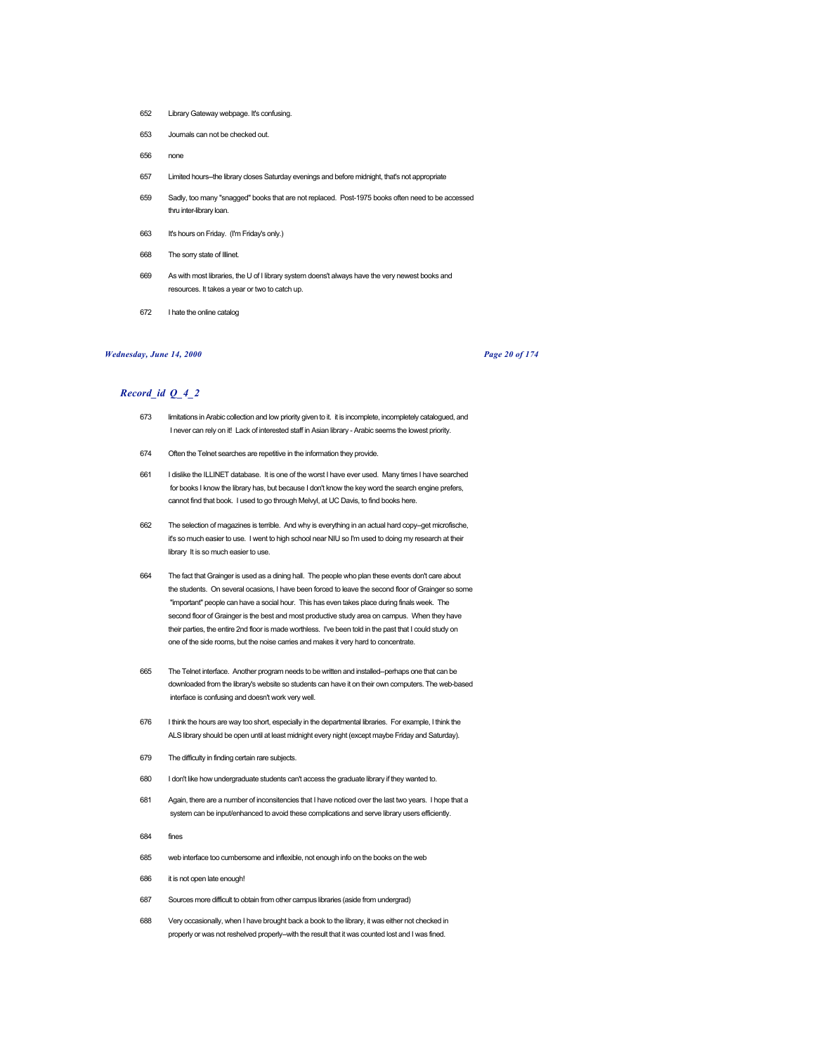652 Library Gateway webpage. It's confusing.

653 Journals can not be checked out.

656 none

657 Limited hours--the library closes Saturday evenings and before midnight, that's not appropriate

659 Sadly, too many "snagged" books that are not replaced. Post-1975 books often need to be accessed thru inter-library loan.

663 It's hours on Friday. (I'm Friday's only.)

668 The sorry state of Illinet.

669 As with most libraries, the U of I library system doesn't always have the very newest books and resources. It takes a year or two to catch up.

672 I hate the online catalog

## *Record_id Q_4_2*

673 limitations in Arabic collection and low priority given to it. it is incomplete, incompletely catalogued, and I never can rely on it! Lack of interested staff in Asian library - Arabic seems the lowest priority.

674 Often the Telnet searches are repetitive in the information they provide.

661 I dislike the ILLINET database. It is one of the worst I have ever used. Many times I have searched for books I know the library has, but because I don't know the key word the search engine prefers, cannot find that book. I used to go through Melvyl, at UC Davis, to find books here.

662 The selection of magazines is terrible. And why is everything in an actual hard copy--get microfische, it's so much easier to use. I went to high school near NIU so I'm used to doing my research at their library It is so much easier to use.

664 The fact that Grainger is used as a dining hall. The people who plan these events don't care about the students. On several ocasions, I have been forced to leave the second floor of Grainger so some "important" people can have a social hour. This has even takes place during finals week. The second floor of Grainger is the best and most productive study area on campus. When they have their parties, the entire 2nd floor is made worthless. I've been told in the past that I could study on one of the side rooms, but the noise carries and makes it very hard to concentrate.

665 The Telnet interface. Another program needs to be written and installed--perhaps one that can be downloaded from the library's website so students can have it on their own computers. The web-based interface is confusing and doesn't work very well.

676 I think the hours are way too short, especially in the departmental libraries. For example, I think the ALS library should be open until at least midnight every night (except maybe Friday and Saturday).

679 The difficulty in finding certain rare subjects.

680 I don't like how undergraduate students can't access the graduate library if they wanted to.

681 Again, there are a number of inconsitencies that I have noticed over the last two years. I hope that a system can be input/enhanced to avoid these complications and serve library users efficiently.

684 fines

685 web interface too cumbersome and inflexible, not enough info on the books on the web

686 it is not open late enough!

687 Sources more difficult to obtain from other campus libraries (aside from undergrad)

688 Very occasionally, when I have brought back a book to the library, it was either not checked in properly or was not reshelved properly--with the result that it was counted lost and I was fined.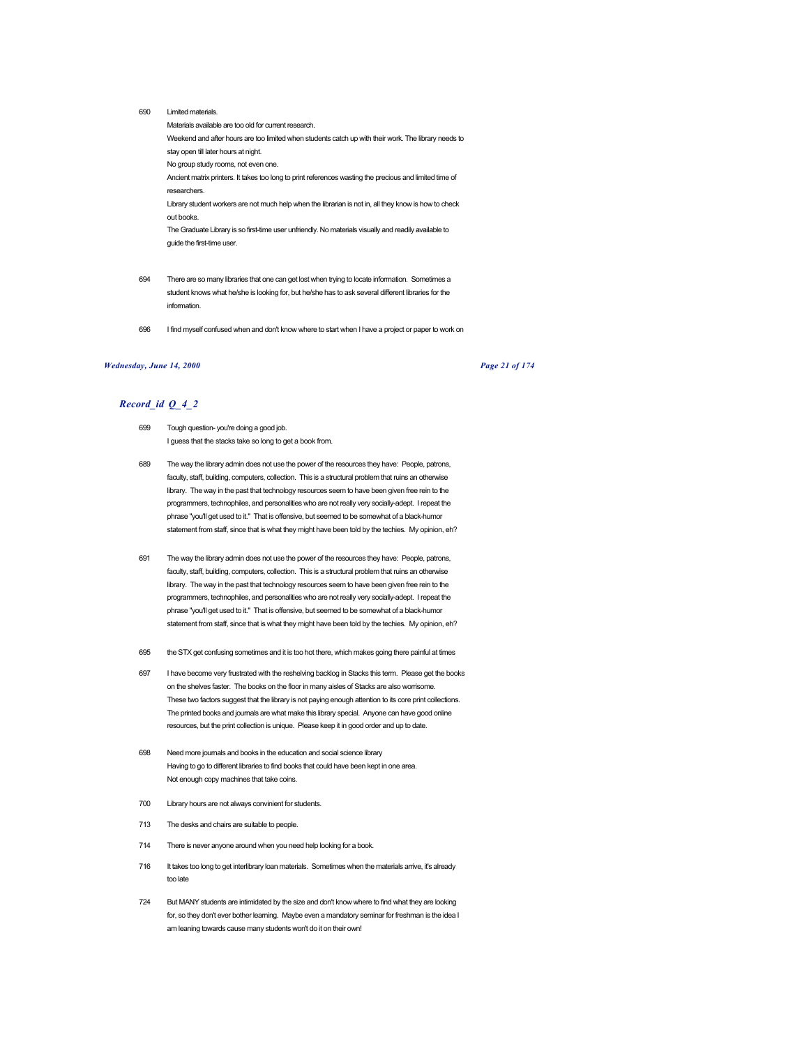690 Limited materials.
Materials available are too old for current research.
Weekend and after hours are too limited when students catch up with their work. The library needs to stay open till later hours at night.
No group study rooms, not even one.
Ancient matrix printers. It takes too long to print references wasting the precious and limited time of researchers.
Library student workers are not much help when the librarian is not in, all they know is how to check out books.
The Graduate Library is so first-time user unfriendly. No materials visually and readily available to guide the first-time user.

694 There are so many libraries that one can get lost when trying to locate information. Sometimes a student knows what he/she is looking for, but he/she has to ask several different libraries for the information.

696 I find myself confused when and don't know where to start when I have a project or paper to work on

## *Record_id Q_4_2*

699 Tough question- you're doing a good job.
I guess that the stacks take so long to get a book from.

689 The way the library admin does not use the power of the resources they have: People, patrons, faculty, staff, building, computers, collection. This is a structural problem that ruins an otherwise library. The way in the past that technology resources seem to have been given free rein to the programmers, technophiles, and personalities who are not really very socially-adept. I repeat the phrase "you'll get used to it." That is offensive, but seemed to be somewhat of a black-humor statement from staff, since that is what they might have been told by the techies. My opinion, eh?

691 The way the library admin does not use the power of the resources they have: People, patrons, faculty, staff, building, computers, collection. This is a structural problem that ruins an otherwise library. The way in the past that technology resources seem to have been given free rein to the programmers, technophiles, and personalities who are not really very socially-adept. I repeat the phrase "you'll get used to it." That is offensive, but seemed to be somewhat of a black-humor statement from staff, since that is what they might have been told by the techies. My opinion, eh?

695 the STX get confusing sometimes and it is too hot there, which makes going there painful at times

697 I have become very frustrated with the reshelving backlog in Stacks this term. Please get the books on the shelves faster. The books on the floor in many aisles of Stacks are also worrisome. These two factors suggest that the library is not paying enough attention to its core print collections. The printed books and journals are what make this library special. Anyone can have good online resources, but the print collection is unique. Please keep it in good order and up to date.

698 Need more journals and books in the education and social science library
Having to go to different libraries to find books that could have been kept in one area.
Not enough copy machines that take coins.

700 Library hours are not always convinient for students.

713 The desks and chairs are suitable to people.

714 There is never anyone around when you need help looking for a book.

716 It takes too long to get interlibrary loan materials. Sometimes when the materials arrive, it's already too late

724 But MANY students are intimidated by the size and don't know where to find what they are looking for, so they don't ever bother learning. Maybe even a mandatory seminar for freshman is the idea I am leaning towards cause many students won't do it on their own!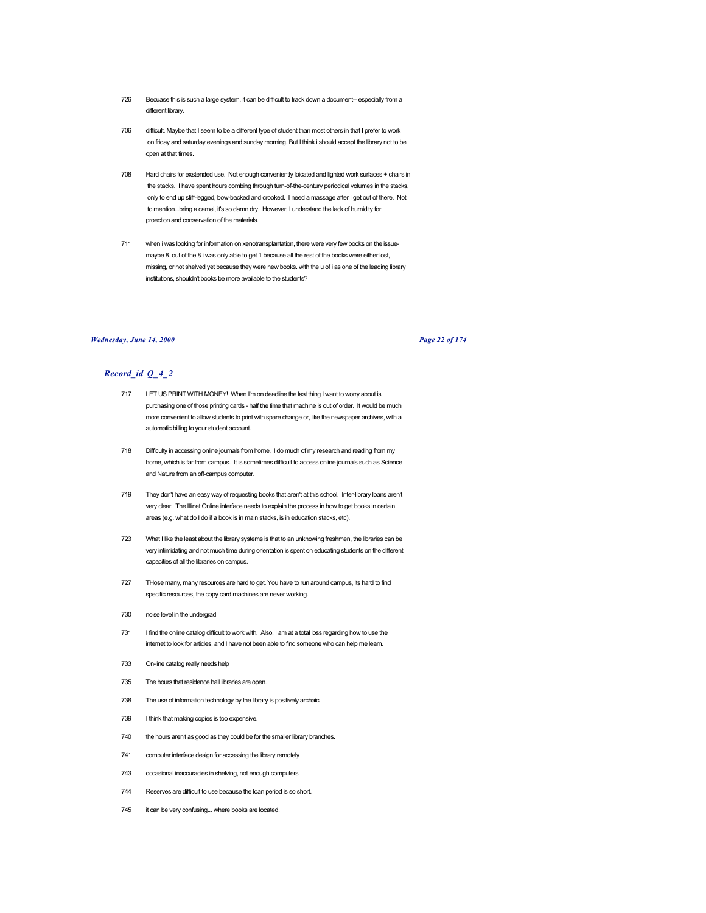726 Becuase this is such a large system, it can be difficult to track down a document-- especially from a different library.

706 difficult. Maybe that I seem to be a different type of student than most others in that I prefer to work on friday and saturday evenings and sunday morning. But I think i should accept the library not to be open at that times.

708 Hard chairs for exstended use. Not enough conveniently loicated and lighted work surfaces + chairs in the stacks. I have spent hours combing through turn-of-the-century periodical volumes in the stacks, only to end up stiff-legged, bow-backed and crooked. I need a massage after I get out of there. Not to mention...bring a camel, it's so damn dry. However, I understand the lack of humidity for proection and conservation of the materials.

711 when i was looking for information on xenotransplantation, there were very few books on the issue- maybe 8. out of the 8 i was only able to get 1 because all the rest of the books were either lost, missing, or not shelved yet because they were new books. with the u of i as one of the leading library institutions, shouldn't books be more available to the students?

## *Record_id Q_4_2*

717 LET US PRINT WITH MONEY! When I'm on deadline the last thing I want to worry about is purchasing one of those printing cards - half the time that machine is out of order. It would be much more convenient to allow students to print with spare change or, like the newspaper archives, with a automatic billing to your student account.

718 Difficulty in accessing online journals from home. I do much of my research and reading from my home, which is far from campus. It is sometimes difficult to access online journals such as Science and Nature from an off-campus computer.

719 They don't have an easy way of requesting books that aren't at this school. Inter-library loans aren't very clear. The Illinet Online interface needs to explain the process in how to get books in certain areas (e.g. what do I do if a book is in main stacks, is in education stacks, etc).

723 What I like the least about the library systems is that to an unknowing freshmen, the libraries can be very intimidating and not much time during orientation is spent on educating students on the different capacities of all the libraries on campus.

727 THose many, many resources are hard to get. You have to run around campus, its hard to find specific resources, the copy card machines are never working.

730 noise level in the undergrad

731 I find the online catalog difficult to work with. Also, I am at a total loss regarding how to use the internet to look for articles, and I have not been able to find someone who can help me learn.

733 On-line catalog really needs help

735 The hours that residence hall libraries are open.

738 The use of information technology by the library is positively archaic.

739 I think that making copies is too expensive.

740 the hours aren't as good as they could be for the smaller library branches.

741 computer interface design for accessing the library remotely

743 occasional inaccuracies in shelving, not enough computers

744 Reserves are difficult to use because the loan period is so short.

745 it can be very confusing... where books are located.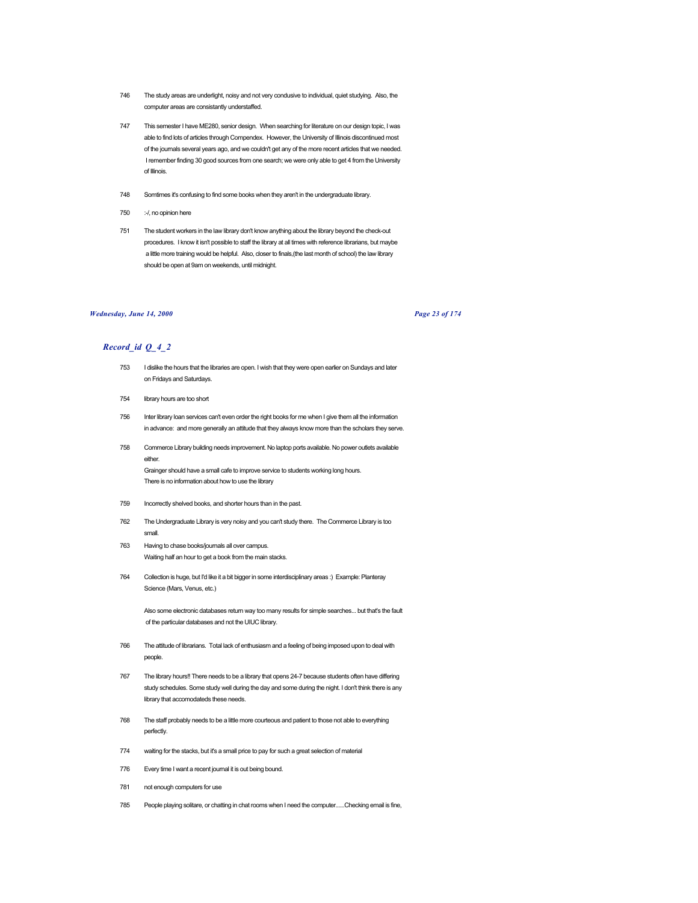746 The study areas are underlight, noisy and not very condusive to individual, quiet studying. Also, the computer areas are consistantly understaffed.

747 This semester I have ME280, senior design. When searching for literature on our design topic, I was able to find lots of articles through Compendex. However, the University of Illinois discontinued most of the journals several years ago, and we couldn't get any of the more recent articles that we needed. I remember finding 30 good sources from one search; we were only able to get 4 from the University of Illinois.

748 Somtimes it's confusing to find some books when they aren't in the undergraduate library.

750 :-/, no opinion here

751 The student workers in the law library don't know anything about the library beyond the check-out procedures. I know it isn't possible to staff the library at all times with reference librarians, but maybe a little more training would be helpful. Also, closer to finals,(the last month of school) the law library should be open at 9am on weekends, until midnight.

## *Record_id Q_4_2*

753 I dislike the hours that the libraries are open. I wish that they were open earlier on Sundays and later on Fridays and Saturdays.

754 library hours are too short

756 Inter library loan services can't even order the right books for me when I give them all the information in advance: and more generally an attitude that they always know more than the scholars they serve.

758 Commerce Library building needs improvement. No laptop ports available. No power outlets available either.
Grainger should have a small cafe to improve service to students working long hours.
There is no information about how to use the library

759 Incorrectly shelved books, and shorter hours than in the past.

762 The Undergraduate Library is very noisy and you can't study there. The Commerce Library is too small.

763 Having to chase books/journals all over campus.
Waiting half an hour to get a book from the main stacks.

764 Collection is huge, but I'd like it a bit bigger in some interdisciplinary areas :) Example: Planteray Science (Mars, Venus, etc.)

Also some electronic databases return way too many results for simple searches... but that's the fault of the particular databases and not the UIUC library.

766 The attitude of librarians. Total lack of enthusiasm and a feeling of being imposed upon to deal with people.

767 The library hours!! There needs to be a library that opens 24-7 because students often have differing study schedules. Some study well during the day and some during the night. I don't think there is any library that accomodateds these needs.

768 The staff probably needs to be a little more courteous and patient to those not able to everything perfectly.

774 waiting for the stacks, but it's a small price to pay for such a great selection of material

776 Every time I want a recent journal it is out being bound.

781 not enough computers for use

785 People playing solitare, or chatting in chat rooms when I need the computer......Checking email is fine,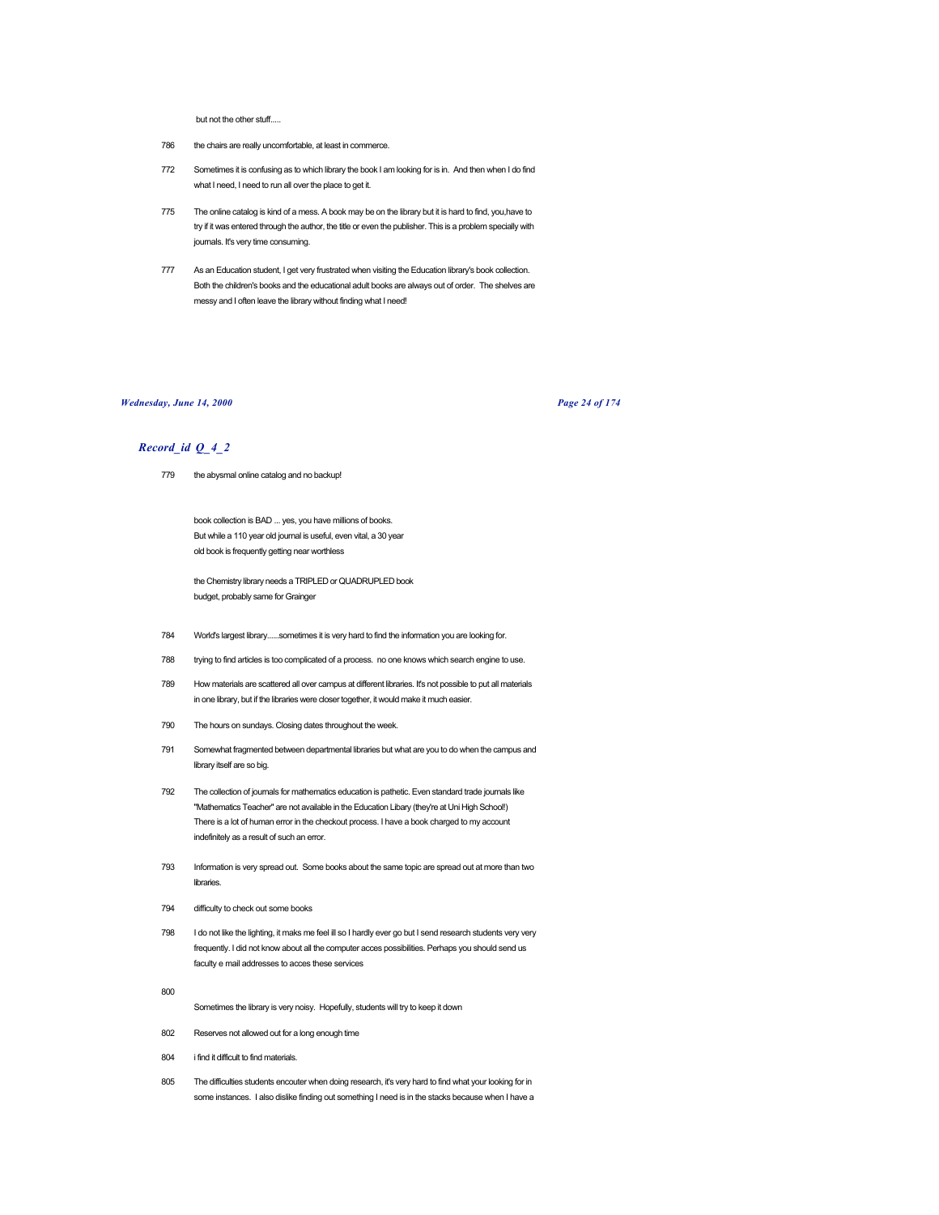but not the other stuff.....

786 the chairs are really uncomfortable, at least in commerce.

772 Sometimes it is confusing as to which library the book I am looking for is in. And then when I do find what I need, I need to run all over the place to get it.

775 The online catalog is kind of a mess. A book may be on the library but it is hard to find, you,have to try if it was entered through the author, the title or even the publisher. This is a problem specially with journals. It's very time consuming.

777 As an Education student, I get very frustrated when visiting the Education library's book collection. Both the children's books and the educational adult books are always out of order. The shelves are messy and I often leave the library without finding what I need!

## *Record_id Q_4_2*

779 the abysmal online catalog and no backup!

book collection is BAD ... yes, you have millions of books.
But while a 110 year old journal is useful, even vital, a 30 year old book is frequently getting near worthless

the Chemistry library needs a TRIPLED or QUADRUPLED book budget, probably same for Grainger

784 World's largest library......sometimes it is very hard to find the information you are looking for.

788 trying to find articles is too complicated of a process. no one knows which search engine to use.

789 How materials are scattered all over campus at different libraries. It's not possible to put all materials in one library, but if the libraries were closer together, it would make it much easier.

790 The hours on sundays. Closing dates throughout the week.

791 Somewhat fragmented between departmental libraries but what are you to do when the campus and library itself are so big.

792 The collection of journals for mathematics education is pathetic. Even standard trade journals like "Mathematics Teacher" are not available in the Education Libary (they're at Uni High School!) There is a lot of human error in the checkout process. I have a book charged to my account indefinitely as a result of such an error.

793 Information is very spread out. Some books about the same topic are spread out at more than two libraries.

794 difficulty to check out some books

798 I do not like the lighting, it maks me feel ill so I hardly ever go but I send research students very very frequently. I did not know about all the computer acces possibilities. Perhaps you should send us faculty e mail addresses to acces these services

800

Sometimes the library is very noisy. Hopefully, students will try to keep it down

802 Reserves not allowed out for a long enough time

804 i find it difficult to find materials.

805 The difficulties students encouter when doing research, it's very hard to find what your looking for in some instances. I also dislike finding out something I need is in the stacks because when I have a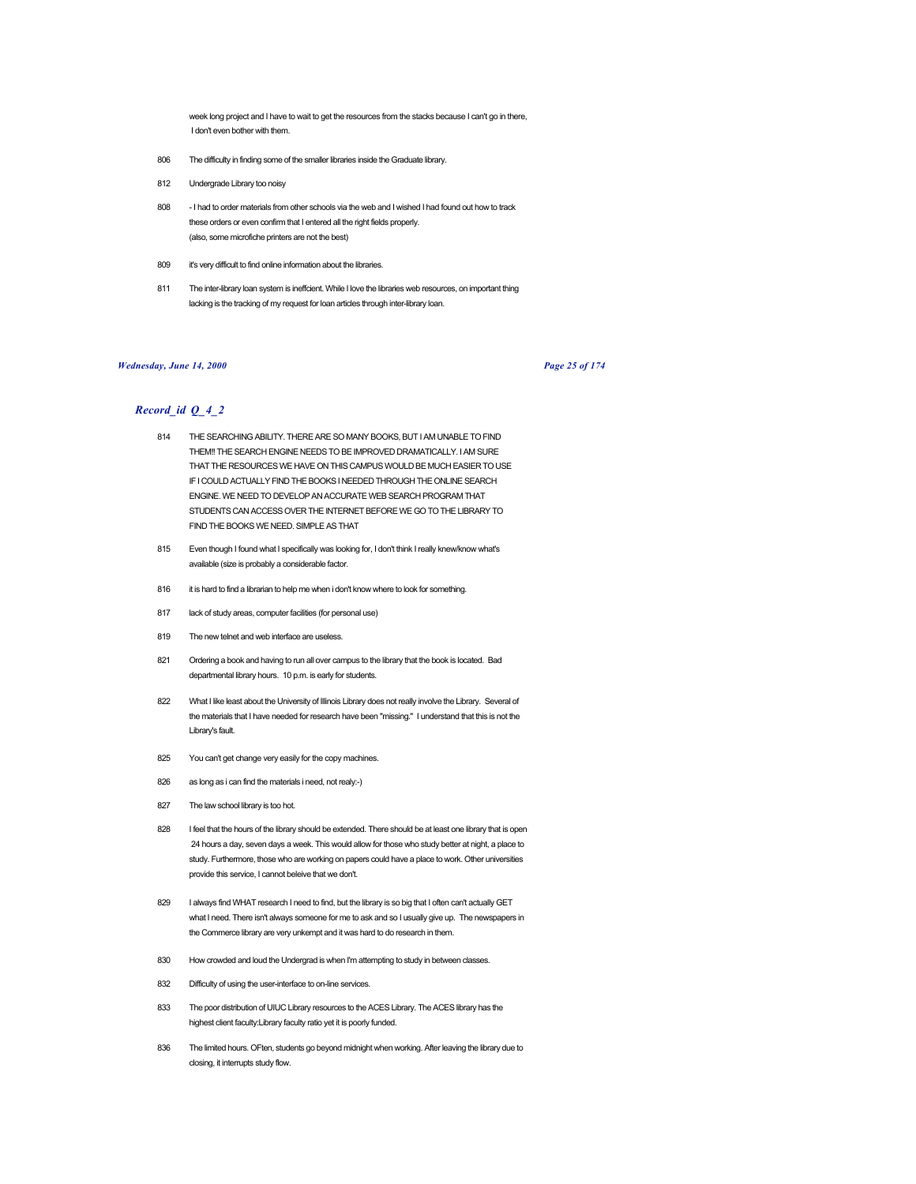week long project and I have to wait to get the resources from the stacks because I can't go in there, I don't even bother with them.

806 The difficulty in finding some of the smaller libraries inside the Graduate library.

812 Undergrade Library too noisy

808 - I had to order materials from other schools via the web and I wished I had found out how to track these orders or even confirm that I entered all the right fields properly. (also, some microfiche printers are not the best)

809 it's very difficult to find online information about the libraries.

811 The inter-library loan system is ineffcient. While I love the libraries web resources, on important thing lacking is the tracking of my request for loan articles through inter-library loan.

## *Record_id Q_4_2*

814 THE SEARCHING ABILITY. THERE ARE SO MANY BOOKS, BUT I AM UNABLE TO FIND THEM!! THE SEARCH ENGINE NEEDS TO BE IMPROVED DRAMATICALLY. I AM SURE THAT THE RESOURCES WE HAVE ON THIS CAMPUS WOULD BE MUCH EASIER TO USE IF I COULD ACTUALLY FIND THE BOOKS I NEEDED THROUGH THE ONLINE SEARCH ENGINE. WE NEED TO DEVELOP AN ACCURATE WEB SEARCH PROGRAM THAT STUDENTS CAN ACCESS OVER THE INTERNET BEFORE WE GO TO THE LIBRARY TO FIND THE BOOKS WE NEED. SIMPLE AS THAT

815 Even though I found what I specifically was looking for, I don't think I really knew/know what's available (size is probably a considerable factor.

816 it is hard to find a librarian to help me when i don't know where to look for something.

817 lack of study areas, computer facilities (for personal use)

819 The new telnet and web interface are useless.

821 Ordering a book and having to run all over campus to the library that the book is located. Bad departmental library hours. 10 p.m. is early for students.

822 What I like least about the University of Illinois Library does not really involve the Library. Several of the materials that I have needed for research have been "missing." I understand that this is not the Library's fault.

825 You can't get change very easily for the copy machines.

826 as long as i can find the materials i need, not realy:-)

827 The law school library is too hot.

828 I feel that the hours of the library should be extended. There should be at least one library that is open 24 hours a day, seven days a week. This would allow for those who study better at night, a place to study. Furthermore, those who are working on papers could have a place to work. Other universities provide this service, I cannot beleive that we don't.

829 I always find WHAT research I need to find, but the library is so big that I often can't actually GET what I need. There isn't always someone for me to ask and so I usually give up. The newspapers in the Commerce library are very unkempt and it was hard to do research in them.

830 How crowded and loud the Undergrad is when I'm attempting to study in between classes.

832 Difficulty of using the user-interface to on-line services.

833 The poor distribution of UIUC Library resources to the ACES Library. The ACES library has the highest client faculty:Library faculty ratio yet it is poorly funded.

836 The limited hours. OFten, students go beyond midnight when working. After leaving the library due to closing, it interrupts study flow.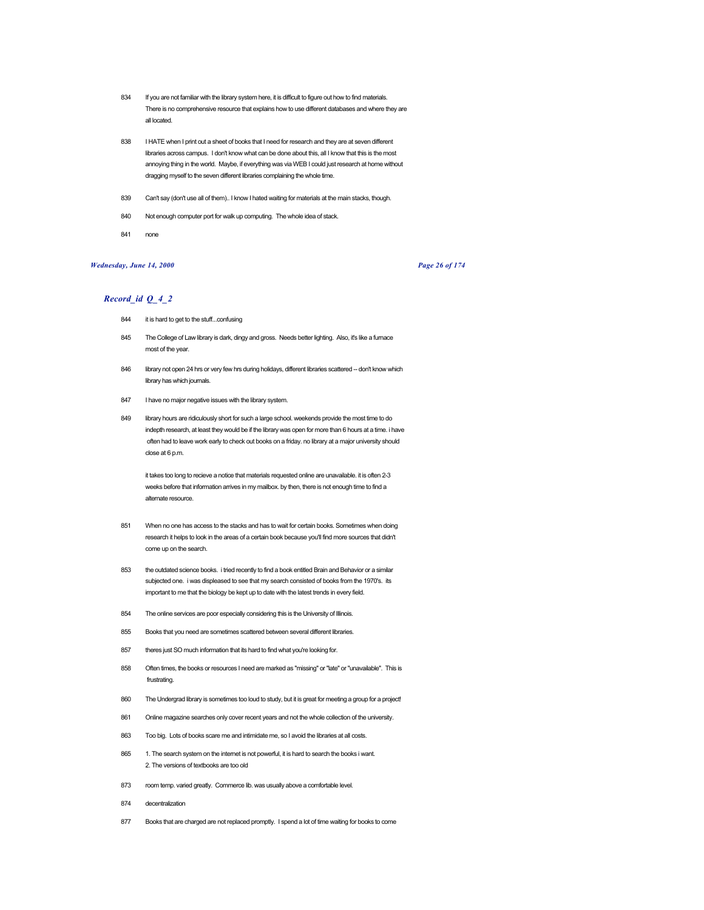834 If you are not familiar with the library system here, it is difficult to figure out how to find materials. There is no comprehensive resource that explains how to use different databases and where they are all located.

838 I HATE when I print out a sheet of books that I need for research and they are at seven different libraries across campus. I don't know what can be done about this, all I know that this is the most annoying thing in the world. Maybe, if everything was via WEB I could just research at home without dragging myself to the seven different libraries complaining the whole time.

839 Can't say (don't use all of them).. I know I hated waiting for materials at the main stacks, though.

840 Not enough computer port for walk up computing. The whole idea of stack.

841 none

## *Record_id Q_4_2*

844 it is hard to get to the stuff...confusing

845 The College of Law library is dark, dingy and gross. Needs better lighting. Also, it's like a furnace most of the year.

846 library not open 24 hrs or very few hrs during holidays, different libraries scattered -- don't know which library has which journals.

847 I have no major negative issues with the library system.

849 library hours are ridiculously short for such a large school. weekends provide the most time to do indepth research, at least they would be if the library was open for more than 6 hours at a time. i have often had to leave work early to check out books on a friday. no library at a major university should close at 6 p.m.

it takes too long to recieve a notice that materials requested online are unavailable. it is often 2-3 weeks before that information arrives in my mailbox. by then, there is not enough time to find a alternate resource.

851 When no one has access to the stacks and has to wait for certain books. Sometimes when doing research it helps to look in the areas of a certain book because you'll find more sources that didn't come up on the search.

853 the outdated science books. i tried recently to find a book entitled Brain and Behavior or a similar subjected one. i was displeased to see that my search consisted of books from the 1970's. its important to me that the biology be kept up to date with the latest trends in every field.

854 The online services are poor especially considering this is the University of Illinois.

855 Books that you need are sometimes scattered between several different libraries.

857 theres just SO much information that its hard to find what you're looking for.

858 Often times, the books or resources I need are marked as "missing" or "late" or "unavailable". This is frustrating.

860 The Undergrad library is sometimes too loud to study, but it is great for meeting a group for a project!

861 Online magazine searches only cover recent years and not the whole collection of the university.

863 Too big. Lots of books scare me and intimidate me, so I avoid the libraries at all costs.

865 1. The search system on the internet is not powerful, it is hard to search the books i want.
2. The versions of textbooks are too old

873 room temp. varied greatly. Commerce lib. was usually above a comfortable level.

874 decentralization

877 Books that are charged are not replaced promptly. I spend a lot of time waiting for books to come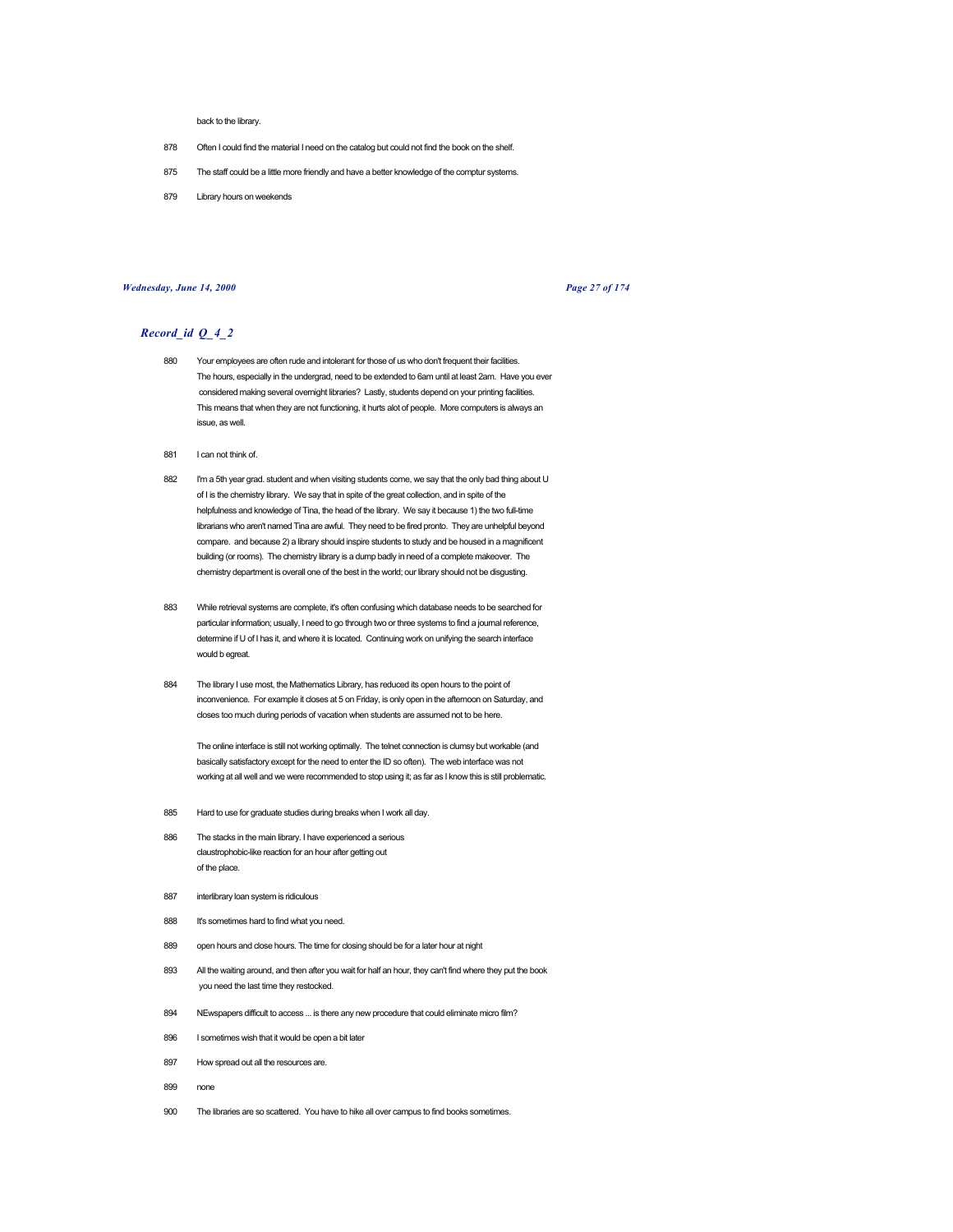back to the library.

878 Often I could find the material I need on the catalog but could not find the book on the shelf.

875 The staff could be a little more friendly and have a better knowledge of the comptur systems.

879 Library hours on weekends

## *Record_id Q_4_2*

880 Your employees are often rude and intolerant for those of us who don't frequent their facilities. The hours, especially in the undergrad, need to be extended to 6am until at least 2am. Have you ever considered making several overnight libraries? Lastly, students depend on your printing facilities. This means that when they are not functioning, it hurts alot of people. More computers is always an issue, as well.

881 I can not think of.

882 I'm a 5th year grad. student and when visiting students come, we say that the only bad thing about U of I is the chemistry library. We say that in spite of the great collection, and in spite of the helpfulness and knowledge of Tina, the head of the library. We say it because 1) the two full-time librarians who aren't named Tina are awful. They need to be fired pronto. They are unhelpful beyond compare. and because 2) a library should inspire students to study and be housed in a magnificent building (or rooms). The chemistry library is a dump badly in need of a complete makeover. The chemistry department is overall one of the best in the world; our library should not be disgusting.

883 While retrieval systems are complete, it's often confusing which database needs to be searched for particular information; usually, I need to go through two or three systems to find a journal reference, determine if U of I has it, and where it is located. Continuing work on unifying the search interface would b egreat.

884 The library I use most, the Mathematics Library, has reduced its open hours to the point of inconvenience. For example it closes at 5 on Friday, is only open in the afternoon on Saturday, and closes too much during periods of vacation when students are assumed not to be here.

The online interface is still not working optimally. The telnet connection is clumsy but workable (and basically satisfactory except for the need to enter the ID so often). The web interface was not working at all well and we were recommended to stop using it; as far as I know this is still problematic.

885 Hard to use for graduate studies during breaks when I work all day.

886 The stacks in the main library. I have experienced a serious claustrophobic-like reaction for an hour after getting out of the place.

887 interlibrary loan system is ridiculous

888 It's sometimes hard to find what you need.

889 open hours and close hours. The time for closing should be for a later hour at night

893 All the waiting around, and then after you wait for half an hour, they can't find where they put the book you need the last time they restocked.

894 NEwspapers difficult to access ... is there any new procedure that could eliminate micro film?

896 I sometimes wish that it would be open a bit later

897 How spread out all the resources are.

899 none

900 The libraries are so scattered. You have to hike all over campus to find books sometimes.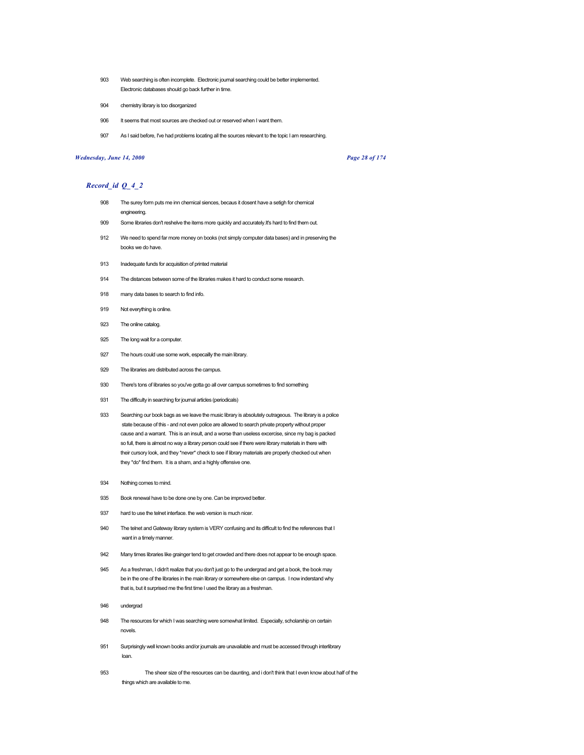903 Web searching is often incomplete. Electronic journal searching could be better implemented. Electronic databases should go back further in time.

904 chemistry library is too disorganized

906 It seems that most sources are checked out or reserved when I want them.

907 As I said before, I've had problems locating all the sources relevant to the topic I am researching.

## *Record_id Q_4_2*

908 The surey form puts me inn chemical siences, becaus it dosent have a setigh for chemical engineering.

909 Some libraries don't reshelve the items more quickly and accurately.It's hard to find them out.

912 We need to spend far more money on books (not simply computer data bases) and in preserving the books we do have.

913 Inadequate funds for acquisition of printed material

914 The distances between some of the libraries makes it hard to conduct some research.

918 many data bases to search to find info.

919 Not everything is online.

923 The online catalog.

925 The long wait for a computer.

927 The hours could use some work, especailly the main library.

929 The libraries are distributed across the campus.

930 There's tons of libraries so you've gotta go all over campus sometimes to find something

931 The difficulty in searching for journal articles (periodicals)

933 Searching our book bags as we leave the music library is absolutely outrageous. The library is a police state because of this - and not even police are allowed to search private property without proper cause and a warrant. This is an insult, and a worse than useless excercise, since my bag is packed so full, there is almost no way a library person could see if there were library materials in there with their cursory look, and they *never* check to see if library materials are properly checked out when they *do* find them. It is a sham, and a highly offensive one.

934 Nothing comes to mind.

935 Book renewal have to be done one by one. Can be improved better.

937 hard to use the telnet interface. the web version is much nicer.

940 The telnet and Gateway library system is VERY confusing and its difficult to find the references that I want in a timely manner.

942 Many times libraries like grainger tend to get crowded and there does not appear to be enough space.

945 As a freshman, I didn't realize that you don't just go to the undergrad and get a book, the book may be in the one of the libraries in the main library or somewhere else on campus. I now inderstand why that is, but it surprised me the first time I used the library as a freshman.

946 undergrad

948 The resources for which I was searching were somewhat limited. Especially, scholarship on certain novels.

951 Surprisingly well known books and/or journals are unavailable and must be accessed through interlibrary loan.

953 The sheer size of the resources can be daunting, and i don't think that I even know about half of the things which are available to me.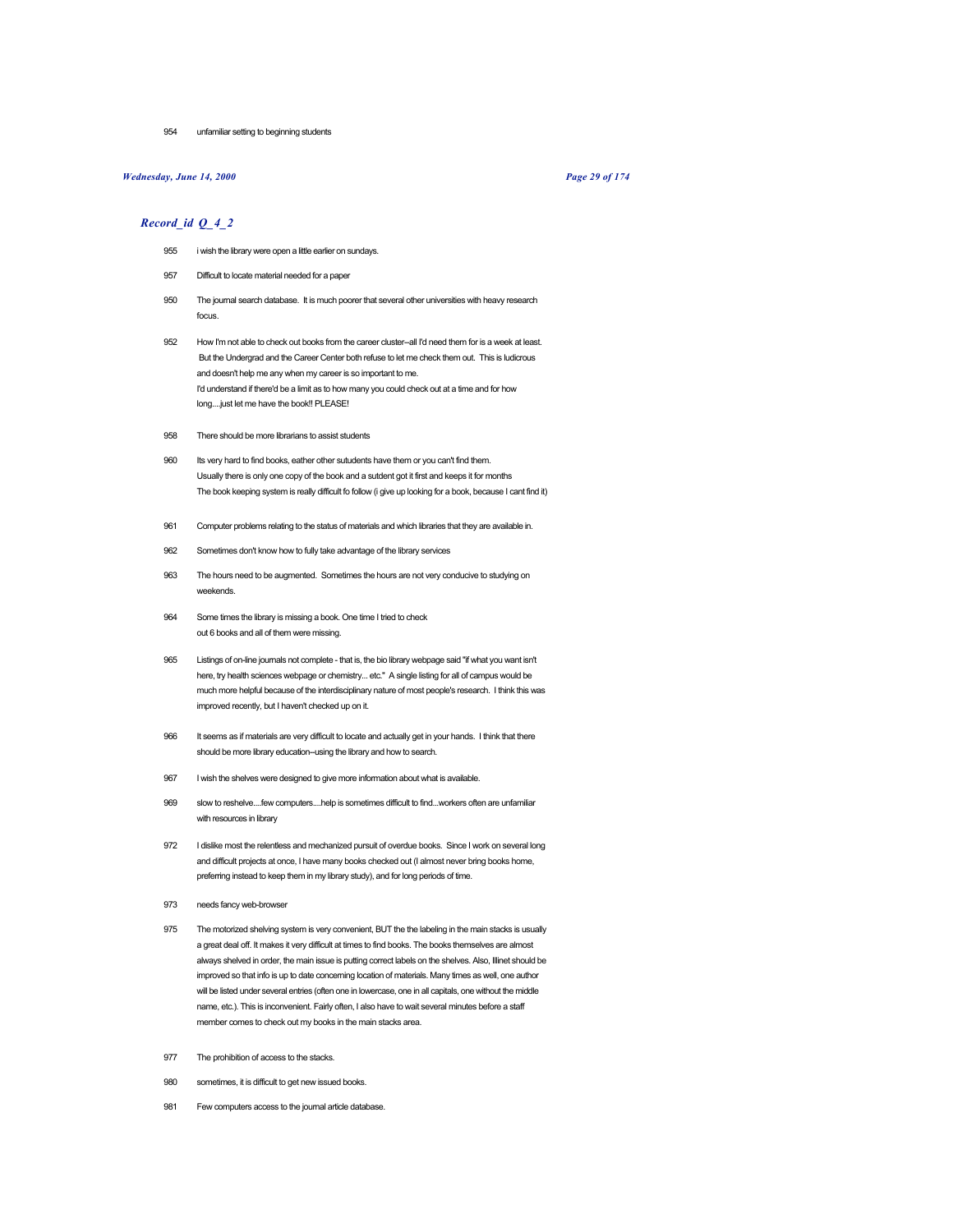954 unfamiliar setting to beginning students

## *Record_id Q_4_2*

955 i wish the library were open a little earlier on sundays.

957 Difficult to locate material needed for a paper

950 The journal search database. It is much poorer that several other universities with heavy research focus.

952 How I'm not able to check out books from the career cluster--all I'd need them for is a week at least. But the Undergrad and the Career Center both refuse to let me check them out. This is ludicrous and doesn't help me any when my career is so important to me.
I'd understand if there'd be a limit as to how many you could check out at a time and for how long....just let me have the book!! PLEASE!

958 There should be more librarians to assist students

960 Its very hard to find books, eather other sutudents have them or you can't find them.
Usually there is only one copy of the book and a sutdent got it first and keeps it for months
The book keeping system is really difficult fo follow (i give up looking for a book, because I cant find it)

961 Computer problems relating to the status of materials and which libraries that they are available in.

962 Sometimes don't know how to fully take advantage of the library services

963 The hours need to be augmented. Sometimes the hours are not very conducive to studying on weekends.

964 Some times the library is missing a book. One time I tried to check out 6 books and all of them were missing.

965 Listings of on-line journals not complete - that is, the bio library webpage said "if what you want isn't here, try health sciences webpage or chemistry... etc." A single listing for all of campus would be much more helpful because of the interdisciplinary nature of most people's research. I think this was improved recently, but I haven't checked up on it.

966 It seems as if materials are very difficult to locate and actually get in your hands. I think that there should be more library education--using the library and how to search.

967 I wish the shelves were designed to give more information about what is available.

969 slow to reshelve....few computers....help is sometimes difficult to find...workers often are unfamiliar with resources in library

972 I dislike most the relentless and mechanized pursuit of overdue books. Since I work on several long and difficult projects at once, I have many books checked out (I almost never bring books home, preferring instead to keep them in my library study), and for long periods of time.

973 needs fancy web-browser

975 The motorized shelving system is very convenient, BUT the the labeling in the main stacks is usually a great deal off. It makes it very difficult at times to find books. The books themselves are almost always shelved in order, the main issue is putting correct labels on the shelves. Also, Illinet should be improved so that info is up to date concerning location of materials. Many times as well, one author will be listed under several entries (often one in lowercase, one in all capitals, one without the middle name, etc.). This is inconvenient. Fairly often, I also have to wait several minutes before a staff member comes to check out my books in the main stacks area.

977 The prohibition of access to the stacks.

980 sometimes, it is difficult to get new issued books.

981 Few computers access to the journal article database.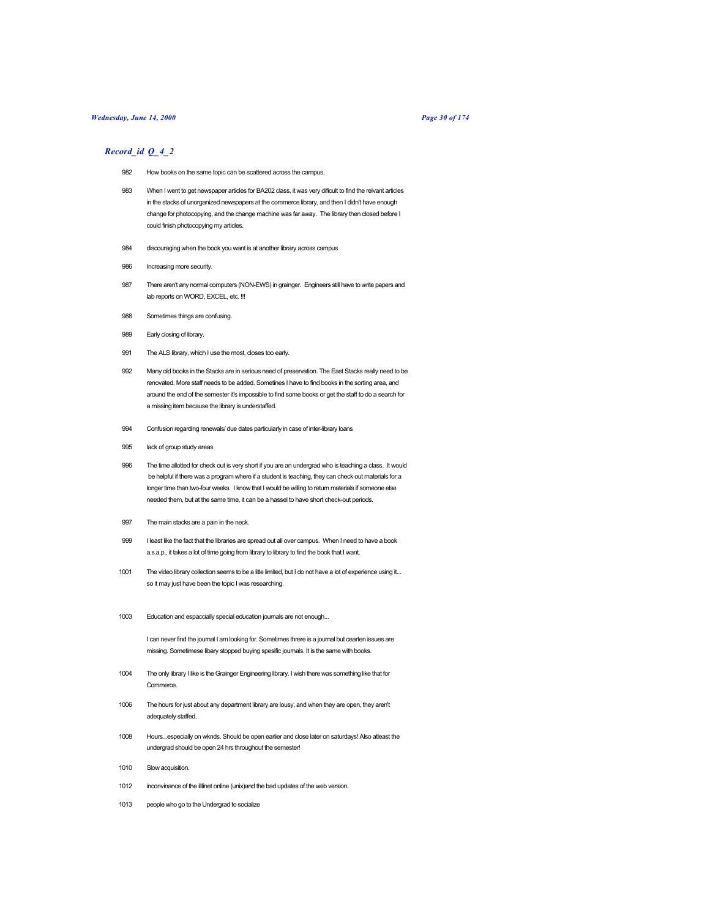## Record_id Q_4_2

982 How books on the same topic can be scattered across the campus.

983 When I went to get newspaper articles for BA202 class, it was very dificult to find the relvant articles in the stacks of unorganized newspapers at the commerce library, and then I didn't have enough change for photocopying, and the change machine was far away. The library then closed before I could finish photocopying my articles.

984 discouraging when the book you want is at another library across campus

986 Increasing more security.

987 There aren't any normal computers (NON-EWS) in grainger. Engineers still have to write papers and lab reports on WORD, EXCEL, etc. !!!

988 Sometimes things are confusing.

989 Early closing of library.

991 The ALS library, which I use the most, closes too early.

992 Many old books in the Stacks are in serious need of preservation. The East Stacks really need to be renovated. More staff needs to be added. Sometines I have to find books in the sorting area, and around the end of the semester it's impossible to find some books or get the staff to do a search for a missing item because the library is understaffed.

994 Confusion regarding renewals/ due dates particularly in case of inter-library loans

995 lack of group study areas

996 The time allotted for check out is very short if you are an undergrad who is teaching a class. It would be helpful if there was a program where if a student is teaching, they can check out materials for a longer time than two-four weeks. I know that I would be willing to return materials if someone else needed them, but at the same time, it can be a hassel to have short check-out periods.

997 The main stacks are a pain in the neck.

999 I least like the fact that the libraries are spread out all over campus. When I need to have a book a.s.a.p., it takes a lot of time going from library to library to find the book that I want.

1001 The video library collection seems to be a litle limited, but I do not have a lot of experience using it... so it may just have been the topic I was researching.

1003 Education and espaccially special education journals are not enough...

I can never find the journal I am looking for. Sometimes threre is a journal but cearten issues are missing. Sometimese libary stopped buying spesific journals. It is the same with books.

1004 The only library I like is the Grainger Engineering library. I wish there was something like that for Commerce.

1006 The hours for just about any department library are lousy, and when they are open, they aren't adequately staffed.

1008 Hours...especially on wknds. Should be open earlier and close later on saturdays! Also atleast the undergrad should be open 24 hrs throughout the semester!

1010 Slow acquisition.

1012 inconvinance of the illinet online (unix)and the bad updates of the web version.

1013 people who go to the Undergrad to socialize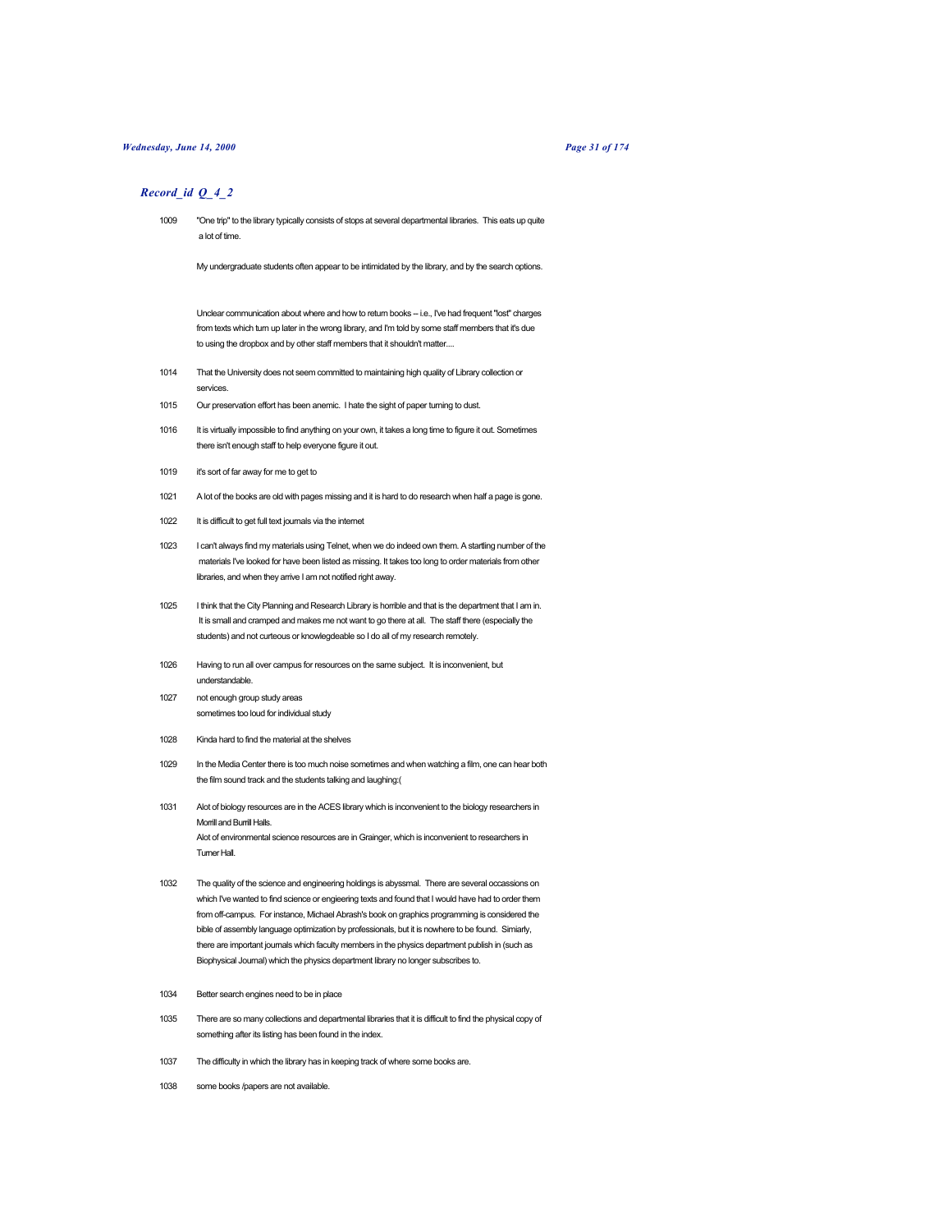## *Record_id Q_4_2*

1009 "One trip" to the library typically consists of stops at several departmental libraries. This eats up quite a lot of time.

My undergraduate students often appear to be intimidated by the library, and by the search options.

Unclear communication about where and how to return books -- i.e., I've had frequent "lost" charges from texts which turn up later in the wrong library, and I'm told by some staff members that it's due to using the dropbox and by other staff members that it shouldn't matter....

1014 That the University does not seem committed to maintaining high quality of Library collection or services.

1015 Our preservation effort has been anemic. I hate the sight of paper turning to dust.

1016 It is virtually impossible to find anything on your own, it takes a long time to figure it out. Sometimes there isn't enough staff to help everyone figure it out.

1019 it's sort of far away for me to get to

1021 A lot of the books are old with pages missing and it is hard to do research when half a page is gone.

1022 It is difficult to get full text journals via the internet

1023 I can't always find my materials using Telnet, when we do indeed own them. A startling number of the materials I've looked for have been listed as missing. It takes too long to order materials from other libraries, and when they arrive I am not notified right away.

1025 I think that the City Planning and Research Library is horrible and that is the department that I am in. It is small and cramped and makes me not want to go there at all. The staff there (especially the students) and not curteous or knowlegdeable so I do all of my research remotely.

1026 Having to run all over campus for resources on the same subject. It is inconvenient, but understandable.

1027 not enough group study areas
sometimes too loud for individual study

1028 Kinda hard to find the material at the shelves

1029 In the Media Center there is too much noise sometimes and when watching a film, one can hear both the film sound track and the students talking and laughing:(

1031 Alot of biology resources are in the ACES library which is inconvenient to the biology researchers in Morrill and Burrill Halls.
Alot of environmental science resources are in Grainger, which is inconvenient to researchers in Turner Hall.

1032 The quality of the science and engineering holdings is abyssmal. There are several occassions on which I've wanted to find science or engieering texts and found that I would have had to order them from off-campus. For instance, Michael Abrash's book on graphics programming is considered the bible of assembly language optimization by professionals, but it is nowhere to be found. Simiarly, there are important journals which faculty members in the physics department publish in (such as Biophysical Journal) which the physics department library no longer subscribes to.

1034 Better search engines need to be in place

1035 There are so many collections and departmental libraries that it is difficult to find the physical copy of something after its listing has been found in the index.

1037 The difficulty in which the library has in keeping track of where some books are.

1038 some books /papers are not available.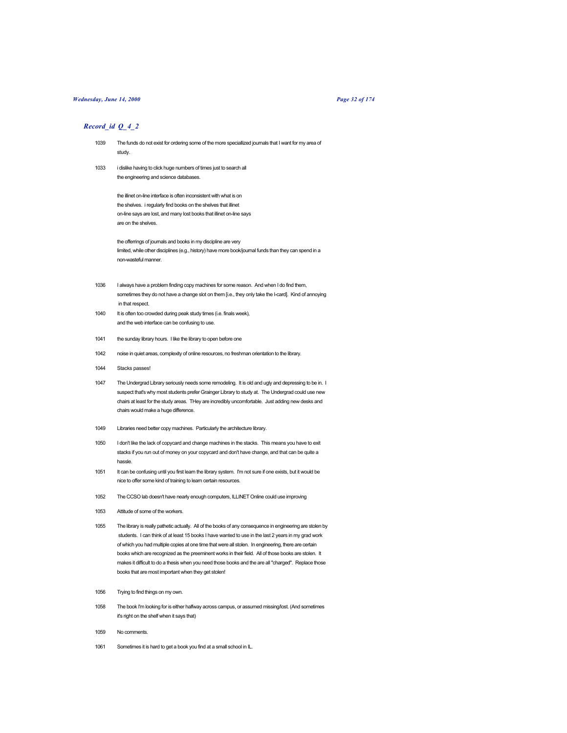## *Record_id Q_4_2*

1039 The funds do not exist for ordering some of the more speciallized journals that I want for my area of study.

1033 i dislike having to click huge numbers of times just to search all the engineering and science databases.

the illinet on-line interface is often inconsistent with what is on the shelves. i regularly find books on the shelves that illinet on-line says are lost, and many lost books that illinet on-line says are on the shelves.

the offerrings of journals and books in my discipline are very limited, while other disciplines (e.g., history) have more book/journal funds than they can spend in a non-wasteful manner.

1036 I always have a problem finding copy machines for some reason. And when I do find them, sometimes they do not have a change slot on them [i.e., they only take the I-card]. Kind of annoying in that respect.

1040 It is often too crowded during peak study times (i.e. finals week), and the web interface can be confusing to use.

1041 the sunday library hours. I like the library to open before one

1042 noise in quiet areas, complexity of online resources, no freshman orientation to the library.

1044 Stacks passes!

1047 The Undergrad Library seriously needs some remodeling. It is old and ugly and depressing to be in. I suspect that's why most students prefer Grainger Library to study at. The Undergrad could use new chairs at least for the study areas. THey are incredibly uncomfortable. Just adding new desks and chairs would make a huge difference.

1049 Libraries need better copy machines. Particularly the architecture library.

1050 I don't like the lack of copycard and change machines in the stacks. This means you have to exit stacks if you run out of money on your copycard and don't have change, and that can be quite a hassle.

1051 It can be confusing until you first learn the library system. I'm not sure if one exists, but it would be nice to offer some kind of training to learn certain resources.

1052 The CCSO lab doesn't have nearly enough computers, ILLINET Online could use improving

1053 Attitude of some of the workers.

1055 The library is really pathetic actually. All of the books of any consequence in engineering are stolen by students. I can think of at least 15 books I have wanted to use in the last 2 years in my grad work of which you had multiple copies at one time that were all stolen. In engineering, there are certain books which are recognized as the preeminent works in their field. All of those books are stolen. It makes it difficult to do a thesis when you need those books and the are all "charged". Replace those books that are most important when they get stolen!

1056 Trying to find things on my own.

1058 The book I'm looking for is either halfway across campus, or assumed missing/lost. (And sometimes it's right on the shelf when it says that)

1059 No comments.

1061 Sometimes it is hard to get a book you find at a small school in IL.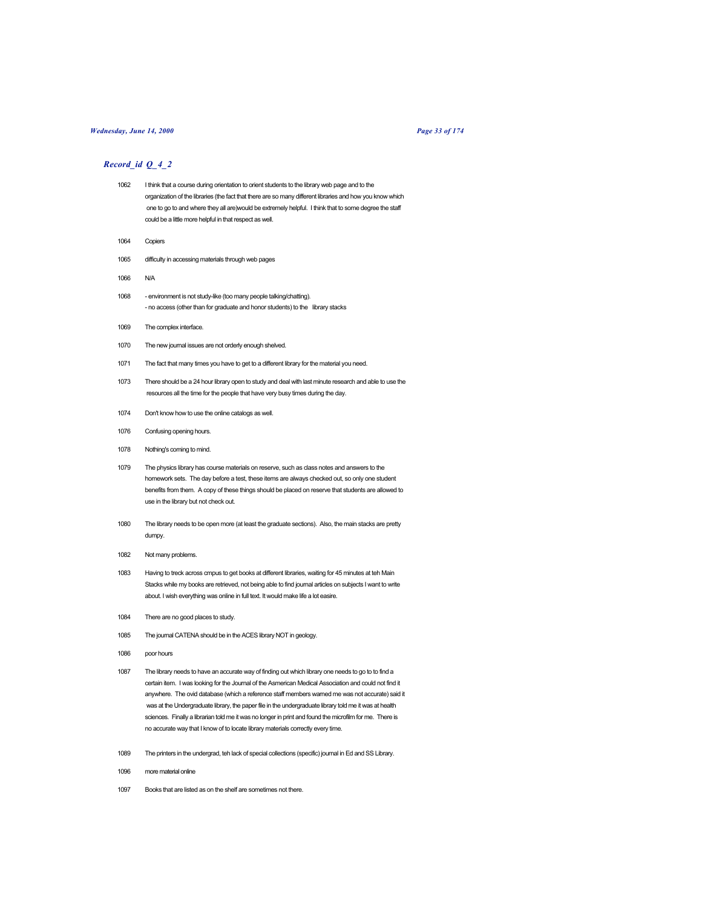## *Record_id Q_4_2*

1062 I think that a course during orientation to orient students to the library web page and to the organization of the libraries (the fact that there are so many different libraries and how you know which one to go to and where they all are)would be extremely helpful. I think that to some degree the staff could be a little more helpful in that respect as well.

1064 Copiers

1065 difficulty in accessing materials through web pages

1066 N/A

1068 - environment is not study-like (too many people talking/chatting).
- no access (other than for graduate and honor students) to the library stacks

1069 The complex interface.

1070 The new journal issues are not orderly enough shelved.

1071 The fact that many times you have to get to a different library for the material you need.

1073 There should be a 24 hour library open to study and deal with last minute research and able to use the resources all the time for the people that have very busy times during the day.

1074 Don't know how to use the online catalogs as well.

1076 Confusing opening hours.

1078 Nothing's coming to mind.

1079 The physics library has course materials on reserve, such as class notes and answers to the homework sets. The day before a test, these items are always checked out, so only one student benefits from them. A copy of these things should be placed on reserve that students are allowed to use in the library but not check out.

1080 The library needs to be open more (at least the graduate sections). Also, the main stacks are pretty dumpy.

1082 Not many problems.

1083 Having to treck across cmpus to get books at different libraries, waiting for 45 minutes at teh Main Stacks while my books are retrieved, not being able to find journal articles on subjects I want to write about. I wish everything was online in full text. It would make life a lot easire.

1084 There are no good places to study.

1085 The journal CATENA should be in the ACES library NOT in geology.

1086 poor hours

1087 The library needs to have an accurate way of finding out which library one needs to go to to find a certain item. I was looking for the Journal of the Asmerican Medical Association and could not find it anywhere. The ovid database (which a reference staff members warned me was not accurate) said it was at the Undergraduate library, the paper file in the undergraduate library told me it was at health sciences. Finally a librarian told me it was no longer in print and found the microfilm for me. There is no accurate way that I know of to locate library materials correctly every time.

1089 The printers in the undergrad, teh lack of special collections (specific) journal in Ed and SS Library.

1096 more material online

1097 Books that are listed as on the shelf are sometimes not there.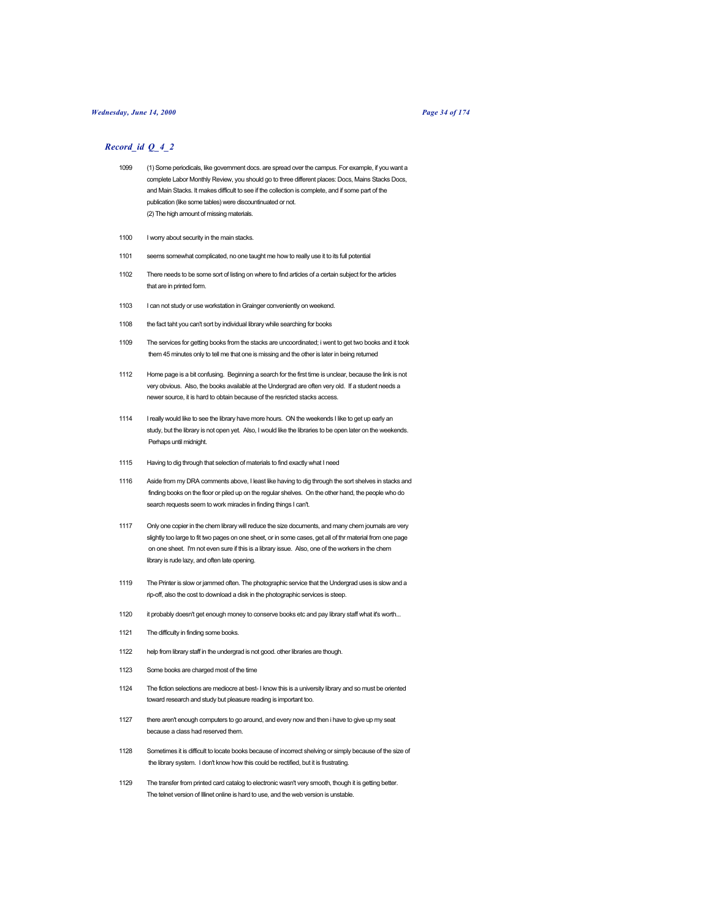## *Record_id Q_4_2*

1099 (1) Some periodicals, like government docs. are spread over the campus. For example, if you want a complete Labor Monthly Review, you should go to three different places: Docs, Mains Stacks Docs, and Main Stacks. It makes difficult to see if the collection is complete, and if some part of the publication (like some tables) were discountinuated or not.
(2) The high amount of missing materials.

1100 I worry about security in the main stacks.

1101 seems somewhat complicated, no one taught me how to really use it to its full potential

1102 There needs to be some sort of listing on where to find articles of a certain subject for the articles that are in printed form.

1103 I can not study or use workstation in Grainger conveniently on weekend.

1108 the fact taht you can't sort by individual library while searching for books

1109 The services for getting books from the stacks are uncoordinated; i went to get two books and it took them 45 minutes only to tell me that one is missing and the other is later in being returned

1112 Home page is a bit confusing. Beginning a search for the first time is unclear, because the link is not very obvious. Also, the books available at the Undergrad are often very old. If a student needs a newer source, it is hard to obtain because of the resricted stacks access.

1114 I really would like to see the library have more hours. ON the weekends I like to get up early an study, but the library is not open yet. Also, I would like the libraries to be open later on the weekends. Perhaps until midnight.

1115 Having to dig through that selection of materials to find exactly what I need

1116 Aside from my DRA comments above, I least like having to dig through the sort shelves in stacks and finding books on the floor or piled up on the regular shelves. On the other hand, the people who do search requests seem to work miracles in finding things I can't.

1117 Only one copier in the chem library will reduce the size documents, and many chem journals are very slightly too large to fit two pages on one sheet, or in some cases, get all of thr material from one page on one sheet. I'm not even sure if this is a library issue. Also, one of the workers in the chem library is rude lazy, and often late opening.

1119 The Printer is slow or jammed often. The photographic service that the Undergrad uses is slow and a rip-off, also the cost to download a disk in the photographic services is steep.

1120 it probably doesn't get enough money to conserve books etc and pay library staff what it's worth...

1121 The difficulty in finding some books.

1122 help from library staff in the undergrad is not good. other libraries are though.

1123 Some books are charged most of the time

1124 The fiction selections are mediocre at best- I know this is a university library and so must be oriented toward research and study but pleasure reading is important too.

1127 there aren't enough computers to go around, and every now and then i have to give up my seat because a class had reserved them.

1128 Sometimes it is difficult to locate books because of incorrect shelving or simply because of the size of the library system. I don't know how this could be rectified, but it is frustrating.

1129 The transfer from printed card catalog to electronic wasn't very smooth, though it is getting better. The telnet version of Illinet online is hard to use, and the web version is unstable.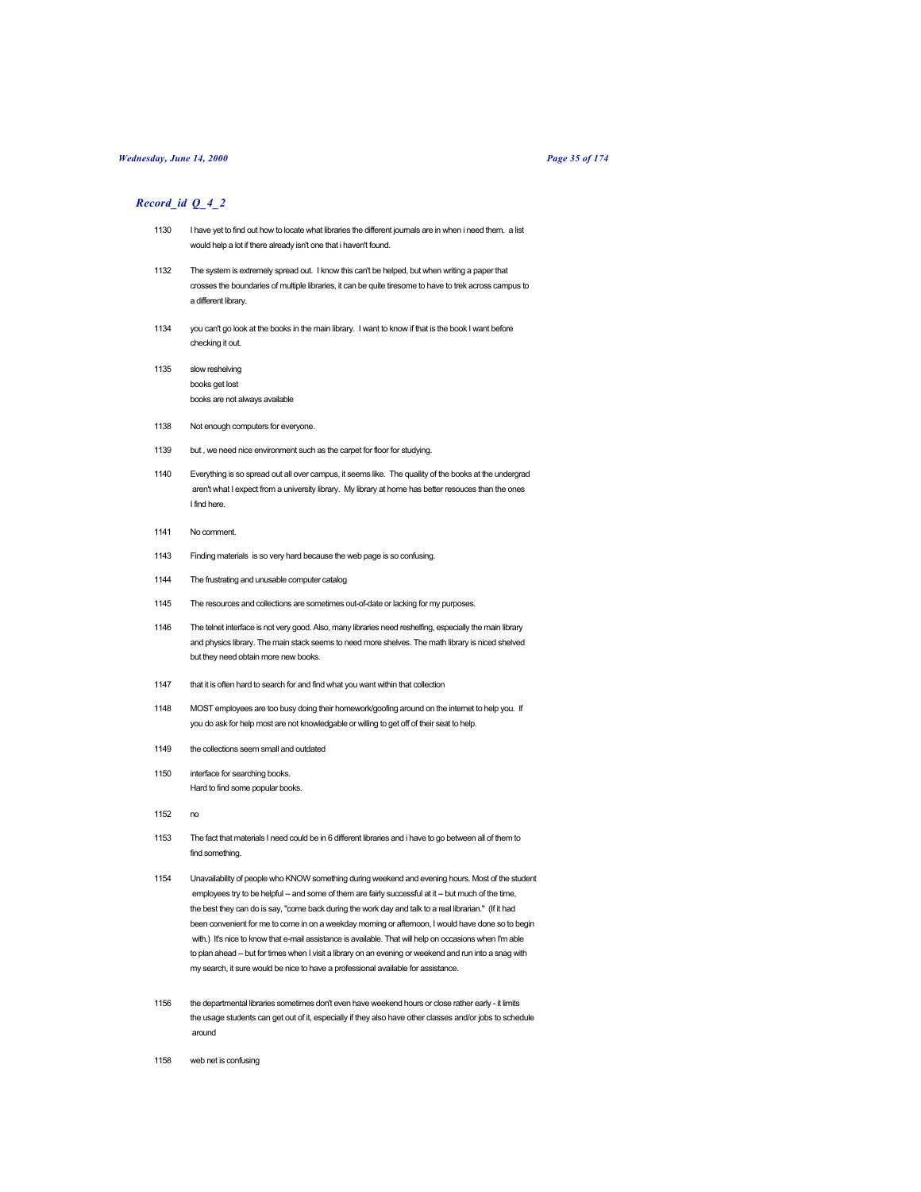## *Record_id Q_4_2*

1130 I have yet to find out how to locate what libraries the different journals are in when i need them. a list would help a lot if there already isn't one that i haven't found.

1132 The system is extremely spread out. I know this can't be helped, but when writing a paper that crosses the boundaries of multiple libraries, it can be quite tiresome to have to trek across campus to a different library.

1134 you can't go look at the books in the main library. I want to know if that is the book I want before checking it out.

1135 slow reshelving
books get lost
books are not always available

1138 Not enough computers for everyone.

1139 but , we need nice environment such as the carpet for floor for studying.

1140 Everything is so spread out all over campus, it seems like. The quaility of the books at the undergrad aren't what I expect from a university library. My library at home has better resouces than the ones I find here.

1141 No comment.

1143 Finding materials is so very hard because the web page is so confusing.

1144 The frustrating and unusable computer catalog

1145 The resources and collections are sometimes out-of-date or lacking for my purposes.

1146 The telnet interface is not very good. Also, many libraries need reshelfing, especially the main library and physics library. The main stack seems to need more shelves. The math library is niced shelved but they need obtain more new books.

1147 that it is often hard to search for and find what you want within that collection

1148 MOST employees are too busy doing their homework/goofing around on the internet to help you. If you do ask for help most are not knowledgable or willing to get off of their seat to help.

1149 the collections seem small and outdated

1150 interface for searching books.
Hard to find some popular books.

1152 no

1153 The fact that materials I need could be in 6 different libraries and i have to go between all of them to find something.

1154 Unavailability of people who KNOW something during weekend and evening hours. Most of the student employees try to be helpful -- and some of them are fairly successful at it -- but much of the time, the best they can do is say, "come back during the work day and talk to a real librarian." (If it had been convenient for me to come in on a weekday morning or afternoon, I would have done so to begin with.) It's nice to know that e-mail assistance is available. That will help on occasions when I'm able to plan ahead -- but for times when I visit a library on an evening or weekend and run into a snag with my search, it sure would be nice to have a professional available for assistance.

1156 the departmental libraries sometimes don't even have weekend hours or close rather early - it limits the usage students can get out of it, especially if they also have other classes and/or jobs to schedule around

1158 web net is confusing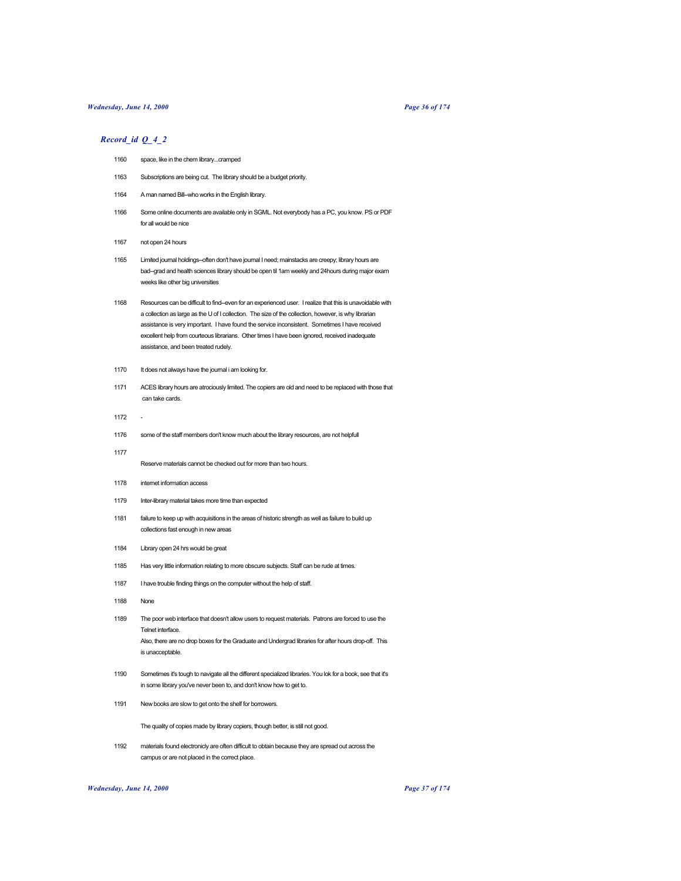## *Record_id Q_4_2*

1160 space, like in the chem library...cramped

1163 Subscriptions are being cut. The library should be a budget priority.

1164 A man named Bill--who works in the English library.

1166 Some online documents are available only in SGML. Not everybody has a PC, you know. PS or PDF for all would be nice

1167 not open 24 hours

1165 Limited journal holdings--often don't have journal I need; mainstacks are creepy; library hours are bad--grad and health sciences library should be open til 1am weekly and 24hours during major exam weeks like other big universities

1168 Resources can be difficult to find--even for an experienced user. I realize that this is unavoidable with a collection as large as the U of I collection. The size of the collection, however, is why librarian assistance is very important. I have found the service inconsistent. Sometimes I have received excellent help from courteous librarians. Other times I have been ignored, received inadequate assistance, and been treated rudely.

1170 It does not always have the journal i am looking for.

1171 ACES library hours are atrociously limited. The copiers are old and need to be replaced with those that can take cards.

1172 -

1176 some of the staff members don't know much about the library resources, are not helpfull

1177 Reserve materials cannot be checked out for more than two hours.

1178 internet information access

1179 Inter-library material takes more time than expected

1181 failure to keep up with acquisitions in the areas of historic strength as well as failure to build up collections fast enough in new areas

1184 Library open 24 hrs would be great

1185 Has very little information relating to more obscure subjects. Staff can be rude at times.

1187 I have trouble finding things on the computer without the help of staff.

1188 None

1189 The poor web interface that doesn't allow users to request materials. Patrons are forced to use the Telnet interface.
Also, there are no drop boxes for the Graduate and Undergrad libraries for after hours drop-off. This is unacceptable.

1190 Sometimes it's tough to navigate all the different specialized libraries. You lok for a book, see that it's in some library you've never been to, and don't know how to get to.

1191 New books are slow to get onto the shelf for borrowers.

The quality of copies made by library copiers, though better, is still not good.

1192 materials found electronicly are often difficult to obtain because they are spread out across the campus or are not placed in the correct place.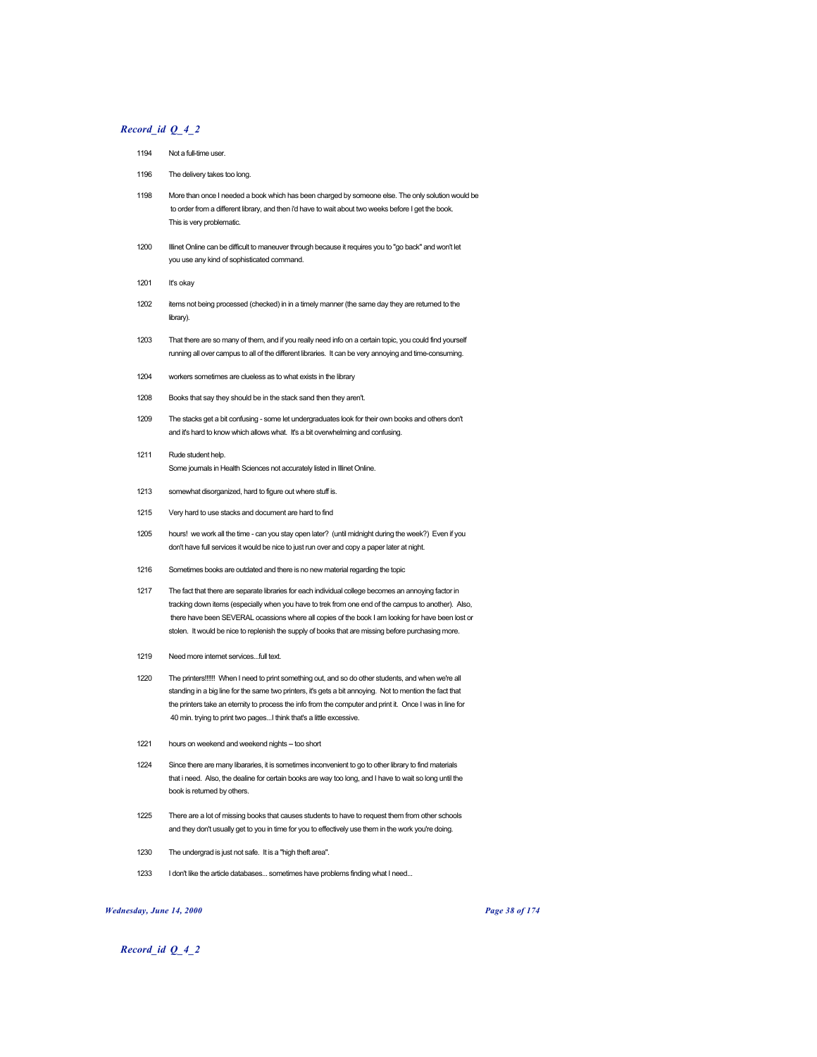## *Record_id Q_4_2*

| | |
|---|---|
| 1194 | Not a full-time user. |
| 1196 | The delivery takes too long. |
| 1198 | More than once I needed a book which has been charged by someone else. The only solution would be to order from a different library, and then i'd have to wait about two weeks before I get the book. This is very problematic. |
| 1200 | Illinet Online can be difficult to maneuver through because it requires you to "go back" and won't let you use any kind of sophisticated command. |
| 1201 | It's okay |
| 1202 | items not being processed (checked) in in a timely manner (the same day they are returned to the library). |
| 1203 | That there are so many of them, and if you really need info on a certain topic, you could find yourself running all over campus to all of the different libraries. It can be very annoying and time-consuming. |
| 1204 | workers sometimes are clueless as to what exists in the library |
| 1208 | Books that say they should be in the stack sand then they aren't. |
| 1209 | The stacks get a bit confusing - some let undergraduates look for their own books and others don't and it's hard to know which allows what. It's a bit overwhelming and confusing. |
| 1211 | Rude student help.<br>Some journals in Health Sciences not accurately listed in Illinet Online. |
| 1213 | somewhat disorganized, hard to figure out where stuff is. |
| 1215 | Very hard to use stacks and document are hard to find |
| 1205 | hours! we work all the time - can you stay open later? (until midnight during the week?) Even if you don't have full services it would be nice to just run over and copy a paper later at night. |
| 1216 | Sometimes books are outdated and there is no new material regarding the topic |
| 1217 | The fact that there are separate libraries for each individual college becomes an annoying factor in tracking down items (especially when you have to trek from one end of the campus to another). Also, there have been SEVERAL ocassions where all copies of the book I am looking for have been lost or stolen. It would be nice to replenish the supply of books that are missing before purchasing more. |
| 1219 | Need more internet services...full text. |
| 1220 | The printers!!!!!! When I need to print something out, and so do other students, and when we're all standing in a big line for the same two printers, it's gets a bit annoying. Not to mention the fact that the printers take an eternity to process the info from the computer and print it. Once I was in line for 40 min. trying to print two pages...I think that's a little excessive. |
| 1221 | hours on weekend and weekend nights -- too short |
| 1224 | Since there are many libararies, it is sometimes inconvenient to go to other library to find materials that i need. Also, the dealine for certain books are way too long, and I have to wait so long until the book is returned by others. |
| 1225 | There are a lot of missing books that causes students to have to request them from other schools and they don't usually get to you in time for you to effectively use them in the work you're doing. |
| 1230 | The undergrad is just not safe. It is a "high theft area". |
| 1233 | I don't like the article databases... sometimes have problems finding what I need... |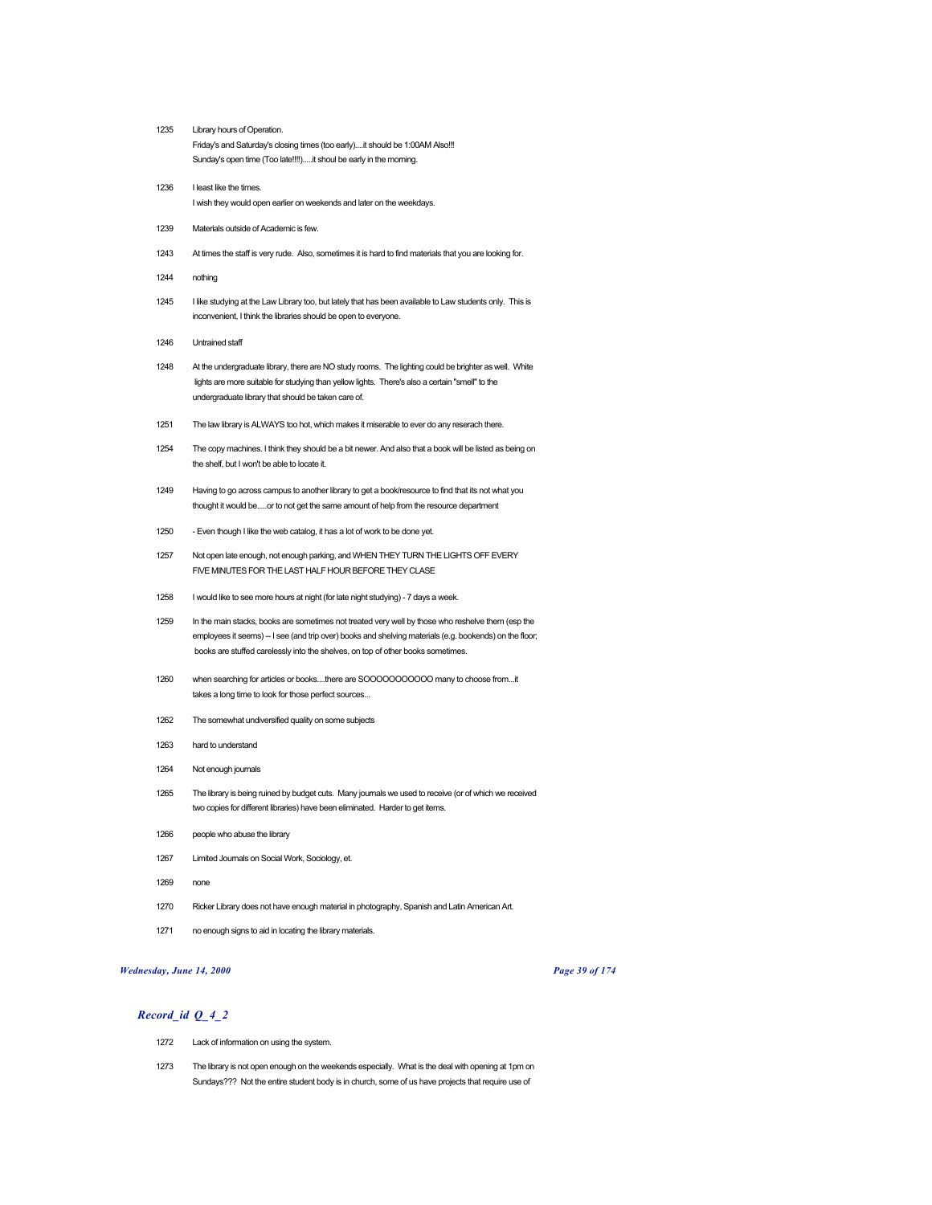1235 Library hours of Operation.
Friday's and Saturday's closing times (too early)....it should be 1:00AM Also!!!
Sunday's open time (Too late!!!!).....it shoul be early in the morning.

1236 I least like the times.
I wish they would open earlier on weekends and later on the weekdays.

1239 Materials outside of Academic is few.

1243 At times the staff is very rude. Also, sometimes it is hard to find materials that you are looking for.

1244 nothing

1245 I like studying at the Law Library too, but lately that has been available to Law students only. This is inconvenient, I think the libraries should be open to everyone.

1246 Untrained staff

1248 At the undergraduate library, there are NO study rooms. The lighting could be brighter as well. White lights are more suitable for studying than yellow lights. There's also a certain "smell" to the undergraduate library that should be taken care of.

1251 The law library is ALWAYS too hot, which makes it miserable to ever do any reserach there.

1254 The copy machines. I think they should be a bit newer. And also that a book will be listed as being on the shelf, but I won't be able to locate it.

1249 Having to go across campus to another library to get a book/resource to find that its not what you thought it would be.....or to not get the same amount of help from the resource department

1250 - Even though I like the web catalog, it has a lot of work to be done yet.

1257 Not open late enough, not enough parking, and WHEN THEY TURN THE LIGHTS OFF EVERY FIVE MINUTES FOR THE LAST HALF HOUR BEFORE THEY CLASE

1258 I would like to see more hours at night (for late night studying) - 7 days a week.

1259 In the main stacks, books are sometimes not treated very well by those who reshelve them (esp the employees it seems) -- I see (and trip over) books and shelving materials (e.g. bookends) on the floor; books are stuffed carelessly into the shelves, on top of other books sometimes.

1260 when searching for articles or books....there are SOOOOOOOOOOO many to choose from...it takes a long time to look for those perfect sources...

1262 The somewhat undiversified quality on some subjects

1263 hard to understand

1264 Not enough journals

1265 The library is being ruined by budget cuts. Many journals we used to receive (or of which we received two copies for different libraries) have been eliminated. Harder to get items.

1266 people who abuse the library

1267 Limited Journals on Social Work, Sociology, et.

1269 none

1270 Ricker Library does not have enough material in photography, Spanish and Latin American Art.

1271 no enough signs to aid in locating the library materials.

## *Record_id Q_4_2*

1272 Lack of information on using the system.

1273 The library is not open enough on the weekends especially. What is the deal with opening at 1pm on Sundays??? Not the entire student body is in church, some of us have projects that require use of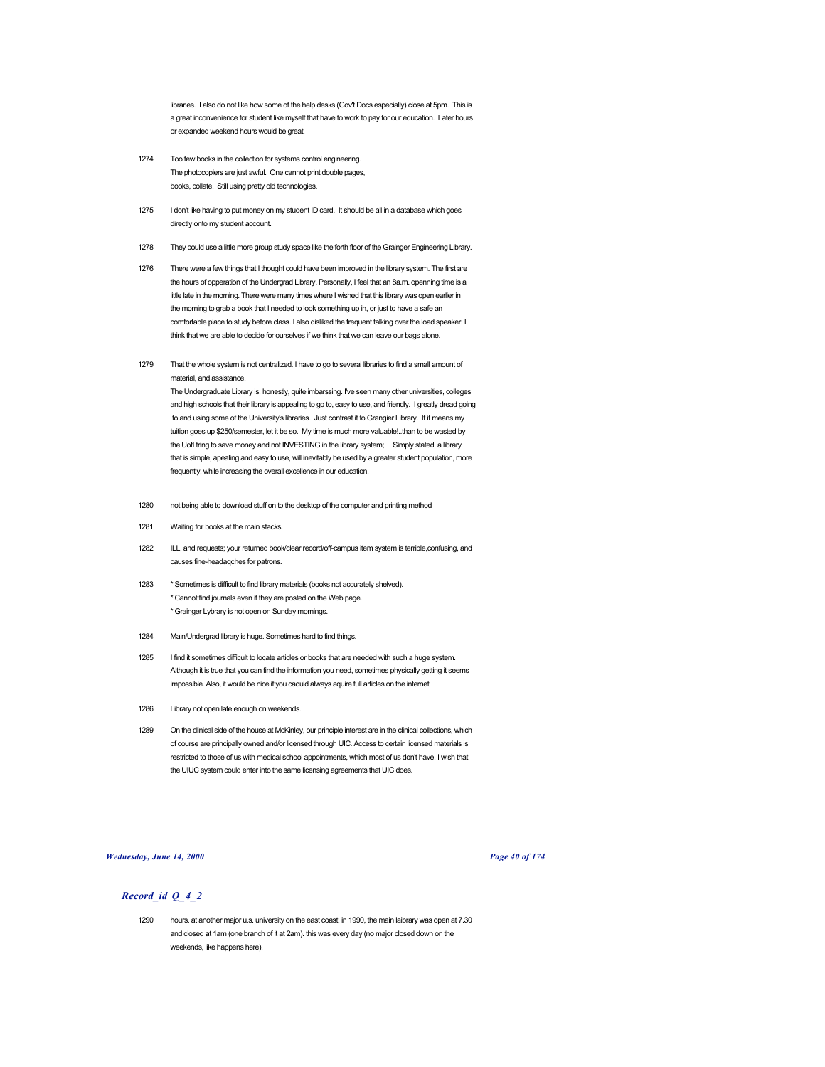libraries. I also do not like how some of the help desks (Gov't Docs especially) close at 5pm. This is a great inconvenience for student like myself that have to work to pay for our education. Later hours or expanded weekend hours would be great.

1274 Too few books in the collection for systems control engineering.
The photocopiers are just awful. One cannot print double pages, books, collate. Still using pretty old technologies.

1275 I don't like having to put money on my student ID card. It should be all in a database which goes directly onto my student account.

1278 They could use a little more group study space like the forth floor of the Grainger Engineering Library.

1276 There were a few things that I thought could have been improved in the library system. The first are the hours of opperation of the Undergrad Library. Personally, I feel that an 8a.m. openning time is a little late in the morning. There were many times where I wished that this library was open earlier in the morning to grab a book that I needed to look something up in, or just to have a safe an comfortable place to study before class. I also disliked the frequent talking over the load speaker. I think that we are able to decide for ourselves if we think that we can leave our bags alone.

1279 That the whole system is not centralized. I have to go to several libraries to find a small amount of material, and assistance.
The Undergraduate Library is, honestly, quite imbarssing. I've seen many other universities, colleges and high schools that their library is appealing to go to, easy to use, and friendly. I greatly dread going to and using some of the University's libraries. Just contrast it to Grangier Library. If it means my tuition goes up $250/semester, let it be so. My time is much more valuable!..than to be wasted by the UofI tring to save money and not INVESTING in the library system; Simply stated, a library that is simple, apealing and easy to use, will inevitably be used by a greater student population, more frequently, while increasing the overall excellence in our education.

1280 not being able to download stuff on to the desktop of the computer and printing method

1281 Waiting for books at the main stacks.

1282 ILL, and requests; your returned book/clear record/off-campus item system is terrible,confusing, and causes fine-headaqches for patrons.

1283 * Sometimes is difficult to find library materials (books not accurately shelved).
* Cannot find journals even if they are posted on the Web page.
* Grainger Lybrary is not open on Sunday mornings.

1284 Main/Undergrad library is huge. Sometimes hard to find things.

1285 I find it sometimes difficult to locate articles or books that are needed with such a huge system. Although it is true that you can find the information you need, sometimes physically getting it seems impossible. Also, it would be nice if you caould always aquire full articles on the internet.

1286 Library not open late enough on weekends.

1289 On the clinical side of the house at McKinley, our principle interest are in the clinical collections, which of course are principally owned and/or licensed through UIC. Access to certain licensed materials is restricted to those of us with medical school appointments, which most of us don't have. I wish that the UIUC system could enter into the same licensing agreements that UIC does.

## *Record_id Q_4_2*

1290 hours. at another major u.s. university on the east coast, in 1990, the main laibrary was open at 7.30 and closed at 1am (one branch of it at 2am). this was every day (no major closed down on the weekends, like happens here).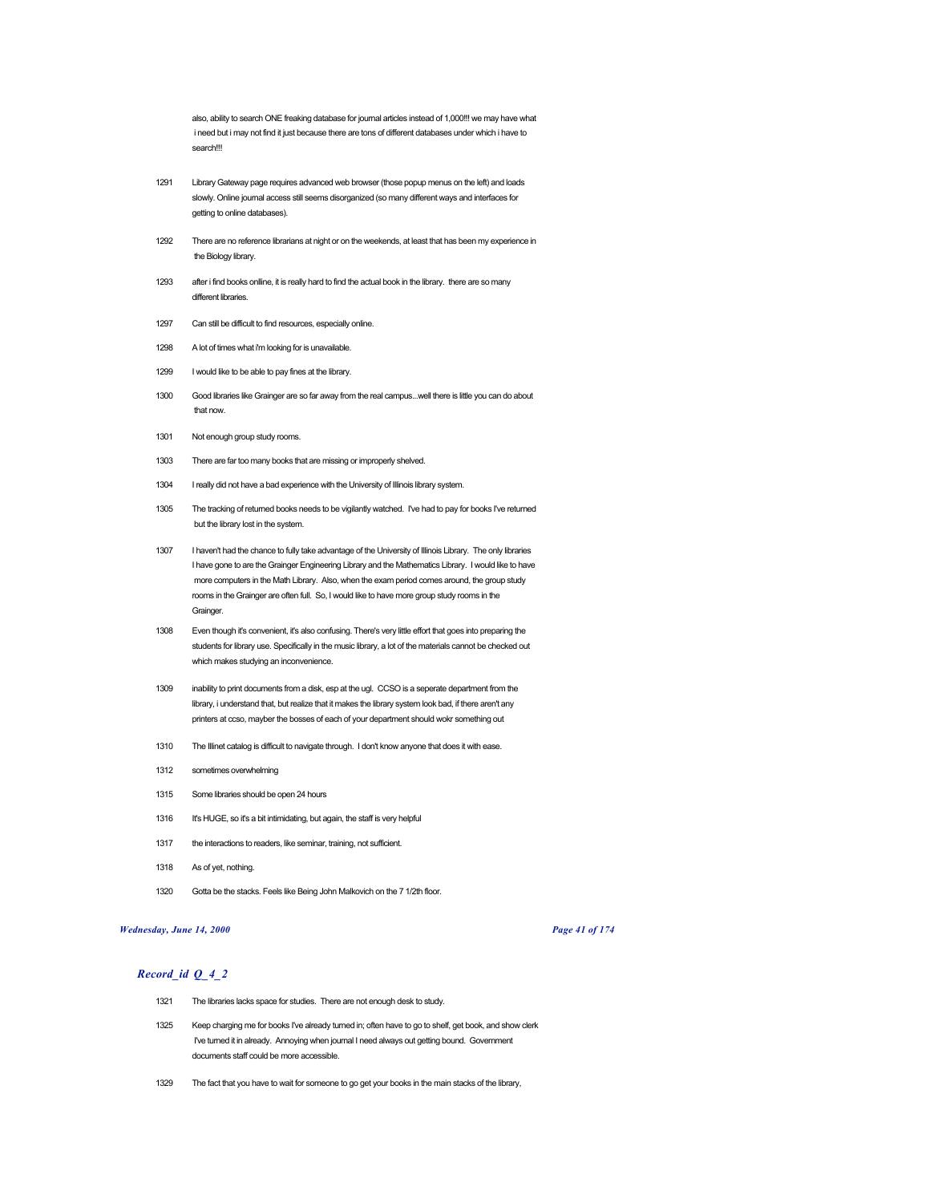also, ability to search ONE freaking database for journal articles instead of 1,000!!! we may have what i need but i may not find it just because there are tons of different databases under which i have to search!!!

1291 Library Gateway page requires advanced web browser (those popup menus on the left) and loads slowly. Online journal access still seems disorganized (so many different ways and interfaces for getting to online databases).

1292 There are no reference librarians at night or on the weekends, at least that has been my experience in the Biology library.

1293 after i find books onlline, it is really hard to find the actual book in the library. there are so many different libraries.

1297 Can still be difficult to find resources, especially online.

1298 A lot of times what i'm looking for is unavailable.

1299 I would like to be able to pay fines at the library.

1300 Good libraries like Grainger are so far away from the real campus...well there is little you can do about that now.

1301 Not enough group study rooms.

1303 There are far too many books that are missing or improperly shelved.

1304 I really did not have a bad experience with the University of Illinois library system.

1305 The tracking of returned books needs to be vigilantly watched. I've had to pay for books I've returned but the library lost in the system.

1307 I haven't had the chance to fully take advantage of the University of Illinois Library. The only libraries I have gone to are the Grainger Engineering Library and the Mathematics Library. I would like to have more computers in the Math Library. Also, when the exam period comes around, the group study rooms in the Grainger are often full. So, I would like to have more group study rooms in the Grainger.

1308 Even though it's convenient, it's also confusing. There's very little effort that goes into preparing the students for library use. Specifically in the music library, a lot of the materials cannot be checked out which makes studying an inconvenience.

1309 inability to print documents from a disk, esp at the ugl. CCSO is a seperate department from the library, i understand that, but realize that it makes the library system look bad, if there aren't any printers at ccso, mayber the bosses of each of your department should wokr something out

1310 The Illinet catalog is difficult to navigate through. I don't know anyone that does it with ease.

1312 sometimes overwhelming

1315 Some libraries should be open 24 hours

1316 It's HUGE, so it's a bit intimidating, but again, the staff is very helpful

1317 the interactions to readers, like seminar, training, not sufficient.

1318 As of yet, nothing.

1320 Gotta be the stacks. Feels like Being John Malkovich on the 7 1/2th floor.

## *Record_id Q_4_2*

1321 The libraries lacks space for studies. There are not enough desk to study.

1325 Keep charging me for books I've already turned in; often have to go to shelf, get book, and show clerk I've turned it in already. Annoying when journal I need always out getting bound. Government documents staff could be more accessible.

1329 The fact that you have to wait for someone to go get your books in the main stacks of the library,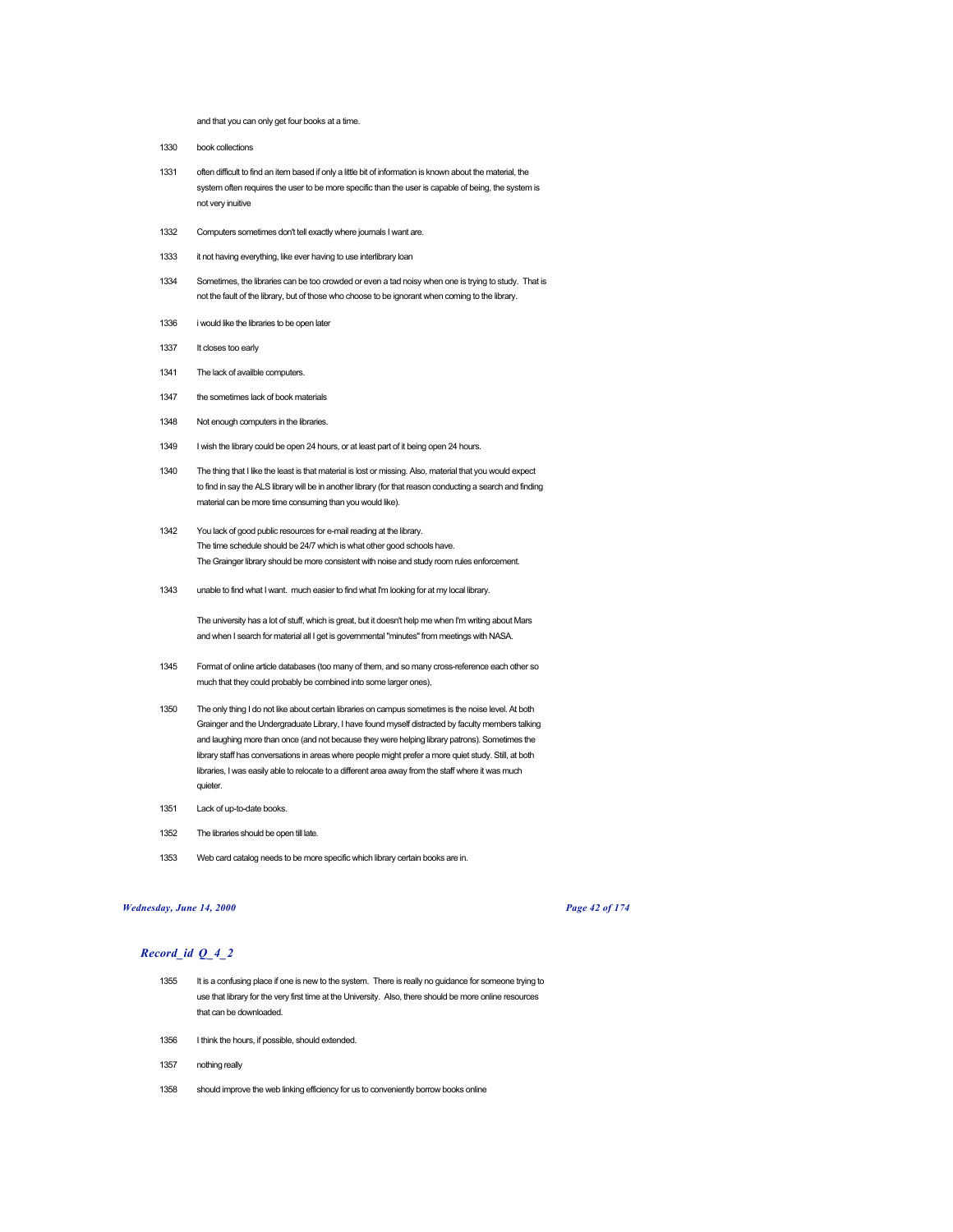and that you can only get four books at a time.

1330 book collections

1331 often difficult to find an item based if only a little bit of information is known about the material, the system often requires the user to be more specific than the user is capable of being, the system is not very inuitive

1332 Computers sometimes don't tell exactly where journals I want are.

1333 it not having everything, like ever having to use interlibrary loan

1334 Sometimes, the libraries can be too crowded or even a tad noisy when one is trying to study. That is not the fault of the library, but of those who choose to be ignorant when coming to the library.

1336 i would like the libraries to be open later

1337 It closes too early

1341 The lack of availble computers.

1347 the sometimes lack of book materials

1348 Not enough computers in the libraries.

1349 I wish the library could be open 24 hours, or at least part of it being open 24 hours.

1340 The thing that I like the least is that material is lost or missing. Also, material that you would expect to find in say the ALS library will be in another library (for that reason conducting a search and finding material can be more time consuming than you would like).

1342 You lack of good public resources for e-mail reading at the library.
The time schedule should be 24/7 which is what other good schools have.
The Grainger library should be more consistent with noise and study room rules enforcement.

1343 unable to find what I want. much easier to find what I'm looking for at my local library.

The university has a lot of stuff, which is great, but it doesn't help me when I'm writing about Mars and when I search for material all I get is governmental "minutes" from meetings with NASA.

1345 Format of online article databases (too many of them, and so many cross-reference each other so much that they could probably be combined into some larger ones),

1350 The only thing I do not like about certain libraries on campus sometimes is the noise level. At both Grainger and the Undergraduate Library, I have found myself distracted by faculty members talking and laughing more than once (and not because they were helping library patrons). Sometimes the library staff has conversations in areas where people might prefer a more quiet study. Still, at both libraries, I was easily able to relocate to a different area away from the staff where it was much quieter.

1351 Lack of up-to-date books.

1352 The libraries should be open till late.

1353 Web card catalog needs to be more specific which library certain books are in.

## *Record_id Q_4_2*

1355 It is a confusing place if one is new to the system. There is really no guidance for someone trying to use that library for the very first time at the University. Also, there should be more online resources that can be downloaded.

1356 I think the hours, if possible, should extended.

1357 nothing really

1358 should improve the web linking efficiency for us to conveniently borrow books online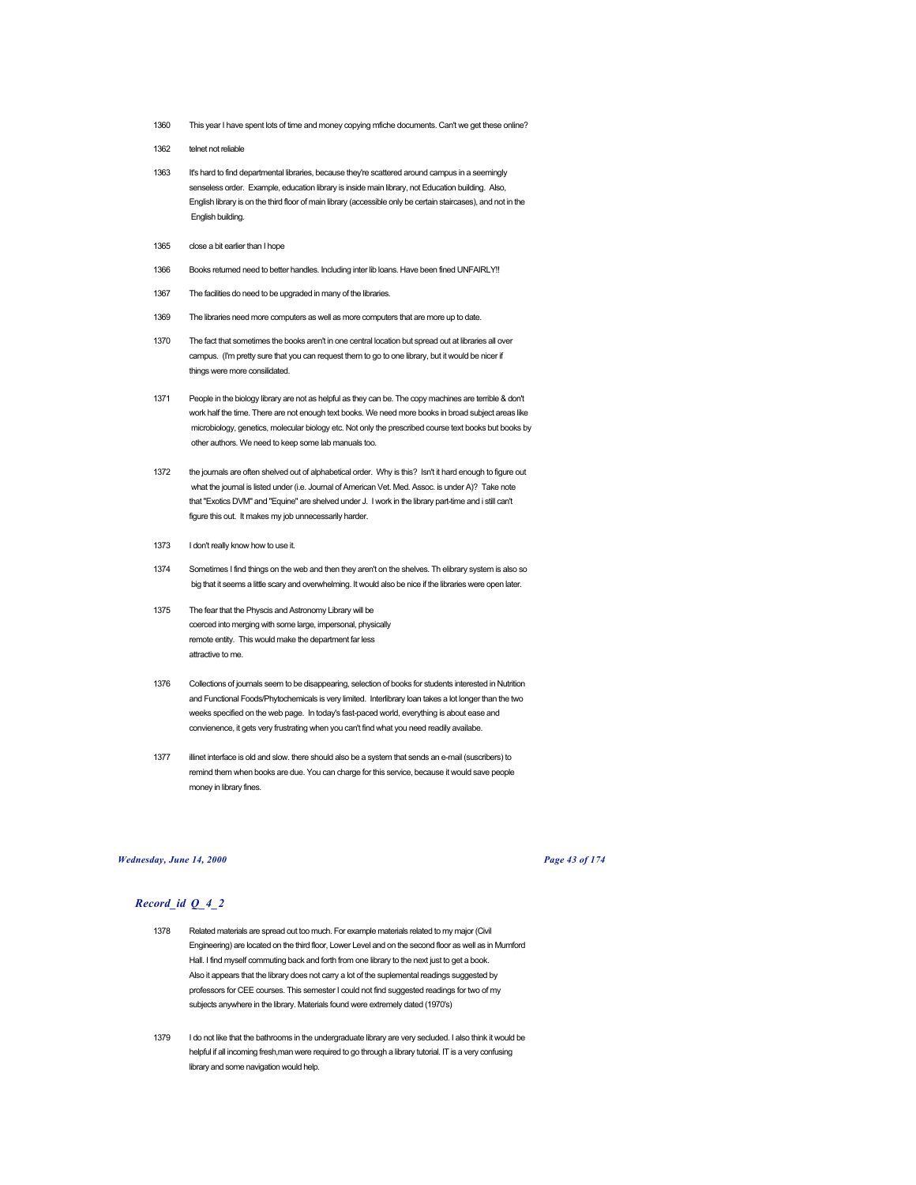1360 This year I have spent lots of time and money copying mfiche documents. Can't we get these online?

1362 telnet not reliable

1363 It's hard to find departmental libraries, because they're scattered around campus in a seemingly senseless order. Example, education library is inside main library, not Education building. Also, English library is on the third floor of main library (accessible only be certain staircases), and not in the English building.

1365 close a bit earlier than I hope

1366 Books returned need to better handles. Including inter lib loans. Have been fined UNFAIRLY!!

1367 The facilities do need to be upgraded in many of the libraries.

1369 The libraries need more computers as well as more computers that are more up to date.

1370 The fact that sometimes the books aren't in one central location but spread out at libraries all over campus. (I'm pretty sure that you can request them to go to one library, but it would be nicer if things were more consilidated.

1371 People in the biology library are not as helpful as they can be. The copy machines are terrible & don't work half the time. There are not enough text books. We need more books in broad subject areas like microbiology, genetics, molecular biology etc. Not only the prescribed course text books but books by other authors. We need to keep some lab manuals too.

1372 the journals are often shelved out of alphabetical order. Why is this? Isn't it hard enough to figure out what the journal is listed under (i.e. Journal of American Vet. Med. Assoc. is under A)? Take note that "Exotics DVM" and "Equine" are shelved under J. I work in the library part-time and i still can't figure this out. It makes my job unnecessarily harder.

1373 I don't really know how to use it.

1374 Sometimes I find things on the web and then they aren't on the shelves. Th elibrary system is also so big that it seems a little scary and overwhelming. It would also be nice if the libraries were open later.

1375 The fear that the Physcis and Astronomy Library will be coerced into merging with some large, impersonal, physically remote entity. This would make the department far less attractive to me.

1376 Collections of journals seem to be disappearing, selection of books for students interested in Nutrition and Functional Foods/Phytochemicals is very limited. Interlibrary loan takes a lot longer than the two weeks specified on the web page. In today's fast-paced world, everything is about ease and convienence, it gets very frustrating when you can't find what you need readily availabe.

1377 illinet interface is old and slow. there should also be a system that sends an e-mail (suscribers) to remind them when books are due. You can charge for this service, because it would save people money in library fines.

## *Record_id Q_4_2*

1378 Related materials are spread out too much. For example materials related to my major (Civil Engineering) are located on the third floor, Lower Level and on the second floor as well as in Mumford Hall. I find myself commuting back and forth from one library to the next just to get a book. Also it appears that the library does not carry a lot of the suplemental readings suggested by professors for CEE courses. This semester I could not find suggested readings for two of my subjects anywhere in the library. Materials found were extremely dated (1970's)

1379 I do not like that the bathrooms in the undergraduate library are very secluded. I also think it would be helpful if all incoming fresh,man were required to go through a library tutorial. IT is a very confusing library and some navigation would help.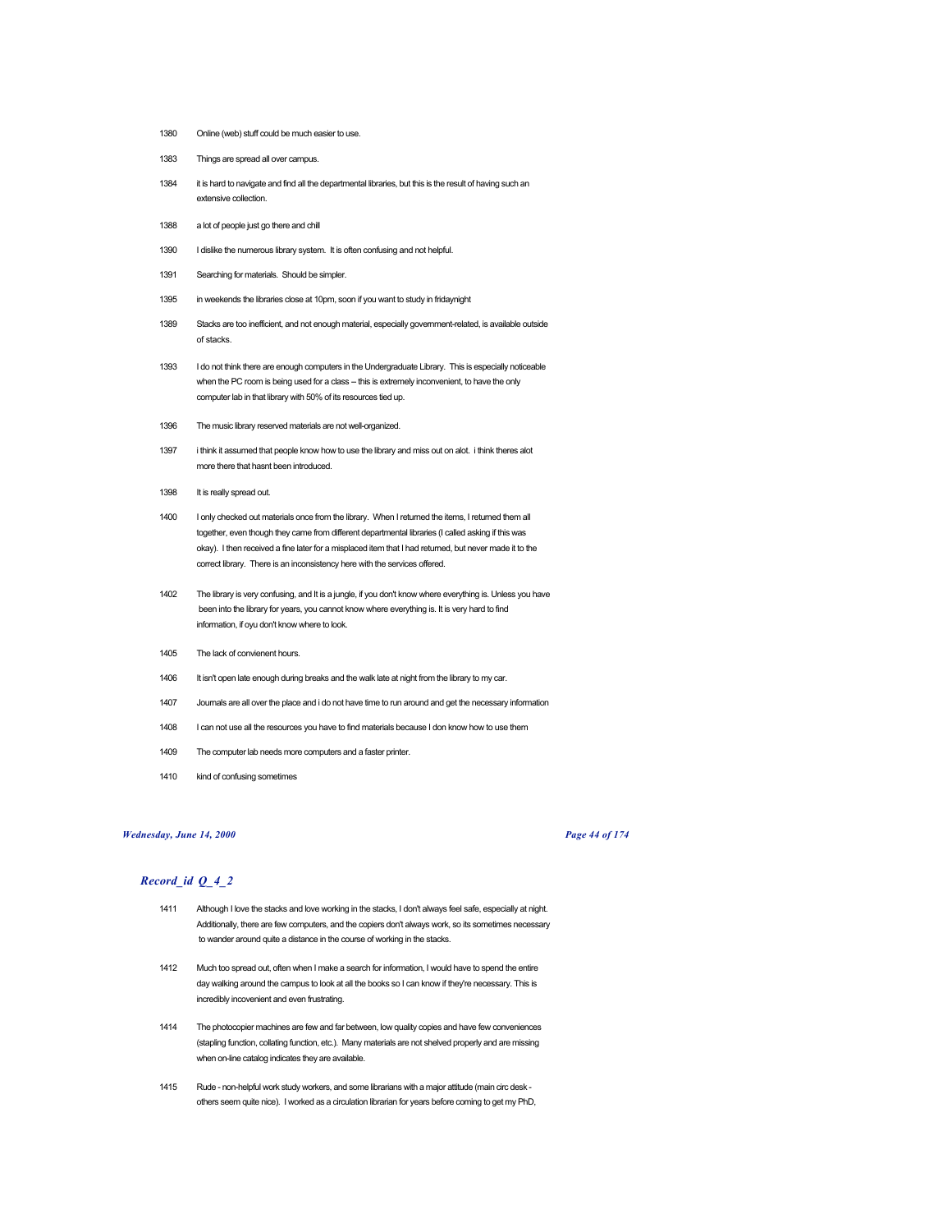1380 Online (web) stuff could be much easier to use.

1383 Things are spread all over campus.

1384 it is hard to navigate and find all the departmental libraries, but this is the result of having such an extensive collection.

1388 a lot of people just go there and chill

1390 I dislike the numerous library system. It is often confusing and not helpful.

1391 Searching for materials. Should be simpler.

1395 in weekends the libraries close at 10pm, soon if you want to study in fridaynight

1389 Stacks are too inefficient, and not enough material, especially government-related, is available outside of stacks.

1393 I do not think there are enough computers in the Undergraduate Library. This is especially noticeable when the PC room is being used for a class -- this is extremely inconvenient, to have the only computer lab in that library with 50% of its resources tied up.

1396 The music library reserved materials are not well-organized.

1397 i think it assumed that people know how to use the library and miss out on alot. i think theres alot more there that hasnt been introduced.

1398 It is really spread out.

1400 I only checked out materials once from the library. When I returned the items, I returned them all together, even though they came from different departmental libraries (I called asking if this was okay). I then received a fine later for a misplaced item that I had returned, but never made it to the correct library. There is an inconsistency here with the services offered.

1402 The library is very confusing, and It is a jungle, if you don't know where everything is. Unless you have been into the library for years, you cannot know where everything is. It is very hard to find information, if oyu don't know where to look.

1405 The lack of convienent hours.

1406 It isn't open late enough during breaks and the walk late at night from the library to my car.

1407 Journals are all over the place and i do not have time to run around and get the necessary information

1408 I can not use all the resources you have to find materials because I don know how to use them

1409 The computer lab needs more computers and a faster printer.

1410 kind of confusing sometimes

## *Record_id Q_4_2*

1411 Although I love the stacks and love working in the stacks, I don't always feel safe, especially at night. Additionally, there are few computers, and the copiers don't always work, so its sometimes necessary to wander around quite a distance in the course of working in the stacks.

1412 Much too spread out, often when I make a search for information, I would have to spend the entire day walking around the campus to look at all the books so I can know if they're necessary. This is incredibly incovenient and even frustrating.

1414 The photocopier machines are few and far between, low quality copies and have few conveniences (stapling function, collating function, etc.). Many materials are not shelved properly and are missing when on-line catalog indicates they are available.

1415 Rude - non-helpful work study workers, and some librarians with a major attitude (main circ desk - others seem quite nice). I worked as a circulation librarian for years before coming to get my PhD,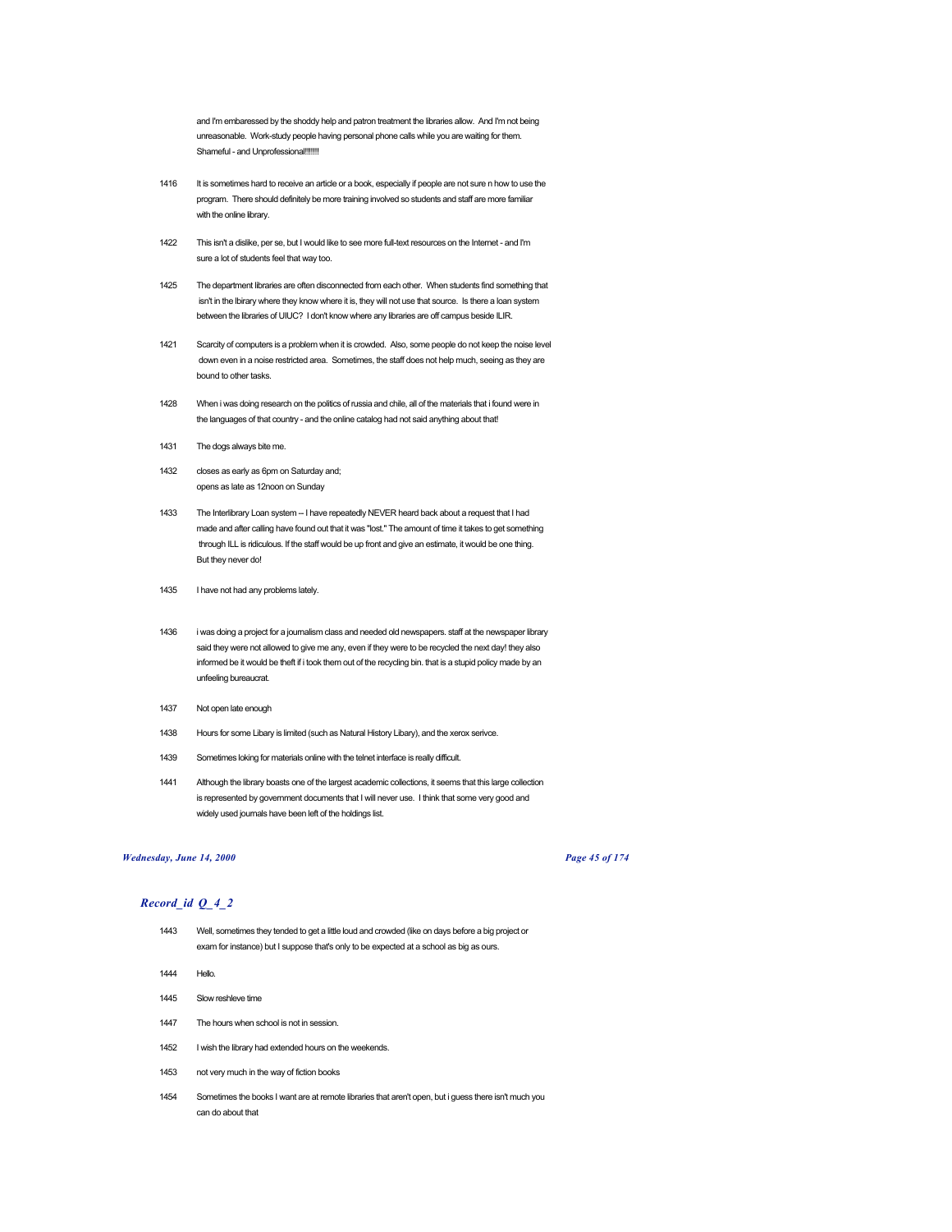and I'm embaressed by the shoddy help and patron treatment the libraries allow. And I'm not being unreasonable. Work-study people having personal phone calls while you are waiting for them. Shameful - and Unprofessional!!!!!!

1416 It is sometimes hard to receive an article or a book, especially if people are not sure n how to use the program. There should definitely be more training involved so students and staff are more familiar with the online library.

1422 This isn't a dislike, per se, but I would like to see more full-text resources on the Internet - and I'm sure a lot of students feel that way too.

1425 The department libraries are often disconnected from each other. When students find something that isn't in the lbirary where they know where it is, they will not use that source. Is there a loan system between the libraries of UIUC? I don't know where any libraries are off campus beside ILIR.

1421 Scarcity of computers is a problem when it is crowded. Also, some people do not keep the noise level down even in a noise restricted area. Sometimes, the staff does not help much, seeing as they are bound to other tasks.

1428 When i was doing research on the politics of russia and chile, all of the materials that i found were in the languages of that country - and the online catalog had not said anything about that!

1431 The dogs always bite me.

1432 closes as early as 6pm on Saturday and;
opens as late as 12noon on Sunday

1433 The Interlibrary Loan system -- I have repeatedly NEVER heard back about a request that I had made and after calling have found out that it was "lost." The amount of time it takes to get something through ILL is ridiculous. If the staff would be up front and give an estimate, it would be one thing. But they never do!

1435 I have not had any problems lately.

1436 i was doing a project for a journalism class and needed old newspapers. staff at the newspaper library said they were not allowed to give me any, even if they were to be recycled the next day! they also informed be it would be theft if i took them out of the recycling bin. that is a stupid policy made by an unfeeling bureaucrat.

1437 Not open late enough

1438 Hours for some Libary is limited (such as Natural History Libary), and the xerox serivce.

1439 Sometimes loking for materials online with the telnet interface is really difficult.

1441 Although the library boasts one of the largest academic collections, it seems that this large collection is represented by government documents that I will never use. I think that some very good and widely used journals have been left of the holdings list.

## *Record_id Q_4_2*

1443 Well, sometimes they tended to get a little loud and crowded (like on days before a big project or exam for instance) but I suppose that's only to be expected at a school as big as ours.

1444 Hello.

1445 Slow reshleve time

1447 The hours when school is not in session.

1452 I wish the library had extended hours on the weekends.

1453 not very much in the way of fiction books

1454 Sometimes the books I want are at remote libraries that aren't open, but i guess there isn't much you can do about that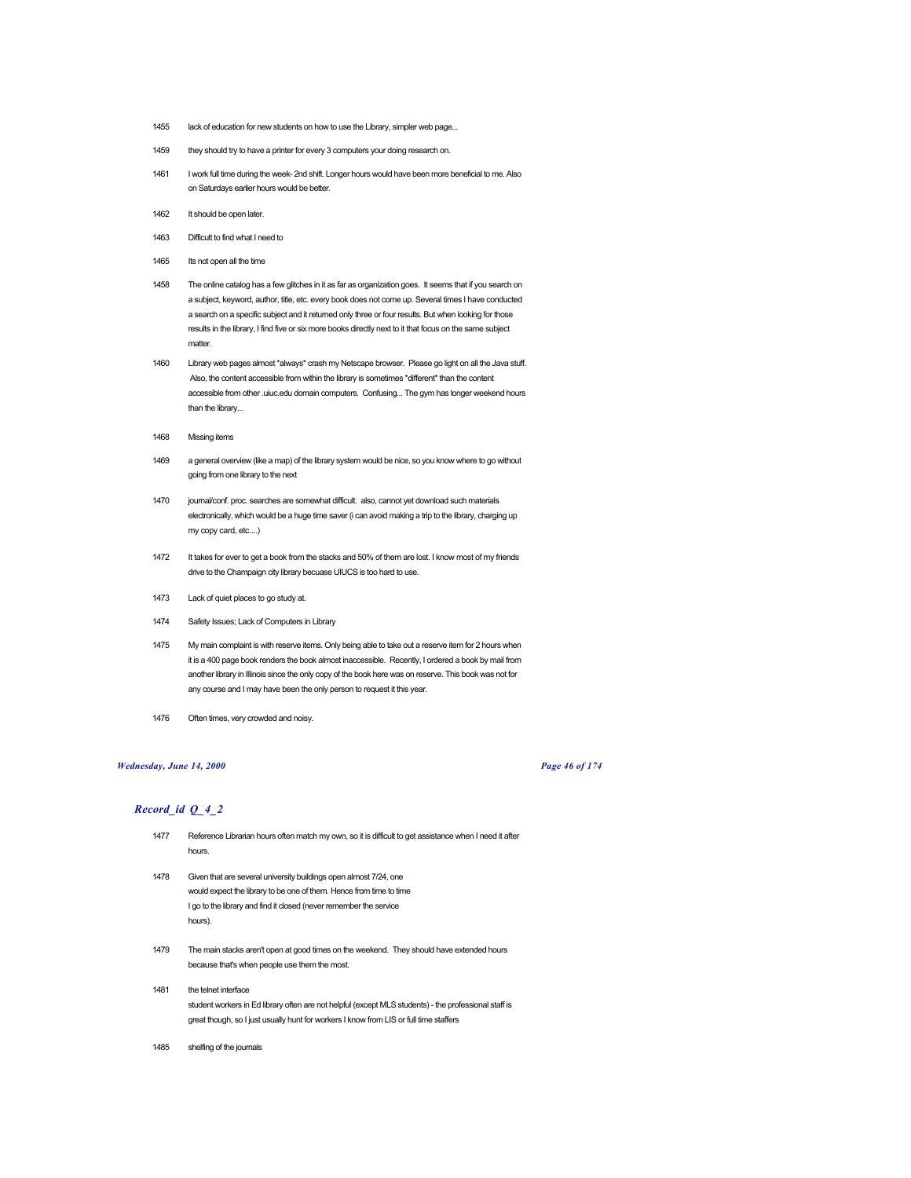1455 lack of education for new students on how to use the Library, simpler web page...

1459 they should try to have a printer for every 3 computers your doing research on.

1461 I work full time during the week- 2nd shift. Longer hours would have been more beneficial to me. Also on Saturdays earlier hours would be better.

1462 It should be open later.

1463 Difficult to find what I need to

1465 Its not open all the time

1458 The online catalog has a few glitches in it as far as organization goes. It seems that if you search on a subject, keyword, author, title, etc. every book does not come up. Several times I have conducted a search on a specific subject and it returned only three or four results. But when looking for those results in the library, I find five or six more books directly next to it that focus on the same subject matter.

1460 Library web pages almost *always* crash my Netscape browser. Please go light on all the Java stuff. Also, the content accessible from within the library is sometimes *different* than the content accessible from other .uiuc.edu domain computers. Confusing... The gym has longer weekend hours than the library...

1468 Missing items

1469 a general overview (like a map) of the library system would be nice, so you know where to go without going from one library to the next

1470 journal/conf. proc. searches are somewhat difficult. also, cannot yet download such materials electronically, which would be a huge time saver (i can avoid making a trip to the library, charging up my copy card, etc....)

1472 It takes for ever to get a book from the stacks and 50% of them are lost. I know most of my friends drive to the Champaign city library becuase UIUCS is too hard to use.

1473 Lack of quiet places to go study at.

1474 Safety Issues; Lack of Computers in Library

1475 My main complaint is with reserve items. Only being able to take out a reserve item for 2 hours when it is a 400 page book renders the book almost inaccessible. Recently, I ordered a book by mail from another library in Illinois since the only copy of the book here was on reserve. This book was not for any course and I may have been the only person to request it this year.

1476 Often times, very crowded and noisy.

## *Record_id Q_4_2*

1477 Reference Librarian hours often match my own, so it is difficult to get assistance when I need it after hours.

1478 Given that are several university buildings open almost 7/24, one would expect the library to be one of them. Hence from time to time I go to the library and find it closed (never remember the service hours).

1479 The main stacks aren't open at good times on the weekend. They should have extended hours because that's when people use them the most.

1481 the telnet interface
student workers in Ed library often are not helpful (except MLS students) - the professional staff is great though, so I just usually hunt for workers I know from LIS or full time staffers

1485 shelfing of the journals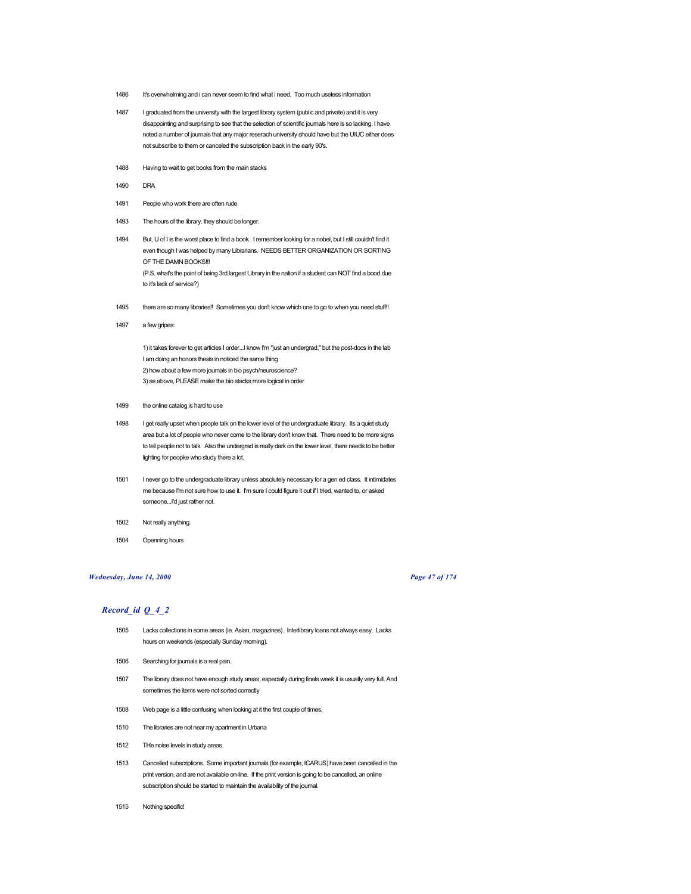1486 It's overwhelming and i can never seem to find what i need. Too much useless information

1487 I graduated from the university with the largest library system (public and private) and it is very disappointing and surprising to see that the selection of scientific journals here is so lacking. I have noted a number of journals that any major reserach university should have but the UIUC either does not subscribe to them or canceled the subscription back in the early 90's.

1488 Having to wait to get books from the main stacks

1490 DRA

1491 People who work there are often rude.

1493 The hours of the library. they should be longer.

1494 But, U of I is the worst place to find a book. I remember looking for a nobel, but I still couldn't find it even though I was helped by many Librarians. NEEDS BETTER ORGANIZATION OR SORTING OF THE DAMN BOOKS!!!
(P.S. what's the point of being 3rd largest Library in the nation if a student can NOT find a bood due to it's lack of service?)

1495 there are so many libraries!! Sometimes you don't know which one to go to when you need stuff!!

1497 a few gripes:

1) it takes forever to get articles I order...I know I'm "just an undergrad," but the post-docs in the lab I am doing an honors thesis in noticed the same thing
2) how about a few more journals in bio psych/neuroscience?
3) as above, PLEASE make the bio stacks more logical in order

1499 the online catalog is hard to use

1498 I get really upset when people talk on the lower level of the undergraduate library. Its a quiet study area but a lot of people who never come to the library don't know that. There need to be more signs to tell people not to talk. Also the undergrad is really dark on the lower level, there needs to be better lighting for peopke who study there a lot.

1501 I never go to the undergraduate library unless absolutely necessary for a gen ed class. It intimidates me because I'm not sure how to use it. I'm sure I could figure it out if I tried, wanted to, or asked someone...I'd just rather not.

1502 Not really anything.

1504 Openning hours

## *Record_id Q_4_2*

1505 Lacks collections in some areas (ie. Asian, magazines). Interlibrary loans not always easy. Lacks hours on weekends (especially Sunday morning).

1506 Searching for journals is a real pain.

1507 The library does not have enough study areas, especially during finals week it is usually very full. And sometimes the items were not sorted correctly

1508 Web page is a little confusing when looking at it the first couple of times.

1510 The libraries are not near my apartment in Urbana

1512 THe noise levels in study areas.

1513 Cancelled subscriptions. Some important journals (for example, ICARUS) have been cancelled in the print version, and are not available on-line. If the print version is going to be cancelled, an online subscription should be started to maintain the availability of the journal.

1515 Nothing specific!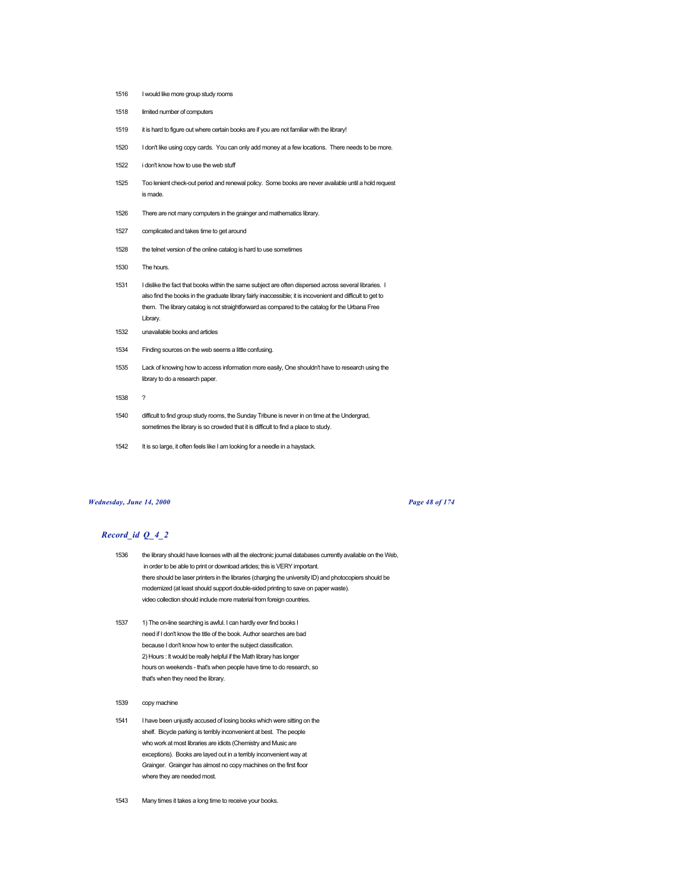| | |
|---|---|
| 1516 | I would like more group study rooms |
| 1518 | limited number of computers |
| 1519 | it is hard to figure out where certain books are if you are not familiar with the library! |
| 1520 | I don't like using copy cards. You can only add money at a few locations. There needs to be more. |
| 1522 | i don't know how to use the web stuff |
| 1525 | Too lenient check-out period and renewal policy. Some books are never available until a hold request is made. |
| 1526 | There are not many computers in the grainger and mathematics library. |
| 1527 | complicated and takes time to get around |
| 1528 | the telnet version of the online catalog is hard to use sometimes |
| 1530 | The hours. |
| 1531 | I dislike the fact that books within the same subject are often dispersed across several libraries. I also find the books in the graduate library fairly inaccessible; it is incovenient and difficult to get to them. The library catalog is not straightforward as compared to the catalog for the Urbana Free Library. |
| 1532 | unavailable books and articles |
| 1534 | Finding sources on the web seems a little confusing. |
| 1535 | Lack of knowing how to access information more easily, One shouldn't have to research using the library to do a research paper. |
| 1538 | ? |
| 1540 | difficult to find group study rooms, the Sunday Tribune is never in on time at the Undergrad, sometimes the library is so crowded that it is difficult to find a place to study. |
| 1542 | It is so large, it often feels like I am looking for a needle in a haystack. |

## *Record_id Q_4_2*

| | |
|---|---|
| 1536 | the library should have licenses with all the electronic journal databases currently available on the Web, in order to be able to print or download articles; this is VERY important. there should be laser printers in the libraries (charging the university ID) and photocopiers should be modernized (at least should support double-sided printing to save on paper waste). video collection should include more material from foreign countries. |
| 1537 | 1) The on-line searching is awful. I can hardly ever find books I need if I don't know the title of the book. Author searches are bad because I don't know how to enter the subject classification. 2) Hours : It would be really helpful if the Math library has longer hours on weekends - that's when people have time to do research, so that's when they need the library. |
| 1539 | copy machine |
| 1541 | I have been unjustly accused of losing books which were sitting on the shelf. Bicycle parking is terribly inconvenient at best. The people who work at most libraries are idiots (Chemistry and Music are exceptions). Books are layed out in a terribly inconvenient way at Grainger. Grainger has almost no copy machines on the first floor where they are needed most. |
| 1543 | Many times it takes a long time to receive your books. |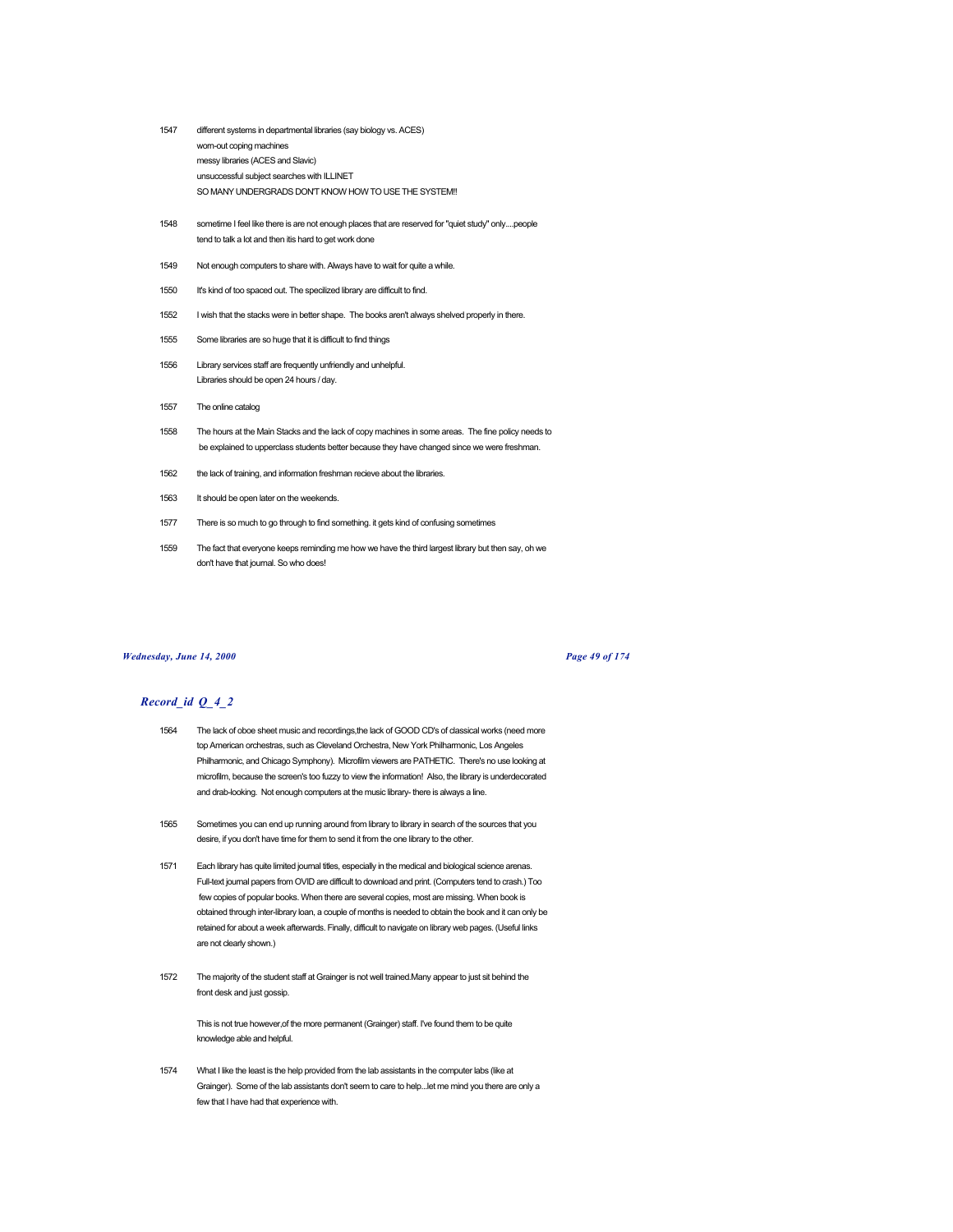1547 different systems in departmental libraries (say biology vs. ACES)
worn-out coping machines
messy libraries (ACES and Slavic)
unsuccessful subject searches with ILLINET
SO MANY UNDERGRADS DON'T KNOW HOW TO USE THE SYSTEM!!

1548 sometime I feel like there is are not enough places that are reserved for "quiet study" only....people tend to talk a lot and then itis hard to get work done

1549 Not enough computers to share with. Always have to wait for quite a while.

1550 It's kind of too spaced out. The specilized library are difficult to find.

1552 I wish that the stacks were in better shape. The books aren't always shelved properly in there.

1555 Some libraries are so huge that it is difficult to find things

1556 Library services staff are frequently unfriendly and unhelpful.
Libraries should be open 24 hours / day.

1557 The online catalog

1558 The hours at the Main Stacks and the lack of copy machines in some areas. The fine policy needs to be explained to upperclass students better because they have changed since we were freshman.

1562 the lack of training, and information freshman recieve about the libraries.

1563 It should be open later on the weekends.

1577 There is so much to go through to find something. it gets kind of confusing sometimes

1559 The fact that everyone keeps reminding me how we have the third largest library but then say, oh we don't have that journal. So who does!

## *Record_id Q_4_2*

1564 The lack of oboe sheet music and recordings,the lack of GOOD CD's of classical works (need more top American orchestras, such as Cleveland Orchestra, New York Philharmonic, Los Angeles Philharmonic, and Chicago Symphony). Microfilm viewers are PATHETIC. There's no use looking at microfilm, because the screen's too fuzzy to view the information! Also, the library is underdecorated and drab-looking. Not enough computers at the music library- there is always a line.

1565 Sometimes you can end up running around from library to library in search of the sources that you desire, if you don't have time for them to send it from the one library to the other.

1571 Each library has quite limited journal titles, especially in the medical and biological science arenas. Full-text journal papers from OVID are difficult to download and print. (Computers tend to crash.) Too few copies of popular books. When there are several copies, most are missing. When book is obtained through inter-library loan, a couple of months is needed to obtain the book and it can only be retained for about a week afterwards. Finally, difficult to navigate on library web pages. (Useful links are not clearly shown.)

1572 The majority of the student staff at Grainger is not well trained.Many appear to just sit behind the front desk and just gossip.

This is not true however,of the more permanent (Grainger) staff. I've found them to be quite knowledge able and helpful.

1574 What I like the least is the help provided from the lab assistants in the computer labs (like at Grainger). Some of the lab assistants don't seem to care to help...let me mind you there are only a few that I have had that experience with.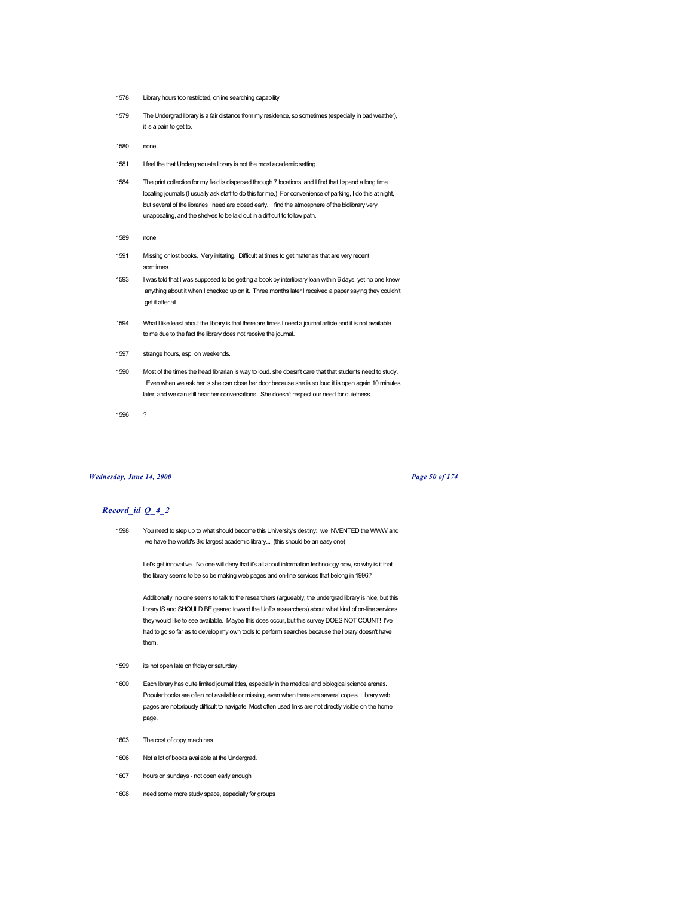1578 Library hours too restricted, online searching capability

1579 The Undergrad library is a fair distance from my residence, so sometimes (especially in bad weather), it is a pain to get to.

1580 none

1581 I feel the that Undergraduate library is not the most academic setting.

1584 The print collection for my field is dispersed through 7 locations, and I find that I spend a long time locating journals (I usually ask staff to do this for me.) For convenience of parking, I do this at night, but several of the libraries I need are closed early. I find the atmosphere of the biolibrary very unappealing, and the shelves to be laid out in a difficult to follow path.

1589 none

1591 Missing or lost books. Very irritating. Difficult at times to get materials that are very recent somtimes.

1593 I was told that I was supposed to be getting a book by interlibrary loan within 6 days, yet no one knew anything about it when I checked up on it. Three months later I received a paper saying they couldn't get it after all.

1594 What I like least about the library is that there are times I need a journal article and it is not available to me due to the fact the library does not receive the journal.

1597 strange hours, esp. on weekends.

1590 Most of the times the head librarian is way to loud. she doesn't care that that students need to study. Even when we ask her is she can close her door because she is so loud it is open again 10 minutes later, and we can still hear her conversations. She doesn't respect our need for quietness.

1596 ?

## *Record_id Q_4_2*

1598 You need to step up to what should become this University's destiny: we INVENTED the WWW and we have the world's 3rd largest academic library... (this should be an easy one)

Let's get innovative. No one will deny that it's all about information technology now, so why is it that the library seems to be so be making web pages and on-line services that belong in 1996?

Additionally, no one seems to talk to the researchers (argueably, the undergrad library is nice, but this library IS and SHOULD BE geared toward the UofI's researchers) about what kind of on-line services they would like to see available. Maybe this does occur, but this survey DOES NOT COUNT! I've had to go so far as to develop my own tools to perform searches because the library doesn't have them.

1599 its not open late on friday or saturday

1600 Each library has quite limited journal titles, especially in the medical and biological science arenas. Popular books are often not available or missing, even when there are several copies. Library web pages are notoriously difficult to navigate. Most often used links are not directly visible on the home page.

1603 The cost of copy machines

1606 Not a lot of books available at the Undergrad.

1607 hours on sundays - not open early enough

1608 need some more study space, especially for groups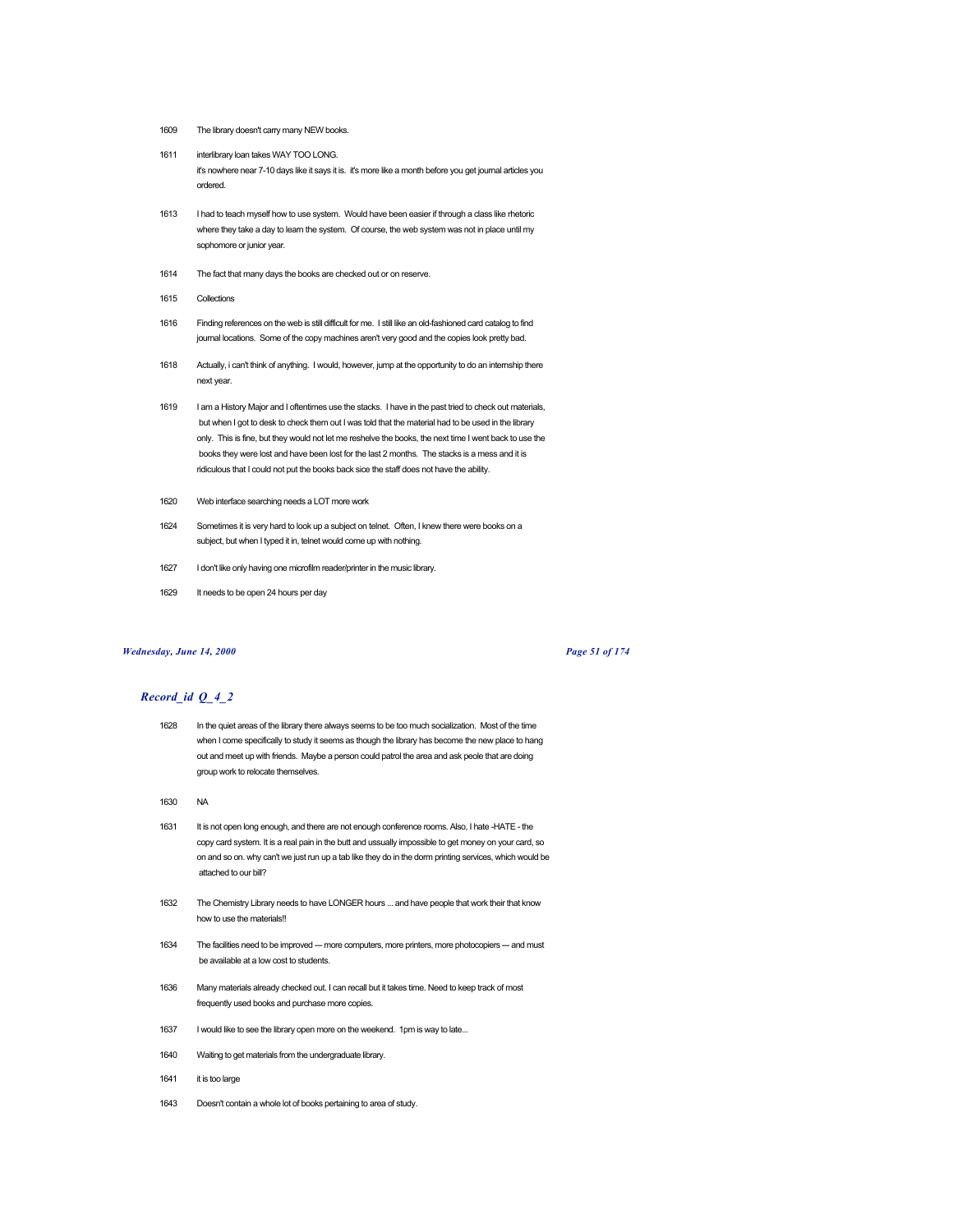1609 The library doesn't carry many NEW books.

1611 interlibrary loan takes WAY TOO LONG.
it's nowhere near 7-10 days like it says it is. it's more like a month before you get journal articles you ordered.

1613 I had to teach myself how to use system. Would have been easier if through a class like rhetoric where they take a day to learn the system. Of course, the web system was not in place until my sophomore or junior year.

1614 The fact that many days the books are checked out or on reserve.

1615 Collections

1616 Finding references on the web is still difficult for me. I still like an old-fashioned card catalog to find journal locations. Some of the copy machines aren't very good and the copies look pretty bad.

1618 Actually, i can't think of anything. I would, however, jump at the opportunity to do an internship there next year.

1619 I am a History Major and I oftentimes use the stacks. I have in the past tried to check out materials, but when I got to desk to check them out I was told that the material had to be used in the library only. This is fine, but they would not let me reshelve the books, the next time I went back to use the books they were lost and have been lost for the last 2 months. The stacks is a mess and it is ridiculous that I could not put the books back sice the staff does not have the ability.

1620 Web interface searching needs a LOT more work

1624 Sometimes it is very hard to look up a subject on telnet. Often, I knew there were books on a subject, but when I typed it in, telnet would come up with nothing.

1627 I don't like only having one microfilm reader/printer in the music library.

1629 It needs to be open 24 hours per day

## *Record_id Q_4_2*

1628 In the quiet areas of the library there always seems to be too much socialization. Most of the time when I come specifically to study it seems as though the library has become the new place to hang out and meet up with friends. Maybe a person could patrol the area and ask peole that are doing group work to relocate themselves.

1630 NA

1631 It is not open long enough, and there are not enough conference rooms. Also, I hate -HATE - the copy card system. It is a real pain in the butt and ussually impossible to get money on your card, so on and so on. why can't we just run up a tab like they do in the dorm printing services, which would be attached to our bill?

1632 The Chemistry Library needs to have LONGER hours ... and have people that work their that know how to use the materials!!

1634 The facilities need to be improved — more computers, more printers, more photocopiers — and must be available at a low cost to students.

1636 Many materials already checked out. I can recall but it takes time. Need to keep track of most frequently used books and purchase more copies.

1637 I would like to see the library open more on the weekend. 1pm is way to late...

1640 Waiting to get materials from the undergraduate library.

1641 it is too large

1643 Doesn't contain a whole lot of books pertaining to area of study.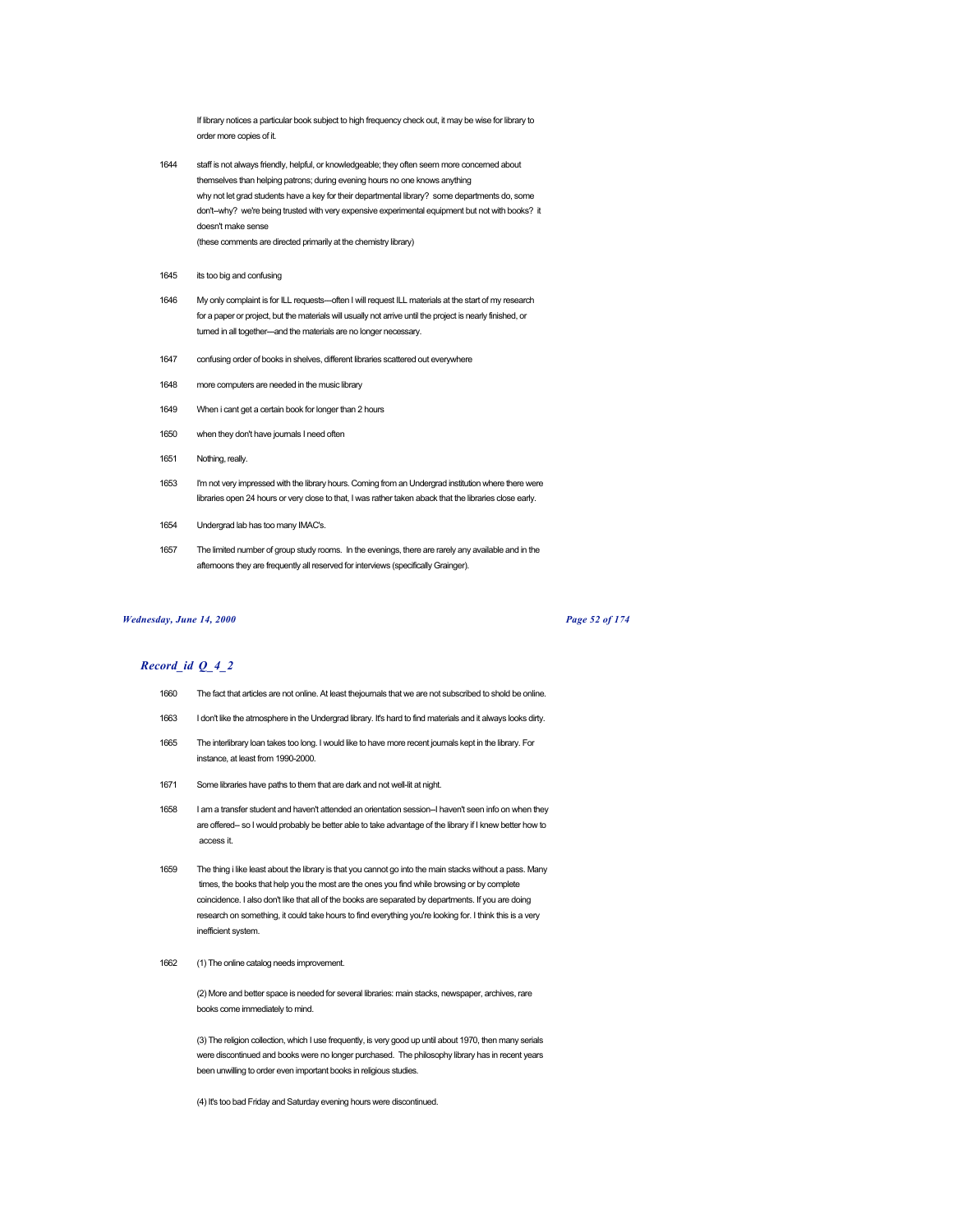If library notices a particular book subject to high frequency check out, it may be wise for library to order more copies of it.

1644 staff is not always friendly, helpful, or knowledgeable; they often seem more concerned about themselves than helping patrons; during evening hours no one knows anything
why not let grad students have a key for their departmental library? some departments do, some don't--why? we're being trusted with very expensive experimental equipment but not with books? it doesn't make sense
(these comments are directed primarily at the chemistry library)

1645 its too big and confusing

1646 My only complaint is for ILL requests---often I will request ILL materials at the start of my research for a paper or project, but the materials will usually not arrive until the project is nearly finished, or turned in all together---and the materials are no longer necessary.

1647 confusing order of books in shelves, different libraries scattered out everywhere

1648 more computers are needed in the music library

1649 When i cant get a certain book for longer than 2 hours

1650 when they don't have journals I need often

1651 Nothing, really.

1653 I'm not very impressed with the library hours. Coming from an Undergrad institution where there were libraries open 24 hours or very close to that, I was rather taken aback that the libraries close early.

1654 Undergrad lab has too many IMAC's.

1657 The limited number of group study rooms. In the evenings, there are rarely any available and in the afternoons they are frequently all reserved for interviews (specifically Grainger).

## *Record_id Q_4_2*

1660 The fact that articles are not online. At least thejournals that we are not subscribed to shold be online.

1663 I don't like the atmosphere in the Undergrad library. It's hard to find materials and it always looks dirty.

1665 The interlibrary loan takes too long. I would like to have more recent journals kept in the library. For instance, at least from 1990-2000.

1671 Some libraries have paths to them that are dark and not well-lit at night.

1658 I am a transfer student and haven't attended an orientation session--I haven't seen info on when they are offered-- so I would probably be better able to take advantage of the library if I knew better how to access it.

1659 The thing i like least about the library is that you cannot go into the main stacks without a pass. Many times, the books that help you the most are the ones you find while browsing or by complete coincidence. I also don't like that all of the books are separated by departments. If you are doing research on something, it could take hours to find everything you're looking for. I think this is a very inefficient system.

1662 (1) The online catalog needs improvement.

(2) More and better space is needed for several libraries: main stacks, newspaper, archives, rare books come immediately to mind.

(3) The religion collection, which I use frequently, is very good up until about 1970, then many serials were discontinued and books were no longer purchased. The philosophy library has in recent years been unwilling to order even important books in religious studies.

(4) It's too bad Friday and Saturday evening hours were discontinued.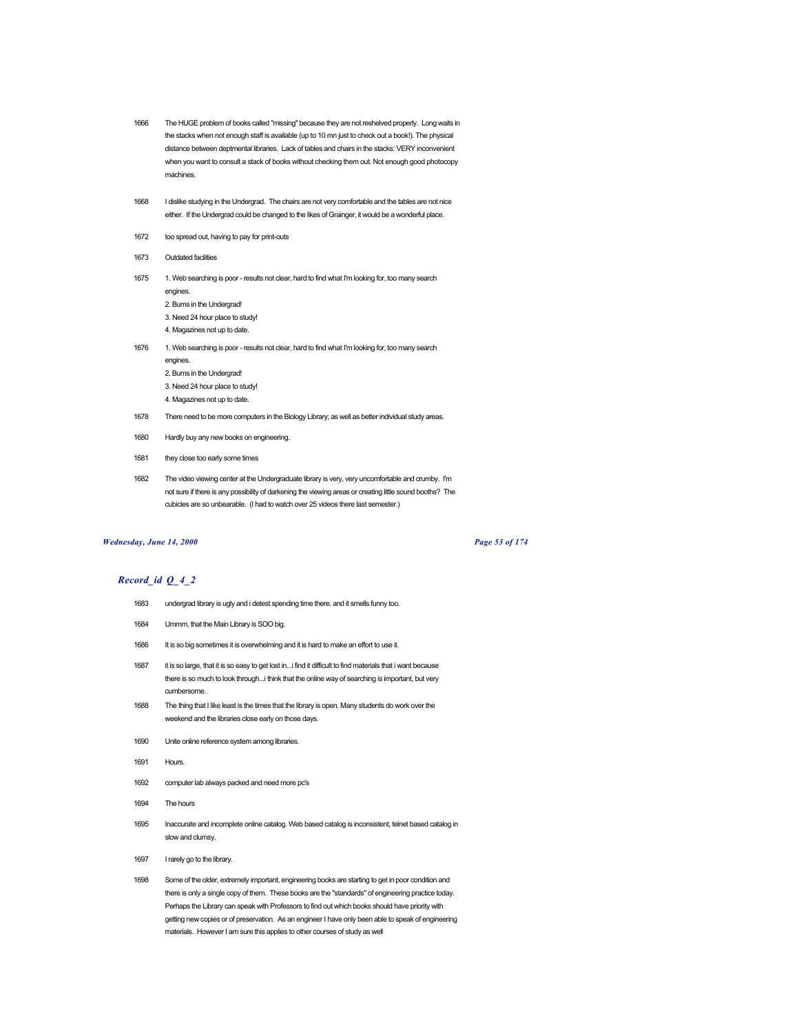| | |
|---|---|
| 1666 | The HUGE problem of books called "missing" because they are not reshelved properly. Long waits in the stacks when not enough staff is available (up to 10 mn just to check out a book!). The physical distance between deptmental libraries. Lack of tables and chairs in the stacks: VERY inconvenient when you want to consult a stack of books without checking them out. Not enough good photocopy machines. |
| 1668 | I dislike studying in the Undergrad. The chairs are not very comfortable and the tables are not nice either. If the Undergrad could be changed to the likes of Grainger, it would be a wonderful place. |
| 1672 | too spread out, having to pay for print-outs |
| 1673 | Outdated facilities |
| 1675 | 1. Web searching is poor - results not clear, hard to find what I'm looking for, too many search engines.<br>2. Bums in the Undergrad!<br>3. Need 24 hour place to study!<br>4. Magazines not up to date. |
| 1676 | 1. Web searching is poor - results not clear, hard to find what I'm looking for, too many search engines.<br>2. Bums in the Undergrad!<br>3. Need 24 hour place to study!<br>4. Magazines not up to date. |
| 1678 | There need to be more computers in the Biology Library; as well as better individual study areas. |
| 1680 | Hardly buy any new books on engineering. |
| 1681 | they close too early some times |
| 1682 | The video viewing center at the Undergraduate library is very, very uncomfortable and crumby. I'm not sure if there is any possibility of darkening the viewing areas or creating little sound booths? The cubicles are so unbearable. (I had to watch over 25 videos there last semester.) |

***Record_id Q_4_2***

| | |
|---|---|
| 1683 | undergrad library is ugly and i detest spending time there. and it smells funny too. |
| 1684 | Ummm, that the Main Library is SOO big. |
| 1686 | It is so big sometimes it is overwhelming and it is hard to make an effort to use it. |
| 1687 | it is so large, that it is so easy to get lost in...i find it difficult to find materials that i want because there is so much to look through...i think that the online way of searching is important, but very cumbersome. |
| 1688 | The thing that I like least is the times that the library is open. Many students do work over the weekend and the libraries close early on those days. |
| 1690 | Unite online reference system among libraries. |
| 1691 | Hours. |
| 1692 | computer lab always packed and need more pc's |
| 1694 | The hours |
| 1695 | Inaccurate and incomplete online catalog. Web based catalog is inconsistent, telnet based catalog in slow and clumsy. |
| 1697 | I rarely go to the library. |
| 1698 | Some of the older, extremely important, engineering books are starting to get in poor condition and there is only a single copy of them. These books are the "standards" of engineering practice today. Perhaps the Library can speak with Professors to find out which books should have priority with getting new copies or of preservation. As an engineer I have only been able to speak of engineering materials. However I am sure this applies to other courses of study as well |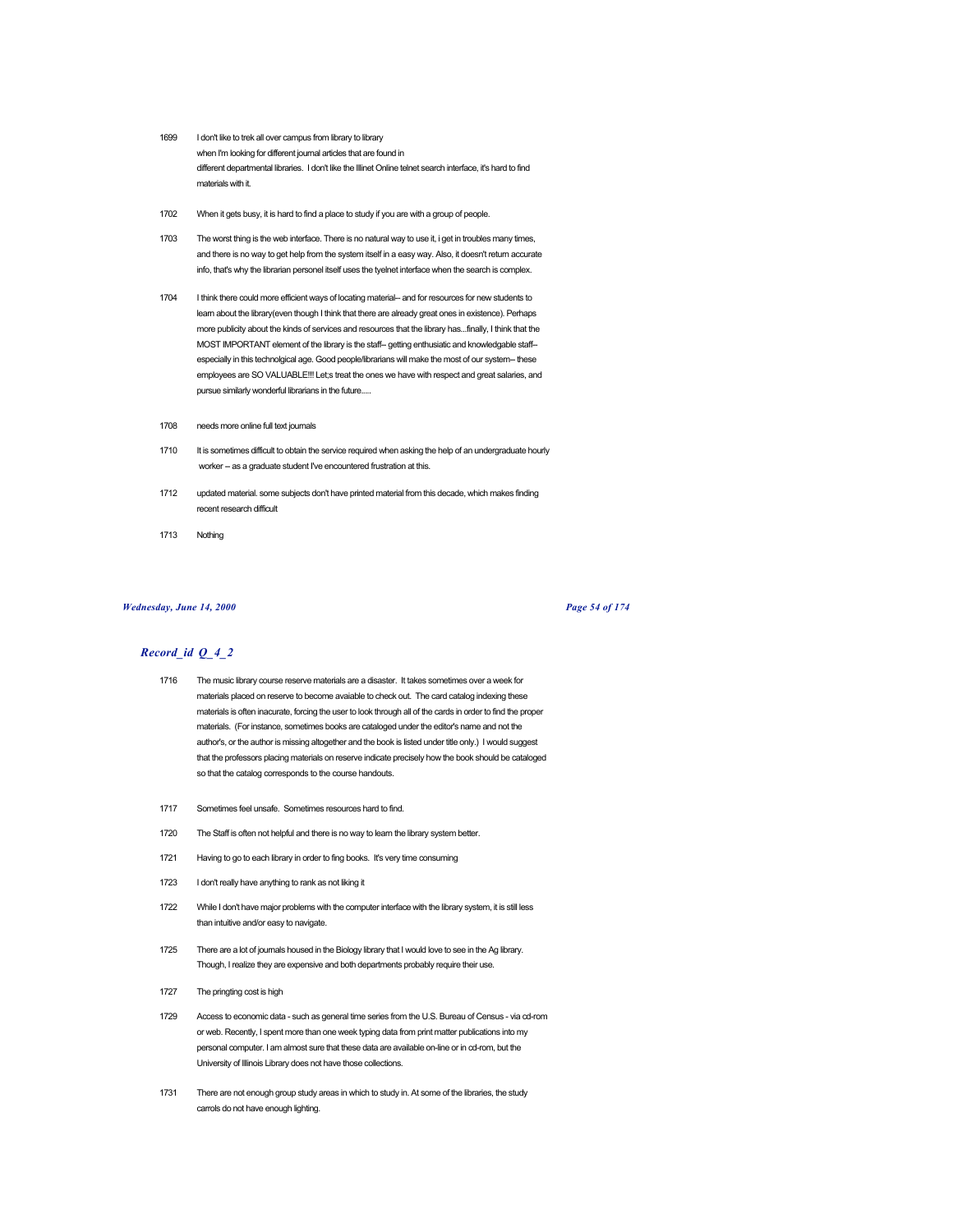1699 I don't like to trek all over campus from library to library when I'm looking for different journal articles that are found in different departmental libraries. I don't like the Illinet Online telnet search interface, it's hard to find materials with it.

1702 When it gets busy, it is hard to find a place to study if you are with a group of people.

1703 The worst thing is the web interface. There is no natural way to use it, i get in troubles many times, and there is no way to get help from the system itself in a easy way. Also, it doesn't return accurate info, that's why the librarian personel itself uses the tyelnet interface when the search is complex.

1704 I think there could more efficient ways of locating material-- and for resources for new students to learn about the library(even though I think that there are already great ones in existence). Perhaps more publicity about the kinds of services and resources that the library has...finally, I think that the MOST IMPORTANT element of the library is the staff-- getting enthusiatic and knowledgable staff-- especially in this technolgical age. Good people/librarians will make the most of our system-- these employees are SO VALUABLE!!! Let;s treat the ones we have with respect and great salaries, and pursue similarly wonderful librarians in the future.....

1708 needs more online full text journals

1710 It is sometimes difficult to obtain the service required when asking the help of an undergraduate hourly worker -- as a graduate student I've encountered frustration at this.

1712 updated material. some subjects don't have printed material from this decade, which makes finding recent research difficult

1713 Nothing

## *Record_id Q_4_2*

1716 The music library course reserve materials are a disaster. It takes sometimes over a week for materials placed on reserve to become avaiable to check out. The card catalog indexing these materials is often inacurate, forcing the user to look through all of the cards in order to find the proper materials. (For instance, sometimes books are cataloged under the editor's name and not the author's, or the author is missing altogether and the book is listed under title only.) I would suggest that the professors placing materials on reserve indicate precisely how the book should be cataloged so that the catalog corresponds to the course handouts.

1717 Sometimes feel unsafe. Sometimes resources hard to find.

1720 The Staff is often not helpful and there is no way to learn the library system better.

1721 Having to go to each library in order to fing books. It's very time consuming

1723 I don't really have anything to rank as not liking it

1722 While I don't have major problems with the computer interface with the library system, it is still less than intuitive and/or easy to navigate.

1725 There are a lot of journals housed in the Biology library that I would love to see in the Ag library. Though, I realize they are expensive and both departments probably require their use.

1727 The pringting cost is high

1729 Access to economic data - such as general time series from the U.S. Bureau of Census - via cd-rom or web. Recently, I spent more than one week typing data from print matter publications into my personal computer. I am almost sure that these data are available on-line or in cd-rom, but the University of Illinois Library does not have those collections.

1731 There are not enough group study areas in which to study in. At some of the libraries, the study carrols do not have enough lighting.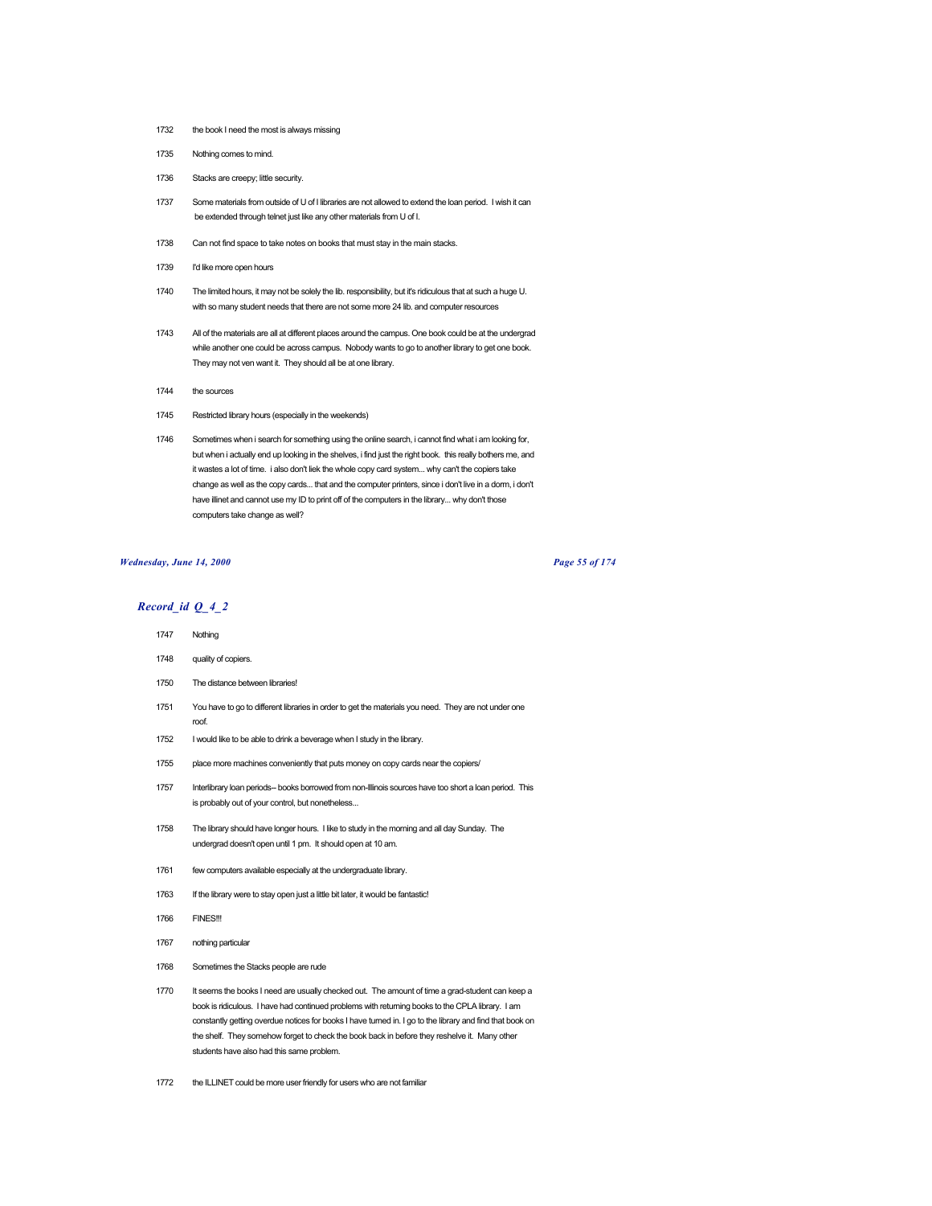1732 the book I need the most is always missing

1735 Nothing comes to mind.

1736 Stacks are creepy; little security.

1737 Some materials from outside of U of I libraries are not allowed to extend the loan period. I wish it can be extended through telnet just like any other materials from U of I.

1738 Can not find space to take notes on books that must stay in the main stacks.

1739 I'd like more open hours

1740 The limited hours, it may not be solely the lib. responsibility, but it's ridiculous that at such a huge U. with so many student needs that there are not some more 24 lib. and computer resources

1743 All of the materials are all at different places around the campus. One book could be at the undergrad while another one could be across campus. Nobody wants to go to another library to get one book. They may not ven want it. They should all be at one library.

1744 the sources

1745 Restricted library hours (especially in the weekends)

1746 Sometimes when i search for something using the online search, i cannot find what i am looking for, but when i actually end up looking in the shelves, i find just the right book. this really bothers me, and it wastes a lot of time. i also don't liek the whole copy card system... why can't the copiers take change as well as the copy cards... that and the computer printers, since i don't live in a dorm, i don't have illinet and cannot use my ID to print off of the computers in the library... why don't those computers take change as well?

## *Record_id Q_4_2*

1747 Nothing

1748 quality of copiers.

1750 The distance between libraries!

1751 You have to go to different libraries in order to get the materials you need. They are not under one roof.

1752 I would like to be able to drink a beverage when I study in the library.

1755 place more machines conveniently that puts money on copy cards near the copiers/

1757 Interlibrary loan periods-- books borrowed from non-Illinois sources have too short a loan period. This is probably out of your control, but nonetheless...

1758 The library should have longer hours. I like to study in the morning and all day Sunday. The undergrad doesn't open until 1 pm. It should open at 10 am.

1761 few computers available especially at the undergraduate library.

1763 If the library were to stay open just a little bit later, it would be fantastic!

1766 FINES!!!

1767 nothing particular

1768 Sometimes the Stacks people are rude

1770 It seems the books I need are usually checked out. The amount of time a grad-student can keep a book is ridiculous. I have had continued problems with returning books to the CPLA library. I am constantly getting overdue notices for books I have turned in. I go to the library and find that book on the shelf. They somehow forget to check the book back in before they reshelve it. Many other students have also had this same problem.

1772 the ILLINET could be more user friendly for users who are not familiar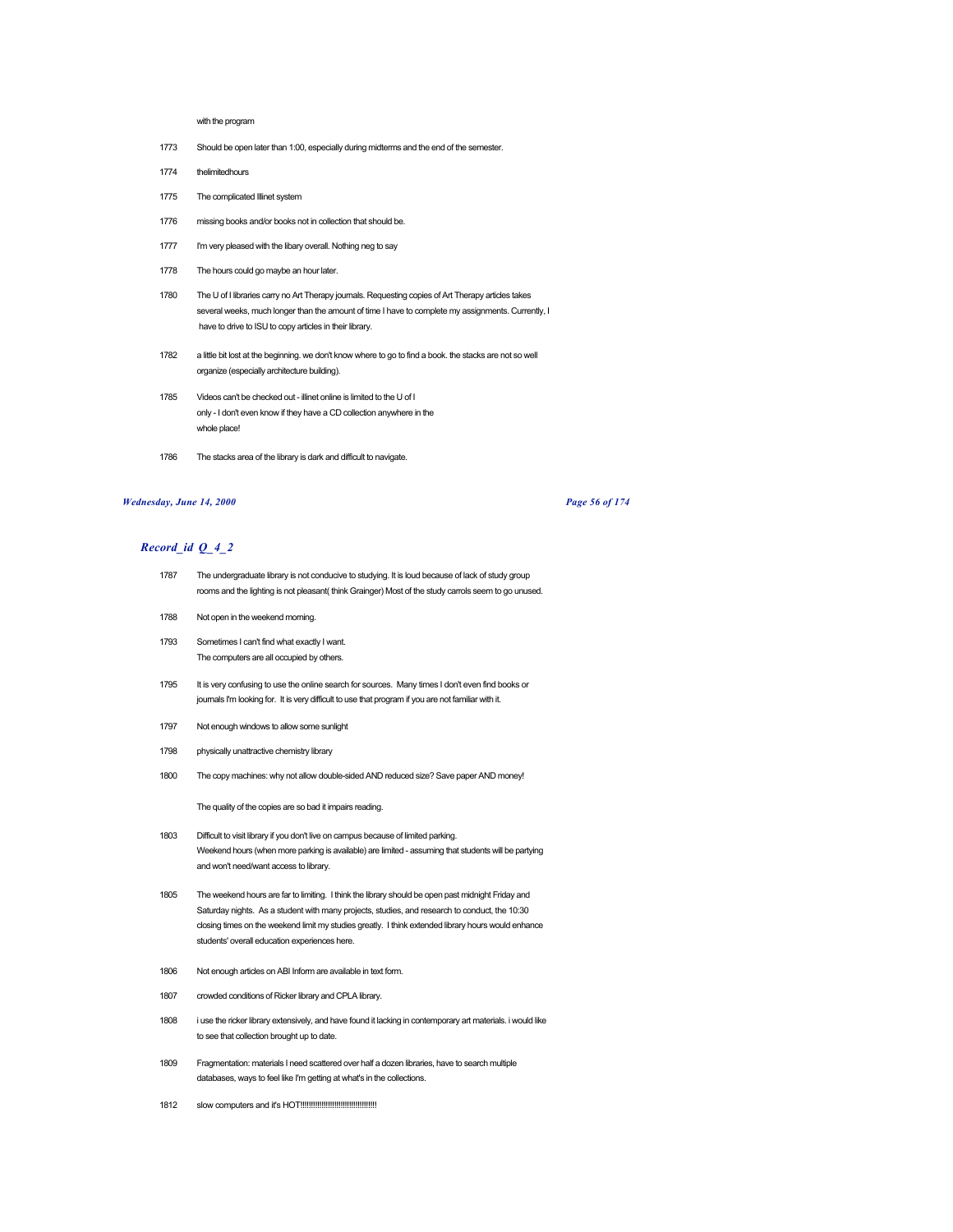with the program

| | |
|---|---|
| 1773 | Should be open later than 1:00, especially during midterms and the end of the semester. |
| 1774 | thelimitedhours |
| 1775 | The complicated Illinet system |
| 1776 | missing books and/or books not in collection that should be. |
| 1777 | I'm very pleased with the libary overall. Nothing neg to say |
| 1778 | The hours could go maybe an hour later. |
| 1780 | The U of I libraries carry no Art Therapy journals. Requesting copies of Art Therapy articles takes several weeks, much longer than the amount of time I have to complete my assignments. Currently, I have to drive to ISU to copy articles in their library. |
| 1782 | a little bit lost at the beginning. we don't know where to go to find a book. the stacks are not so well organize (especially architecture building). |
| 1785 | Videos can't be checked out - illinet online is limited to the U of I only - I don't even know if they have a CD collection anywhere in the whole place! |
| 1786 | The stacks area of the library is dark and difficult to navigate. |

## *Record_id Q_4_2*

| | |
|---|---|
| 1787 | The undergraduate library is not conducive to studying. It is loud because of lack of study group rooms and the lighting is not pleasant( think Grainger) Most of the study carrols seem to go unused. |
| 1788 | Not open in the weekend morning. |
| 1793 | Sometimes I can't find what exactly I want. The computers are all occupied by others. |
| 1795 | It is very confusing to use the online search for sources. Many times I don't even find books or journals I'm looking for. It is very difficult to use that program if you are not familiar with it. |
| 1797 | Not enough windows to allow some sunlight |
| 1798 | physically unattractive chemistry library |
| 1800 | The copy machines: why not allow double-sided AND reduced size? Save paper AND money! The quality of the copies are so bad it impairs reading. |
| 1803 | Difficult to visit library if you don't live on campus because of limited parking. Weekend hours (when more parking is available) are limited - assuming that students will be partying and won't need/want access to library. |
| 1805 | The weekend hours are far to limiting. I think the library should be open past midnight Friday and Saturday nights. As a student with many projects, studies, and research to conduct, the 10:30 closing times on the weekend limit my studies greatly. I think extended library hours would enhance students' overall education experiences here. |
| 1806 | Not enough articles on ABI Inform are available in text form. |
| 1807 | crowded conditions of Ricker library and CPLA library. |
| 1808 | i use the ricker library extensively, and have found it lacking in contemporary art materials. i would like to see that collection brought up to date. |
| 1809 | Fragmentation: materials I need scattered over half a dozen libraries, have to search multiple databases, ways to feel like I'm getting at what's in the collections. |
| 1812 | slow computers and it's HOT!!!!!!!!!!!!!!!!!!!!!!!!!!!!!!!!!!!!! |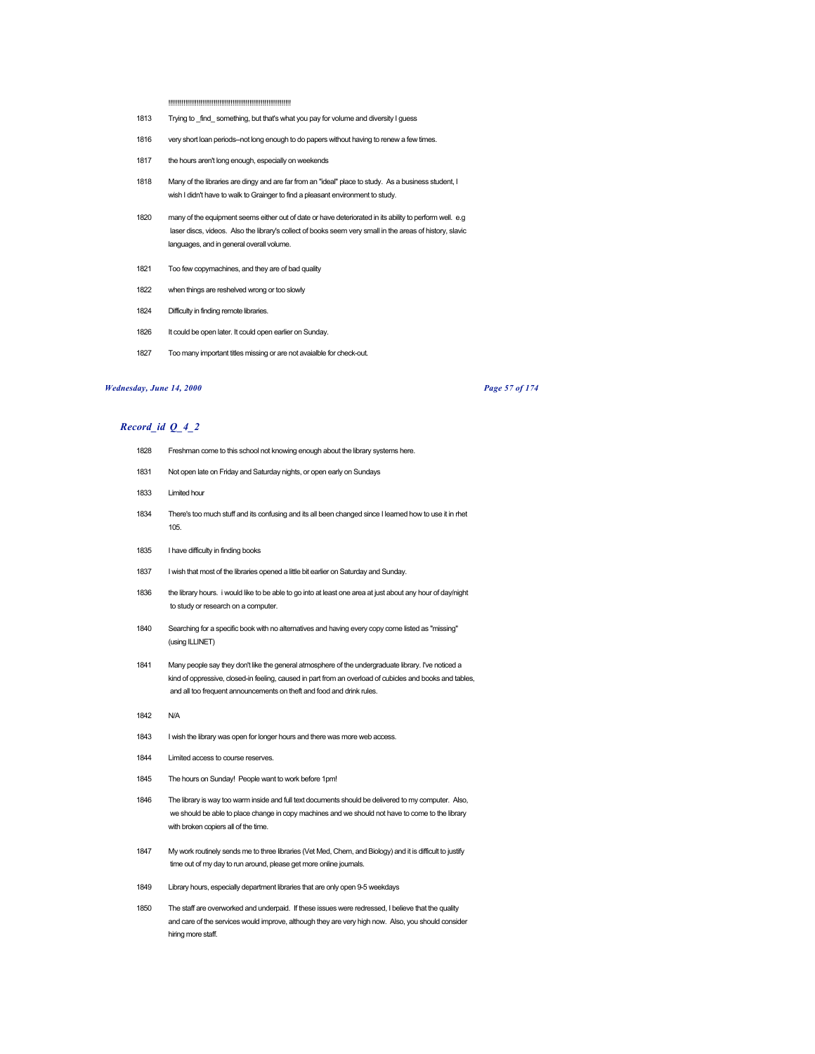!!!!!!!!!!!!!!!!!!!!!!!!!!!!!!!!!!!!!!!!!!!!!!!!!!!!!!!!!!!!!!!!!!!!!!!!

| | |
|---|---|
| 1813 | Trying to _find_ something, but that's what you pay for volume and diversity I guess |
| 1816 | very short loan periods--not long enough to do papers without having to renew a few times. |
| 1817 | the hours aren't long enough, especially on weekends |
| 1818 | Many of the libraries are dingy and are far from an "ideal" place to study. As a business student, I wish I didn't have to walk to Grainger to find a pleasant environment to study. |
| 1820 | many of the equipment seems either out of date or have deteriorated in its ability to perform well. e.g laser discs, videos. Also the library's collect of books seem very small in the areas of history, slavic languages, and in general overall volume. |
| 1821 | Too few copymachines, and they are of bad quality |
| 1822 | when things are reshelved wrong or too slowly |
| 1824 | Difficulty in finding remote libraries. |
| 1826 | It could be open later. It could open earlier on Sunday. |
| 1827 | Too many important titles missing or are not avaialble for check-out. |

## *Record_id Q_4_2*

| | |
|---|---|
| 1828 | Freshman come to this school not knowing enough about the library systems here. |
| 1831 | Not open late on Friday and Saturday nights, or open early on Sundays |
| 1833 | Limited hour |
| 1834 | There's too much stuff and its confusing and its all been changed since I learned how to use it in rhet 105. |
| 1835 | I have difficulty in finding books |
| 1837 | I wish that most of the libraries opened a little bit earlier on Saturday and Sunday. |
| 1836 | the library hours. i would like to be able to go into at least one area at just about any hour of day/night to study or research on a computer. |
| 1840 | Searching for a specific book with no alternatives and having every copy come listed as "missing" (using ILLINET) |
| 1841 | Many people say they don't like the general atmosphere of the undergraduate library. I've noticed a kind of oppressive, closed-in feeling, caused in part from an overload of cubicles and books and tables, and all too frequent announcements on theft and food and drink rules. |
| 1842 | N/A |
| 1843 | I wish the library was open for longer hours and there was more web access. |
| 1844 | Limited access to course reserves. |
| 1845 | The hours on Sunday! People want to work before 1pm! |
| 1846 | The library is way too warm inside and full text documents should be delivered to my computer. Also, we should be able to place change in copy machines and we should not have to come to the library with broken copiers all of the time. |
| 1847 | My work routinely sends me to three libraries (Vet Med, Chem, and Biology) and it is difficult to justify time out of my day to run around, please get more online journals. |
| 1849 | Library hours, especially department libraries that are only open 9-5 weekdays |
| 1850 | The staff are overworked and underpaid. If these issues were redressed, I believe that the quality and care of the services would improve, although they are very high now. Also, you should consider hiring more staff. |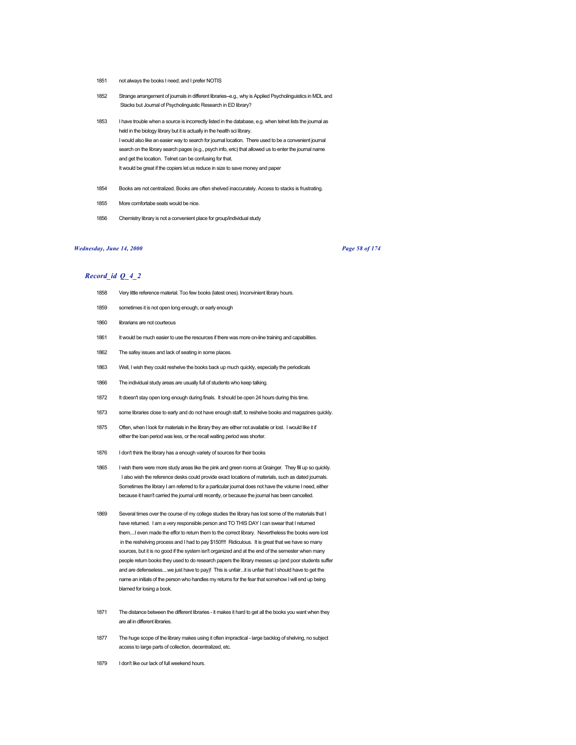1851 not always the books I need; and I prefer NOTIS

1852 Strange arrangement of journals in different libraries--e.g., why is Applied Psycholinguistics in MDL and Stacks but Journal of Psycholinguistic Research in ED library?

1853 I have trouble when a source is incorrectly listed in the database, e.g. when telnet lists the journal as held in the biology library but it is actually in the health sci library.
I would also like an easier way to search for journal location. There used to be a convenient journal search on the library search pages (e.g., psych info, eric) that allowed us to enter the journal name and get the location. Telnet can be confusing for that.
It would be great if the copiers let us reduce in size to save money and paper

1854 Books are not centralized. Books are often shelved inaccurately. Access to stacks is frustrating.

1855 More comfortabe seats would be nice.

1856 Chemistry library is not a convenient place for group/individual study

## *Record_id Q_4_2*

1858 Very little reference material. Too few books (latest ones). Inconvinient library hours.

1859 sometimes it is not open long enough, or early enough

1860 librarians are not courteous

1861 It would be much easier to use the resources if there was more on-line training and capabilities.

1862 The safey issues and lack of seating in some places.

1863 Well, I wish they could reshelve the books back up much quickly, especially the periodicals

1866 The individual study areas are usually full of students who keep talking.

1872 It doesn't stay open long enough during finals. It should be open 24 hours during this time.

1873 some libraries close to early and do not have enough staff, to reshelve books and magazines quickly.

1875 Often, when I look for materials in the library they are either not available or lost. I would like it if either the loan period was less, or the recall waiting period was shorter.

1876 I don't think the library has a enough variety of sources for their books

1865 I wish there were more study areas like the pink and green rooms at Grainger. They fill up so quickly. I also wish the reference desks could provide exact locations of materials, such as dated journals. Sometimes the library I am referred to for a particular journal does not have the volume I need, either because it hasn't carried the journal until recently, or because the journal has been cancelled.

1869 Several times over the course of my college studies the library has lost some of the materials that I have returned. I am a very responsible person and TO THIS DAY I can swear that I returned them....I even made the effor to return them to the correct library. Nevertheless the books were lost in the reshelving process and I had to pay $150!!!! Ridiculous. It is great that we have so many sources, but it is no good if the system isn't organized and at the end of the semester when many people return books they used to do research papers the library messes up (and poor students suffer and are defenseless....we just have to pay)! This is unfair...it is unfair that I should have to get the name an initials of the person who handles my returns for the fear that somehow I will end up being blamed for losing a book.

1871 The distance between the different libraries - it makes it hard to get all the books you want when they are all in different libraries.

1877 The huge scope of the library makes using it often impractical - large backlog of shelving, no subject access to large parts of collection, decentralized, etc.

1879 I don't like our lack of full weekend hours.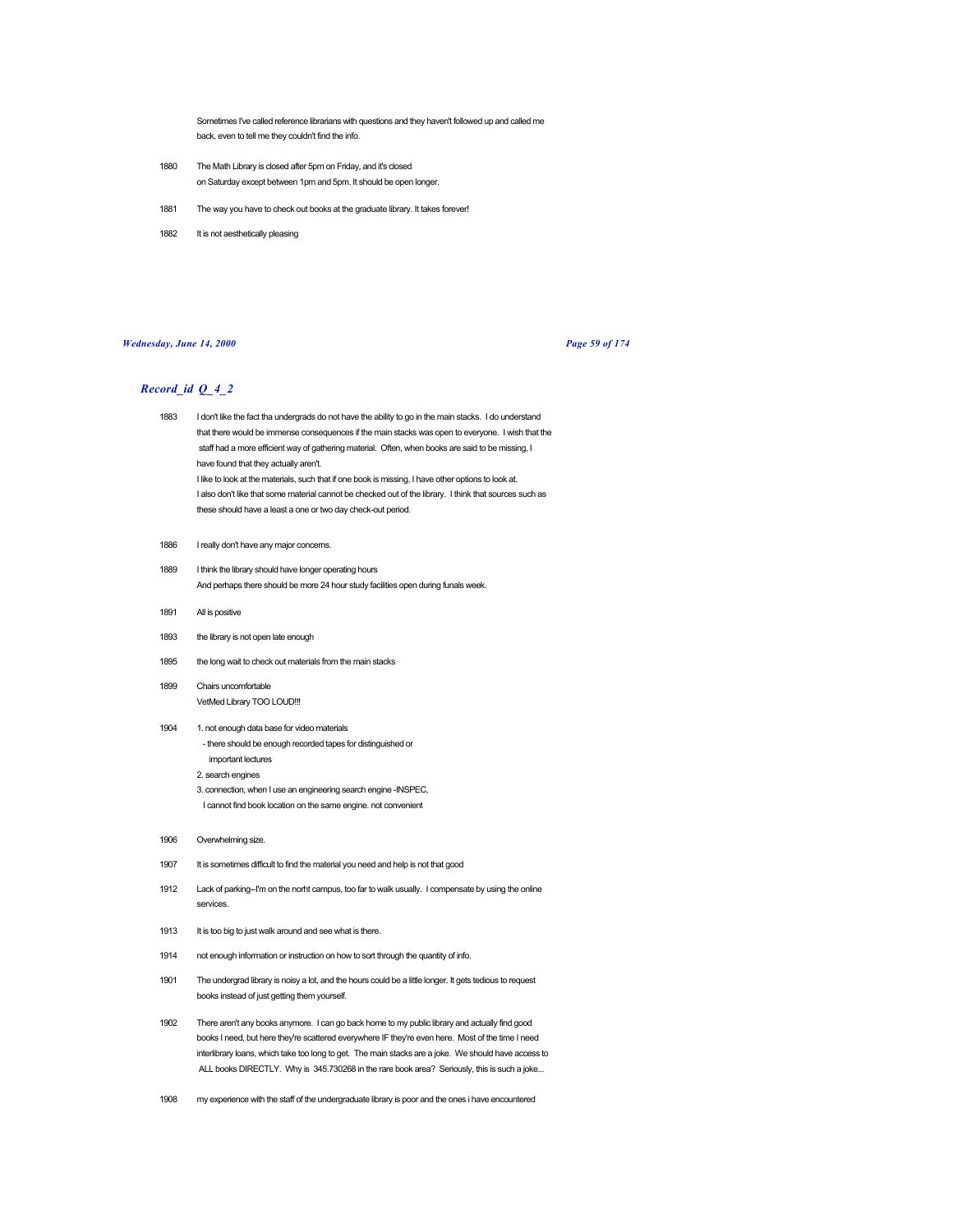Sometimes I've called reference librarians with questions and they haven't followed up and called me back, even to tell me they couldn't find the info.

1880 The Math Library is closed after 5pm on Friday, and it's closed on Saturday except between 1pm and 5pm. It should be open longer.

1881 The way you have to check out books at the graduate library. It takes forever!

1882 It is not aesthetically pleasing

## *Record_id Q_4_2*

1883 I don't like the fact tha undergrads do not have the ability to go in the main stacks. I do understand that there would be immense consequences if the main stacks was open to everyone. I wish that the staff had a more efficient way of gathering material. Often, when books are said to be missing, I have found that they actually aren't.
I like to look at the materials, such that if one book is missing, I have other options to look at.
I also don't like that some material cannot be checked out of the library. I think that sources such as these should have a least a one or two day check-out period.

1886 I really don't have any major concerns.

1889 I think the library should have longer operating hours
And perhaps there should be more 24 hour study facilities open during funals week.

1891 All is positive

1893 the library is not open late enough

1895 the long wait to check out materials from the main stacks

1899 Chairs uncomfortable
VetMed Library TOO LOUD!!!

1904 1. not enough data base for video materials
- there should be enough recorded tapes for distinguished or important lectures
2. search engines
3. connection, when I use an engineering search engine -INSPEC, I cannot find book location on the same engine. not convenient

1906 Overwhelming size.

1907 It is sometimes difficult to find the material you need and help is not that good

1912 Lack of parking--I'm on the norht campus, too far to walk usually. I compensate by using the online services.

1913 It is too big to just walk around and see what is there.

1914 not enough information or instruction on how to sort through the quantity of info.

1901 The undergrad library is noisy a lot, and the hours could be a little longer. It gets tedious to request books instead of just getting them yourself.

1902 There aren't any books anymore. I can go back home to my public library and actually find good books I need, but here they're scattered everywhere IF they're even here. Most of the time I need interlibrary loans, which take too long to get. The main stacks are a joke. We should have access to ALL books DIRECTLY. Why is 345.730268 in the rare book area? Seriously, this is such a joke...

1908 my experience with the staff of the undergraduate library is poor and the ones i have encountered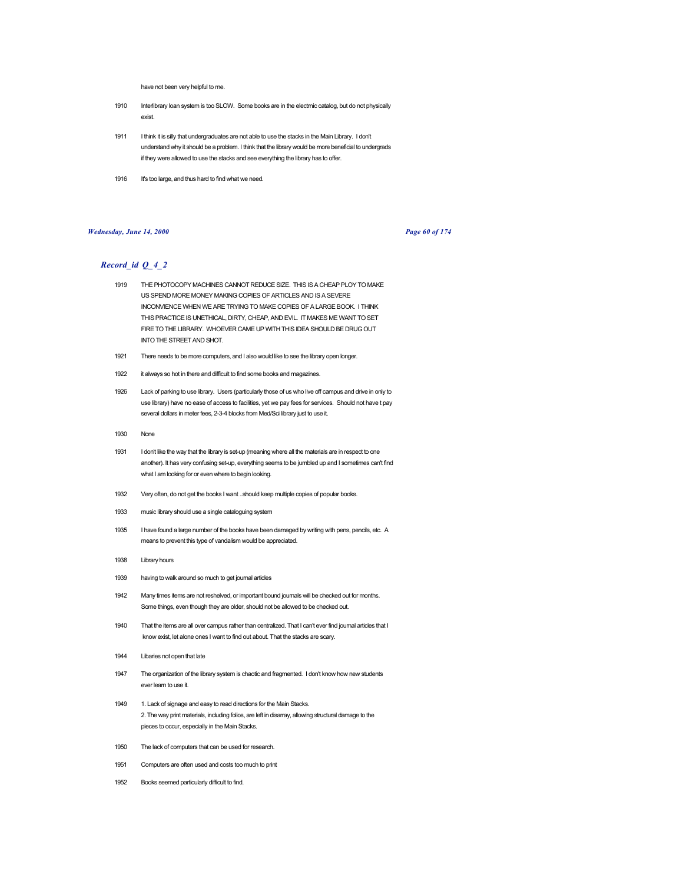have not been very helpful to me.

1910 Interlibrary loan system is too SLOW. Some books are in the electrnic catalog, but do not physically exist.

1911 I think it is silly that undergraduates are not able to use the stacks in the Main Library. I don't understand why it should be a problem. I think that the library would be more beneficial to undergrads if they were allowed to use the stacks and see everything the library has to offer.

1916 It's too large, and thus hard to find what we need.

## *Record_id Q_4_2*

1919 THE PHOTOCOPY MACHINES CANNOT REDUCE SIZE. THIS IS A CHEAP PLOY TO MAKE US SPEND MORE MONEY MAKING COPIES OF ARTICLES AND IS A SEVERE INCONVIENCE WHEN WE ARE TRYING TO MAKE COPIES OF A LARGE BOOK. I THINK THIS PRACTICE IS UNETHICAL, DIRTY, CHEAP, AND EVIL. IT MAKES ME WANT TO SET FIRE TO THE LIBRARY. WHOEVER CAME UP WITH THIS IDEA SHOULD BE DRUG OUT INTO THE STREET AND SHOT.

1921 There needs to be more computers, and I also would like to see the library open longer.

1922 it always so hot in there and difficult to find some books and magazines.

1926 Lack of parking to use library. Users (particularly those of us who live off campus and drive in only to use library) have no ease of access to facilities, yet we pay fees for services. Should not have t pay several dollars in meter fees, 2-3-4 blocks from Med/Sci library just to use it.

1930 None

1931 I don't like the way that the library is set-up (meaning where all the materials are in respect to one another). It has very confusing set-up, everything seems to be jumbled up and I sometimes can't find what I am looking for or even where to begin looking.

1932 Very often, do not get the books I want ..should keep multiple copies of popular books.

1933 music library should use a single cataloguing system

1935 I have found a large number of the books have been damaged by writing with pens, pencils, etc. A means to prevent this type of vandalism would be appreciated.

1938 Library hours

1939 having to walk around so much to get journal articles

1942 Many times items are not reshelved, or important bound journals will be checked out for months. Some things, even though they are older, should not be allowed to be checked out.

1940 That the items are all over campus rather than centralized. That I can't ever find journal articles that I know exist, let alone ones I want to find out about. That the stacks are scary.

1944 Libaries not open that late

1947 The organization of the library system is chaotic and fragmented. I don't know how new students ever learn to use it.

1949 1. Lack of signage and easy to read directions for the Main Stacks.
2. The way print materials, including folios, are left in disarray, allowing structural damage to the pieces to occur, especially in the Main Stacks.

1950 The lack of computers that can be used for research.

1951 Computers are often used and costs too much to print

1952 Books seemed particularly difficult to find.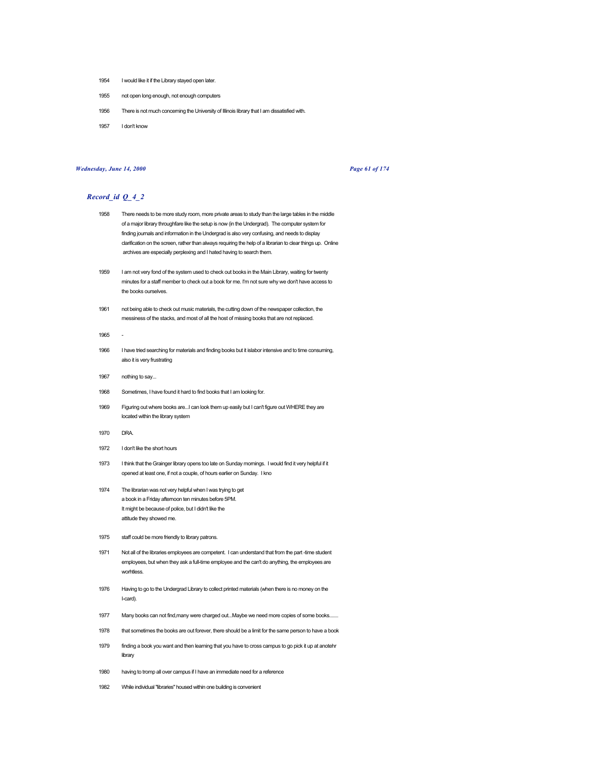1954 I would like it if the Library stayed open later.

1955 not open long enough, not enough computers

1956 There is not much concerning the University of Illinois library that I am dissatisfied with.

1957 I don't know

## *Record_id Q_4_2*

1958 There needs to be more study room, more private areas to study than the large tables in the middle of a major library throughfare like the setup is now (in the Undergrad). The computer system for finding journals and information in the Undergrad is also very confusing, and needs to display clarification on the screen, rather than always requiring the help of a librarian to clear things up. Online archives are especially perplexing and I hated having to search them.

1959 I am not very fond of the system used to check out books in the Main Library, waiting for twenty minutes for a staff member to check out a book for me. I'm not sure why we don't have access to the books ourselves.

1961 not being able to check out music materials, the cutting down of the newspaper collection, the messiness of the stacks, and most of all the host of missing books that are not replaced.

1965 -

1966 I have tried searching for materials and finding books but it islabor intensive and to time consuming, also it is very frustrating

1967 nothing to say...

1968 Sometimes, I have found it hard to find books that I am looking for.

1969 Figuring out where books are...I can look them up easily but I can't figure out WHERE they are located within the library system

1970 DRA.

1972 I don't like the short hours

1973 I think that the Grainger library opens too late on Sunday mornings. I would find it very helpful if it opened at least one, if not a couple, of hours earlier on Sunday. I kno

1974 The librarian was not very helpful when I was trying to get
a book in a Friday afternoon ten minutes before 5PM.
It might be because of police, but I didn't like the
attitude they showed me.

1975 staff could be more friendly to library patrons.

1971 Not all of the libraries employees are competent. I can understand that from the part -time student employees, but when they ask a full-time employee and the can't do anything, the employees are worhtless.

1976 Having to go to the Undergrad Library to collect printed materials (when there is no money on the I-card).

1977 Many books can not find,many were charged out...Maybe we need more copies of some books.......

1978 that sometimes the books are out forever, there should be a limit for the same person to have a book

1979 finding a book you want and then learning that you have to cross campus to go pick it up at anotehr library

1980 having to tromp all over campus if I have an immediate need for a reference

1982 While individual "libraries" housed within one building is convenient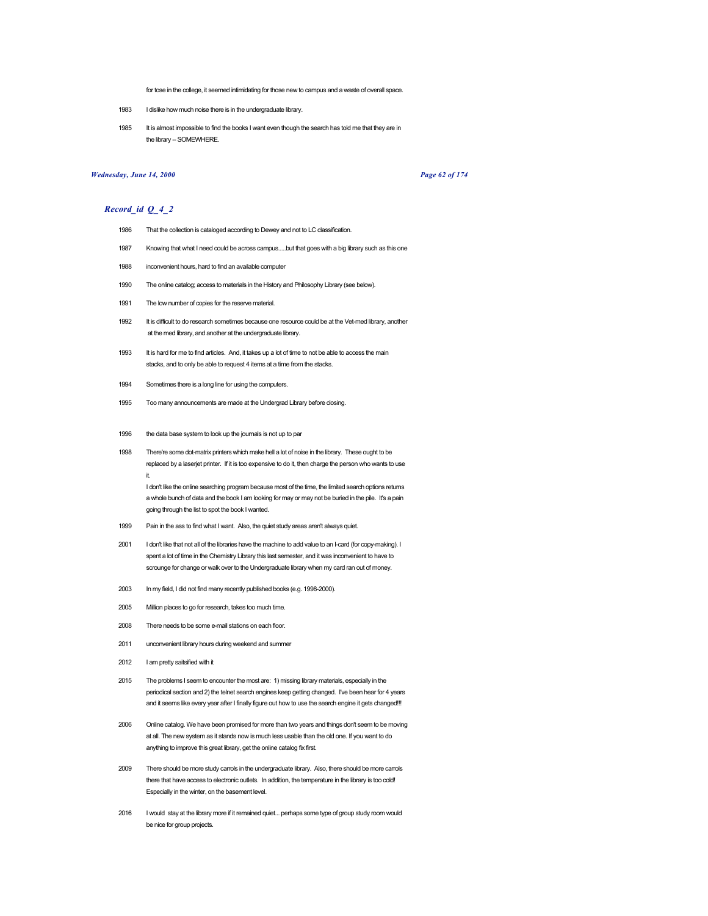for tose in the college, it seemed intimidating for those new to campus and a waste of overall space.

1983 I dislike how much noise there is in the undergraduate library.

1985 It is almost impossible to find the books I want even though the search has told me that they are in the library -- SOMEWHERE.

## *Record_id Q_4_2*

1986 That the collection is cataloged according to Dewey and not to LC classification.

1987 Knowing that what I need could be across campus.....but that goes with a big library such as this one

1988 inconvenient hours, hard to find an available computer

1990 The online catalog; access to materials in the History and Philosophy Library (see below).

1991 The low number of copies for the reserve material.

1992 It is difficult to do research sometimes because one resource could be at the Vet-med library, another at the med library, and another at the undergraduate library.

1993 It is hard for me to find articles. And, it takes up a lot of time to not be able to access the main stacks, and to only be able to request 4 items at a time from the stacks.

1994 Sometimes there is a long line for using the computers.

1995 Too many announcements are made at the Undergrad Library before closing.

1996 the data base system to look up the journals is not up to par

1998 There're some dot-matrix printers which make hell a lot of noise in the library. These ought to be replaced by a laserjet printer. If it is too expensive to do it, then charge the person who wants to use it.
I don't like the online searching program because most of the time, the limited search options returns a whole bunch of data and the book I am looking for may or may not be buried in the pile. It's a pain going through the list to spot the book I wanted.

1999 Pain in the ass to find what I want. Also, the quiet study areas aren't always quiet.

2001 I don't like that not all of the libraries have the machine to add value to an I-card (for copy-making). I spent a lot of time in the Chemistry Library this last semester, and it was inconvenient to have to scrounge for change or walk over to the Undergraduate library when my card ran out of money.

2003 In my field, I did not find many recently published books (e.g. 1998-2000).

2005 Million places to go for research, takes too much time.

2008 There needs to be some e-mail stations on each floor.

2011 unconvenient library hours during weekend and summer

2012 I am pretty saitsified with it

2015 The problems I seem to encounter the most are: 1) missing library materials, especially in the periodical section and 2) the telnet search engines keep getting changed. I've been hear for 4 years and it seems like every year after I finally figure out how to use the search engine it gets changed!!!

2006 Online catalog. We have been promised for more than two years and things don't seem to be moving at all. The new system as it stands now is much less usable than the old one. If you want to do anything to improve this great library, get the online catalog fix first.

2009 There should be more study carrols in the undergraduate library. Also, there should be more carrols there that have access to electronic outlets. In addition, the temperature in the library is too cold! Especially in the winter, on the basement level.

2016 I would stay at the library more if it remained quiet... perhaps some type of group study room would be nice for group projects.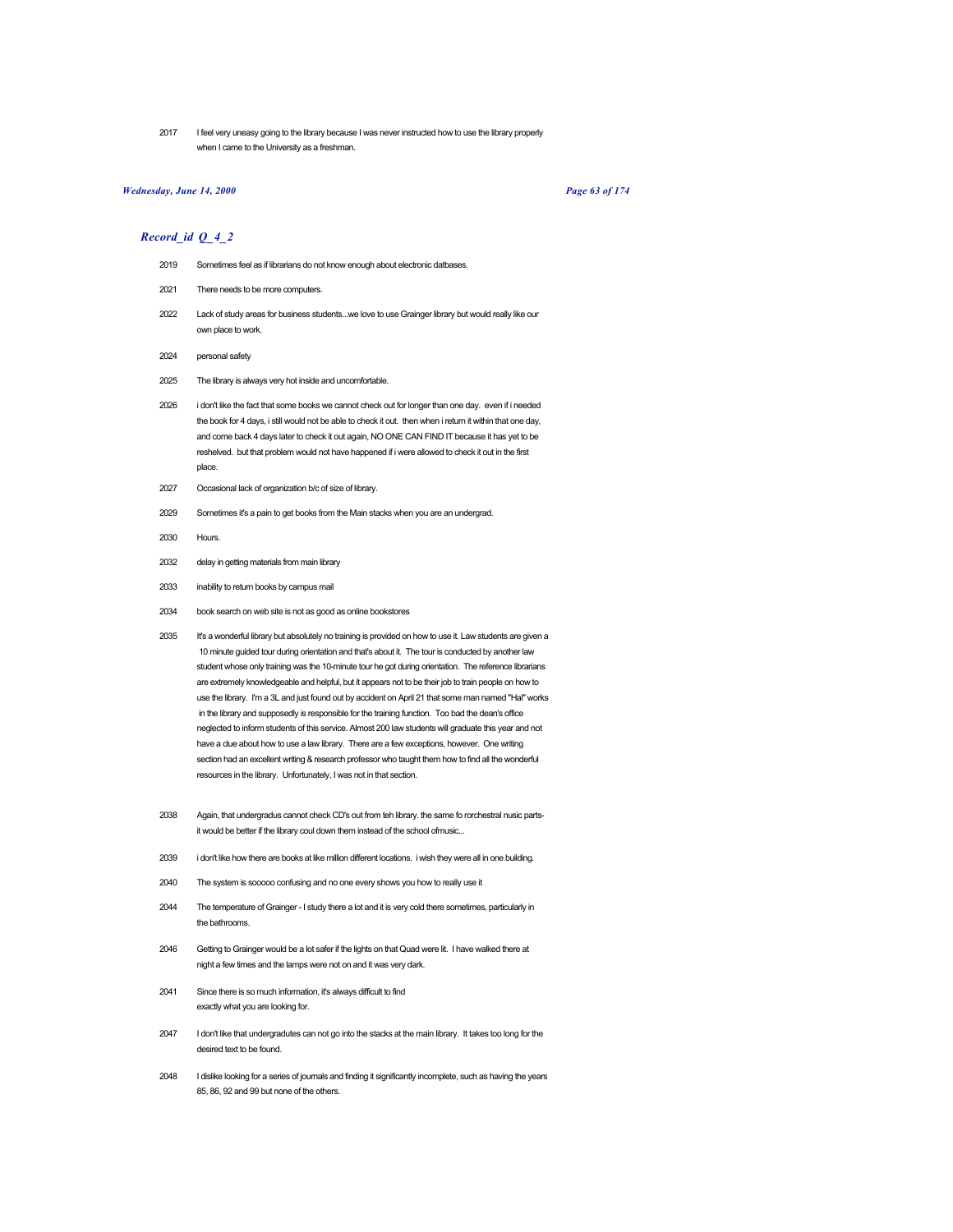2017 I feel very uneasy going to the library because I was never instructed how to use the library properly when I came to the University as a freshman.

## *Record_id Q_4_2*

2019 Sometimes feel as if librarians do not know enough about electronic datbases.

2021 There needs to be more computers.

2022 Lack of study areas for business students...we love to use Grainger library but would really like our own place to work.

2024 personal safety

2025 The library is always very hot inside and uncomfortable.

2026 i don't like the fact that some books we cannot check out for longer than one day. even if i needed the book for 4 days, i still would not be able to check it out. then when i return it within that one day, and come back 4 days later to check it out again, NO ONE CAN FIND IT because it has yet to be reshelved. but that problem would not have happened if i were allowed to check it out in the first place.

2027 Occasional lack of organization b/c of size of library.

2029 Sometimes it's a pain to get books from the Main stacks when you are an undergrad.

2030 Hours.

2032 delay in getting materials from main library

2033 inability to return books by campus mail

2034 book search on web site is not as good as online bookstores

2035 It's a wonderful library but absolutely no training is provided on how to use it. Law students are given a 10 minute guided tour during orientation and that's about it. The tour is conducted by another law student whose only training was the 10-minute tour he got during orientation. The reference librarians are extremely knowledgeable and helpful, but it appears not to be their job to train people on how to use the library. I'm a 3L and just found out by accident on April 21 that some man named "Hal" works in the library and supposedly is responsible for the training function. Too bad the dean's office neglected to inform students of this service. Almost 200 law students will graduate this year and not have a clue about how to use a law library. There are a few exceptions, however. One writing section had an excellent writing & research professor who taught them how to find all the wonderful resources in the library. Unfortunately, I was not in that section.

2038 Again, that undergradus cannot check CD's out from teh library. the same fo rorchestral nusic parts- it would be better if the library coul down them instead of the school ofmusic...

2039 i don't like how there are books at like million different locations. i wish they were all in one building.

2040 The system is sooooo confusing and no one every shows you how to really use it

2044 The temperature of Grainger - I study there a lot and it is very cold there sometimes, particularly in the bathrooms.

2046 Getting to Grainger would be a lot safer if the lights on that Quad were lit. I have walked there at night a few times and the lamps were not on and it was very dark.

2041 Since there is so much information, it's always difficult to find exactly what you are looking for.

2047 I don't like that undergradutes can not go into the stacks at the main library. It takes too long for the desired text to be found.

2048 I dislike looking for a series of journals and finding it significantly incomplete, such as having the years 85, 86, 92 and 99 but none of the others.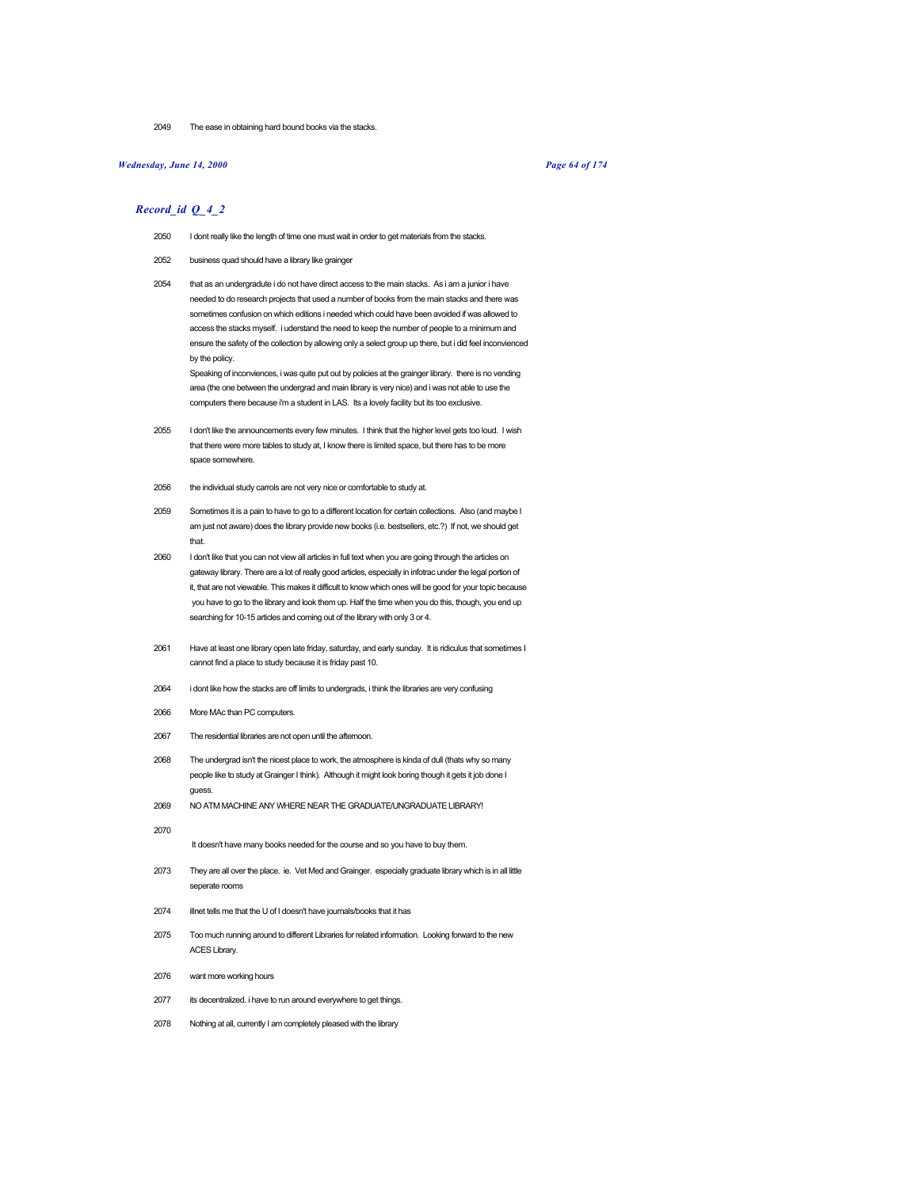2049 The ease in obtaining hard bound books via the stacks.

## *Record_id Q_4_2*

2050 I dont really like the length of time one must wait in order to get materials from the stacks.

2052 business quad should have a library like grainger

2054 that as an undergradute i do not have direct access to the main stacks. As i am a junior i have needed to do research projects that used a number of books from the main stacks and there was sometimes confusion on which editions i needed which could have been avoided if was allowed to access the stacks myself. i uderstand the need to keep the number of people to a minimum and ensure the safety of the collection by allowing only a select group up there, but i did feel inconvienced by the policy.
Speaking of inconviences, i was quite put out by policies at the grainger library. there is no vending area (the one between the undergrad and main library is very nice) and i was not able to use the computers there because i'm a student in LAS. Its a lovely facility but its too exclusive.

2055 I don't like the announcements every few minutes. I think that the higher level gets too loud. I wish that there were more tables to study at, I know there is limited space, but there has to be more space somewhere.

2056 the individual study carrols are not very nice or comfortable to study at.

2059 Sometimes it is a pain to have to go to a different location for certain collections. Also (and maybe I am just not aware) does the library provide new books (i.e. bestsellers, etc.?) If not, we should get that.

2060 I don't like that you can not view all articles in full text when you are going through the articles on gateway library. There are a lot of really good articles, especially in infotrac under the legal portion of it, that are not viewable. This makes it difficult to know which ones will be good for your topic because you have to go to the library and look them up. Half the time when you do this, though, you end up searching for 10-15 articles and coming out of the library with only 3 or 4.

2061 Have at least one library open late friday, saturday, and early sunday. It is ridiculus that sometimes I cannot find a place to study because it is friday past 10.

2064 i dont like how the stacks are off limits to undergrads, i think the libraries are very confusing

2066 More MAc than PC computers.

2067 The residential libraries are not open until the afternoon.

2068 The undergrad isn't the nicest place to work, the atmosphere is kinda of dull (thats why so many people like to study at Grainger I think). Although it might look boring though it gets it job done I guess.

2069 NO ATM MACHINE ANY WHERE NEAR THE GRADUATE/UNGRADUATE LIBRARY!

2070 It doesn't have many books needed for the course and so you have to buy them.

2073 They are all over the place. ie. Vet Med and Grainger. especially graduate library which is in all little seperate rooms

2074 illnet tells me that the U of I doesn't have journals/books that it has

2075 Too much running around to different Libraries for related information. Looking forward to the new ACES Library.

2076 want more working hours

2077 its decentralized. i have to run around everywhere to get things.

2078 Nothing at all, currently I am completely pleased with the library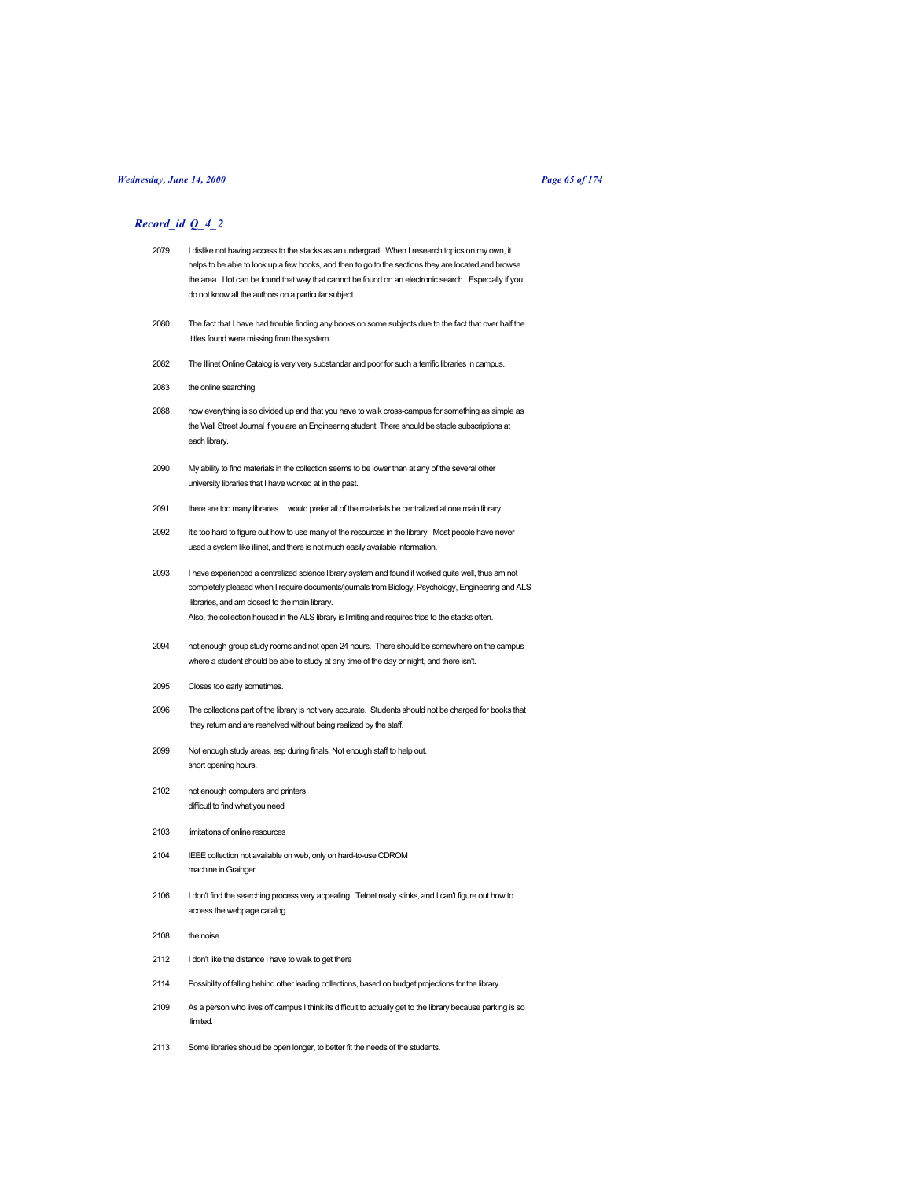## *Record_id Q_4_2*

| | |
|---|---|
| 2079 | I dislike not having access to the stacks as an undergrad. When I research topics on my own, it helps to be able to look up a few books, and then to go to the sections they are located and browse the area. I lot can be found that way that cannot be found on an electronic search. Especially if you do not know all the authors on a particular subject. |
| 2080 | The fact that I have had trouble finding any books on some subjects due to the fact that over half the titles found were missing from the system. |
| 2082 | The Illinet Online Catalog is very very substandar and poor for such a terrific libraries in campus. |
| 2083 | the online searching |
| 2088 | how everything is so divided up and that you have to walk cross-campus for something as simple as the Wall Street Journal if you are an Engineering student. There should be staple subscriptions at each library. |
| 2090 | My ability to find materials in the collection seems to be lower than at any of the several other university libraries that I have worked at in the past. |
| 2091 | there are too many libraries. I would prefer all of the materials be centralized at one main library. |
| 2092 | It's too hard to figure out how to use many of the resources in the library. Most people have never used a system like illinet, and there is not much easily available information. |
| 2093 | I have experienced a centralized science library system and found it worked quite well, thus am not completely pleased when I require documents/journals from Biology, Psychology, Engineering and ALS libraries, and am closest to the main library.<br>Also, the collection housed in the ALS library is limiting and requires trips to the stacks often. |
| 2094 | not enough group study rooms and not open 24 hours. There should be somewhere on the campus where a student should be able to study at any time of the day or night, and there isn't. |
| 2095 | Closes too early sometimes. |
| 2096 | The collections part of the library is not very accurate. Students should not be charged for books that they return and are reshelved without being realized by the staff. |
| 2099 | Not enough study areas, esp during finals. Not enough staff to help out.<br>short opening hours. |
| 2102 | not enough computers and printers<br>difficutl to find what you need |
| 2103 | limitations of online resources |
| 2104 | IEEE collection not available on web, only on hard-to-use CDROM machine in Grainger. |
| 2106 | I don't find the searching process very appealing. Telnet really stinks, and I can't figure out how to access the webpage catalog. |
| 2108 | the noise |
| 2112 | I don't like the distance i have to walk to get there |
| 2114 | Possibility of falling behind other leading collections, based on budget projections for the library. |
| 2109 | As a person who lives off campus I think its difficult to actually get to the library because parking is so limited. |
| 2113 | Some libraries should be open longer, to better fit the needs of the students. |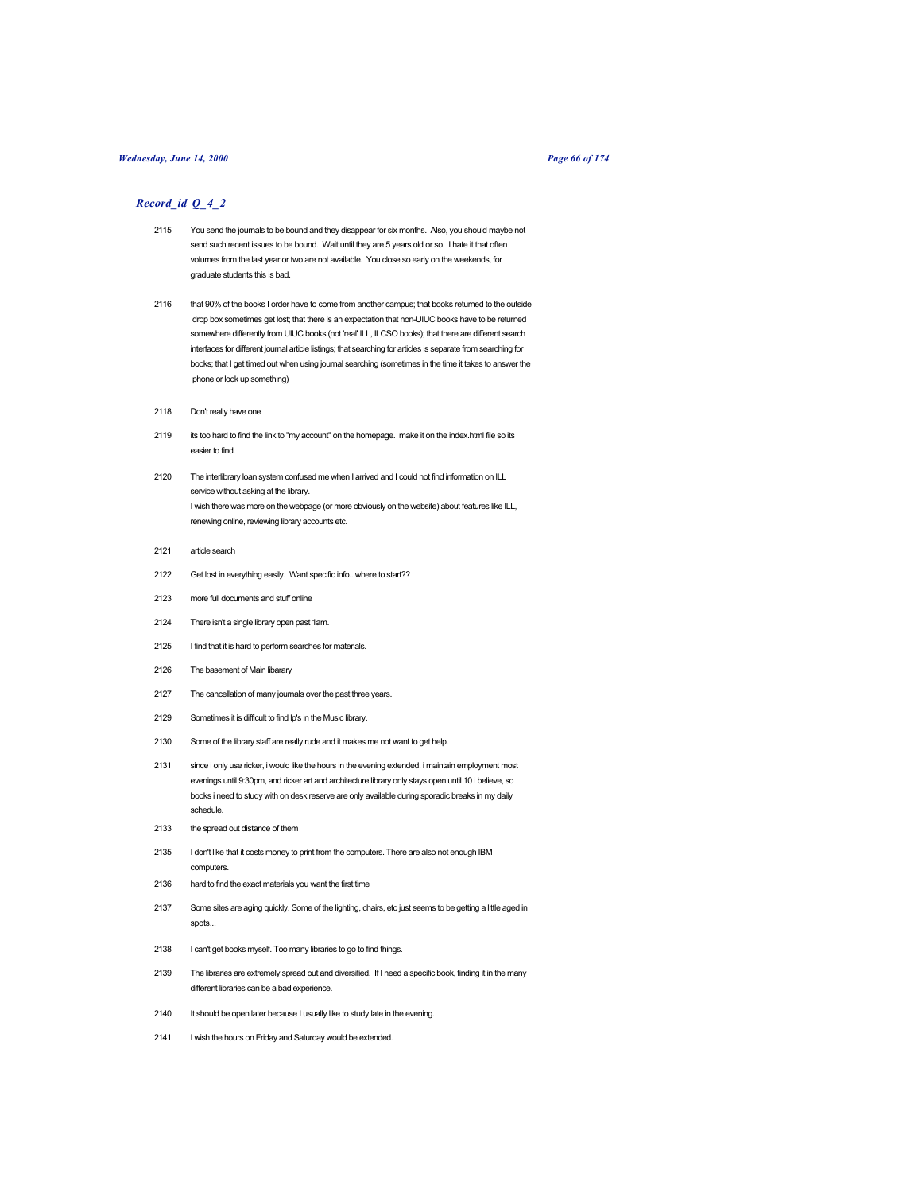## *Record_id Q_4_2*

2115 You send the journals to be bound and they disappear for six months. Also, you should maybe not send such recent issues to be bound. Wait until they are 5 years old or so. I hate it that often volumes from the last year or two are not available. You close so early on the weekends, for graduate students this is bad.

2116 that 90% of the books I order have to come from another campus; that books returned to the outside drop box sometimes get lost; that there is an expectation that non-UIUC books have to be returned somewhere differently from UIUC books (not 'real' ILL, ILCSO books); that there are different search interfaces for different journal article listings; that searching for articles is separate from searching for books; that I get timed out when using journal searching (sometimes in the time it takes to answer the phone or look up something)

2118 Don't really have one

2119 its too hard to find the link to "my account" on the homepage. make it on the index.html file so its easier to find.

2120 The interlibrary loan system confused me when I arrived and I could not find information on ILL service without asking at the library.
I wish there was more on the webpage (or more obviously on the website) about features like ILL, renewing online, reviewing library accounts etc.

2121 article search

2122 Get lost in everything easily. Want specific info...where to start??

2123 more full documents and stuff online

2124 There isn't a single library open past 1am.

2125 I find that it is hard to perform searches for materials.

2126 The basement of Main libarary

2127 The cancellation of many journals over the past three years.

2129 Sometimes it is difficult to find lp's in the Music library.

2130 Some of the library staff are really rude and it makes me not want to get help.

2131 since i only use ricker, i would like the hours in the evening extended. i maintain employment most evenings until 9:30pm, and ricker art and architecture library only stays open until 10 i believe, so books i need to study with on desk reserve are only available during sporadic breaks in my daily schedule.

2133 the spread out distance of them

2135 I don't like that it costs money to print from the computers. There are also not enough IBM computers.

2136 hard to find the exact materials you want the first time

2137 Some sites are aging quickly. Some of the lighting, chairs, etc just seems to be getting a little aged in spots...

2138 I can't get books myself. Too many libraries to go to find things.

2139 The libraries are extremely spread out and diversified. If I need a specific book, finding it in the many different libraries can be a bad experience.

2140 It should be open later because I usually like to study late in the evening.

2141 I wish the hours on Friday and Saturday would be extended.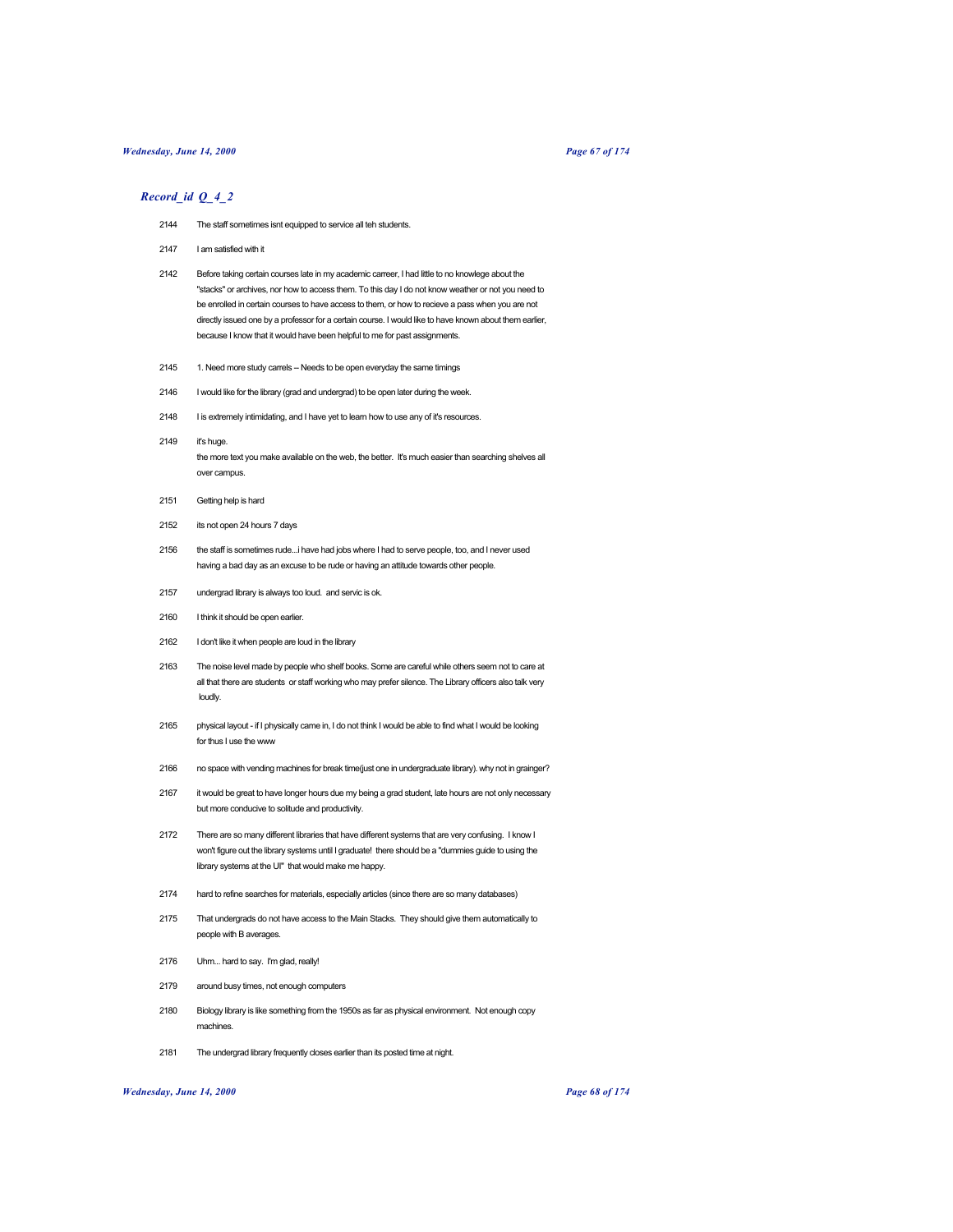## *Record_id Q_4_2*

2144 The staff sometimes isnt equipped to service all teh students.

2147 I am satisfied with it

2142 Before taking certain courses late in my academic carreer, I had little to no knowlege about the "stacks" or archives, nor how to access them. To this day I do not know weather or not you need to be enrolled in certain courses to have access to them, or how to recieve a pass when you are not directly issued one by a professor for a certain course. I would like to have known about them earlier, because I know that it would have been helpful to me for past assignments.

2145 1. Need more study carrels -- Needs to be open everyday the same timings

2146 I would like for the library (grad and undergrad) to be open later during the week.

2148 I is extremely intimidating, and I have yet to learn how to use any of it's resources.

2149 it's huge.
the more text you make available on the web, the better. It's much easier than searching shelves all over campus.

2151 Getting help is hard

2152 its not open 24 hours 7 days

2156 the staff is sometimes rude...i have had jobs where I had to serve people, too, and I never used having a bad day as an excuse to be rude or having an attitude towards other people.

2157 undergrad library is always too loud. and servic is ok.

2160 I think it should be open earlier.

2162 I don't like it when people are loud in the library

2163 The noise level made by people who shelf books. Some are careful while others seem not to care at all that there are students or staff working who may prefer silence. The Library officers also talk very loudly.

2165 physical layout - if I physically came in, I do not think I would be able to find what I would be looking for thus I use the www

2166 no space with vending machines for break time(just one in undergraduate library). why not in grainger?

2167 it would be great to have longer hours due my being a grad student, late hours are not only necessary but more conducive to solitude and productivity.

2172 There are so many different libraries that have different systems that are very confusing. I know I won't figure out the library systems until I graduate! there should be a "dummies guide to using the library systems at the UI" that would make me happy.

2174 hard to refine searches for materials, especially articles (since there are so many databases)

2175 That undergrads do not have access to the Main Stacks. They should give them automatically to people with B averages.

2176 Uhm... hard to say. I'm glad, really!

2179 around busy times, not enough computers

2180 Biology library is like something from the 1950s as far as physical environment. Not enough copy machines.

2181 The undergrad library frequently closes earlier than its posted time at night.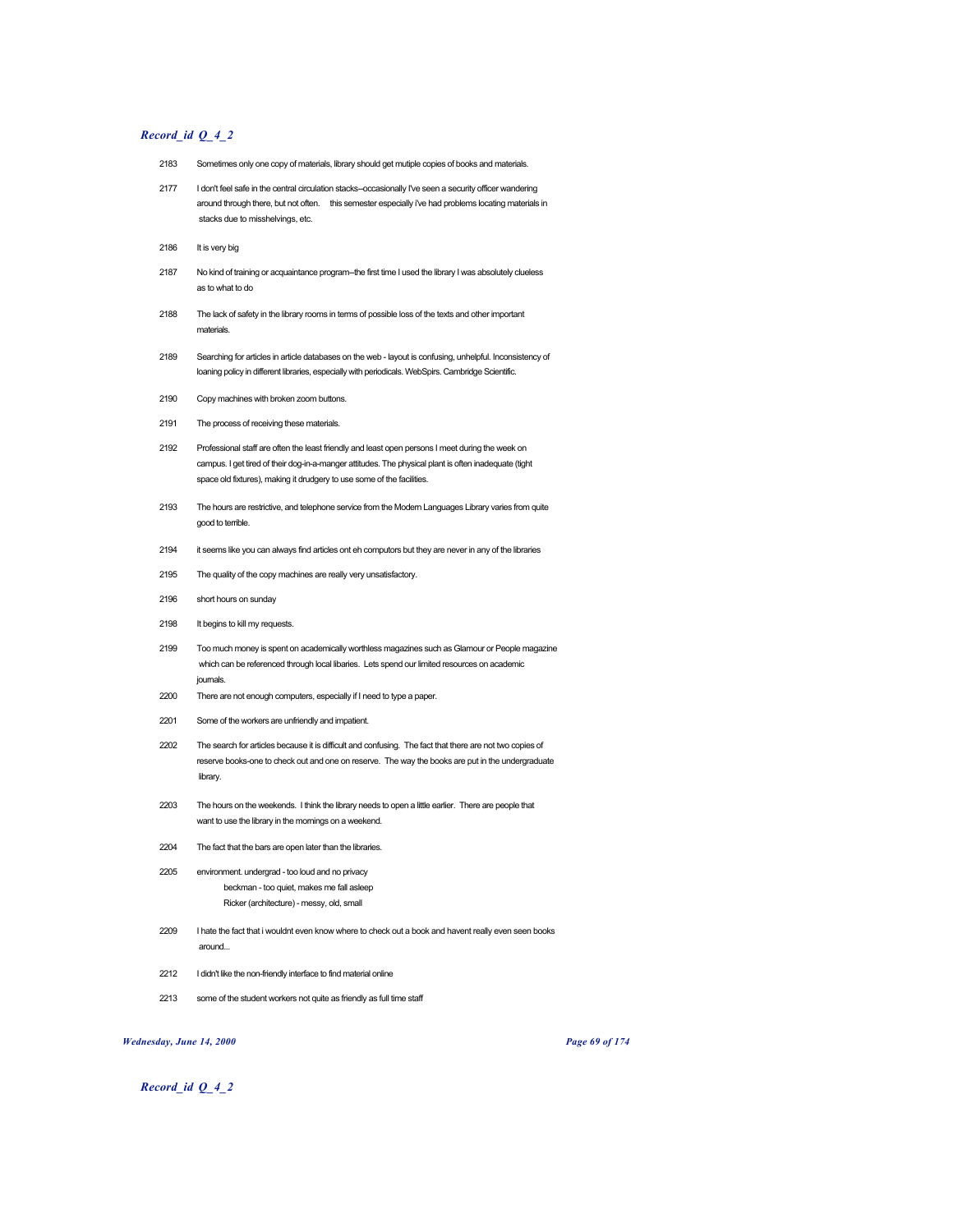## *Record_id Q_4_2*

| | |
|---|---|
| 2183 | Sometimes only one copy of materials, library should get mutiple copies of books and materials. |
| 2177 | I don't feel safe in the central circulation stacks--occasionally I've seen a security officer wandering around through there, but not often. this semester especially i've had problems locating materials in stacks due to misshelvings, etc. |
| 2186 | It is very big |
| 2187 | No kind of training or acquaintance program--the first time I used the library I was absolutely clueless as to what to do |
| 2188 | The lack of safety in the library rooms in terms of possible loss of the texts and other important materials. |
| 2189 | Searching for articles in article databases on the web - layout is confusing, unhelpful. Inconsistency of loaning policy in different libraries, especially with periodicals. WebSpirs. Cambridge Scientific. |
| 2190 | Copy machines with broken zoom buttons. |
| 2191 | The process of receiving these materials. |
| 2192 | Professional staff are often the least friendly and least open persons I meet during the week on campus. I get tired of their dog-in-a-manger attitudes. The physical plant is often inadequate (tight space old fixtures), making it drudgery to use some of the facilities. |
| 2193 | The hours are restrictive, and telephone service from the Modern Languages Library varies from quite good to terrible. |
| 2194 | it seems like you can always find articles ont eh computors but they are never in any of the libraries |
| 2195 | The quality of the copy machines are really very unsatisfactory. |
| 2196 | short hours on sunday |
| 2198 | It begins to kill my requests. |
| 2199 | Too much money is spent on academically worthless magazines such as Glamour or People magazine which can be referenced through local libaries. Lets spend our limited resources on academic journals. |
| 2200 | There are not enough computers, especially if I need to type a paper. |
| 2201 | Some of the workers are unfriendly and impatient. |
| 2202 | The search for articles because it is difficult and confusing. The fact that there are not two copies of reserve books-one to check out and one on reserve. The way the books are put in the undergraduate library. |
| 2203 | The hours on the weekends. I think the library needs to open a little earlier. There are people that want to use the library in the mornings on a weekend. |
| 2204 | The fact that the bars are open later than the libraries. |
| 2205 | environment. undergrad - too loud and no privacy<br>beckman - too quiet, makes me fall asleep<br>Ricker (architecture) - messy, old, small |
| 2209 | I hate the fact that i wouldnt even know where to check out a book and havent really even seen books around... |
| 2212 | I didn't like the non-friendly interface to find material online |
| 2213 | some of the student workers not quite as friendly as full time staff |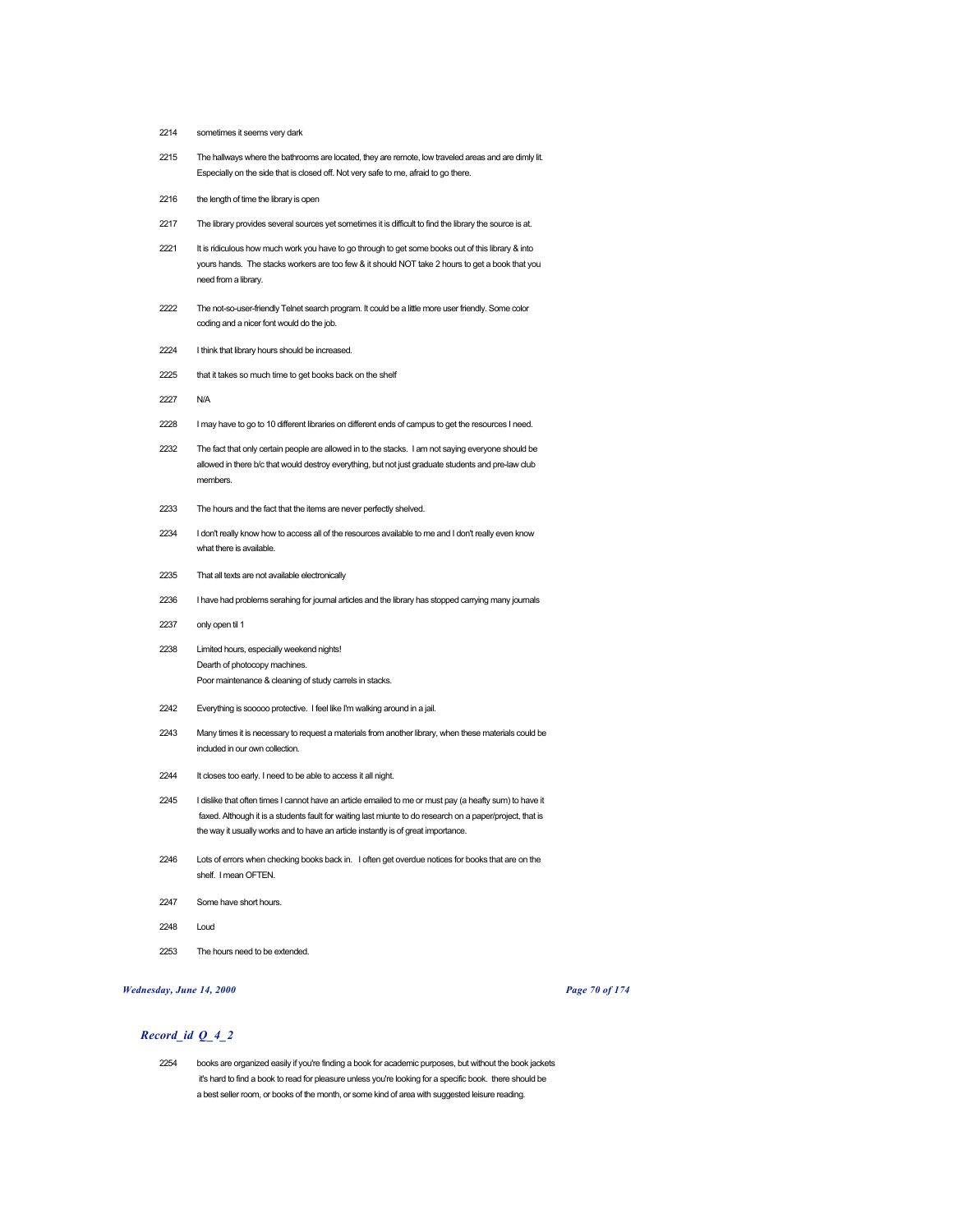2214 sometimes it seems very dark

2215 The hallways where the bathrooms are located, they are remote, low traveled areas and are dimly lit. Especially on the side that is closed off. Not very safe to me, afraid to go there.

2216 the length of time the library is open

2217 The library provides several sources yet sometimes it is difficult to find the library the source is at.

2221 It is ridiculous how much work you have to go through to get some books out of this library & into yours hands. The stacks workers are too few & it should NOT take 2 hours to get a book that you need from a library.

2222 The not-so-user-friendly Telnet search program. It could be a little more user friendly. Some color coding and a nicer font would do the job.

2224 I think that library hours should be increased.

2225 that it takes so much time to get books back on the shelf

2227 N/A

2228 I may have to go to 10 different libraries on different ends of campus to get the resources I need.

2232 The fact that only certain people are allowed in to the stacks. I am not saying everyone should be allowed in there b/c that would destroy everything, but not just graduate students and pre-law club members.

2233 The hours and the fact that the items are never perfectly shelved.

2234 I don't really know how to access all of the resources available to me and I don't really even know what there is available.

2235 That all texts are not available electronically

2236 I have had problems serahing for journal articles and the library has stopped carrying many journals

2237 only open til 1

2238 Limited hours, especially weekend nights!
Dearth of photocopy machines.
Poor maintenance & cleaning of study carrels in stacks.

2242 Everything is sooooo protective. I feel like I'm walking around in a jail.

2243 Many times it is necessary to request a materials from another library, when these materials could be included in our own collection.

2244 It closes too early. I need to be able to access it all night.

2245 I dislike that often times I cannot have an article emailed to me or must pay (a heafty sum) to have it faxed. Although it is a students fault for waiting last miunte to do research on a paper/project, that is the way it usually works and to have an article instantly is of great importance.

2246 Lots of errors when checking books back in. I often get overdue notices for books that are on the shelf. I mean OFTEN.

2247 Some have short hours.

2248 Loud

2253 The hours need to be extended.

## *Record_id Q_4_2*

2254 books are organized easily if you're finding a book for academic purposes, but without the book jackets it's hard to find a book to read for pleasure unless you're looking for a specific book. there should be a best seller room, or books of the month, or some kind of area with suggested leisure reading.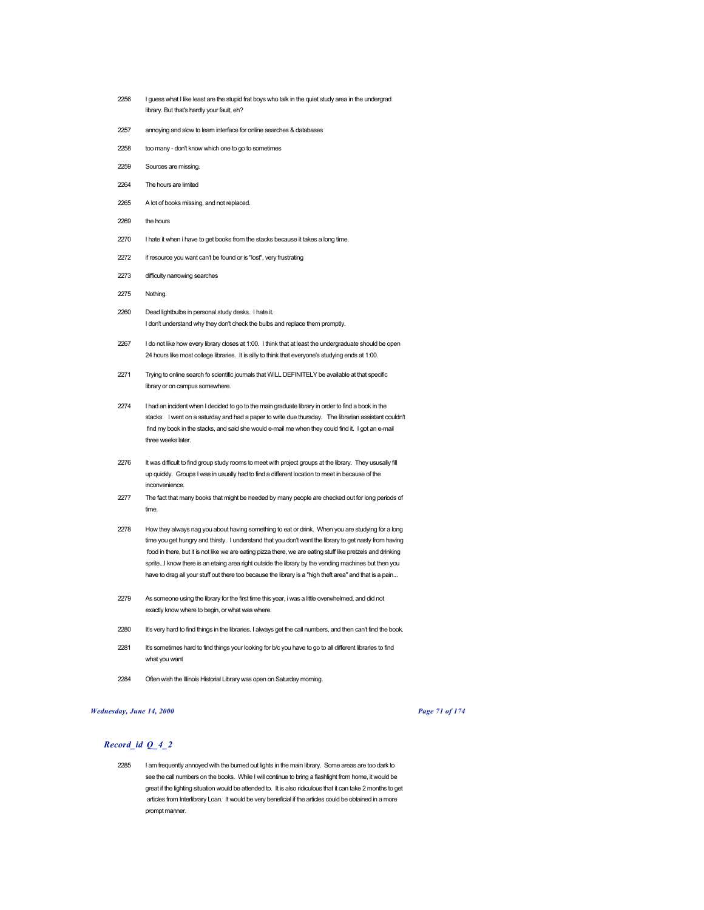2256 I guess what I like least are the stupid frat boys who talk in the quiet study area in the undergrad library. But that's hardly your fault, eh?

2257 annoying and slow to learn interface for online searches & databases

2258 too many - don't know which one to go to sometimes

2259 Sources are missing.

2264 The hours are limited

2265 A lot of books missing, and not replaced.

2269 the hours

2270 I hate it when i have to get books from the stacks because it takes a long time.

2272 if resource you want can't be found or is "lost", very frustrating

2273 difficulty narrowing searches

2275 Nothing.

2260 Dead lightbulbs in personal study desks. I hate it.
I don't understand why they don't check the bulbs and replace them promptly.

2267 I do not like how every library closes at 1:00. I think that at least the undergraduate should be open 24 hours like most college libraries. It is silly to think that everyone's studying ends at 1:00.

2271 Trying to online search fo scientific journals that WILL DEFINITELY be available at that specific library or on campus somewhere.

2274 I had an incident when I decided to go to the main graduate library in order to find a book in the stacks. I went on a saturday and had a paper to write due thursday. The librarian assistant couldn't find my book in the stacks, and said she would e-mail me when they could find it. I got an e-mail three weeks later.

2276 It was difficult to find group study rooms to meet with project groups at the library. They ususally fill up quickly. Groups I was in usually had to find a different location to meet in because of the inconvenience.

2277 The fact that many books that might be needed by many people are checked out for long periods of time.

2278 How they always nag you about having something to eat or drink. When you are studying for a long time you get hungry and thirsty. I understand that you don't want the library to get nasty from having food in there, but it is not like we are eating pizza there, we are eating stuff like pretzels and drinking sprite...I know there is an etaing area right outside the library by the vending machines but then you have to drag all your stuff out there too because the library is a "high theft area" and that is a pain...

2279 As someone using the library for the first time this year, i was a little overwhelmed, and did not exactly know where to begin, or what was where.

2280 It's very hard to find things in the libraries. I always get the call numbers, and then can't find the book.

2281 It's sometimes hard to find things your looking for b/c you have to go to all different libraries to find what you want

2284 Often wish the Illinois Historial Library was open on Saturday morning.

## *Record_id Q_4_2*

2285 I am frequently annoyed with the burned out lights in the main library. Some areas are too dark to see the call numbers on the books. While I will continue to bring a flashlight from home, it would be great if the lighting situation would be attended to. It is also ridiculous that it can take 2 months to get articles from Interlibrary Loan. It would be very beneficial if the articles could be obtained in a more prompt manner.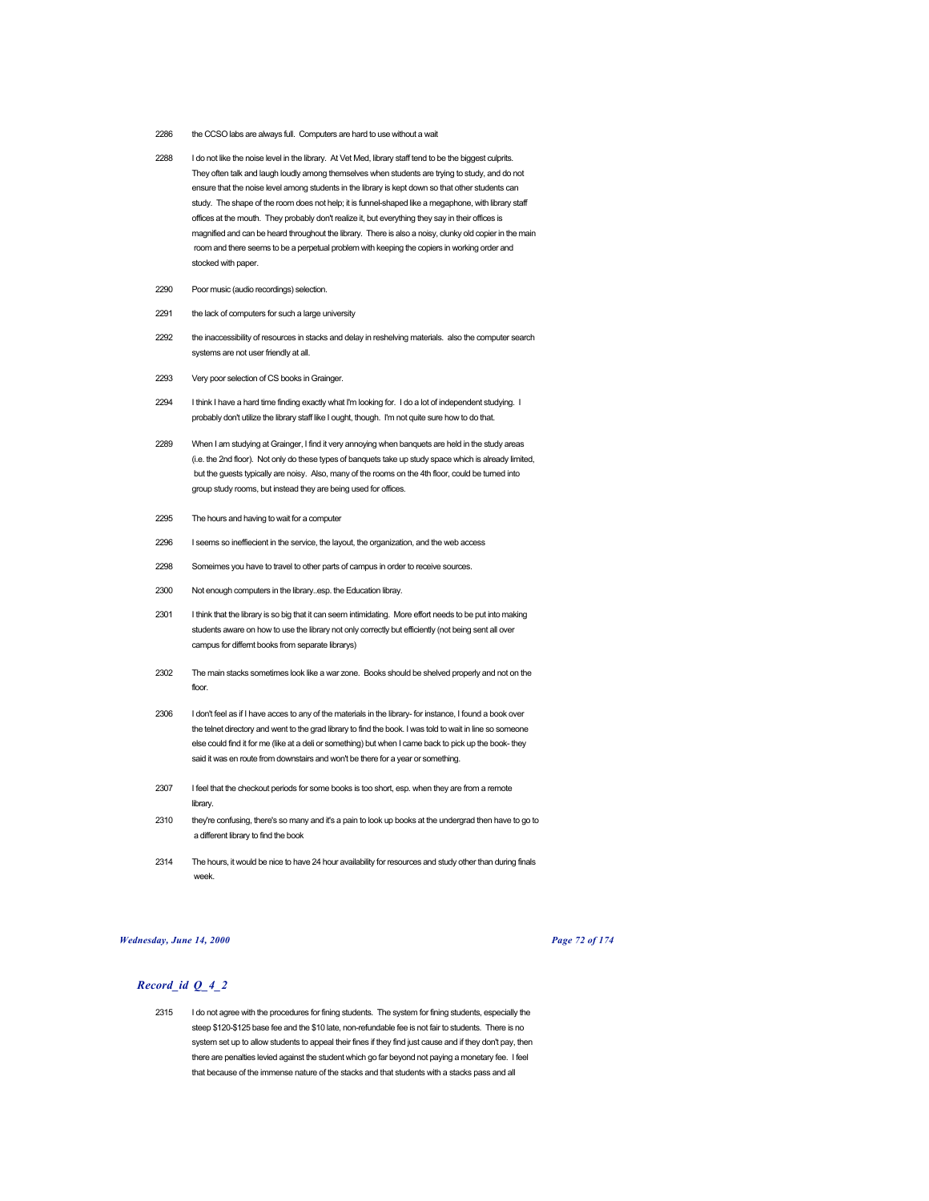2286 the CCSO labs are always full. Computers are hard to use without a wait

2288 I do not like the noise level in the library. At Vet Med, library staff tend to be the biggest culprits. They often talk and laugh loudly among themselves when students are trying to study, and do not ensure that the noise level among students in the library is kept down so that other students can study. The shape of the room does not help; it is funnel-shaped like a megaphone, with library staff offices at the mouth. They probably don't realize it, but everything they say in their offices is magnified and can be heard throughout the library. There is also a noisy, clunky old copier in the main room and there seems to be a perpetual problem with keeping the copiers in working order and stocked with paper.

2290 Poor music (audio recordings) selection.

2291 the lack of computers for such a large university

2292 the inaccessibility of resources in stacks and delay in reshelving materials. also the computer search systems are not user friendly at all.

2293 Very poor selection of CS books in Grainger.

2294 I think I have a hard time finding exactly what I'm looking for. I do a lot of independent studying. I probably don't utilize the library staff like I ought, though. I'm not quite sure how to do that.

2289 When I am studying at Grainger, I find it very annoying when banquets are held in the study areas (i.e. the 2nd floor). Not only do these types of banquets take up study space which is already limited, but the guests typically are noisy. Also, many of the rooms on the 4th floor, could be turned into group study rooms, but instead they are being used for offices.

2295 The hours and having to wait for a computer

2296 I seems so ineffiecient in the service, the layout, the organization, and the web access

2298 Someimes you have to travel to other parts of campus in order to receive sources.

2300 Not enough computers in the library..esp. the Education libray.

2301 I think that the library is so big that it can seem intimidating. More effort needs to be put into making students aware on how to use the library not only correctly but efficiently (not being sent all over campus for differnt books from separate librarys)

2302 The main stacks sometimes look like a war zone. Books should be shelved properly and not on the floor.

2306 I don't feel as if I have acces to any of the materials in the library- for instance, I found a book over the telnet directory and went to the grad library to find the book. I was told to wait in line so someone else could find it for me (like at a deli or something) but when I came back to pick up the book- they said it was en route from downstairs and won't be there for a year or something.

2307 I feel that the checkout periods for some books is too short, esp. when they are from a remote library.

2310 they're confusing, there's so many and it's a pain to look up books at the undergrad then have to go to a different library to find the book

2314 The hours, it would be nice to have 24 hour availability for resources and study other than during finals week.

## *Record_id Q_4_2*

2315 I do not agree with the procedures for fining students. The system for fining students, especially the steep $120-$125 base fee and the $10 late, non-refundable fee is not fair to students. There is no system set up to allow students to appeal their fines if they find just cause and if they don't pay, then there are penalties levied against the student which go far beyond not paying a monetary fee. I feel that because of the immense nature of the stacks and that students with a stacks pass and all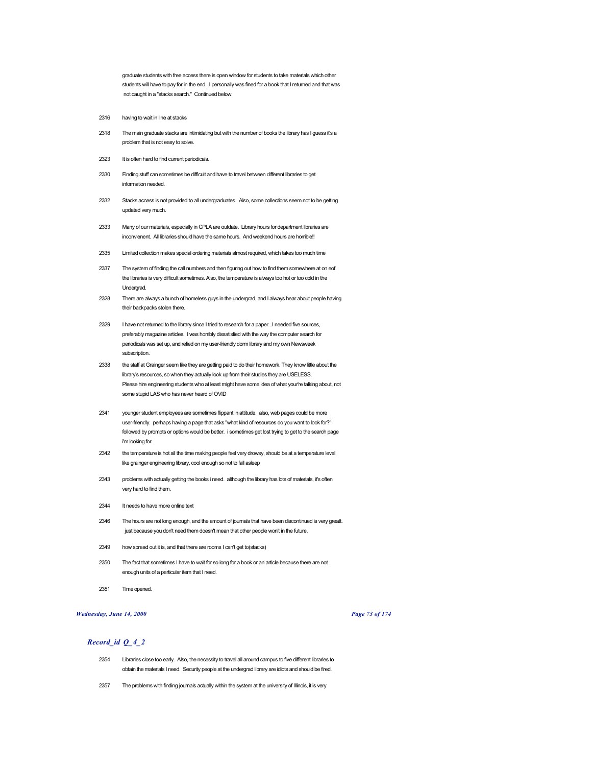graduate students with free access there is open window for students to take materials which other students will have to pay for in the end. I personally was fined for a book that I returned and that was not caught in a "stacks search." Continued below:

| | |
|---|---|
| 2316 | having to wait in line at stacks |
| 2318 | The main graduate stacks are intimidating but with the number of books the library has I guess it's a problem that is not easy to solve. |
| 2323 | It is often hard to find current periodicals. |
| 2330 | Finding stuff can sometimes be difficult and have to travel between different libraries to get information needed. |
| 2332 | Stacks access is not provided to all undergraduates. Also, some collections seem not to be getting updated very much. |
| 2333 | Many of our materials, especially in CPLA are outdate. Library hours for department libraries are inconvienent. All libraries should have the same hours. And weekend hours are horrible!! |
| 2335 | Limited collection makes special ordering materials almost required, which takes too much time |
| 2337 | The system of finding the call numbers and then figuring out how to find them somewhere at on eof the libraries is very difficult sometimes. Also, the temperature is always too hot or too cold in the Undergrad. |
| 2328 | There are always a bunch of homeless guys in the undergrad, and I always hear about people having their backpacks stolen there. |
| 2329 | I have not returned to the library since I tried to research for a paper...I needed five sources, preferably magazine articles. I was horribly dissatisfied with the way the computer search for periodicals was set up, and relied on my user-friendly dorm library and my own Newsweek subscription. |
| 2338 | the staff at Grainger seem like they are getting paid to do their homework. They know little about the library's resources, so when they actually look up from their studies they are USELESS. Please hire engineering students who at least might have some idea of what your're talking about, not some stupid LAS who has never heard of OVID |
| 2341 | younger student employees are sometimes flippant in attitude. also, web pages could be more user-friendly. perhaps having a page that asks "what kind of resources do you want to look for?" followed by prompts or options would be better. i sometimes get lost trying to get to the search page i'm looking for. |
| 2342 | the temperature is hot all the time making people feel very drowsy, should be at a temperature level like grainger engineering library, cool enough so not to fall asleep |
| 2343 | problems with actually getting the books i need. although the library has lots of materials, it's often very hard to find them. |
| 2344 | It needs to have more online text |
| 2346 | The hours are not long enough, and the amount of journals that have been discontinued is very greatt. just because you don't need them doesn't mean that other people won't in the future. |
| 2349 | how spread out it is, and that there are rooms I can't get to(stacks) |
| 2350 | The fact that sometimes I have to wait for so long for a book or an article because there are not enough units of a particular item that I need. |
| 2351 | Time opened. |

## *Record_id Q_4_2*

| | |
|---|---|
| 2354 | Libraries close too early. Also, the necessity to travel all around campus to five different libraries to obtain the materials I need. Security people at the undergrad library are idiots and should be fired. |
| 2357 | The problems with finding journals actually within the system at the university of Illinois, it is very |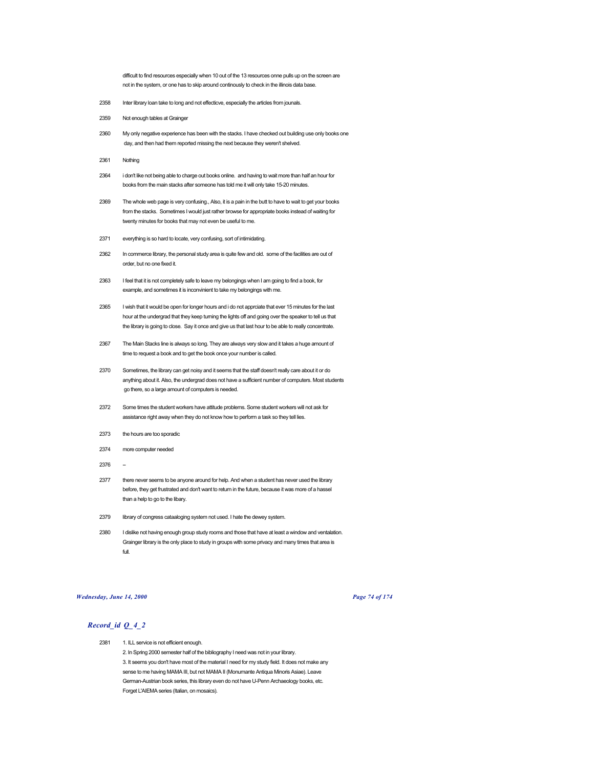difficult to find resources especially when 10 out of the 13 resources onne pulls up on the screen are not in the system, or one has to skip around continously to check in the illinois data base.

2358 Inter library loan take to long and not effecticve, especially the articles from jounals.

2359 Not enough tables at Grainger

2360 My only negative experience has been with the stacks. I have checked out building use only books one day, and then had them reported missing the next because they weren't shelved.

2361 Nothing

2364 i don't like not being able to charge out books online. and having to wait more than half an hour for books from the main stacks after someone has told me it will only take 15-20 minutes.

2369 The whole web page is very confusing., Also, it is a pain in the butt to have to wait to get your books from the stacks. Sometimes I would just rather browse for appropriate books instead of waiting for twenty minutes for books that may not even be useful to me.

2371 everything is so hard to locate, very confusing, sort of intimidating.

2362 In commerce library, the personal study area is quite few and old. some of the facilities are out of order, but no one fixed it.

2363 I feel that it is not completely safe to leave my belongings when I am going to find a book, for example, and sometimes it is inconvinient to take my belongings with me.

2365 I wish that it would be open for longer hours and i do not apprciate that ever 15 minutes for the last hour at the undergrad that they keep turning the lights off and going over the speaker to tell us that the library is going to close. Say it once and give us that last hour to be able to really concentrate.

2367 The Main Stacks line is always so long. They are always very slow and it takes a huge amount of time to request a book and to get the book once your number is called.

2370 Sometimes, the library can get noisy and it seems that the staff doesn't really care about it or do anything about it. Also, the undergrad does not have a sufficient number of computers. Most students go there, so a large amount of computers is needed.

2372 Some times the student workers have attitude problems. Some student workers will not ask for assistance right away when they do not know how to perform a task so they tell lies.

2373 the hours are too sporadic

2374 more computer needed

2376 --

2377 there never seems to be anyone around for help. And when a student has never used the library before, they get frustrated and don't want to return in the future, because it was more of a hassel than a help to go to the libary.

2379 library of congress cataaloging system not used. I hate the dewey system.

2380 I dislike not having enough group study rooms and those that have at least a window and ventalation. Grainger library is the only place to study in groups with some privacy and many times that area is full.

## *Record_id Q_4_2*

2381 1. ILL service is not efficient enough.
2. In Spring 2000 semester half of the bibliography I need was not in your library.
3. It seems you don't have most of the material I need for my study field. It does not make any sense to me having MAMA III, but not MAMA II (Monumante Antiqua Minoris Asiae). Leave German-Austrian book series, this library even do not have U-Penn Archaeology books, etc. Forget L'AIEMA series (Italian, on mosaics).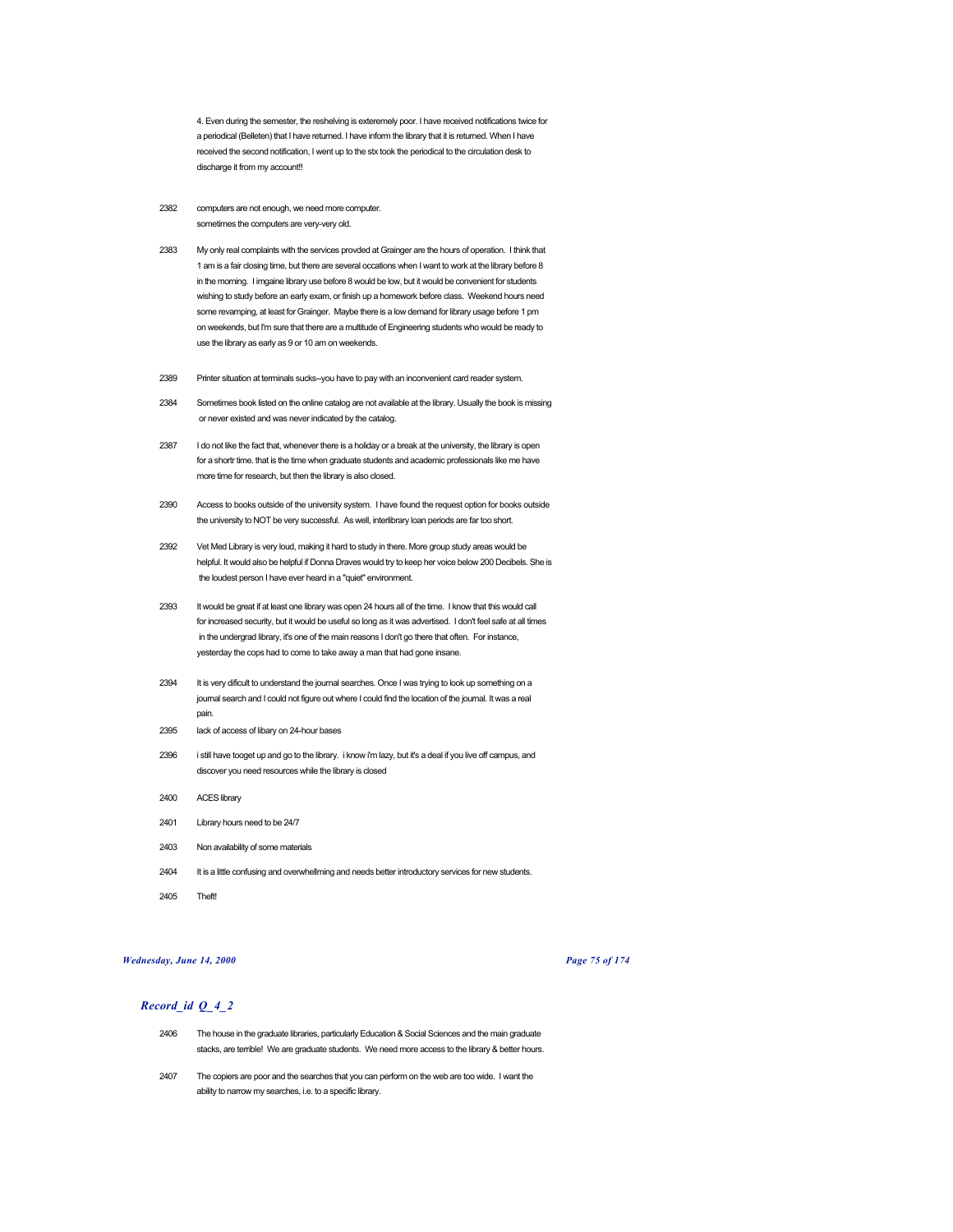4. Even during the semester, the reshelving is exteremely poor. I have received notifications twice for a periodical (Belleten) that I have returned. I have inform the library that it is returned. When I have received the second notification, I went up to the stx took the periodical to the circulation desk to discharge it from my account!!

2382 computers are not enough, we need more computer. sometimes the computers are very-very old.

2383 My only real complaints with the services provded at Grainger are the hours of operation. I think that 1 am is a fair closing time, but there are several occations when I want to work at the library before 8 in the morning. I imgaine library use before 8 would be low, but it would be convenient for students wishing to study before an early exam, or finish up a homework before class. Weekend hours need some revamping, at least for Grainger. Maybe there is a low demand for library usage before 1 pm on weekends, but I'm sure that there are a multitude of Engineering students who would be ready to use the library as early as 9 or 10 am on weekends.

2389 Printer situation at terminals sucks--you have to pay with an inconvenient card reader system.

2384 Sometimes book listed on the online catalog are not available at the library. Usually the book is missing or never existed and was never indicated by the catalog.

2387 I do not like the fact that, whenever there is a holiday or a break at the university, the library is open for a shortr time. that is the time when graduate students and academic professionals like me have more time for research, but then the library is also closed.

2390 Access to books outside of the university system. I have found the request option for books outside the university to NOT be very successful. As well, interlibrary loan periods are far too short.

2392 Vet Med Library is very loud, making it hard to study in there. More group study areas would be helpful. It would also be helpful if Donna Draves would try to keep her voice below 200 Decibels. She is the loudest person I have ever heard in a "quiet" environment.

2393 It would be great if at least one library was open 24 hours all of the time. I know that this would call for increased security, but it would be useful so long as it was advertised. I don't feel safe at all times in the undergrad library, it's one of the main reasons I don't go there that often. For instance, yesterday the cops had to come to take away a man that had gone insane.

2394 It is very dificult to understand the journal searches. Once I was trying to look up something on a journal search and I could not figure out where I could find the location of the journal. It was a real pain.

2395 lack of access of libary on 24-hour bases

2396 i still have tooget up and go to the library. i know i'm lazy, but it's a deal if you live off campus, and discover you need resources while the library is closed

2400 ACES library

2401 Library hours need to be 24/7

2403 Non availability of some materials

2404 It is a little confusing and overwhellming and needs better introductory services for new students.

2405 Theft!

## *Record_id Q_4_2*

2406 The house in the graduate libraries, particularly Education & Social Sciences and the main graduate stacks, are terrible! We are graduate students. We need more access to the library & better hours.

2407 The copiers are poor and the searches that you can perform on the web are too wide. I want the ability to narrow my searches, i.e. to a specific library.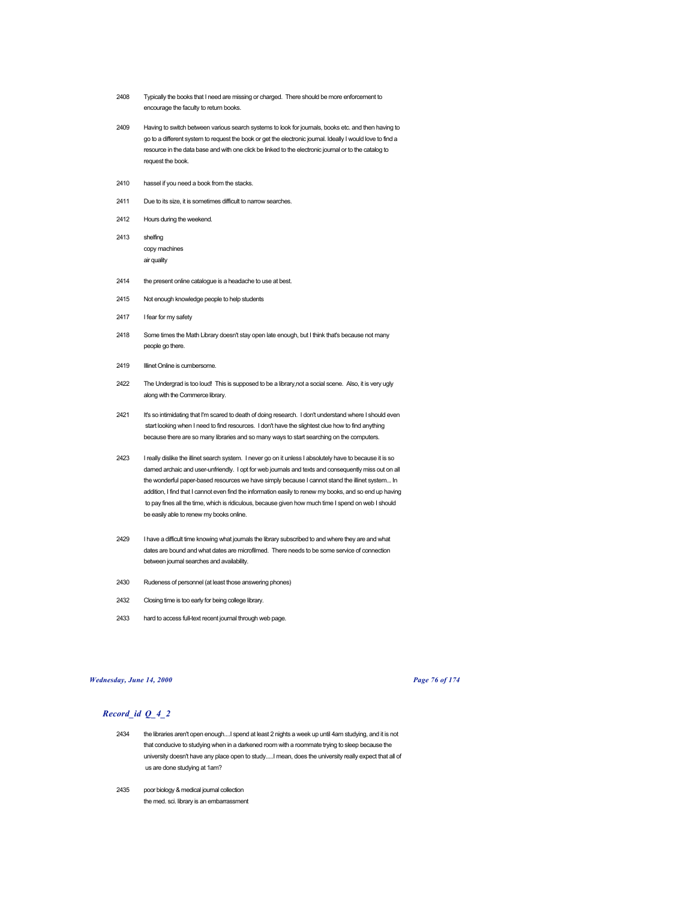2408 Typically the books that I need are missing or charged. There should be more enforcement to encourage the faculty to return books.

2409 Having to switch between various search systems to look for journals, books etc. and then having to go to a different system to request the book or get the electronic journal. Ideally I would love to find a resource in the data base and with one click be linked to the electronic journal or to the catalog to request the book.

2410 hassel if you need a book from the stacks.

2411 Due to its size, it is sometimes difficult to narrow searches.

2412 Hours during the weekend.

2413 shelfing
copy machines
air quality

2414 the present online catalogue is a headache to use at best.

2415 Not enough knowledge people to help students

2417 I fear for my safety

2418 Some times the Math Library doesn't stay open late enough, but I think that's because not many people go there.

2419 Illinet Online is cumbersome.

2422 The Undergrad is too loud! This is supposed to be a library,not a social scene. Also, it is very ugly along with the Commerce library.

2421 It's so intimidating that I'm scared to death of doing research. I don't understand where I should even start looking when I need to find resources. I don't have the slightest clue how to find anything because there are so many libraries and so many ways to start searching on the computers.

2423 I really dislike the illinet search system. I never go on it unless I absolutely have to because it is so darned archaic and user-unfriendly. I opt for web journals and texts and consequently miss out on all the wonderful paper-based resources we have simply because I cannot stand the illinet system... In addition, I find that I cannot even find the information easily to renew my books, and so end up having to pay fines all the time, which is ridiculous, because given how much time I spend on web I should be easily able to renew my books online.

2429 I have a difficult time knowing what journals the library subscribed to and where they are and what dates are bound and what dates are microfilmed. There needs to be some service of connection between journal searches and availability.

2430 Rudeness of personnel (at least those answering phones)

2432 Closing time is too early for being college library.

2433 hard to access full-text recent journal through web page.

## *Record_id Q_4_2*

2434 the libraries aren't open enough....I spend at least 2 nights a week up until 4am studying, and it is not that conducive to studying when in a darkened room with a roommate trying to sleep because the university doesn't have any place open to study.....I mean, does the university really expect that all of us are done studying at 1am?

2435 poor biology & medical journal collection
the med. sci. library is an embarrassment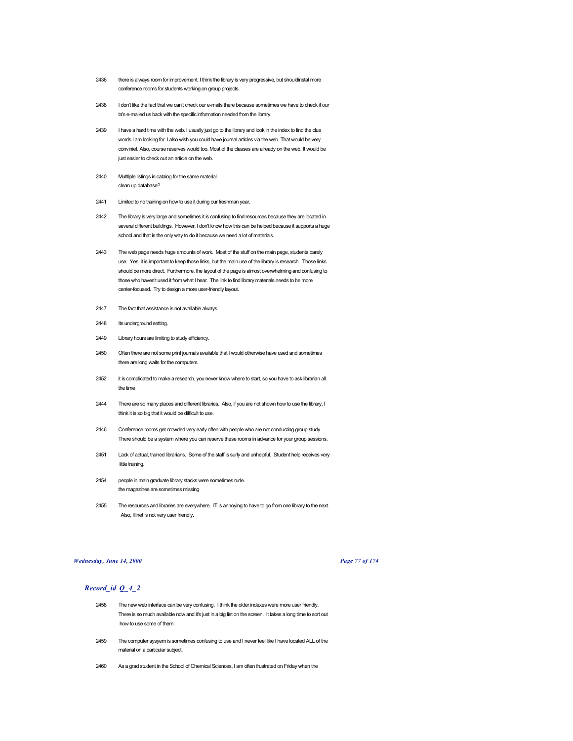2436 there is always room for improvement, I think the library is very progressive, but shouldinstal more conference rooms for students working on group projects.

2438 I don't like the fact that we can't check our e-mails there because sometimes we have to check if our ta's e-mailed us back with the specific information needed from the library.

2439 I have a hard time with the web. I usually just go to the library and look in the index to find the clue words I am looking for. I also wish you could have journal articles via the web. That would be very conviniet. Also, course reserves would too. Most of the classes are already on the web. It would be just easier to check out an article on the web.

2440 Multiple listings in catalog for the same material.
clean up database?

2441 Limited to no training on how to use it during our freshman year.

2442 The library is very large and sometimes it is confusing to find resources because they are located in several different buildings. However, I don't know how this can be helped because it supports a huge school and that is the only way to do it because we need a lot of materials.

2443 The web page needs huge amounts of work. Most of the stuff on the main page, students barely use. Yes, it is important to keep those links, but the main use of the library is research. Those links should be more direct. Furthermore, the layout of the page is almost overwhelming and confusing to those who haven't used it from what I hear. The link to find library materials needs to be more center-focused. Try to design a more user-friendly layout.

2447 The fact that assistance is not available always.

2448 Its underground setting.

2449 Library hours are limiting to study efficiency.

2450 Often there are not some print journals available that I would otherwise have used and sometimes there are long waits for the computers.

2452 it is complicated to make a research, you never know where to start, so you have to ask librarian all the time

2444 There are so many places and different libraries. Also, if you are not shown how to use the library, I think it is so big that it would be difficult to use.

2446 Conference rooms get crowded very early often with people who are not conducting group study. There should be a system where you can reserve these rooms in advance for your group sessions.

2451 Lack of actual, trained librarians. Some of the staff is surly and unhelpful. Student help receives very little training.

2454 people in main graduate library stacks were sometimes rude.
the magazines are sometimes missing

2455 The resources and libraries are everywhere. IT is annoying to have to go from one library to the next. Also, Illinet is not very user friendly.

## *Record_id Q_4_2*

2458 The new web interface can be very confusing. I think the older indexes were more user friendly. There is so much available now and it's just in a big list on the screen. It takes a long time to sort out how to use some of them.

2459 The computer sysyem is sometimes confusing to use and I never feel like I have located ALL of the material on a particular subject.

2460 As a grad student in the School of Chemical Sciences, I am often frustrated on Friday when the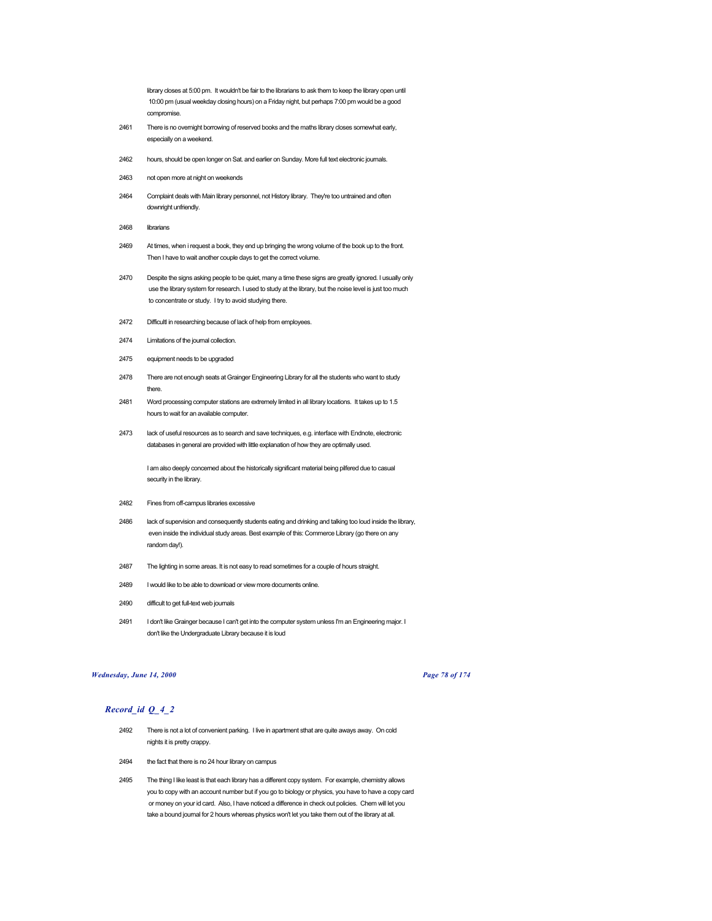library closes at 5:00 pm. It wouldn't be fair to the librarians to ask them to keep the library open until 10:00 pm (usual weekday closing hours) on a Friday night, but perhaps 7:00 pm would be a good compromise.

2461 There is no overnight borrowing of reserved books and the maths library closes somewhat early, especially on a weekend.

2462 hours, should be open longer on Sat. and earlier on Sunday. More full text electronic journals.

2463 not open more at night on weekends

2464 Complaint deals with Main library personnel, not History library. They're too untrained and often downright unfriendly.

2468 librarians

2469 At times, when i request a book, they end up bringing the wrong volume of the book up to the front. Then I have to wait another couple days to get the correct volume.

2470 Despite the signs asking people to be quiet, many a time these signs are greatly ignored. I usually only use the library system for research. I used to study at the library, but the noise level is just too much to concentrate or study. I try to avoid studying there.

2472 Difficultl in researching because of lack of help from employees.

2474 Limitations of the journal collection.

2475 equipment needs to be upgraded

2478 There are not enough seats at Grainger Engineering Library for all the students who want to study there.

2481 Word processing computer stations are extremely limited in all library locations. It takes up to 1.5 hours to wait for an available computer.

2473 lack of useful resources as to search and save techniques, e.g. interface with Endnote, electronic databases in general are provided with little explanation of how they are optimally used.

I am also deeply concerned about the historically significant material being pilfered due to casual security in the library.

2482 Fines from off-campus libraries excessive

2486 lack of supervision and consequently students eating and drinking and talking too loud inside the library, even inside the individual study areas. Best example of this: Commerce Library (go there on any random day!).

2487 The lighting in some areas. It is not easy to read sometimes for a couple of hours straight.

2489 I would like to be able to download or view more documents online.

2490 difficult to get full-text web journals

2491 I don't like Grainger because I can't get into the computer system unless I'm an Engineering major. I don't like the Undergraduate Library because it is loud

## *Record_id Q_4_2*

2492 There is not a lot of convenient parking. I live in apartment sthat are quite aways away. On cold nights it is pretty crappy.

2494 the fact that there is no 24 hour library on campus

2495 The thing I like least is that each library has a different copy system. For example, chemistry allows you to copy with an account number but if you go to biology or physics, you have to have a copy card or money on your id card. Also, I have noticed a difference in check out policies. Chem will let you take a bound journal for 2 hours whereas physics won't let you take them out of the library at all.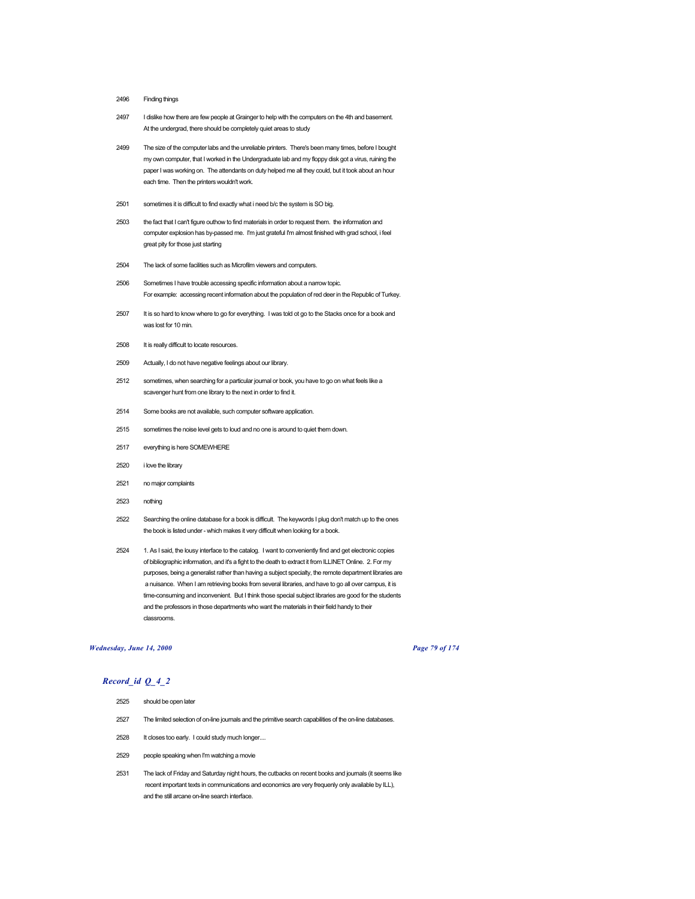2496 Finding things

2497 I dislike how there are few people at Grainger to help with the computers on the 4th and basement. At the undergrad, there should be completely quiet areas to study

2499 The size of the computer labs and the unreliable printers. There's been many times, before I bought my own computer, that I worked in the Undergraduate lab and my floppy disk got a virus, ruining the paper I was working on. The attendants on duty helped me all they could, but it took about an hour each time. Then the printers wouldn't work.

2501 sometimes it is difficult to find exactly what i need b/c the system is SO big.

2503 the fact that I can't figure outhow to find materials in order to request them. the information and computer explosion has by-passed me. I'm just grateful I'm almost finished with grad school, i feel great pity for those just starting

2504 The lack of some facilities such as Microfilm viewers and computers.

2506 Sometimes I have trouble accessing specific information about a narrow topic.
For example: accessing recent information about the population of red deer in the Republic of Turkey.

2507 It is so hard to know where to go for everything. I was told ot go to the Stacks once for a book and was lost for 10 min.

2508 It is really difficult to locate resources.

2509 Actually, I do not have negative feelings about our library.

2512 sometimes, when searching for a particular journal or book, you have to go on what feels like a scavenger hunt from one library to the next in order to find it.

2514 Some books are not available, such computer software application.

2515 sometimes the noise level gets to loud and no one is around to quiet them down.

2517 everything is here SOMEWHERE

2520 i love the library

2521 no major complaints

2523 nothing

2522 Searching the online database for a book is difficult. The keywords I plug don't match up to the ones the book is listed under - which makes it very difficult when looking for a book.

2524 1. As I said, the lousy interface to the catalog. I want to conveniently find and get electronic copies of bibliographic information, and it's a fight to the death to extract it from ILLINET Online. 2. For my purposes, being a generalist rather than having a subject specialty, the remote department libraries are a nuisance. When I am retrieving books from several libraries, and have to go all over campus, it is time-consuming and inconvenient. But I think those special subject libraries are good for the students and the professors in those departments who want the materials in their field handy to their classrooms.

## *Record_id Q_4_2*

2525 should be open later

2527 The limited selection of on-line journals and the primitive search capabilities of the on-line databases.

2528 It closes too early. I could study much longer....

2529 people speaking when I'm watching a movie

2531 The lack of Friday and Saturday night hours, the cutbacks on recent books and journals (it seems like recent important texts in communications and economics are very frequently only available by ILL), and the still arcane on-line search interface.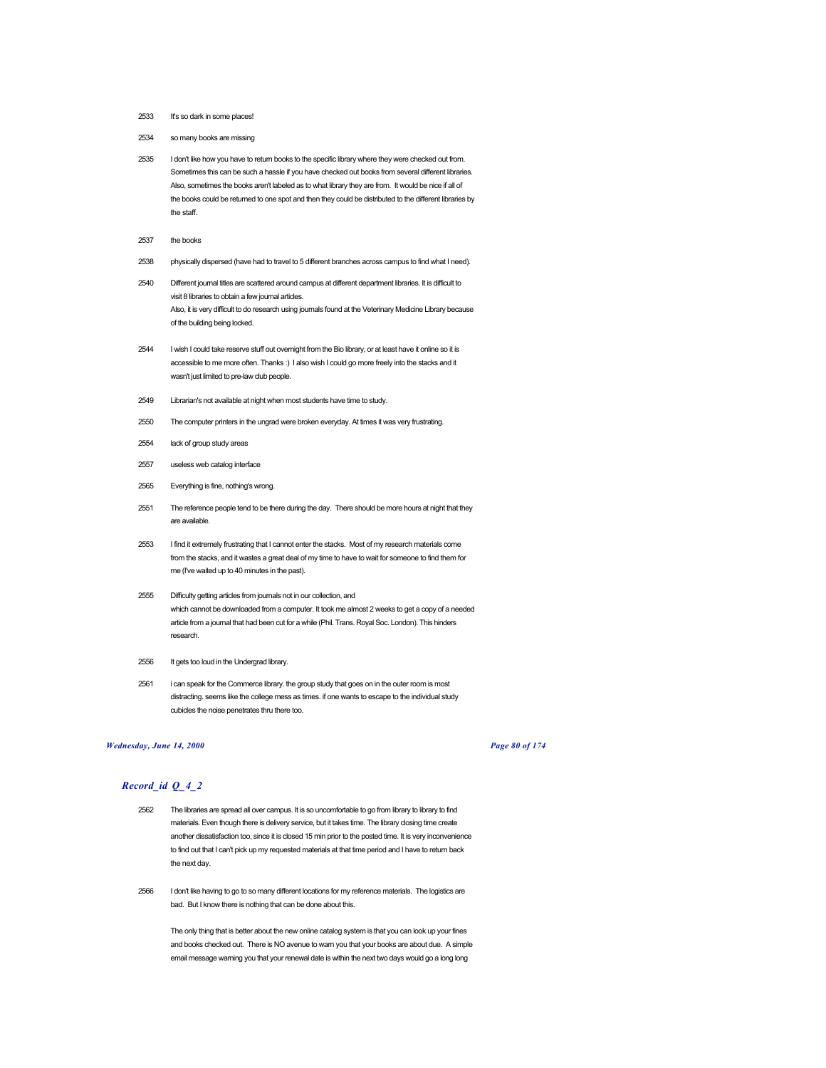2533 It's so dark in some places!

2534 so many books are missing

2535 I don't like how you have to return books to the specific library where they were checked out from. Sometimes this can be such a hassle if you have checked out books from several different libraries. Also, sometimes the books aren't labeled as to what library they are from. It would be nice if all of the books could be returned to one spot and then they could be distributed to the different libraries by the staff.

2537 the books

2538 physically dispersed (have had to travel to 5 different branches across campus to find what I need).

2540 Different journal titles are scattered around campus at different department libraries. It is difficult to visit 8 libraries to obtain a few journal articles.
Also, it is very difficult to do research using journals found at the Veterinary Medicine Library because of the building being locked.

2544 I wish I could take reserve stuff out overnight from the Bio library, or at least have it online so it is accessible to me more often. Thanks :) I also wish I could go more freely into the stacks and it wasn't just limited to pre-law club people.

2549 Librarian's not available at night when most students have time to study.

2550 The computer printers in the ungrad were broken everyday. At times it was very frustrating.

2554 lack of group study areas

2557 useless web catalog interface

2565 Everything is fine, nothing's wrong.

2551 The reference people tend to be there during the day. There should be more hours at night that they are available.

2553 I find it extremely frustrating that I cannot enter the stacks. Most of my research materials come from the stacks, and it wastes a great deal of my time to have to wait for someone to find them for me (I've waited up to 40 minutes in the past).

2555 Difficulty getting articles from journals not in our collection, and
which cannot be downloaded from a computer. It took me almost 2 weeks to get a copy of a needed article from a journal that had been cut for a while (Phil. Trans. Royal Soc. London). This hinders research.

2556 It gets too loud in the Undergrad library.

2561 i can speak for the Commerce library. the group study that goes on in the outer room is most distracting. seems like the college mess as times. if one wants to escape to the individual study cubicles the noise penetrates thru there too.

## *Record_id Q_4_2*

2562 The libraries are spread all over campus. It is so uncomfortable to go from library to library to find materials. Even though there is delivery service, but it takes time. The library closing time create another dissatisfaction too, since it is closed 15 min prior to the posted time. It is very inconvenience to find out that I can't pick up my requested materials at that time period and I have to return back the next day.

2566 I don't like having to go to so many different locations for my reference materials. The logistics are bad. But I know there is nothing that can be done about this.

The only thing that is better about the new online catalog system is that you can look up your fines and books checked out. There is NO avenue to warn you that your books are about due. A simple email message warning you that your renewal date is within the next two days would go a long long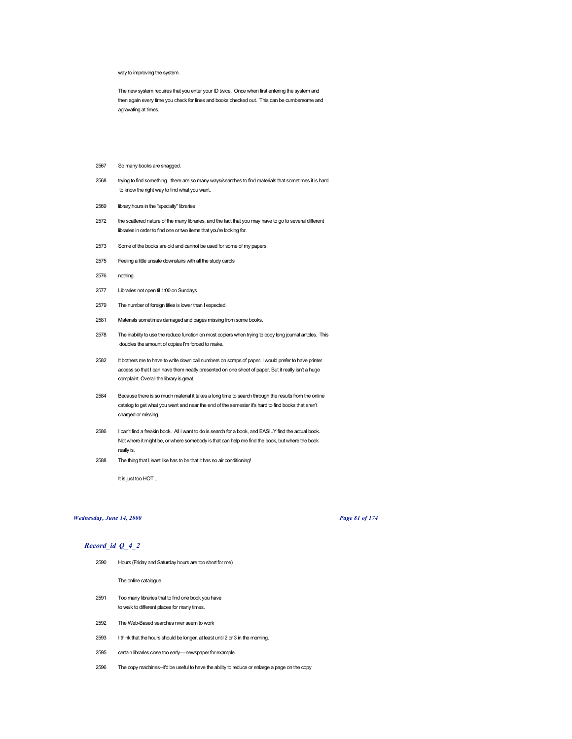way to improving the system.

The new system requires that you enter your ID twice. Once when first entering the system and then again every time you check for fines and books checked out. This can be cumbersome and agravating at times.

2567 So many books are snagged.

2568 trying to find something. there are so many ways/searches to find materials that sometimes it is hard to know the right way to find what you want.

2569 library hours in the "specialty" libraries

2572 the scattered nature of the many libraries, and the fact that you may have to go to several different libraries in order to find one or two items that you're looking for.

2573 Some of the books are old and cannot be used for some of my papers.

2575 Feeling a little unsafe downstairs with all the study carols

2576 nothing

2577 Libraries not open til 1:00 on Sundays

2579 The number of foreign titles is lower than I expected.

2581 Materials sometimes damaged and pages missing from some books.

2578 The inability to use the reduce function on most copiers when trying to copy long journal aritcles. This doubles the amount of copies I'm forced to make.

2582 It bothers me to have to write down call numbers on scraps of paper. I would prefer to have printer access so that I can have them neatly presented on one sheet of paper. But it really isn't a huge complaint. Overall the library is great.

2584 Because there is so much material it takes a long time to search through the results from the online catalog to get what you want and near the end of the semester it's hard to find books that aren't charged or missing.

2586 I can't find a freakin book. All i want to do is search for a book, and EASILY find the actual book. Not where it might be, or where somebody is that can help me find the book, but where the book really is.

2588 The thing that I least like has to be that it has no air conditioning!

It is just too HOT...

## *Record_id Q_4_2*

2590 Hours (Friday and Saturday hours are too short for me)

The online catalogue

2591 Too many libraries that to find one book you have to walk to different places for many times.

2592 The Web-Based searches nver seem to work

2593 I think that the hours should be longer, at least until 2 or 3 in the morning.

2595 certain libraries close too early----newspaper for example

2596 The copy machines--it'd be useful to have the ability to reduce or enlarge a page on the copy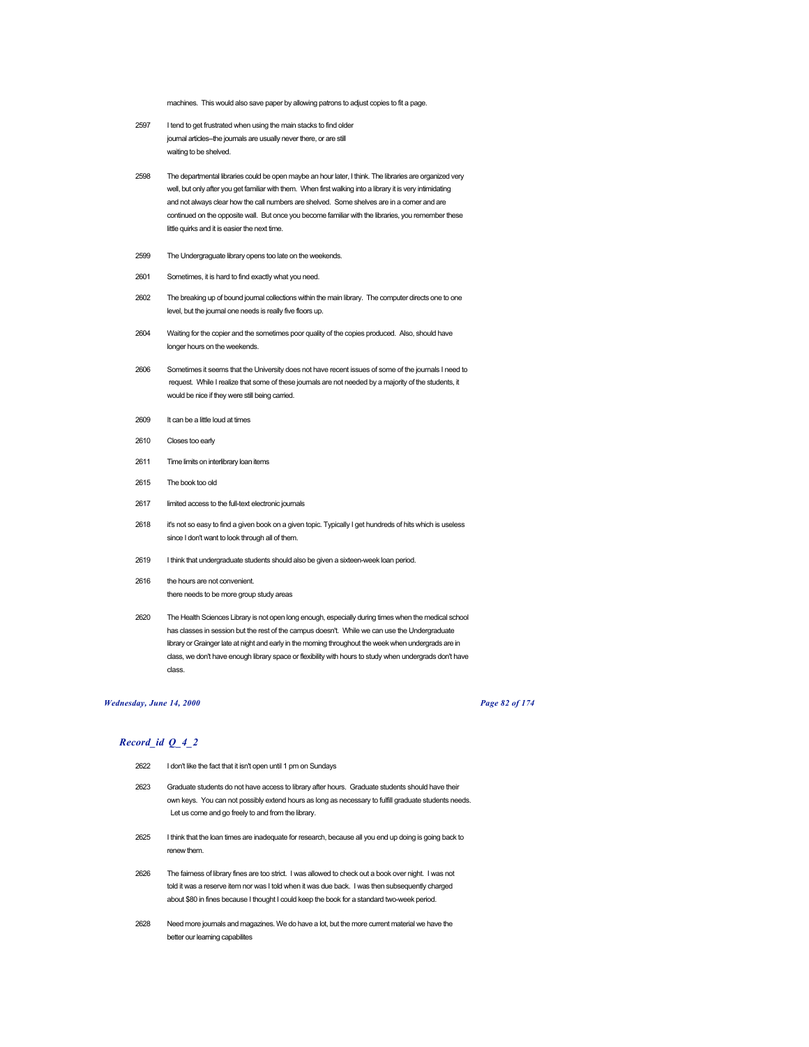machines. This would also save paper by allowing patrons to adjust copies to fit a page.

2597 I tend to get frustrated when using the main stacks to find older journal articles--the journals are usually never there, or are still waiting to be shelved.

2598 The departmental libraries could be open maybe an hour later, I think. The libraries are organized very well, but only after you get familiar with them. When first walking into a library it is very intimidating and not always clear how the call numbers are shelved. Some shelves are in a corner and are continued on the opposite wall. But once you become familiar with the libraries, you remember these little quirks and it is easier the next time.

2599 The Undergraguate library opens too late on the weekends.

2601 Sometimes, it is hard to find exactly what you need.

2602 The breaking up of bound journal collections within the main library. The computer directs one to one level, but the journal one needs is really five floors up.

2604 Waiting for the copier and the sometimes poor quality of the copies produced. Also, should have longer hours on the weekends.

2606 Sometimes it seems that the University does not have recent issues of some of the journals I need to request. While I realize that some of these journals are not needed by a majority of the students, it would be nice if they were still being carried.

2609 It can be a little loud at times

2610 Closes too early

2611 Time limits on interlibrary loan items

2615 The book too old

2617 limited access to the full-text electronic journals

2618 it's not so easy to find a given book on a given topic. Typically I get hundreds of hits which is useless since I don't want to look through all of them.

2619 I think that undergraduate students should also be given a sixteen-week loan period.

2616 the hours are not convenient.
there needs to be more group study areas

2620 The Health Sciences Library is not open long enough, especially during times when the medical school has classes in session but the rest of the campus doesn't. While we can use the Undergraduate library or Grainger late at night and early in the morning throughout the week when undergrads are in class, we don't have enough library space or flexibility with hours to study when undergrads don't have class.

## *Record_id Q_4_2*

2622 I don't like the fact that it isn't open until 1 pm on Sundays

2623 Graduate students do not have access to library after hours. Graduate students should have their own keys. You can not possibly extend hours as long as necessary to fulfill graduate students needs. Let us come and go freely to and from the library.

2625 I think that the loan times are inadequate for research, because all you end up doing is going back to renew them.

2626 The fairness of library fines are too strict. I was allowed to check out a book over night. I was not told it was a reserve item nor was I told when it was due back. I was then subsequently charged about $80 in fines because I thought I could keep the book for a standard two-week period.

2628 Need more journals and magazines. We do have a lot, but the more current material we have the better our learning capabilites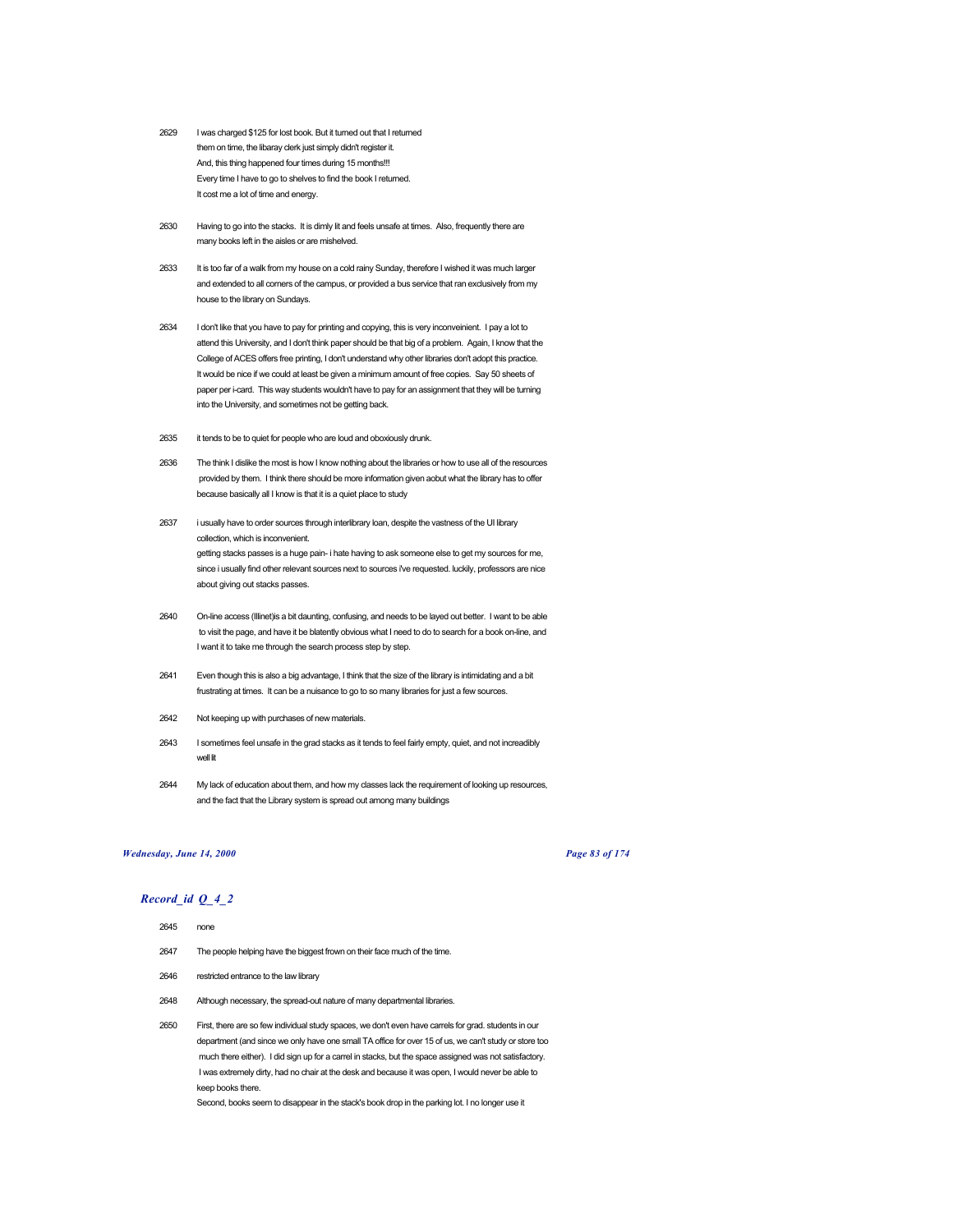2629 I was charged $125 for lost book. But it turned out that I returned them on time, the libaray clerk just simply didn't register it. And, this thing happened four times during 15 months!!! Every time I have to go to shelves to find the book I returned. It cost me a lot of time and energy.

2630 Having to go into the stacks. It is dimly lit and feels unsafe at times. Also, frequently there are many books left in the aisles or are mishelved.

2633 It is too far of a walk from my house on a cold rainy Sunday, therefore I wished it was much larger and extended to all corners of the campus, or provided a bus service that ran exclusively from my house to the library on Sundays.

2634 I don't like that you have to pay for printing and copying, this is very inconveinient. I pay a lot to attend this University, and I don't think paper should be that big of a problem. Again, I know that the College of ACES offers free printing, I don't understand why other libraries don't adopt this practice. It would be nice if we could at least be given a minimum amount of free copies. Say 50 sheets of paper per i-card. This way students wouldn't have to pay for an assignment that they will be turning into the University, and sometimes not be getting back.

2635 it tends to be to quiet for people who are loud and oboxiously drunk.

2636 The think I dislike the most is how I know nothing about the libraries or how to use all of the resources provided by them. I think there should be more information given aobut what the library has to offer because basically all I know is that it is a quiet place to study

2637 i usually have to order sources through interlibrary loan, despite the vastness of the UI library collection, which is inconvenient.
getting stacks passes is a huge pain- i hate having to ask someone else to get my sources for me, since i usually find other relevant sources next to sources i've requested. luckily, professors are nice about giving out stacks passes.

2640 On-line access (Illinet)is a bit daunting, confusing, and needs to be layed out better. I want to be able to visit the page, and have it be blatently obvious what I need to do to search for a book on-line, and I want it to take me through the search process step by step.

2641 Even though this is also a big advantage, I think that the size of the library is intimidating and a bit frustrating at times. It can be a nuisance to go to so many libraries for just a few sources.

2642 Not keeping up with purchases of new materials.

2643 I sometimes feel unsafe in the grad stacks as it tends to feel fairly empty, quiet, and not increadibly well lit

2644 My lack of education about them, and how my classes lack the requirement of looking up resources, and the fact that the Library system is spread out among many buildings

## *Record_id Q_4_2*

2645 none

2647 The people helping have the biggest frown on their face much of the time.

2646 restricted entrance to the law library

2648 Although necessary, the spread-out nature of many departmental libraries.

2650 First, there are so few individual study spaces, we don't even have carrels for grad. students in our department (and since we only have one small TA office for over 15 of us, we can't study or store too much there either). I did sign up for a carrel in stacks, but the space assigned was not satisfactory. I was extremely dirty, had no chair at the desk and because it was open, I would never be able to keep books there.
Second, books seem to disappear in the stack's book drop in the parking lot. I no longer use it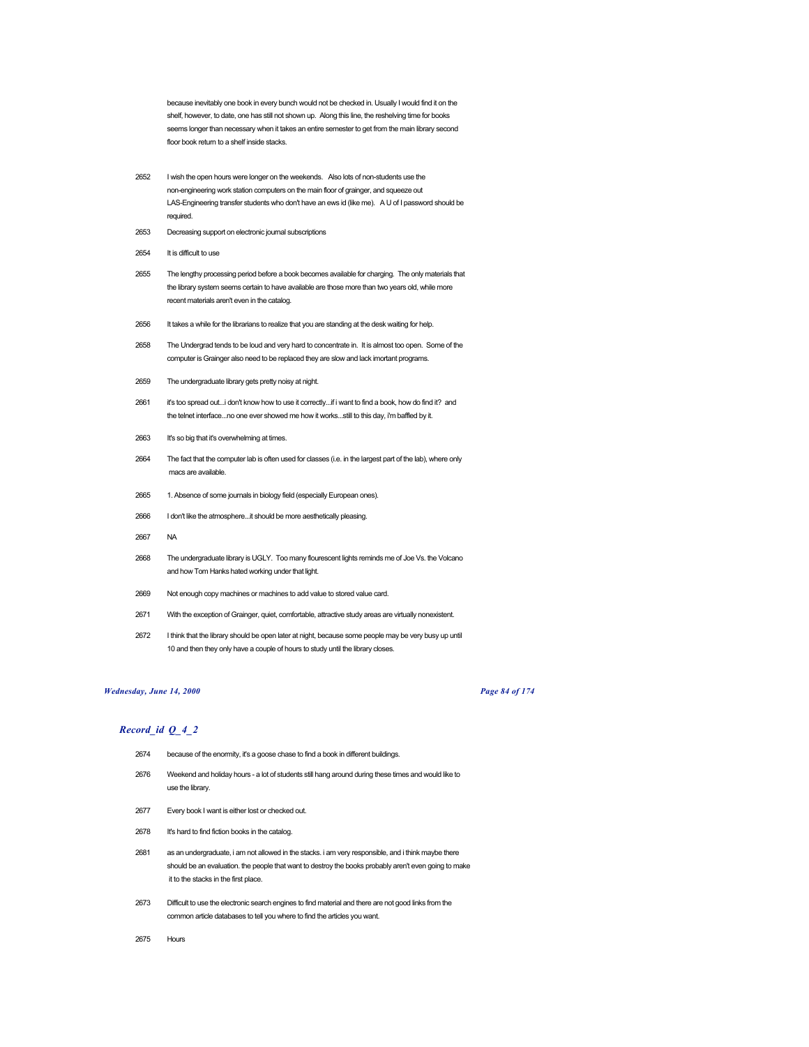because inevitably one book in every bunch would not be checked in. Usually I would find it on the shelf, however, to date, one has still not shown up. Along this line, the reshelving time for books seems longer than necessary when it takes an entire semester to get from the main library second floor book return to a shelf inside stacks.

2652 I wish the open hours were longer on the weekends. Also lots of non-students use the non-engineering work station computers on the main floor of grainger, and squeeze out LAS-Engineering transfer students who don't have an ews id (like me). A U of I password should be required.

2653 Decreasing support on electronic journal subscriptions

2654 It is difficult to use

2655 The lengthy processing period before a book becomes available for charging. The only materials that the library system seems certain to have available are those more than two years old, while more recent materials aren't even in the catalog.

2656 It takes a while for the librarians to realize that you are standing at the desk waiting for help.

2658 The Undergrad tends to be loud and very hard to concentrate in. It is almost too open. Some of the computer is Grainger also need to be replaced they are slow and lack imortant programs.

2659 The undergraduate library gets pretty noisy at night.

2661 it's too spread out...i don't know how to use it correctly...if i want to find a book, how do find it? and the telnet interface...no one ever showed me how it works...still to this day, i'm baffled by it.

2663 It's so big that it's overwhelming at times.

2664 The fact that the computer lab is often used for classes (i.e. in the largest part of the lab), where only macs are available.

2665 1. Absence of some journals in biology field (especially European ones).

2666 I don't like the atmosphere...it should be more aesthetically pleasing.

2667 NA

2668 The undergraduate library is UGLY. Too many flourescent lights reminds me of Joe Vs. the Volcano and how Tom Hanks hated working under that light.

2669 Not enough copy machines or machines to add value to stored value card.

2671 With the exception of Grainger, quiet, comfortable, attractive study areas are virtually nonexistent.

2672 I think that the library should be open later at night, because some people may be very busy up until 10 and then they only have a couple of hours to study until the library closes.

## *Record_id Q_4_2*

2674 because of the enormity, it's a goose chase to find a book in different buildings.

2676 Weekend and holiday hours - a lot of students still hang around during these times and would like to use the library.

2677 Every book I want is either lost or checked out.

2678 It's hard to find fiction books in the catalog.

2681 as an undergraduate, i am not allowed in the stacks. i am very responsible, and i think maybe there should be an evaluation. the people that want to destroy the books probably aren't even going to make it to the stacks in the first place.

2673 Difficult to use the electronic search engines to find material and there are not good links from the common article databases to tell you where to find the articles you want.

2675 Hours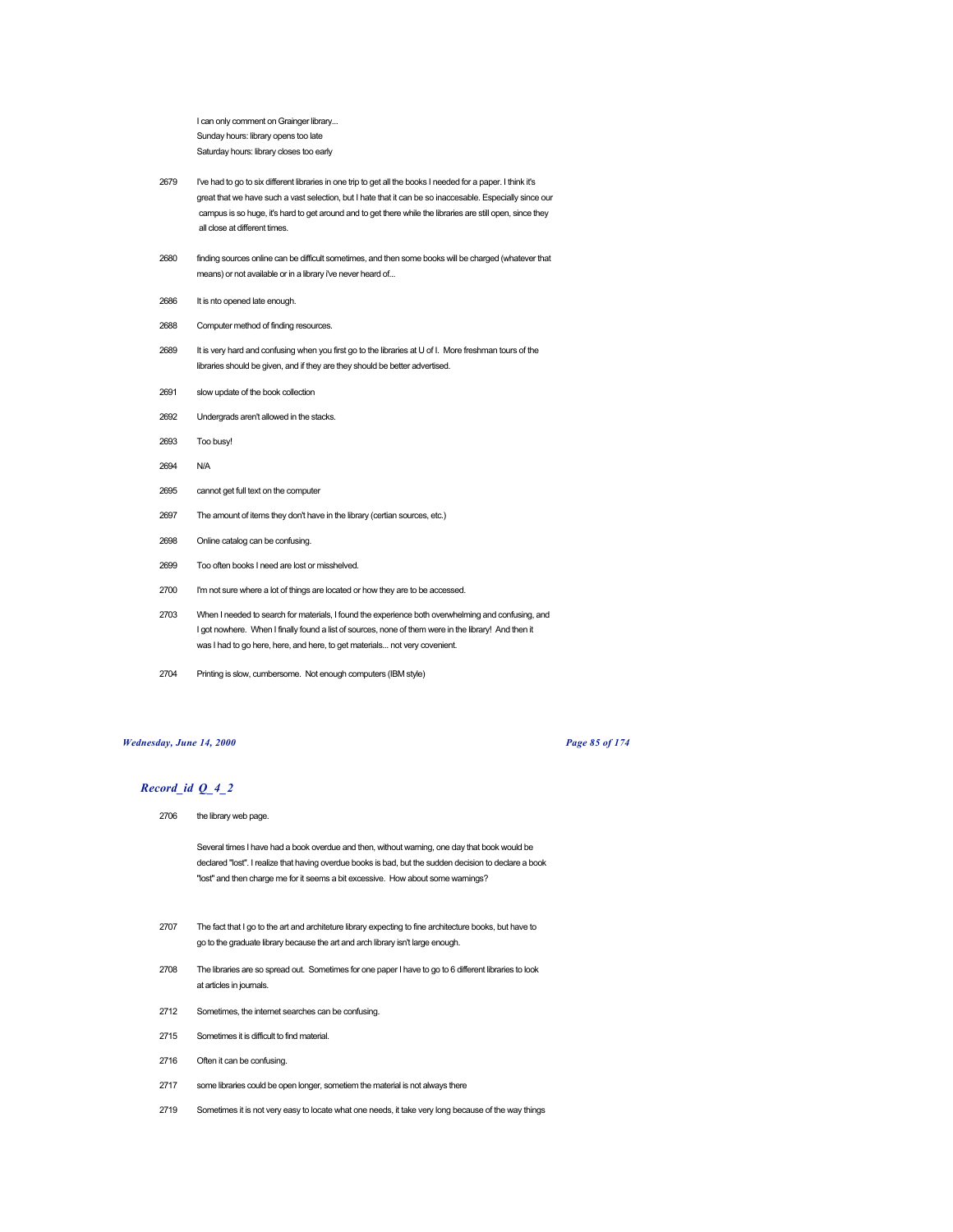I can only comment on Grainger library...
Sunday hours: library opens too late
Saturday hours: library closes too early

2679 I've had to go to six different libraries in one trip to get all the books I needed for a paper. I think it's great that we have such a vast selection, but I hate that it can be so inaccesable. Especially since our campus is so huge, it's hard to get around and to get there while the libraries are still open, since they all close at different times.

2680 finding sources online can be difficult sometimes, and then some books will be charged (whatever that means) or not available or in a library i've never heard of...

2686 It is nto opened late enough.

2688 Computer method of finding resources.

2689 It is very hard and confusing when you first go to the libraries at U of I. More freshman tours of the libraries should be given, and if they are they should be better advertised.

2691 slow update of the book collection

2692 Undergrads aren't allowed in the stacks.

2693 Too busy!

2694 N/A

2695 cannot get full text on the computer

2697 The amount of items they don't have in the library (certian sources, etc.)

2698 Online catalog can be confusing.

2699 Too often books I need are lost or misshelved.

2700 I'm not sure where a lot of things are located or how they are to be accessed.

2703 When I needed to search for materials, I found the experience both overwhelming and confusing, and I got nowhere. When I finally found a list of sources, none of them were in the library! And then it was I had to go here, here, and here, to get materials... not very covenient.

2704 Printing is slow, cumbersome. Not enough computers (IBM style)

## *Record_id Q_4_2*

2706 the library web page.

Several times I have had a book overdue and then, without warning, one day that book would be declared "lost". I realize that having overdue books is bad, but the sudden decision to declare a book "lost" and then charge me for it seems a bit excessive. How about some warnings?

2707 The fact that I go to the art and architeture library expecting to fine architecture books, but have to go to the graduate library because the art and arch library isn't large enough.

2708 The libraries are so spread out. Sometimes for one paper I have to go to 6 different libraries to look at articles in journals.

2712 Sometimes, the internet searches can be confusing.

2715 Sometimes it is difficult to find material.

2716 Often it can be confusing.

2717 some libraries could be open longer, sometiem the material is not always there

2719 Sometimes it is not very easy to locate what one needs, it take very long because of the way things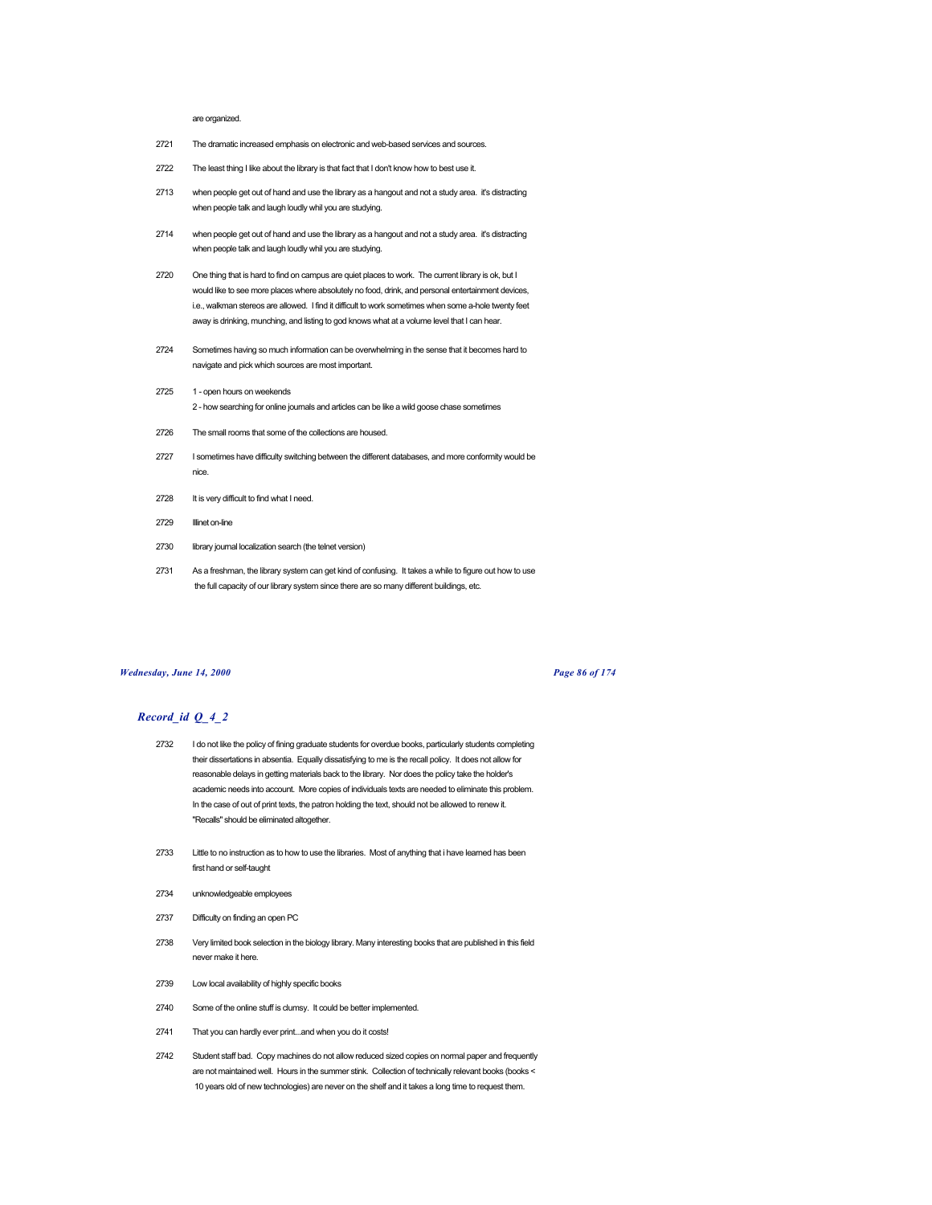are organized.

2721 The dramatic increased emphasis on electronic and web-based services and sources.

2722 The least thing I like about the library is that fact that I don't know how to best use it.

2713 when people get out of hand and use the library as a hangout and not a study area. it's distracting when people talk and laugh loudly whil you are studying.

2714 when people get out of hand and use the library as a hangout and not a study area. it's distracting when people talk and laugh loudly whil you are studying.

2720 One thing that is hard to find on campus are quiet places to work. The current library is ok, but I would like to see more places where absolutely no food, drink, and personal entertainment devices, i.e., walkman stereos are allowed. I find it difficult to work sometimes when some a-hole twenty feet away is drinking, munching, and listing to god knows what at a volume level that I can hear.

2724 Sometimes having so much information can be overwhelming in the sense that it becomes hard to navigate and pick which sources are most important.

2725 1 - open hours on weekends
2 - how searching for online journals and articles can be like a wild goose chase sometimes

2726 The small rooms that some of the collections are housed.

2727 I sometimes have difficulty switching between the different databases, and more conformity would be nice.

2728 It is very difficult to find what I need.

2729 Illinet on-line

2730 library journal localization search (the telnet version)

2731 As a freshman, the library system can get kind of confusing. It takes a while to figure out how to use the full capacity of our library system since there are so many different buildings, etc.

## *Record_id Q_4_2*

2732 I do not like the policy of fining graduate students for overdue books, particularly students completing their dissertations in absentia. Equally dissatisfying to me is the recall policy. It does not allow for reasonable delays in getting materials back to the library. Nor does the policy take the holder's academic needs into account. More copies of individuals texts are needed to eliminate this problem. In the case of out of print texts, the patron holding the text, should not be allowed to renew it. "Recalls" should be eliminated altogether.

2733 Little to no instruction as to how to use the libraries. Most of anything that i have learned has been first hand or self-taught

2734 unknowledgeable employees

2737 Difficulty on finding an open PC

2738 Very limited book selection in the biology library. Many interesting books that are published in this field never make it here.

2739 Low local availability of highly specific books

2740 Some of the online stuff is clumsy. It could be better implemented.

2741 That you can hardly ever print...and when you do it costs!

2742 Student staff bad. Copy machines do not allow reduced sized copies on normal paper and frequently are not maintained well. Hours in the summer stink. Collection of technically relevant books (books < 10 years old of new technologies) are never on the shelf and it takes a long time to request them.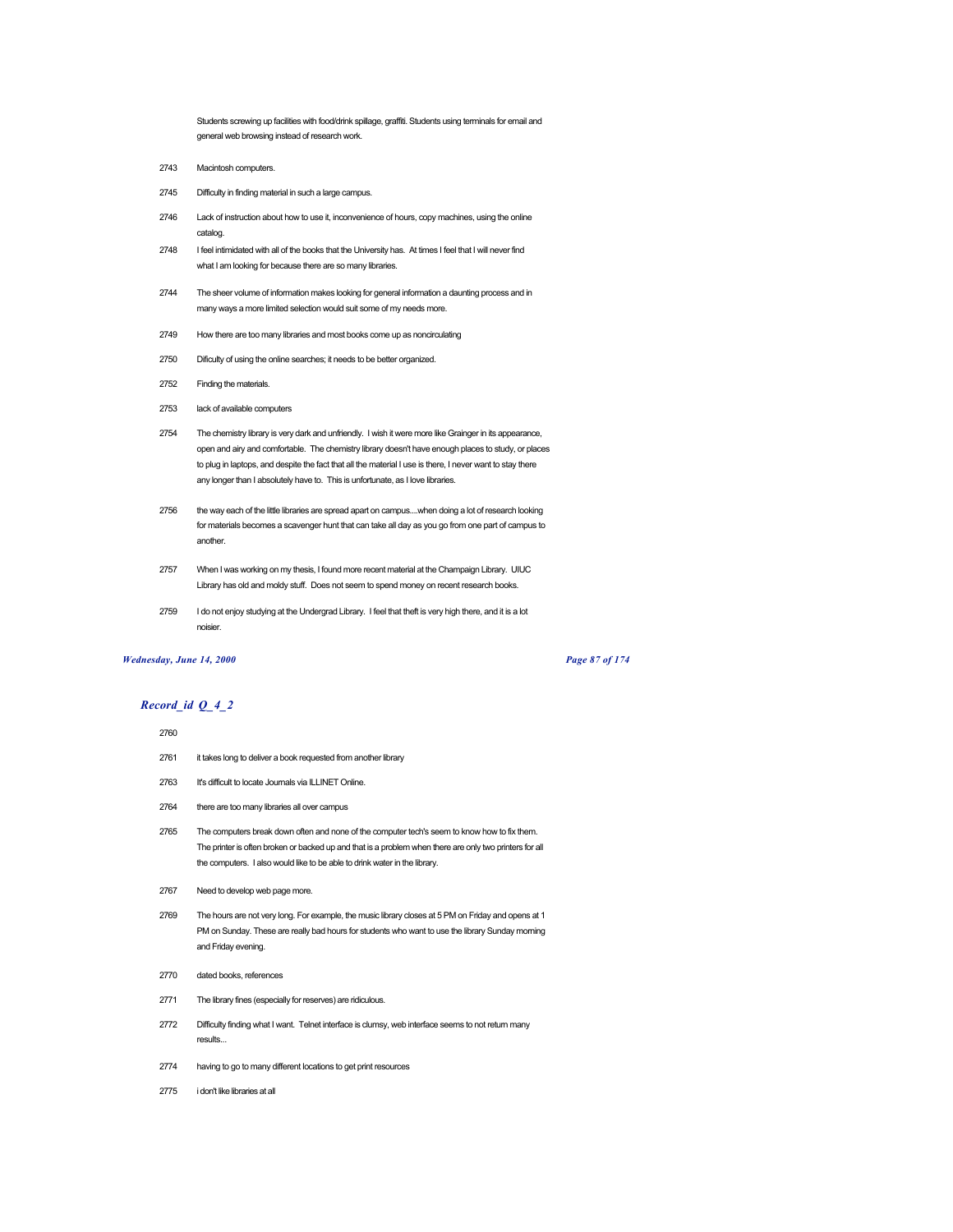Students screwing up facilities with food/drink spillage, graffiti. Students using terminals for email and general web browsing instead of research work.

| | |
|---|---|
| 2743 | Macintosh computers. |
| 2745 | Difficulty in finding material in such a large campus. |
| 2746 | Lack of instruction about how to use it, inconvenience of hours, copy machines, using the online catalog. |
| 2748 | I feel intimidated with all of the books that the University has. At times I feel that I will never find what I am looking for because there are so many libraries. |
| 2744 | The sheer volume of information makes looking for general information a daunting process and in many ways a more limited selection would suit some of my needs more. |
| 2749 | How there are too many libraries and most books come up as noncirculating |
| 2750 | Dificulty of using the online searches; it needs to be better organized. |
| 2752 | Finding the materials. |
| 2753 | lack of available computers |
| 2754 | The chemistry library is very dark and unfriendly. I wish it were more like Grainger in its appearance, open and airy and comfortable. The chemistry library doesn't have enough places to study, or places to plug in laptops, and despite the fact that all the material I use is there, I never want to stay there any longer than I absolutely have to. This is unfortunate, as I love libraries. |
| 2756 | the way each of the little libraries are spread apart on campus....when doing a lot of research looking for materials becomes a scavenger hunt that can take all day as you go from one part of campus to another. |
| 2757 | When I was working on my thesis, I found more recent material at the Champaign Library. UIUC Library has old and moldy stuff. Does not seem to spend money on recent research books. |
| 2759 | I do not enjoy studying at the Undergrad Library. I feel that theft is very high there, and it is a lot noisier. |

## *Record_id Q_4_2*

| | |
|---|---|
| 2760 | |
| 2761 | it takes long to deliver a book requested from another library |
| 2763 | It's difficult to locate Journals via ILLINET Online. |
| 2764 | there are too many libraries all over campus |
| 2765 | The computers break down often and none of the computer tech's seem to know how to fix them. The printer is often broken or backed up and that is a problem when there are only two printers for all the computers. I also would like to be able to drink water in the library. |
| 2767 | Need to develop web page more. |
| 2769 | The hours are not very long. For example, the music library closes at 5 PM on Friday and opens at 1 PM on Sunday. These are really bad hours for students who want to use the library Sunday morning and Friday evening. |
| 2770 | dated books, references |
| 2771 | The library fines (especially for reserves) are ridiculous. |
| 2772 | Difficulty finding what I want. Telnet interface is clumsy, web interface seems to not return many results... |
| 2774 | having to go to many different locations to get print resources |
| 2775 | i don't like libraries at all |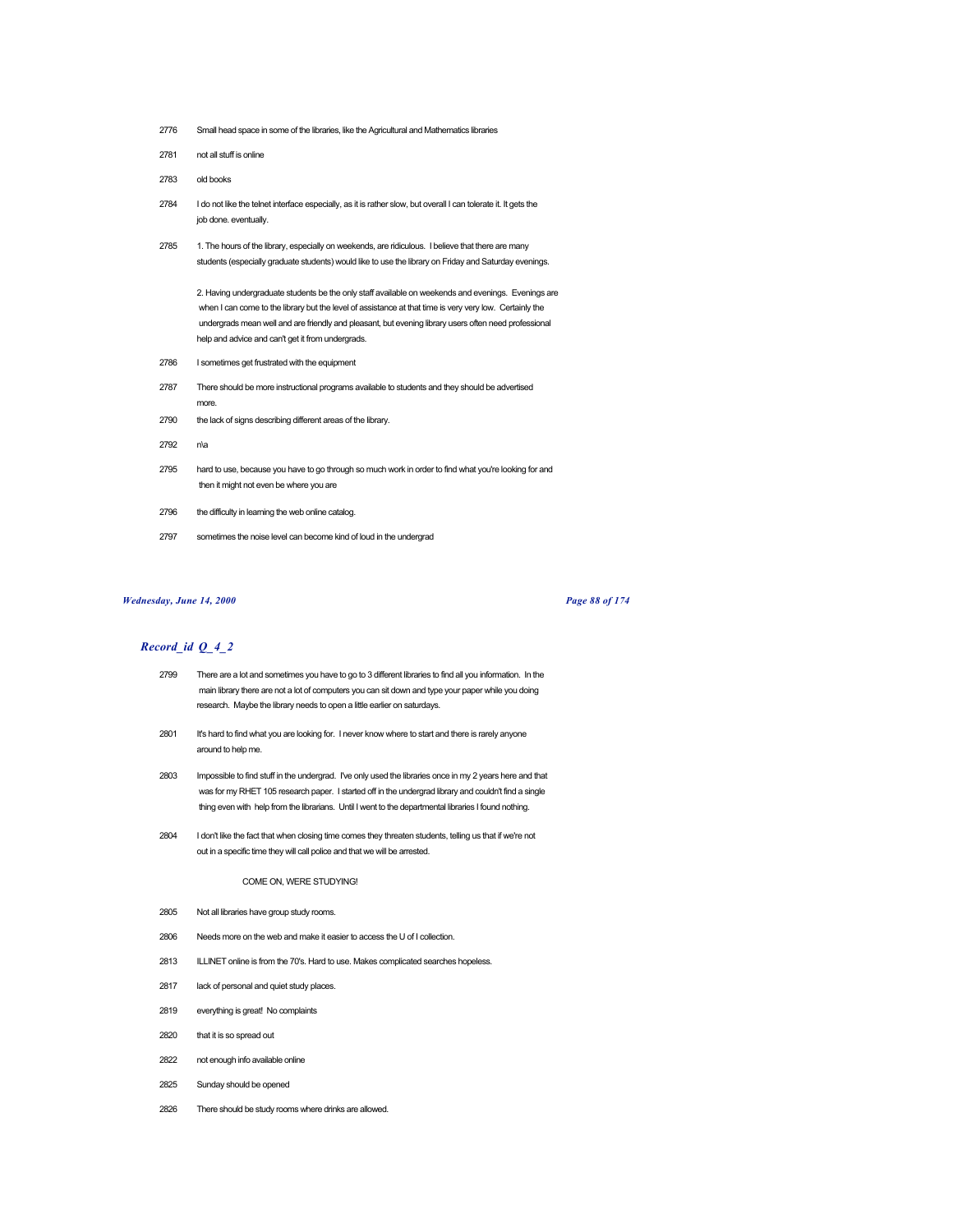2776 Small head space in some of the libraries, like the Agricultural and Mathematics libraries

2781 not all stuff is online

2783 old books

2784 I do not like the telnet interface especially, as it is rather slow, but overall I can tolerate it. It gets the job done. eventually.

2785 1. The hours of the library, especially on weekends, are ridiculous. I believe that there are many students (especially graduate students) would like to use the library on Friday and Saturday evenings.

2. Having undergraduate students be the only staff available on weekends and evenings. Evenings are when I can come to the library but the level of assistance at that time is very very low. Certainly the undergrads mean well and are friendly and pleasant, but evening library users often need professional help and advice and can't get it from undergrads.

2786 I sometimes get frustrated with the equipment

2787 There should be more instructional programs available to students and they should be advertised more.

2790 the lack of signs describing different areas of the library.

2792 n\a

2795 hard to use, because you have to go through so much work in order to find what you're looking for and then it might not even be where you are

2796 the difficulty in learning the web online catalog.

2797 sometimes the noise level can become kind of loud in the undergrad

## *Record_id Q_4_2*

2799 There are a lot and sometimes you have to go to 3 different libraries to find all you information. In the main library there are not a lot of computers you can sit down and type your paper while you doing research. Maybe the library needs to open a little earlier on saturdays.

2801 It's hard to find what you are looking for. I never know where to start and there is rarely anyone around to help me.

2803 Impossible to find stuff in the undergrad. I've only used the libraries once in my 2 years here and that was for my RHET 105 research paper. I started off in the undergrad library and couldn't find a single thing even with help from the librarians. Until I went to the departmental libraries I found nothing.

2804 I don't like the fact that when closing time comes they threaten students, telling us that if we're not out in a specific time they will call police and that we will be arrested.

COME ON, WERE STUDYING!

2805 Not all libraries have group study rooms.

2806 Needs more on the web and make it easier to access the U of I collection.

2813 ILLINET online is from the 70's. Hard to use. Makes complicated searches hopeless.

2817 lack of personal and quiet study places.

2819 everything is great! No complaints

2820 that it is so spread out

2822 not enough info available online

2825 Sunday should be opened

2826 There should be study rooms where drinks are allowed.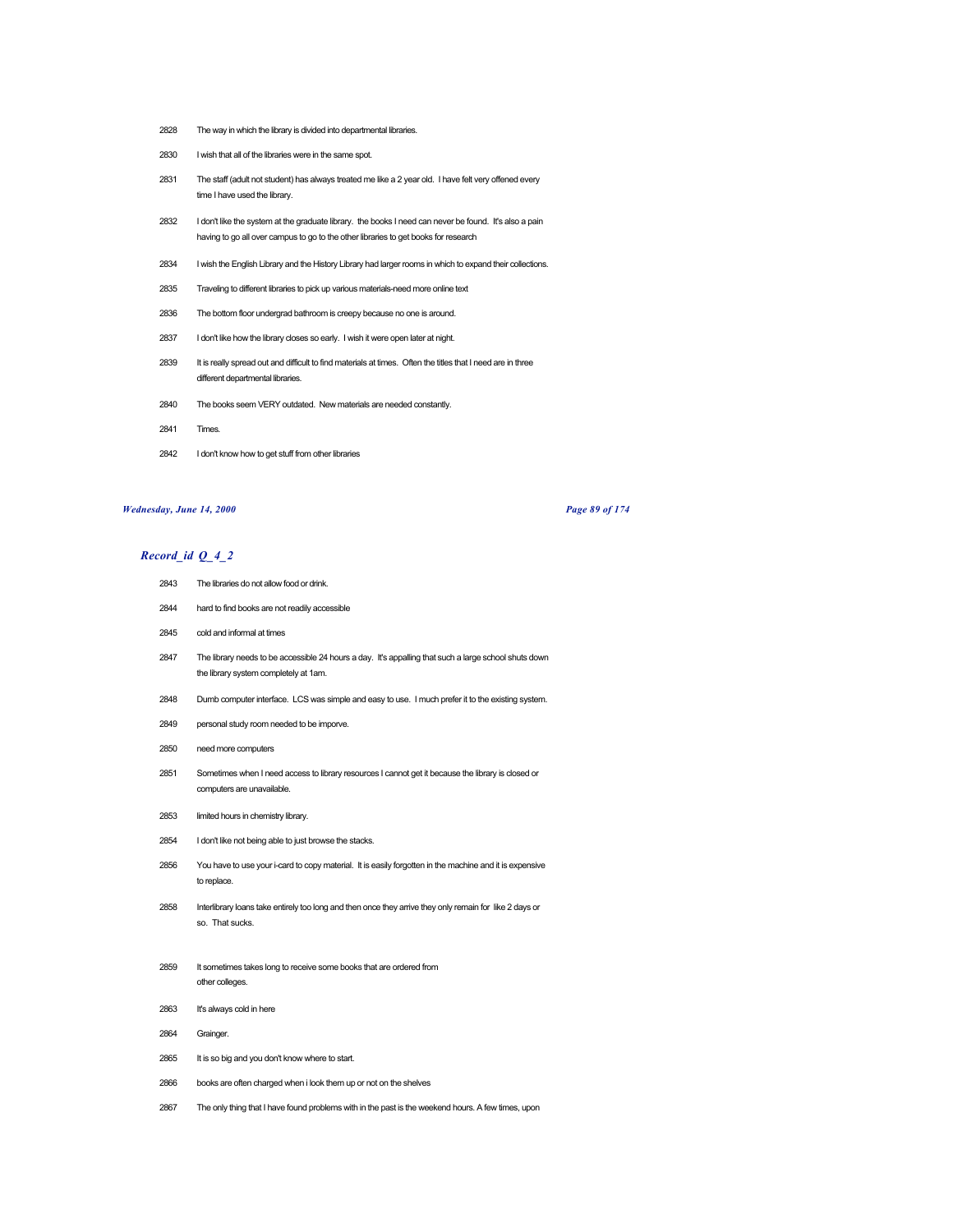2828 The way in which the library is divided into departmental libraries.

2830 I wish that all of the libraries were in the same spot.

2831 The staff (adult not student) has always treated me like a 2 year old. I have felt very offened every time I have used the library.

2832 I don't like the system at the graduate library. the books I need can never be found. It's also a pain having to go all over campus to go to the other libraries to get books for research

2834 I wish the English Library and the History Library had larger rooms in which to expand their collections.

2835 Traveling to different libraries to pick up various materials-need more online text

2836 The bottom floor undergrad bathroom is creepy because no one is around.

2837 I don't like how the library closes so early. I wish it were open later at night.

2839 It is really spread out and difficult to find materials at times. Often the titles that I need are in three different departmental libraries.

2840 The books seem VERY outdated. New materials are needed constantly.

2841 Times.

2842 I don't know how to get stuff from other libraries

## *Record_id Q_4_2*

2843 The libraries do not allow food or drink.

2844 hard to find books are not readily accessible

2845 cold and informal at times

2847 The library needs to be accessible 24 hours a day. It's appalling that such a large school shuts down the library system completely at 1am.

2848 Dumb computer interface. LCS was simple and easy to use. I much prefer it to the existing system.

2849 personal study room needed to be imporve.

2850 need more computers

2851 Sometimes when I need access to library resources I cannot get it because the library is closed or computers are unavailable.

2853 limited hours in chemistry library.

2854 I don't like not being able to just browse the stacks.

2856 You have to use your i-card to copy material. It is easily forgotten in the machine and it is expensive to replace.

2858 Interlibrary loans take entirely too long and then once they arrive they only remain for like 2 days or so. That sucks.

2859 It sometimes takes long to receive some books that are ordered from other colleges.

2863 It's always cold in here

2864 Grainger.

2865 It is so big and you don't know where to start.

2866 books are often charged when i look them up or not on the shelves

2867 The only thing that I have found problems with in the past is the weekend hours. A few times, upon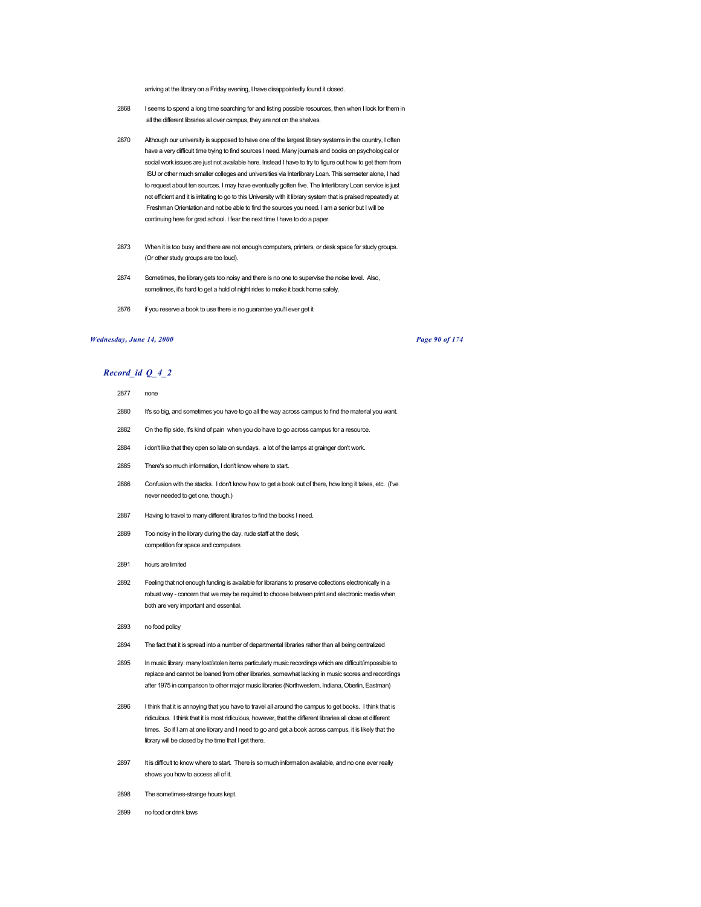arriving at the library on a Friday evening, I have disappointedly found it closed.

2868 I seems to spend a long time searching for and listing possible resources, then when I look for them in all the different libraries all over campus, they are not on the shelves.

2870 Although our university is supposed to have one of the largest library systems in the country, I often have a very difficult time trying to find sources I need. Many journals and books on psychological or social work issues are just not available here. Instead I have to try to figure out how to get them from ISU or other much smaller colleges and universities via Interlibrary Loan. This semseter alone, I had to request about ten sources. I may have eventually gotten five. The Interlibrary Loan service is just not efficient and it is irritating to go to this University with it library system that is praised repeatedly at Freshman Orientation and not be able to find the sources you need. I am a senior but I will be continuing here for grad school. I fear the next time I have to do a paper.

2873 When it is too busy and there are not enough computers, printers, or desk space for study groups. (Or other study groups are too loud).

2874 Sometimes, the library gets too noisy and there is no one to supervise the noise level. Also, sometimes, it's hard to get a hold of night rides to make it back home safely.

2876 if you reserve a book to use there is no guarantee you'll ever get it

## *Record_id Q_4_2*

2877 none

2880 It's so big, and sometimes you have to go all the way across campus to find the material you want.

2882 On the flip side, it's kind of pain when you do have to go across campus for a resource.

2884 i don't like that they open so late on sundays. a lot of the lamps at grainger don't work.

2885 There's so much information, I don't know where to start.

2886 Confusion with the stacks. I don't know how to get a book out of there, how long it takes, etc. (I've never needed to get one, though.)

2887 Having to travel to many different libraries to find the books I need.

2889 Too noisy in the library during the day, rude staff at the desk, competition for space and computers

2891 hours are limited

2892 Feeling that not enough funding is available for librarians to preserve collections electronically in a robust way - concern that we may be required to choose between print and electronic media when both are very important and essential.

2893 no food policy

2894 The fact that it is spread into a number of departmental libraries rather than all being centralized

2895 In music library: many lost/stolen items particularly music recordings which are difficult/impossible to replace and cannot be loaned from other libraries, somewhat lacking in music scores and recordings after 1975 in comparison to other major music libraries (Northwestern, Indiana, Oberlin, Eastman)

2896 I think that it is annoying that you have to travel all around the campus to get books. I think that is ridiculous. I think that it is most ridiculous, however, that the different libraries all close at different times. So if I am at one library and I need to go and get a book across campus, it is likely that the library will be closed by the time that I get there.

2897 It is difficult to know where to start. There is so much information available, and no one ever really shows you how to access all of it.

2898 The sometimes-strange hours kept.

2899 no food or drink laws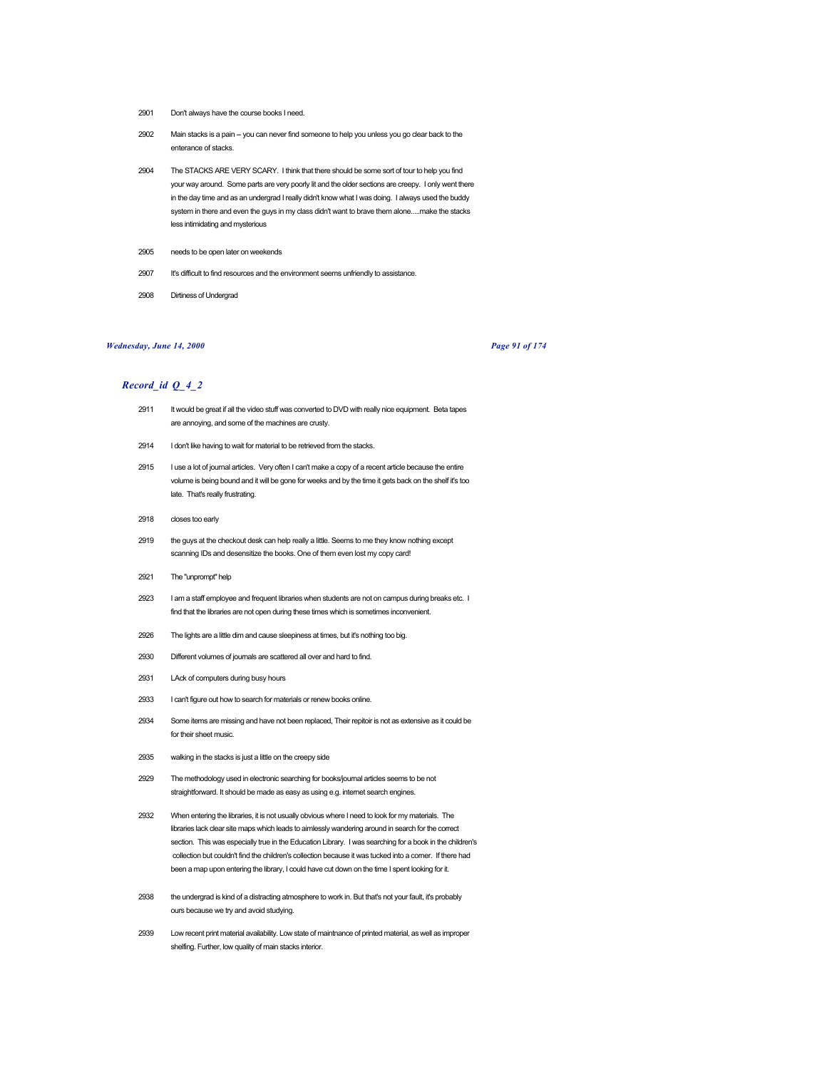2901 Don't always have the course books I need.

2902 Main stacks is a pain -- you can never find someone to help you unless you go clear back to the enterance of stacks.

2904 The STACKS ARE VERY SCARY. I think that there should be some sort of tour to help you find your way around. Some parts are very poorly lit and the older sections are creepy. I only went there in the day time and as an undergrad I really didn't know what I was doing. I always used the buddy system in there and even the guys in my class didn't want to brave them alone.....make the stacks less intimidating and mysterious

2905 needs to be open later on weekends

2907 It's difficult to find resources and the environment seems unfriendly to assistance.

2908 Dirtiness of Undergrad

## *Record_id Q_4_2*

2911 It would be great if all the video stuff was converted to DVD with really nice equipment. Beta tapes are annoying, and some of the machines are crusty.

2914 I don't like having to wait for material to be retrieved from the stacks.

2915 I use a lot of journal articles. Very often I can't make a copy of a recent article because the entire volume is being bound and it will be gone for weeks and by the time it gets back on the shelf it's too late. That's really frustrating.

2918 closes too early

2919 the guys at the checkout desk can help really a little. Seems to me they know nothing except scanning IDs and desensitize the books. One of them even lost my copy card!

2921 The "unprompt" help

2923 I am a staff employee and frequent libraries when students are not on campus during breaks etc. I find that the libraries are not open during these times which is sometimes inconvenient.

2926 The lights are a little dim and cause sleepiness at times, but it's nothing too big.

2930 Different volumes of journals are scattered all over and hard to find.

2931 LAck of computers during busy hours

2933 I can't figure out how to search for materials or renew books online.

2934 Some items are missing and have not been replaced, Their repitoir is not as extensive as it could be for their sheet music.

2935 walking in the stacks is just a little on the creepy side

2929 The methodology used in electronic searching for books/journal articles seems to be not straightforward. It should be made as easy as using e.g. internet search engines.

2932 When entering the libraries, it is not usually obvious where I need to look for my materials. The libraries lack clear site maps which leads to aimlessly wandering around in search for the correct section. This was especially true in the Education Library. I was searching for a book in the children's collection but couldn't find the children's collection because it was tucked into a corner. If there had been a map upon entering the library, I could have cut down on the time I spent looking for it.

2938 the undergrad is kind of a distracting atmosphere to work in. But that's not your fault, it's probably ours because we try and avoid studying.

2939 Low recent print material availability. Low state of maintnance of printed material, as well as improper shelfing. Further, low quality of main stacks interior.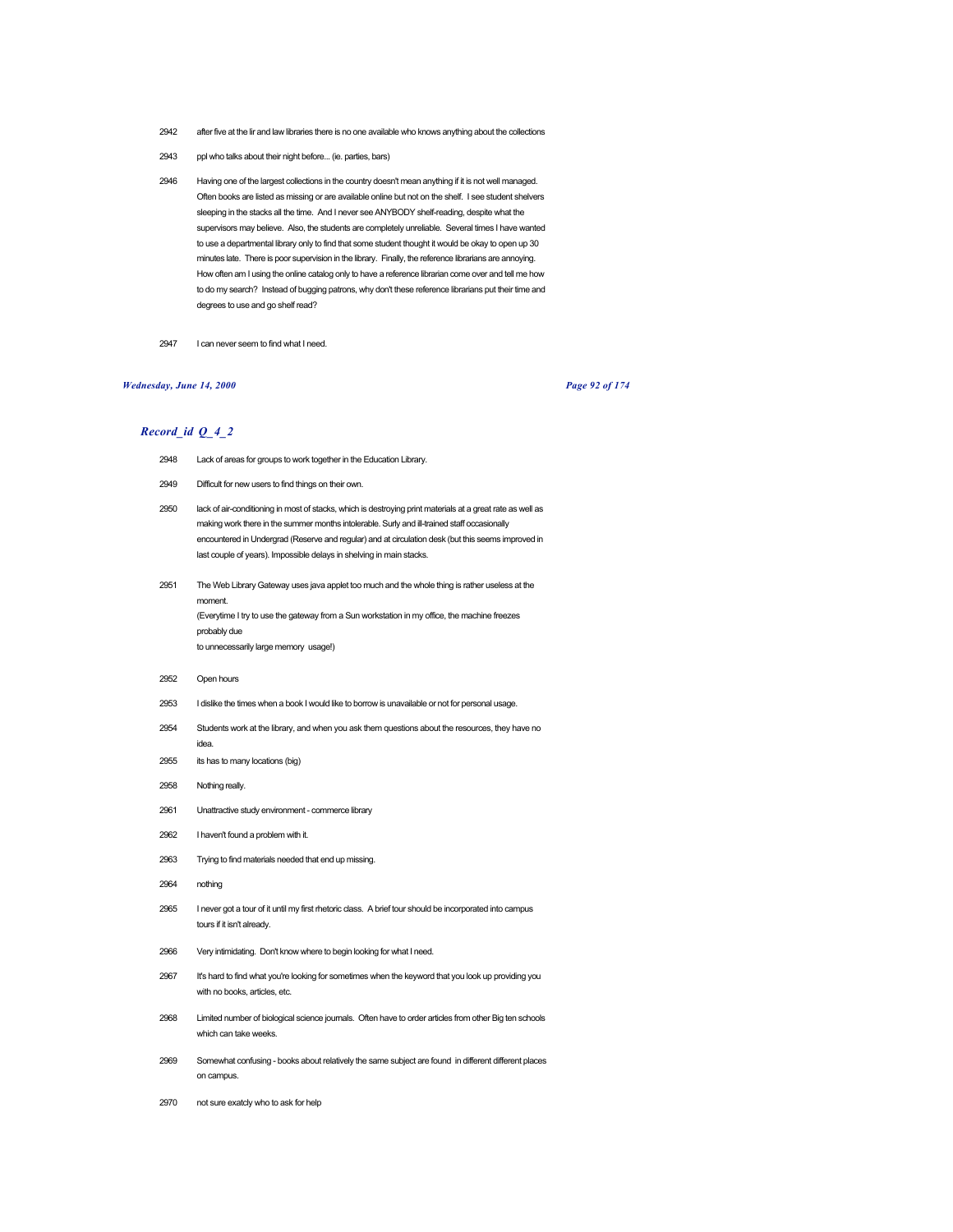2942 after five at the lir and law libraries there is no one available who knows anything about the collections

2943 ppl who talks about their night before... (ie. parties, bars)

2946 Having one of the largest collections in the country doesn't mean anything if it is not well managed. Often books are listed as missing or are available online but not on the shelf. I see student shelvers sleeping in the stacks all the time. And I never see ANYBODY shelf-reading, despite what the supervisors may believe. Also, the students are completely unreliable. Several times I have wanted to use a departmental library only to find that some student thought it would be okay to open up 30 minutes late. There is poor supervision in the library. Finally, the reference librarians are annoying. How often am I using the online catalog only to have a reference librarian come over and tell me how to do my search? Instead of bugging patrons, why don't these reference librarians put their time and degrees to use and go shelf read?

2947 I can never seem to find what I need.

## *Record_id Q_4_2*

2948 Lack of areas for groups to work together in the Education Library.

2949 Difficult for new users to find things on their own.

2950 lack of air-conditioning in most of stacks, which is destroying print materials at a great rate as well as making work there in the summer months intolerable. Surly and ill-trained staff occasionally encountered in Undergrad (Reserve and regular) and at circulation desk (but this seems improved in last couple of years). Impossible delays in shelving in main stacks.

2951 The Web Library Gateway uses java applet too much and the whole thing is rather useless at the moment.
(Everytime I try to use the gateway from a Sun workstation in my office, the machine freezes probably due
to unnecessarily large memory usage!)

2952 Open hours

2953 I dislike the times when a book I would like to borrow is unavailable or not for personal usage.

2954 Students work at the library, and when you ask them questions about the resources, they have no idea.

2955 its has to many locations (big)

2958 Nothing really.

2961 Unattractive study environment - commerce library

2962 I haven't found a problem with it.

2963 Trying to find materials needed that end up missing.

2964 nothing

2965 I never got a tour of it until my first rhetoric class. A brief tour should be incorporated into campus tours if it isn't already.

2966 Very intimidating. Don't know where to begin looking for what I need.

2967 It's hard to find what you're looking for sometimes when the keyword that you look up providing you with no books, articles, etc.

2968 Limited number of biological science journals. Often have to order articles from other Big ten schools which can take weeks.

2969 Somewhat confusing - books about relatively the same subject are found in different different places on campus.

2970 not sure exatcly who to ask for help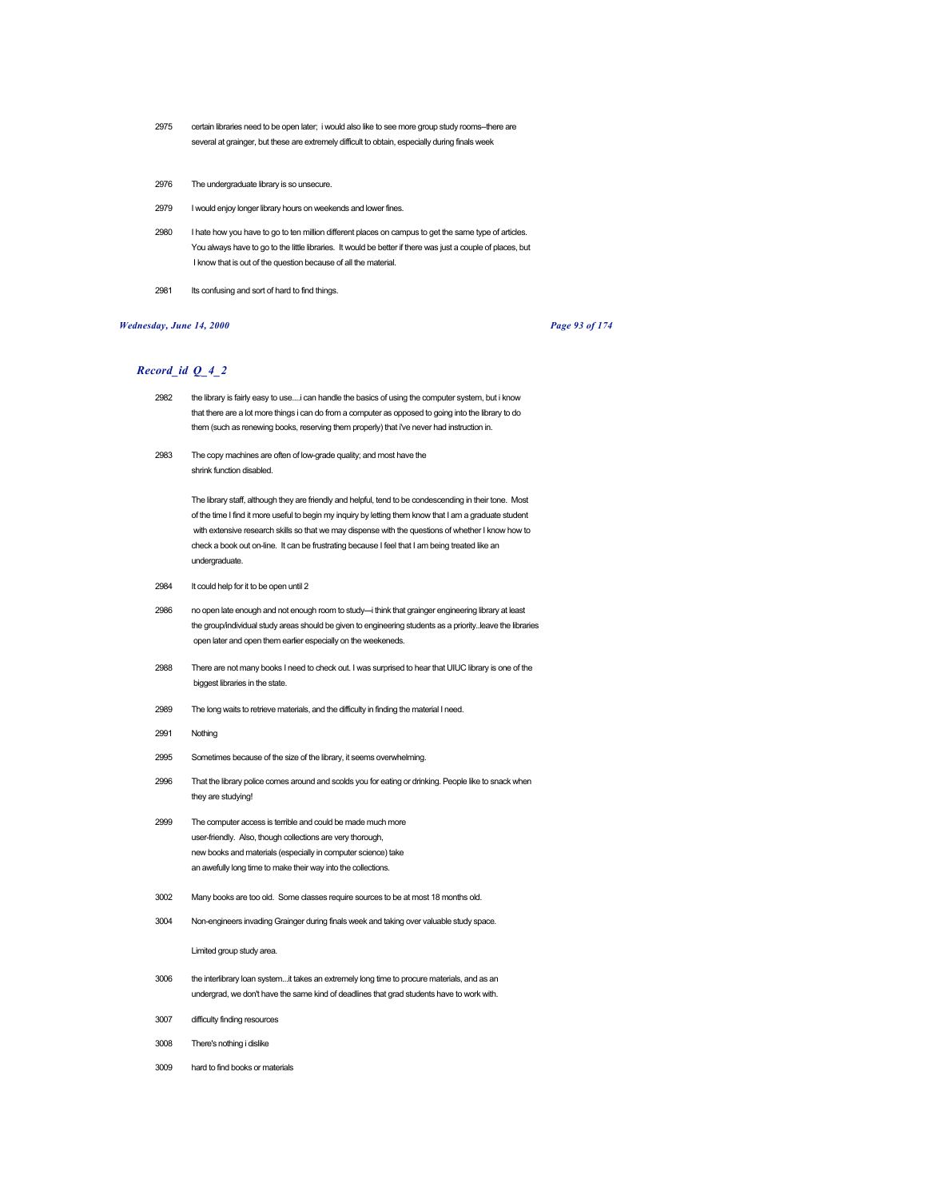2975 certain libraries need to be open later; i would also like to see more group study rooms--there are several at grainger, but these are extremely difficult to obtain, especially during finals week

2976 The undergraduate library is so unsecure.

2979 I would enjoy longer library hours on weekends and lower fines.

2980 I hate how you have to go to ten million different places on campus to get the same type of articles. You always have to go to the little libraries. It would be better if there was just a couple of places, but I know that is out of the question because of all the material.

2981 Its confusing and sort of hard to find things.

## *Record_id Q_4_2*

2982 the library is fairly easy to use....i can handle the basics of using the computer system, but i know that there are a lot more things i can do from a computer as opposed to going into the library to do them (such as renewing books, reserving them properly) that i've never had instruction in.

2983 The copy machines are often of low-grade quality; and most have the shrink function disabled.

The library staff, although they are friendly and helpful, tend to be condescending in their tone. Most of the time I find it more useful to begin my inquiry by letting them know that I am a graduate student with extensive research skills so that we may dispense with the questions of whether I know how to check a book out on-line. It can be frustrating because I feel that I am being treated like an undergraduate.

2984 It could help for it to be open until 2

2986 no open late enough and not enough room to study—i think that grainger engineering library at least the group/individual study areas should be given to engineering students as a priority..leave the libraries open later and open them earlier especially on the weekeneds.

2988 There are not many books I need to check out. I was surprised to hear that UIUC library is one of the biggest libraries in the state.

2989 The long waits to retrieve materials, and the difficulty in finding the material I need.

2991 Nothing

2995 Sometimes because of the size of the library, it seems overwhelming.

2996 That the library police comes around and scolds you for eating or drinking. People like to snack when they are studying!

2999 The computer access is terrible and could be made much more user-friendly. Also, though collections are very thorough, new books and materials (especially in computer science) take an awefully long time to make their way into the collections.

3002 Many books are too old. Some classes require sources to be at most 18 months old.

3004 Non-engineers invading Grainger during finals week and taking over valuable study space.

Limited group study area.

3006 the interlibrary loan system...it takes an extremely long time to procure materials, and as an undergrad, we don't have the same kind of deadlines that grad students have to work with.

3007 difficulty finding resources

3008 There's nothing i dislike

3009 hard to find books or materials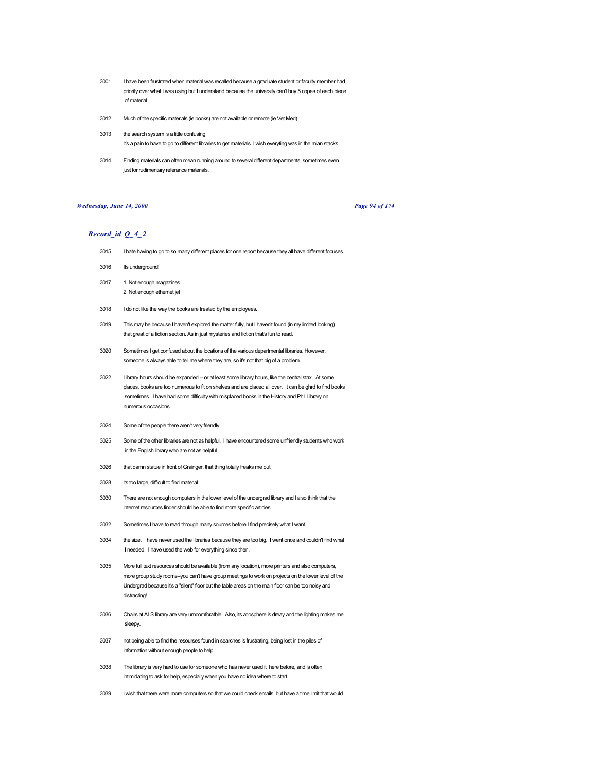| | |
|---|---|
| 3001 | I have been frustrated when material was recalled because a graduate student or faculty member had priority over what I was using but I understand because the university can't buy 5 copes of each piece of material. |
| 3012 | Much of the specific materials (ie books) are not available or remote (ie Vet Med) |
| 3013 | the search system is a little confusing<br>it's a pain to have to go to different libraries to get materials. I wish everyting was in the mian stacks |
| 3014 | Finding materials can often mean running around to several different departments, sometimes even just for rudimentary referance materials. |

## *Record_id Q_4_2*

| | |
|---|---|
| 3015 | I hate having to go to so many different places for one report because they all have different focuses. |
| 3016 | Its underground! |
| 3017 | 1. Not enough magazines<br>2. Not enough ethernet jet |
| 3018 | I do not like the way the books are treated by the employees. |
| 3019 | This may be because I haven't explored the matter fully, but I haven't found (in my limited looking) that great of a fiction section. As in just mysteries and fiction that's fun to read. |
| 3020 | Sometimes I get confused about the locations of the various departmental libraries. However, someone is always able to tell me where they are, so it's not that big of a problem. |
| 3022 | Library hours should be expanded -- or at least some library hours, like the central stax. At some places, books are too numerous to fit on shelves and are placed all over. It can be ghrd to find books sometimes. I have had some difficulty with misplaced books in the History and Phil Library on numerous occasions. |
| 3024 | Some of the people there aren't very friendly |
| 3025 | Some of the other libraries are not as helpful. I have encountered some unfriendly students who work in the English library who are not as helpful. |
| 3026 | that damn statue in front of Grainger, that thing totally freaks me out |
| 3028 | its too large, difficult to find material |
| 3030 | There are not enough computers in the lower level of the undergrad library and I also think that the internet resources finder should be able to find more specific articles |
| 3032 | Sometimes I have to read through many sources before I find precisely what I want. |
| 3034 | the size. I have never used the libraries because they are too big. I went once and couldn't find what I needed. I have used the web for everything since then. |
| 3035 | More full text resources should be available (from any location), more printers and also computers, more group study rooms--you can't have group meetings to work on projects on the lower level of the Undergrad because it's a "silent" floor but the table areas on the main floor can be too noisy and distracting! |
| 3036 | Chairs at ALS library are very umcomforatble. Also, its atlosphere is dreay and the lighting makes me sleepy. |
| 3037 | not being able to find the resourses found in searches is frustrating, being lost in the piles of information without enough people to help |
| 3038 | The library is very hard to use for someone who has never used it here before, and is often intimidating to ask for help, especially when you have no idea where to start. |
| 3039 | i wish that there were more computers so that we could check emails, but have a time limit that would |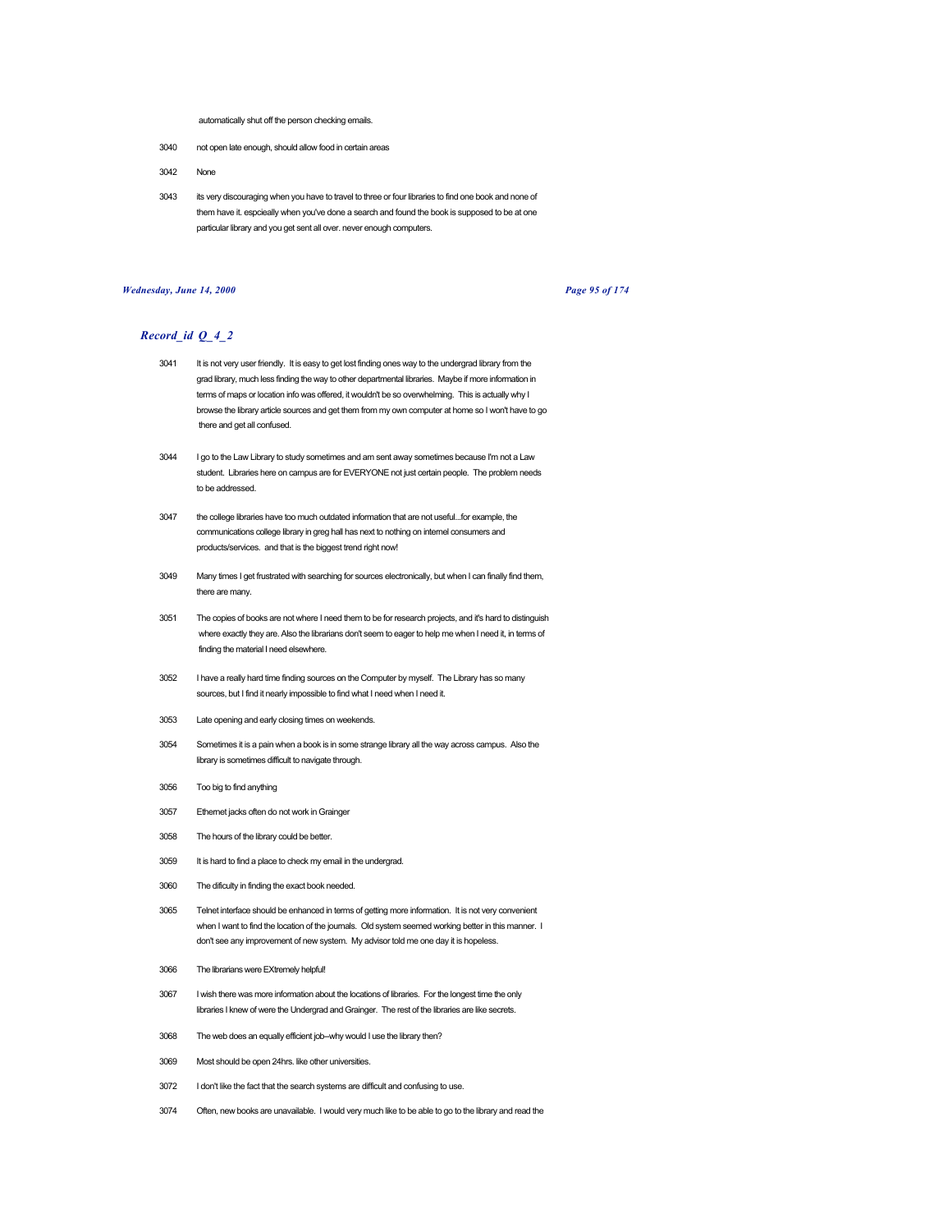automatically shut off the person checking emails.

3040 not open late enough, should allow food in certain areas

3042 None

3043 its very discouraging when you have to travel to three or four libraries to find one book and none of them have it. espcieally when you've done a search and found the book is supposed to be at one particular library and you get sent all over. never enough computers.

## *Record_id Q_4_2*

3041 It is not very user friendly. It is easy to get lost finding ones way to the undergrad library from the grad library, much less finding the way to other departmental libraries. Maybe if more information in terms of maps or location info was offered, it wouldn't be so overwhelming. This is actually why I browse the library article sources and get them from my own computer at home so I won't have to go there and get all confused.

3044 I go to the Law Library to study sometimes and am sent away sometimes because I'm not a Law student. Libraries here on campus are for EVERYONE not just certain people. The problem needs to be addressed.

3047 the college libraries have too much outdated information that are not useful...for example, the communications college library in greg hall has next to nothing on internet consumers and products/services. and that is the biggest trend right now!

3049 Many times I get frustrated with searching for sources electronically, but when I can finally find them, there are many.

3051 The copies of books are not where I need them to be for research projects, and it's hard to distinguish where exactly they are. Also the librarians don't seem to eager to help me when I need it, in terms of finding the material I need elsewhere.

3052 I have a really hard time finding sources on the Computer by myself. The Library has so many sources, but I find it nearly impossible to find what I need when I need it.

3053 Late opening and early closing times on weekends.

3054 Sometimes it is a pain when a book is in some strange library all the way across campus. Also the library is sometimes difficult to navigate through.

3056 Too big to find anything

3057 Ethernet jacks often do not work in Grainger

3058 The hours of the library could be better.

3059 It is hard to find a place to check my email in the undergrad.

3060 The dificulty in finding the exact book needed.

3065 Telnet interface should be enhanced in terms of getting more information. It is not very convenient when I want to find the location of the journals. Old system seemed working better in this manner. I don't see any improvement of new system. My advisor told me one day it is hopeless.

3066 The librarians were EXtremely helpful!

3067 I wish there was more information about the locations of libraries. For the longest time the only libraries I knew of were the Undergrad and Grainger. The rest of the libraries are like secrets.

3068 The web does an equally efficient job--why would I use the library then?

3069 Most should be open 24hrs. like other universities.

3072 I don't like the fact that the search systems are difficult and confusing to use.

3074 Often, new books are unavailable. I would very much like to be able to go to the library and read the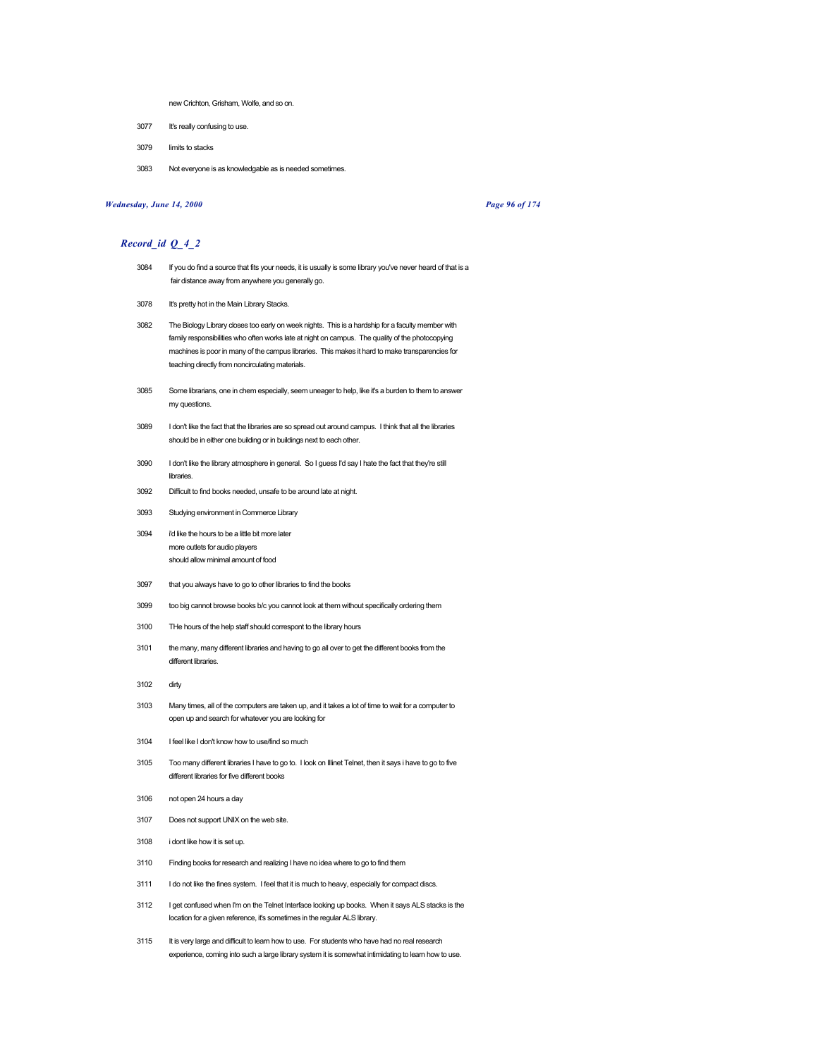new Crichton, Grisham, Wolfe, and so on.

3077 It's really confusing to use.

3079 limits to stacks

3083 Not everyone is as knowledgable as is needed sometimes.

## *Record_id Q_4_2*

3084 If you do find a source that fits your needs, it is usually is some library you've never heard of that is a fair distance away from anywhere you generally go.

3078 It's pretty hot in the Main Library Stacks.

3082 The Biology Library closes too early on week nights. This is a hardship for a faculty member with family responsibilities who often works late at night on campus. The quality of the photocopying machines is poor in many of the campus libraries. This makes it hard to make transparencies for teaching directly from noncirculating materials.

3085 Some librarians, one in chem especially, seem uneager to help, like it's a burden to them to answer my questions.

3089 I don't like the fact that the libraries are so spread out around campus. I think that all the libraries should be in either one building or in buildings next to each other.

3090 I don't like the library atmosphere in general. So I guess I'd say I hate the fact that they're still libraries.

3092 Difficult to find books needed, unsafe to be around late at night.

3093 Studying environment in Commerce Library

3094 i'd like the hours to be a little bit more later
more outlets for audio players
should allow minimal amount of food

3097 that you always have to go to other libraries to find the books

3099 too big cannot browse books b/c you cannot look at them without specifically ordering them

3100 THe hours of the help staff should correspont to the library hours

3101 the many, many different libraries and having to go all over to get the different books from the different libraries.

3102 dirty

3103 Many times, all of the computers are taken up, and it takes a lot of time to wait for a computer to open up and search for whatever you are looking for

3104 I feel like I don't know how to use/find so much

3105 Too many different libraries I have to go to. I look on Illinet Telnet, then it says i have to go to five different libraries for five different books

3106 not open 24 hours a day

3107 Does not support UNIX on the web site.

3108 i dont like how it is set up.

3110 Finding books for research and realizing I have no idea where to go to find them

3111 I do not like the fines system. I feel that it is much to heavy, especially for compact discs.

3112 I get confused when I'm on the Telnet Interface looking up books. When it says ALS stacks is the location for a given reference, it's sometimes in the regular ALS library.

3115 It is very large and difficult to learn how to use. For students who have had no real research experience, coming into such a large library system it is somewhat intimidating to learn how to use.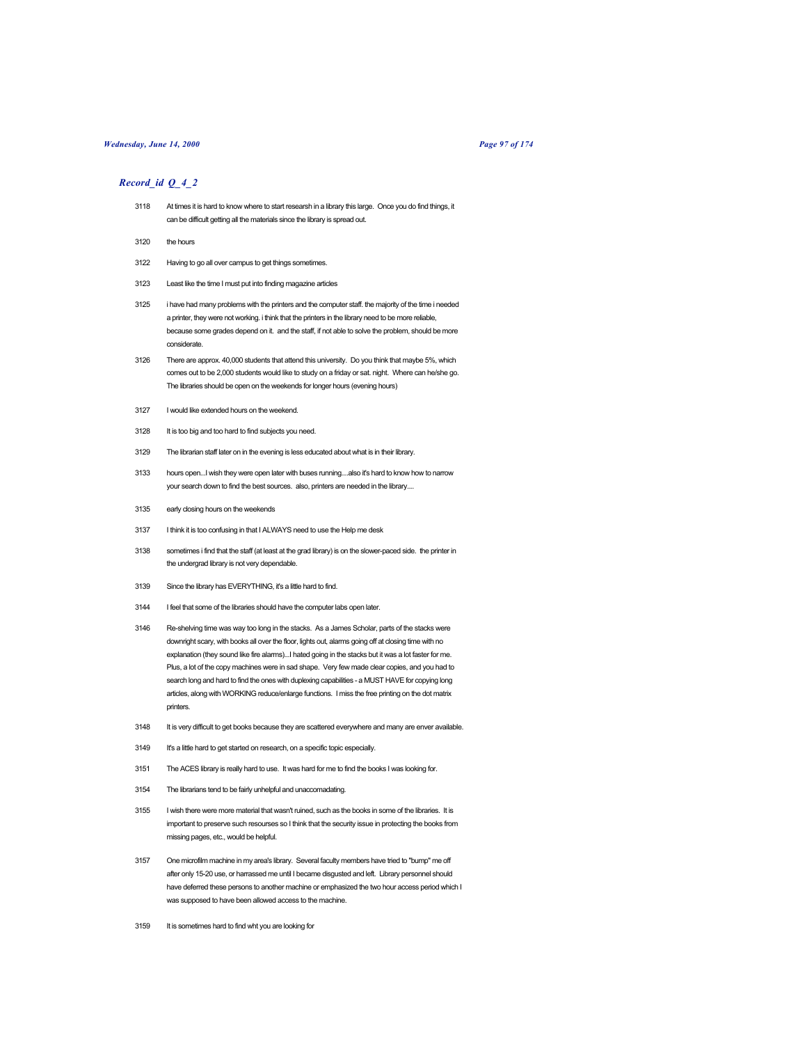## *Record_id Q_4_2*

| | |
|---|---|
| 3118 | At times it is hard to know where to start research in a library this large. Once you do find things, it can be difficult getting all the materials since the library is spread out. |
| 3120 | the hours |
| 3122 | Having to go all over campus to get things sometimes. |
| 3123 | Least like the time I must put into finding magazine articles |
| 3125 | i have had many problems with the printers and the computer staff. the majority of the time i needed a printer, they were not working. i think that the printers in the library need to be more reliable, because some grades depend on it. and the staff, if not able to solve the problem, should be more considerate. |
| 3126 | There are approx. 40,000 students that attend this university. Do you think that maybe 5%, which comes out to be 2,000 students would like to study on a friday or sat. night. Where can he/she go. The libraries should be open on the weekends for longer hours (evening hours) |
| 3127 | I would like extended hours on the weekend. |
| 3128 | It is too big and too hard to find subjects you need. |
| 3129 | The librarian staff later on in the evening is less educated about what is in their library. |
| 3133 | hours open...I wish they were open later with buses running....also it's hard to know how to narrow your search down to find the best sources. also, printers are needed in the library.... |
| 3135 | early closing hours on the weekends |
| 3137 | I think it is too confusing in that I ALWAYS need to use the Help me desk |
| 3138 | sometimes i find that the staff (at least at the grad library) is on the slower-paced side. the printer in the undergrad library is not very dependable. |
| 3139 | Since the library has EVERYTHING, it's a little hard to find. |
| 3144 | I feel that some of the libraries should have the computer labs open later. |
| 3146 | Re-shelving time was way too long in the stacks. As a James Scholar, parts of the stacks were downright scary, with books all over the floor, lights out, alarms going off at closing time with no explanation (they sound like fire alarms)...I hated going in the stacks but it was a lot faster for me. Plus, a lot of the copy machines were in sad shape. Very few made clear copies, and you had to search long and hard to find the ones with duplexing capabilities - a MUST HAVE for copying long articles, along with WORKING reduce/enlarge functions. I miss the free printing on the dot matrix printers. |
| 3148 | It is very difficult to get books because they are scattered everywhere and many are enver available. |
| 3149 | It's a little hard to get started on research, on a specific topic especially. |
| 3151 | The ACES library is really hard to use. It was hard for me to find the books I was looking for. |
| 3154 | The librarians tend to be fairly unhelpful and unaccomadating. |
| 3155 | I wish there were more material that wasn't ruined, such as the books in some of the libraries. It is important to preserve such resourses so I think that the security issue in protecting the books from missing pages, etc., would be helpful. |
| 3157 | One microfilm machine in my area's library. Several faculty members have tried to "bump" me off after only 15-20 use, or harrassed me until I became disgusted and left. Library personnel should have deferred these persons to another machine or emphasized the two hour access period which I was supposed to have been allowed access to the machine. |
| 3159 | It is sometimes hard to find wht you are looking for |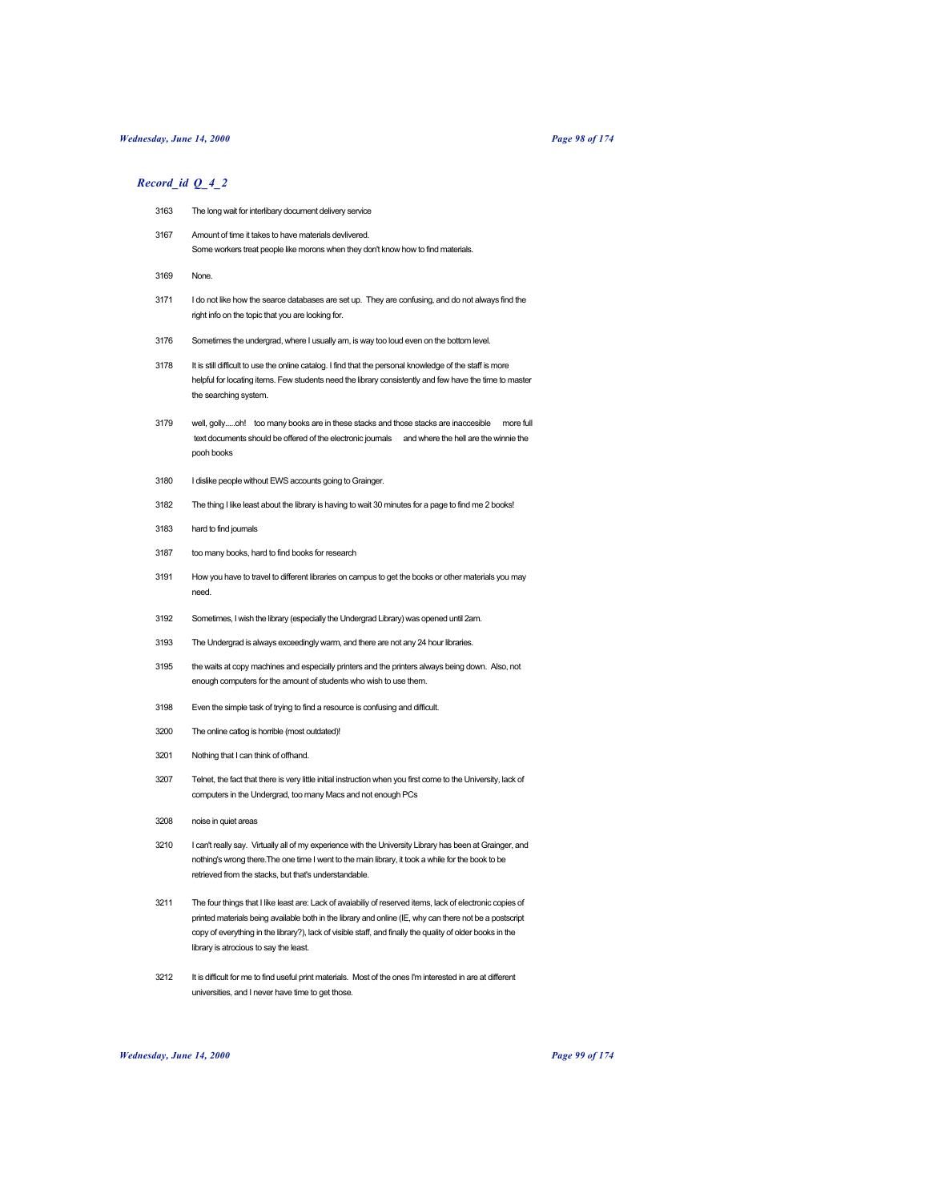## *Record_id Q_4_2*

| | |
|---|---|
| 3163 | The long wait for interlibary document delivery service |
| 3167 | Amount of time it takes to have materials devlivered. Some workers treat people like morons when they don't know how to find materials. |
| 3169 | None. |
| 3171 | I do not like how the searce databases are set up. They are confusing, and do not always find the right info on the topic that you are looking for. |
| 3176 | Sometimes the undergrad, where I usually am, is way too loud even on the bottom level. |
| 3178 | It is still difficult to use the online catalog. I find that the personal knowledge of the staff is more helpful for locating items. Few students need the library consistently and few have the time to master the searching system. |
| 3179 | well, golly.....oh! too many books are in these stacks and those stacks are inaccesible more full text documents should be offered of the electronic journals and where the hell are the winnie the pooh books |
| 3180 | I dislike people without EWS accounts going to Grainger. |
| 3182 | The thing I like least about the library is having to wait 30 minutes for a page to find me 2 books! |
| 3183 | hard to find journals |
| 3187 | too many books, hard to find books for research |
| 3191 | How you have to travel to different libraries on campus to get the books or other materials you may need. |
| 3192 | Sometimes, I wish the library (especially the Undergrad Library) was opened until 2am. |
| 3193 | The Undergrad is always exceedingly warm, and there are not any 24 hour libraries. |
| 3195 | the waits at copy machines and especially printers and the printers always being down. Also, not enough computers for the amount of students who wish to use them. |
| 3198 | Even the simple task of trying to find a resource is confusing and difficult. |
| 3200 | The online catlog is horrible (most outdated)! |
| 3201 | Nothing that I can think of offhand. |
| 3207 | Telnet, the fact that there is very little initial instruction when you first come to the University, lack of computers in the Undergrad, too many Macs and not enough PCs |
| 3208 | noise in quiet areas |
| 3210 | I can't really say. Virtually all of my experience with the University Library has been at Grainger, and nothing's wrong there.The one time I went to the main library, it took a while for the book to be retrieved from the stacks, but that's understandable. |
| 3211 | The four things that I like least are: Lack of avaiabiliy of reserved items, lack of electronic copies of printed materials being available both in the library and online (IE, why can there not be a postscript copy of everything in the library?), lack of visible staff, and finally the quality of older books in the library is atrocious to say the least. |
| 3212 | It is difficult for me to find useful print materials. Most of the ones I'm interested in are at different universities, and I never have time to get those. |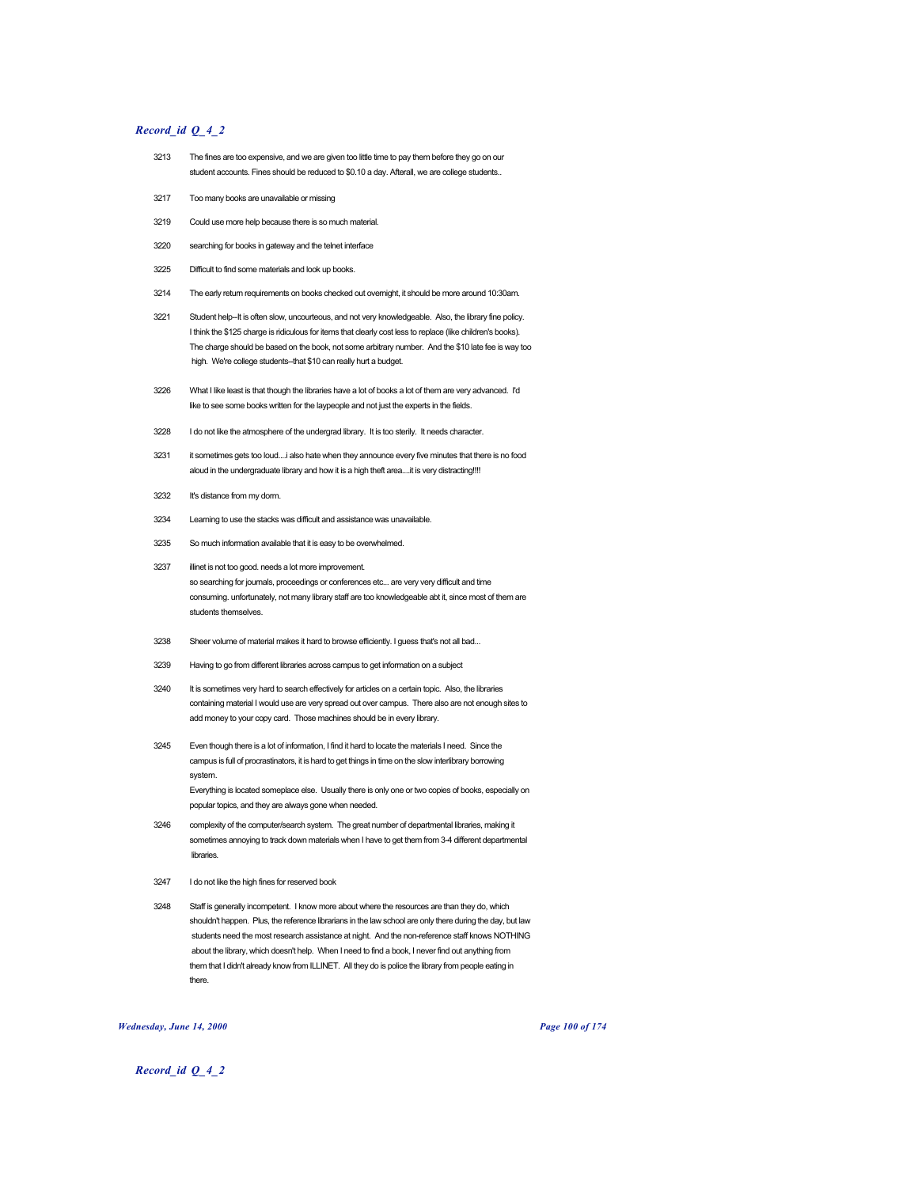## *Record_id Q_4_2*

| | |
|---|---|
| 3213 | The fines are too expensive, and we are given too little time to pay them before they go on our student accounts. Fines should be reduced to $0.10 a day. Afterall, we are college students.. |
| 3217 | Too many books are unavailable or missing |
| 3219 | Could use more help because there is so much material. |
| 3220 | searching for books in gateway and the telnet interface |
| 3225 | Difficult to find some materials and look up books. |
| 3214 | The early return requirements on books checked out overnight, it should be more around 10:30am. |
| 3221 | Student help--It is often slow, uncourteous, and not very knowledgeable. Also, the library fine policy. I think the $125 charge is ridiculous for items that clearly cost less to replace (like children's books). The charge should be based on the book, not some arbitrary number. And the $10 late fee is way too high. We're college students--that $10 can really hurt a budget. |
| 3226 | What I like least is that though the libraries have a lot of books a lot of them are very advanced. I'd like to see some books written for the laypeople and not just the experts in the fields. |
| 3228 | I do not like the atmosphere of the undergrad library. It is too sterily. It needs character. |
| 3231 | it sometimes gets too loud....i also hate when they announce every five minutes that there is no food aloud in the undergraduate library and how it is a high theft area....it is very distracting!!!! |
| 3232 | It's distance from my dorm. |
| 3234 | Learning to use the stacks was difficult and assistance was unavailable. |
| 3235 | So much information available that it is easy to be overwhelmed. |
| 3237 | illinet is not too good. needs a lot more improvement.<br>so searching for journals, proceedings or conferences etc... are very very difficult and time consuming. unfortunately, not many library staff are too knowledgeable abt it, since most of them are students themselves. |
| 3238 | Sheer volume of material makes it hard to browse efficiently. I guess that's not all bad... |
| 3239 | Having to go from different libraries across campus to get information on a subject |
| 3240 | It is sometimes very hard to search effectively for articles on a certain topic. Also, the libraries containing material I would use are very spread out over campus. There also are not enough sites to add money to your copy card. Those machines should be in every library. |
| 3245 | Even though there is a lot of information, I find it hard to locate the materials I need. Since the campus is full of procrastinators, it is hard to get things in time on the slow interlibrary borrowing system.<br>Everything is located someplace else. Usually there is only one or two copies of books, especially on popular topics, and they are always gone when needed. |
| 3246 | complexity of the computer/search system. The great number of departmental libraries, making it sometimes annoying to track down materials when I have to get them from 3-4 different departmental libraries. |
| 3247 | I do not like the high fines for reserved book |
| 3248 | Staff is generally incompetent. I know more about where the resources are than they do, which shouldn't happen. Plus, the reference librarians in the law school are only there during the day, but law students need the most research assistance at night. And the non-reference staff knows NOTHING about the library, which doesn't help. When I need to find a book, I never find out anything from them that I didn't already know from ILLINET. All they do is police the library from people eating in there. |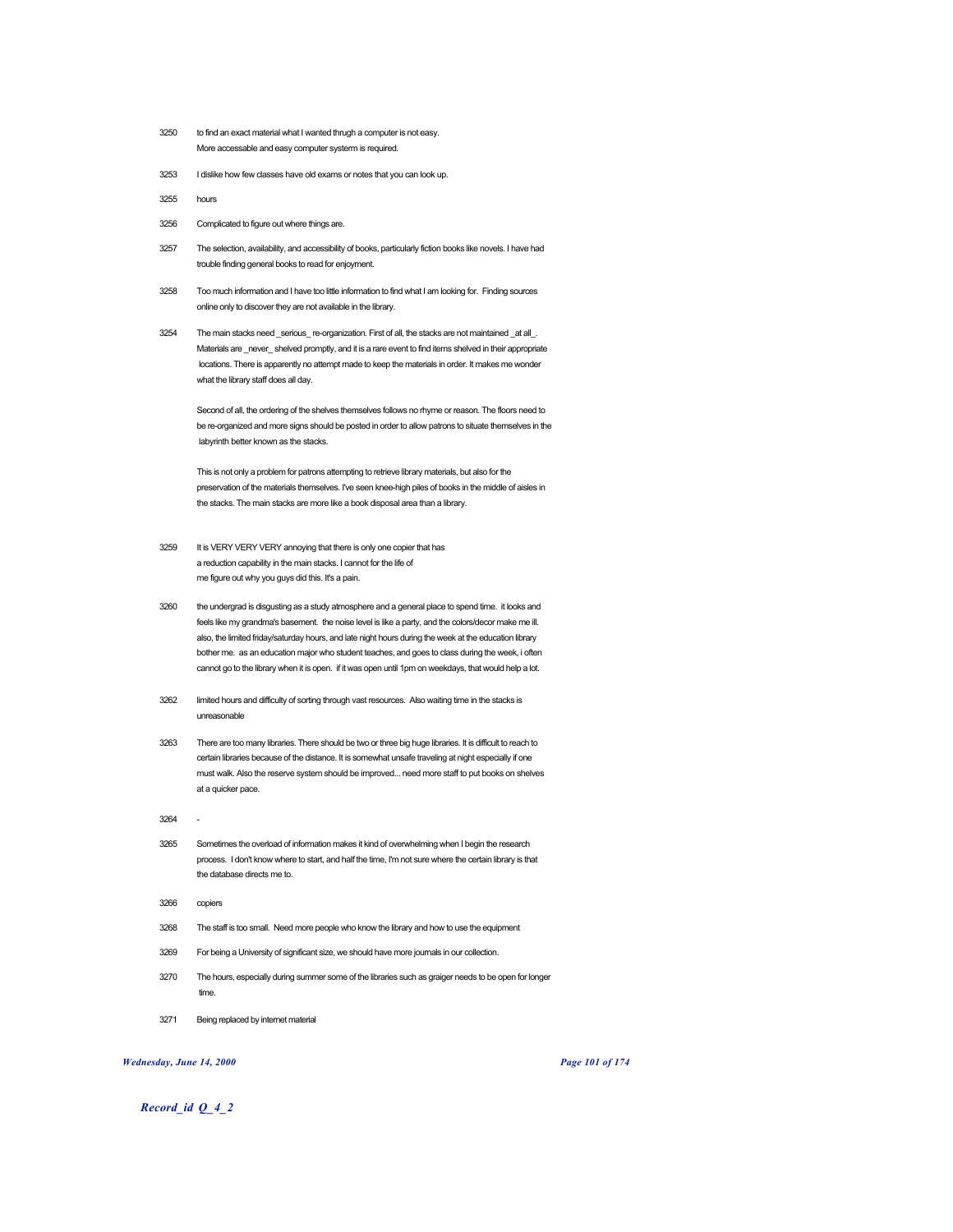| | |
|---|---|
| 3250 | to find an exact material what I wanted thrugh a computer is not easy.<br>More accessable and easy computer systerm is required. |
| 3253 | I dislike how few classes have old exams or notes that you can look up. |
| 3255 | hours |
| 3256 | Complicated to figure out where things are. |
| 3257 | The selection, availability, and accessibility of books, particularly fiction books like novels. I have had trouble finding general books to read for enjoyment. |
| 3258 | Too much information and I have too little information to find what I am looking for. Finding sources online only to discover they are not available in the library. |
| 3254 | The main stacks need _serious_ re-organization. First of all, the stacks are not maintained _at all_. Materials are _never_ shelved promptly, and it is a rare event to find items shelved in their appropriate locations. There is apparently no attempt made to keep the materials in order. It makes me wonder what the library staff does all day.<br><br>Second of all, the ordering of the shelves themselves follows no rhyme or reason. The floors need to be re-organized and more signs should be posted in order to allow patrons to situate themselves in the labyrinth better known as the stacks.<br><br>This is not only a problem for patrons attempting to retrieve library materials, but also for the preservation of the materials themselves. I've seen knee-high piles of books in the middle of aisles in the stacks. The main stacks are more like a book disposal area than a library. |
| 3259 | It is VERY VERY VERY annoying that there is only one copier that has a reduction capability in the main stacks. I cannot for the life of me figure out why you guys did this. It's a pain. |
| 3260 | the undergrad is disgusting as a study atmosphere and a general place to spend time. it looks and feels like my grandma's basement. the noise level is like a party, and the colors/decor make me ill. also, the limited friday/saturday hours, and late night hours during the week at the education library bother me. as an education major who student teaches, and goes to class during the week, i often cannot go to the library when it is open. if it was open until 1pm on weekdays, that would help a lot. |
| 3262 | limited hours and difficulty of sorting through vast resources. Also waiting time in the stacks is unreasonable |
| 3263 | There are too many libraries. There should be two or three big huge libraries. It is difficult to reach to certain libraries because of the distance. It is somewhat unsafe traveling at night especially if one must walk. Also the reserve system should be improved... need more staff to put books on shelves at a quicker pace. |
| 3264 | - |
| 3265 | Sometimes the overload of information makes it kind of overwhelming when I begin the research process. I don't know where to start, and half the time, I'm not sure where the certain library is that the database directs me to. |
| 3266 | copiers |
| 3268 | The staff is too small. Need more people who know the library and how to use the equipment |
| 3269 | For being a University of significant size, we should have more journals in our collection. |
| 3270 | The hours, especially during summer some of the libraries such as graiger needs to be open for longer time. |
| 3271 | Being replaced by internet material |

*Record_id Q_4_2*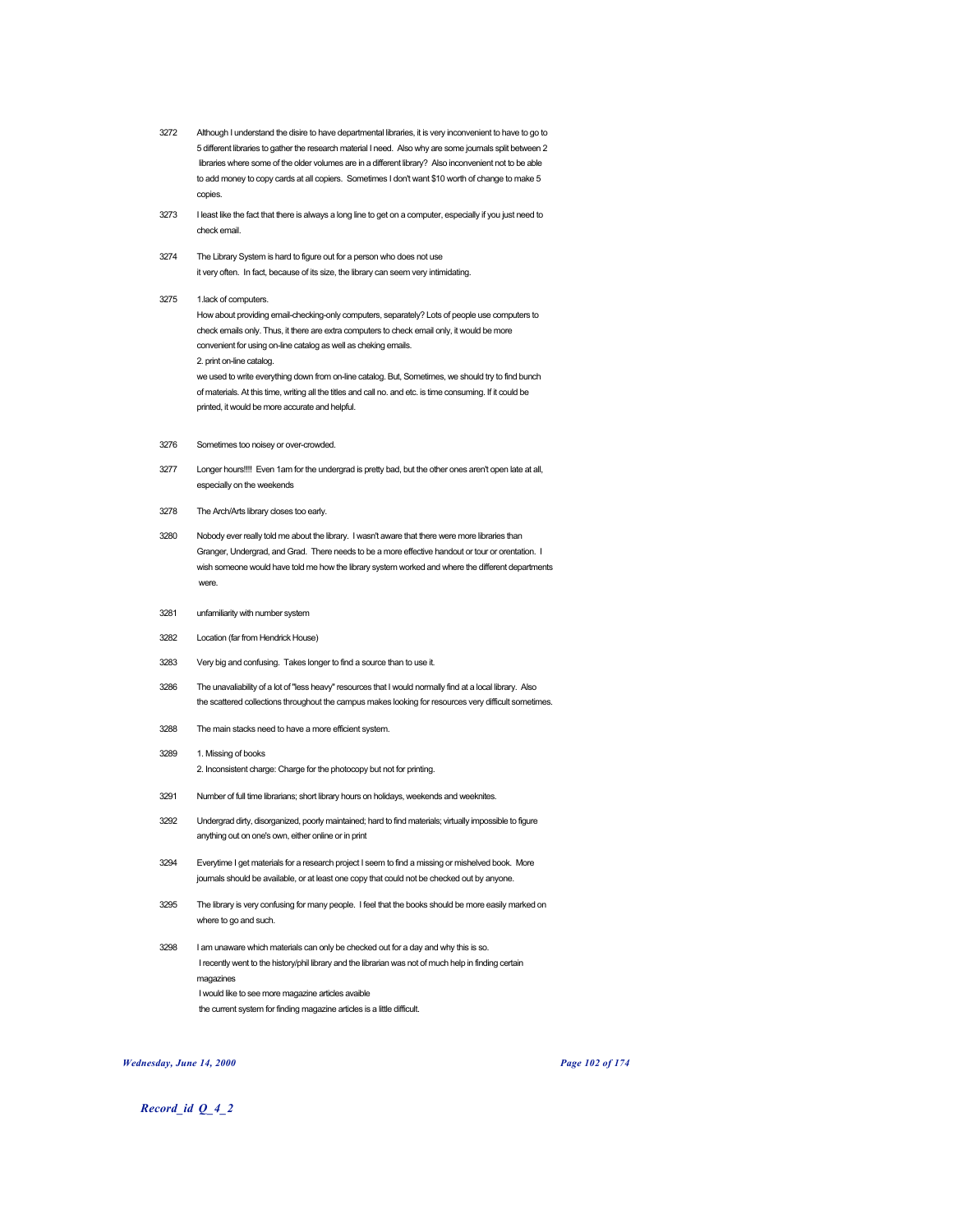3272 Although I understand the disire to have departmental libraries, it is very inconvenient to have to go to 5 different libraries to gather the research material I need. Also why are some journals split between 2 libraries where some of the older volumes are in a different library? Also inconvenient not to be able to add money to copy cards at all copiers. Sometimes I don't want $10 worth of change to make 5 copies.

3273 I least like the fact that there is always a long line to get on a computer, especially if you just need to check email.

3274 The Library System is hard to figure out for a person who does not use it very often. In fact, because of its size, the library can seem very intimidating.

3275 1.lack of computers.
How about providing email-checking-only computers, separately? Lots of people use computers to check emails only. Thus, it there are extra computers to check email only, it would be more convenient for using on-line catalog as well as cheking emails.
2. print on-line catalog.
we used to write everything down from on-line catalog. But, Sometimes, we should try to find bunch of materials. At this time, writing all the titles and call no. and etc. is time consuming. If it could be printed, it would be more accurate and helpful.

3276 Sometimes too noisey or over-crowded.

3277 Longer hours!!!! Even 1am for the undergrad is pretty bad, but the other ones aren't open late at all, especially on the weekends

3278 The Arch/Arts library closes too early.

3280 Nobody ever really told me about the library. I wasn't aware that there were more libraries than Granger, Undergrad, and Grad. There needs to be a more effective handout or tour or orentation. I wish someone would have told me how the library system worked and where the different departments were.

3281 unfamiliarity with number system

3282 Location (far from Hendrick House)

3283 Very big and confusing. Takes longer to find a source than to use it.

3286 The unavaliability of a lot of "less heavy" resources that I would normally find at a local library. Also the scattered collections throughout the campus makes looking for resources very difficult sometimes.

3288 The main stacks need to have a more efficient system.

3289 1. Missing of books
2. Inconsistent charge: Charge for the photocopy but not for printing.

3291 Number of full time librarians; short library hours on holidays, weekends and weeknites.

3292 Undergrad dirty, disorganized, poorly maintained; hard to find materials; virtually impossible to figure anything out on one's own, either online or in print

3294 Everytime I get materials for a research project I seem to find a missing or mishelved book. More journals should be available, or at least one copy that could not be checked out by anyone.

3295 The library is very confusing for many people. I feel that the books should be more easily marked on where to go and such.

3298 I am unaware which materials can only be checked out for a day and why this is so.
I recently went to the history/phil library and the librarian was not of much help in finding certain magazines
I would like to see more magazine articles avaible
the current system for finding magazine articles is a little difficult.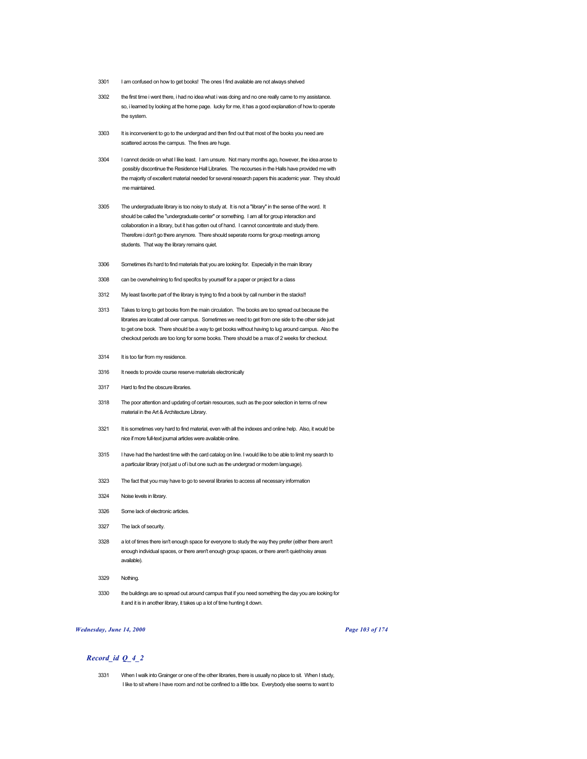3301 I am confused on how to get books! The ones I find available are not always shelved

3302 the first time i went there, i had no idea what i was doing and no one really came to my assistance. so, i learned by looking at the home page. lucky for me, it has a good explanation of how to operate the system.

3303 It is inconvenient to go to the undergrad and then find out that most of the books you need are scattered across the campus. The fines are huge.

3304 I cannot decide on what I like least. I am unsure. Not many months ago, however, the idea arose to possibly discontinue the Residence Hall Libraries. The recourses in the Halls have provided me with the majority of excellent material needed for several research papers this academic year. They should me maintained.

3305 The undergraduate library is too noisy to study at. It is not a "library" in the sense of the word. It should be called the "undergraduate center" or something. I am all for group interaction and collaboration in a library, but it has gotten out of hand. I cannot concentrate and study there. Therefore i don't go there anymore. There should seperate rooms for group meetings among students. That way the library remains quiet.

3306 Sometimes it's hard to find materials that you are looking for. Especially in the main library

3308 can be overwhelming to find specifcs by yourself for a paper or project for a class

3312 My least favorite part of the library is trying to find a book by call number in the stacks!!

3313 Takes to long to get books from the main circulation. The books are too spread out because the libraries are located all over campus. Sometimes we need to get from one side to the other side just to get one book. There should be a way to get books without having to lug around campus. Also the checkout periods are too long for some books. There should be a max of 2 weeks for checkout.

3314 It is too far from my residence.

3316 It needs to provide course reserve materials electronically

3317 Hard to find the obscure libraries.

3318 The poor attention and updating of certain resources, such as the poor selection in terms of new material in the Art & Architecture Library.

3321 It is sometimes very hard to find material, even with all the indexes and online help. Also, it would be nice if more full-text journal articles were available online.

3315 I have had the hardest time with the card catalog on line. I would like to be able to limit my search to a particular library (not just u of i but one such as the undergrad or modern language).

3323 The fact that you may have to go to several libraries to access all necessary information

3324 Noise levels in library.

3326 Some lack of electronic articles.

3327 The lack of security.

3328 a lot of times there isn't enough space for everyone to study the way they prefer (either there aren't enough individual spaces, or there aren't enough group spaces, or there aren't quiet/noisy areas available).

3329 Nothing.

3330 the buildings are so spread out around campus that if you need something the day you are looking for it and it is in another library, it takes up a lot of time hunting it down.

## *Record_id Q_4_2*

3331 When I walk into Grainger or one of the other libraries, there is usually no place to sit. When I study, I like to sit where I have room and not be confined to a little box. Everybody else seems to want to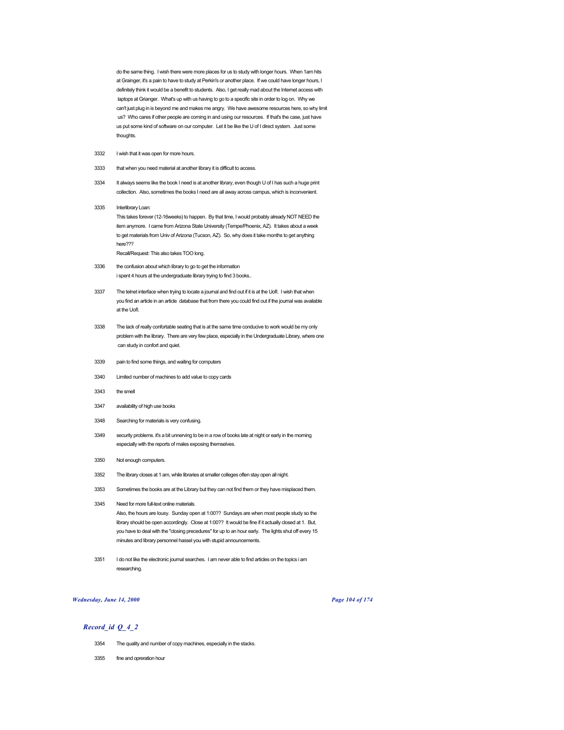do the same thing. I wish there were more places for us to study with longer hours. When 1am hits at Grainger, it's a pain to have to study at Perkin's or another place. If we could have longer hours, I definitely think it would be a benefit to students. Also, I get really mad about the Internet access with laptops at Grianger. What's up with us having to go to a specific site in order to log on. Why we can't just plug in is beyond me and makes me angry. We have awesome resources here, so why limit us? Who cares if other people are coming in and using our resources. If that's the case, just have us put some kind of software on our computer. Let it be like the U of I direct system. Just some thoughts.

3332 I wish that it was open for more hours.

3333 that when you need material at another library it is difficult to access.

3334 It always seems like the book I need is at another library, even though U of I has such a huge print collection. Also, sometimes the books I need are all away across campus, which is inconvenient.

3335 Interlibrary Loan:
This takes forever (12-16weeks) to happen. By that time, I would probably already NOT NEED the item anymore. I came from Arizona State University (Tempe/Phoenix, AZ). It takes about a week to get materials from Univ of Arizona (Tucson, AZ). So, why does it take months to get anything here???
Recall/Request: This also takes TOO long.

3336 the confusion about which library to go to get the information
i spent 4 hours at the undergraduate library trying to find 3 books..

3337 The telnet interface when trying to locate a journal and find out if it is at the UofI. I wish that when you find an article in an article database that from there you could find out if the journal was available at the UofI.

3338 The lack of really confortable seating that is at the same time conducive to work would be my only problem with the library. There are very few place, especially in the Undergraduate Library, where one can study in confort and quiet.

3339 pain to find some things, and waiting for computers

3340 Limited number of machines to add value to copy cards

3343 the smell

3347 availability of high use books

3348 Searching for materials is very confusing.

3349 security problems. it's a bit unnerving to be in a row of books late at night or early in the morning especially with the reports of males exposing themselves.

3350 Not enough computers.

3352 The library closes at 1 am, while libraries at smaller colleges often stay open all night.

3353 Sometimes the books are at the Library but they can not find them or they have misplaced them.

3345 Need for more full-text online materials.
Also, the hours are lousy. Sunday open at 1:00?? Sundays are when most people study so the library should be open accordingly. Close at 1:00?? It would be fine if it actually closed at 1. But, you have to deal with the "closing precedures" for up to an hour early. The lights shut off every 15 minutes and library personnel hassel you with stupid announcements.

3351 I do not like the electronic journal searches. I am never able to find articles on the topics i am researching.

## *Record_id Q_4_2*

3354 The quality and number of copy machines, especially in the stacks.

3355 fine and opreration hour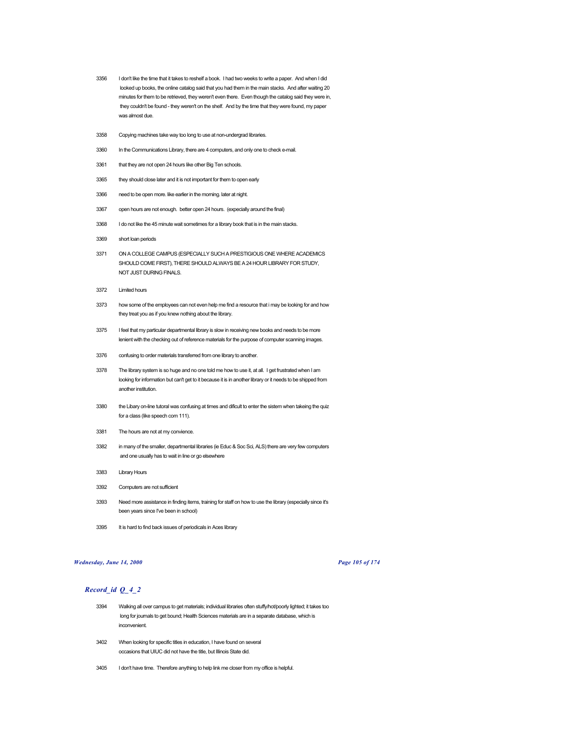3356 I don't like the time that it takes to reshelf a book. I had two weeks to write a paper. And when I did looked up books, the online catalog said that you had them in the main stacks. And after waiting 20 minutes for them to be retrieved, they weren't even there. Even though the catalog said they were in, they couldn't be found - they weren't on the shelf. And by the time that they were found, my paper was almost due.

3358 Copying machines take way too long to use at non-undergrad libraries.

3360 In the Communications Library, there are 4 computers, and only one to check e-mail.

3361 that they are not open 24 hours like other Big Ten schools.

3365 they should close later and it is not important for them to open early

3366 need to be open more. like earlier in the morning. later at night.

3367 open hours are not enough. better open 24 hours. (expecially around the final)

3368 I do not like the 45 minute wait sometimes for a library book that is in the main stacks.

3369 short loan periods

3371 ON A COLLEGE CAMPUS (ESPECIALLY SUCH A PRESTIGIOUS ONE WHERE ACADEMICS SHOULD COME FIRST), THERE SHOULD ALWAYS BE A 24 HOUR LIBRARY FOR STUDY, NOT JUST DURING FINALS.

3372 Limited hours

3373 how some of the employees can not even help me find a resource that i may be looking for and how they treat you as if you knew nothing about the library.

3375 I feel that my particular departmental library is slow in receiving new books and needs to be more lenient with the checking out of reference materials for the purpose of computer scanning images.

3376 confusing to order materials transferred from one library to another.

3378 The library system is so huge and no one told me how to use it, at all. I get frustrated when I am looking for information but can't get to it because it is in another library or it needs to be shipped from another institution.

3380 the Libary on-line tutoral was confusing at times and dificult to enter the sistem when takeing the quiz for a class (like speech com 111).

3381 The hours are not at my convience.

3382 in many of the smaller, departmental libraries (ie Educ & Soc Sci, ALS) there are very few computers and one usually has to wait in line or go elsewhere

3383 Library Hours

3392 Computers are not sufficient

3393 Need more assistance in finding items, training for staff on how to use the library (especially since it's been years since I've been in school)

3395 It is hard to find back issues of periodicals in Aces library

## *Record_id Q_4_2*

3394 Walking all over campus to get materials; individual libraries often stuffy/hot/poorly lighted; it takes too long for journals to get bound; Health Sciences materials are in a separate database, which is inconvenient.

3402 When looking for specific titles in education, I have found on several occasions that UIUC did not have the title, but Illinois State did.

3405 I don't have time. Therefore anything to help link me closer from my office is helpful.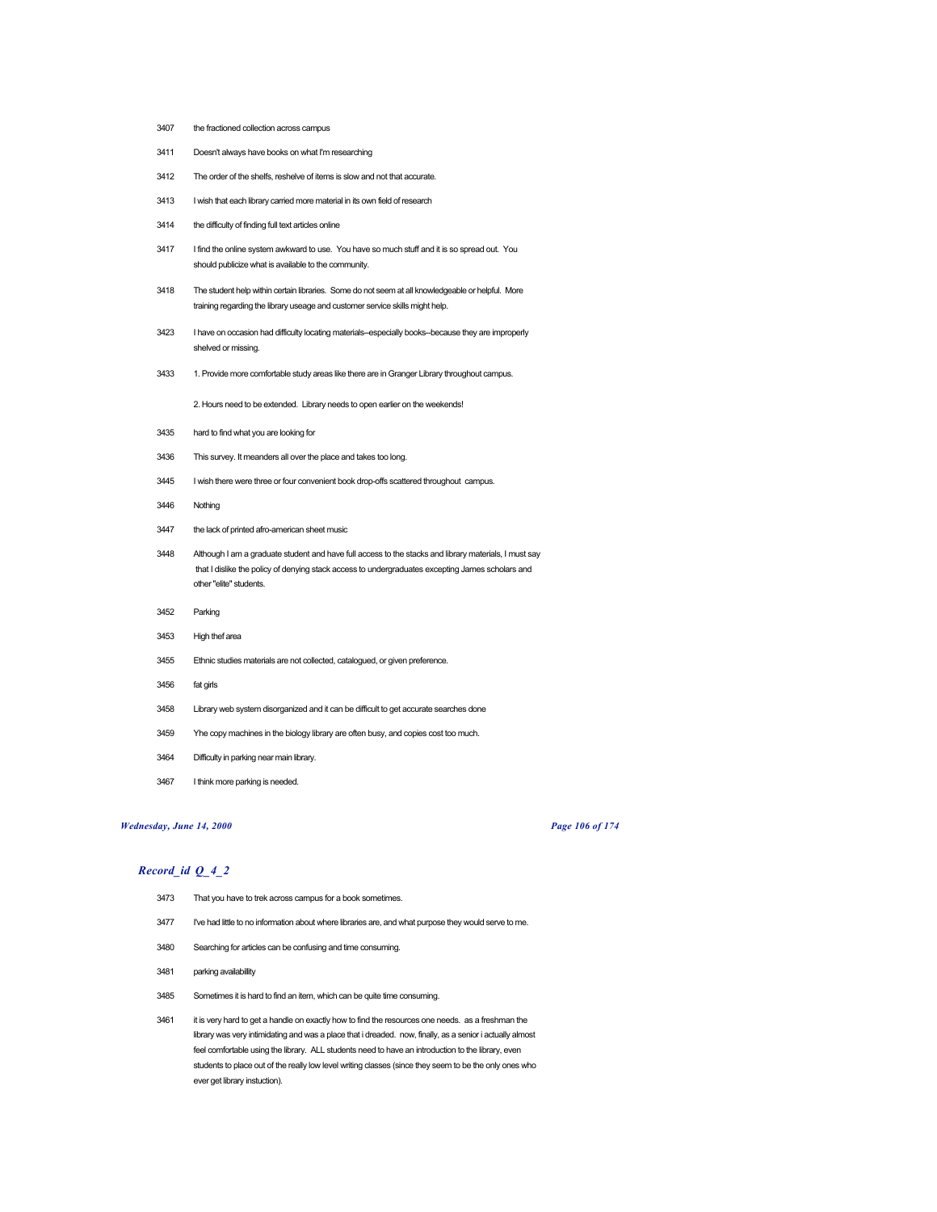| | |
|---|---|
| 3407 | the fractioned collection across campus |
| 3411 | Doesn't always have books on what I'm researching |
| 3412 | The order of the shelfs, reshelve of items is slow and not that accurate. |
| 3413 | I wish that each library carried more material in its own field of research |
| 3414 | the difficulty of finding full text articles online |
| 3417 | I find the online system awkward to use. You have so much stuff and it is so spread out. You should publicize what is available to the community. |
| 3418 | The student help within certain libraries. Some do not seem at all knowledgeable or helpful. More training regarding the library useage and customer service skills might help. |
| 3423 | I have on occasion had difficulty locating materials--especially books--because they are improperly shelved or missing. |
| 3433 | 1. Provide more comfortable study areas like there are in Granger Library throughout campus.<br><br>2. Hours need to be extended. Library needs to open earlier on the weekends! |
| 3435 | hard to find what you are looking for |
| 3436 | This survey. It meanders all over the place and takes too long. |
| 3445 | I wish there were three or four convenient book drop-offs scattered throughout campus. |
| 3446 | Nothing |
| 3447 | the lack of printed afro-american sheet music |
| 3448 | Although I am a graduate student and have full access to the stacks and library materials, I must say that I dislike the policy of denying stack access to undergraduates excepting James scholars and other "elite" students. |
| 3452 | Parking |
| 3453 | High thef area |
| 3455 | Ethnic studies materials are not collected, catalogued, or given preference. |
| 3456 | fat girls |
| 3458 | Library web system disorganized and it can be difficult to get accurate searches done |
| 3459 | Yhe copy machines in the biology library are often busy, and copies cost too much. |
| 3464 | Difficulty in parking near main library. |
| 3467 | I think more parking is needed. |

## *Record_id Q_4_2*

| | |
|---|---|
| 3473 | That you have to trek across campus for a book sometimes. |
| 3477 | I've had little to no information about where libraries are, and what purpose they would serve to me. |
| 3480 | Searching for articles can be confusing and time consuming. |
| 3481 | parking availabillity |
| 3485 | Sometimes it is hard to find an item, which can be quite time consuming. |
| 3461 | it is very hard to get a handle on exactly how to find the resources one needs. as a freshman the library was very intimidating and was a place that i dreaded. now, finally, as a senior i actually almost feel comfortable using the library. ALL students need to have an introduction to the library, even students to place out of the really low level writing classes (since they seem to be the only ones who ever get library instuction). |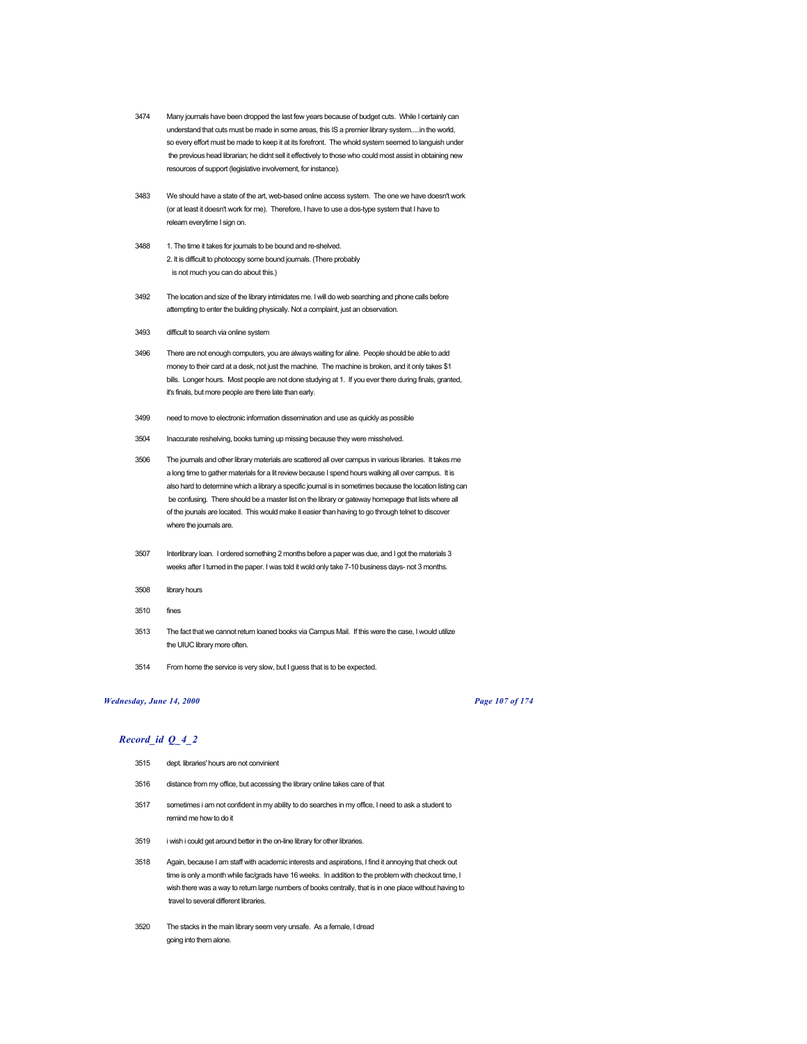3474 Many journals have been dropped the last few years because of budget cuts. While I certainly can understand that cuts must be made in some areas, this IS a premier library system.....in the world, so every effort must be made to keep it at its forefront. The whold system seemed to languish under the previous head librarian; he didnt sell it effectively to those who could most assist in obtaining new resources of support (legislative involvement, for instance).

3483 We should have a state of the art, web-based online access system. The one we have doesn't work (or at least it doesn't work for me). Therefore, I have to use a dos-type system that I have to relearn everytime I sign on.

3488 1. The time it takes for journals to be bound and re-shelved.
2. It is difficult to photocopy some bound journals. (There probably is not much you can do about this.)

3492 The location and size of the library intimidates me. I will do web searching and phone calls before attempting to enter the building physically. Not a complaint, just an observation.

3493 difficult to search via online system

3496 There are not enough computers, you are always waiting for aline. People should be able to add money to their card at a desk, not just the machine. The machine is broken, and it only takes $1 bills. Longer hours. Most people are not done studying at 1. If you ever there during finals, granted, it's finals, but more people are there late than early.

3499 need to move to electronic information dissemination and use as quickly as possible

3504 Inaccurate reshelving, books turning up missing because they were misshelved.

3506 The journals and other library materials are scattered all over campus in various libraries. It takes me a long time to gather materials for a lit review because I spend hours walking all over campus. It is also hard to determine which a library a specific journal is in sometimes because the location listing can be confusing. There should be a master list on the library or gateway homepage that lists where all of the jounals are located. This would make it easier than having to go through telnet to discover where the journals are.

3507 Interlibrary loan. I ordered something 2 months before a paper was due, and I got the materials 3 weeks after I turned in the paper. I was told it wold only take 7-10 business days- not 3 months.

3508 library hours

3510 fines

3513 The fact that we cannot return loaned books via Campus Mail. If this were the case, I would utilize the UIUC library more often.

3514 From home the service is very slow, but I guess that is to be expected.

## *Record_id Q_4_2*

3515 dept. libraries' hours are not convinient

3516 distance from my office, but accessing the library online takes care of that

3517 sometimes i am not confident in my ability to do searches in my office, I need to ask a student to remind me how to do it

3519 i wish i could get around better in the on-line library for other libraries.

3518 Again, because I am staff with academic interests and aspirations, I find it annoying that check out time is only a month while fac/grads have 16 weeks. In addition to the problem with checkout time, I wish there was a way to return large numbers of books centrally, that is in one place without having to travel to several different libraries.

3520 The stacks in the main library seem very unsafe. As a female, I dread going into them alone.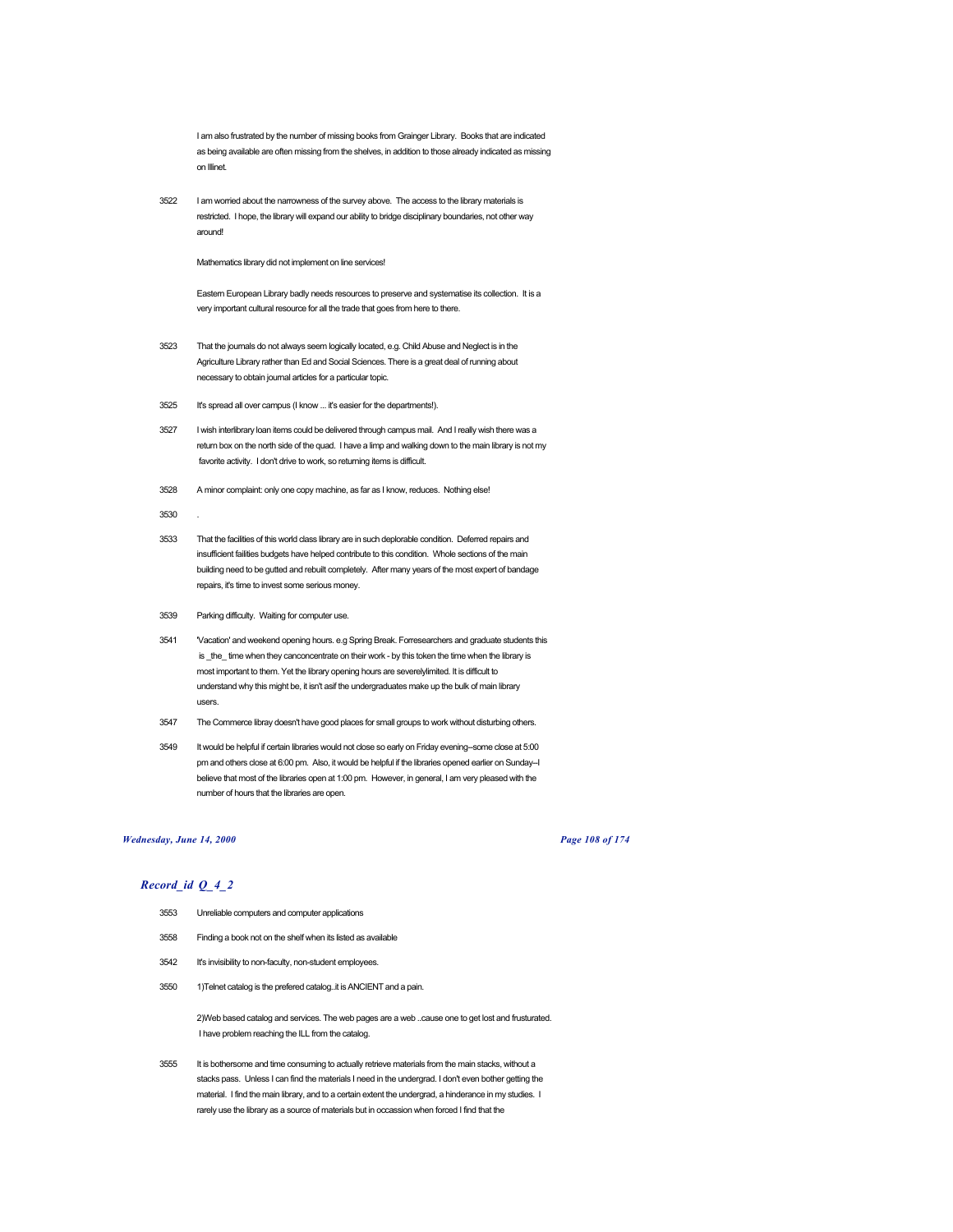I am also frustrated by the number of missing books from Grainger Library. Books that are indicated as being available are often missing from the shelves, in addition to those already indicated as missing on Illinet.

3522 I am worried about the narrowness of the survey above. The access to the library materials is restricted. I hope, the library will expand our ability to bridge disciplinary boundaries, not other way around!

Mathematics library did not implement on line services!

Eastern European Library badly needs resources to preserve and systematise its collection. It is a very important cultural resource for all the trade that goes from here to there.

3523 That the journals do not always seem logically located, e.g. Child Abuse and Neglect is in the Agriculture Library rather than Ed and Social Sciences. There is a great deal of running about necessary to obtain journal articles for a particular topic.

3525 It's spread all over campus (I know ... it's easier for the departments!).

3527 I wish interlibrary loan items could be delivered through campus mail. And I really wish there was a return box on the north side of the quad. I have a limp and walking down to the main library is not my favorite activity. I don't drive to work, so returning items is difficult.

3528 A minor complaint: only one copy machine, as far as I know, reduces. Nothing else!

3530 .

3533 That the facilities of this world class library are in such deplorable condition. Deferred repairs and insufficient failities budgets have helped contribute to this condition. Whole sections of the main building need to be gutted and rebuilt completely. After many years of the most expert of bandage repairs, it's time to invest some serious money.

3539 Parking difficulty. Waiting for computer use.

3541 'Vacation' and weekend opening hours. e.g Spring Break. Forresearchers and graduate students this is _the_ time when they canconcentrate on their work - by this token the time when the library is most important to them. Yet the library opening hours are severelylimited. It is difficult to understand why this might be, it isn't asif the undergraduates make up the bulk of main library users.

3547 The Commerce libray doesn't have good places for small groups to work without disturbing others.

3549 It would be helpful if certain libraries would not close so early on Friday evening--some close at 5:00 pm and others close at 6:00 pm. Also, it would be helpful if the libraries opened earlier on Sunday--I believe that most of the libraries open at 1:00 pm. However, in general, I am very pleased with the number of hours that the libraries are open.

## *Record_id Q_4_2*

3553 Unreliable computers and computer applications

3558 Finding a book not on the shelf when its listed as available

3542 It's invisibility to non-faculty, non-student employees.

3550 1)Telnet catalog is the prefered catalog..it is ANCIENT and a pain.

2)Web based catalog and services. The web pages are a web ..cause one to get lost and frusturated. I have problem reaching the ILL from the catalog.

3555 It is bothersome and time consuming to actually retrieve materials from the main stacks, without a stacks pass. Unless I can find the materials I need in the undergrad. I don't even bother getting the material. I find the main library, and to a certain extent the undergrad, a hinderance in my studies. I rarely use the library as a source of materials but in occassion when forced I find that the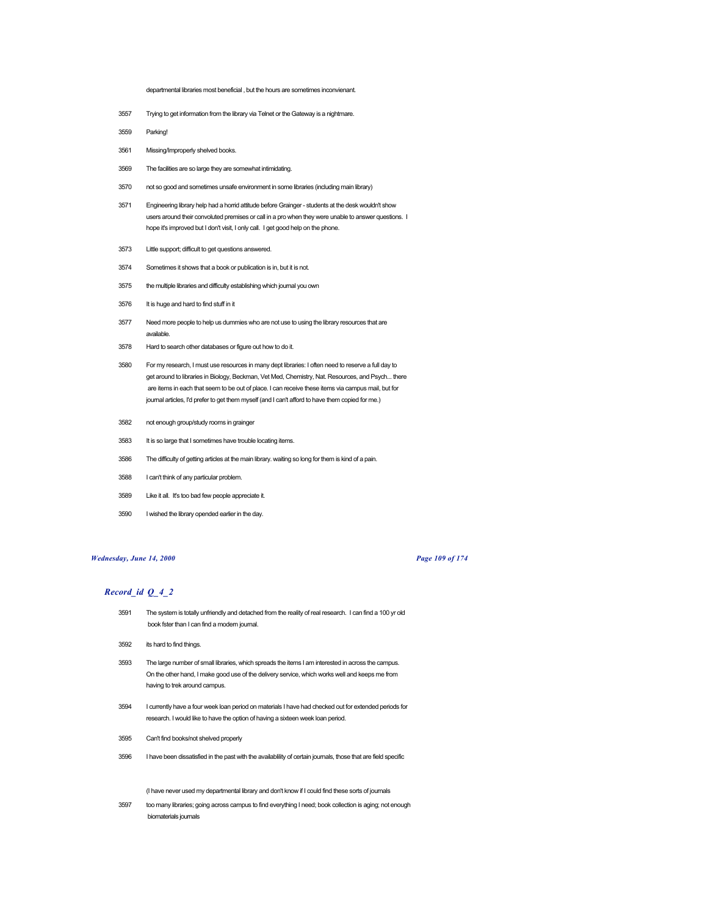departmental libraries most beneficial , but the hours are sometimes inconvienant.

3557 Trying to get information from the library via Telnet or the Gateway is a nightmare.

3559 Parking!

3561 Missing/Improperly shelved books.

3569 The facilities are so large they are somewhat intimidating.

3570 not so good and sometimes unsafe environment in some libraries (including main library)

3571 Engineering library help had a horrid attitude before Grainger - students at the desk wouldn't show users around their convoluted premises or call in a pro when they were unable to answer questions. I hope it's improved but I don't visit, I only call. I get good help on the phone.

3573 Little support; difficult to get questions answered.

3574 Sometimes it shows that a book or publication is in, but it is not.

3575 the multiple libraries and difficulty establishing which journal you own

3576 It is huge and hard to find stuff in it

3577 Need more people to help us dummies who are not use to using the library resources that are available.

3578 Hard to search other databases or figure out how to do it.

3580 For my research, I must use resources in many dept libraries: I often need to reserve a full day to get around to libraries in Biology, Beckman, Vet Med, Chemistry, Nat. Resources, and Psych... there are items in each that seem to be out of place. I can receive these items via campus mail, but for journal articles, I'd prefer to get them myself (and I can't afford to have them copied for me.)

3582 not enough group/study rooms in grainger

3583 It is so large that I sometimes have trouble locating items.

3586 The difficulty of getting articles at the main library. waiting so long for them is kind of a pain.

3588 I can't think of any particular problem.

3589 Like it all. It's too bad few people appreciate it.

3590 I wished the library opended earlier in the day.

## *Record_id Q_4_2*

3591 The system is totally unfriendly and detached from the reality of real research. I can find a 100 yr old book fster than I can find a modern journal.

3592 its hard to find things.

3593 The large number of small libraries, which spreads the items I am interested in across the campus. On the other hand, I make good use of the delivery service, which works well and keeps me from having to trek around campus.

3594 I currently have a four week loan period on materials I have had checked out for extended periods for research. I would like to have the option of having a sixteen week loan period.

3595 Can't find books/not shelved properly

3596 I have been dissatisfied in the past with the availablility of certain journals, those that are field specific

(I have never used my departmental library and don't know if I could find these sorts of journals

3597 too many libraries; going across campus to find everything I need; book collection is aging; not enough biomaterials journals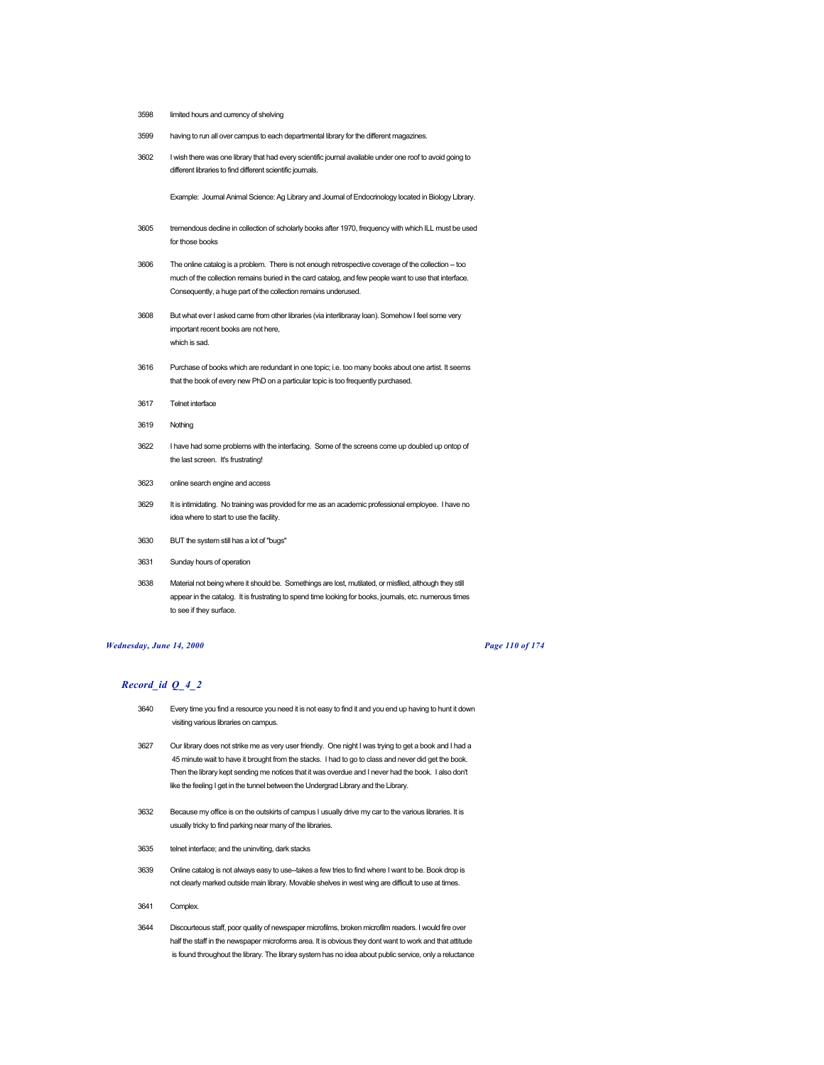3598 limited hours and currency of shelving

3599 having to run all over campus to each departmental library for the different magazines.

3602 I wish there was one library that had every scientific journal available under one roof to avoid going to different libraries to find different scientific journals.

Example: Journal Animal Science: Ag Library and Journal of Endocrinology located in Biology Library.

3605 tremendous decline in collection of scholarly books after 1970, frequency with which ILL must be used for those books

3606 The online catalog is a problem. There is not enough retrospective coverage of the collection -- too much of the collection remains buried in the card catalog, and few people want to use that interface. Consequently, a huge part of the collection remains underused.

3608 But what ever I asked came from other libraries (via interlibraray loan). Somehow I feel some very important recent books are not here, which is sad.

3616 Purchase of books which are redundant in one topic; i.e. too many books about one artist. It seems that the book of every new PhD on a particular topic is too frequently purchased.

3617 Telnet interface

3619 Nothing

3622 I have had some problems with the interfacing. Some of the screens come up doubled up ontop of the last screen. It's frustrating!

3623 online search engine and access

3629 It is intimidating. No training was provided for me as an academic professional employee. I have no idea where to start to use the facility.

3630 BUT the system still has a lot of "bugs"

3631 Sunday hours of operation

3638 Material not being where it should be. Somethings are lost, mutilated, or misfiled, although they still appear in the catalog. It is frustrating to spend time looking for books, journals, etc. numerous times to see if they surface.

## *Record_id Q_4_2*

3640 Every time you find a resource you need it is not easy to find it and you end up having to hunt it down visiting various libraries on campus.

3627 Our library does not strike me as very user friendly. One night I was trying to get a book and I had a 45 minute wait to have it brought from the stacks. I had to go to class and never did get the book. Then the library kept sending me notices that it was overdue and I never had the book. I also don't like the feeling I get in the tunnel between the Undergrad Library and the Library.

3632 Because my office is on the outskirts of campus I usually drive my car to the various libraries. It is usually tricky to find parking near many of the libraries.

3635 telnet interface; and the uninviting, dark stacks

3639 Online catalog is not always easy to use--takes a few tries to find where I want to be. Book drop is not clearly marked outside main library. Movable shelves in west wing are difficult to use at times.

3641 Complex.

3644 Discourteous staff, poor quality of newspaper microfilms, broken microfilm readers. I would fire over half the staff in the newspaper microforms area. It is obvious they dont want to work and that attitude is found throughout the library. The library system has no idea about public service, only a reluctance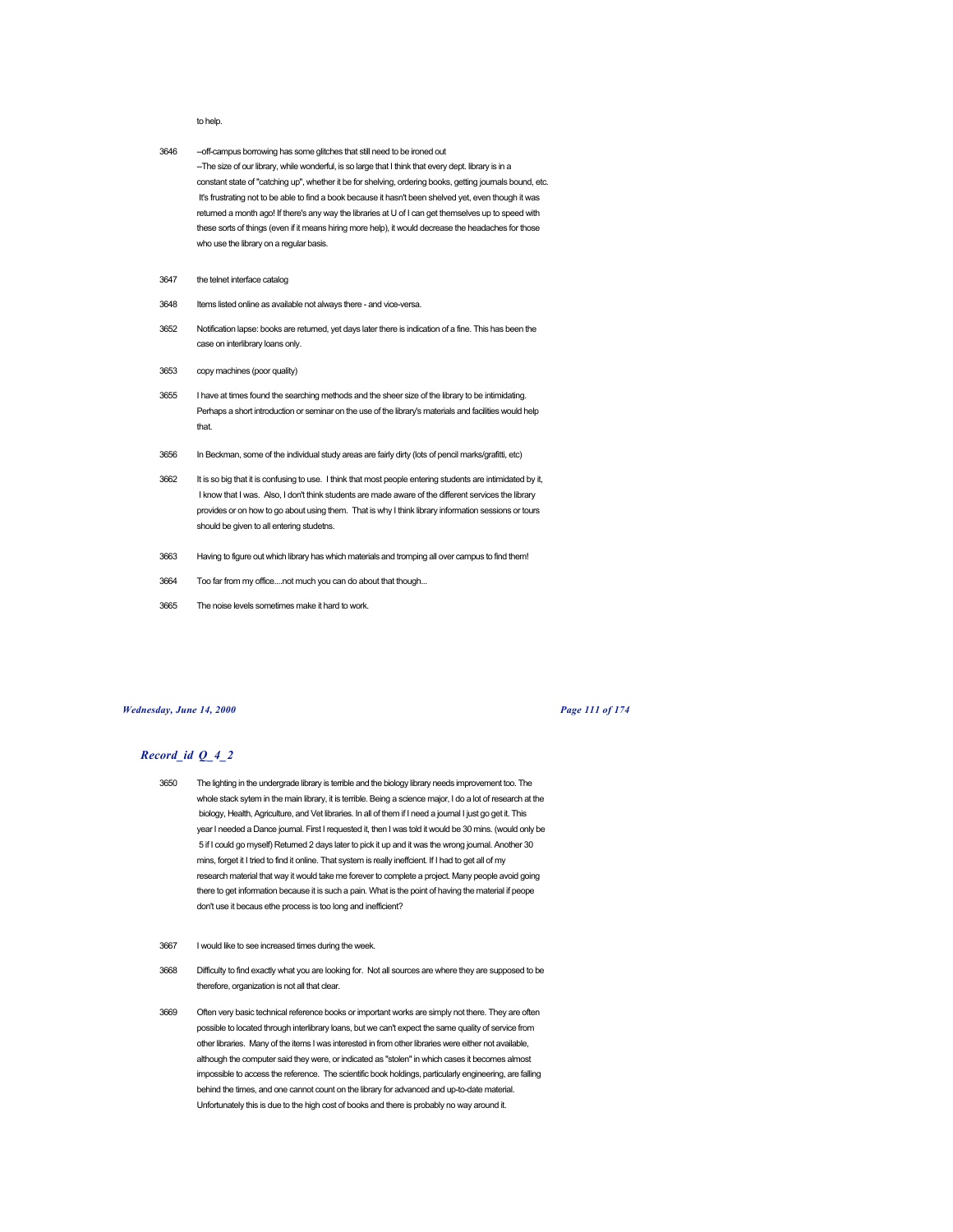to help.

3646 --off-campus borrowing has some glitches that still need to be ironed out
--The size of our library, while wonderful, is so large that I think that every dept. library is in a constant state of "catching up", whether it be for shelving, ordering books, getting journals bound, etc. It's frustrating not to be able to find a book because it hasn't been shelved yet, even though it was returned a month ago! If there's any way the libraries at U of I can get themselves up to speed with these sorts of things (even if it means hiring more help), it would decrease the headaches for those who use the library on a regular basis.

3647 the telnet interface catalog

3648 Items listed online as available not always there - and vice-versa.

3652 Notification lapse: books are returned, yet days later there is indication of a fine. This has been the case on interlibrary loans only.

3653 copy machines (poor quality)

3655 I have at times found the searching methods and the sheer size of the library to be intimidating. Perhaps a short introduction or seminar on the use of the library's materials and facilities would help that.

3656 In Beckman, some of the individual study areas are fairly dirty (lots of pencil marks/grafitti, etc)

3662 It is so big that it is confusing to use. I think that most people entering students are intimidated by it, I know that I was. Also, I don't think students are made aware of the different services the library provides or on how to go about using them. That is why I think library information sessions or tours should be given to all entering studetns.

3663 Having to figure out which library has which materials and tromping all over campus to find them!

3664 Too far from my office....not much you can do about that though...

3665 The noise levels sometimes make it hard to work.

## *Record_id Q_4_2*

3650 The lighting in the undergrade library is terrible and the biology library needs improvement too. The whole stack sytem in the main library, it is terrible. Being a science major, I do a lot of research at the biology, Health, Agriculture, and Vet libraries. In all of them if I need a journal I just go get it. This year I needed a Dance journal. First I requested it, then I was told it would be 30 mins. (would only be 5 if I could go myself) Returned 2 days later to pick it up and it was the wrong journal. Another 30 mins, forget it I tried to find it online. That system is really ineffcient. If I had to get all of my research material that way it would take me forever to complete a project. Many people avoid going there to get information because it is such a pain. What is the point of having the material if peope don't use it becaus ethe process is too long and inefficient?

3667 I would like to see increased times during the week.

3668 Difficulty to find exactly what you are looking for. Not all sources are where they are supposed to be therefore, organization is not all that clear.

3669 Often very basic technical reference books or important works are simply not there. They are often possible to located through interlibrary loans, but we can't expect the same quality of service from other libraries. Many of the items I was interested in from other libraries were either not available, although the computer said they were, or indicated as "stolen" in which cases it becomes almost impossible to access the reference. The scientific book holdings, particularly engineering, are falling behind the times, and one cannot count on the library for advanced and up-to-date material. Unfortunately this is due to the high cost of books and there is probably no way around it.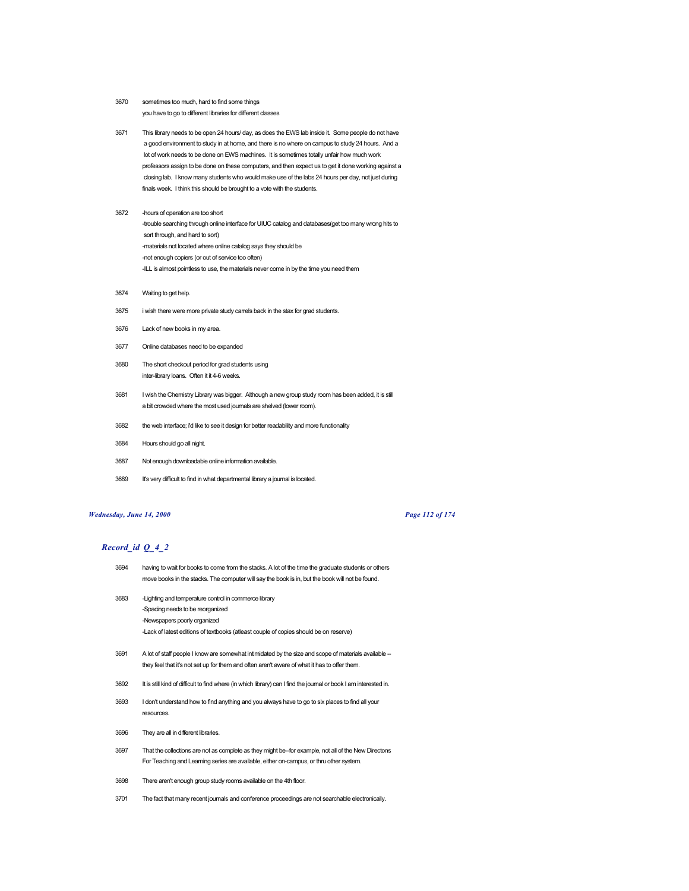3670 sometimes too much, hard to find some things
you have to go to different libraries for different classes

3671 This library needs to be open 24 hours/ day, as does the EWS lab inside it. Some people do not have a good environment to study in at home, and there is no where on campus to study 24 hours. And a lot of work needs to be done on EWS machines. It is sometimes totally unfair how much work professors assign to be done on these computers, and then expect us to get it done working against a closing lab. I know many students who would make use of the labs 24 hours per day, not just during finals week. I think this should be brought to a vote with the students.

3672 -hours of operation are too short
-trouble searching through online interface for UIUC catalog and databases(get too many wrong hits to sort through, and hard to sort)
-materials not located where online catalog says they should be
-not enough copiers (or out of service too often)
-ILL is almost pointless to use, the materials never come in by the time you need them

3674 Waiting to get help.

3675 i wish there were more private study carrels back in the stax for grad students.

3676 Lack of new books in my area.

3677 Online databases need to be expanded

3680 The short checkout period for grad students using inter-library loans. Often it it 4-6 weeks.

3681 I wish the Chemistry Library was bigger. Although a new group study room has been added, it is still a bit crowded where the most used journals are shelved (lower room).

3682 the web interface; i'd like to see it design for better readability and more functionality

3684 Hours should go all night.

3687 Not enough downloadable online information available.

3689 It's very difficult to find in what departmental library a journal is located.

## *Record_id Q_4_2*

3694 having to wait for books to come from the stacks. A lot of the time the graduate students or others move books in the stacks. The computer will say the book is in, but the book will not be found.

3683 -Lighting and temperature control in commerce library
-Spacing needs to be reorganized
-Newspapers poorly organized
-Lack of latest editions of textbooks (atleast couple of copies should be on reserve)

3691 A lot of staff people I know are somewhat intimidated by the size and scope of materials available -- they feel that it's not set up for them and often aren't aware of what it has to offer them.

3692 It is still kind of difficult to find where (in which library) can I find the journal or book I am interested in.

3693 I don't understand how to find anything and you always have to go to six places to find all your resources.

3696 They are all in different libraries.

3697 That the collections are not as complete as they might be--for example, not all of the New Directons For Teaching and Learning series are available, either on-campus, or thru other system.

3698 There aren't enough group study rooms available on the 4th floor.

3701 The fact that many recent journals and conference proceedings are not searchable electronically.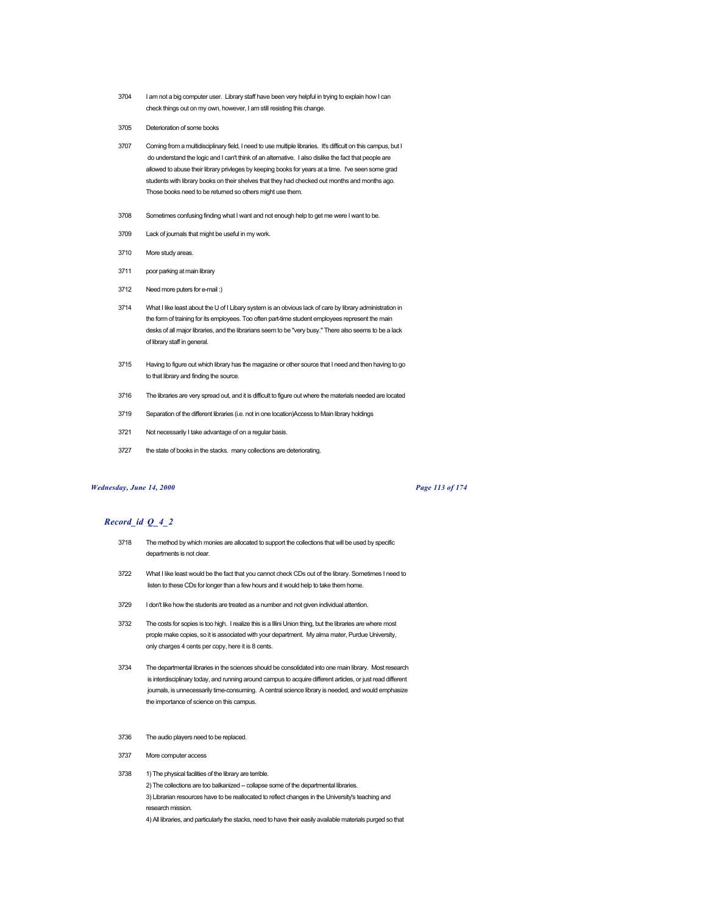3704 I am not a big computer user. Library staff have been very helpful in trying to explain how I can check things out on my own, however, I am still resisting this change.

3705 Deterioration of some books

3707 Coming from a multidisciplinary field, I need to use multiple libraries. It's difficult on this campus, but I do understand the logic and I can't think of an alternative. I also dislike the fact that people are allowed to abuse their library privleges by keeping books for years at a time. I've seen some grad students with library books on their shelves that they had checked out months and months ago. Those books need to be returned so others might use them.

3708 Sometimes confusing finding what I want and not enough help to get me were I want to be.

3709 Lack of journals that might be useful in my work.

3710 More study areas.

3711 poor parking at main library

3712 Need more puters for e-mail :)

3714 What I like least about the U of I Libary system is an obvious lack of care by library administration in the form of training for its employees. Too often part-time student employees represent the main desks of all major libraries, and the librarians seem to be "very busy." There also seems to be a lack of library staff in general.

3715 Having to figure out which library has the magazine or other source that I need and then having to go to that library and finding the source.

3716 The libraries are very spread out, and it is difficult to figure out where the materials needed are located

3719 Separation of the different libraries (i.e. not in one location)Access to Main library holdings

3721 Not necessarily I take advantage of on a regular basis.

3727 the state of books in the stacks. many collections are deteriorating.

## *Record_id Q_4_2*

3718 The method by which monies are allocated to support the collections that will be used by specific departments is not clear.

3722 What I like least would be the fact that you cannot check CDs out of the library. Sometimes I need to listen to these CDs for longer than a few hours and it would help to take them home.

3729 I don't like how the students are treated as a number and not given individual attention.

3732 The costs for sopies is too high. I realize this is a Illini Union thing, but the libraries are where most prople make copies, so it is associated with your department. My alma mater, Purdue University, only charges 4 cents per copy, here it is 8 cents.

3734 The departmental libraries in the sciences should be consolidated into one main library. Most research is interdisciplinary today, and running around campus to acquire different articles, or just read different journals, is unnecessarily time-consuming. A central science library is needed, and would emphasize the importance of science on this campus.

3736 The audio players need to be replaced.

3737 More computer access

3738 1) The physical facilities of the library are terrible.
2) The collections are too balkanized -- collapse some of the departmental libraries.
3) Librarian resources have to be reallocated to reflect changes in the University's teaching and research mission.
4) All libraries, and particularly the stacks, need to have their easily available materials purged so that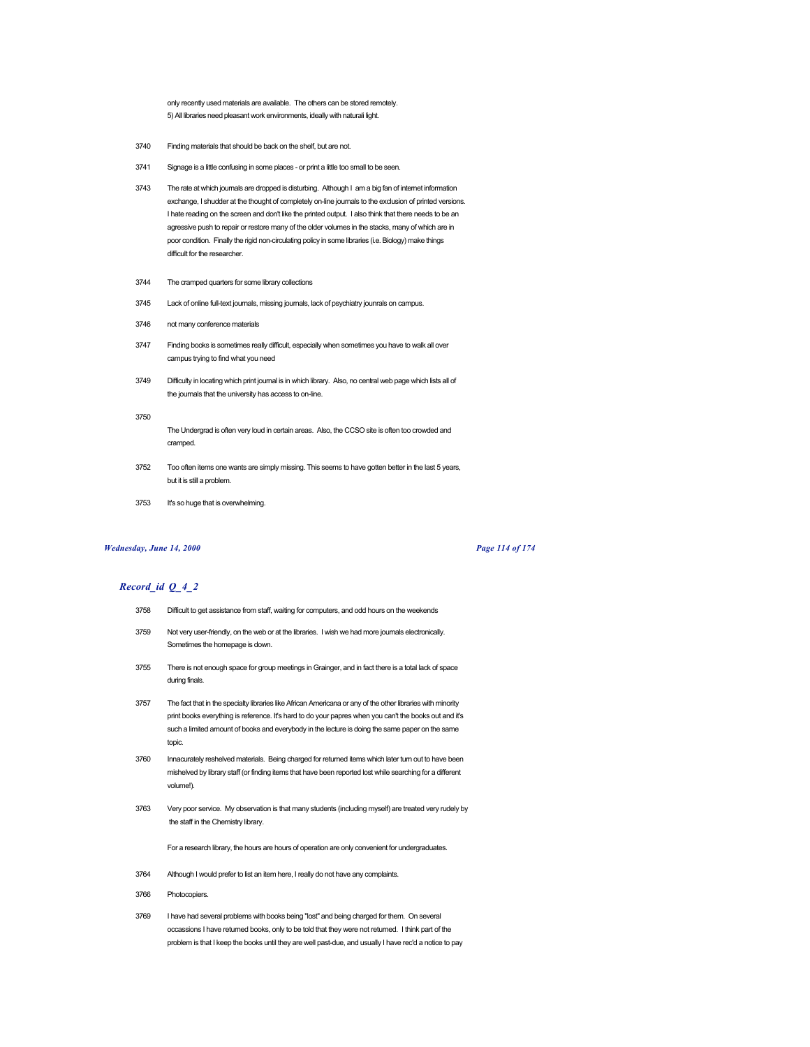only recently used materials are available. The others can be stored remotely.
5) All libraries need pleasant work environments, ideally with naturali light.

3740 Finding materials that should be back on the shelf, but are not.

3741 Signage is a little confusing in some places - or print a little too small to be seen.

3743 The rate at which journals are dropped is disturbing. Although I am a big fan of internet information exchange, I shudder at the thought of completely on-line journals to the exclusion of printed versions. I hate reading on the screen and don't like the printed output. I also think that there needs to be an agressive push to repair or restore many of the older volumes in the stacks, many of which are in poor condition. Finally the rigid non-circulating policy in some libraries (i.e. Biology) make things difficult for the researcher.

3744 The cramped quarters for some library collections

3745 Lack of online full-text journals, missing journals, lack of psychiatry jounrals on campus.

3746 not many conference materials

3747 Finding books is sometimes really difficult, especially when sometimes you have to walk all over campus trying to find what you need

3749 Difficulty in locating which print journal is in which library. Also, no central web page which lists all of the journals that the university has access to on-line.

3750 The Undergrad is often very loud in certain areas. Also, the CCSO site is often too crowded and cramped.

3752 Too often items one wants are simply missing. This seems to have gotten better in the last 5 years, but it is still a problem.

3753 It's so huge that is overwhelming.

## *Record_id Q_4_2*

3758 Difficult to get assistance from staff, waiting for computers, and odd hours on the weekends

3759 Not very user-friendly, on the web or at the libraries. I wish we had more journals electronically. Sometimes the homepage is down.

3755 There is not enough space for group meetings in Grainger, and in fact there is a total lack of space during finals.

3757 The fact that in the specialty libraries like African Americana or any of the other libraries with minority print books everything is reference. It's hard to do your papres when you can't the books out and it's such a limited amount of books and everybody in the lecture is doing the same paper on the same topic.

3760 Innacurately reshelved materials. Being charged for returned items which later turn out to have been mishelved by library staff (or finding items that have been reported lost while searching for a different volume!).

3763 Very poor service. My observation is that many students (including myself) are treated very rudely by the staff in the Chemistry library.

For a research library, the hours are hours of operation are only convenient for undergraduates.

3764 Although I would prefer to list an item here, I really do not have any complaints.

3766 Photocopiers.

3769 I have had several problems with books being "lost" and being charged for them. On several occassions I have returned books, only to be told that they were not returned. I think part of the problem is that I keep the books until they are well past-due, and usually I have rec'd a notice to pay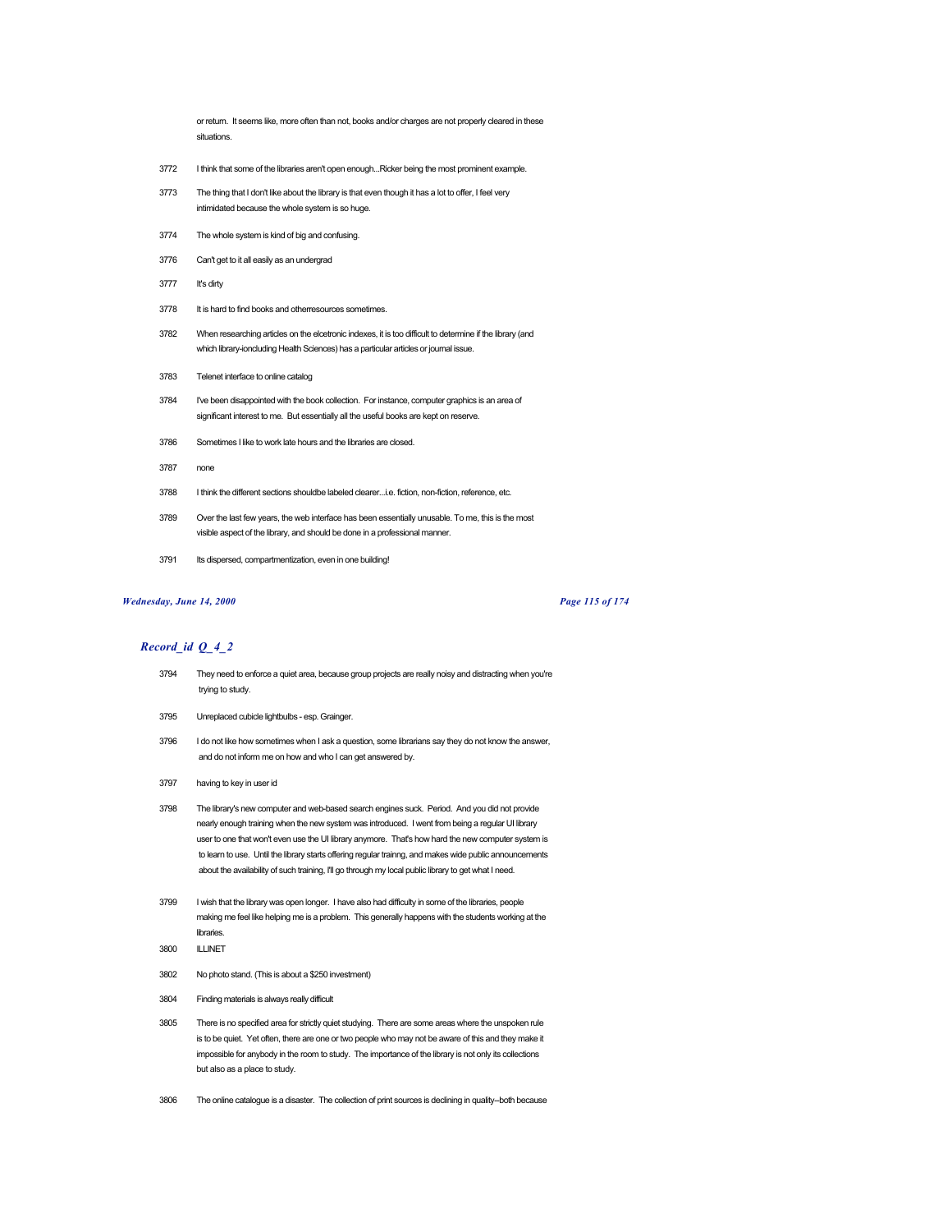or return. It seems like, more often than not, books and/or charges are not properly cleared in these situations.

| | |
|---|---|
| 3772 | I think that some of the libraries aren't open enough...Ricker being the most prominent example. |
| 3773 | The thing that I don't like about the library is that even though it has a lot to offer, I feel very intimidated because the whole system is so huge. |
| 3774 | The whole system is kind of big and confusing. |
| 3776 | Can't get to it all easily as an undergrad |
| 3777 | It's dirty |
| 3778 | It is hard to find books and otherresources sometimes. |
| 3782 | When researching articles on the elcetronic indexes, it is too difficult to determine if the library (and which library-ioncluding Health Sciences) has a particular articles or journal issue. |
| 3783 | Telenet interface to online catalog |
| 3784 | I've been disappointed with the book collection. For instance, computer graphics is an area of significant interest to me. But essentially all the useful books are kept on reserve. |
| 3786 | Sometimes I like to work late hours and the libraries are closed. |
| 3787 | none |
| 3788 | I think the different sections shouldbe labeled clearer...i.e. fiction, non-fiction, reference, etc. |
| 3789 | Over the last few years, the web interface has been essentially unusable. To me, this is the most visible aspect of the library, and should be done in a professional manner. |
| 3791 | Its dispersed, compartmentization, even in one building! |

## *Record_id Q_4_2*

| | |
|---|---|
| 3794 | They need to enforce a quiet area, because group projects are really noisy and distracting when you're trying to study. |
| 3795 | Unreplaced cubicle lightbulbs - esp. Grainger. |
| 3796 | I do not like how sometimes when I ask a question, some librarians say they do not know the answer, and do not inform me on how and who I can get answered by. |
| 3797 | having to key in user id |
| 3798 | The library's new computer and web-based search engines suck. Period. And you did not provide nearly enough training when the new system was introduced. I went from being a regular UI library user to one that won't even use the UI library anymore. That's how hard the new computer system is to learn to use. Until the library starts offering regular trainng, and makes wide public announcements about the availability of such training, I'll go through my local public library to get what I need. |
| 3799 | I wish that the library was open longer. I have also had difficulty in some of the libraries, people making me feel like helping me is a problem. This generally happens with the students working at the libraries. |
| 3800 | ILLINET |
| 3802 | No photo stand. (This is about a $250 investment) |
| 3804 | Finding materials is always really difficult |
| 3805 | There is no specified area for strictly quiet studying. There are some areas where the unspoken rule is to be quiet. Yet often, there are one or two people who may not be aware of this and they make it impossible for anybody in the room to study. The importance of the library is not only its collections but also as a place to study. |
| 3806 | The online catalogue is a disaster. The collection of print sources is declining in quality--both because |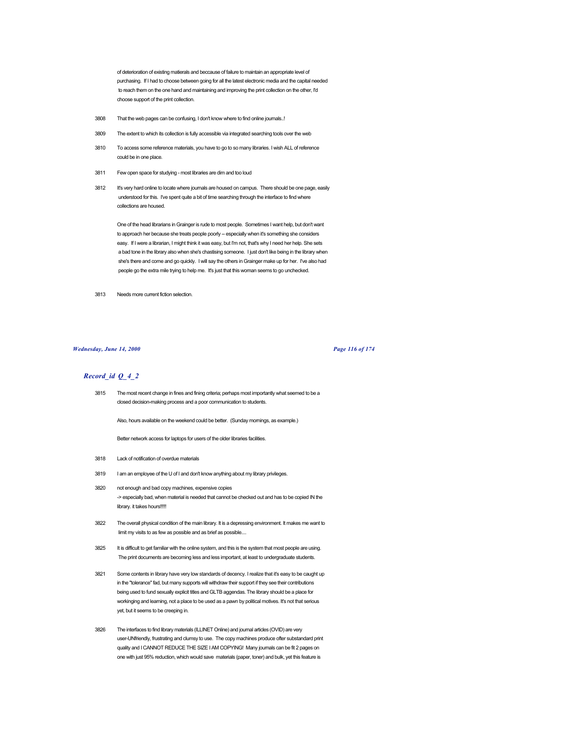of deterioration of existing matierals and beccause of failure to maintain an appropriate level of purchasing. If I had to choose between going for all the latest electronic media and the capital needed to reach them on the one hand and maintaining and improving the print collection on the other, I'd choose support of the print collection.

3808 That the web pages can be confusing, I don't know where to find online journals..!

3809 The extent to which its collection is fully accessible via integrated searching tools over the web

3810 To access some reference materials, you have to go to so many libraries. I wish ALL of reference could be in one place.

3811 Few open space for studying - most libraries are dim and too loud

3812 It's very hard online to locate where journals are housed on campus. There should be one page, easily understood for this. I've spent quite a bit of time searching through the interface to find where collections are housed.

One of the head librarians in Grainger is rude to most people. Sometimes I want help, but don't want to approach her because she treats people poorly -- especially when it's something she considers easy. If I were a librarian, I might think it was easy, but I'm not, that's why I need her help. She sets a bad tone in the library also when she's chastising someone. I just don't like being in the library when she's there and come and go quickly. I will say the others in Grainger make up for her. I've also had people go the extra mile trying to help me. It's just that this woman seems to go unchecked.

3813 Needs more current fiction selection.

## *Record_id Q_4_2*

3815 The most recent change in fines and fining criteria; perhaps most importantly what seemed to be a closed decision-making process and a poor communication to students.

Also, hours available on the weekend could be better. (Sunday mornings, as example.)

Better network access for laptops for users of the older libraries facilities.

3818 Lack of notification of overdue materials

3819 I am an employee of the U of I and don't know anything about my library privileges.

3820 not enough and bad copy machines, expensive copies
-> especially bad, when material is needed that cannot be checked out and has to be copied IN the library. it takes hours!!!!!

3822 The overall physical condition of the main library. It is a depressing environment. It makes me want to limit my visits to as few as possible and as brief as possible....

3825 It is difficult to get familiar with the online system, and this is the system that most people are using. The print documents are becoming less and less important, at least to undergraduate students.

3821 Some contents in library have very low standards of decency. I realize that it's easy to be caught up in the "tolerance" fad, but many supports will withdraw their support if they see their contributions being used to fund sexually explicit titles and GLTB aggendas. The library should be a place for workinging and learning, not a place to be used as a pawn by political motives. It's not that serious yet, but it seems to be creeping in.

3826 The interfaces to find library materials (ILLINET Online) and journal articles (OVID) are very user-UNfriendly, frustrating and clumsy to use. The copy machines produce ofter substandard print quality and I CANNOT REDUCE THE SIZE I AM COPYING! Many journals can be fit 2 pages on one with just 95% reduction, which would save materials (paper, toner) and bulk, yet this feature is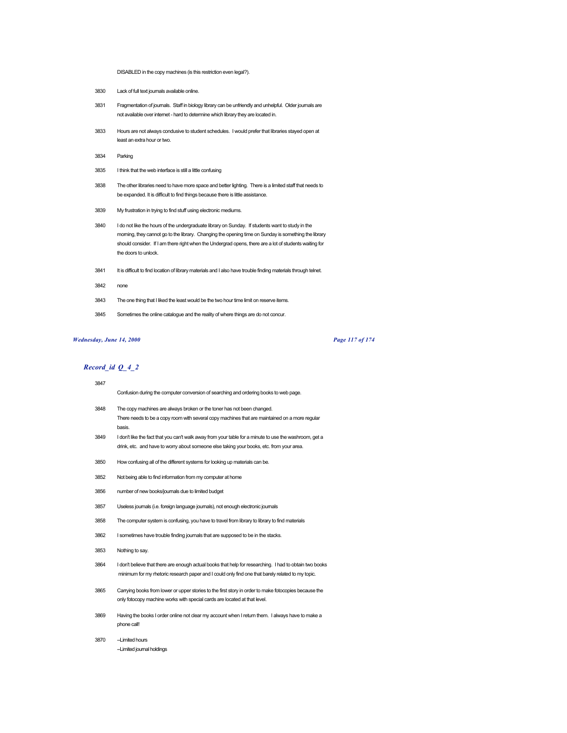DISABLED in the copy machines (is this restriction even legal?).

| | |
|---|---|
| 3830 | Lack of full text journals available online. |
| 3831 | Fragmentation of journals. Staff in biology library can be unfriendly and unhelpful. Older journals are not available over internet - hard to determine which library they are located in. |
| 3833 | Hours are not always condusive to student schedules. I would prefer that libraries stayed open at least an extra hour or two. |
| 3834 | Parking |
| 3835 | I think that the web interface is still a little confusing |
| 3838 | The other libraries need to have more space and better lighting. There is a limited staff that needs to be expanded. It is difficult to find things because there is little assistance. |
| 3839 | My frustration in trying to find stuff using electronic mediums. |
| 3840 | I do not like the hours of the undergraduate library on Sunday. If students want to study in the morning, they cannot go to the library. Changing the opening time on Sunday is something the library should consider. If I am there right when the Undergrad opens, there are a lot of students waiting for the doors to unlock. |
| 3841 | It is difficult to find location of library materials and I also have trouble finding materials through telnet. |
| 3842 | none |
| 3843 | The one thing that I liked the least would be the two hour time limit on reserve items. |
| 3845 | Sometimes the online catalogue and the reality of where things are do not concur. |

## *Record_id Q_4_2*

| | |
|---|---|
| 3847 | Confusion during the computer conversion of searching and ordering books to web page. |
| 3848 | The copy machines are always broken or the toner has not been changed. There needs to be a copy room with several copy machines that are maintained on a more regular basis. |
| 3849 | I don't like the fact that you can't walk away from your table for a minute to use the washroom, get a drink, etc. and have to worry about someone else taking your books, etc. from your area. |
| 3850 | How confusing all of the different systems for looking up materials can be. |
| 3852 | Not being able to find information from my computer at home |
| 3856 | number of new books/journals due to limited budget |
| 3857 | Useless journals (i.e. foreign language journals), not enough electronic journals |
| 3858 | The computer system is confusing, you have to travel from library to library to find materials |
| 3862 | I sometimes have trouble finding journals that are supposed to be in the stacks. |
| 3853 | Nothing to say. |
| 3864 | I don't believe that there are enough actual books that help for researching. I had to obtain two books minimum for my rhetoric research paper and I could only find one that barely related to my topic. |
| 3865 | Carrying books from lower or upper stories to the first story in order to make fotocopies because the only fotocopy machine works with special cards are located at that level. |
| 3869 | Having the books I order online not clear my account when I return them. I always have to make a phone call! |
| 3870 | --Limited hours<br>--Limited journal holdings |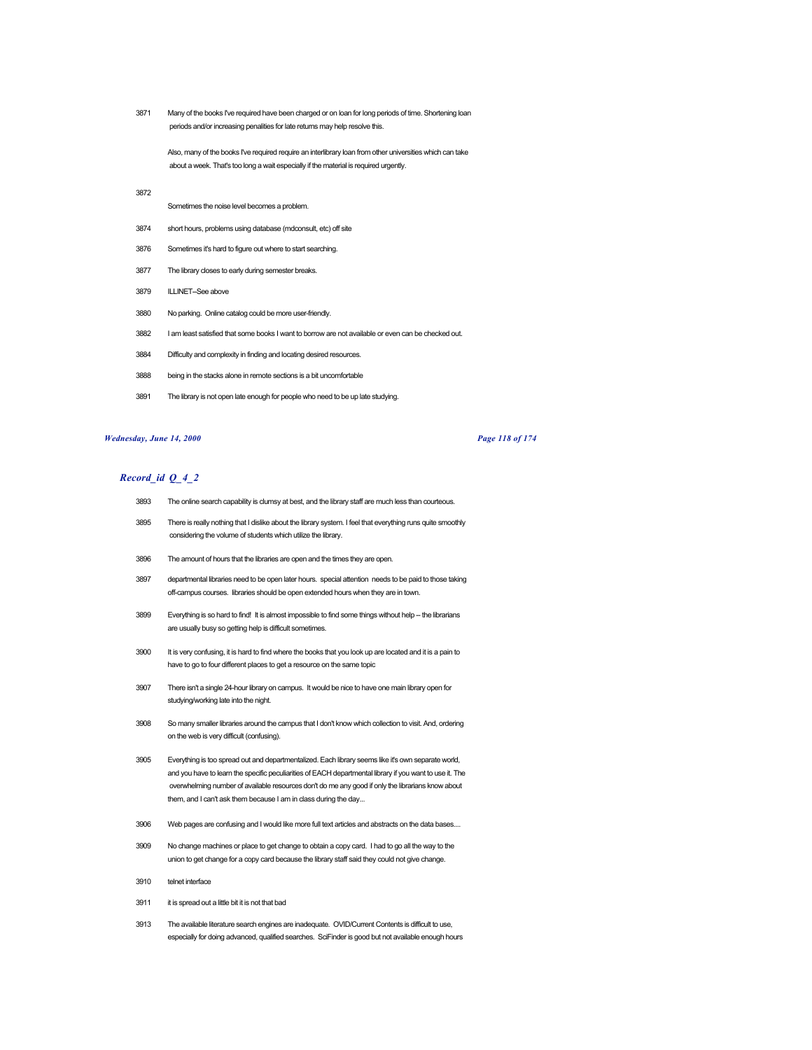| | |
|---|---|
| 3871 | Many of the books I've required have been charged or on loan for long periods of time. Shortening loan periods and/or increasing penalities for late returns may help resolve this.<br><br>Also, many of the books I've required require an interlibrary loan from other universities which can take about a week. That's too long a wait especially if the material is required urgently. |
| 3872 | Sometimes the noise level becomes a problem. |
| 3874 | short hours, problems using database (mdconsult, etc) off site |
| 3876 | Sometimes it's hard to figure out where to start searching. |
| 3877 | The library closes to early during semester breaks. |
| 3879 | ILLINET--See above |
| 3880 | No parking. Online catalog could be more user-friendly. |
| 3882 | I am least satisfied that some books I want to borrow are not available or even can be checked out. |
| 3884 | Difficulty and complexity in finding and locating desired resources. |
| 3888 | being in the stacks alone in remote sections is a bit uncomfortable |
| 3891 | The library is not open late enough for people who need to be up late studying. |

## *Record_id Q_4_2*

| | |
|---|---|
| 3893 | The online search capability is clumsy at best, and the library staff are much less than courteous. |
| 3895 | There is really nothing that I dislike about the library system. I feel that everything runs quite smoothly considering the volume of students which utilize the library. |
| 3896 | The amount of hours that the libraries are open and the times they are open. |
| 3897 | departmental libraries need to be open later hours. special attention needs to be paid to those taking off-campus courses. libraries should be open extended hours when they are in town. |
| 3899 | Everything is so hard to find! It is almost impossible to find some things without help -- the librarians are usually busy so getting help is difficult sometimes. |
| 3900 | It is very confusing, it is hard to find where the books that you look up are located and it is a pain to have to go to four different places to get a resource on the same topic |
| 3907 | There isn't a single 24-hour library on campus. It would be nice to have one main library open for studying/working late into the night. |
| 3908 | So many smaller libraries around the campus that I don't know which collection to visit. And, ordering on the web is very difficult (confusing). |
| 3905 | Everything is too spread out and departmentalized. Each library seems like it's own separate world, and you have to learn the specific peculiarities of EACH departmental library if you want to use it. The overwhelming number of available resources don't do me any good if only the librarians know about them, and I can't ask them because I am in class during the day... |
| 3906 | Web pages are confusing and I would like more full text articles and abstracts on the data bases.... |
| 3909 | No change machines or place to get change to obtain a copy card. I had to go all the way to the union to get change for a copy card because the library staff said they could not give change. |
| 3910 | telnet interface |
| 3911 | it is spread out a little bit it is not that bad |
| 3913 | The available literature search engines are inadequate. OVID/Current Contents is difficult to use, especially for doing advanced, qualified searches. SciFinder is good but not available enough hours |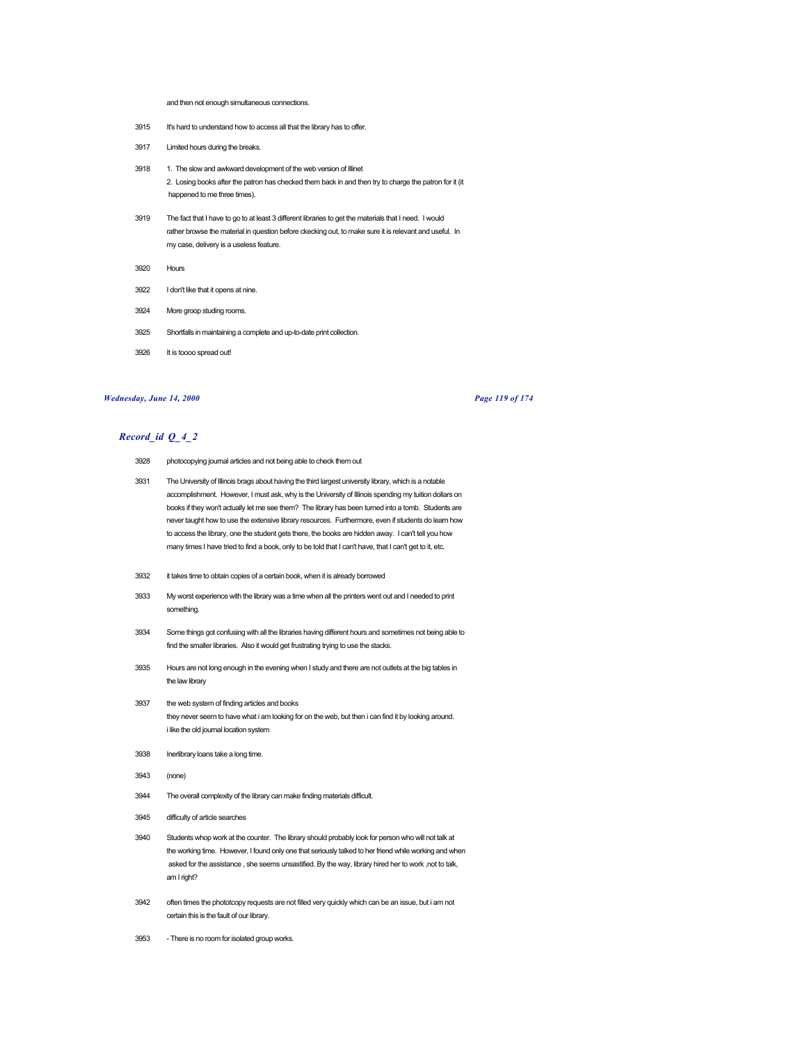and then not enough simultaneous connections.

3915 It's hard to understand how to access all that the library has to offer.

3917 Limited hours during the breaks.

3918 1. The slow and awkward development of the web version of Illinet
2. Losing books after the patron has checked them back in and then try to charge the patron for it (it happened to me three times).

3919 The fact that I have to go to at least 3 different libraries to get the materials that I need. I would rather browse the material in question before ckecking out, to make sure it is relevant and useful. In my case, delivery is a useless feature.

3920 Hours

3922 I don't like that it opens at nine.

3924 More groop studing rooms.

3925 Shortfalls in maintaining a complete and up-to-date print collection.

3926 It is toooo spread out!

## *Record_id Q_4_2*

3928 photocopying journal articles and not being able to check them out

3931 The University of Illinois brags about having the third largest university library, which is a notable accomplishment. However, I must ask, why is the University of Illinois spending my tuition dollars on books if they won't actually let me see them? The library has been turned into a tomb. Students are never taught how to use the extensive library resources. Furthermore, even if students do learn how to access the library, one the student gets there, the books are hidden away. I can't tell you how many times I have tried to find a book, only to be told that I can't have, that I can't get to it, etc.

3932 it takes time to obtain copies of a certain book, when it is already borrowed

3933 My worst experience with the library was a time when all the printers went out and I needed to print something.

3934 Some things got confusing with all the libraries having different hours and sometimes not being able to find the smaller libraries. Also it would get frustrating trying to use the stacks.

3935 Hours are not long enough in the evening when I study and there are not outlets at the big tables in the law library

3937 the web system of finding articles and books
they never seem to have what i am looking for on the web, but then i can find it by looking around.
i like the old journal location system

3938 Inerlibrary loans take a long time.

3943 (none)

3944 The overall complexity of the library can make finding materials difficult.

3945 difficulty of article searches

3940 Students whop work at the counter. The library should probably look for person who will not talk at the working time. However, I found only one that seriously talked to her friend while working and when asked for the assistance , she seems unsastified. By the way, library hired her to work ,not to talk, am I right?

3942 often times the phototcopy requests are not filled very quickly which can be an issue, but i am not certain this is the fault of our library.

3953 - There is no room for isolated group works.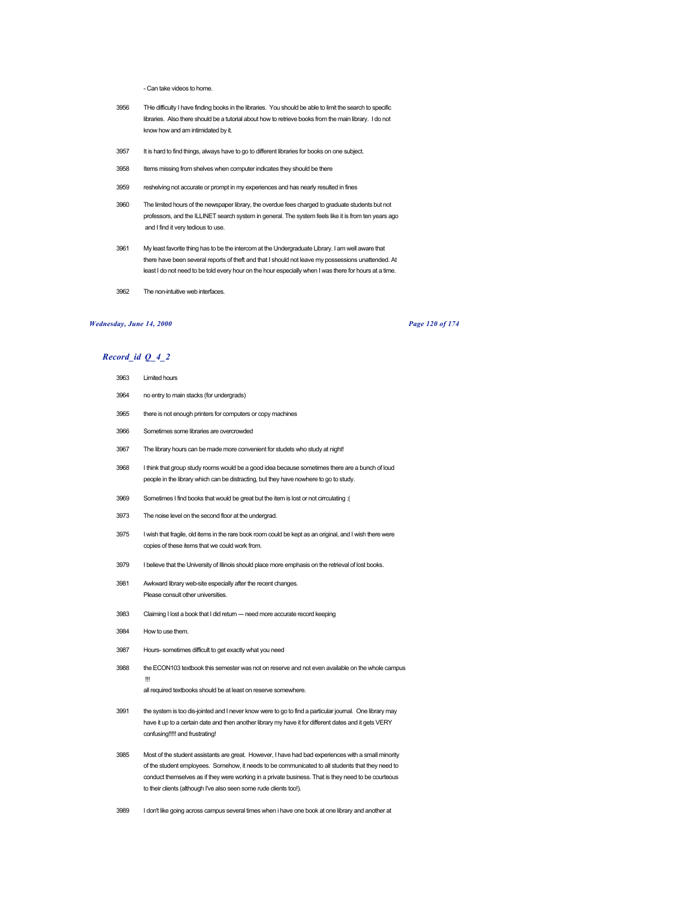- Can take videos to home.

| | |
|---|---|
| 3956 | THe difficulty I have finding books in the libraries. You should be able to limit the search to specific libraries. Also there should be a tutorial about how to retrieve books from the main library. I do not know how and am intimidated by it. |
| 3957 | It is hard to find things, always have to go to different libraries for books on one subject. |
| 3958 | Items missing from shelves when computer indicates they should be there |
| 3959 | reshelving not accurate or prompt in my experiences and has nearly resulted in fines |
| 3960 | The limited hours of the newspaper library, the overdue fees charged to graduate students but not professors, and the ILLINET search system in general. The system feels like it is from ten years ago and I find it very tedious to use. |
| 3961 | My least favorite thing has to be the intercom at the Undergraduate Library. I am well aware that there have been several reports of theft and that I should not leave my possessions unattended. At least I do not need to be told every hour on the hour especially when I was there for hours at a time. |
| 3962 | The non-intuitive web interfaces. |

## *Record_id Q_4_2*

| | |
|---|---|
| 3963 | Limited hours |
| 3964 | no entry to main stacks (for undergrads) |
| 3965 | there is not enough printers for computers or copy machines |
| 3966 | Sometimes some libraries are overcrowded |
| 3967 | The library hours can be made more convenient for studets who study at night! |
| 3968 | I think that group study rooms would be a good idea because sometimes there are a bunch of loud people in the library which can be distracting, but they have nowhere to go to study. |
| 3969 | Sometimes I find books that would be great but the item is lost or not cirrculating :( |
| 3973 | The noise level on the second floor at the undergrad. |
| 3975 | I wish that fragile, old items in the rare book room could be kept as an original, and I wish there were copies of these items that we could work from. |
| 3979 | I believe that the University of Illinois should place more emphasis on the retrieval of lost books. |
| 3981 | Awkward library web-site especially after the recent changes.<br>Please consult other universities. |
| 3983 | Claiming I lost a book that I did return — need more accurate record keeping |
| 3984 | How to use them. |
| 3987 | Hours- sometimes difficult to get exactly what you need |
| 3988 | the ECON103 textbook this semester was not on reserve and not even available on the whole campus !!!<br>all required textbooks should be at least on reserve somewhere. |
| 3991 | the system is too dis-jointed and I never know were to go to find a particular journal. One library may have it up to a certain date and then another library my have it for different dates and it gets VERY confusing!!!!! and frustrating! |
| 3985 | Most of the student assistants are great. However, I have had bad experiences with a small minority of the student employees. Somehow, it needs to be communicated to all students that they need to conduct themselves as if they were working in a private business. That is they need to be courteous to their clients (although I've also seen some rude clients too!). |
| 3989 | I don't like going across campus several times when i have one book at one library and another at |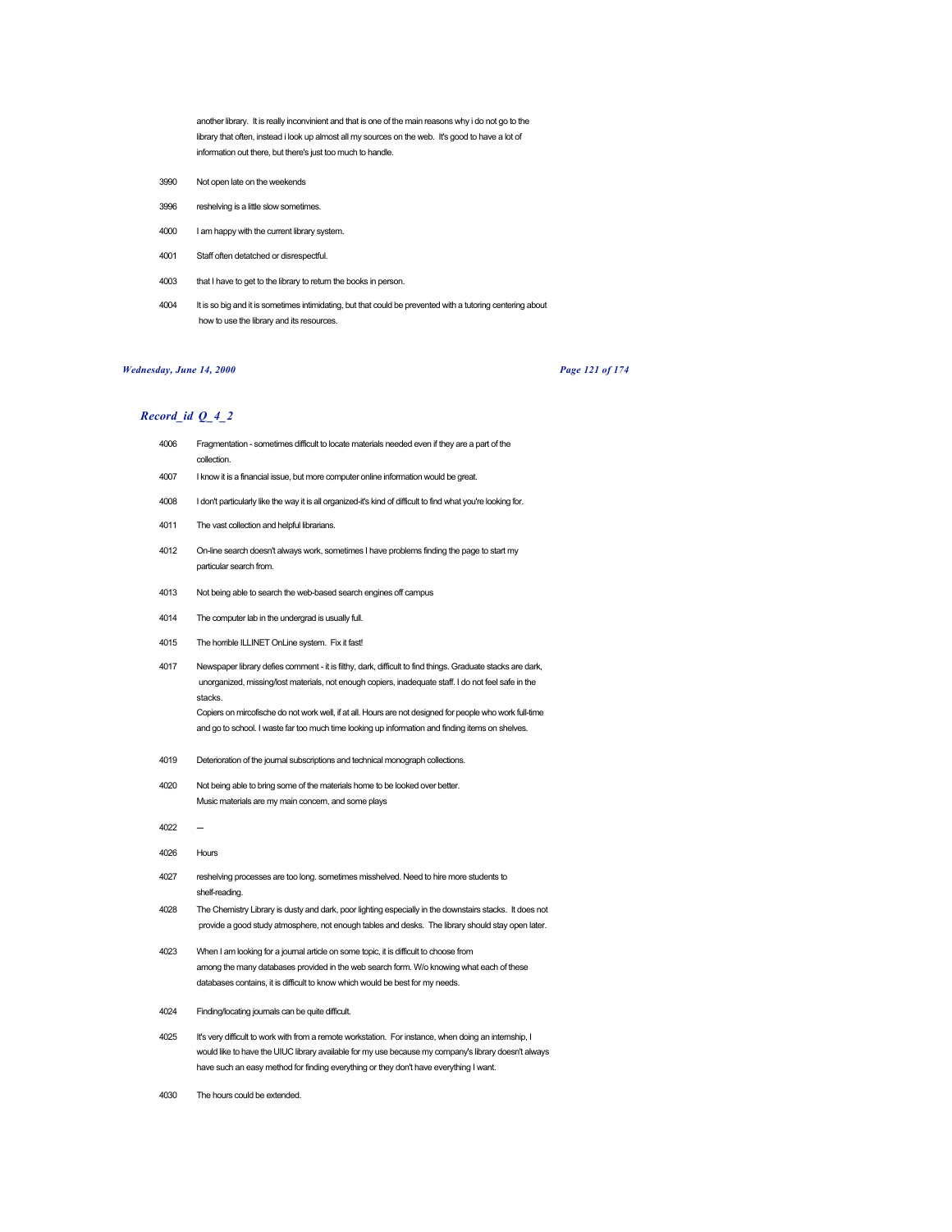another library.  It is really inconvinient and that is one of the main reasons why i do not go to the library that often, instead i look up almost all my sources on the web.  It's good to have a lot of information out there, but there's just too much to handle.

| | |
|---|---|
| 3990 | Not open late on the weekends |
| 3996 | reshelving is a little slow sometimes. |
| 4000 | I am happy with the current library system. |
| 4001 | Staff often detatched or disrespectful. |
| 4003 | that I have to get to the library to return the books in person. |
| 4004 | It is so big and it is sometimes intimidating, but that could be prevented with a tutoring centering about how to use the library and its resources. |

## *Record_id Q_4_2*

| | |
|---|---|
| 4006 | Fragmentation - sometimes difficult to locate materials needed even if they are a part of the collection. |
| 4007 | I know it is a financial issue, but more computer online information would be great. |
| 4008 | I don't particularly like the way it is all organized-it's kind of difficult to find what you're looking for. |
| 4011 | The vast collection and helpful librarians. |
| 4012 | On-line search doesn't always work, sometimes I have problems finding the page to start my particular search from. |
| 4013 | Not being able to search the web-based search engines off campus |
| 4014 | The computer lab in the undergrad is usually full. |
| 4015 | The horrible ILLINET OnLine system.  Fix it fast! |
| 4017 | Newspaper library defies comment - it is filthy, dark, difficult to find things. Graduate stacks are dark, unorganized, missing/lost materials, not enough copiers, inadequate staff. I do not feel safe in the stacks.<br>Copiers on mircofische do not work well, if at all. Hours are not designed for people who work full-time and go to school. I waste far too much time looking up information and finding items on shelves. |
| 4019 | Deterioration of the journal subscriptions and technical monograph collections. |
| 4020 | Not being able to bring some of the materials home to be looked over better.<br>Music materials are my main concern, and some plays |
| 4022 | --- |
| 4026 | Hours |
| 4027 | reshelving processes are too long. sometimes misshelved. Need to hire more students to shelf-reading. |
| 4028 | The Chemistry Library is dusty and dark, poor lighting especially in the downstairs stacks.  It does not provide a good study atmosphere, not enough tables and desks.  The library should stay open later. |
| 4023 | When I am looking for a journal article on some topic, it is difficult to choose from among the many databases provided in the web search form. W/o knowing what each of these databases contains, it is difficult to know which would be best for my needs. |
| 4024 | Finding/locating journals can be quite difficult. |
| 4025 | It's very difficult to work with from a remote workstation.  For instance, when doing an internship, I would like to have the UIUC library available for my use because my company's library doesn't always have such an easy method for finding everything or they don't have everything I want. |
| 4030 | The hours could be extended. |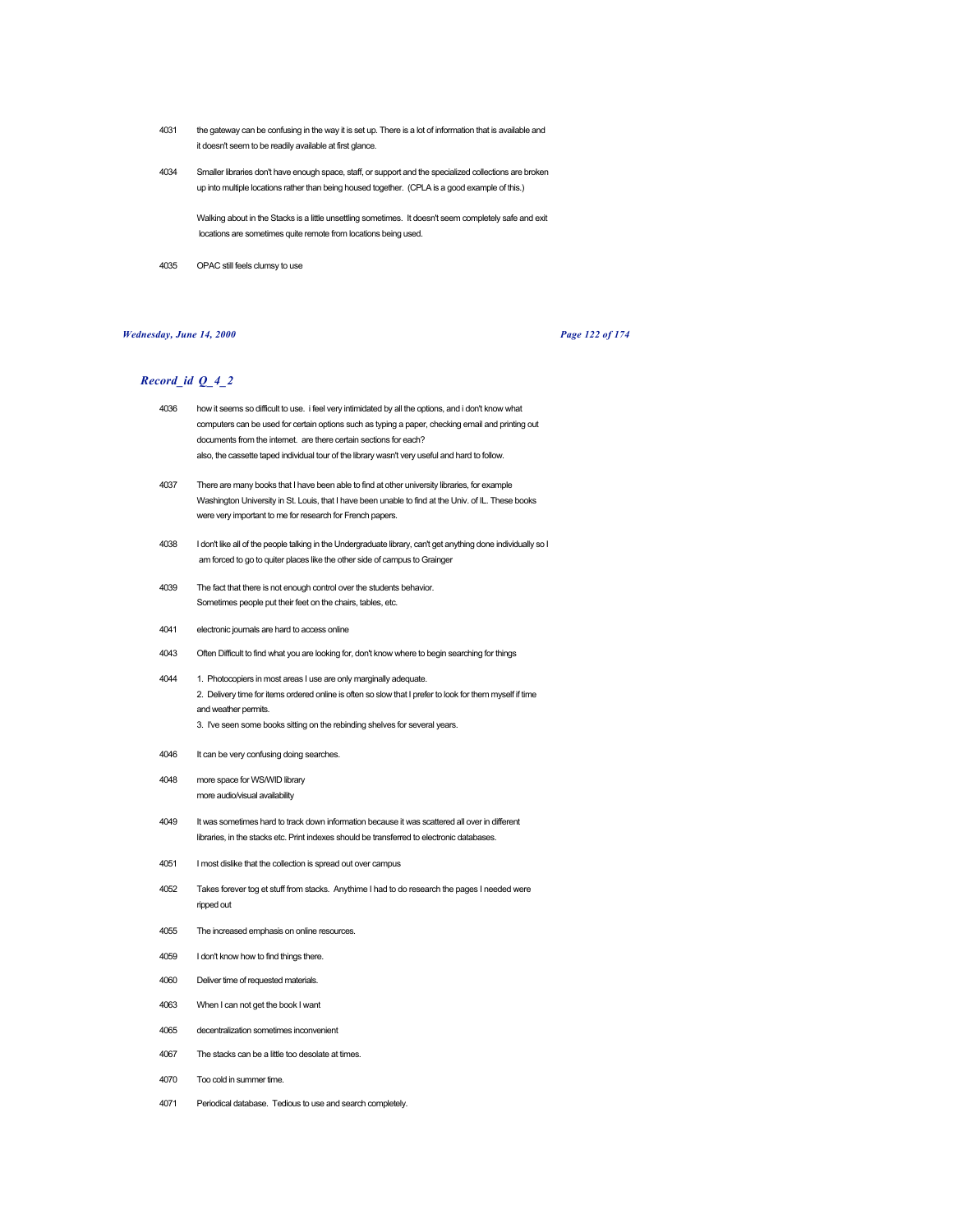4031 the gateway can be confusing in the way it is set up. There is a lot of information that is available and it doesn't seem to be readily available at first glance.

4034 Smaller libraries don't have enough space, staff, or support and the specialized collections are broken up into multiple locations rather than being housed together. (CPLA is a good example of this.)

Walking about in the Stacks is a little unsettling sometimes. It doesn't seem completely safe and exit locations are sometimes quite remote from locations being used.

4035 OPAC still feels clumsy to use

## *Record_id Q_4_2*

4036 how it seems so difficult to use. i feel very intimidated by all the options, and i don't know what computers can be used for certain options such as typing a paper, checking email and printing out documents from the internet. are there certain sections for each?
also, the cassette taped individual tour of the library wasn't very useful and hard to follow.

4037 There are many books that I have been able to find at other university libraries, for example Washington University in St. Louis, that I have been unable to find at the Univ. of IL. These books were very important to me for research for French papers.

4038 I don't like all of the people talking in the Undergraduate library, can't get anything done individually so I am forced to go to quiter places like the other side of campus to Grainger

4039 The fact that there is not enough control over the students behavior.
Sometimes people put their feet on the chairs, tables, etc.

4041 electronic journals are hard to access online

4043 Often Difficult to find what you are looking for, don't know where to begin searching for things

4044 1. Photocopiers in most areas I use are only marginally adequate.
2. Delivery time for items ordered online is often so slow that I prefer to look for them myself if time and weather permits.
3. I've seen some books sitting on the rebinding shelves for several years.

4046 It can be very confusing doing searches.

4048 more space for WS/WID library
more audio/visual availability

4049 It was sometimes hard to track down information because it was scattered all over in different libraries, in the stacks etc. Print indexes should be transferred to electronic databases.

4051 I most dislike that the collection is spread out over campus

4052 Takes forever tog et stuff from stacks. Anythime I had to do research the pages I needed were ripped out

4055 The increased emphasis on online resources.

4059 I don't know how to find things there.

4060 Deliver time of requested materials.

4063 When I can not get the book I want

4065 decentralization sometimes inconvenient

4067 The stacks can be a little too desolate at times.

4070 Too cold in summer time.

4071 Periodical database. Tedious to use and search completely.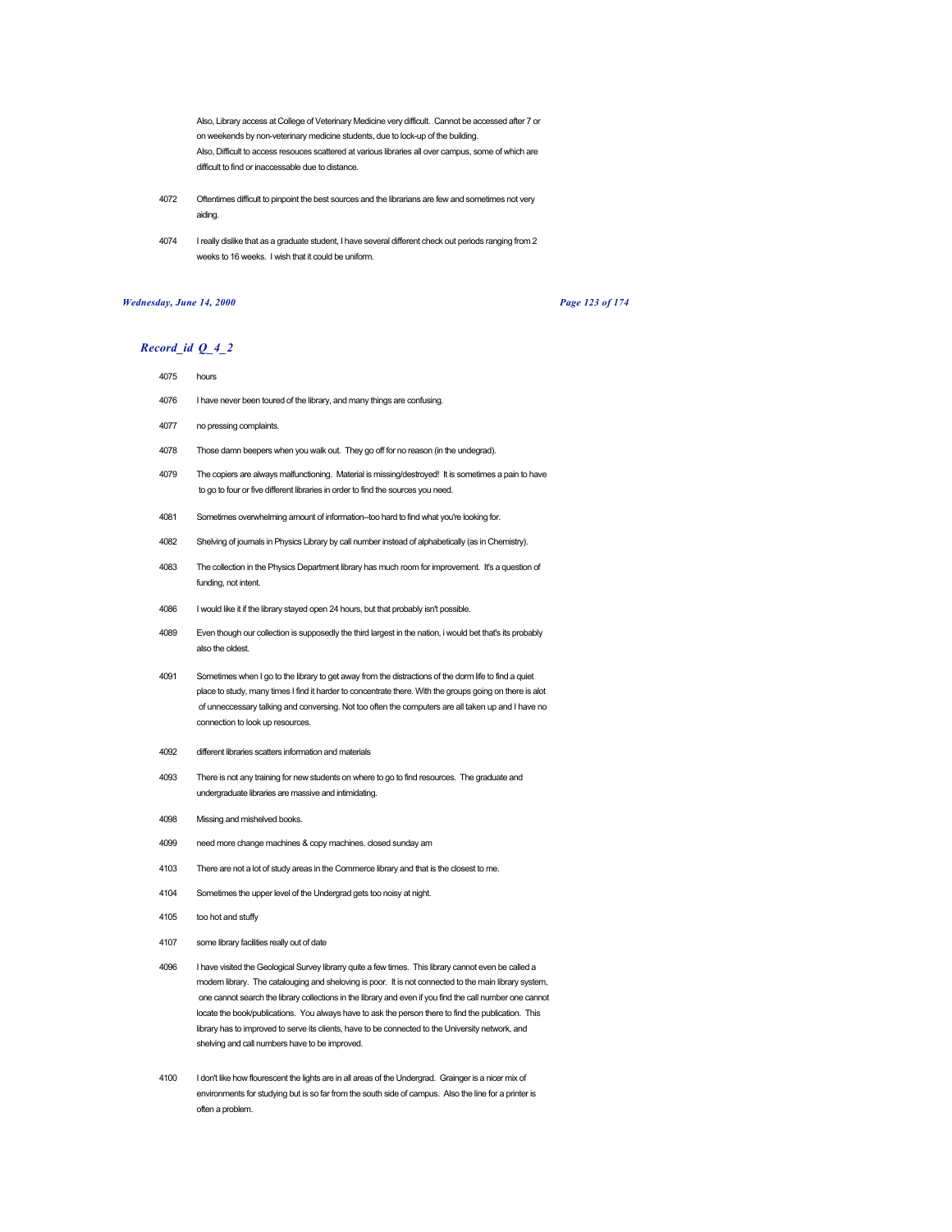Also, Library access at College of Veterinary Medicine very difficult. Cannot be accessed after 7 or on weekends by non-veterinary medicine students, due to lock-up of the building.
Also, Difficult to access resouces scattered at various libraries all over campus, some of which are difficult to find or inaccessable due to distance.

4072 Oftentimes difficult to pinpoint the best sources and the librarians are few and sometimes not very aiding.

4074 I really dislike that as a graduate student, I have several different check out periods ranging from 2 weeks to 16 weeks. I wish that it could be uniform.

## *Record_id Q_4_2*

4075 hours

4076 I have never been toured of the library, and many things are confusing.

4077 no pressing complaints.

4078 Those damn beepers when you walk out. They go off for no reason (in the undegrad).

4079 The copiers are always malfunctioning. Material is missing/destroyed! It is sometimes a pain to have to go to four or five different libraries in order to find the sources you need.

4081 Sometimes overwhelming amount of information--too hard to find what you're looking for.

4082 Shelving of journals in Physics Library by call number instead of alphabetically (as in Chemistry).

4083 The collection in the Physics Department library has much room for improvement. It's a question of funding, not intent.

4086 I would like it if the library stayed open 24 hours, but that probably isn't possible.

4089 Even though our collection is supposedly the third largest in the nation, i would bet that's its probably also the oldest.

4091 Sometimes when I go to the library to get away from the distractions of the dorm life to find a quiet place to study, many times I find it harder to concentrate there. With the groups going on there is alot of unneccessary talking and conversing. Not too often the computers are all taken up and I have no connection to look up resources.

4092 different libraries scatters information and materials

4093 There is not any training for new students on where to go to find resources. The graduate and undergraduate libraries are massive and intimidating.

4098 Missing and mishelved books.

4099 need more change machines & copy machines. closed sunday am

4103 There are not a lot of study areas in the Commerce library and that is the closest to me.

4104 Sometimes the upper level of the Undergrad gets too noisy at night.

4105 too hot and stuffy

4107 some library facilities really out of date

4096 I have visited the Geological Survey librarry quite a few times. This library cannot even be called a modern library. The catalouging and sheloving is poor. It is not connected to the main library system, one cannot search the library collections in the library and even if you find the call number one cannot locate the book/publications. You always have to ask the person there to find the publication. This library has to improved to serve its clients, have to be connected to the University network, and shelving and call numbers have to be improved.

4100 I don't like how flourescent the lights are in all areas of the Undergrad. Grainger is a nicer mix of environments for studying but is so far from the south side of campus. Also the line for a printer is often a problem.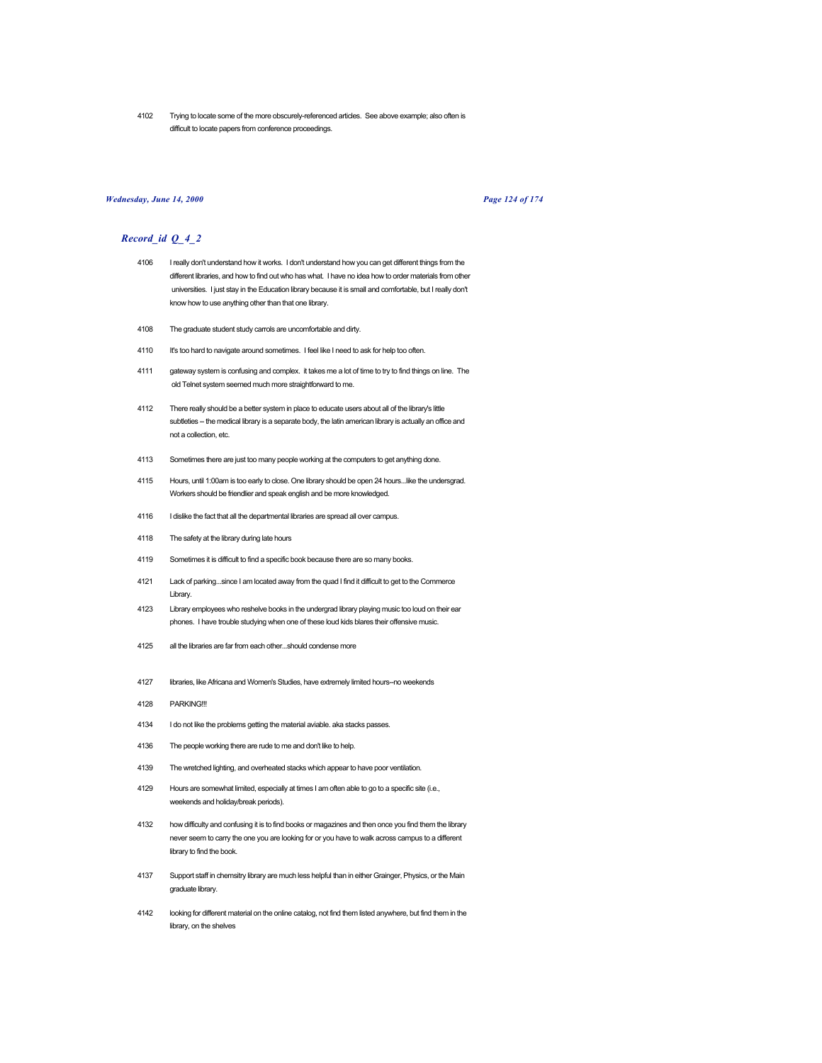4102 Trying to locate some of the more obscurely-referenced articles. See above example; also often is difficult to locate papers from conference proceedings.

## *Record_id Q_4_2*

4106 I really don't understand how it works. I don't understand how you can get different things from the different libraries, and how to find out who has what. I have no idea how to order materials from other universities. I just stay in the Education library because it is small and comfortable, but I really don't know how to use anything other than that one library.

4108 The graduate student study carrols are uncomfortable and dirty.

4110 It's too hard to navigate around sometimes. I feel like I need to ask for help too often.

4111 gateway system is confusing and complex. it takes me a lot of time to try to find things on line. The old Telnet system seemed much more straightforward to me.

4112 There really should be a better system in place to educate users about all of the library's little subtleties -- the medical library is a separate body, the latin american library is actually an office and not a collection, etc.

4113 Sometimes there are just too many people working at the computers to get anything done.

4115 Hours, until 1:00am is too early to close. One library should be open 24 hours...like the undersgrad. Workers should be friendlier and speak english and be more knowledged.

4116 I dislike the fact that all the departmental libraries are spread all over campus.

4118 The safety at the library during late hours

4119 Sometimes it is difficult to find a specific book because there are so many books.

4121 Lack of parking...since I am located away from the quad I find it difficult to get to the Commerce Library.

4123 Library employees who reshelve books in the undergrad library playing music too loud on their ear phones. I have trouble studying when one of these loud kids blares their offensive music.

4125 all the libraries are far from each other...should condense more

4127 libraries, like Africana and Women's Studies, have extremely limited hours--no weekends

4128 PARKING!!!

4134 I do not like the problems getting the material aviable. aka stacks passes.

4136 The people working there are rude to me and don't like to help.

4139 The wretched lighting, and overheated stacks which appear to have poor ventilation.

4129 Hours are somewhat limited, especially at times I am often able to go to a specific site (i.e., weekends and holiday/break periods).

4132 how difficulty and confusing it is to find books or magazines and then once you find them the library never seem to carry the one you are looking for or you have to walk across campus to a different library to find the book.

4137 Support staff in chemsitry library are much less helpful than in either Grainger, Physics, or the Main graduate library.

4142 looking for different material on the online catalog, not find them listed anywhere, but find them in the library, on the shelves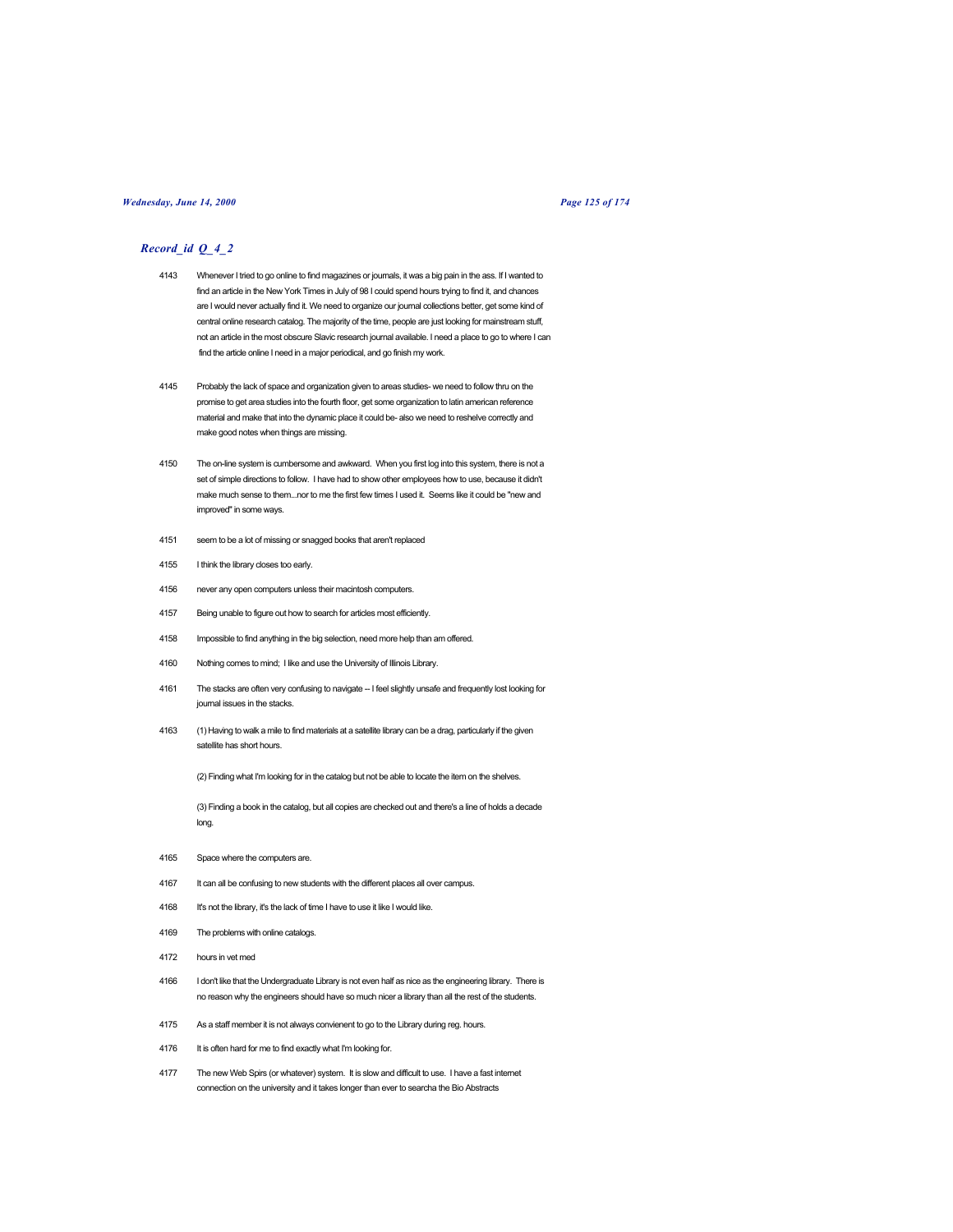## *Record_id Q_4_2*

4143 Whenever I tried to go online to find magazines or journals, it was a big pain in the ass. If I wanted to find an article in the New York Times in July of 98 I could spend hours trying to find it, and chances are I would never actually find it. We need to organize our journal collections better, get some kind of central online research catalog. The majority of the time, people are just looking for mainstream stuff, not an article in the most obscure Slavic research journal available. I need a place to go to where I can find the article online I need in a major periodical, and go finish my work.

4145 Probably the lack of space and organization given to areas studies- we need to follow thru on the promise to get area studies into the fourth floor, get some organization to latin american reference material and make that into the dynamic place it could be- also we need to reshelve correctly and make good notes when things are missing.

4150 The on-line system is cumbersome and awkward. When you first log into this system, there is not a set of simple directions to follow. I have had to show other employees how to use, because it didn't make much sense to them...nor to me the first few times I used it. Seems like it could be "new and improved" in some ways.

4151 seem to be a lot of missing or snagged books that aren't replaced

4155 I think the library closes too early.

4156 never any open computers unless their macintosh computers.

4157 Being unable to figure out how to search for articles most efficiently.

4158 Impossible to find anything in the big selection, need more help than am offered.

4160 Nothing comes to mind; I like and use the University of Illinois Library.

4161 The stacks are often very confusing to navigate -- I feel slightly unsafe and frequently lost looking for journal issues in the stacks.

4163 (1) Having to walk a mile to find materials at a satellite library can be a drag, particularly if the given satellite has short hours.

(2) Finding what I'm looking for in the catalog but not be able to locate the item on the shelves.

(3) Finding a book in the catalog, but all copies are checked out and there's a line of holds a decade long.

4165 Space where the computers are.

4167 It can all be confusing to new students with the different places all over campus.

4168 It's not the library, it's the lack of time I have to use it like I would like.

4169 The problems with online catalogs.

4172 hours in vet med

4166 I don't like that the Undergraduate Library is not even half as nice as the engineering library. There is no reason why the engineers should have so much nicer a library than all the rest of the students.

4175 As a staff member it is not always convienent to go to the Library during reg. hours.

4176 It is often hard for me to find exactly what I'm looking for.

4177 The new Web Spirs (or whatever) system. It is slow and difficult to use. I have a fast internet connection on the university and it takes longer than ever to searcha the Bio Abstracts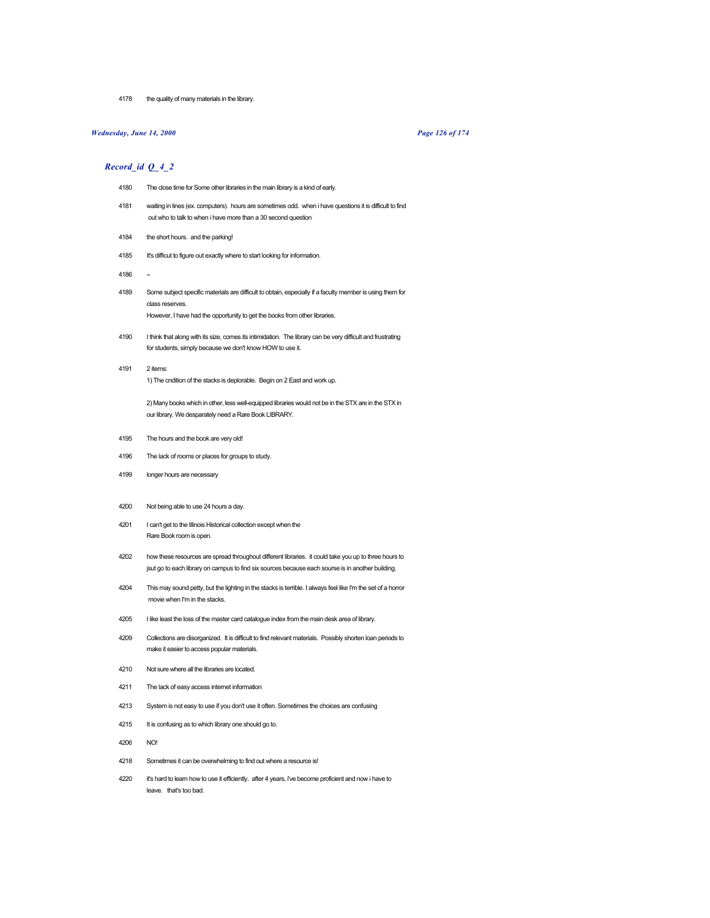4178 the quality of many materials in the library.

## *Record_id Q_4_2*

4180 The close time for Some other libraries in the main library is a kind of early.

4181 waiting in lines (ex. computers). hours are sometimes odd. when i have questions it is difficult to find out who to talk to when i have more than a 30 second question

4184 the short hours. and the parking!

4185 It's difficult to figure out exactly where to start looking for information.

4186 --

4189 Some subject specific materials are difficult to obtain, especially if a faculty member is using them for class reserves.
However, I have had the opportunity to get the books from other libraries.

4190 I think that along with its size, comes its intimidation. The library can be very difficult and frustrating for students, simply because we don't know HOW to use it.

4191 2 items:
1) The cndition of the stacks is deplorable. Begin on 2 East and work up.

2) Many books which in other, less well-equipped libraries would not be in the STX are in the STX in our library. We desparately need a Rare Book LIBRARY.

4195 The hours and the book are very old!

4196 The lack of rooms or places for groups to study.

4199 longer hours are necessary

4200 Not being able to use 24 hours a day.

4201 I can't get to the Illinois Historical collection except when the Rare Book room is open.

4202 how these resources are spread throughout different libraries. it could take you up to three hours to jsut go to each library on campus to find six sources because each sourse is in another building.

4204 This may sound petty, but the lighting in the stacks is terrible. I always feel like I'm the set of a horror movie when I'm in the stacks.

4205 I like least the loss of the master card catalogue index from the main desk area of library.

4209 Collections are disorganized. It is difficult to find relevant materials. Possibly shorten loan periods to make it easier to access popular materials.

4210 Not sure where all the libraries are located.

4211 The lack of easy access internet information

4213 System is not easy to use if you don't use it often. Sometimes the choices are confusing

4215 It is confusing as to which library one should go to.

4206 NO!

4218 Sometimes it can be overwhelming to find out where a resource is!

4220 it's hard to learn how to use it efficiently. after 4 years, i've become proficient and now i have to leave. that's too bad.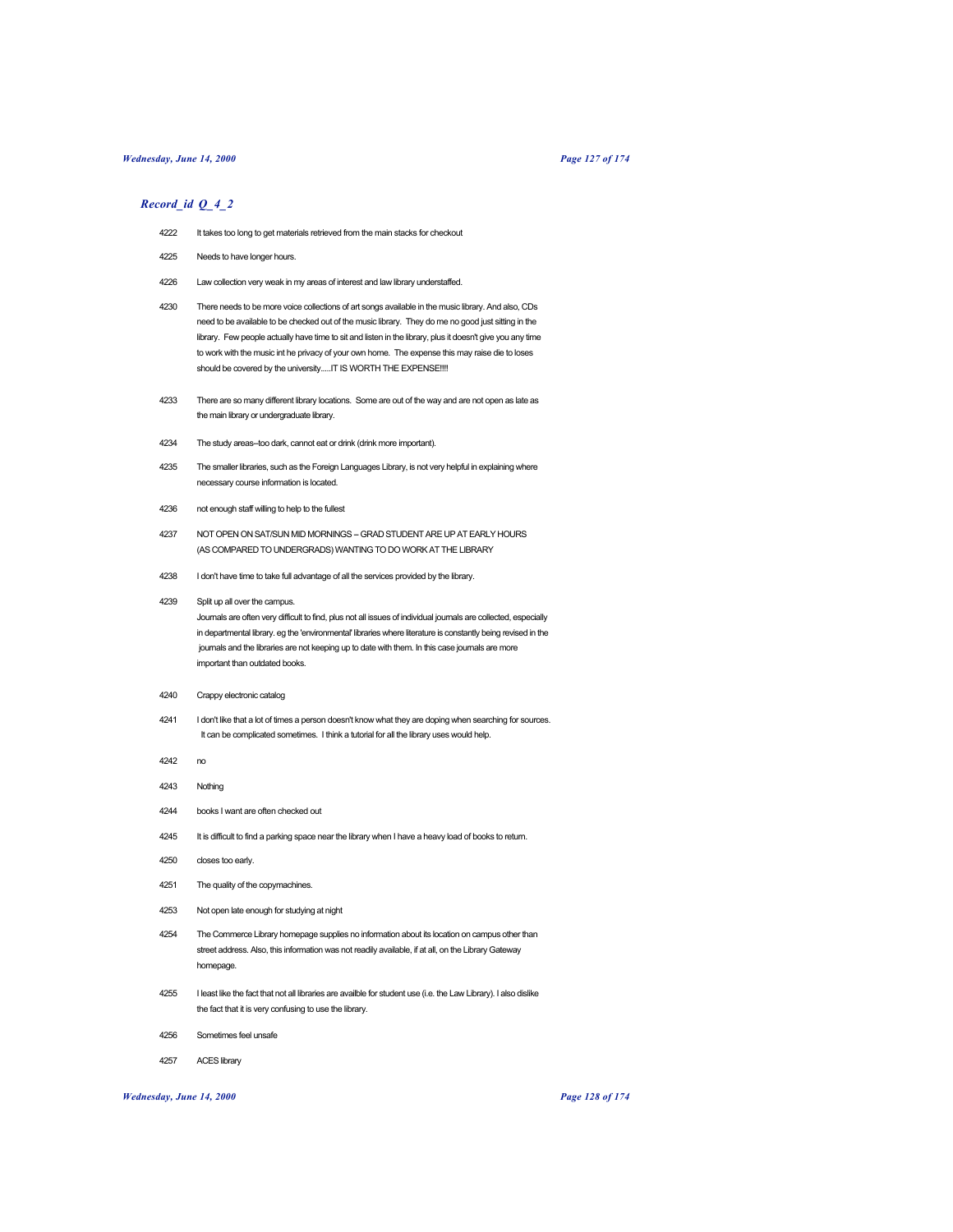## *Record_id Q_4_2*

| | |
|---|---|
| 4222 | It takes too long to get materials retrieved from the main stacks for checkout |
| 4225 | Needs to have longer hours. |
| 4226 | Law collection very weak in my areas of interest and law library understaffed. |
| 4230 | There needs to be more voice collections of art songs available in the music library. And also, CDs need to be available to be checked out of the music library. They do me no good just sitting in the library. Few people actually have time to sit and listen in the library, plus it doesn't give you any time to work with the music int he privacy of your own home. The expense this may raise die to loses should be covered by the university.....IT IS WORTH THE EXPENSE!!!! |
| 4233 | There are so many different library locations. Some are out of the way and are not open as late as the main library or undergraduate library. |
| 4234 | The study areas--too dark, cannot eat or drink (drink more important). |
| 4235 | The smaller libraries, such as the Foreign Languages Library, is not very helpful in explaining where necessary course information is located. |
| 4236 | not enough staff willing to help to the fullest |
| 4237 | NOT OPEN ON SAT/SUN MID MORNINGS -- GRAD STUDENT ARE UP AT EARLY HOURS (AS COMPARED TO UNDERGRADS) WANTING TO DO WORK AT THE LIBRARY |
| 4238 | I don't have time to take full advantage of all the services provided by the library. |
| 4239 | Split up all over the campus.<br>Journals are often very difficult to find, plus not all issues of individual journals are collected, especially in departmental library. eg the 'environmental' libraries where literature is constantly being revised in the journals and the libraries are not keeping up to date with them. In this case journals are more important than outdated books. |
| 4240 | Crappy electronic catalog |
| 4241 | I don't like that a lot of times a person doesn't know what they are doping when searching for sources. It can be complicated sometimes. I think a tutorial for all the library uses would help. |
| 4242 | no |
| 4243 | Nothing |
| 4244 | books I want are often checked out |
| 4245 | It is difficult to find a parking space near the library when I have a heavy load of books to return. |
| 4250 | closes too early. |
| 4251 | The quality of the copymachines. |
| 4253 | Not open late enough for studying at night |
| 4254 | The Commerce Library homepage supplies no information about its location on campus other than street address. Also, this information was not readily available, if at all, on the Library Gateway homepage. |
| 4255 | I least like the fact that not all libraries are availble for student use (i.e. the Law Library). I also dislike the fact that it is very confusing to use the library. |
| 4256 | Sometimes feel unsafe |
| 4257 | ACES library |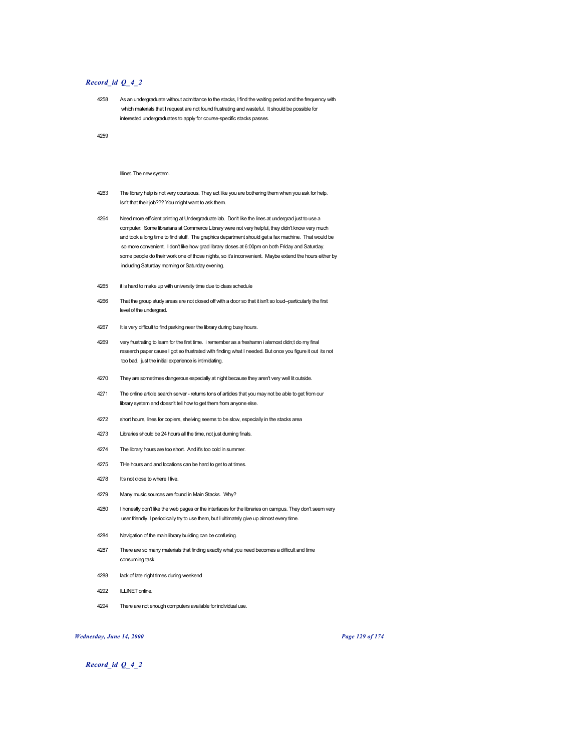*Record_id Q_4_2*

4258 As an undergraduate without admittance to the stacks, I find the waiting period and the frequency with which materials that I request are not found frustrating and wasteful. It should be possible for interested undergraduates to apply for course-specific stacks passes.

4259

Illinet. The new system.

4263 The library help is not very courteous. They act like you are bothering them when you ask for help. Isn't that their job??? You might want to ask them.

4264 Need more efficient printing at Undergraduate lab. Don't like the lines at undergrad just to use a computer. Some librarians at Commerce Library were not very helpful, they didn't know very much and took a long time to find stuff. The graphics department should get a fax machine. That would be so more convenient. I don't like how grad library closes at 6:00pm on both Friday and Saturday. some people do their work one of those nights, so it's inconvenient. Maybe extend the hours either by including Saturday morning or Saturday evening.

4265 it is hard to make up with university time due to class schedule

4266 That the group study areas are not closed off with a door so that it isn't so loud--particularly the first level of the undergrad.

4267 It is very difficult to find parking near the library during busy hours.

4269 very frustrating to learn for the first time. i remember as a freshamn i alsmost didn;t do my final research paper cause I got so frustrated with finding what I needed. But once you figure it out its not too bad. just the initial experience is intimidating.

4270 They are sometimes dangerous especially at night because they aren't very well lit outside.

4271 The online article search server - returns tons of articles that you may not be able to get from our library system and doesn't tell how to get them from anyone else.

4272 short hours, lines for copiers, shelving seems to be slow, especially in the stacks area

4273 Libraries should be 24 hours all the time, not just durning finals.

4274 The library hours are too short. And it's too cold in summer.

4275 THe hours and and locations can be hard to get to at times.

4278 It's not close to where I live.

4279 Many music sources are found in Main Stacks. Why?

4280 I honestly don't like the web pages or the interfaces for the libraries on campus. They don't seem very user friendly. I periodically try to use them, but I ultimately give up almost every time.

4284 Navigation of the main library building can be confusing.

4287 There are so many materials that finding exactly what you need becomes a difficult and time consuming task.

4288 lack of late night times during weekend

4292 ILLINET online.

4294 There are not enough computers available for individual use.

*Record_id Q_4_2*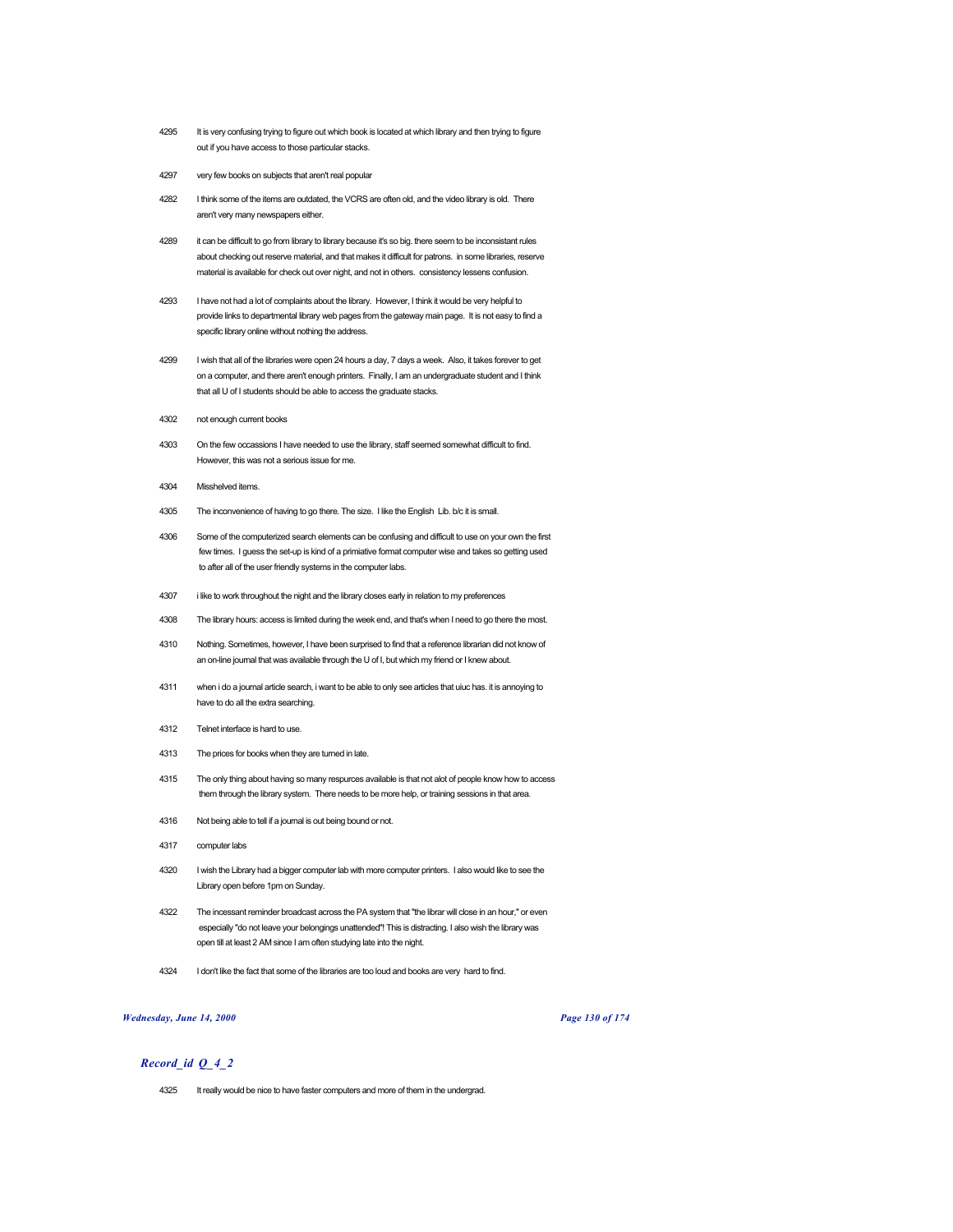4295 It is very confusing trying to figure out which book is located at which library and then trying to figure out if you have access to those particular stacks.

4297 very few books on subjects that aren't real popular

4282 I think some of the items are outdated, the VCRS are often old, and the video library is old. There aren't very many newspapers either.

4289 it can be difficult to go from library to library because it's so big. there seem to be inconsistant rules about checking out reserve material, and that makes it difficult for patrons. in some libraries, reserve material is available for check out over night, and not in others. consistency lessens confusion.

4293 I have not had a lot of complaints about the library. However, I think it would be very helpful to provide links to departmental library web pages from the gateway main page. It is not easy to find a specific library online without nothing the address.

4299 I wish that all of the libraries were open 24 hours a day, 7 days a week. Also, it takes forever to get on a computer, and there aren't enough printers. Finally, I am an undergraduate student and I think that all U of I students should be able to access the graduate stacks.

4302 not enough current books

4303 On the few occassions I have needed to use the library, staff seemed somewhat difficult to find. However, this was not a serious issue for me.

4304 Misshelved items.

4305 The inconvenience of having to go there. The size. I like the English Lib. b/c it is small.

4306 Some of the computerized search elements can be confusing and difficult to use on your own the first few times. I guess the set-up is kind of a primiative format computer wise and takes so getting used to after all of the user friendly systems in the computer labs.

4307 i like to work throughout the night and the library closes early in relation to my preferences

4308 The library hours: access is limited during the week end, and that's when I need to go there the most.

4310 Nothing. Sometimes, however, I have been surprised to find that a reference librarian did not know of an on-line journal that was available through the U of I, but which my friend or I knew about.

4311 when i do a journal article search, i want to be able to only see articles that uiuc has. it is annoying to have to do all the extra searching.

4312 Telnet interface is hard to use.

4313 The prices for books when they are turned in late.

4315 The only thing about having so many respurces available is that not alot of people know how to access them through the library system. There needs to be more help, or training sessions in that area.

4316 Not being able to tell if a journal is out being bound or not.

4317 computer labs

4320 I wish the Library had a bigger computer lab with more computer printers. I also would like to see the Library open before 1pm on Sunday.

4322 The incessant reminder broadcast across the PA system that "the librar will close in an hour," or even especially "do not leave your belongings unattended"! This is distracting. I also wish the library was open till at least 2 AM since I am often studying late into the night.

4324 I don't like the fact that some of the libraries are too loud and books are very hard to find.

## *Record_id Q_4_2*

4325 It really would be nice to have faster computers and more of them in the undergrad.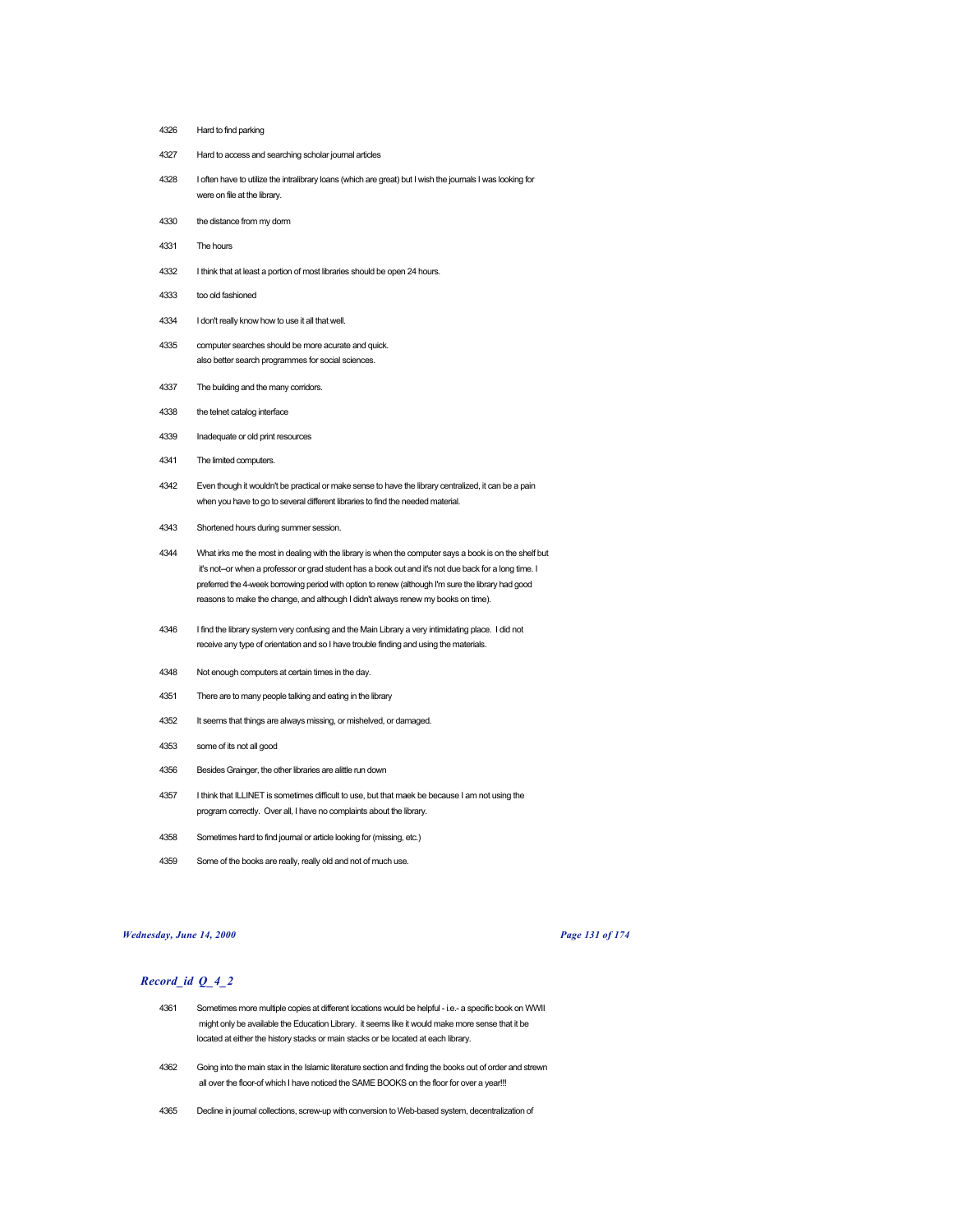4326 Hard to find parking

4327 Hard to access and searching scholar journal articles

4328 I often have to utilize the intralibrary loans (which are great) but I wish the journals I was looking for were on file at the library.

4330 the distance from my dorm

4331 The hours

4332 I think that at least a portion of most libraries should be open 24 hours.

4333 too old fashioned

4334 I don't really know how to use it all that well.

4335 computer searches should be more acurate and quick.
also better search programmes for social sciences.

4337 The building and the many corridors.

4338 the telnet catalog interface

4339 Inadequate or old print resources

4341 The limited computers.

4342 Even though it wouldn't be practical or make sense to have the library centralized, it can be a pain when you have to go to several different libraries to find the needed material.

4343 Shortened hours during summer session.

4344 What irks me the most in dealing with the library is when the computer says a book is on the shelf but it's not--or when a professor or grad student has a book out and it's not due back for a long time. I preferred the 4-week borrowing period with option to renew (although I'm sure the library had good reasons to make the change, and although I didn't always renew my books on time).

4346 I find the library system very confusing and the Main Library a very intimidating place. I did not receive any type of orientation and so I have trouble finding and using the materials.

4348 Not enough computers at certain times in the day.

4351 There are to many people talking and eating in the library

4352 It seems that things are always missing, or mishelved, or damaged.

4353 some of its not all good

4356 Besides Grainger, the other libraries are alittle run down

4357 I think that ILLINET is sometimes difficult to use, but that maek be because I am not using the program correctly. Over all, I have no complaints about the library.

4358 Sometimes hard to find journal or article looking for (missing, etc.)

4359 Some of the books are really, really old and not of much use.

## *Record_id Q_4_2*

4361 Sometimes more multiple copies at different locations would be helpful - i.e.- a specific book on WWII might only be available the Education Library. it seems like it would make more sense that it be located at either the history stacks or main stacks or be located at each library.

4362 Going into the main stax in the Islamic literature section and finding the books out of order and strewn all over the floor-of which I have noticed the SAME BOOKS on the floor for over a year!!!

4365 Decline in journal collections, screw-up with conversion to Web-based system, decentralization of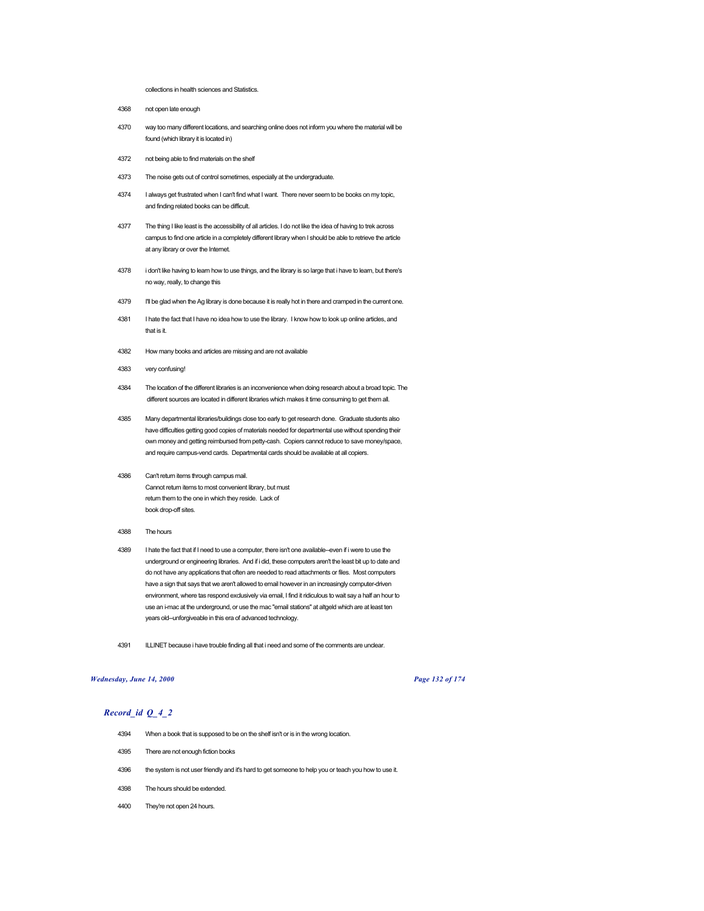collections in health sciences and Statistics.

4368 not open late enough

4370 way too many different locations, and searching online does not inform you where the material will be found (which library it is located in)

4372 not being able to find materials on the shelf

4373 The noise gets out of control sometimes, especially at the undergraduate.

4374 I always get frustrated when I can't find what I want. There never seem to be books on my topic, and finding related books can be difficult.

4377 The thing I like least is the accessibility of all articles. I do not like the idea of having to trek across campus to find one article in a completely different library when I should be able to retrieve the article at any library or over the Internet.

4378 i don't like having to learn how to use things, and the library is so large that i have to learn, but there's no way, really, to change this

4379 I'll be glad when the Ag library is done because it is really hot in there and cramped in the current one.

4381 I hate the fact that I have no idea how to use the library. I know how to look up online articles, and that is it.

4382 How many books and articles are missing and are not available

4383 very confusing!

4384 The location of the different libraries is an inconvenience when doing research about a broad topic. The different sources are located in different libraries which makes it time consuming to get them all.

4385 Many departmental libraries/buildings close too early to get research done. Graduate students also have difficulties getting good copies of materials needed for departmental use without spending their own money and getting reimbursed from petty-cash. Copiers cannot reduce to save money/space, and require campus-vend cards. Departmental cards should be available at all copiers.

4386 Can't return items through campus mail.
Cannot return items to most convenient library, but must return them to the one in which they reside. Lack of book drop-off sites.

4388 The hours

4389 I hate the fact that if I need to use a computer, there isn't one available--even if i were to use the underground or engineering libraries. And if i did, these computers aren't the least bit up to date and do not have any applications that often are needed to read attachments or files. Most computers have a sign that says that we aren't allowed to email however in an increasingly computer-driven environment, where tas respond exclusively via email, I find it ridiculous to wait say a half an hour to use an i-mac at the underground, or use the mac "email stations" at altgeld which are at least ten years old--unforgiveable in this era of advanced technology.

4391 ILLINET because i have trouble finding all that i need and some of the comments are unclear.

## *Record_id Q_4_2*

4394 When a book that is supposed to be on the shelf isn't or is in the wrong location.

4395 There are not enough fiction books

4396 the system is not user friendly and it's hard to get someone to help you or teach you how to use it.

4398 The hours should be extended.

4400 They're not open 24 hours.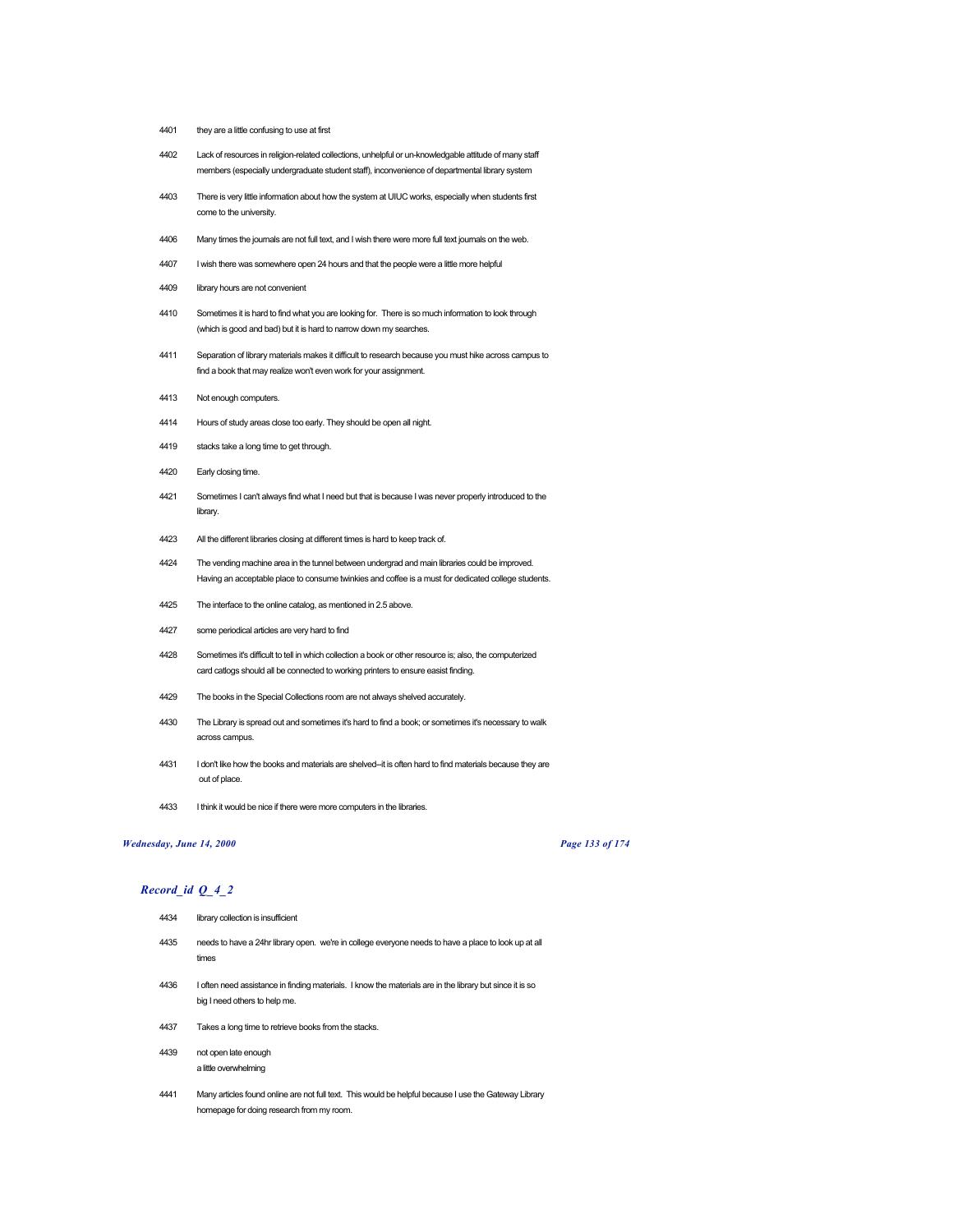4401 they are a little confusing to use at first

4402 Lack of resources in religion-related collections, unhelpful or un-knowledgable attitude of many staff members (especially undergraduate student staff), inconvenience of departmental library system

4403 There is very little information about how the system at UIUC works, especially when students first come to the university.

4406 Many times the journals are not full text, and I wish there were more full text journals on the web.

4407 I wish there was somewhere open 24 hours and that the people were a little more helpful

4409 library hours are not convenient

4410 Sometimes it is hard to find what you are looking for. There is so much information to look through (which is good and bad) but it is hard to narrow down my searches.

4411 Separation of library materials makes it difficult to research because you must hike across campus to find a book that may realize won't even work for your assignment.

4413 Not enough computers.

4414 Hours of study areas close too early. They should be open all night.

4419 stacks take a long time to get through.

4420 Early closing time.

4421 Sometimes I can't always find what I need but that is because I was never properly introduced to the library.

4423 All the different libraries closing at different times is hard to keep track of.

4424 The vending machine area in the tunnel between undergrad and main libraries could be improved. Having an acceptable place to consume twinkies and coffee is a must for dedicated college students.

4425 The interface to the online catalog, as mentioned in 2.5 above.

4427 some periodical articles are very hard to find

4428 Sometimes it's difficult to tell in which collection a book or other resource is; also, the computerized card catlogs should all be connected to working printers to ensure easist finding.

4429 The books in the Special Collections room are not always shelved accurately.

4430 The Library is spread out and sometimes it's hard to find a book; or sometimes it's necessary to walk across campus.

4431 I don't like how the books and materials are shelved--it is often hard to find materials because they are out of place.

4433 I think it would be nice if there were more computers in the libraries.

## *Record_id Q_4_2*

4434 library collection is insufficient

4435 needs to have a 24hr library open. we're in college everyone needs to have a place to look up at all times

4436 I often need assistance in finding materials. I know the materials are in the library but since it is so big I need others to help me.

4437 Takes a long time to retrieve books from the stacks.

4439 not open late enough
a little overwhelming

4441 Many articles found online are not full text. This would be helpful because I use the Gateway Library homepage for doing research from my room.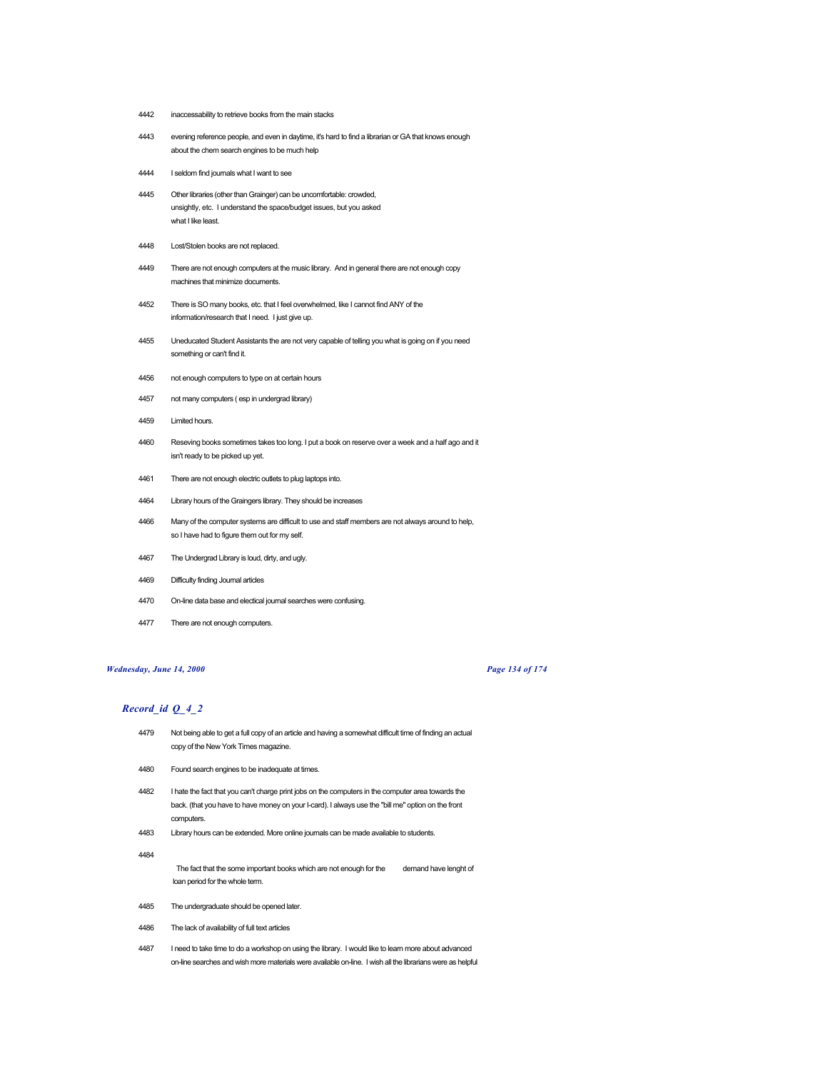| | |
|---|---|
| 4442 | inaccessability to retrieve books from the main stacks |
| 4443 | evening reference people, and even in daytime, it's hard to find a librarian or GA that knows enough about the chem search engines to be much help |
| 4444 | I seldom find journals what I want to see |
| 4445 | Other libraries (other than Grainger) can be uncomfortable: crowded, unsightly, etc. I understand the space/budget issues, but you asked what I like least. |
| 4448 | Lost/Stolen books are not replaced. |
| 4449 | There are not enough computers at the music library. And in general there are not enough copy machines that minimize documents. |
| 4452 | There is SO many books, etc. that I feel overwhelmed, like I cannot find ANY of the information/research that I need. I just give up. |
| 4455 | Uneducated Student Assistants the are not very capable of telling you what is going on if you need something or can't find it. |
| 4456 | not enough computers to type on at certain hours |
| 4457 | not many computers ( esp in undergrad library) |
| 4459 | Limited hours. |
| 4460 | Reseving books sometimes takes too long. I put a book on reserve over a week and a half ago and it isn't ready to be picked up yet. |
| 4461 | There are not enough electric outlets to plug laptops into. |
| 4464 | Library hours of the Graingers library. They should be increases |
| 4466 | Many of the computer systems are difficult to use and staff members are not always around to help, so I have had to figure them out for my self. |
| 4467 | The Undergrad Library is loud, dirty, and ugly. |
| 4469 | Difficulty finding Journal articles |
| 4470 | On-line data base and electical journal searches were confusing. |
| 4477 | There are not enough computers. |

## *Record_id Q_4_2*

| | |
|---|---|
| 4479 | Not being able to get a full copy of an article and having a somewhat difficult time of finding an actual copy of the New York Times magazine. |
| 4480 | Found search engines to be inadequate at times. |
| 4482 | I hate the fact that you can't charge print jobs on the computers in the computer area towards the back. (that you have to have money on your I-card). I always use the "bill me" option on the front computers. |
| 4483 | Library hours can be extended. More online journals can be made available to students. |
| 4484 | The fact that the some important books which are not enough for the demand have lenght of loan period for the whole term. |
| 4485 | The undergraduate should be opened later. |
| 4486 | The lack of availability of full text articles |
| 4487 | I need to take time to do a workshop on using the library. I would like to learn more about advanced on-line searches and wish more materials were available on-line. I wish all the librarians were as helpful |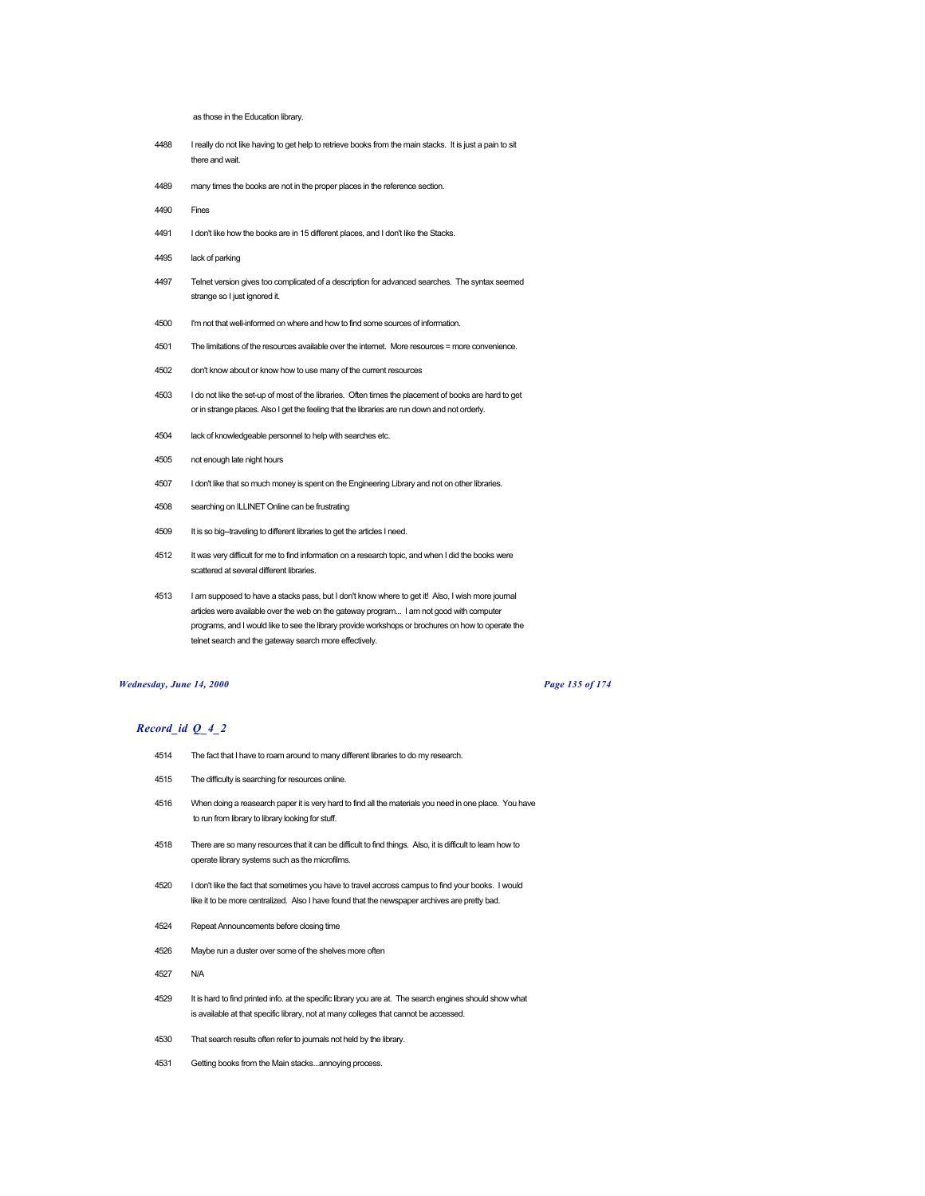as those in the Education library.

| | |
|---|---|
| 4488 | I really do not like having to get help to retrieve books from the main stacks. It is just a pain to sit there and wait. |
| 4489 | many times the books are not in the proper places in the reference section. |
| 4490 | Fines |
| 4491 | I don't like how the books are in 15 different places, and I don't like the Stacks. |
| 4495 | lack of parking |
| 4497 | Telnet version gives too complicated of a description for advanced searches. The syntax seemed strange so I just ignored it. |
| 4500 | I'm not that well-informed on where and how to find some sources of information. |
| 4501 | The limitations of the resources available over the internet. More resources = more convenience. |
| 4502 | don't know about or know how to use many of the current resources |
| 4503 | I do not like the set-up of most of the libraries. Often times the placement of books are hard to get or in strange places. Also I get the feeling that the libraries are run down and not orderly. |
| 4504 | lack of knowledgeable personnel to help with searches etc. |
| 4505 | not enough late night hours |
| 4507 | I don't like that so much money is spent on the Engineering Library and not on other libraries. |
| 4508 | searching on ILLINET Online can be frustrating |
| 4509 | It is so big--traveling to different libraries to get the articles I need. |
| 4512 | It was very difficult for me to find information on a research topic, and when I did the books were scattered at several different libraries. |
| 4513 | I am supposed to have a stacks pass, but I don't know where to get it! Also, I wish more journal articles were available over the web on the gateway program... I am not good with computer programs, and I would like to see the library provide workshops or brochures on how to operate the telnet search and the gateway search more effectively. |

## *Record_id Q_4_2*

| | |
|---|---|
| 4514 | The fact that I have to roam around to many different libraries to do my research. |
| 4515 | The difficulty is searching for resources online. |
| 4516 | When doing a reasearch paper it is very hard to find all the materials you need in one place. You have to run from library to library looking for stuff. |
| 4518 | There are so many resources that it can be difficult to find things. Also, it is difficult to learn how to operate library systems such as the microfilms. |
| 4520 | I don't like the fact that sometimes you have to travel accross campus to find your books. I would like it to be more centralized. Also I have found that the newspaper archives are pretty bad. |
| 4524 | Repeat Announcements before closing time |
| 4526 | Maybe run a duster over some of the shelves more often |
| 4527 | N/A |
| 4529 | It is hard to find printed info. at the specific library you are at. The search engines should show what is available at that specific library, not at many colleges that cannot be accessed. |
| 4530 | That search results often refer to journals not held by the library. |
| 4531 | Getting books from the Main stacks...annoying process. |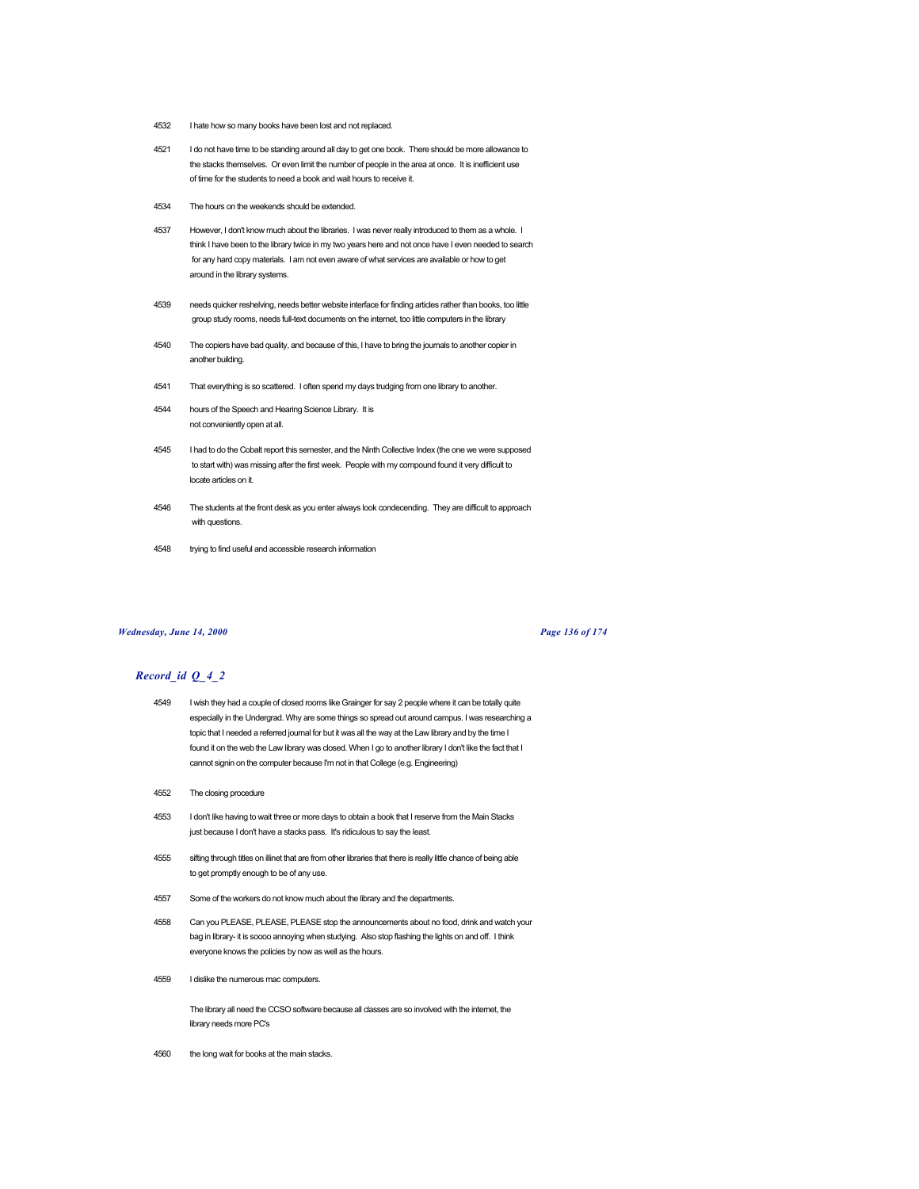4532 I hate how so many books have been lost and not replaced.

4521 I do not have time to be standing around all day to get one book. There should be more allowance to the stacks themselves. Or even limit the number of people in the area at once. It is inefficient use of time for the students to need a book and wait hours to receive it.

4534 The hours on the weekends should be extended.

4537 However, I don't know much about the libraries. I was never really introduced to them as a whole. I think I have been to the library twice in my two years here and not once have I even needed to search for any hard copy materials. I am not even aware of what services are available or how to get around in the library systems.

4539 needs quicker reshelving, needs better website interface for finding articles rather than books, too little group study rooms, needs full-text documents on the internet, too little computers in the library

4540 The copiers have bad quality, and because of this, I have to bring the journals to another copier in another building.

4541 That everything is so scattered. I often spend my days trudging from one library to another.

4544 hours of the Speech and Hearing Science Library. It is not conveniently open at all.

4545 I had to do the Cobalt report this semester, and the Ninth Collective Index (the one we were supposed to start with) was missing after the first week. People with my compound found it very difficult to locate articles on it.

4546 The students at the front desk as you enter always look condecending. They are difficult to approach with questions.

4548 trying to find useful and accessible research information

## *Record_id Q_4_2*

4549 I wish they had a couple of closed rooms like Grainger for say 2 people where it can be totally quite especially in the Undergrad. Why are some things so spread out around campus. I was researching a topic that I needed a referred journal for but it was all the way at the Law library and by the time I found it on the web the Law library was closed. When I go to another library I don't like the fact that I cannot signin on the computer because I'm not in that College (e.g. Engineering)

4552 The closing procedure

4553 I don't like having to wait three or more days to obtain a book that I reserve from the Main Stacks just because I don't have a stacks pass. It's ridiculous to say the least.

4555 sifting through titles on illinet that are from other libraries that there is really little chance of being able to get promptly enough to be of any use.

4557 Some of the workers do not know much about the library and the departments.

4558 Can you PLEASE, PLEASE, PLEASE stop the announcements about no food, drink and watch your bag in library- it is soooo annoying when studying. Also stop flashing the lights on and off. I think everyone knows the policies by now as well as the hours.

4559 I dislike the numerous mac computers.

The library all need the CCSO software because all classes are so involved with the internet, the library needs more PC's

4560 the long wait for books at the main stacks.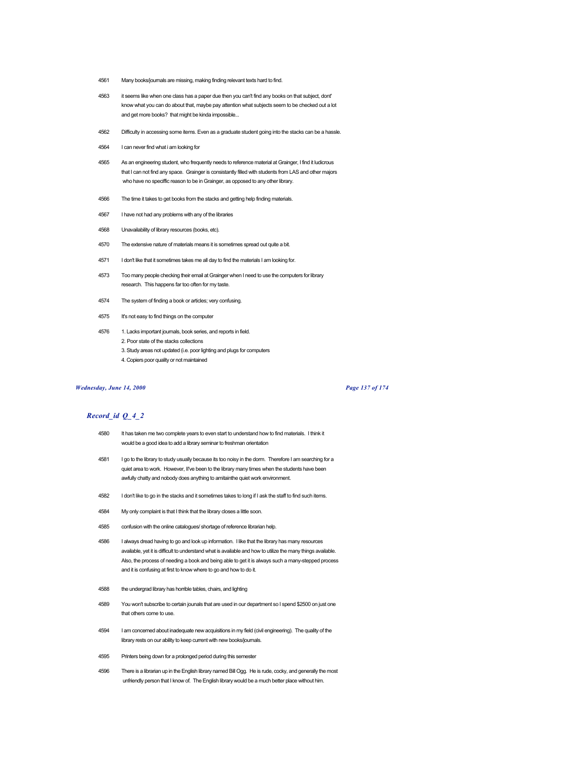| | |
|---|---|
| 4561 | Many books/journals are missing, making finding relevant texts hard to find. |
| 4563 | it seems like when one class has a paper due then you can't find any books on that subject, dont' know what you can do about that, maybe pay attention what subjects seem to be checked out a lot and get more books? that might be kinda impossible... |
| 4562 | Difficulty in accessing some items. Even as a graduate student going into the stacks can be a hassle. |
| 4564 | I can never find what i am looking for |
| 4565 | As an engineering student, who frequently needs to reference material at Grainger, I find it ludicrous that I can not find any space. Grainger is consistantly filled with students from LAS and other majors who have no speciffic reason to be in Grainger, as opposed to any other library. |
| 4566 | The time it takes to get books from the stacks and getting help finding materials. |
| 4567 | I have not had any problems with any of the libraries |
| 4568 | Unavailability of library resources (books, etc). |
| 4570 | The extensive nature of materials means it is sometimes spread out quite a bit. |
| 4571 | I don't like that it sometimes takes me all day to find the materials I am looking for. |
| 4573 | Too many people checking their email at Grainger when I need to use the computers for library research. This happens far too often for my taste. |
| 4574 | The system of finding a book or articles; very confusing. |
| 4575 | It's not easy to find things on the computer |
| 4576 | 1. Lacks important journals, book series, and reports in field.<br>2. Poor state of the stacks collections<br>3. Study areas not updated (i.e. poor lighting and plugs for computers<br>4. Copiers poor quality or not maintained |

*Wednesday, June 14, 2000*

## *Record_id Q_4_2*

| | |
|---|---|
| 4580 | It has taken me two complete years to even start to understand how to find materials. I think it would be a good idea to add a library seminar to freshman orientation |
| 4581 | I go to the library to study usually because its too noisy in the dorm. Therefore I am searching for a quiet area to work. However, II've been to the library many times when the students have been awfully chatty and nobody does anything to amitainthe quiet work environment. |
| 4582 | I don't like to go in the stacks and it sometimes takes to long if I ask the staff to find such items. |
| 4584 | My only complaint is that I think that the library closes a little soon. |
| 4585 | confusion with the online catalogues/ shortage of reference librarian help. |
| 4586 | I always dread having to go and look up information. I like that the library has many resources available, yet it is difficult to understand what is available and how to utilize the many things available. Also, the process of needing a book and being able to get it is always such a many-stepped process and it is confusing at first to know where to go and how to do it. |
| 4588 | the undergrad library has horrible tables, chairs, and lighting |
| 4589 | You won't subscribe to certain jounals that are used in our department so I spend $2500 on just one that others come to use. |
| 4594 | I am concerned about inadequate new acquisitions in my field (civil engineering). The quality of the library rests on our ability to keep current with new books/journals. |
| 4595 | Printers being down for a prolonged period during this semester |
| 4596 | There is a librarian up in the English library named Bill Ogg. He is rude, cocky, and generally the most unfriendly person that I know of. The English library would be a much better place without him. |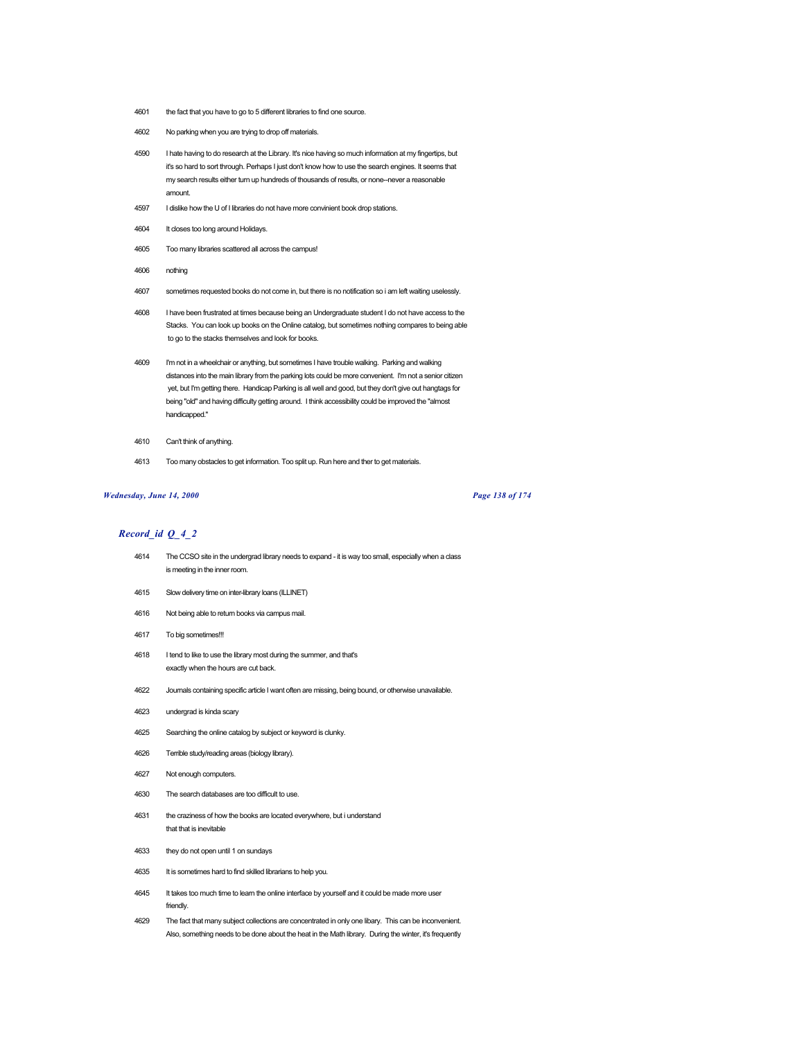| | |
|---|---|
| 4601 | the fact that you have to go to 5 different libraries to find one source. |
| 4602 | No parking when you are trying to drop off materials. |
| 4590 | I hate having to do research at the Library. It's nice having so much information at my fingertips, but it's so hard to sort through. Perhaps I just don't know how to use the search engines. It seems that my search results either turn up hundreds of thousands of results, or none--never a reasonable amount. |
| 4597 | I dislike how the U of I libraries do not have more convinient book drop stations. |
| 4604 | It closes too long around Holidays. |
| 4605 | Too many libraries scattered all across the campus! |
| 4606 | nothing |
| 4607 | sometimes requested books do not come in, but there is no notification so i am left waiting uselessly. |
| 4608 | I have been frustrated at times because being an Undergraduate student I do not have access to the Stacks. You can look up books on the Online catalog, but sometimes nothing compares to being able to go to the stacks themselves and look for books. |
| 4609 | I'm not in a wheelchair or anything, but sometimes I have trouble walking. Parking and walking distances into the main library from the parking lots could be more convenient. I'm not a senior citizen yet, but I'm getting there. Handicap Parking is all well and good, but they don't give out hangtags for being "old" and having difficulty getting around. I think accessibility could be improved the "almost handicapped." |
| 4610 | Can't think of anything. |
| 4613 | Too many obstacles to get information. Too split up. Run here and ther to get materials. |

## *Record_id Q_4_2*

| | |
|---|---|
| 4614 | The CCSO site in the undergrad library needs to expand - it is way too small, especially when a class is meeting in the inner room. |
| 4615 | Slow delivery time on inter-library loans (ILLINET) |
| 4616 | Not being able to return books via campus mail. |
| 4617 | To big sometimes!!! |
| 4618 | I tend to like to use the library most during the summer, and that's exactly when the hours are cut back. |
| 4622 | Journals containing specific article I want often are missing, being bound, or otherwise unavailable. |
| 4623 | undergrad is kinda scary |
| 4625 | Searching the online catalog by subject or keyword is clunky. |
| 4626 | Terrible study/reading areas (biology library). |
| 4627 | Not enough computers. |
| 4630 | The search databases are too difficult to use. |
| 4631 | the craziness of how the books are located everywhere, but i understand that that is inevitable |
| 4633 | they do not open until 1 on sundays |
| 4635 | It is sometimes hard to find skilled librarians to help you. |
| 4645 | It takes too much time to learn the online interface by yourself and it could be made more user friendly. |
| 4629 | The fact that many subject collections are concentrated in only one libary. This can be inconvenient. Also, something needs to be done about the heat in the Math library. During the winter, it's frequently |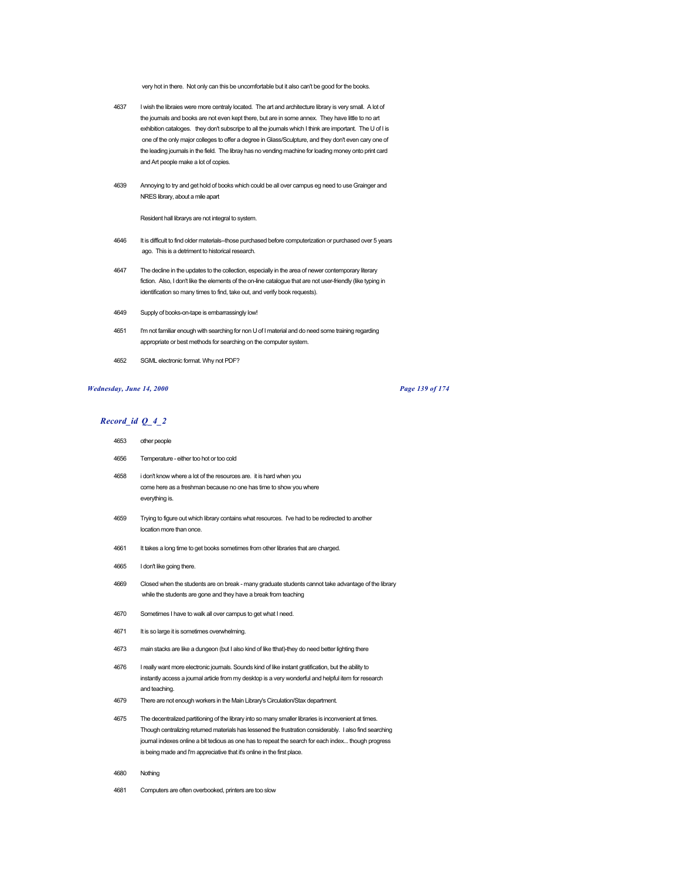very hot in there. Not only can this be uncomfortable but it also can't be good for the books.

4637 I wish the libraies were more centraly located. The art and architecture library is very small. A lot of the journals and books are not even kept there, but are in some annex. They have little to no art exhibition cataloges. they don't subscripe to all the journals which I think are important. The U of I is one of the only major colleges to offer a degree in Glass/Sculpture, and they don't even cary one of the leading journals in the field. The libray has no vending machine for loading money onto print card and Art people make a lot of copies.

4639 Annoying to try and get hold of books which could be all over campus eg need to use Grainger and NRES library, about a mile apart

Resident hall librarys are not integral to system.

4646 It is difficult to find older materials--those purchased before computerization or purchased over 5 years ago. This is a detriment to historical research.

4647 The decline in the updates to the collection, especially in the area of newer contemporary literary fiction. Also, I don't like the elements of the on-line catalogue that are not user-friendly (like typing in identification so many times to find, take out, and verify book requests).

4649 Supply of books-on-tape is embarrassingly low!

4651 I'm not familiar enough with searching for non U of I material and do need some training regarding appropriate or best methods for searching on the computer system.

4652 SGML electronic format. Why not PDF?

## *Record_id Q_4_2*

4653 other people

4656 Temperature - either too hot or too cold

4658 i don't know where a lot of the resources are. it is hard when you come here as a freshman because no one has time to show you where everything is.

4659 Trying to figure out which library contains what resources. I've had to be redirected to another location more than once.

4661 It takes a long time to get books sometimes from other libraries that are charged.

4665 I don't like going there.

4669 Closed when the students are on break - many graduate students cannot take advantage of the library while the students are gone and they have a break from teaching

4670 Sometimes I have to walk all over campus to get what I need.

4671 It is so large it is sometimes overwhelming.

4673 main stacks are like a dungeon (but I also kind of like tthat)-they do need better lighting there

4676 I really want more electronic journals. Sounds kind of like instant gratification, but the ability to instantly access a journal article from my desktop is a very wonderful and helpful item for research and teaching.

4679 There are not enough workers in the Main Library's Circulation/Stax department.

4675 The decentralized partitioning of the library into so many smaller libraries is inconvenient at times. Though centralizing returned materials has lessened the frustration considerably. I also find searching journal indexes online a bit tedious as one has to repeat the search for each index... though progress is being made and I'm appreciative that it's online in the first place.

4680 Nothing

4681 Computers are often overbooked, printers are too slow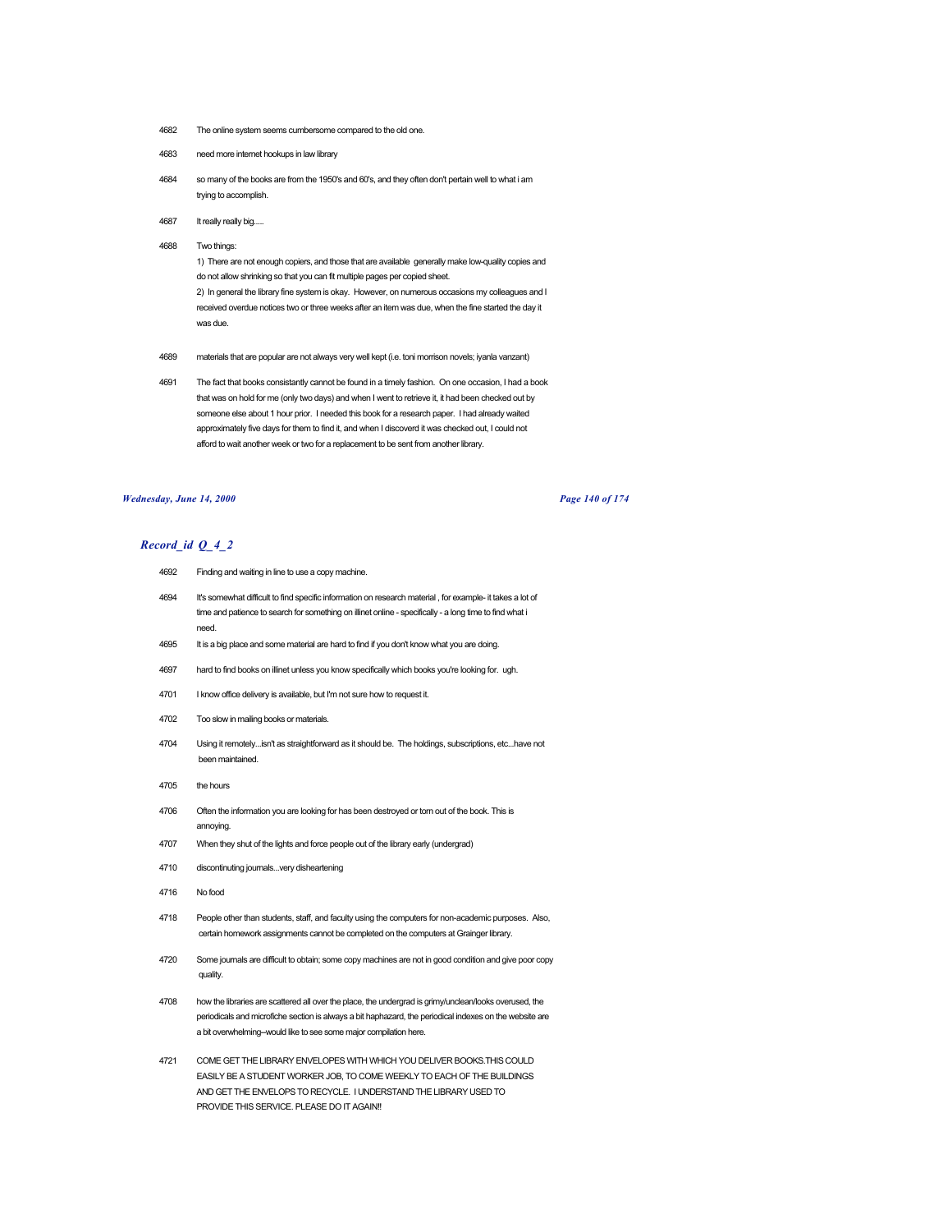| | |
|---|---|
| 4682 | The online system seems cumbersome compared to the old one. |
| 4683 | need more internet hookups in law library |
| 4684 | so many of the books are from the 1950's and 60's, and they often don't pertain well to what i am trying to accomplish. |
| 4687 | It really really big..... |
| 4688 | Two things:<br>1) There are not enough copiers, and those that are available generally make low-quality copies and do not allow shrinking so that you can fit multiple pages per copied sheet.<br>2) In general the library fine system is okay. However, on numerous occasions my colleagues and I received overdue notices two or three weeks after an item was due, when the fine started the day it was due. |
| 4689 | materials that are popular are not always very well kept (i.e. toni morrison novels; iyanla vanzant) |
| 4691 | The fact that books consistantly cannot be found in a timely fashion. On one occasion, I had a book that was on hold for me (only two days) and when I went to retrieve it, it had been checked out by someone else about 1 hour prior. I needed this book for a research paper. I had already waited approximately five days for them to find it, and when I discoverd it was checked out, I could not afford to wait another week or two for a replacement to be sent from another library. |

## *Record_id Q_4_2*

| | |
|---|---|
| 4692 | Finding and waiting in line to use a copy machine. |
| 4694 | It's somewhat difficult to find specific information on research material , for example- it takes a lot of time and patience to search for something on illinet online - specifically - a long time to find what i need. |
| 4695 | It is a big place and some material are hard to find if you don't know what you are doing. |
| 4697 | hard to find books on illinet unless you know specifically which books you're looking for. ugh. |
| 4701 | I know office delivery is available, but I'm not sure how to request it. |
| 4702 | Too slow in mailing books or materials. |
| 4704 | Using it remotely...isn't as straightforward as it should be. The holdings, subscriptions, etc...have not been maintained. |
| 4705 | the hours |
| 4706 | Often the information you are looking for has been destroyed or torn out of the book. This is annoying. |
| 4707 | When they shut of the lights and force people out of the library early (undergrad) |
| 4710 | discontinuting journals...very disheartening |
| 4716 | No food |
| 4718 | People other than students, staff, and faculty using the computers for non-academic purposes. Also, certain homework assignments cannot be completed on the computers at Grainger library. |
| 4720 | Some journals are difficult to obtain; some copy machines are not in good condition and give poor copy quality. |
| 4708 | how the libraries are scattered all over the place, the undergrad is grimy/unclean/looks overused, the periodicals and microfiche section is always a bit haphazard, the periodical indexes on the website are a bit overwhelming--would like to see some major compilation here. |
| 4721 | COME GET THE LIBRARY ENVELOPES WITH WHICH YOU DELIVER BOOKS.THIS COULD EASILY BE A STUDENT WORKER JOB, TO COME WEEKLY TO EACH OF THE BUILDINGS AND GET THE ENVELOPS TO RECYCLE. I UNDERSTAND THE LIBRARY USED TO PROVIDE THIS SERVICE. PLEASE DO IT AGAIN!! |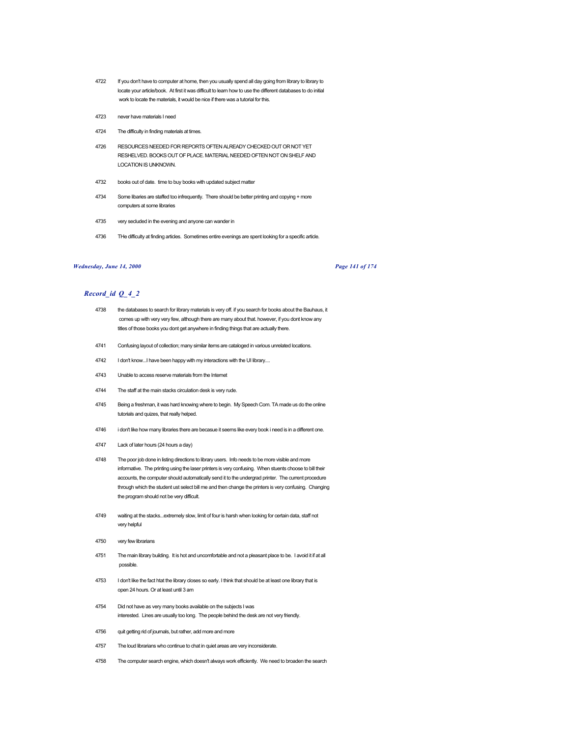4722 If you don't have to computer at home, then you usually spend all day going from library to library to locate your article/book. At first it was difficult to learn how to use the different databases to do initial work to locate the materials, it would be nice if there was a tutorial for this.

4723 never have materials I need

4724 The difficulty in finding materials at times.

4726 RESOURCES NEEDED FOR REPORTS OFTEN ALREADY CHECKED OUT OR NOT YET RESHELVED. BOOKS OUT OF PLACE. MATERIAL NEEDED OFTEN NOT ON SHELF AND LOCATION IS UNKNOWN.

4732 books out of date. time to buy books with updated subject matter

4734 Some libaries are staffed too infrequently. There should be better printing and copying + more computers at some libraries

4735 very secluded in the evening and anyone can wander in

4736 THe difficulty at finding articles. Sometimes entire evenings are spent looking for a specific article.

## *Record_id Q_4_2*

4738 the databases to search for library materials is very off. if you search for books about the Bauhaus, it comes up with very very few, although there are many about that. however, if you dont know any titles of those books you dont get anywhere in finding things that are actually there.

4741 Confusing layout of collection; many similar items are cataloged in various unrelated locations.

4742 I don't know...I have been happy with my interactions with the UI library....

4743 Unable to access reserve materials from the Internet

4744 The staff at the main stacks circulation desk is very rude.

4745 Being a freshman, it was hard knowing where to begin. My Speech Com. TA made us do the online tutorials and quizes, that really helped.

4746 i don't like how many libraries there are becasue it seems like every book i need is in a different one.

4747 Lack of later hours (24 hours a day)

4748 The poor job done in listing directions to library users. Info needs to be more visible and more informative. The printing using the laser printers is very confusing. When stuents choose to bill their accounts, the computer should automatically send it to the undergrad printer. The current procedure through which the student ust select bill me and then change the printers is very confusing. Changing the program should not be very difficult.

4749 waiting at the stacks...extremely slow, limit of four is harsh when looking for certain data, staff not very helpful

4750 very few librarians

4751 The main library building. It is hot and uncomfortable and not a pleasant place to be. I avoid it if at all possible.

4753 I don't like the fact htat the library closes so early. I think that should be at least one library that is open 24 hours. Or at least until 3 am

4754 Did not have as very many books available on the subjects I was interested. Lines are usually too long. The people behind the desk are not very friendly.

4756 quit getting rid of journals, but rather, add more and more

4757 The loud librarians who continue to chat in quiet areas are very inconsiderate.

4758 The computer search engine, which doesn't always work efficiently. We need to broaden the search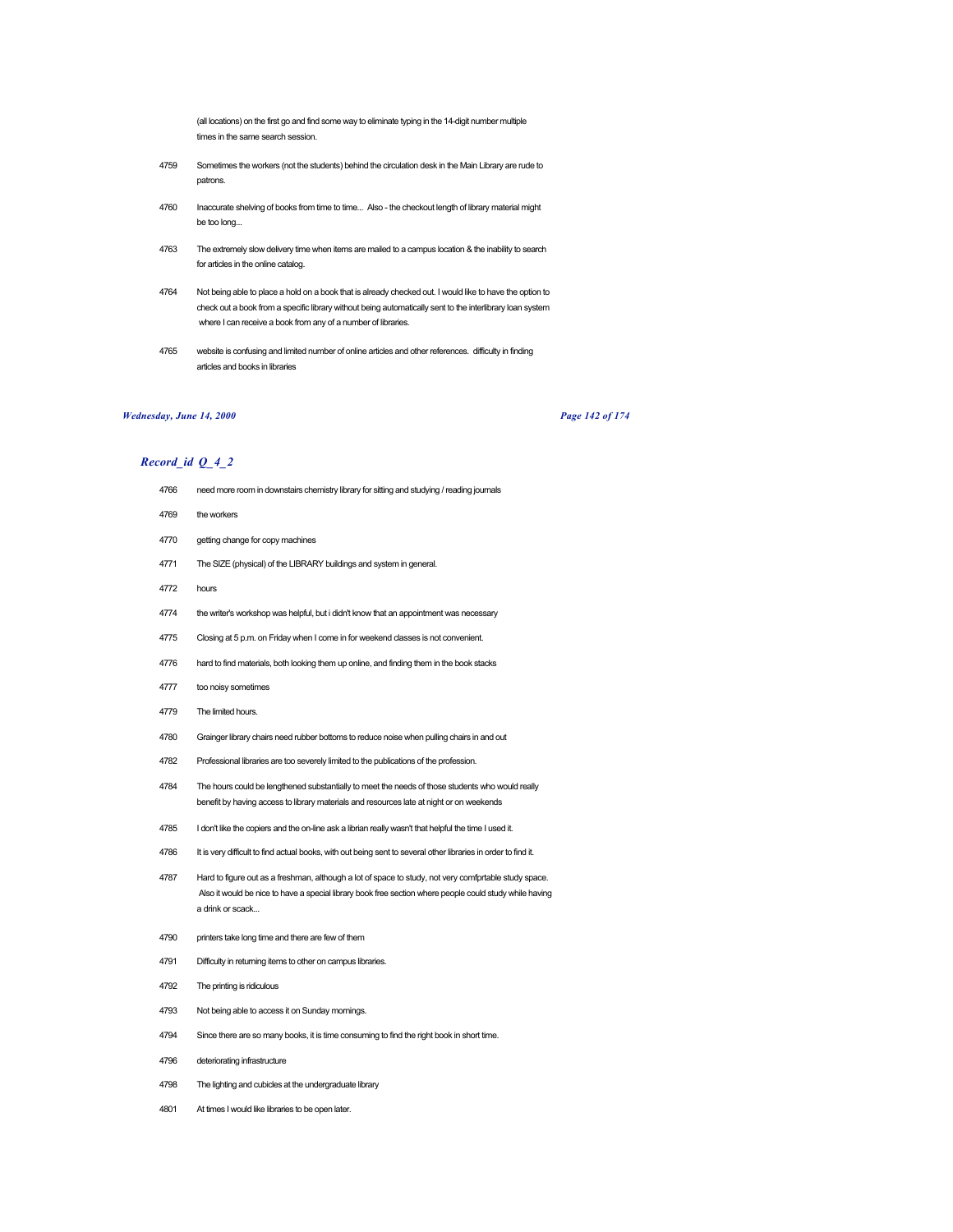(all locations) on the first go and find some way to eliminate typing in the 14-digit number multiple times in the same search session.

4759 Sometimes the workers (not the students) behind the circulation desk in the Main Library are rude to patrons.

4760 Inaccurate shelving of books from time to time... Also - the checkout length of library material might be too long...

4763 The extremely slow delivery time when items are mailed to a campus location & the inability to search for articles in the online catalog.

4764 Not being able to place a hold on a book that is already checked out. I would like to have the option to check out a book from a specific library without being automatically sent to the interlibrary loan system where I can receive a book from any of a number of libraries.

4765 website is confusing and limited number of online articles and other references. difficulty in finding articles and books in libraries

## *Record_id Q_4_2*

4766 need more room in downstairs chemistry library for sitting and studying / reading journals

4769 the workers

4770 getting change for copy machines

4771 The SIZE (physical) of the LIBRARY buildings and system in general.

4772 hours

4774 the writer's workshop was helpful, but i didn't know that an appointment was necessary

4775 Closing at 5 p.m. on Friday when I come in for weekend classes is not convenient.

4776 hard to find materials, both looking them up online, and finding them in the book stacks

4777 too noisy sometimes

4779 The limited hours.

4780 Grainger library chairs need rubber bottoms to reduce noise when pulling chairs in and out

4782 Professional libraries are too severely limited to the publications of the profession.

4784 The hours could be lengthened substantially to meet the needs of those students who would really benefit by having access to library materials and resources late at night or on weekends

4785 I don't like the copiers and the on-line ask a librian really wasn't that helpful the time I used it.

4786 It is very difficult to find actual books, with out being sent to several other libraries in order to find it.

4787 Hard to figure out as a freshman, although a lot of space to study, not very comfprtable study space. Also it would be nice to have a special library book free section where people could study while having a drink or scack...

4790 printers take long time and there are few of them

4791 Difficulty in returning items to other on campus libraries.

4792 The printing is ridiculous

4793 Not being able to access it on Sunday mornings.

4794 Since there are so many books, it is time consuming to find the right book in short time.

4796 deteriorating infrastructure

4798 The lighting and cubicles at the undergraduate library

4801 At times I would like libraries to be open later.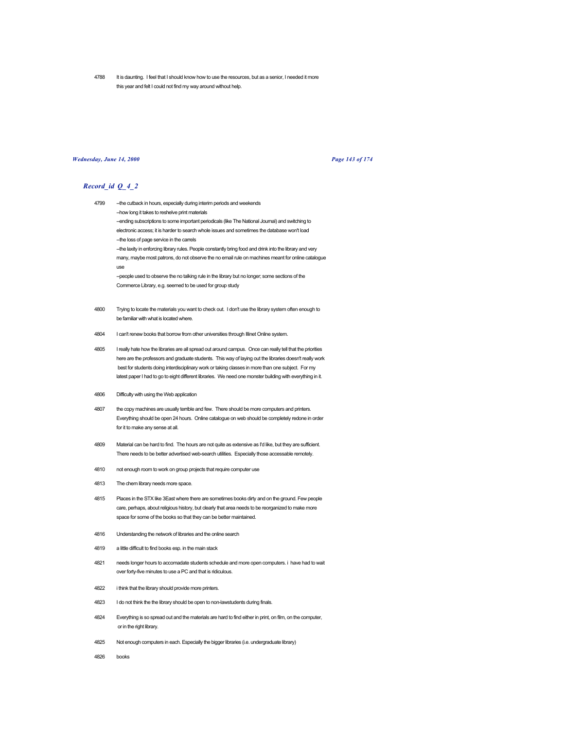4788 It is daunting. I feel that I should know how to use the resources, but as a senior, I needed it more this year and felt I could not find my way around without help.

## *Record_id Q_4_2*

4799 --the cutback in hours, especially during interim periods and weekends
--how long it takes to reshelve print materials
--ending subscriptions to some important periodicals (like The National Journal) and switching to electronic access; it is harder to search whole issues and sometimes the database won't load
--the loss of page service in the carrels
--the laxity in enforcing library rules. People constantly bring food and drink into the library and very many, maybe most patrons, do not observe the no email rule on machines meant for online catalogue use
--people used to observe the no talking rule in the library but no longer; some sections of the Commerce Library, e.g. seemed to be used for group study

4800 Trying to locate the materials you want to check out. I don't use the library system often enough to be familiar with what is located where.

4804 I can't renew books that borrow from other universities through Illinet Online system.

4805 I really hate how the libraries are all spread out around campus. Once can really tell that the priorities here are the professors and graduate students. This way of laying out the libraries doesn't really work best for students doing interdisciplinary work or taking classes in more than one subject. For my latest paper I had to go to eight different libraries. We need one monster building with everything in it.

4806 Difficulty with using the Web application

4807 the copy machines are usually terrible and few. There should be more computers and printers. Everything should be open 24 hours. Online catalogue on web should be completely redone in order for it to make any sense at all.

4809 Material can be hard to find. The hours are not quite as extensive as I'd like, but they are sufficient. There needs to be better advertised web-search utilities. Especially those accessable remotely.

4810 not enough room to work on group projects that require computer use

4813 The chem library needs more space.

4815 Places in the STX like 3East where there are sometimes books dirty and on the ground. Few people care, perhaps, about religious history, but clearly that area needs to be reorganized to make more space for some of the books so that they can be better maintained.

4816 Understanding the network of libraries and the online search

4819 a little difficult to find books esp. in the main stack

4821 needs longer hours to accomadate students schedule and more open computers. i have had to wait over forty-five minutes to use a PC and that is ridiculous.

4822 i think that the library should provide more printers.

4823 I do not think the the library should be open to non-lawstudents during finals.

4824 Everything is so spread out and the materials are hard to find either in print, on film, on the computer, or in the right library.

4825 Not enough computers in each. Especially the bigger libraries (i.e. undergraduate library)

4826 books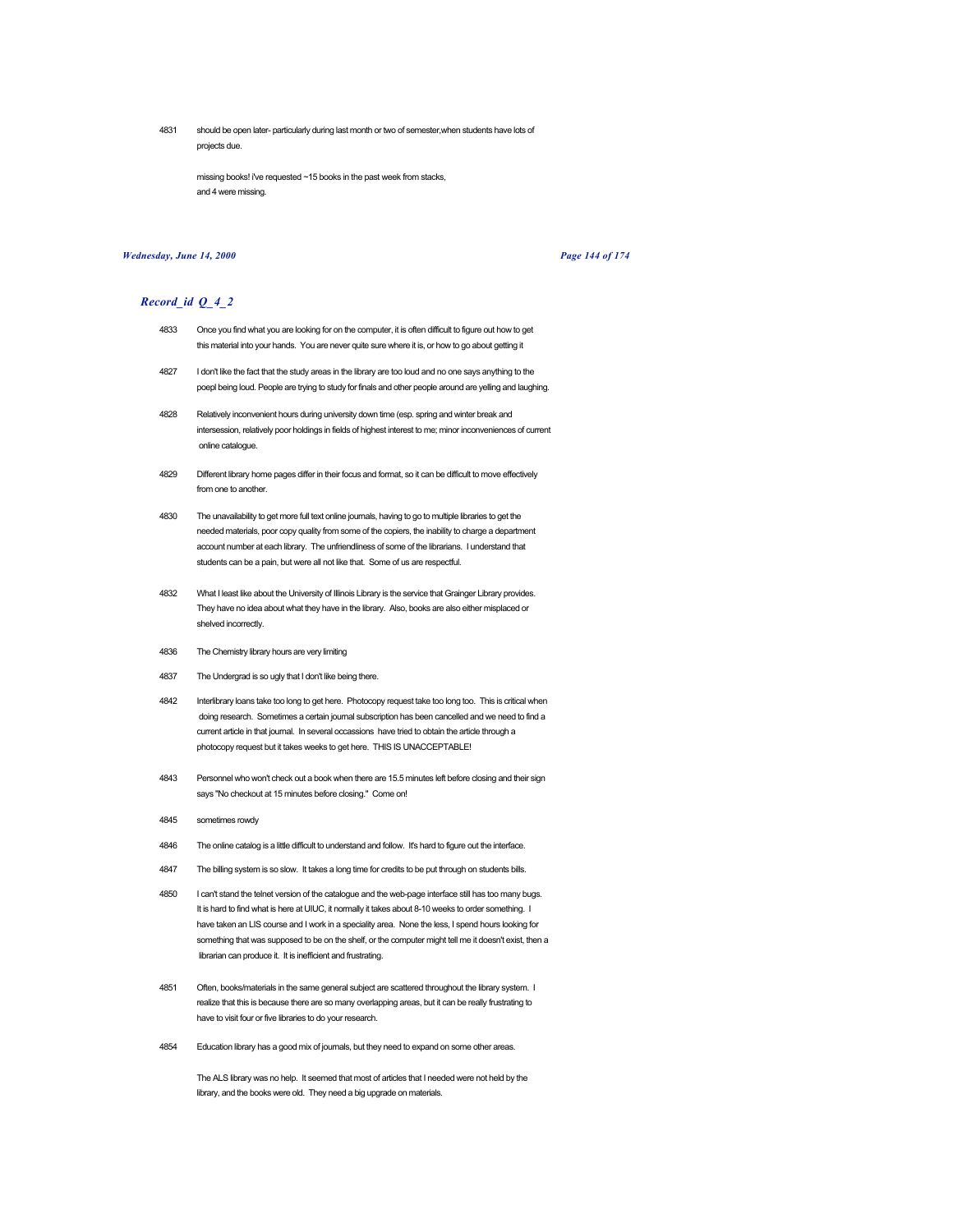4831 should be open later- particularly during last month or two of semester,when students have lots of projects due.

missing books! i've requested ~15 books in the past week from stacks, and 4 were missing.

## *Record_id Q_4_2*

4833 Once you find what you are looking for on the computer, it is often difficult to figure out how to get this material into your hands. You are never quite sure where it is, or how to go about getting it

4827 I don't like the fact that the study areas in the library are too loud and no one says anything to the poepl being loud. People are trying to study for finals and other people around are yelling and laughing.

4828 Relatively inconvenient hours during university down time (esp. spring and winter break and intersession, relatively poor holdings in fields of highest interest to me; minor inconveniences of current online catalogue.

4829 Different library home pages differ in their focus and format, so it can be difficult to move effectively from one to another.

4830 The unavailability to get more full text online journals, having to go to multiple libraries to get the needed materials, poor copy quality from some of the copiers, the inability to charge a department account number at each library. The unfriendliness of some of the librarians. I understand that students can be a pain, but were all not like that. Some of us are respectful.

4832 What I least like about the University of Illinois Library is the service that Grainger Library provides. They have no idea about what they have in the library. Also, books are also either misplaced or shelved incorrectly.

4836 The Chemistry library hours are very limiting

4837 The Undergrad is so ugly that I don't like being there.

4842 Interlibrary loans take too long to get here. Photocopy request take too long too. This is critical when doing research. Sometimes a certain journal subscription has been cancelled and we need to find a current article in that journal. In several occassions have tried to obtain the article through a photocopy request but it takes weeks to get here. THIS IS UNACCEPTABLE!

4843 Personnel who won't check out a book when there are 15.5 minutes left before closing and their sign says "No checkout at 15 minutes before closing." Come on!

4845 sometimes rowdy

4846 The online catalog is a little difficult to understand and follow. It's hard to figure out the interface.

4847 The billing system is so slow. It takes a long time for credits to be put through on students bills.

4850 I can't stand the telnet version of the catalogue and the web-page interface still has too many bugs. It is hard to find what is here at UIUC, it normally it takes about 8-10 weeks to order something. I have taken an LIS course and I work in a speciality area. None the less, I spend hours looking for something that was supposed to be on the shelf, or the computer might tell me it doesn't exist, then a librarian can produce it. It is inefficient and frustrating.

4851 Often, books/materials in the same general subject are scattered throughout the library system. I realize that this is because there are so many overlapping areas, but it can be really frustrating to have to visit four or five libraries to do your research.

4854 Education library has a good mix of journals, but they need to expand on some other areas.

The ALS library was no help. It seemed that most of articles that I needed were not held by the library, and the books were old. They need a big upgrade on materials.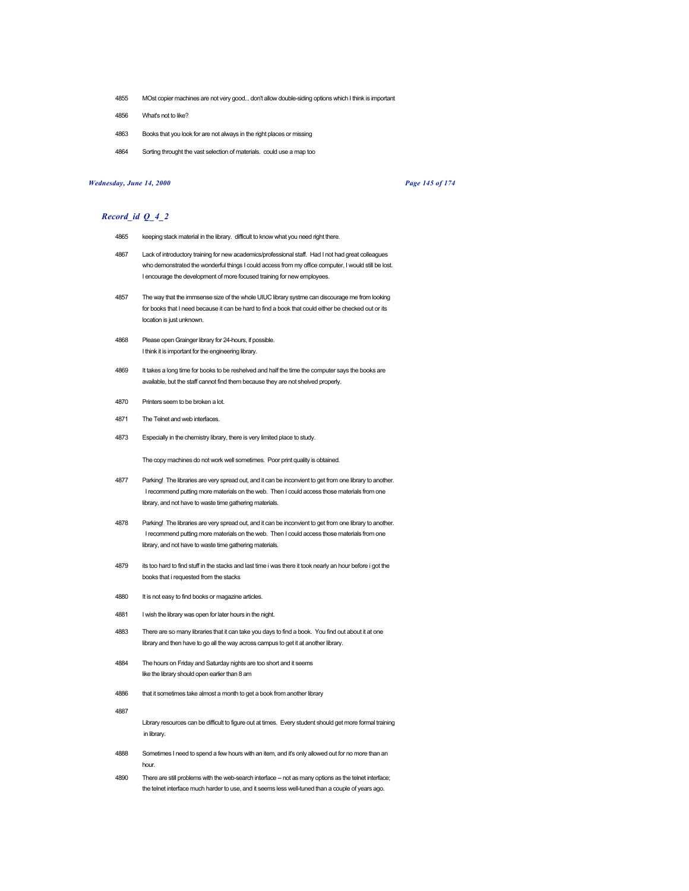4855 MOst copier machines are not very good... don't allow double-siding options which I think is important

4856 What's not to like?

4863 Books that you look for are not always in the right places or missing

4864 Sorting throught the vast selection of materials. could use a map too

## *Record_id Q_4_2*

4865 keeping stack material in the library. difficult to know what you need right there.

4867 Lack of introductory training for new academics/professional staff. Had I not had great colleagues who demonstrated the wonderful things I could access from my office computer, I would still be lost. I encourage the development of more focused training for new employees.

4857 The way that the immsense size of the whole UIUC library systme can discourage me from looking for books that I need because it can be hard to find a book that could either be checked out or its location is just unknown.

4868 Please open Grainger library for 24-hours, if possible. I think it is important for the engineering library.

4869 It takes a long time for books to be reshelved and half the time the computer says the books are available, but the staff cannot find them because they are not shelved properly.

4870 Printers seem to be broken a lot.

4871 The Telnet and web interfaces.

4873 Especially in the chemistry library, there is very limited place to study.

The copy machines do not work well sometimes. Poor print quality is obtained.

4877 Parking! The libraries are very spread out, and it can be inconvient to get from one library to another. I recommend putting more materials on the web. Then I could access those materials from one library, and not have to waste time gathering materials.

4878 Parking! The libraries are very spread out, and it can be inconvient to get from one library to another. I recommend putting more materials on the web. Then I could access those materials from one library, and not have to waste time gathering materials.

4879 its too hard to find stuff in the stacks and last time i was there it took nearly an hour before i got the books that i requested from the stacks

4880 It is not easy to find books or magazine articles.

4881 I wish the library was open for later hours in the night.

4883 There are so many libraries that it can take you days to find a book. You find out about it at one library and then have to go all the way across campus to get it at another library.

4884 The hours on Friday and Saturday nights are too short and it seems like the library should open earlier than 8 am

4886 that it sometimes take almost a month to get a book from another library

4887 Library resources can be difficult to figure out at times. Every student should get more formal training in library.

4888 Sometimes I need to spend a few hours with an item, and it's only allowed out for no more than an hour.

4890 There are still problems with the web-search interface -- not as many options as the telnet interface; the telnet interface much harder to use, and it seems less well-tuned than a couple of years ago.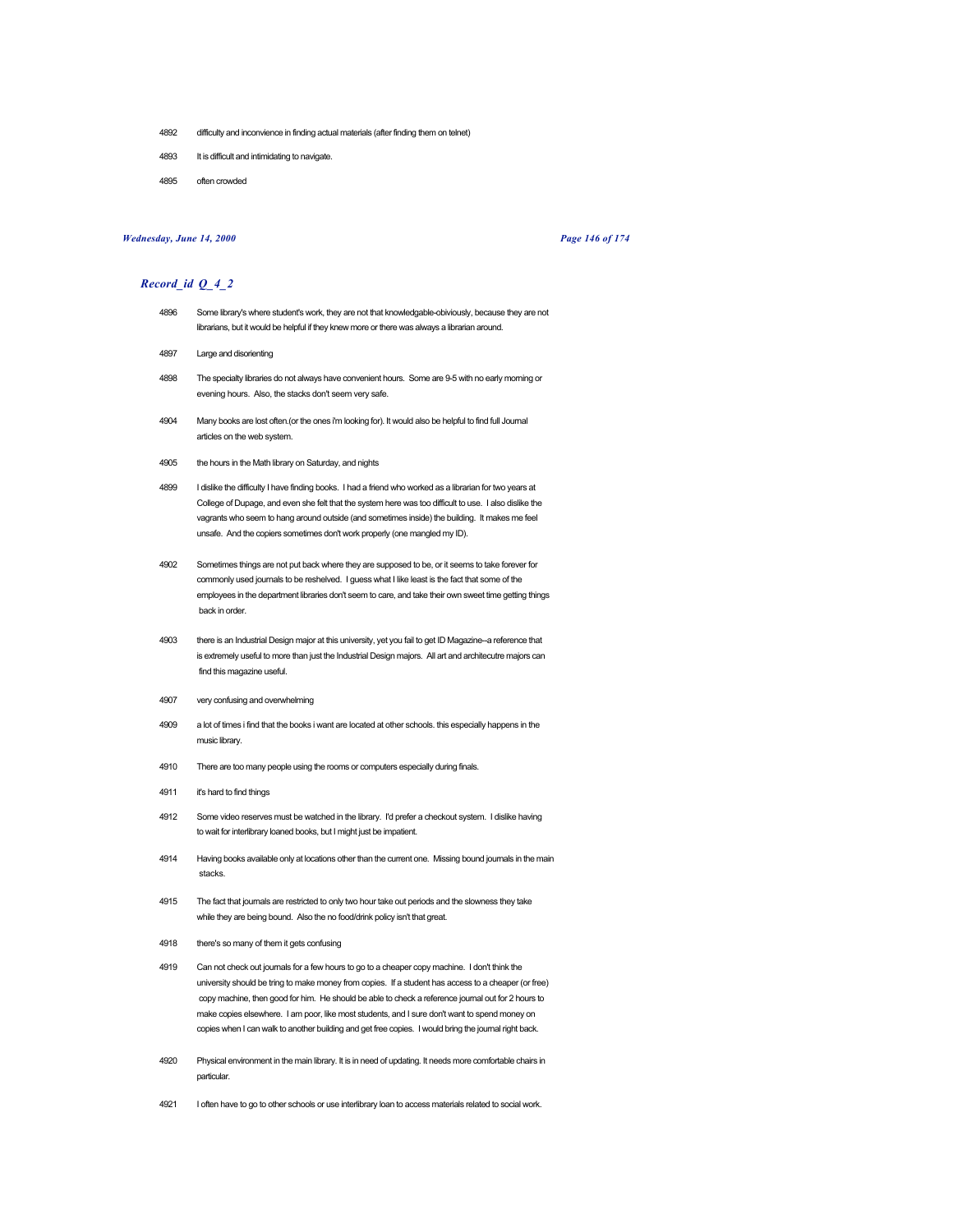4892 difficulty and inconvience in finding actual materials (after finding them on telnet)

4893 It is difficult and intimidating to navigate.

4895 often crowded

## *Record_id Q_4_2*

4896 Some library's where student's work, they are not that knowledgable-obiviously, because they are not librarians, but it would be helpful if they knew more or there was always a librarian around.

4897 Large and disorienting

4898 The specialty libraries do not always have convenient hours. Some are 9-5 with no early morning or evening hours. Also, the stacks don't seem very safe.

4904 Many books are lost often.(or the ones i'm looking for). It would also be helpful to find full Journal articles on the web system.

4905 the hours in the Math library on Saturday, and nights

4899 I dislike the difficulty I have finding books. I had a friend who worked as a librarian for two years at College of Dupage, and even she felt that the system here was too difficult to use. I also dislike the vagrants who seem to hang around outside (and sometimes inside) the building. It makes me feel unsafe. And the copiers sometimes don't work properly (one mangled my ID).

4902 Sometimes things are not put back where they are supposed to be, or it seems to take forever for commonly used journals to be reshelved. I guess what I like least is the fact that some of the employees in the department libraries don't seem to care, and take their own sweet time getting things back in order.

4903 there is an Industrial Design major at this university, yet you fail to get ID Magazine--a reference that is extremely useful to more than just the Industrial Design majors. All art and architecutre majors can find this magazine useful.

4907 very confusing and overwhelming

4909 a lot of times i find that the books i want are located at other schools. this especially happens in the music library.

4910 There are too many people using the rooms or computers especially during finals.

4911 it's hard to find things

4912 Some video reserves must be watched in the library. I'd prefer a checkout system. I dislike having to wait for interlibrary loaned books, but I might just be impatient.

4914 Having books available only at locations other than the current one. Missing bound journals in the main stacks.

4915 The fact that journals are restricted to only two hour take out periods and the slowness they take while they are being bound. Also the no food/drink policy isn't that great.

4918 there's so many of them it gets confusing

4919 Can not check out journals for a few hours to go to a cheaper copy machine. I don't think the university should be tring to make money from copies. If a student has access to a cheaper (or free) copy machine, then good for him. He should be able to check a reference journal out for 2 hours to make copies elsewhere. I am poor, like most students, and I sure don't want to spend money on copies when I can walk to another building and get free copies. I would bring the journal right back.

4920 Physical environment in the main library. It is in need of updating. It needs more comfortable chairs in particular.

4921 I often have to go to other schools or use interlibrary loan to access materials related to social work.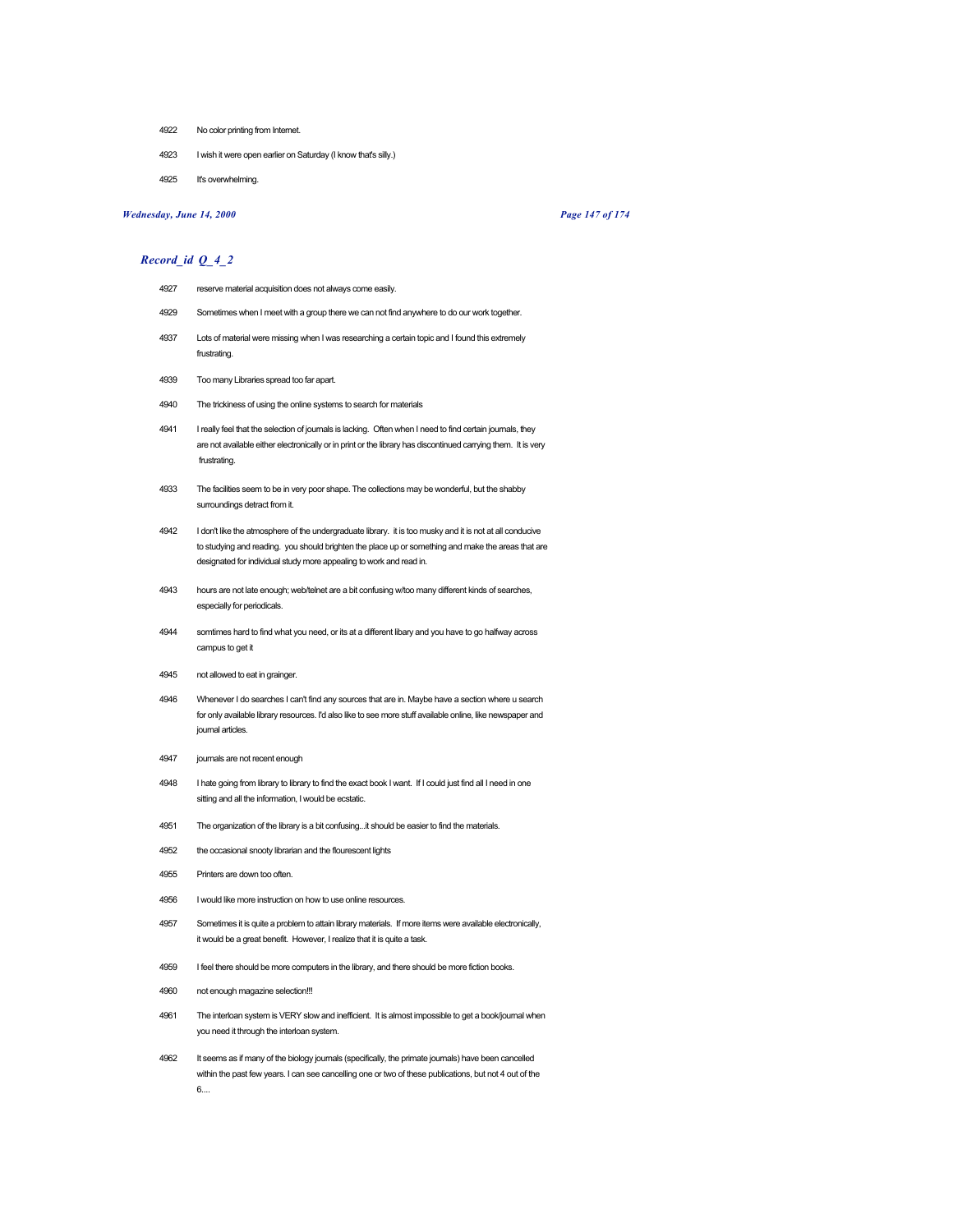4922 No color printing from Internet.

4923 I wish it were open earlier on Saturday (I know that's silly.)

4925 It's overwhelming.

## *Record_id Q_4_2*

4927 reserve material acquisition does not always come easily.

4929 Sometimes when I meet with a group there we can not find anywhere to do our work together.

4937 Lots of material were missing when I was researching a certain topic and I found this extremely frustrating.

4939 Too many Libraries spread too far apart.

4940 The trickiness of using the online systems to search for materials

4941 I really feel that the selection of journals is lacking. Often when I need to find certain journals, they are not available either electronically or in print or the library has discontinued carrying them. It is very frustrating.

4933 The facilities seem to be in very poor shape. The collections may be wonderful, but the shabby surroundings detract from it.

4942 I don't like the atmosphere of the undergraduate library. it is too musky and it is not at all conducive to studying and reading. you should brighten the place up or something and make the areas that are designated for individual study more appealing to work and read in.

4943 hours are not late enough; web/telnet are a bit confusing w/too many different kinds of searches, especially for periodicals.

4944 somtimes hard to find what you need, or its at a different libary and you have to go halfway across campus to get it

4945 not allowed to eat in grainger.

4946 Whenever I do searches I can't find any sources that are in. Maybe have a section where u search for only available library resources. I'd also like to see more stuff available online, like newspaper and journal articles.

4947 journals are not recent enough

4948 I hate going from library to library to find the exact book I want. If I could just find all I need in one sitting and all the information, I would be ecstatic.

4951 The organization of the library is a bit confusing...it should be easier to find the materials.

4952 the occasional snooty librarian and the flourescent lights

4955 Printers are down too often.

4956 I would like more instruction on how to use online resources.

4957 Sometimes it is quite a problem to attain library materials. If more items were available electronically, it would be a great benefit. However, I realize that it is quite a task.

4959 I feel there should be more computers in the library, and there should be more fiction books.

4960 not enough magazine selection!!!

4961 The interloan system is VERY slow and inefficient. It is almost impossible to get a book/journal when you need it through the interloan system.

4962 It seems as if many of the biology journals (specifically, the primate journals) have been cancelled within the past few years. I can see cancelling one or two of these publications, but not 4 out of the 6....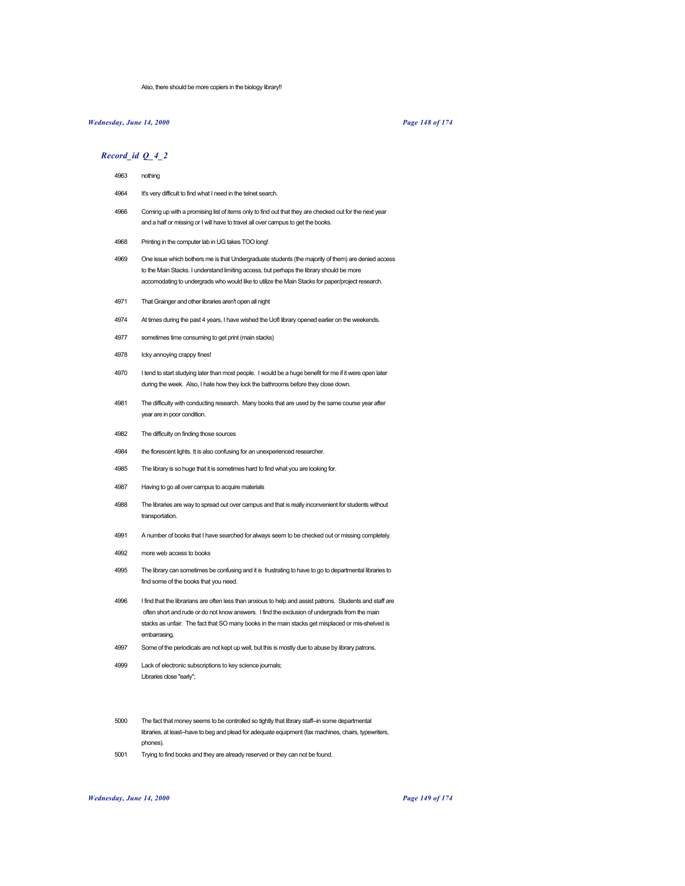Also, there should be more copiers in the biology library!!

## *Record_id Q_4_2*

| | |
|---|---|
| 4963 | nothing |
| 4964 | It's very difficult to find what I need in the telnet search. |
| 4966 | Coming up with a promising list of items only to find out that they are checked out for the next year and a half or missing or I will have to travel all over campus to get the books. |
| 4968 | Printing in the computer lab in UG takes TOO long! |
| 4969 | One issue which bothers me is that Undergraduate students (the majority of them) are denied access to the Main Stacks. I understand limiting access, but perhaps the library should be more accomodating to undergrads who would like to utilize the Main Stacks for paper/project research. |
| 4971 | That Grainger and other libraries aren't open all night |
| 4974 | At times during the past 4 years, I have wished the UofI library opened earlier on the weekends. |
| 4977 | sometimes time consuming to get print (main stacks) |
| 4978 | Icky annoying crappy fines! |
| 4970 | I tend to start studying later than most people. I would be a huge benefit for me if it were open later during the week. Also, I hate how they lock the bathrooms before they close down. |
| 4981 | The difficulty with conducting research. Many books that are used by the same course year after year are in poor condition. |
| 4982 | The difficulty on finding those sources |
| 4984 | the florescent lights. It is also confusing for an unexperienced researcher. |
| 4985 | The library is so huge that it is sometimes hard to find what you are looking for. |
| 4987 | Having to go all over campus to acquire materials |
| 4988 | The libraries are way to spread out over campus and that is really inconvenient for students without transportation. |
| 4991 | A number of books that I have searched for always seem to be checked out or missing completely. |
| 4992 | more web access to books |
| 4995 | The library can sometimes be confusing and it is frustrating to have to go to departmental libraries to find some of the books that you need. |
| 4996 | I find that the librarians are often less than anxious to help and assist patrons. Students and staff are often short and rude or do not know answers. I find the exclusion of undergrads from the main stacks as unfair. The fact that SO many books in the main stacks get misplaced or mis-shelved is embarrasing. |
| 4997 | Some of the periodicals are not kept up well, but this is mostly due to abuse by library patrons. |
| 4999 | Lack of electronic subscriptions to key science journals;<br>Libraries close "early"; |
| 5000 | The fact that money seems to be controlled so tightly that library staff--in some departmental libraries, at least--have to beg and plead for adequate equipment (fax machines, chairs, typewriters, phones). |
| 5001 | Trying to find books and they are already reserved or they can not be found. |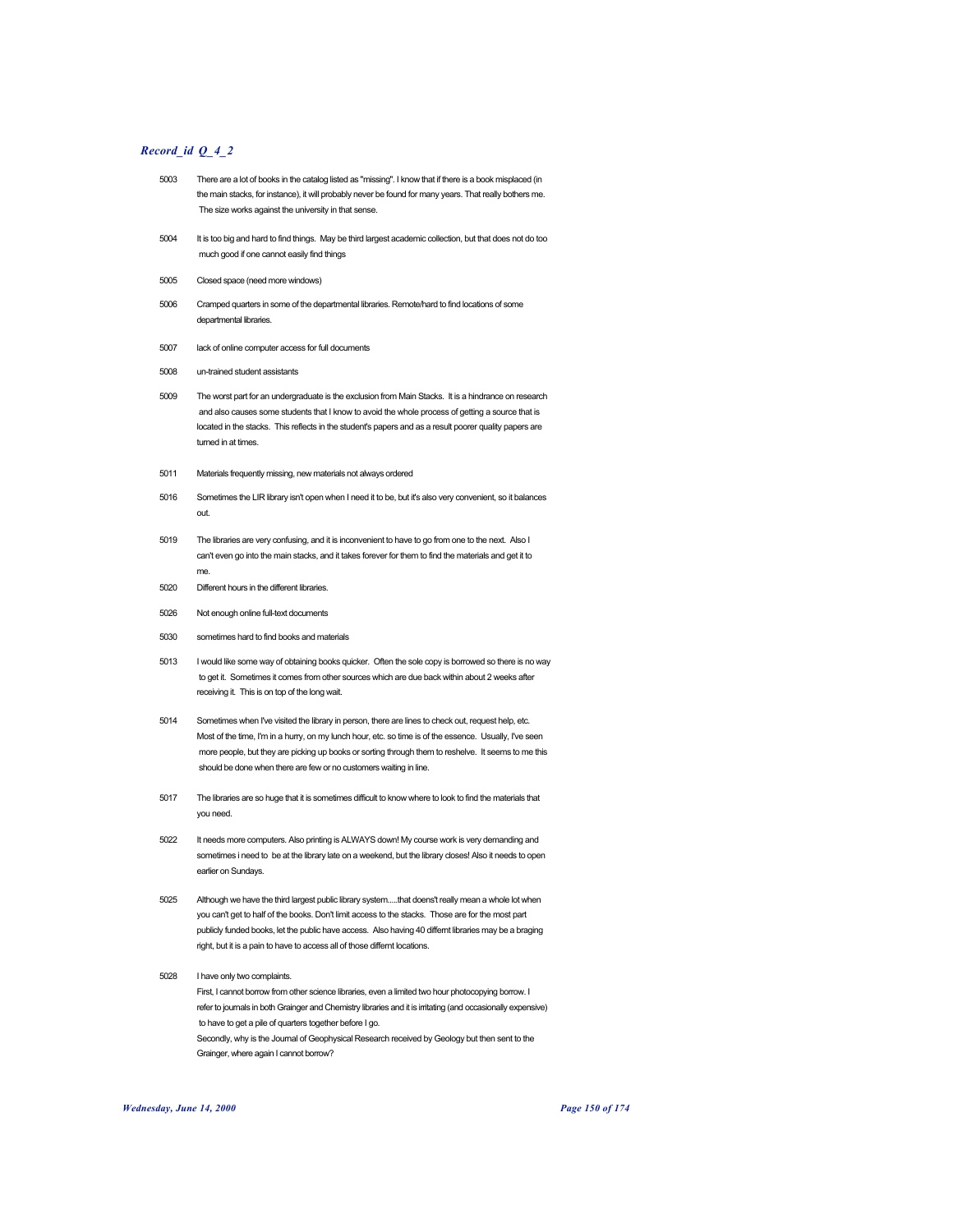## *Record_id Q_4_2*

5003 There are a lot of books in the catalog listed as "missing". I know that if there is a book misplaced (in the main stacks, for instance), it will probably never be found for many years. That really bothers me. The size works against the university in that sense.

5004 It is too big and hard to find things. May be third largest academic collection, but that does not do too much good if one cannot easily find things

5005 Closed space (need more windows)

5006 Cramped quarters in some of the departmental libraries. Remote/hard to find locations of some departmental libraries.

5007 lack of online computer access for full documents

5008 un-trained student assistants

5009 The worst part for an undergraduate is the exclusion from Main Stacks. It is a hindrance on research and also causes some students that I know to avoid the whole process of getting a source that is located in the stacks. This reflects in the student's papers and as a result poorer quality papers are turned in at times.

5011 Materials frequently missing, new materials not always ordered

5016 Sometimes the LIR library isn't open when I need it to be, but it's also very convenient, so it balances out.

5019 The libraries are very confusing, and it is inconvenient to have to go from one to the next. Also I can't even go into the main stacks, and it takes forever for them to find the materials and get it to me.

5020 Different hours in the different libraries.

5026 Not enough online full-text documents

5030 sometimes hard to find books and materials

5013 I would like some way of obtaining books quicker. Often the sole copy is borrowed so there is no way to get it. Sometimes it comes from other sources which are due back within about 2 weeks after receiving it. This is on top of the long wait.

5014 Sometimes when I've visited the library in person, there are lines to check out, request help, etc. Most of the time, I'm in a hurry, on my lunch hour, etc. so time is of the essence. Usually, I've seen more people, but they are picking up books or sorting through them to reshelve. It seems to me this should be done when there are few or no customers waiting in line.

5017 The libraries are so huge that it is sometimes difficult to know where to look to find the materials that you need.

5022 It needs more computers. Also printing is ALWAYS down! My course work is very demanding and sometimes i need to be at the library late on a weekend, but the library closes! Also it needs to open earlier on Sundays.

5025 Although we have the third largest public library system.....that doens't really mean a whole lot when you can't get to half of the books. Don't limit access to the stacks. Those are for the most part publicly funded books, let the public have access. Also having 40 differnt libraries may be a braging right, but it is a pain to have to access all of those differnt locations.

5028 I have only two complaints.
First, I cannot borrow from other science libraries, even a limited two hour photocopying borrow. I refer to journals in both Grainger and Chemistry libraries and it is irritating (and occasionally expensive) to have to get a pile of quarters together before I go.
Secondly, why is the Journal of Geophysical Research received by Geology but then sent to the Grainger, where again I cannot borrow?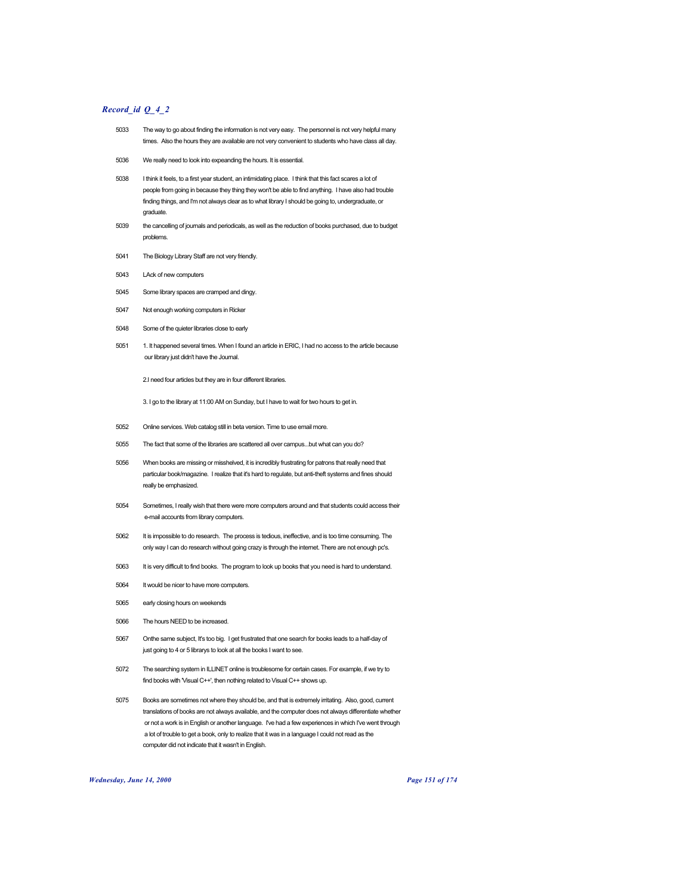## *Record_id Q_4_2*

| | |
|---|---|
| 5033 | The way to go about finding the information is not very easy. The personnel is not very helpful many times. Also the hours they are available are not very convenient to students who have class all day. |
| 5036 | We really need to look into expeanding the hours. It is essential. |
| 5038 | I think it feels, to a first year student, an intimidating place. I think that this fact scares a lot of people from going in because they thing they won't be able to find anything. I have also had trouble finding things, and I'm not always clear as to what library I should be going to, undergraduate, or graduate. |
| 5039 | the cancelling of journals and periodicals, as well as the reduction of books purchased, due to budget problems. |
| 5041 | The Biology Library Staff are not very friendly. |
| 5043 | LAck of new computers |
| 5045 | Some library spaces are cramped and dingy. |
| 5047 | Not enough working computers in Ricker |
| 5048 | Some of the quieter libraries close to early |
| 5051 | 1. It happened several times. When I found an article in ERIC, I had no access to the article because our library just didn't have the Journal.<br><br>2.I need four articles but they are in four different libraries.<br><br>3. I go to the library at 11:00 AM on Sunday, but I have to wait for two hours to get in. |
| 5052 | Online services. Web catalog still in beta version. Time to use email more. |
| 5055 | The fact that some of the libraries are scattered all over campus...but what can you do? |
| 5056 | When books are missing or misshelved, it is incredibly frustrating for patrons that really need that particular book/magazine. I realize that it's hard to regulate, but anti-theft systems and fines should really be emphasized. |
| 5054 | Sometimes, I really wish that there were more computers around and that students could access their e-mail accounts from library computers. |
| 5062 | It is impossible to do research. The process is tedious, ineffective, and is too time consuming. The only way I can do research without going crazy is through the internet. There are not enough pc's. |
| 5063 | It is very difficult to find books. The program to look up books that you need is hard to understand. |
| 5064 | It would be nicer to have more computers. |
| 5065 | early closing hours on weekends |
| 5066 | The hours NEED to be increased. |
| 5067 | Onthe same subject, It's too big. I get frustrated that one search for books leads to a half-day of just going to 4 or 5 librarys to look at all the books I want to see. |
| 5072 | The searching system in ILLINET online is troublesome for certain cases. For example, if we try to find books with 'Visual C++', then nothing related to Visual C++ shows up. |
| 5075 | Books are sometimes not where they should be, and that is extremely irritating. Also, good, current translations of books are not always available, and the computer does not always differentiate whether or not a work is in English or another language. I've had a few experiences in which I've went through a lot of trouble to get a book, only to realize that it was in a language I could not read as the computer did not indicate that it wasn't in English. |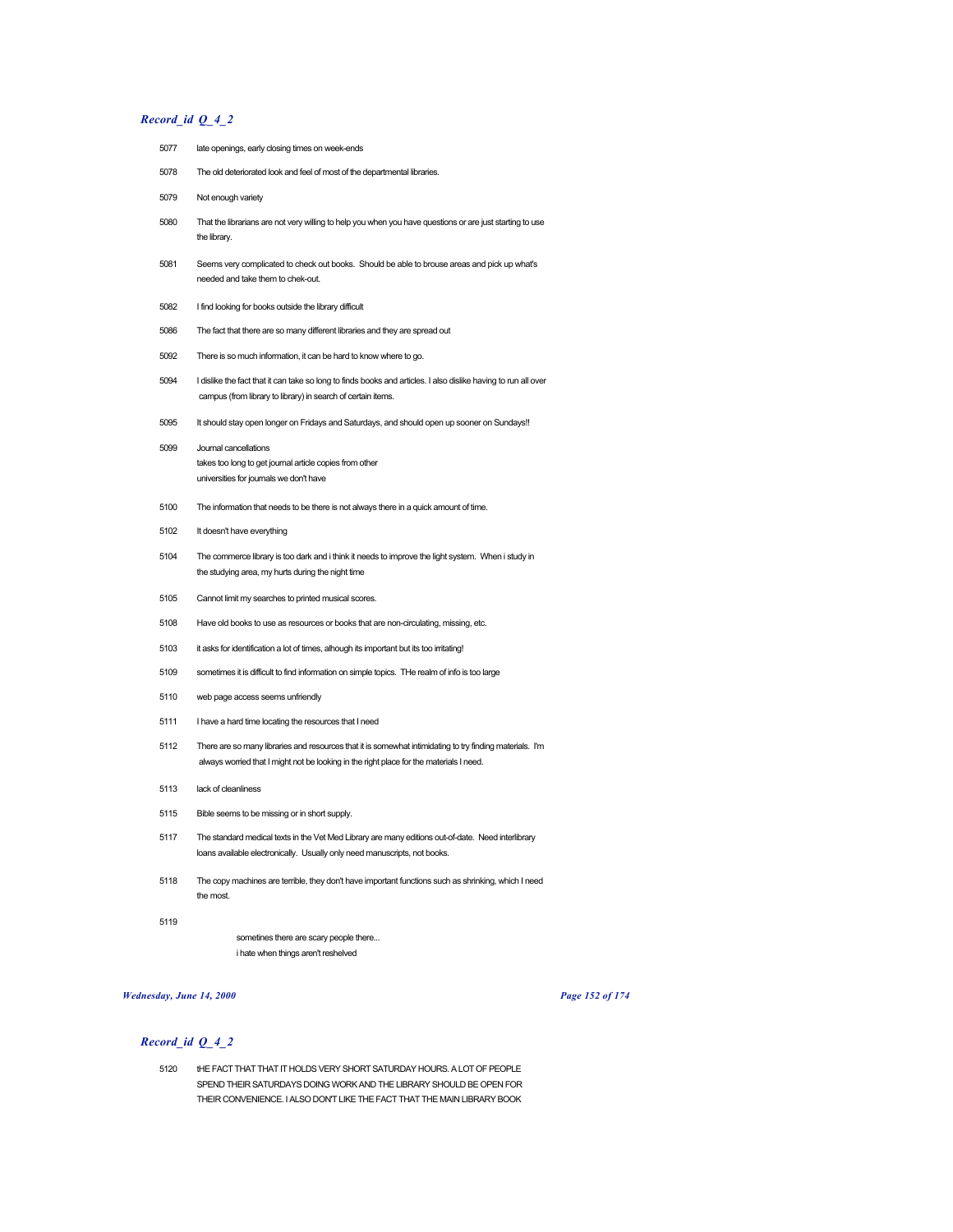## *Record_id Q_4_2*

| | |
|---|---|
| 5077 | late openings, early closing times on week-ends |
| 5078 | The old deteriorated look and feel of most of the departmental libraries. |
| 5079 | Not enough variety |
| 5080 | That the librarians are not very willing to help you when you have questions or are just starting to use the library. |
| 5081 | Seems very complicated to check out books. Should be able to brouse areas and pick up what's needed and take them to chek-out. |
| 5082 | I find looking for books outside the library difficult |
| 5086 | The fact that there are so many different libraries and they are spread out |
| 5092 | There is so much information, it can be hard to know where to go. |
| 5094 | I dislike the fact that it can take so long to finds books and articles. I also dislike having to run all over campus (from library to library) in search of certain items. |
| 5095 | It should stay open longer on Fridays and Saturdays, and should open up sooner on Sundays!! |
| 5099 | Journal cancellations<br>takes too long to get journal article copies from other<br>universities for journals we don't have |
| 5100 | The information that needs to be there is not always there in a quick amount of time. |
| 5102 | It doesn't have everything |
| 5104 | The commerce library is too dark and i think it needs to improve the light system. When i study in the studying area, my hurts during the night time |
| 5105 | Cannot limit my searches to printed musical scores. |
| 5108 | Have old books to use as resources or books that are non-circulating, missing, etc. |
| 5103 | it asks for identification a lot of times, alhough its important but its too irritating! |
| 5109 | sometimes it is difficult to find information on simple topics. THe realm of info is too large |
| 5110 | web page access seems unfriendly |
| 5111 | I have a hard time locating the resources that I need |
| 5112 | There are so many libraries and resources that it is somewhat intimidating to try finding materials. I'm always worried that I might not be looking in the right place for the materials I need. |
| 5113 | lack of cleanliness |
| 5115 | Bible seems to be missing or in short supply. |
| 5117 | The standard medical texts in the Vet Med Library are many editions out-of-date. Need interlibrary loans available electronically. Usually only need manuscripts, not books. |
| 5118 | The copy machines are terrible, they don't have important functions such as shrinking, which I need the most. |
| 5119 | sometines there are scary people there...<br>i hate when things aren't reshelved |

## *Record_id Q_4_2*

| | |
|---|---|
| 5120 | tHE FACT THAT THAT IT HOLDS VERY SHORT SATURDAY HOURS. A LOT OF PEOPLE SPEND THEIR SATURDAYS DOING WORK AND THE LIBRARY SHOULD BE OPEN FOR THEIR CONVENIENCE. I ALSO DON'T LIKE THE FACT THAT THE MAIN LIBRARY BOOK |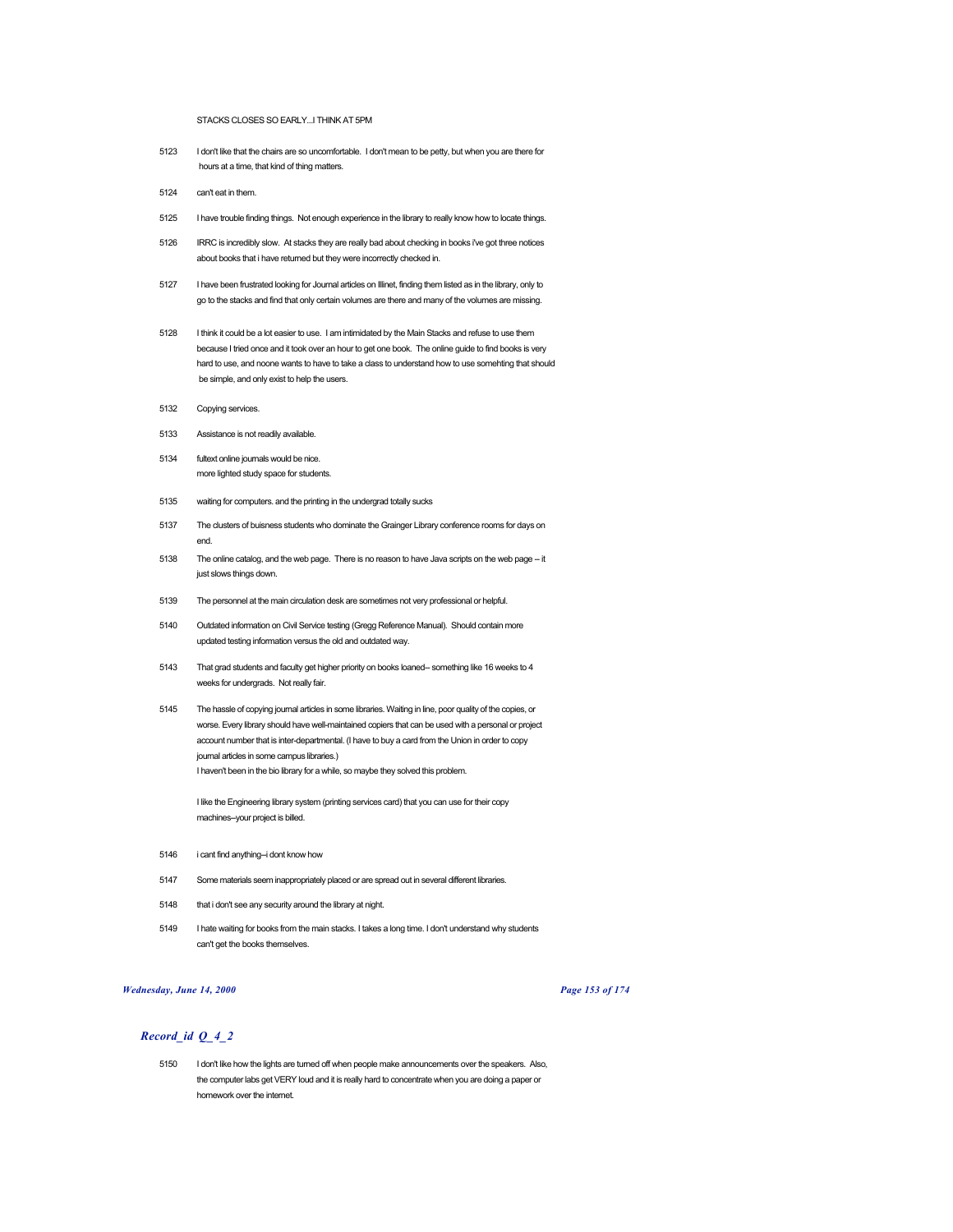STACKS CLOSES SO EARLY...I THINK AT 5PM

5123 I don't like that the chairs are so uncomfortable. I don't mean to be petty, but when you are there for hours at a time, that kind of thing matters.

5124 can't eat in them.

5125 I have trouble finding things. Not enough experience in the library to really know how to locate things.

5126 IRRC is incredibly slow. At stacks they are really bad about checking in books i've got three notices about books that i have returned but they were incorrectly checked in.

5127 I have been frustrated looking for Journal articles on Illinet, finding them listed as in the library, only to go to the stacks and find that only certain volumes are there and many of the volumes are missing.

5128 I think it could be a lot easier to use. I am intimidated by the Main Stacks and refuse to use them because I tried once and it took over an hour to get one book. The online guide to find books is very hard to use, and noone wants to have to take a class to understand how to use somehting that should be simple, and only exist to help the users.

5132 Copying services.

5133 Assistance is not readily available.

5134 fultext online journals would be nice.
more lighted study space for students.

5135 waiting for computers. and the printing in the undergrad totally sucks

5137 The clusters of buisness students who dominate the Grainger Library conference rooms for days on end.

5138 The online catalog, and the web page. There is no reason to have Java scripts on the web page -- it just slows things down.

5139 The personnel at the main circulation desk are sometimes not very professional or helpful.

5140 Outdated information on Civil Service testing (Gregg Reference Manual). Should contain more updated testing information versus the old and outdated way.

5143 That grad students and faculty get higher priority on books loaned-- something like 16 weeks to 4 weeks for undergrads. Not really fair.

5145 The hassle of copying journal articles in some libraries. Waiting in line, poor quality of the copies, or worse. Every library should have well-maintained copiers that can be used with a personal or project account number that is inter-departmental. (I have to buy a card from the Union in order to copy journal articles in some campus libraries.)
I haven't been in the bio library for a while, so maybe they solved this problem.

I like the Engineering library system (printing services card) that you can use for their copy machines--your project is billed.

5146 i cant find anything--i dont know how

5147 Some materials seem inappropriately placed or are spread out in several different libraries.

5148 that i don't see any security around the library at night.

5149 I hate waiting for books from the main stacks. I takes a long time. I don't understand why students can't get the books themselves.

## *Record_id Q_4_2*

5150 I don't like how the lights are turned off when people make announcements over the speakers. Also, the computer labs get VERY loud and it is really hard to concentrate when you are doing a paper or homework over the internet.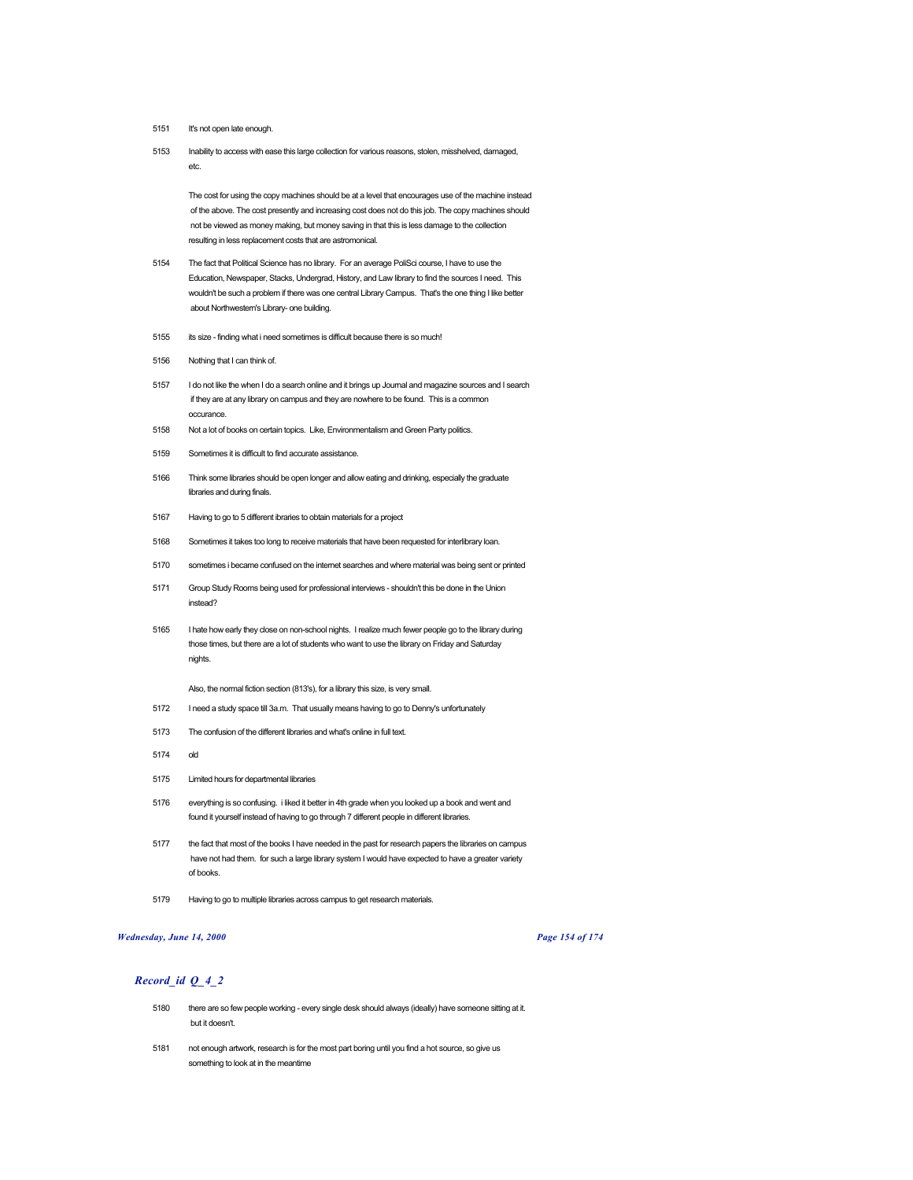5151 It's not open late enough.

5153 Inability to access with ease this large collection for various reasons, stolen, misshelved, damaged, etc.

The cost for using the copy machines should be at a level that encourages use of the machine instead of the above. The cost presently and increasing cost does not do this job. The copy machines should not be viewed as money making, but money saving in that this is less damage to the collection resulting in less replacement costs that are astromonical.

5154 The fact that Political Science has no library. For an average PoliSci course, I have to use the Education, Newspaper, Stacks, Undergrad, History, and Law library to find the sources I need. This wouldn't be such a problem if there was one central Library Campus. That's the one thing I like better about Northwestern's Library- one building.

5155 its size - finding what i need sometimes is difficult because there is so much!

5156 Nothing that I can think of.

5157 I do not like the when I do a search online and it brings up Journal and magazine sources and I search if they are at any library on campus and they are nowhere to be found. This is a common occurance.

5158 Not a lot of books on certain topics. Like, Environmentalism and Green Party politics.

5159 Sometimes it is difficult to find accurate assistance.

5166 Think some libraries should be open longer and allow eating and drinking, especially the graduate libraries and during finals.

5167 Having to go to 5 different ibraries to obtain materials for a project

5168 Sometimes it takes too long to receive materials that have been requested for interlibrary loan.

5170 sometimes i became confused on the internet searches and where material was being sent or printed

5171 Group Study Rooms being used for professional interviews - shouldn't this be done in the Union instead?

5165 I hate how early they close on non-school nights. I realize much fewer people go to the library during those times, but there are a lot of students who want to use the library on Friday and Saturday nights.

Also, the normal fiction section (813's), for a library this size, is very small.

5172 I need a study space till 3a.m. That usually means having to go to Denny's unfortunately

5173 The confusion of the different libraries and what's online in full text.

5174 old

5175 Limited hours for departmental libraries

5176 everything is so confusing. i liked it better in 4th grade when you looked up a book and went and found it yourself instead of having to go through 7 different people in different libraries.

5177 the fact that most of the books I have needed in the past for research papers the libraries on campus have not had them. for such a large library system I would have expected to have a greater variety of books.

5179 Having to go to multiple libraries across campus to get research materials.

## *Record_id Q_4_2*

5180 there are so few people working - every single desk should always (ideally) have someone sitting at it. but it doesn't.

5181 not enough artwork, research is for the most part boring until you find a hot source, so give us something to look at in the meantime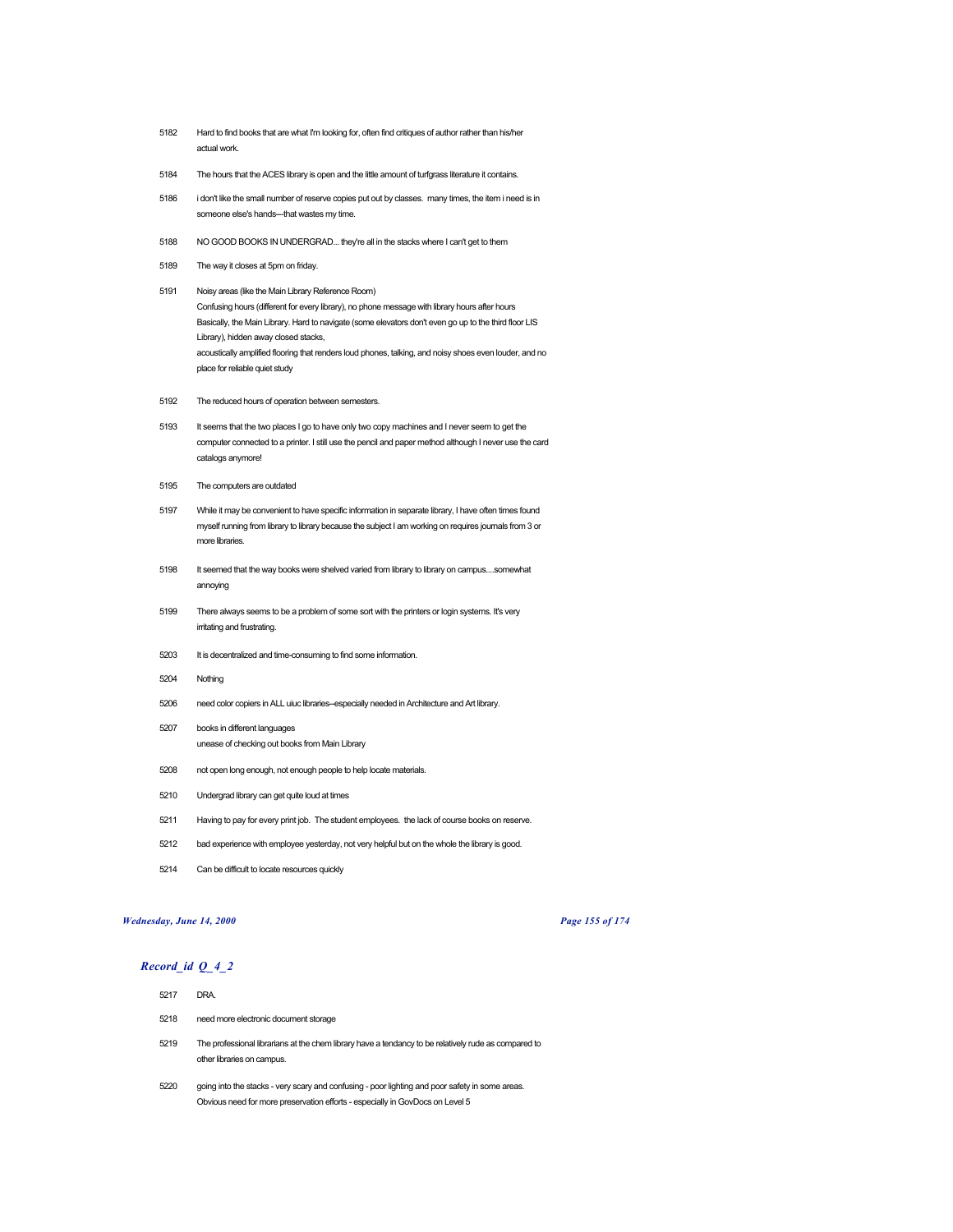5182 Hard to find books that are what I'm looking for, often find critiques of author rather than his/her actual work.

5184 The hours that the ACES library is open and the little amount of turfgrass literature it contains.

5186 i don't like the small number of reserve copies put out by classes. many times, the item i need is in someone else's hands---that wastes my time.

5188 NO GOOD BOOKS IN UNDERGRAD... they're all in the stacks where I can't get to them

5189 The way it closes at 5pm on friday.

5191 Noisy areas (like the Main Library Reference Room)
Confusing hours (different for every library), no phone message with library hours after hours
Basically, the Main Library. Hard to navigate (some elevators don't even go up to the third floor LIS Library), hidden away closed stacks,
acoustically amplified flooring that renders loud phones, talking, and noisy shoes even louder, and no place for reliable quiet study

5192 The reduced hours of operation between semesters.

5193 It seems that the two places I go to have only two copy machines and I never seem to get the computer connected to a printer. I still use the pencil and paper method although I never use the card catalogs anymore!

5195 The computers are outdated

5197 While it may be convenient to have specific information in separate library, I have often times found myself running from library to library because the subject I am working on requires journals from 3 or more libraries.

5198 It seemed that the way books were shelved varied from library to library on campus....somewhat annoying

5199 There always seems to be a problem of some sort with the printers or login systems. It's very irritating and frustrating.

5203 It is decentralized and time-consuming to find some information.

5204 Nothing

5206 need color copiers in ALL uiuc libraries--especially needed in Architecture and Art library.

5207 books in different languages
unease of checking out books from Main Library

5208 not open long enough, not enough people to help locate materials.

5210 Undergrad library can get quite loud at times

5211 Having to pay for every print job. The student employees. the lack of course books on reserve.

5212 bad experience with employee yesterday, not very helpful but on the whole the library is good.

5214 Can be difficult to locate resources quickly

## *Record_id Q_4_2*

5217 DRA.

5218 need more electronic document storage

5219 The professional librarians at the chem library have a tendancy to be relatively rude as compared to other libraries on campus.

5220 going into the stacks - very scary and confusing - poor lighting and poor safety in some areas.
Obvious need for more preservation efforts - especially in GovDocs on Level 5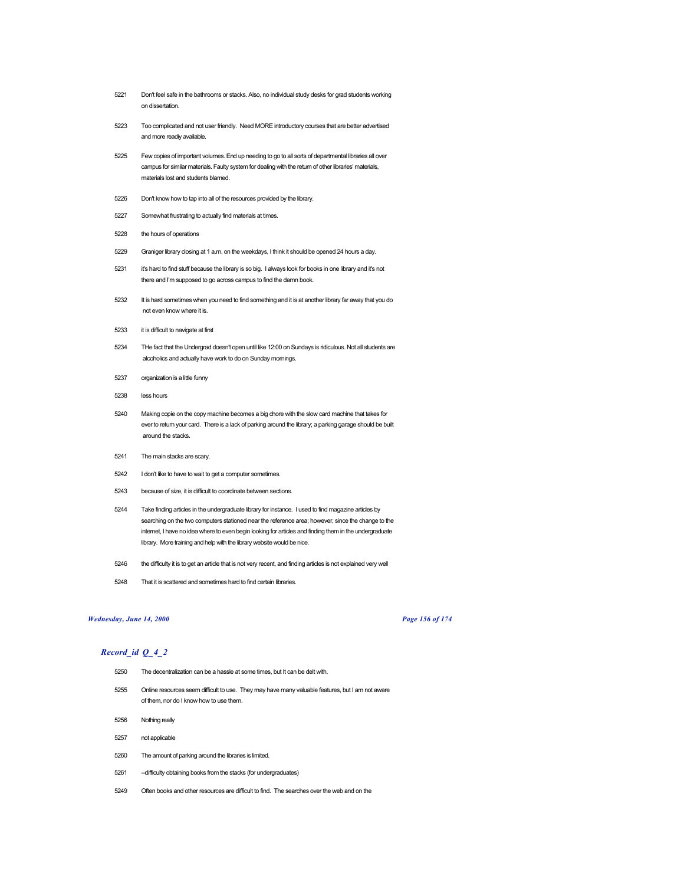5221 Don't feel safe in the bathrooms or stacks. Also, no individual study desks for grad students working on dissertation.

5223 Too complicated and not user friendly. Need MORE introductory courses that are better advertised and more readily available.

5225 Few copies of important volumes. End up needing to go to all sorts of departmental libraries all over campus for similar materials. Faulty system for dealing with the return of other libraries' materials, materials lost and students blamed.

5226 Don't know how to tap into all of the resources provided by the library.

5227 Somewhat frustrating to actually find materials at times.

5228 the hours of operations

5229 Graniger library closing at 1 a.m. on the weekdays, I think it should be opened 24 hours a day.

5231 it's hard to find stuff because the library is so big. I always look for books in one library and it's not there and I'm supposed to go across campus to find the damn book.

5232 It is hard sometimes when you need to find something and it is at another library far away that you do not even know where it is.

5233 it is difficult to navigate at first

5234 THe fact that the Undergrad doesn't open until like 12:00 on Sundays is ridiculous. Not all students are alcoholics and actually have work to do on Sunday mornings.

5237 organization is a little funny

5238 less hours

5240 Making copie on the copy machine becomes a big chore with the slow card machine that takes for ever to return your card. There is a lack of parking around the library; a parking garage should be built around the stacks.

5241 The main stacks are scary.

5242 I don't like to have to wait to get a computer sometimes.

5243 because of size, it is difficult to coordinate between sections.

5244 Take finding articles in the undergraduate library for instance. I used to find magazine articles by searching on the two computers stationed near the reference area; however, since the change to the internet, I have no idea where to even begin looking for articles and finding them in the undergraduate library. More training and help with the library website would be nice.

5246 the difficulty it is to get an article that is not very recent, and finding articles is not explained very well

5248 That it is scattered and sometimes hard to find certain libraries.

## Record_id Q_4_2

5250 The decentralization can be a hassle at some times, but It can be delt with.

5255 Online resources seem difficult to use. They may have many valuable features, but I am not aware of them, nor do I know how to use them.

5256 Nothing really

5257 not applicable

5260 The amount of parking around the libraries is limited.

5261 --difficulty obtaining books from the stacks (for undergraduates)

5249 Often books and other resources are difficult to find. The searches over the web and on the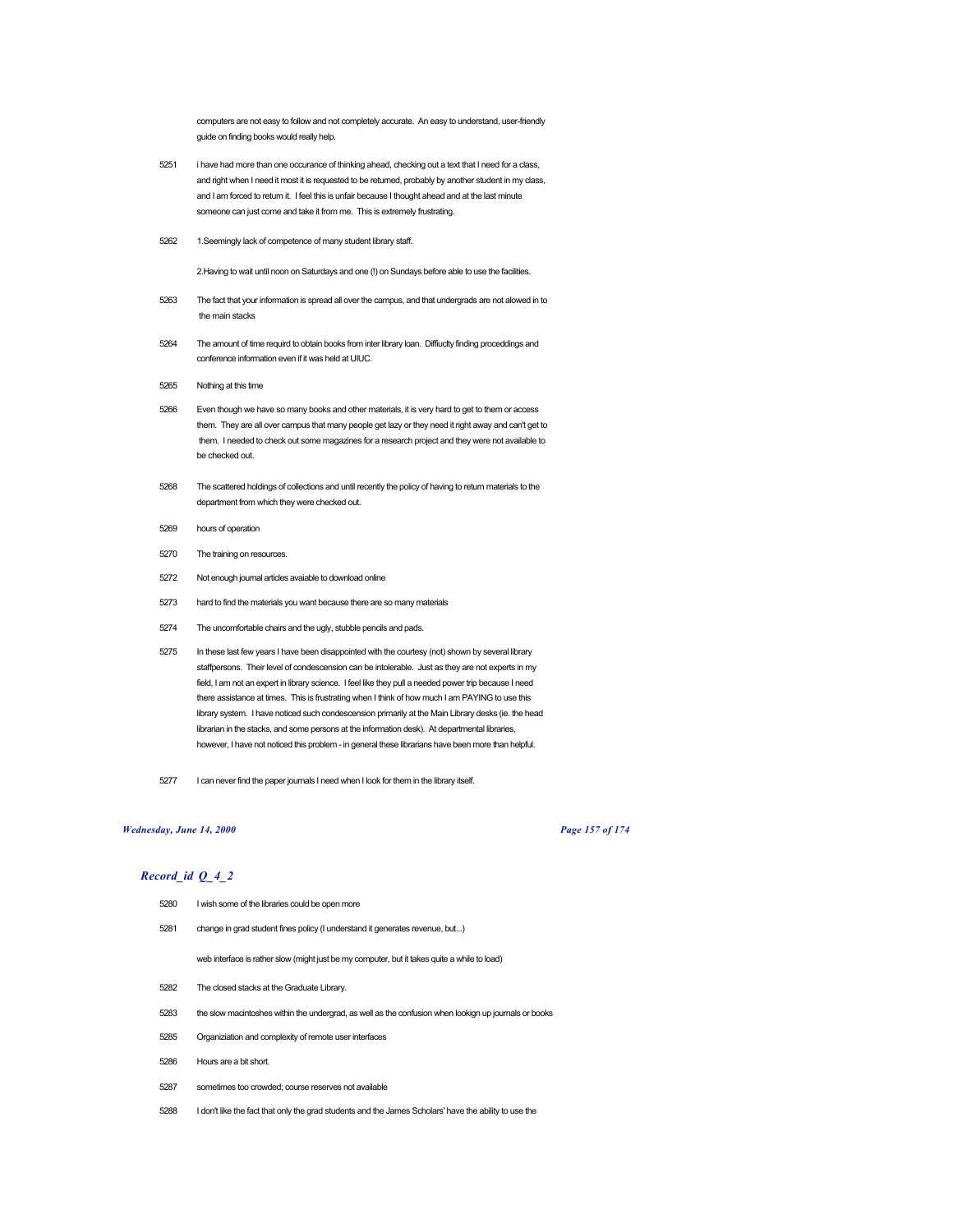computers are not easy to follow and not completely accurate. An easy to understand, user-friendly guide on finding books would really help.

5251 i have had more than one occurance of thinking ahead, checking out a text that I need for a class, and right when I need it most it is requested to be returned, probably by another student in my class, and I am forced to return it. I feel this is unfair because I thought ahead and at the last minute someone can just come and take it from me. This is extremely frustrating.

5262 1.Seemingly lack of competence of many student library staff.

2.Having to wait until noon on Saturdays and one (!) on Sundays before able to use the facilities.

5263 The fact that your information is spread all over the campus, and that undergrads are not alowed in to the main stacks

5264 The amount of time requird to obtain books from inter library loan. Diffiuclty finding proceddings and conference information even if it was held at UIUC.

5265 Nothing at this time

5266 Even though we have so many books and other materials, it is very hard to get to them or access them. They are all over campus that many people get lazy or they need it right away and can't get to them. I needed to check out some magazines for a research project and they were not available to be checked out.

5268 The scattered holdings of collections and until recently the policy of having to return materials to the department from which they were checked out.

5269 hours of operation

5270 The training on resources.

5272 Not enough journal articles avaiable to download online

5273 hard to find the materials you want because there are so many materials

5274 The uncomfortable chairs and the ugly, stubble pencils and pads.

5275 In these last few years I have been disappointed with the courtesy (not) shown by several library staffpersons. Their level of condescension can be intolerable. Just as they are not experts in my field, I am not an expert in library science. I feel like they pull a needed power trip because I need there assistance at times. This is frustrating when I think of how much I am PAYING to use this library system. I have noticed such condescension primarily at the Main Library desks (ie. the head librarian in the stacks, and some persons at the information desk). At departmental libraries, however, I have not noticed this problem - in general these librarians have been more than helpful.

5277 I can never find the paper journals I need when I look for them in the library itself.

## *Record_id Q_4_2*

5280 I wish some of the libraries could be open more

5281 change in grad student fines policy (I understand it generates revenue, but...)

web interface is rather slow (might just be my computer, but it takes quite a while to load)

5282 The closed stacks at the Graduate Library.

5283 the slow macintoshes within the undergrad, as well as the confusion when lookign up journals or books

5285 Organiziation and complexity of remote user interfaces

5286 Hours are a bit short.

5287 sometimes too crowded; course reserves not available

5288 I don't like the fact that only the grad students and the James Scholars' have the ability to use the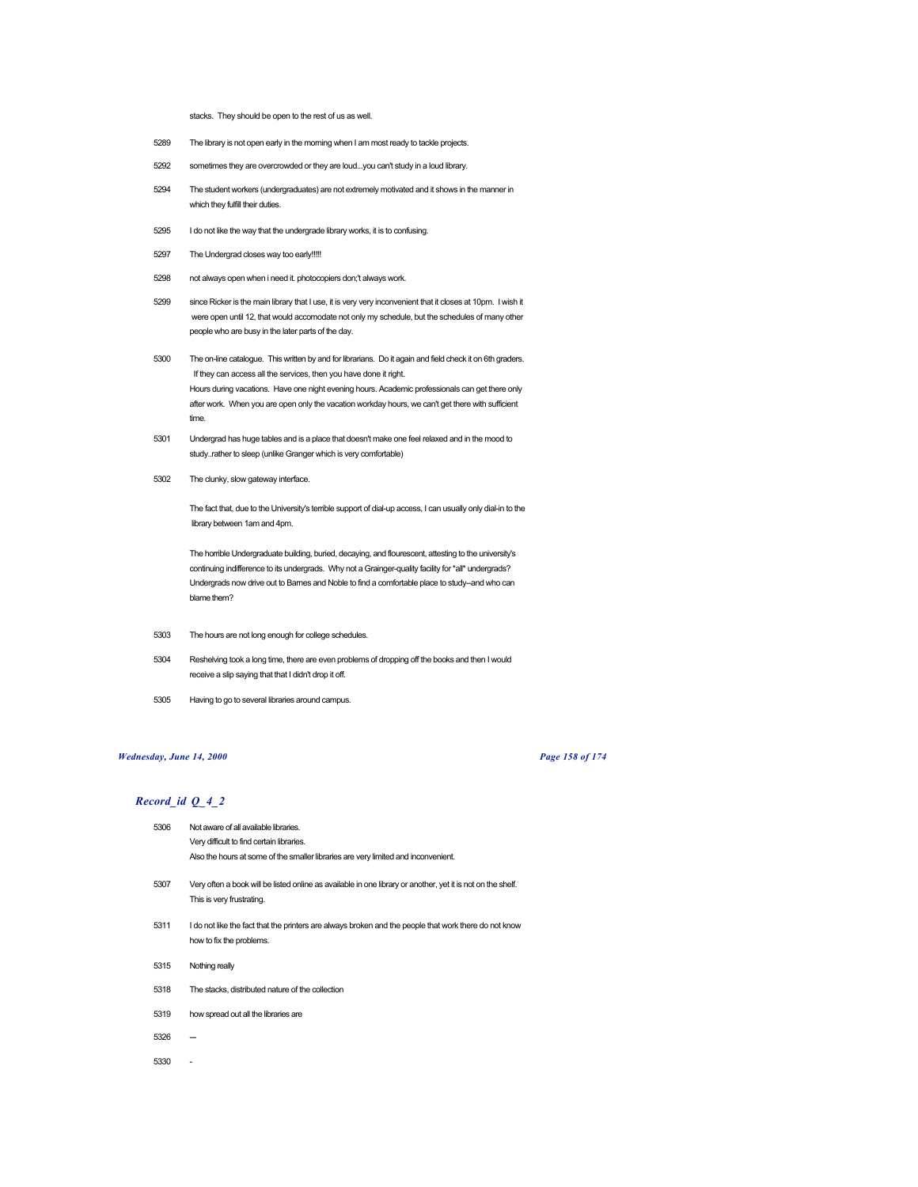stacks. They should be open to the rest of us as well.

5289 The library is not open early in the morning when I am most ready to tackle projects.

5292 sometimes they are overcrowded or they are loud...you can't study in a loud library.

5294 The student workers (undergraduates) are not extremely motivated and it shows in the manner in which they fulfill their duties.

5295 I do not like the way that the undergrade library works, it is to confusing.

5297 The Undergrad closes way too early!!!!!

5298 not always open when i need it. photocopiers don;'t always work.

5299 since Ricker is the main library that I use, it is very very inconvenient that it closes at 10pm. I wish it were open until 12, that would accomodate not only my schedule, but the schedules of many other people who are busy in the later parts of the day.

5300 The on-line catalogue. This written by and for librarians. Do it again and field check it on 6th graders. If they can access all the services, then you have done it right.
Hours during vacations. Have one night evening hours. Academic professionals can get there only after work. When you are open only the vacation workday hours, we can't get there with sufficient time.

5301 Undergrad has huge tables and is a place that doesn't make one feel relaxed and in the mood to study..rather to sleep (unlike Granger which is very comfortable)

5302 The clunky, slow gateway interface.

The fact that, due to the University's terrible support of dial-up access, I can usually only dial-in to the library between 1am and 4pm.

The horrible Undergraduate building, buried, decaying, and flourescent, attesting to the university's continuing indifference to its undergrads. Why not a Grainger-quality facility for *all* undergrads? Undergrads now drive out to Barnes and Noble to find a comfortable place to study--and who can blame them?

5303 The hours are not long enough for college schedules.

5304 Reshelving took a long time, there are even problems of dropping off the books and then I would receive a slip saying that that I didn't drop it off.

5305 Having to go to several libraries around campus.

## *Record_id Q_4_2*

5306 Not aware of all available libraries.
Very difficult to find certain libraries.
Also the hours at some of the smaller libraries are very limited and inconvenient.

5307 Very often a book will be listed online as available in one library or another, yet it is not on the shelf. This is very frustrating.

5311 I do not like the fact that the printers are always broken and the people that work there do not know how to fix the problems.

5315 Nothing really

5318 The stacks, distributed nature of the collection

5319 how spread out all the libraries are

5326 —

5330 -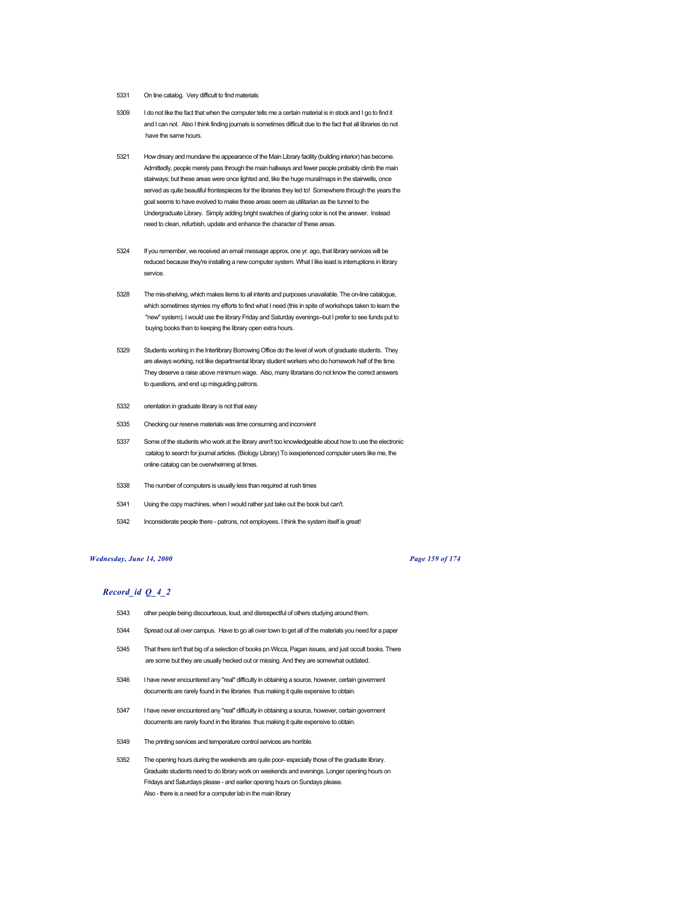5331 On line catalog. Very difficult to find materials

5309 I do not like the fact that when the computer tells me a certain material is in stock and I go to find it and I can not. Also I think finding journals is sometimes difficult due to the fact that all libraries do not have the same hours.

5321 How dreary and mundane the appearance of the Main Library facility (building interior) has become. Admittedly, people merely pass through the main hallways and fewer people probably climb the main stairways; but these areas were once lighted and, like the huge mural/maps in the stairwells, once served as quite beautiful frontespieces for the libraries they led to! Somewhere through the years the goal seems to have evolved to make these areas seem as utilitarian as the tunnel to the Undergraduate Library. Simply adding bright swatches of glaring color is not the answer. Instead need to clean, refurbish, update and enhance the character of these areas.

5324 If you remember, we received an email message approx. one yr. ago, that library services will be reduced because they're installing a new computer system. What I like least is interruptions in library service.

5328 The mis-shelving, which makes items to all intents and purposes unavailable. The on-line catalogue, which sometimes stymies my efforts to find what I need (this in spite of workshops taken to learn the "new" system). I would use the library Friday and Saturday evenings--but I prefer to see funds put to buying books than to keeping the library open extra hours.

5329 Students working in the Interlibrary Borrowing Office do the level of work of graduate students. They are always working, not like departmental library student workers who do homework half of the time. They deserve a raise above minimum wage. Also, many librarians do not know the correct answers to questions, and end up misguiding patrons.

5332 orientation in graduate library is not that easy

5335 Checking our reserve materials was time consuming and inconvient

5337 Some of the students who work at the library aren't too knowledgeable about how to use the electronic catalog to search for journal articles. (Biology Library) To ixexperienced computer users like me, the online catalog can be overwhelming at times.

5338 The number of computers is usually less than required at rush times

5341 Using the copy machines, when I would rather just take out the book but can't.

5342 Inconsiderate people there - patrons, not employees. I think the system itself is great!

## *Record_id Q_4_2*

5343 other people being discourteous, loud, and disrespectful of others studying around them.

5344 Spread out all over campus. Have to go all over town to get all of the materials you need for a paper

5345 That there isn't that big of a selection of books pn Wicca, Pagan issues, and just occult books. There are some but they are usually hecked out or missing. And they are somewhat outdated.

5346 I have never encountered any "real" difficulty in obtaining a source, however, certain goverment documents are rarely found in the libraries thus making it quite expensive to obtain.

5347 I have never encountered any "real" difficulty in obtaining a source, however, certain goverment documents are rarely found in the libraries thus making it quite expensive to obtain.

5349 The printing services and temperature control services are horrible.

5352 The opening hours during the weekends are quite poor- especially those of the graduate library. Graduate students need to do library work on weekends and evenings. Longer opening hours on Fridays and Saturdays please - and earlier opening hours on Sundays please.
Also - there is a need for a computer lab in the main library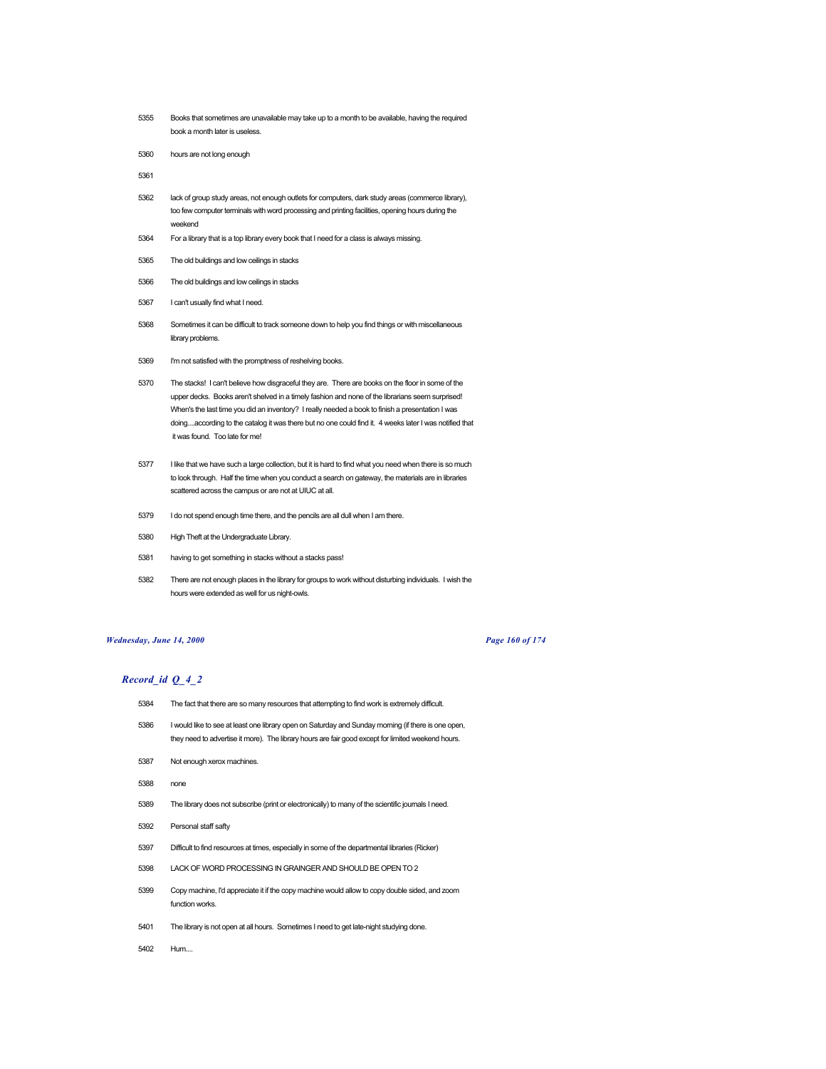| | |
|---|---|
| 5355 | Books that sometimes are unavailable may take up to a month to be available, having the required book a month later is useless. |
| 5360 | hours are not long enough |
| 5361 | |
| 5362 | lack of group study areas, not enough outlets for computers, dark study areas (commerce library), too few computer terminals with word processing and printing facilities, opening hours during the weekend |
| 5364 | For a library that is a top library every book that I need for a class is always missing. |
| 5365 | The old buildings and low ceilings in stacks |
| 5366 | The old buildings and low ceilings in stacks |
| 5367 | I can't usually find what I need. |
| 5368 | Sometimes it can be difficult to track someone down to help you find things or with miscellaneous library problems. |
| 5369 | I'm not satisfied with the promptness of reshelving books. |
| 5370 | The stacks! I can't believe how disgraceful they are. There are books on the floor in some of the upper decks. Books aren't shelved in a timely fashion and none of the librarians seem surprised! When's the last time you did an inventory? I really needed a book to finish a presentation I was doing....according to the catalog it was there but no one could find it. 4 weeks later I was notified that it was found. Too late for me! |
| 5377 | I like that we have such a large collection, but it is hard to find what you need when there is so much to look through. Half the time when you conduct a search on gateway, the materials are in libraries scattered across the campus or are not at UIUC at all. |
| 5379 | I do not spend enough time there, and the pencils are all dull when I am there. |
| 5380 | High Theft at the Undergraduate Library. |
| 5381 | having to get something in stacks without a stacks pass! |
| 5382 | There are not enough places in the library for groups to work without disturbing individuals. I wish the hours were extended as well for us night-owls. |

## *Record_id Q_4_2*

| | |
|---|---|
| 5384 | The fact that there are so many resources that attempting to find work is extremely difficult. |
| 5386 | I would like to see at least one library open on Saturday and Sunday morning (if there is one open, they need to advertise it more). The library hours are fair good except for limited weekend hours. |
| 5387 | Not enough xerox machines. |
| 5388 | none |
| 5389 | The library does not subscribe (print or electronically) to many of the scientific journals I need. |
| 5392 | Personal staff safty |
| 5397 | Difficult to find resources at times, especially in some of the departmental libraries (Ricker) |
| 5398 | LACK OF WORD PROCESSING IN GRAINGER AND SHOULD BE OPEN TO 2 |
| 5399 | Copy machine, I'd appreciate it if the copy machine would allow to copy double sided, and zoom function works. |
| 5401 | The library is not open at all hours. Sometimes I need to get late-night studying done. |
| 5402 | Hum.... |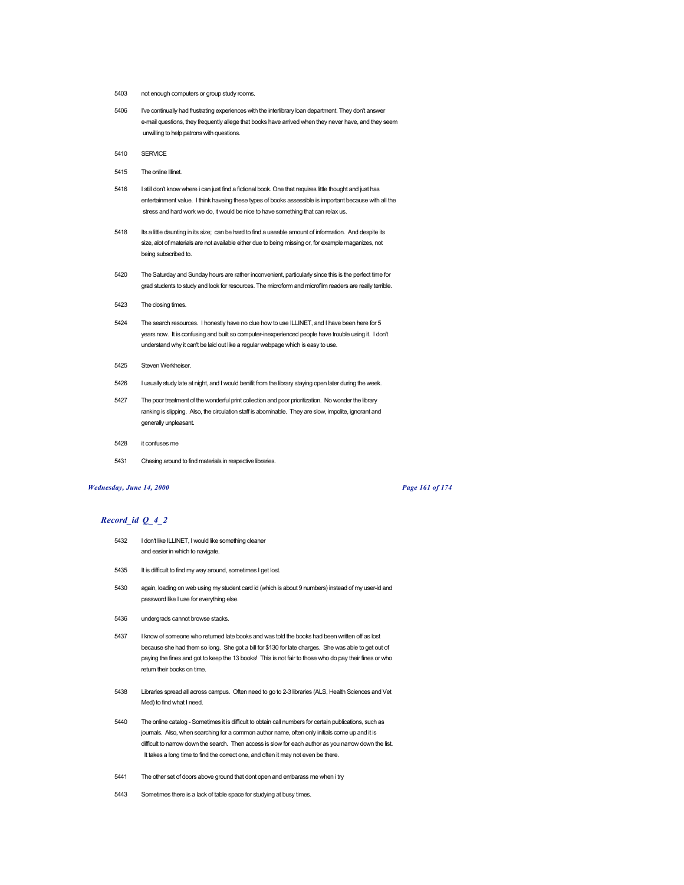5403 not enough computers or group study rooms.

5406 I've continually had frustrating experiences with the interlibrary loan department. They don't answer e-mail questions, they frequently allege that books have arrived when they never have, and they seem unwilling to help patrons with questions.

5410 SERVICE

5415 The online Illinet.

5416 I still don't know where i can just find a fictional book. One that requires little thought and just has entertainment value. I think haveing these types of books assessible is important because with all the stress and hard work we do, it would be nice to have something that can relax us.

5418 Its a little daunting in its size; can be hard to find a useable amount of information. And despite its size, alot of materials are not available either due to being missing or, for example maganizes, not being subscribed to.

5420 The Saturday and Sunday hours are rather inconvenient, particularly since this is the perfect time for grad students to study and look for resources. The microform and microfilm readers are really terrible.

5423 The closing times.

5424 The search resources. I honestly have no clue how to use ILLINET, and I have been here for 5 years now. It is confusing and built so computer-inexperienced people have trouble using it. I don't understand why it can't be laid out like a regular webpage which is easy to use.

5425 Steven Werkheiser.

5426 I usually study late at night, and I would benifit from the library staying open later during the week.

5427 The poor treatment of the wonderful print collection and poor prioritization. No wonder the library ranking is slipping. Also, the circulation staff is abominable. They are slow, impolite, ignorant and generally unpleasant.

5428 it confuses me

5431 Chasing around to find materials in respective libraries.

## *Record_id Q_4_2*

5432 I don't like ILLINET, I would like something cleaner and easier in which to navigate.

5435 It is difficult to find my way around, sometimes I get lost.

5430 again, loading on web using my student card id (which is about 9 numbers) instead of my user-id and password like I use for everything else.

5436 undergrads cannot browse stacks.

5437 I know of someone who returned late books and was told the books had been written off as lost because she had them so long. She got a bill for $130 for late charges. She was able to get out of paying the fines and got to keep the 13 books! This is not fair to those who do pay their fines or who return their books on time.

5438 Libraries spread all across campus. Often need to go to 2-3 libraries (ALS, Health Sciences and Vet Med) to find what I need.

5440 The online catalog - Sometimes it is difficult to obtain call numbers for certain publications, such as journals. Also, when searching for a common author name, often only initials come up and it is difficult to narrow down the search. Then access is slow for each author as you narrow down the list. It takes a long time to find the correct one, and often it may not even be there.

5441 The other set of doors above ground that dont open and embarass me when i try

5443 Sometimes there is a lack of table space for studying at busy times.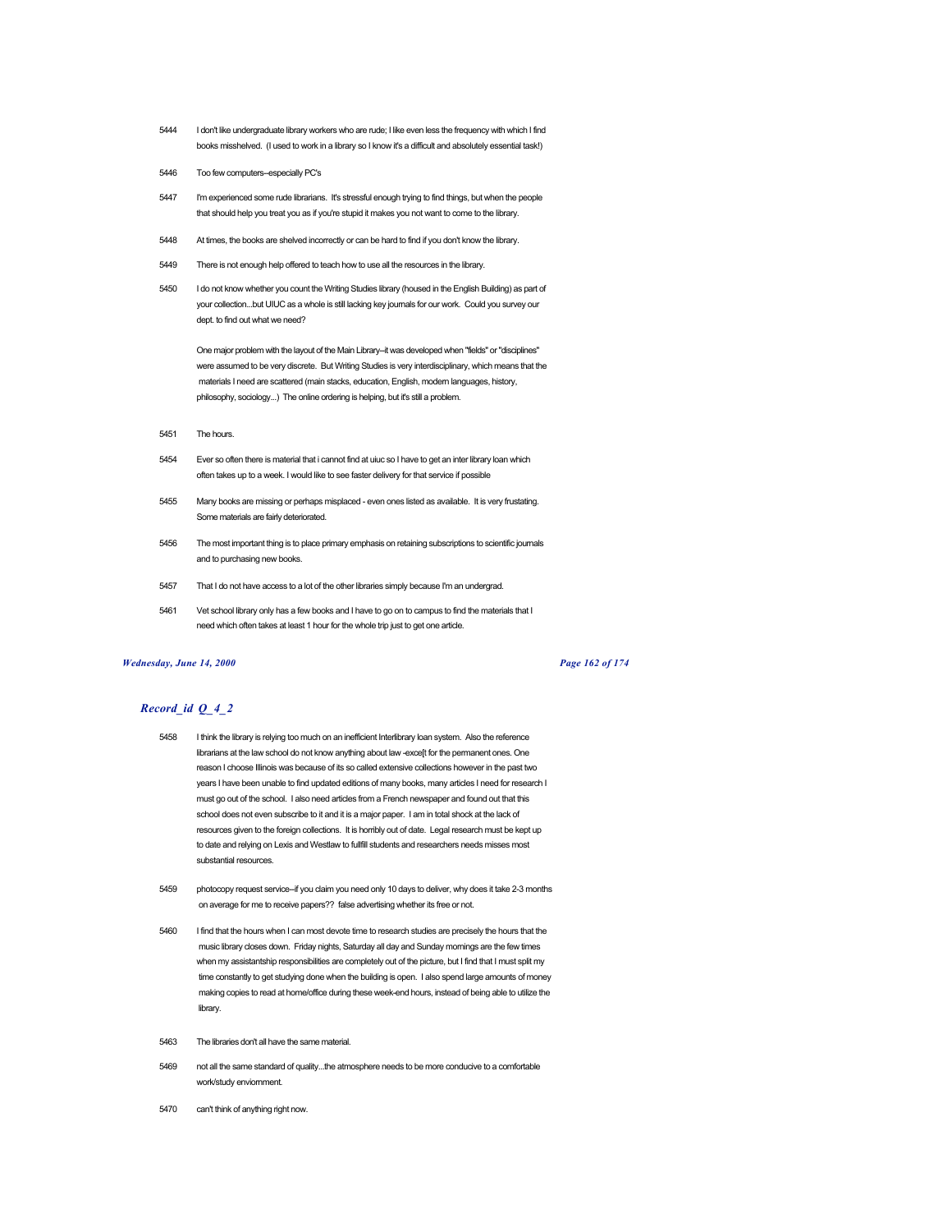5444 I don't like undergraduate library workers who are rude; I like even less the frequency with which I find books misshelved. (I used to work in a library so I know it's a difficult and absolutely essential task!)

5446 Too few computers--especially PC's

5447 I'm experienced some rude librarians. It's stressful enough trying to find things, but when the people that should help you treat you as if you're stupid it makes you not want to come to the library.

5448 At times, the books are shelved incorrectly or can be hard to find if you don't know the library.

5449 There is not enough help offered to teach how to use all the resources in the library.

5450 I do not know whether you count the Writing Studies library (housed in the English Building) as part of your collection...but UIUC as a whole is still lacking key journals for our work. Could you survey our dept. to find out what we need?

One major problem with the layout of the Main Library--it was developed when "fields" or "disciplines" were assumed to be very discrete. But Writing Studies is very interdisciplinary, which means that the materials I need are scattered (main stacks, education, English, modern languages, history, philosophy, sociology...) The online ordering is helping, but it's still a problem.

5451 The hours.

5454 Ever so often there is material that i cannot find at uiuc so I have to get an inter library loan which often takes up to a week. I would like to see faster delivery for that service if possible

5455 Many books are missing or perhaps misplaced - even ones listed as available. It is very frustating. Some materials are fairly deteriorated.

5456 The most important thing is to place primary emphasis on retaining subscriptions to scientific journals and to purchasing new books.

5457 That I do not have access to a lot of the other libraries simply because I'm an undergrad.

5461 Vet school library only has a few books and I have to go on to campus to find the materials that I need which often takes at least 1 hour for the whole trip just to get one article.

## *Record_id Q_4_2*

5458 I think the library is relying too much on an inefficient Interlibrary loan system. Also the reference librarians at the law school do not know anything about law -exce[t for the permanent ones. One reason I choose Illinois was because of its so called extensive collections however in the past two years I have been unable to find updated editions of many books, many articles I need for research I must go out of the school. I also need articles from a French newspaper and found out that this school does not even subscribe to it and it is a major paper. I am in total shock at the lack of resources given to the foreign collections. It is horribly out of date. Legal research must be kept up to date and relying on Lexis and Westlaw to fullfill students and researchers needs misses most substantial resources.

5459 photocopy request service--if you claim you need only 10 days to deliver, why does it take 2-3 months on average for me to receive papers?? false advertising whether its free or not.

5460 I find that the hours when I can most devote time to research studies are precisely the hours that the music library closes down. Friday nights, Saturday all day and Sunday mornings are the few times when my assistantship responsibilities are completely out of the picture, but I find that I must split my time constantly to get studying done when the building is open. I also spend large amounts of money making copies to read at home/office during these week-end hours, instead of being able to utilize the library.

5463 The libraries don't all have the same material.

5469 not all the same standard of quality...the atmosphere needs to be more conducive to a comfortable work/study enviornment.

5470 can't think of anything right now.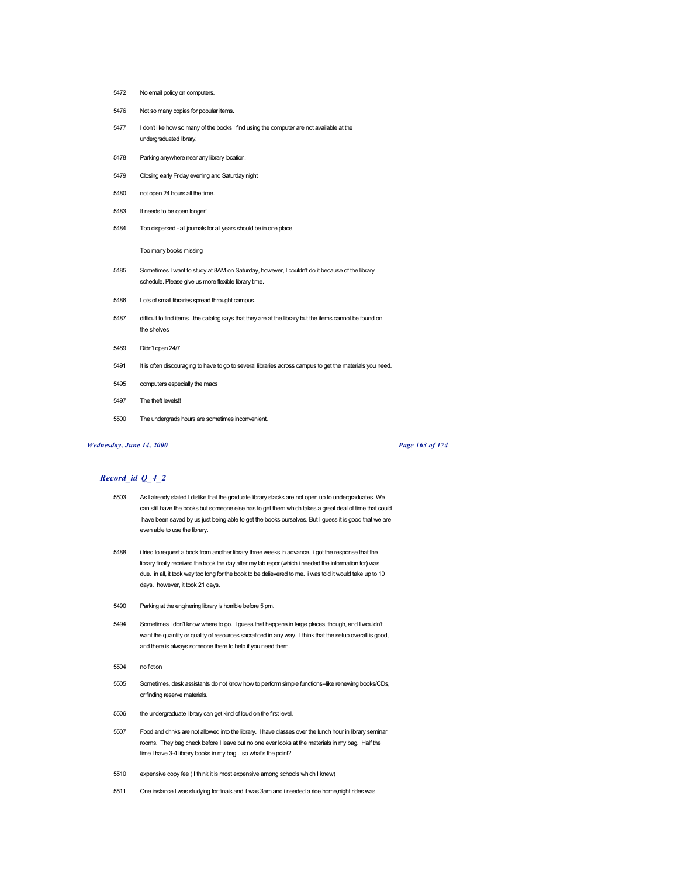5472 No email policy on computers.

5476 Not so many copies for popular items.

5477 I don't like how so many of the books I find using the computer are not available at the undergraduated library.

5478 Parking anywhere near any library location.

5479 Closing early Friday evening and Saturday night

5480 not open 24 hours all the time.

5483 It needs to be open longer!

5484 Too dispersed - all journals for all years should be in one place

Too many books missing

5485 Sometimes I want to study at 8AM on Saturday, however, I couldn't do it because of the library schedule. Please give us more flexible library time.

5486 Lots of small libraries spread throught campus.

5487 difficult to find items...the catalog says that they are at the library but the items cannot be found on the shelves

5489 Didn't open 24/7

5491 It is often discouraging to have to go to several libraries across campus to get the materials you need.

5495 computers especially the macs

5497 The theft levels!!

5500 The undergrads hours are sometimes inconvenient.

## *Record_id Q_4_2*

5503 As I already stated I dislike that the graduate library stacks are not open up to undergraduates. We can still have the books but someone else has to get them which takes a great deal of time that could have been saved by us just being able to get the books ourselves. But I guess it is good that we are even able to use the library.

5488 i tried to request a book from another library three weeks in advance. i got the response that the library finally received the book the day after my lab repor (which i needed the information for) was due. in all, it took way too long for the book to be delievered to me. i was told it would take up to 10 days. however, it took 21 days.

5490 Parking at the enginering library is horrible before 5 pm.

5494 Sometimes I don't know where to go. I guess that happens in large places, though, and I wouldn't want the quantity or quality of resources sacraficed in any way. I think that the setup overall is good, and there is always someone there to help if you need them.

5504 no fiction

5505 Sometimes, desk assistants do not know how to perform simple functions--like renewing books/CDs, or finding reserve materials.

5506 the undergraduate library can get kind of loud on the first level.

5507 Food and drinks are not allowed into the library. I have classes over the lunch hour in library seminar rooms. They bag check before I leave but no one ever looks at the materials in my bag. Half the time I have 3-4 library books in my bag... so what's the point?

5510 expensive copy fee ( I think it is most expensive among schools which I knew)

5511 One instance I was studying for finals and it was 3am and i needed a ride home,night rides was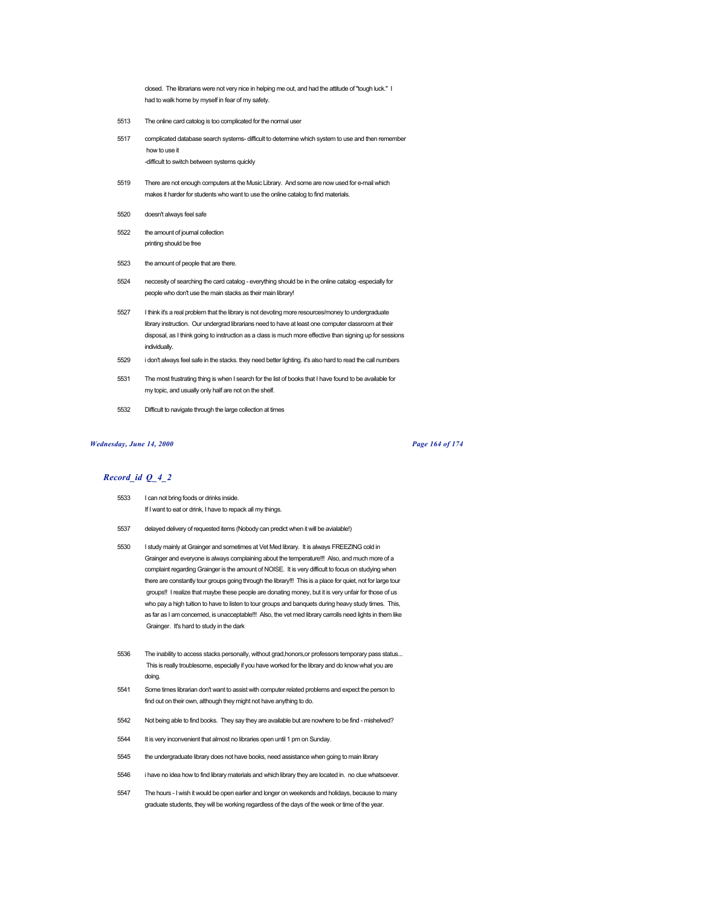closed. The librarians were not very nice in helping me out, and had the attitude of "tough luck." I had to walk home by myself in fear of my safety.

5513 The online card catolog is too complicated for the normal user

5517 complicated database search systems- difficult to determine which system to use and then remember how to use it
-difficult to switch between systems quickly

5519 There are not enough computers at the Music Library. And some are now used for e-mail which makes it harder for students who want to use the online catalog to find materials.

5520 doesn't always feel safe

5522 the amount of journal collection
printing should be free

5523 the amount of people that are there.

5524 neccesity of searching the card catalog - everything should be in the online catalog -especially for people who don't use the main stacks as their main library!

5527 I think it's a real problem that the library is not devoting more resources/money to undergraduate library instruction. Our undergrad librarians need to have at least one computer classroom at their disposal, as I think going to instruction as a class is much more effective than signing up for sessions individually.

5529 i don't always feel safe in the stacks. they need better lighting. it's also hard to read the call numbers

5531 The most frustrating thing is when I search for the list of books that I have found to be available for my topic, and usually only half are not on the shelf.

5532 Difficult to navigate through the large collection at times

## *Record_id Q_4_2*

5533 I can not bring foods or drinks inside.
If I want to eat or drink, I have to repack all my things.

5537 delayed delivery of requested items (Nobody can predict when it will be avialable!)

5530 I study mainly at Grainger and sometimes at Vet Med library. It is always FREEZING cold in Grainger and everyone is always complaining about the temperature!!! Also, and much more of a complaint regarding Grainger is the amount of NOISE. It is very difficult to focus on studying when there are constantly tour groups going through the library!!! This is a place for quiet, not for large tour groups!! I realize that maybe these people are donating money, but it is very unfair for those of us who pay a high tuition to have to listen to tour groups and banquets during heavy study times. This, as far as I am concerned, is unacceptable!!! Also, the vet med library carrolls need lights in them like Grainger. It's hard to study in the dark

5536 The inability to access stacks personally, without grad,honors,or professors temporary pass status... This is really troublesome, especially if you have worked for the library and do know what you are doing.

5541 Some times librarian don't want to assist with computer related problems and expect the person to find out on their own, although they might not have anything to do.

5542 Not being able to find books. They say they are available but are nowhere to be find - mishelved?

5544 It is very inconvenient that almost no libraries open until 1 pm on Sunday.

5545 the undergraduate library does not have books, need assistance when going to main library

5546 i have no idea how to find library materials and which library they are located in. no clue whatsoever.

5547 The hours - I wish it would be open earlier and longer on weekends and holidays, because to many graduate students, they will be working regardless of the days of the week or time of the year.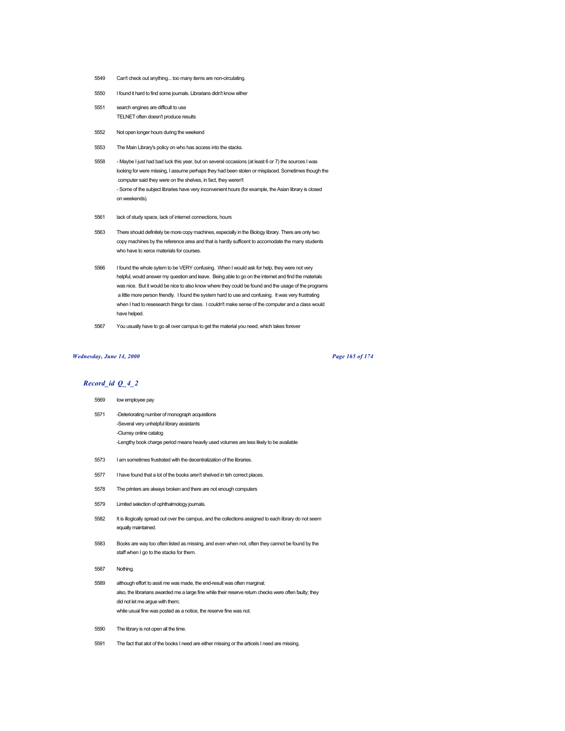5549 Can't check out anything... too many items are non-circulating.

5550 I found it hard to find some journals. Librarians didn't know either

5551 search engines are difficult to use
TELNET often doesn't produce results

5552 Not open longer hours during the weekend

5553 The Main Library's policy on who has access into the stacks.

5558 - Maybe I just had bad luck this year, but on several occasions (at least 6 or 7) the sources I was looking for were missing, I assume perhaps they had been stolen or misplaced. Sometimes though the computer said they were on the shelves, in fact, they weren't
- Some of the subject libraries have very inconvenient hours (for example, the Asian library is closed on weekends).

5561 lack of study space, lack of internet connections, hours

5563 There should definitely be more copy machines, especially in the Biology library. There are only two copy machines by the reference area and that is hardly sufficent to accomodate the many students who have to xerox materials for courses.

5566 I found the whole sytem to be VERY confusing. When I would ask for help, they were not very helpful, would answer my question and leave. Being able to go on the internet and find the materials was nice. But it would be nice to also know where they could be found and the usage of the programs a little more person friendly. I found the system hard to use and confusing. It was very frustrating when I had to resesearch things for class. I couldn't make sense of the computer and a class would have helped.

5567 You usually have to go all over campus to get the material you need, which takes forever

## *Record_id Q_4_2*

5569 low employee pay

5571 -Deteriorating number of monograph acquisitions
-Several very unhelpful library assistants
-Clumsy online catalog
-Lengthy book charge period means heavily used volumes are less likely to be available

5573 I am sometimes frustrated with the decentralization of the libraries.

5577 I have found that a lot of the books aren't shelved in teh correct places.

5578 The printers are always broken and there are not enough computers

5579 Limited selection of ophthalmology journals.

5582 It is illogically spread out over the campus, and the collections assigned to each library do not seem equally maintained.

5583 Books are way too often listed as missing, and even when not, often they cannot be found by the staff when I go to the stacks for them.

5587 Nothing.

5589 although effort to assit me was made, the end-result was often marginal;
also, the librarians awarded me a large fine while their reserve return checks were often faulty; they did not let me argue with them;
while usual fine was posted as a notice, the reserve fine was not.

5590 The library is not open all the time.

5591 The fact that alot of the books I need are either missing or the articels I need are missing.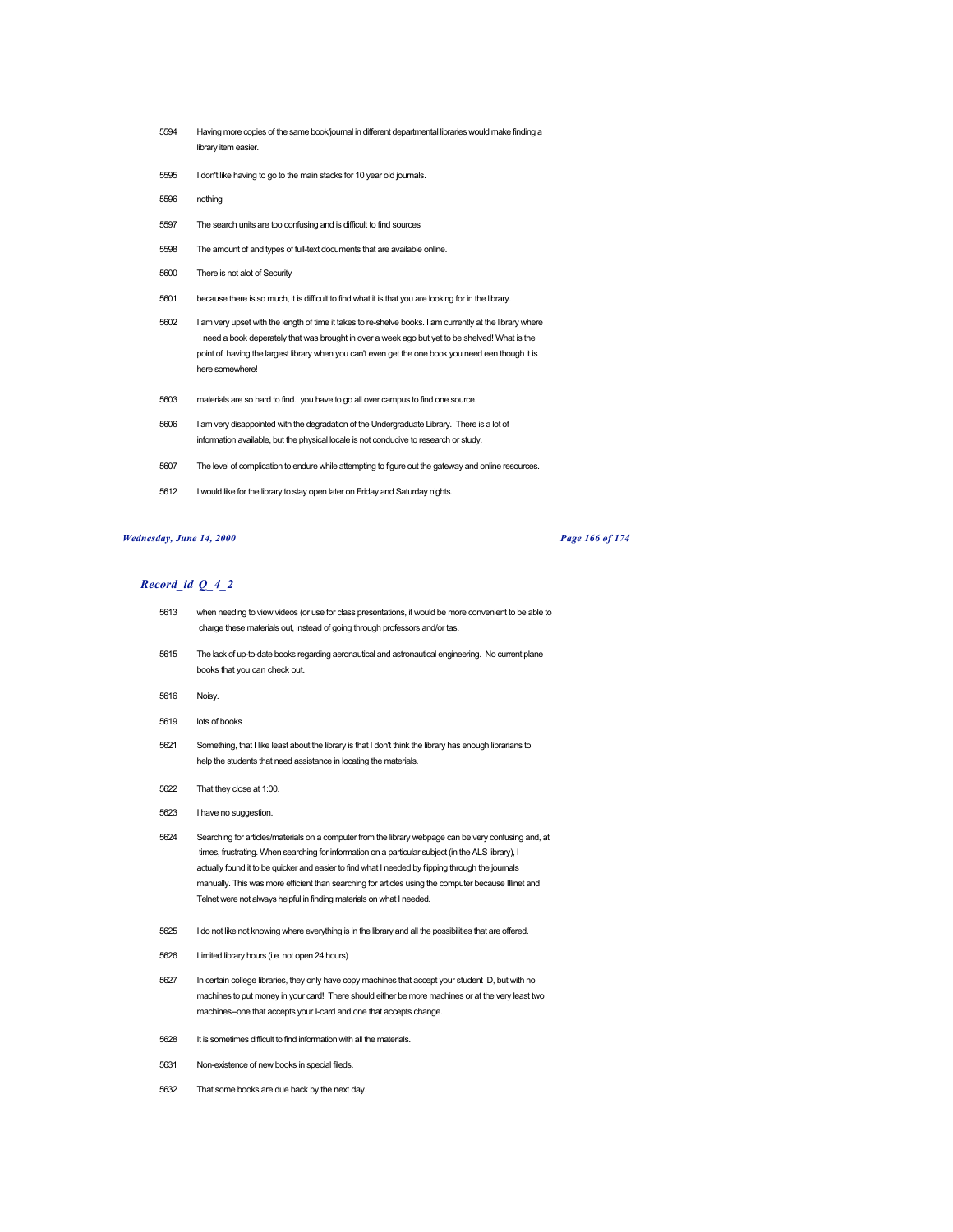| | |
|---|---|
| 5594 | Having more copies of the same book/journal in different departmental libraries would make finding a library item easier. |
| 5595 | I don't like having to go to the main stacks for 10 year old journals. |
| 5596 | nothing |
| 5597 | The search units are too confusing and is difficult to find sources |
| 5598 | The amount of and types of full-text documents that are available online. |
| 5600 | There is not alot of Security |
| 5601 | because there is so much, it is difficult to find what it is that you are looking for in the library. |
| 5602 | I am very upset with the length of time it takes to re-shelve books. I am currently at the library where I need a book deperately that was brought in over a week ago but yet to be shelved! What is the point of having the largest library when you can't even get the one book you need een though it is here somewhere! |
| 5603 | materials are so hard to find. you have to go all over campus to find one source. |
| 5606 | I am very disappointed with the degradation of the Undergraduate Library. There is a lot of information available, but the physical locale is not conducive to research or study. |
| 5607 | The level of complication to endure while attempting to figure out the gateway and online resources. |
| 5612 | I would like for the library to stay open later on Friday and Saturday nights. |

## *Record_id Q_4_2*

| | |
|---|---|
| 5613 | when needing to view videos (or use for class presentations, it would be more convenient to be able to charge these materials out, instead of going through professors and/or tas. |
| 5615 | The lack of up-to-date books regarding aeronautical and astronautical engineering. No current plane books that you can check out. |
| 5616 | Noisy. |
| 5619 | lots of books |
| 5621 | Something, that I like least about the library is that I don't think the library has enough librarians to help the students that need assistance in locating the materials. |
| 5622 | That they close at 1:00. |
| 5623 | I have no suggestion. |
| 5624 | Searching for articles/materials on a computer from the library webpage can be very confusing and, at times, frustrating. When searching for information on a particular subject (in the ALS library), I actually found it to be quicker and easier to find what I needed by flipping through the journals manually. This was more efficient than searching for articles using the computer because Illinet and Telnet were not always helpful in finding materials on what I needed. |
| 5625 | I do not like not knowing where everything is in the library and all the possibilities that are offered. |
| 5626 | Limited library hours (i.e. not open 24 hours) |
| 5627 | In certain college libraries, they only have copy machines that accept your student ID, but with no machines to put money in your card! There should either be more machines or at the very least two machines--one that accepts your I-card and one that accepts change. |
| 5628 | It is sometimes difficult to find information with all the materials. |
| 5631 | Non-existence of new books in special fileds. |
| 5632 | That some books are due back by the next day. |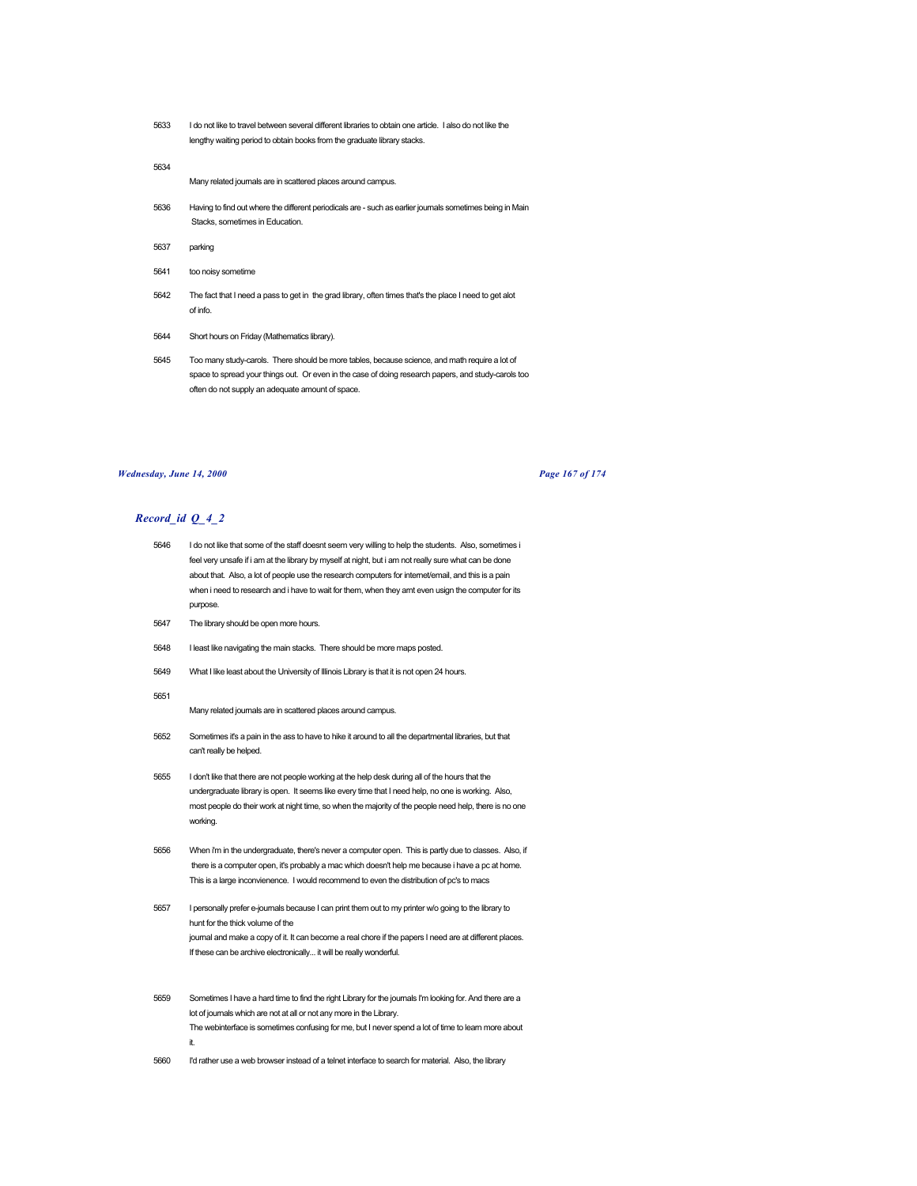| | |
|---|---|
| 5633 | I do not like to travel between several different libraries to obtain one article. I also do not like the lengthy waiting period to obtain books from the graduate library stacks. |
| 5634 | Many related journals are in scattered places around campus. |
| 5636 | Having to find out where the different periodicals are - such as earlier journals sometimes being in Main Stacks, sometimes in Education. |
| 5637 | parking |
| 5641 | too noisy sometime |
| 5642 | The fact that I need a pass to get in the grad library, often times that's the place I need to get alot of info. |
| 5644 | Short hours on Friday (Mathematics library). |
| 5645 | Too many study-carols. There should be more tables, because science, and math require a lot of space to spread your things out. Or even in the case of doing research papers, and study-carols too often do not supply an adequate amount of space. |

## *Record_id Q_4_2*

| | |
|---|---|
| 5646 | I do not like that some of the staff doesnt seem very willing to help the students. Also, sometimes i feel very unsafe if i am at the library by myself at night, but i am not really sure what can be done about that. Also, a lot of people use the research computers for internet/email, and this is a pain when i need to research and i have to wait for them, when they arnt even usign the computer for its purpose. |
| 5647 | The library should be open more hours. |
| 5648 | I least like navigating the main stacks. There should be more maps posted. |
| 5649 | What I like least about the University of Illinois Library is that it is not open 24 hours. |
| 5651 | Many related journals are in scattered places around campus. |
| 5652 | Sometimes it's a pain in the ass to have to hike it around to all the departmental libraries, but that can't really be helped. |
| 5655 | I don't like that there are not people working at the help desk during all of the hours that the undergraduate library is open. It seems like every time that I need help, no one is working. Also, most people do their work at night time, so when the majority of the people need help, there is no one working. |
| 5656 | When i'm in the undergraduate, there's never a computer open. This is partly due to classes. Also, if there is a computer open, it's probably a mac which doesn't help me because i have a pc at home. This is a large inconvienence. I would recommend to even the distribution of pc's to macs |
| 5657 | I personally prefer e-journals because I can print them out to my printer w/o going to the library to hunt for the thick volume of the journal and make a copy of it. It can become a real chore if the papers I need are at different places. If these can be archive electronically... it will be really wonderful. |
| 5659 | Sometimes I have a hard time to find the right Library for the journals I'm looking for. And there are a lot of journals which are not at all or not any more in the Library. The webinterface is sometimes confusing for me, but I never spend a lot of time to learn more about it. |
| 5660 | I'd rather use a web browser instead of a telnet interface to search for material. Also, the library |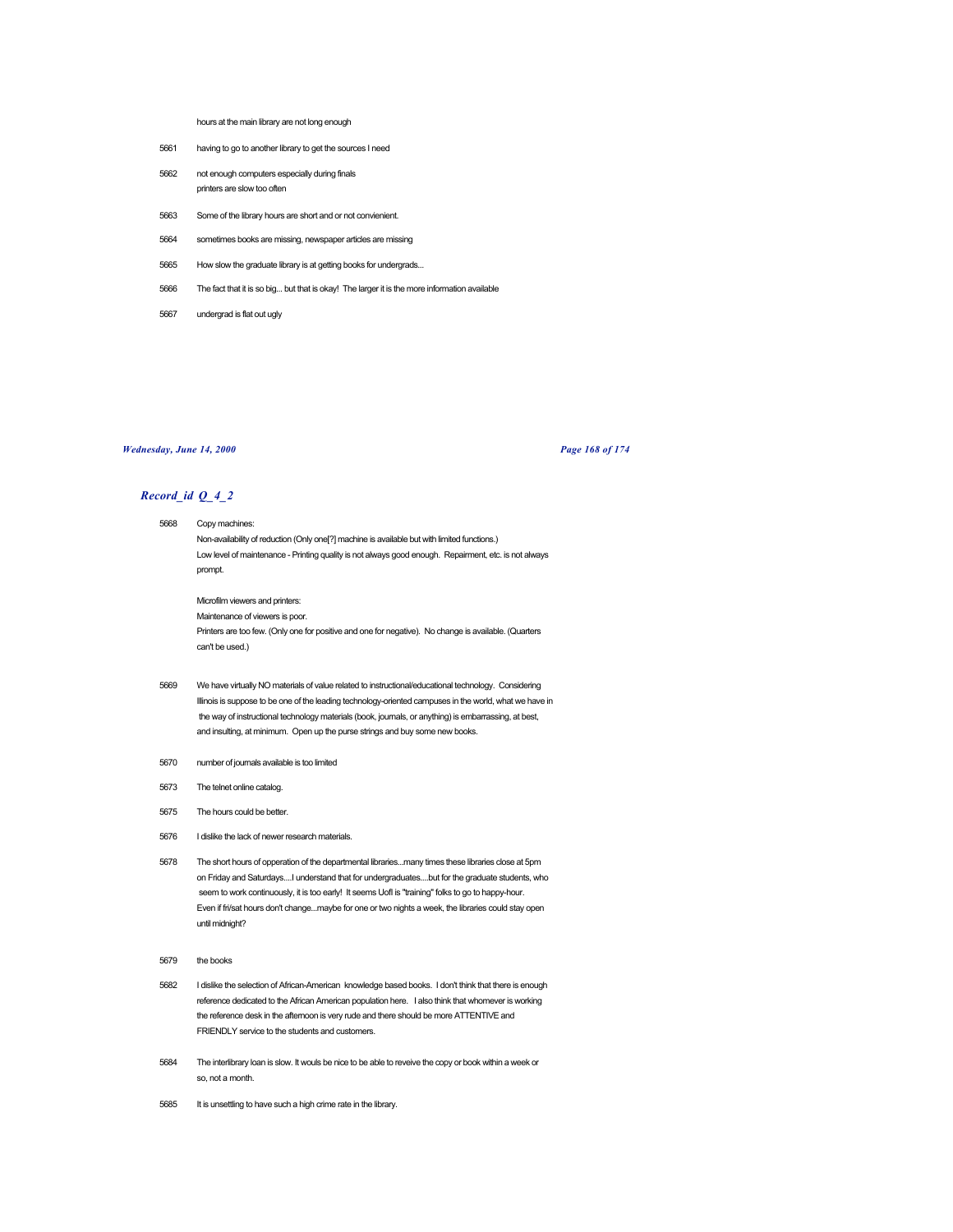hours at the main library are not long enough

5661 having to go to another library to get the sources I need

5662 not enough computers especially during finals
printers are slow too often

5663 Some of the library hours are short and or not convienient.

5664 sometimes books are missing, newspaper articles are missing

5665 How slow the graduate library is at getting books for undergrads...

5666 The fact that it is so big... but that is okay! The larger it is the more information available

5667 undergrad is flat out ugly

## *Record_id Q_4_2*

5668 Copy machines:
Non-availability of reduction (Only one[?] machine is available but with limited functions.)
Low level of maintenance - Printing quality is not always good enough. Repairment, etc. is not always prompt.

Microfilm viewers and printers:
Maintenance of viewers is poor.
Printers are too few. (Only one for positive and one for negative). No change is available. (Quarters can't be used.)

5669 We have virtually NO materials of value related to instructional/educational technology. Considering Illinois is suppose to be one of the leading technology-oriented campuses in the world, what we have in the way of instructional technology materials (book, journals, or anything) is embarrassing, at best, and insulting, at minimum. Open up the purse strings and buy some new books.

5670 number of journals available is too limited

5673 The telnet online catalog.

5675 The hours could be better.

5676 I dislike the lack of newer research materials.

5678 The short hours of opperation of the departmental libraries...many times these libraries close at 5pm on Friday and Saturdays....I understand that for undergraduates....but for the graduate students, who seem to work continuously, it is too early! It seems UofI is "training" folks to go to happy-hour. Even if fri/sat hours don't change...maybe for one or two nights a week, the libraries could stay open until midnight?

5679 the books

5682 I dislike the selection of African-American knowledge based books. I don't think that there is enough reference dedicated to the African American population here. I also think that whomever is working the reference desk in the afternoon is very rude and there should be more ATTENTIVE and FRIENDLY service to the students and customers.

5684 The interlibrary loan is slow. It wouls be nice to be able to reveive the copy or book within a week or so, not a month.

5685 It is unsettling to have such a high crime rate in the library.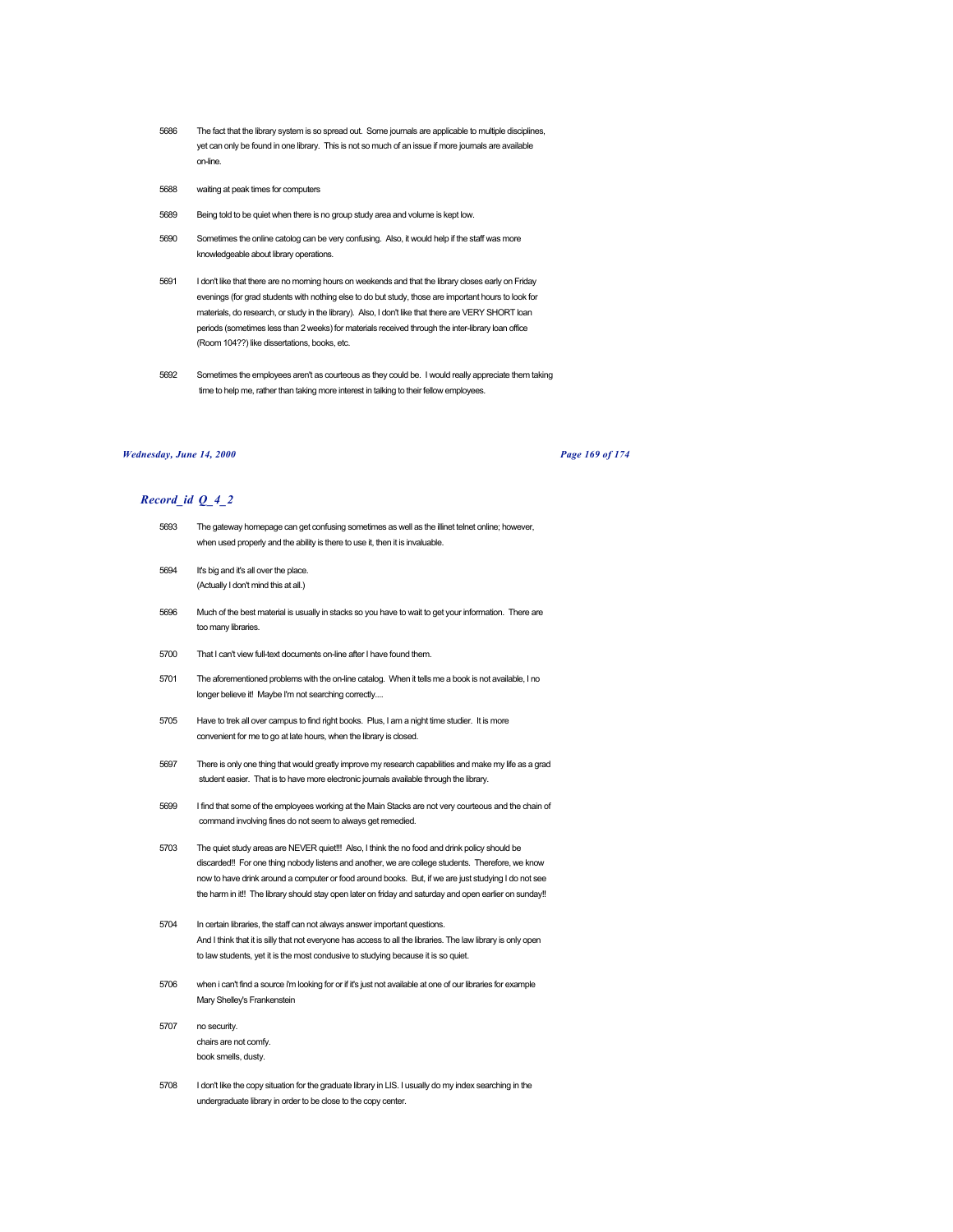5686 The fact that the library system is so spread out. Some journals are applicable to multiple disciplines, yet can only be found in one library. This is not so much of an issue if more journals are available on-line.

5688 waiting at peak times for computers

5689 Being told to be quiet when there is no group study area and volume is kept low.

5690 Sometimes the online catolog can be very confusing. Also, it would help if the staff was more knowledgeable about library operations.

5691 I don't like that there are no morning hours on weekends and that the library closes early on Friday evenings (for grad students with nothing else to do but study, those are important hours to look for materials, do research, or study in the library). Also, I don't like that there are VERY SHORT loan periods (sometimes less than 2 weeks) for materials received through the inter-library loan office (Room 104??) like dissertations, books, etc.

5692 Sometimes the employees aren't as courteous as they could be. I would really appreciate them taking time to help me, rather than taking more interest in talking to their fellow employees.

## *Record_id Q_4_2*

5693 The gateway homepage can get confusing sometimes as well as the illinet telnet online; however, when used properly and the ability is there to use it, then it is invaluable.

5694 It's big and it's all over the place.
(Actually I don't mind this at all.)

5696 Much of the best material is usually in stacks so you have to wait to get your information. There are too many libraries.

5700 That I can't view full-text documents on-line after I have found them.

5701 The aforementioned problems with the on-line catalog. When it tells me a book is not available, I no longer believe it! Maybe I'm not searching correctly....

5705 Have to trek all over campus to find right books. Plus, I am a night time studier. It is more convenient for me to go at late hours, when the library is closed.

5697 There is only one thing that would greatly improve my research capabilities and make my life as a grad student easier. That is to have more electronic journals available through the library.

5699 I find that some of the employees working at the Main Stacks are not very courteous and the chain of command involving fines do not seem to always get remedied.

5703 The quiet study areas are NEVER quiet!!! Also, I think the no food and drink policy should be discarded!! For one thing nobody listens and another, we are college students. Therefore, we know now to have drink around a computer or food around books. But, if we are just studying I do not see the harm in it!! The library should stay open later on friday and saturday and open earlier on sunday!!

5704 In certain libraries, the staff can not always answer important questions.
And I think that it is silly that not everyone has access to all the libraries. The law library is only open to law students, yet it is the most condusive to studying because it is so quiet.

5706 when i can't find a source i'm looking for or if it's just not available at one of our libraries for example Mary Shelley's Frankenstein

5707 no security.
chairs are not comfy.
book smells, dusty.

5708 I don't like the copy situation for the graduate library in LIS. I usually do my index searching in the undergraduate library in order to be close to the copy center.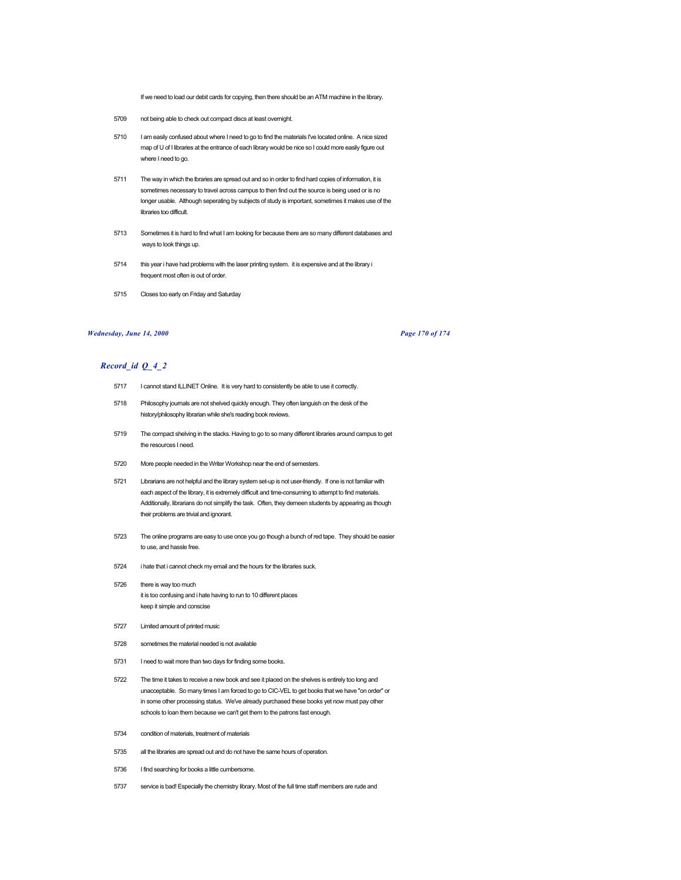If we need to load our debit cards for copying, then there should be an ATM machine in the library.

5709 not being able to check out compact discs at least overnight.

5710 I am easily confused about where I need to go to find the materials I've located online. A nice sized map of U of I libraries at the entrance of each library would be nice so I could more easily figure out where I need to go.

5711 The way in which the lbraries are spread out and so in order to find hard copies of information, it is sometimes necessary to travel across campus to then find out the source is being used or is no longer usable. Although seperating by subjects of study is important, sometimes it makes use of the libraries too difficult.

5713 Sometimes it is hard to find what I am looking for because there are so many different databases and ways to look things up.

5714 this year i have had problems with the laser printing system. it is expensive and at the library i frequent most often is out of order.

5715 Closes too early on Friday and Saturday

## *Record_id Q_4_2*

5717 I cannot stand ILLINET Online. It is very hard to consistently be able to use it correctly.

5718 Philosophy journals are not shelved quickly enough. They often languish on the desk of the history/philosophy librarian while she's reading book reviews.

5719 The compact shelving in the stacks. Having to go to so many different libraries around campus to get the resources I need.

5720 More people needed in the Writer Workshop near the end of semesters.

5721 Librarians are not helpful and the library system set-up is not user-friendly. If one is not familiar with each aspect of the library, it is extremely difficult and time-consuming to attempt to find materials. Additionally, librarians do not simplify the task. Often, they demeen students by appearing as though their problems are trivial and ignorant.

5723 The online programs are easy to use once you go though a bunch of red tape. They should be easier to use, and hassle free.

5724 i hate that i cannot check my email and the hours for the libraries suck.

5726 there is way too much
it is too confusing and i hate having to run to 10 different places
keep it simple and conscise

5727 Limited amount of printed music

5728 sometimes the material needed is not available

5731 I need to wait more than two days for finding some books.

5722 The time it takes to receive a new book and see it placed on the shelves is entirely too long and unacceptable. So many times I am forced to go to CIC-VEL to get books that we have "on order" or in some other processing status. We've already purchased these books yet now must pay other schools to loan them because we can't get them to the patrons fast enough.

5734 condition of materials, treatment of materials

5735 all the libraries are spread out and do not have the same hours of operation.

5736 I find searching for books a little cumbersome.

5737 service is bad! Especially the chemistry library. Most of the full time staff members are rude and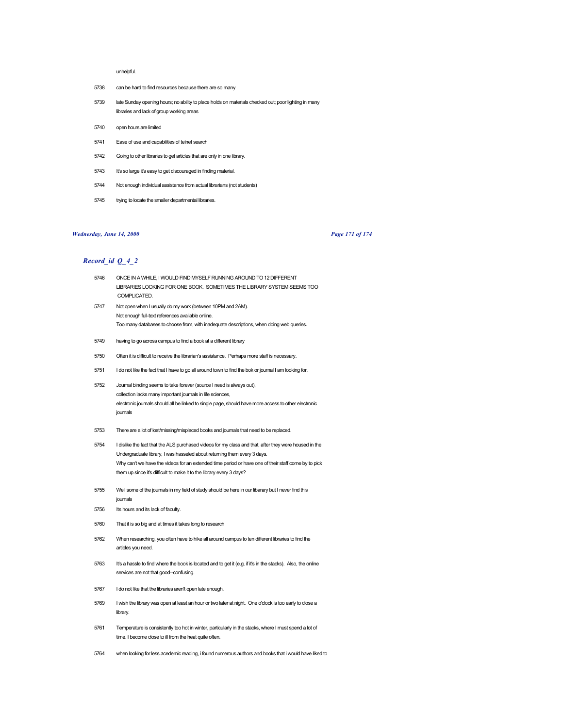unhelpful.

| | |
|---|---|
| 5738 | can be hard to find resources because there are so many |
| 5739 | late Sunday opening hours; no ability to place holds on materials checked out; poor lighting in many libraries and lack of group working areas |
| 5740 | open hours are limited |
| 5741 | Ease of use and capabilities of telnet search |
| 5742 | Going to other libraries to get articles that are only in one library. |
| 5743 | It's so large it's easy to get discouraged in finding material. |
| 5744 | Not enough individual assistance from actual librarians (not students) |
| 5745 | trying to locate the smaller departmental libraries. |

## *Record_id Q_4_2*

| | |
|---|---|
| 5746 | ONCE IN A WHILE, I WOULD FIND MYSELF RUNNING AROUND TO 12 DIFFERENT LIBRARIES LOOKING FOR ONE BOOK. SOMETIMES THE LIBRARY SYSTEM SEEMS TOO COMPLICATED. |
| 5747 | Not open when I usually do my work (between 10PM and 2AM). Not enough full-text references available online. Too many databases to choose from, with inadequate descriptions, when doing web queries. |
| 5749 | having to go across campus to find a book at a different library |
| 5750 | Often it is difficult to receive the librarian's assistance. Perhaps more staff is necessary. |
| 5751 | I do not like the fact that I have to go all around town to find the bok or journal I am looking for. |
| 5752 | Journal binding seems to take forever (source I need is always out), collection lacks many important journals in life sciences, electronic journals should all be linked to single page, should have more access to other electronic journals |
| 5753 | There are a lot of lost/missing/misplaced books and journals that need to be replaced. |
| 5754 | I dislike the fact that the ALS purchased videos for my class and that, after they were housed in the Undergraduate library, I was hasseled about returning them every 3 days. Why can't we have the videos for an extended time period or have one of their staff come by to pick them up since it's difficult to make it to the library every 3 days? |
| 5755 | Well some of the journals in my field of study should be here in our libarary but I never find this journals |
| 5756 | Its hours and its lack of faculty. |
| 5760 | That it is so big and at times it takes long to research |
| 5762 | When researching, you often have to hike all around campus to ten different libraries to find the articles you need. |
| 5763 | It's a hassle to find where the book is located and to get it (e.g. if it's in the stacks). Also, the online services are not that good--confusing. |
| 5767 | I do not like that the libraries aren't open late enough. |
| 5769 | I wish the library was open at least an hour or two later at night. One o'clock is too early to close a library. |
| 5761 | Temperature is consistently too hot in winter, particularly in the stacks, where I must spend a lot of time. I become close to ill from the heat quite often. |
| 5764 | when looking for less acedemic reading, i found numerous authors and books that i would have liked to |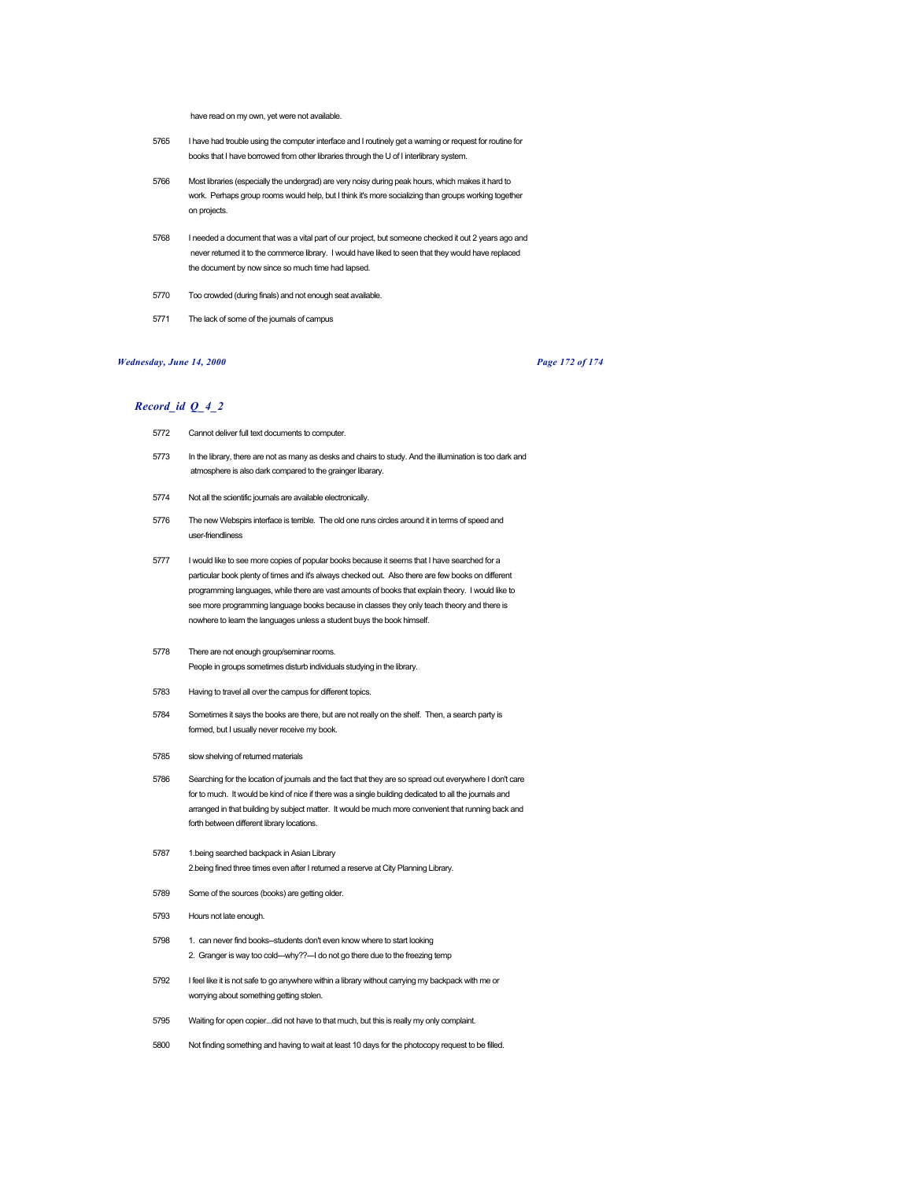have read on my own, yet were not available.

| | |
|---|---|
| 5765 | I have had trouble using the computer interface and I routinely get a warning or request for routine for books that I have borrowed from other libraries through the U of I interlibrary system. |
| 5766 | Most libraries (especially the undergrad) are very noisy during peak hours, which makes it hard to work. Perhaps group rooms would help, but I think it's more socializing than groups working together on projects. |
| 5768 | I needed a document that was a vital part of our project, but someone checked it out 2 years ago and never returned it to the commerce library. I would have liked to seen that they would have replaced the document by now since so much time had lapsed. |
| 5770 | Too crowded (during finals) and not enough seat available. |
| 5771 | The lack of some of the journals of campus |

## *Record_id Q_4_2*

| | |
|---|---|
| 5772 | Cannot deliver full text documents to computer. |
| 5773 | In the library, there are not as many as desks and chairs to study. And the illumination is too dark and atmosphere is also dark compared to the grainger libarary. |
| 5774 | Not all the scientific journals are available electronically. |
| 5776 | The new Webspirs interface is terrible. The old one runs circles around it in terms of speed and user-friendliness |
| 5777 | I would like to see more copies of popular books because it seems that I have searched for a particular book plenty of times and it's always checked out. Also there are few books on different programming languages, while there are vast amounts of books that explain theory. I would like to see more programming language books because in classes they only teach theory and there is nowhere to learn the languages unless a student buys the book himself. |
| 5778 | There are not enough group/seminar rooms.<br>People in groups sometimes disturb individuals studying in the library. |
| 5783 | Having to travel all over the campus for different topics. |
| 5784 | Sometimes it says the books are there, but are not really on the shelf. Then, a search party is formed, but I usually never receive my book. |
| 5785 | slow shelving of returned materials |
| 5786 | Searching for the location of journals and the fact that they are so spread out everywhere I don't care for to much. It would be kind of nice if there was a single building dedicated to all the journals and arranged in that building by subject matter. It would be much more convenient that running back and forth between different library locations. |
| 5787 | 1.being searched backpack in Asian Library<br>2.being fined three times even after I returned a reserve at City Planning Library. |
| 5789 | Some of the sources (books) are getting older. |
| 5793 | Hours not late enough. |
| 5798 | 1. can never find books--students don't even know where to start looking<br>2. Granger is way too cold---why??---I do not go there due to the freezing temp |
| 5792 | I feel like it is not safe to go anywhere within a library without carrying my backpack with me or worrying about something getting stolen. |
| 5795 | Waiting for open copier...did not have to that much, but this is really my only complaint. |
| 5800 | Not finding something and having to wait at least 10 days for the photocopy request to be filled. |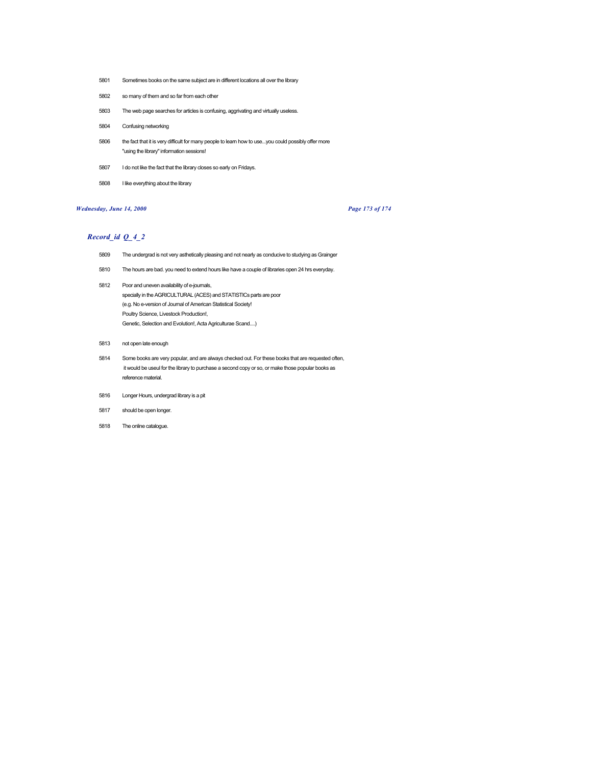5801 Sometimes books on the same subject are in different locations all over the library

5802 so many of them and so far from each other

5803 The web page searches for articles is confusing, aggrivating and virtually useless.

5804 Confusing networking

5806 the fact that it is very difficult for many people to learn how to use...you could possibly offer more "using the library" information sessions!

5807 I do not like the fact that the library closes so early on Fridays.

5808 I like everything about the library

## *Record_id Q_4_2*

5809 The undergrad is not very asthetically pleasing and not nearly as conducive to studying as Grainger

5810 The hours are bad. you need to extend hours like have a couple of libraries open 24 hrs everyday.

5812 Poor and uneven availability of e-journals,
specially in the AGRICULTURAL (ACES) and STATISTICs parts are poor
(e.g. No e-version of Journal of American Statistical Society!
Poultry Science, Livestock Production!,
Genetic, Selection and Evolution!, Acta Agriculturae Scand....)

5813 not open late enough

5814 Some books are very popular, and are always checked out. For these books that are requested often, it would be useul for the library to purchase a second copy or so, or make those popular books as reference material.

5816 Longer Hours, undergrad library is a pit

5817 should be open longer.

5818 The online catalogue.